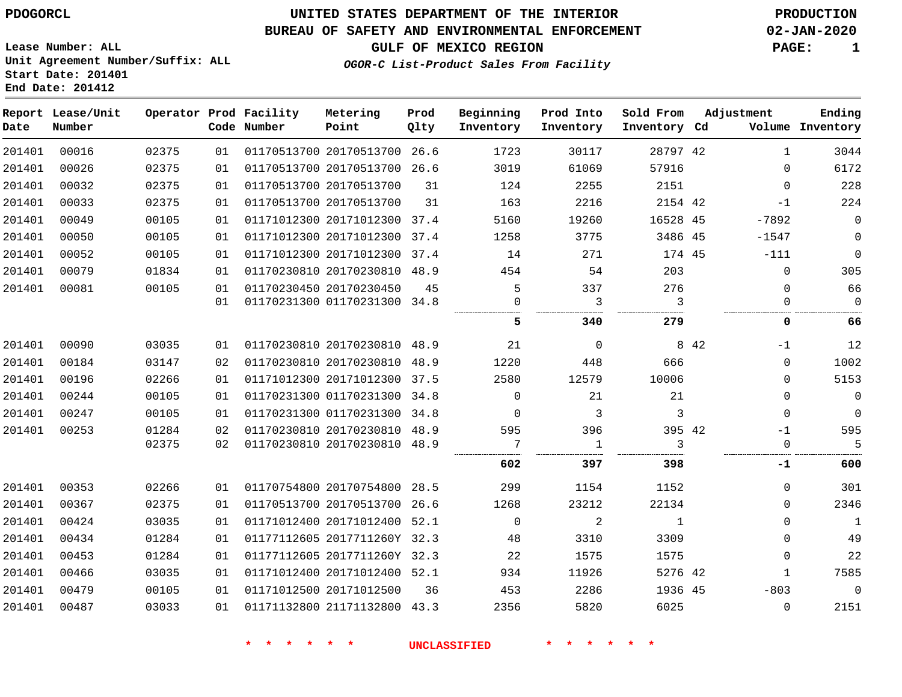PDOGORCL

# UNITED STATES DEPARTMENT OF THE INTERIOR
## BUREAU OF SAFETY AND ENVIRONMENTAL ENFORCEMENT
### GULF OF MEXICO REGION

*OGOR-C List-Product Sales From Facility*

PRODUCTION
02-JAN-2020

Lease Number: ALL
Unit Agreement Number/Suffix: ALL
Start Date: 201401
End Date: 201412

| Report Date | Lease/Unit Number | Operator | Prod Code | Facility Number | Metering Point | Prod Qlty | Beginning Inventory | Prod Into Inventory | Sold From Inventory | Adjustment Cd | Adjustment Volume | Ending Inventory |
|---|---|---|---|---|---|---|---|---|---|---|---|---|
| 201401 | 00016 | 02375 | 01 | 01170513700 | 20170513700 | 26.6 | 1723 | 30117 | 28797 | 42 | 1 | 3044 |
| 201401 | 00026 | 02375 | 01 | 01170513700 | 20170513700 | 26.6 | 3019 | 61069 | 57916 | | 0 | 6172 |
| 201401 | 00032 | 02375 | 01 | 01170513700 | 20170513700 | 31 | 124 | 2255 | 2151 | | 0 | 228 |
| 201401 | 00033 | 02375 | 01 | 01170513700 | 20170513700 | 31 | 163 | 2216 | 2154 | 42 | -1 | 224 |
| 201401 | 00049 | 00105 | 01 | 01171012300 | 20171012300 | 37.4 | 5160 | 19260 | 16528 | 45 | -7892 | 0 |
| 201401 | 00050 | 00105 | 01 | 01171012300 | 20171012300 | 37.4 | 1258 | 3775 | 3486 | 45 | -1547 | 0 |
| 201401 | 00052 | 00105 | 01 | 01171012300 | 20171012300 | 37.4 | 14 | 271 | 174 | 45 | -111 | 0 |
| 201401 | 00079 | 01834 | 01 | 01170230810 | 20170230810 | 48.9 | 454 | 54 | 203 | | 0 | 305 |
| 201401 | 00081 | 00105 | 01 | 01170230450 | 20170230450 | 45 | 5 | 337 | 276 | | 0 | 66 |
| | | | 01 | 01170231300 | 01170231300 | 34.8 | 0 | 3 | 3 | | 0 | 0 |
| | | | | | | | **5** | **340** | **279** | | **0** | **66** |
| 201401 | 00090 | 03035 | 01 | 01170230810 | 20170230810 | 48.9 | 21 | 0 | 8 | 42 | -1 | 12 |
| 201401 | 00184 | 03147 | 02 | 01170230810 | 20170230810 | 48.9 | 1220 | 448 | 666 | | 0 | 1002 |
| 201401 | 00196 | 02266 | 01 | 01171012300 | 20171012300 | 37.5 | 2580 | 12579 | 10006 | | 0 | 5153 |
| 201401 | 00244 | 00105 | 01 | 01170231300 | 01170231300 | 34.8 | 0 | 21 | 21 | | 0 | 0 |
| 201401 | 00247 | 00105 | 01 | 01170231300 | 01170231300 | 34.8 | 0 | 3 | 3 | | 0 | 0 |
| 201401 | 00253 | 01284 | 02 | 01170230810 | 20170230810 | 48.9 | 595 | 396 | 395 | 42 | -1 | 595 |
| | | 02375 | 02 | 01170230810 | 20170230810 | 48.9 | 7 | 1 | 3 | | 0 | 5 |
| | | | | | | | **602** | **397** | **398** | | **-1** | **600** |
| 201401 | 00353 | 02266 | 01 | 01170754800 | 20170754800 | 28.5 | 299 | 1154 | 1152 | | 0 | 301 |
| 201401 | 00367 | 02375 | 01 | 01170513700 | 20170513700 | 26.6 | 1268 | 23212 | 22134 | | 0 | 2346 |
| 201401 | 00424 | 03035 | 01 | 01171012400 | 20171012400 | 52.1 | 0 | 2 | 1 | | 0 | 1 |
| 201401 | 00434 | 01284 | 01 | 01177112605 | 2017711260Y | 32.3 | 48 | 3310 | 3309 | | 0 | 49 |
| 201401 | 00453 | 01284 | 01 | 01177112605 | 2017711260Y | 32.3 | 22 | 1575 | 1575 | | 0 | 22 |
| 201401 | 00466 | 03035 | 01 | 01171012400 | 20171012400 | 52.1 | 934 | 11926 | 5276 | 42 | 1 | 7585 |
| 201401 | 00479 | 00105 | 01 | 01171012500 | 20171012500 | 36 | 453 | 2286 | 1936 | 45 | -803 | 0 |
| 201401 | 00487 | 03033 | 01 | 01171132800 | 21171132800 | 43.3 | 2356 | 5820 | 6025 | | 0 | 2151 |

* * * * * * UNCLASSIFIED * * * * * *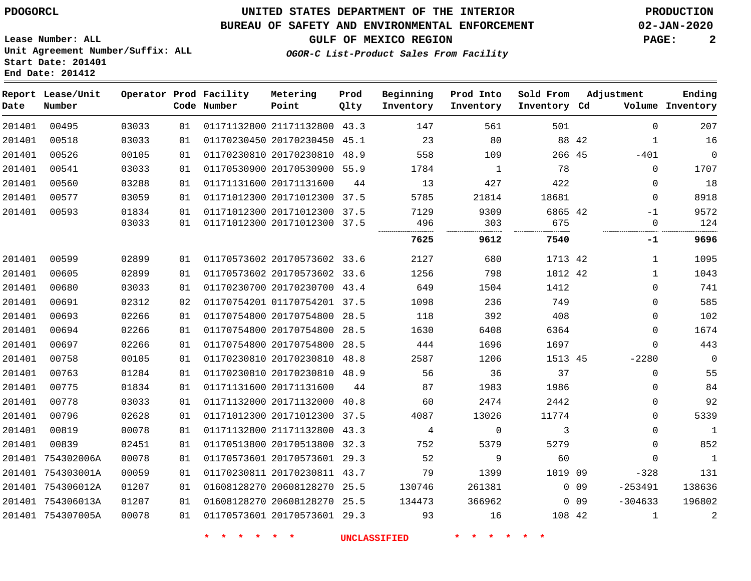PDOGORCL

# UNITED STATES DEPARTMENT OF THE INTERIOR
## BUREAU OF SAFETY AND ENVIRONMENTAL ENFORCEMENT
### GULF OF MEXICO REGION
*OGOR-C List-Product Sales From Facility*

PRODUCTION
02-JAN-2020

Lease Number: ALL
Unit Agreement Number/Suffix: ALL
Start Date: 201401
End Date: 201412

| Report Date | Lease/Unit Number | Operator | Prod Code | Facility Number | Metering Point | Prod Qlty | Beginning Inventory | Prod Into Inventory | Sold From Inventory | Adjustment Cd | Adjustment Volume | Ending Inventory |
|---|---|---|---|---|---|---|---|---|---|---|---|---|
| 201401 | 00495 | 03033 | 01 | 01171132800 | 21171132800 | 43.3 | 147 | 561 | 501 | | 0 | 207 |
| 201401 | 00518 | 03033 | 01 | 01170230450 | 20170230450 | 45.1 | 23 | 80 | 88 | 42 | 1 | 16 |
| 201401 | 00526 | 00105 | 01 | 01170230810 | 20170230810 | 48.9 | 558 | 109 | 266 | 45 | -401 | 0 |
| 201401 | 00541 | 03033 | 01 | 01170530900 | 20170530900 | 55.9 | 1784 | 1 | 78 | | 0 | 1707 |
| 201401 | 00560 | 03288 | 01 | 01171131600 | 20171131600 | 44 | 13 | 427 | 422 | | 0 | 18 |
| 201401 | 00577 | 03059 | 01 | 01171012300 | 20171012300 | 37.5 | 5785 | 21814 | 18681 | | 0 | 8918 |
| 201401 | 00593 | 01834 | 01 | 01171012300 | 20171012300 | 37.5 | 7129 | 9309 | 6865 | 42 | -1 | 9572 |
| | | 03033 | 01 | 01171012300 | 20171012300 | 37.5 | 496 | 303 | 675 | | 0 | 124 |
| | | | | | | | **7625** | **9612** | **7540** | | **-1** | **9696** |
| 201401 | 00599 | 02899 | 01 | 01170573602 | 20170573602 | 33.6 | 2127 | 680 | 1713 | 42 | 1 | 1095 |
| 201401 | 00605 | 02899 | 01 | 01170573602 | 20170573602 | 33.6 | 1256 | 798 | 1012 | 42 | 1 | 1043 |
| 201401 | 00680 | 03033 | 01 | 01170230700 | 20170230700 | 43.4 | 649 | 1504 | 1412 | | 0 | 741 |
| 201401 | 00691 | 02312 | 02 | 01170754201 | 01170754201 | 37.5 | 1098 | 236 | 749 | | 0 | 585 |
| 201401 | 00693 | 02266 | 01 | 01170754800 | 20170754800 | 28.5 | 118 | 392 | 408 | | 0 | 102 |
| 201401 | 00694 | 02266 | 01 | 01170754800 | 20170754800 | 28.5 | 1630 | 6408 | 6364 | | 0 | 1674 |
| 201401 | 00697 | 02266 | 01 | 01170754800 | 20170754800 | 28.5 | 444 | 1696 | 1697 | | 0 | 443 |
| 201401 | 00758 | 00105 | 01 | 01170230810 | 20170230810 | 48.8 | 2587 | 1206 | 1513 | 45 | -2280 | 0 |
| 201401 | 00763 | 01284 | 01 | 01170230810 | 20170230810 | 48.9 | 56 | 36 | 37 | | 0 | 55 |
| 201401 | 00775 | 01834 | 01 | 01171131600 | 20171131600 | 44 | 87 | 1983 | 1986 | | 0 | 84 |
| 201401 | 00778 | 03033 | 01 | 01171132000 | 20171132000 | 40.8 | 60 | 2474 | 2442 | | 0 | 92 |
| 201401 | 00796 | 02628 | 01 | 01171012300 | 20171012300 | 37.5 | 4087 | 13026 | 11774 | | 0 | 5339 |
| 201401 | 00819 | 00078 | 01 | 01171132800 | 21171132800 | 43.3 | 4 | 0 | 3 | | 0 | 1 |
| 201401 | 00839 | 02451 | 01 | 01170513800 | 20170513800 | 32.3 | 752 | 5379 | 5279 | | 0 | 852 |
| 201401 | 754302006A | 00078 | 01 | 01170573601 | 20170573601 | 29.3 | 52 | 9 | 60 | | 0 | 1 |
| 201401 | 754303001A | 00059 | 01 | 01170230811 | 20170230811 | 43.7 | 79 | 1399 | 1019 | 09 | -328 | 131 |
| 201401 | 754306012A | 01207 | 01 | 01608128270 | 20608128270 | 25.5 | 130746 | 261381 | 0 | 09 | -253491 | 138636 |
| 201401 | 754306013A | 01207 | 01 | 01608128270 | 20608128270 | 25.5 | 134473 | 366962 | 0 | 09 | -304633 | 196802 |
| 201401 | 754307005A | 00078 | 01 | 01170573601 | 20170573601 | 29.3 | 93 | 16 | 108 | 42 | 1 | 2 |

* * * * * * UNCLASSIFIED * * * * * *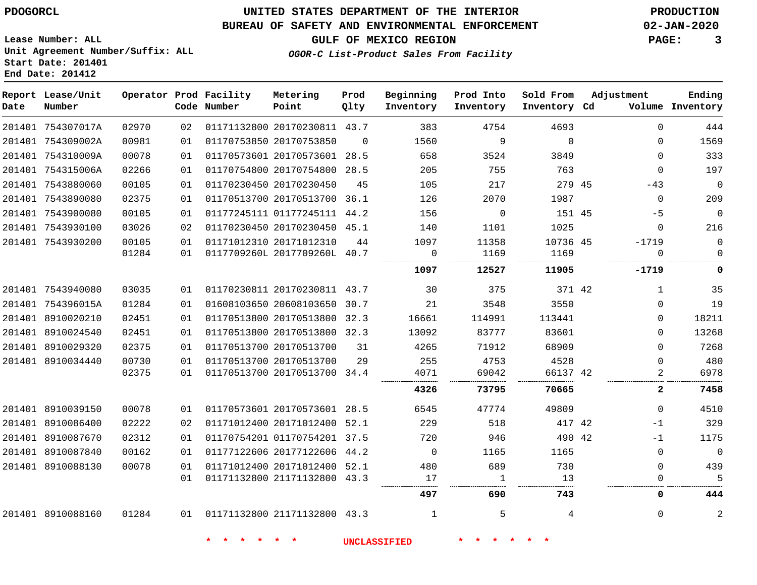**PDOGORCL**

**UNITED STATES DEPARTMENT OF THE INTERIOR**
**BUREAU OF SAFETY AND ENVIRONMENTAL ENFORCEMENT**
**GULF OF MEXICO REGION**
***OGOR-C List-Product Sales From Facility***

**PRODUCTION**
**02-JAN-2020**

**Lease Number: ALL**
**Unit Agreement Number/Suffix: ALL**
**Start Date: 201401**
**End Date: 201412**

| Report Date | Lease/Unit Number | Operator | Prod Code | Facility Number | Metering Point | Prod Qlty | Beginning Inventory | Prod Into Inventory | Sold From Inventory | Adjustment Cd | Adjustment Volume | Ending Inventory |
|---|---|---|---|---|---|---|---|---|---|---|---|---|
| 201401 | 754307017A | 02970 | 02 | 01171132800 | 20170230811 | 43.7 | 383 | 4754 | 4693 | | 0 | 444 |
| 201401 | 754309002A | 00981 | 01 | 01170753850 | 20170753850 | 0 | 1560 | 9 | 0 | | 0 | 1569 |
| 201401 | 754310009A | 00078 | 01 | 01170573601 | 20170573601 | 28.5 | 658 | 3524 | 3849 | | 0 | 333 |
| 201401 | 754315006A | 02266 | 01 | 01170754800 | 20170754800 | 28.5 | 205 | 755 | 763 | | 0 | 197 |
| 201401 | 7543880060 | 00105 | 01 | 01170230450 | 20170230450 | 45 | 105 | 217 | 279 | 45 | -43 | 0 |
| 201401 | 7543890080 | 02375 | 01 | 01170513700 | 20170513700 | 36.1 | 126 | 2070 | 1987 | | 0 | 209 |
| 201401 | 7543900080 | 00105 | 01 | 01177245111 | 01177245111 | 44.2 | 156 | 0 | 151 | 45 | -5 | 0 |
| 201401 | 7543930100 | 03026 | 02 | 01170230450 | 20170230450 | 45.1 | 140 | 1101 | 1025 | | 0 | 216 |
| 201401 | 7543930200 | 00105 | 01 | 01171012310 | 20171012310 | 44 | 1097 | 11358 | 10736 | 45 | -1719 | 0 |
| | | 01284 | 01 | 0117709260L | 2017709260L | 40.7 | 0 | 1169 | 1169 | | 0 | 0 |
| | | | | | | | **1097** | **12527** | **11905** | | **-1719** | **0** |
| 201401 | 7543940080 | 03035 | 01 | 01170230811 | 20170230811 | 43.7 | 30 | 375 | 371 | 42 | 1 | 35 |
| 201401 | 754396015A | 01284 | 01 | 01608103650 | 20608103650 | 30.7 | 21 | 3548 | 3550 | | 0 | 19 |
| 201401 | 8910020210 | 02451 | 01 | 01170513800 | 20170513800 | 32.3 | 16661 | 114991 | 113441 | | 0 | 18211 |
| 201401 | 8910024540 | 02451 | 01 | 01170513800 | 20170513800 | 32.3 | 13092 | 83777 | 83601 | | 0 | 13268 |
| 201401 | 8910029320 | 02375 | 01 | 01170513700 | 20170513700 | 31 | 4265 | 71912 | 68909 | | 0 | 7268 |
| 201401 | 8910034440 | 00730 | 01 | 01170513700 | 20170513700 | 29 | 255 | 4753 | 4528 | | 0 | 480 |
| | | 02375 | 01 | 01170513700 | 20170513700 | 34.4 | 4071 | 69042 | 66137 | 42 | 2 | 6978 |
| | | | | | | | **4326** | **73795** | **70665** | | **2** | **7458** |
| 201401 | 8910039150 | 00078 | 01 | 01170573601 | 20170573601 | 28.5 | 6545 | 47774 | 49809 | | 0 | 4510 |
| 201401 | 8910086400 | 02222 | 02 | 01171012400 | 20171012400 | 52.1 | 229 | 518 | 417 | 42 | -1 | 329 |
| 201401 | 8910087670 | 02312 | 01 | 01170754201 | 01170754201 | 37.5 | 720 | 946 | 490 | 42 | -1 | 1175 |
| 201401 | 8910087840 | 00162 | 01 | 01177122606 | 20177122606 | 44.2 | 0 | 1165 | 1165 | | 0 | 0 |
| 201401 | 8910088130 | 00078 | 01 | 01171012400 | 20171012400 | 52.1 | 480 | 689 | 730 | | 0 | 439 |
| | | | 01 | 01171132800 | 21171132800 | 43.3 | 17 | 1 | 13 | | 0 | 5 |
| | | | | | | | **497** | **690** | **743** | | **0** | **444** |
| 201401 | 8910088160 | 01284 | 01 | 01171132800 | 21171132800 | 43.3 | 1 | 5 | 4 | | 0 | 2 |

**\* \* \* \* \* \* UNCLASSIFIED \* \* \* \* \* \***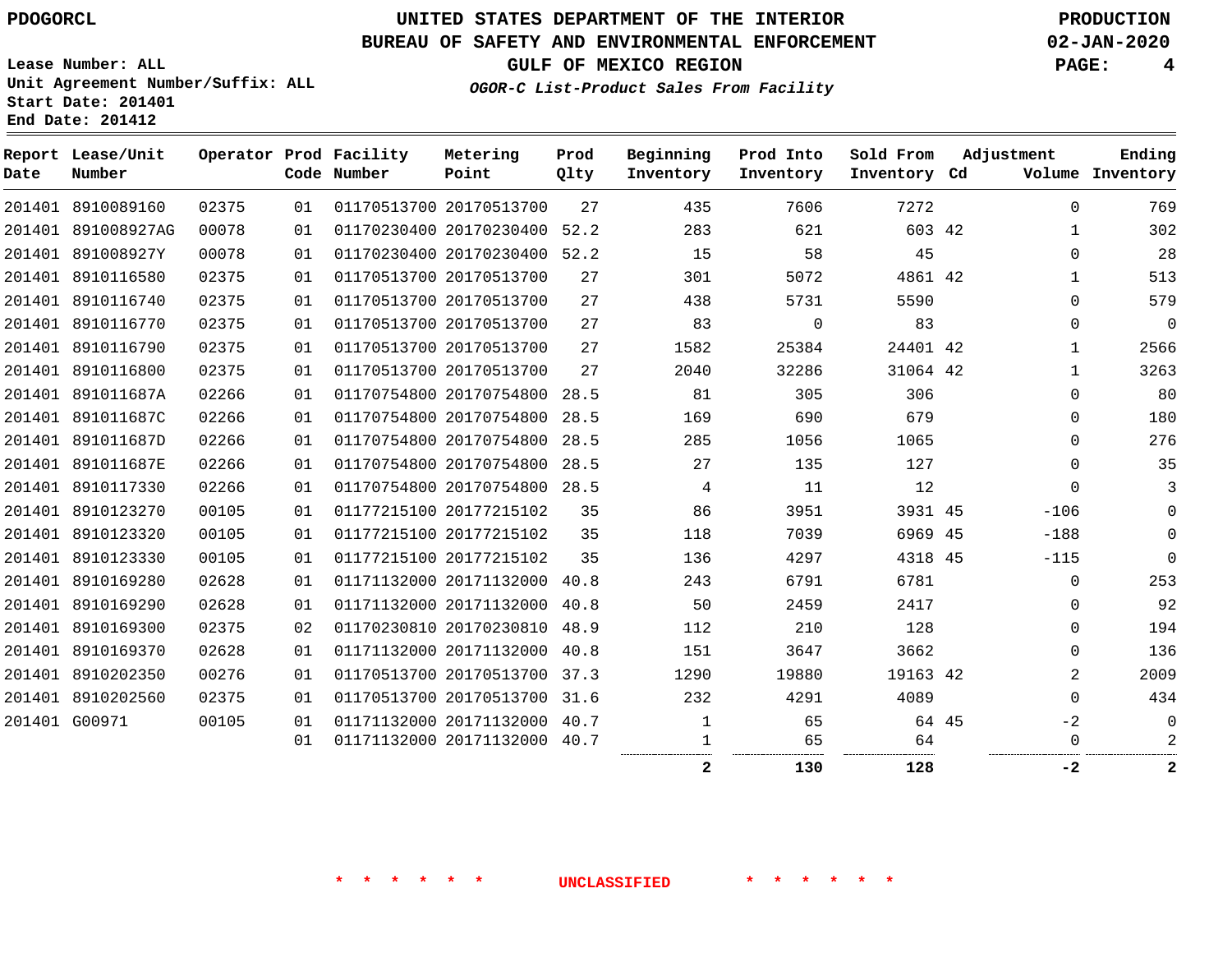PDOGORCL

# UNITED STATES DEPARTMENT OF THE INTERIOR
## BUREAU OF SAFETY AND ENVIRONMENTAL ENFORCEMENT
### GULF OF MEXICO REGION
*OGOR-C List-Product Sales From Facility*

PRODUCTION
02-JAN-2020

Lease Number: ALL
Unit Agreement Number/Suffix: ALL
Start Date: 201401
End Date: 201412

| Report Date | Lease/Unit Number | Operator | Prod Code | Facility Number | Metering Point | Prod Qlty | Beginning Inventory | Prod Into Inventory | Sold From Inventory | Adjustment Cd | Volume | Ending Inventory |
|---|---|---|---|---|---|---|---|---|---|---|---|---|
| 201401 | 8910089160 | 02375 | 01 | 01170513700 | 20170513700 | 27 | 435 | 7606 | 7272 | | 0 | 769 |
| 201401 | 891008927AG | 00078 | 01 | 01170230400 | 20170230400 | 52.2 | 283 | 621 | 603 | 42 | 1 | 302 |
| 201401 | 891008927Y | 00078 | 01 | 01170230400 | 20170230400 | 52.2 | 15 | 58 | 45 | | 0 | 28 |
| 201401 | 8910116580 | 02375 | 01 | 01170513700 | 20170513700 | 27 | 301 | 5072 | 4861 | 42 | 1 | 513 |
| 201401 | 8910116740 | 02375 | 01 | 01170513700 | 20170513700 | 27 | 438 | 5731 | 5590 | | 0 | 579 |
| 201401 | 8910116770 | 02375 | 01 | 01170513700 | 20170513700 | 27 | 83 | 0 | 83 | | 0 | 0 |
| 201401 | 8910116790 | 02375 | 01 | 01170513700 | 20170513700 | 27 | 1582 | 25384 | 24401 | 42 | 1 | 2566 |
| 201401 | 8910116800 | 02375 | 01 | 01170513700 | 20170513700 | 27 | 2040 | 32286 | 31064 | 42 | 1 | 3263 |
| 201401 | 891011687A | 02266 | 01 | 01170754800 | 20170754800 | 28.5 | 81 | 305 | 306 | | 0 | 80 |
| 201401 | 891011687C | 02266 | 01 | 01170754800 | 20170754800 | 28.5 | 169 | 690 | 679 | | 0 | 180 |
| 201401 | 891011687D | 02266 | 01 | 01170754800 | 20170754800 | 28.5 | 285 | 1056 | 1065 | | 0 | 276 |
| 201401 | 891011687E | 02266 | 01 | 01170754800 | 20170754800 | 28.5 | 27 | 135 | 127 | | 0 | 35 |
| 201401 | 8910117330 | 02266 | 01 | 01170754800 | 20170754800 | 28.5 | 4 | 11 | 12 | | 0 | 3 |
| 201401 | 8910123270 | 00105 | 01 | 01177215100 | 20177215102 | 35 | 86 | 3951 | 3931 | 45 | -106 | 0 |
| 201401 | 8910123320 | 00105 | 01 | 01177215100 | 20177215102 | 35 | 118 | 7039 | 6969 | 45 | -188 | 0 |
| 201401 | 8910123330 | 00105 | 01 | 01177215100 | 20177215102 | 35 | 136 | 4297 | 4318 | 45 | -115 | 0 |
| 201401 | 8910169280 | 02628 | 01 | 01171132000 | 20171132000 | 40.8 | 243 | 6791 | 6781 | | 0 | 253 |
| 201401 | 8910169290 | 02628 | 01 | 01171132000 | 20171132000 | 40.8 | 50 | 2459 | 2417 | | 0 | 92 |
| 201401 | 8910169300 | 02375 | 02 | 01170230810 | 20170230810 | 48.9 | 112 | 210 | 128 | | 0 | 194 |
| 201401 | 8910169370 | 02628 | 01 | 01171132000 | 20171132000 | 40.8 | 151 | 3647 | 3662 | | 0 | 136 |
| 201401 | 8910202350 | 00276 | 01 | 01170513700 | 20170513700 | 37.3 | 1290 | 19880 | 19163 | 42 | 2 | 2009 |
| 201401 | 8910202560 | 02375 | 01 | 01170513700 | 20170513700 | 31.6 | 232 | 4291 | 4089 | | 0 | 434 |
| 201401 | G00971 | 00105 | 01 | 01171132000 | 20171132000 | 40.7 | 1 | 65 | 64 | 45 | -2 | 0 |
| | | | 01 | 01171132000 | 20171132000 | 40.7 | 1 | 65 | 64 | | 0 | 2 |
| | | | | | | | **2** | **130** | **128** | | **-2** | **2** |

\* \* \* \* \* \* UNCLASSIFIED \* \* \* \* \* \*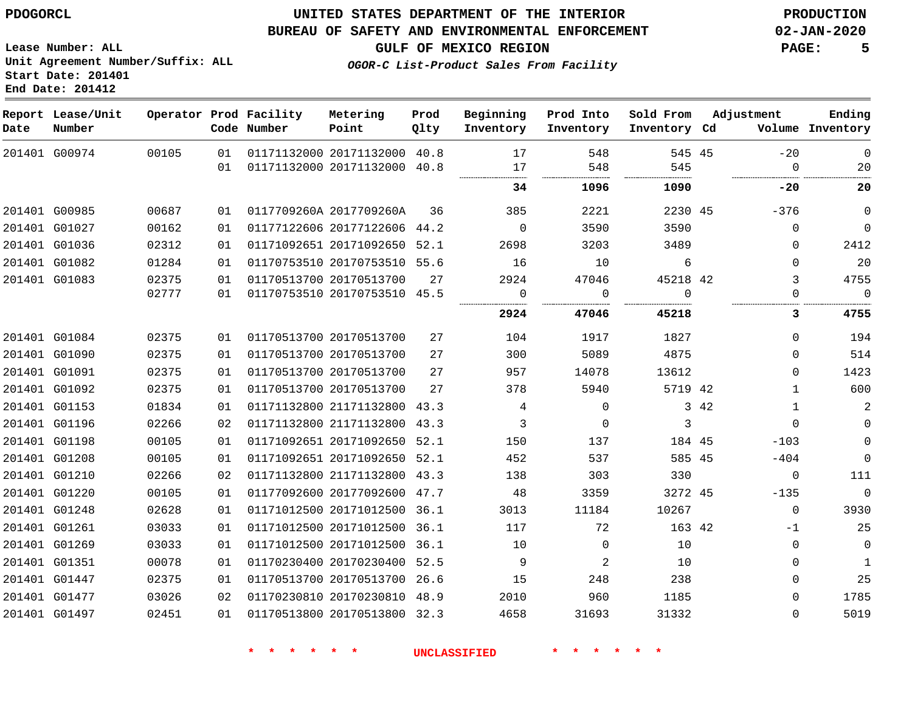PDOGORCL

# UNITED STATES DEPARTMENT OF THE INTERIOR
## BUREAU OF SAFETY AND ENVIRONMENTAL ENFORCEMENT
### GULF OF MEXICO REGION

*OGOR-C List-Product Sales From Facility*

PRODUCTION
02-JAN-2020

Lease Number: ALL
Unit Agreement Number/Suffix: ALL
Start Date: 201401
End Date: 201412

| Report Date | Lease/Unit Number | Operator | Prod Code | Facility Number | Metering Point | Prod Qlty | Beginning Inventory | Prod Into Inventory | Sold From Inventory | Adjustment Cd | Volume | Ending Inventory |
|---|---|---|---|---|---|---|---|---|---|---|---|---|
| 201401 | G00974 | 00105 | 01 | 01171132000 | 20171132000 | 40.8 | 17 | 548 | 545 | 45 | -20 | 0 |
| | | | 01 | 01171132000 | 20171132000 | 40.8 | 17 | 548 | 545 | | 0 | 20 |
| | | | | | | | **34** | **1096** | **1090** | | **-20** | **20** |
| 201401 | G00985 | 00687 | 01 | 0117709260A | 2017709260A | 36 | 385 | 2221 | 2230 | 45 | -376 | 0 |
| 201401 | G01027 | 00162 | 01 | 01177122606 | 20177122606 | 44.2 | 0 | 3590 | 3590 | | 0 | 0 |
| 201401 | G01036 | 02312 | 01 | 01171092651 | 20171092650 | 52.1 | 2698 | 3203 | 3489 | | 0 | 2412 |
| 201401 | G01082 | 01284 | 01 | 01170753510 | 20170753510 | 55.6 | 16 | 10 | 6 | | 0 | 20 |
| 201401 | G01083 | 02375 | 01 | 01170513700 | 20170513700 | 27 | 2924 | 47046 | 45218 | 42 | 3 | 4755 |
| | | 02777 | 01 | 01170753510 | 20170753510 | 45.5 | 0 | 0 | 0 | | 0 | 0 |
| | | | | | | | **2924** | **47046** | **45218** | | **3** | **4755** |
| 201401 | G01084 | 02375 | 01 | 01170513700 | 20170513700 | 27 | 104 | 1917 | 1827 | | 0 | 194 |
| 201401 | G01090 | 02375 | 01 | 01170513700 | 20170513700 | 27 | 300 | 5089 | 4875 | | 0 | 514 |
| 201401 | G01091 | 02375 | 01 | 01170513700 | 20170513700 | 27 | 957 | 14078 | 13612 | | 0 | 1423 |
| 201401 | G01092 | 02375 | 01 | 01170513700 | 20170513700 | 27 | 378 | 5940 | 5719 | 42 | 1 | 600 |
| 201401 | G01153 | 01834 | 01 | 01171132800 | 21171132800 | 43.3 | 4 | 0 | 3 | 42 | 1 | 2 |
| 201401 | G01196 | 02266 | 02 | 01171132800 | 21171132800 | 43.3 | 3 | 0 | 3 | | 0 | 0 |
| 201401 | G01198 | 00105 | 01 | 01171092651 | 20171092650 | 52.1 | 150 | 137 | 184 | 45 | -103 | 0 |
| 201401 | G01208 | 00105 | 01 | 01171092651 | 20171092650 | 52.1 | 452 | 537 | 585 | 45 | -404 | 0 |
| 201401 | G01210 | 02266 | 02 | 01171132800 | 21171132800 | 43.3 | 138 | 303 | 330 | | 0 | 111 |
| 201401 | G01220 | 00105 | 01 | 01177092600 | 20177092600 | 47.7 | 48 | 3359 | 3272 | 45 | -135 | 0 |
| 201401 | G01248 | 02628 | 01 | 01171012500 | 20171012500 | 36.1 | 3013 | 11184 | 10267 | | 0 | 3930 |
| 201401 | G01261 | 03033 | 01 | 01171012500 | 20171012500 | 36.1 | 117 | 72 | 163 | 42 | -1 | 25 |
| 201401 | G01269 | 03033 | 01 | 01171012500 | 20171012500 | 36.1 | 10 | 0 | 10 | | 0 | 0 |
| 201401 | G01351 | 00078 | 01 | 01170230400 | 20170230400 | 52.5 | 9 | 2 | 10 | | 0 | 1 |
| 201401 | G01447 | 02375 | 01 | 01170513700 | 20170513700 | 26.6 | 15 | 248 | 238 | | 0 | 25 |
| 201401 | G01477 | 03026 | 02 | 01170230810 | 20170230810 | 48.9 | 2010 | 960 | 1185 | | 0 | 1785 |
| 201401 | G01497 | 02451 | 01 | 01170513800 | 20170513800 | 32.3 | 4658 | 31693 | 31332 | | 0 | 5019 |

* * * * * * UNCLASSIFIED * * * * * *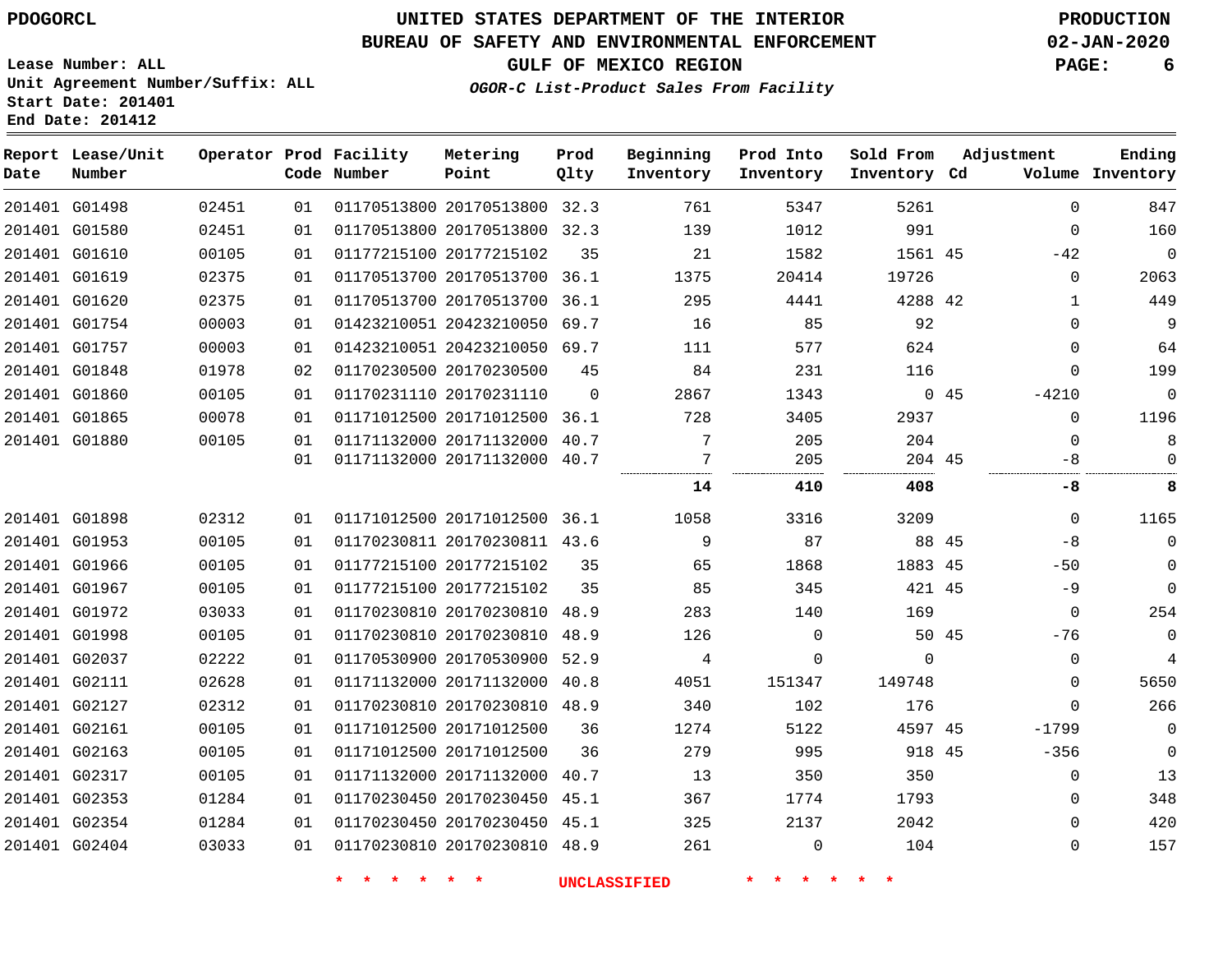# UNITED STATES DEPARTMENT OF THE INTERIOR
## BUREAU OF SAFETY AND ENVIRONMENTAL ENFORCEMENT
### GULF OF MEXICO REGION
*OGOR-C List-Product Sales From Facility*

PDOGORCL

PRODUCTION
02-JAN-2020

Lease Number: ALL
Unit Agreement Number/Suffix: ALL
Start Date: 201401
End Date: 201412

| Report Date | Lease/Unit Number | Operator | Prod Code | Facility Number | Metering Point | Prod Qlty | Beginning Inventory | Prod Into Inventory | Sold From Inventory | Adjustment Cd | Adjustment Volume | Ending Inventory |
|---|---|---|---|---|---|---|---|---|---|---|---|---|
| 201401 | G01498 | 02451 | 01 | 01170513800 | 20170513800 | 32.3 | 761 | 5347 | 5261 | | 0 | 847 |
| 201401 | G01580 | 02451 | 01 | 01170513800 | 20170513800 | 32.3 | 139 | 1012 | 991 | | 0 | 160 |
| 201401 | G01610 | 00105 | 01 | 01177215100 | 20177215102 | 35 | 21 | 1582 | 1561 | 45 | -42 | 0 |
| 201401 | G01619 | 02375 | 01 | 01170513700 | 20170513700 | 36.1 | 1375 | 20414 | 19726 | | 0 | 2063 |
| 201401 | G01620 | 02375 | 01 | 01170513700 | 20170513700 | 36.1 | 295 | 4441 | 4288 | 42 | 1 | 449 |
| 201401 | G01754 | 00003 | 01 | 01423210051 | 20423210050 | 69.7 | 16 | 85 | 92 | | 0 | 9 |
| 201401 | G01757 | 00003 | 01 | 01423210051 | 20423210050 | 69.7 | 111 | 577 | 624 | | 0 | 64 |
| 201401 | G01848 | 01978 | 02 | 01170230500 | 20170230500 | 45 | 84 | 231 | 116 | | 0 | 199 |
| 201401 | G01860 | 00105 | 01 | 01170231110 | 20170231110 | 0 | 2867 | 1343 | 0 | 45 | -4210 | 0 |
| 201401 | G01865 | 00078 | 01 | 01171012500 | 20171012500 | 36.1 | 728 | 3405 | 2937 | | 0 | 1196 |
| 201401 | G01880 | 00105 | 01 | 01171132000 | 20171132000 | 40.7 | 7 | 205 | 204 | | 0 | 8 |
| | | | 01 | 01171132000 | 20171132000 | 40.7 | 7 | 205 | 204 | 45 | -8 | 0 |
| | | | | | | | **14** | **410** | **408** | | **-8** | **8** |
| 201401 | G01898 | 02312 | 01 | 01171012500 | 20171012500 | 36.1 | 1058 | 3316 | 3209 | | 0 | 1165 |
| 201401 | G01953 | 00105 | 01 | 01170230811 | 20170230811 | 43.6 | 9 | 87 | 88 | 45 | -8 | 0 |
| 201401 | G01966 | 00105 | 01 | 01177215100 | 20177215102 | 35 | 65 | 1868 | 1883 | 45 | -50 | 0 |
| 201401 | G01967 | 00105 | 01 | 01177215100 | 20177215102 | 35 | 85 | 345 | 421 | 45 | -9 | 0 |
| 201401 | G01972 | 03033 | 01 | 01170230810 | 20170230810 | 48.9 | 283 | 140 | 169 | | 0 | 254 |
| 201401 | G01998 | 00105 | 01 | 01170230810 | 20170230810 | 48.9 | 126 | 0 | 50 | 45 | -76 | 0 |
| 201401 | G02037 | 02222 | 01 | 01170530900 | 20170530900 | 52.9 | 4 | 0 | 0 | | 0 | 4 |
| 201401 | G02111 | 02628 | 01 | 01171132000 | 20171132000 | 40.8 | 4051 | 151347 | 149748 | | 0 | 5650 |
| 201401 | G02127 | 02312 | 01 | 01170230810 | 20170230810 | 48.9 | 340 | 102 | 176 | | 0 | 266 |
| 201401 | G02161 | 00105 | 01 | 01171012500 | 20171012500 | 36 | 1274 | 5122 | 4597 | 45 | -1799 | 0 |
| 201401 | G02163 | 00105 | 01 | 01171012500 | 20171012500 | 36 | 279 | 995 | 918 | 45 | -356 | 0 |
| 201401 | G02317 | 00105 | 01 | 01171132000 | 20171132000 | 40.7 | 13 | 350 | 350 | | 0 | 13 |
| 201401 | G02353 | 01284 | 01 | 01170230450 | 20170230450 | 45.1 | 367 | 1774 | 1793 | | 0 | 348 |
| 201401 | G02354 | 01284 | 01 | 01170230450 | 20170230450 | 45.1 | 325 | 2137 | 2042 | | 0 | 420 |
| 201401 | G02404 | 03033 | 01 | 01170230810 | 20170230810 | 48.9 | 261 | 0 | 104 | | 0 | 157 |

* * * * * * UNCLASSIFIED * * * * * *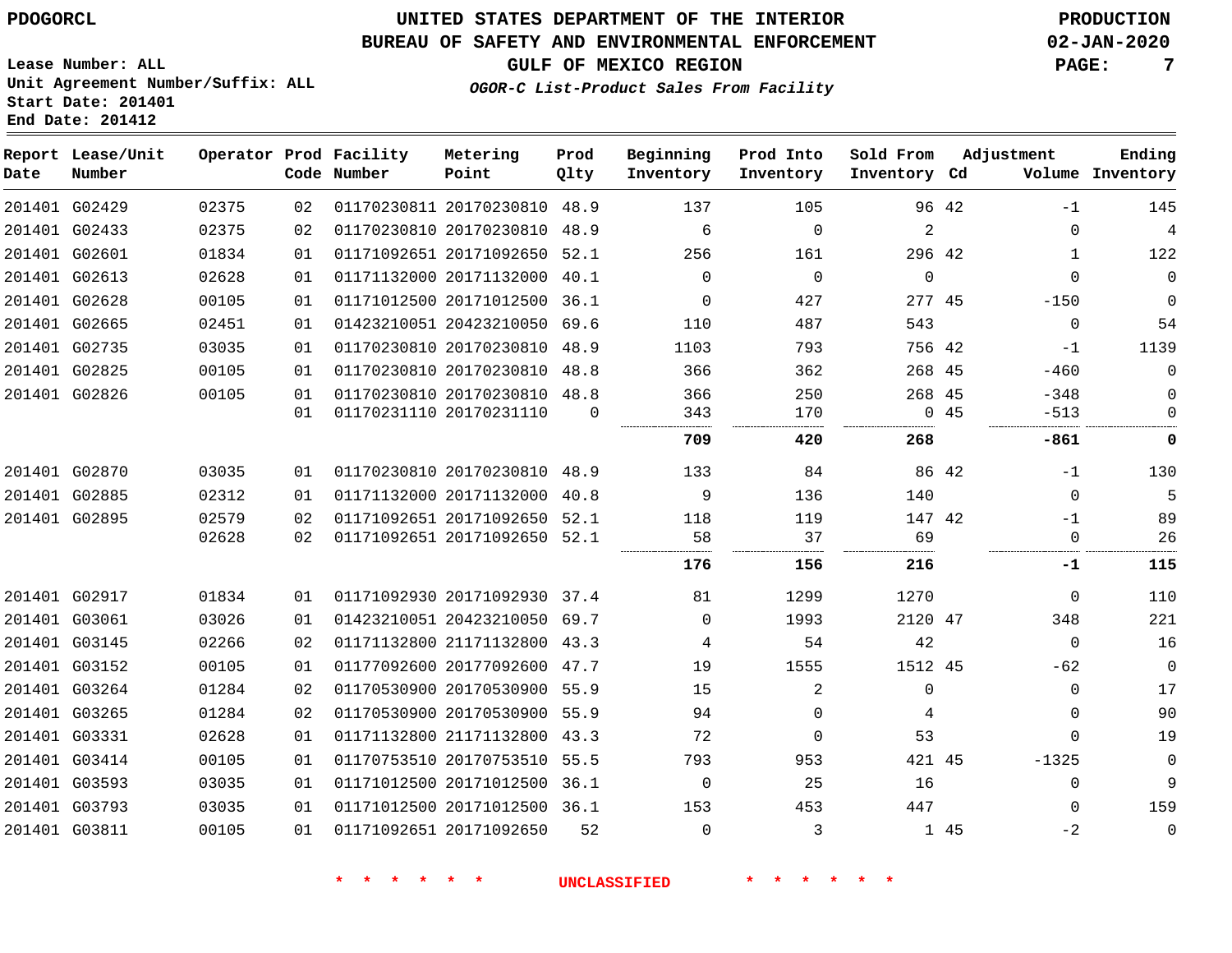PDOGORCL

UNITED STATES DEPARTMENT OF THE INTERIOR
BUREAU OF SAFETY AND ENVIRONMENTAL ENFORCEMENT
GULF OF MEXICO REGION
*OGOR-C List-Product Sales From Facility*

PRODUCTION
02-JAN-2020

Lease Number: ALL
Unit Agreement Number/Suffix: ALL
Start Date: 201401
End Date: 201412

| Report Date | Lease/Unit Number | Operator | Prod Code | Facility Number | Metering Point | Prod Qlty | Beginning Inventory | Prod Into Inventory | Sold From Inventory | Adjustment Cd | Volume | Ending Inventory |
|---|---|---|---|---|---|---|---|---|---|---|---|---|
| 201401 | G02429 | 02375 | 02 | 01170230811 | 20170230810 | 48.9 | 137 | 105 | 96 | 42 | -1 | 145 |
| 201401 | G02433 | 02375 | 02 | 01170230810 | 20170230810 | 48.9 | 6 | 0 | 2 | | 0 | 4 |
| 201401 | G02601 | 01834 | 01 | 01171092651 | 20171092650 | 52.1 | 256 | 161 | 296 | 42 | 1 | 122 |
| 201401 | G02613 | 02628 | 01 | 01171132000 | 20171132000 | 40.1 | 0 | 0 | 0 | | 0 | 0 |
| 201401 | G02628 | 00105 | 01 | 01171012500 | 20171012500 | 36.1 | 0 | 427 | 277 | 45 | -150 | 0 |
| 201401 | G02665 | 02451 | 01 | 01423210051 | 20423210050 | 69.6 | 110 | 487 | 543 | | 0 | 54 |
| 201401 | G02735 | 03035 | 01 | 01170230810 | 20170230810 | 48.9 | 1103 | 793 | 756 | 42 | -1 | 1139 |
| 201401 | G02825 | 00105 | 01 | 01170230810 | 20170230810 | 48.8 | 366 | 362 | 268 | 45 | -460 | 0 |
| 201401 | G02826 | 00105 | 01 | 01170230810 | 20170230810 | 48.8 | 366 | 250 | 268 | 45 | -348 | 0 |
| | | | 01 | 01170231110 | 20170231110 | 0 | 343 | 170 | 0 | 45 | -513 | 0 |
| | | | | | | | **709** | **420** | **268** | | **-861** | **0** |
| 201401 | G02870 | 03035 | 01 | 01170230810 | 20170230810 | 48.9 | 133 | 84 | 86 | 42 | -1 | 130 |
| 201401 | G02885 | 02312 | 01 | 01171132000 | 20171132000 | 40.8 | 9 | 136 | 140 | | 0 | 5 |
| 201401 | G02895 | 02579 | 02 | 01171092651 | 20171092650 | 52.1 | 118 | 119 | 147 | 42 | -1 | 89 |
| | | 02628 | 02 | 01171092651 | 20171092650 | 52.1 | 58 | 37 | 69 | | 0 | 26 |
| | | | | | | | **176** | **156** | **216** | | **-1** | **115** |
| 201401 | G02917 | 01834 | 01 | 01171092930 | 20171092930 | 37.4 | 81 | 1299 | 1270 | | 0 | 110 |
| 201401 | G03061 | 03026 | 01 | 01423210051 | 20423210050 | 69.7 | 0 | 1993 | 2120 | 47 | 348 | 221 |
| 201401 | G03145 | 02266 | 02 | 01171132800 | 21171132800 | 43.3 | 4 | 54 | 42 | | 0 | 16 |
| 201401 | G03152 | 00105 | 01 | 01177092600 | 20177092600 | 47.7 | 19 | 1555 | 1512 | 45 | -62 | 0 |
| 201401 | G03264 | 01284 | 02 | 01170530900 | 20170530900 | 55.9 | 15 | 2 | 0 | | 0 | 17 |
| 201401 | G03265 | 01284 | 02 | 01170530900 | 20170530900 | 55.9 | 94 | 0 | 4 | | 0 | 90 |
| 201401 | G03331 | 02628 | 01 | 01171132800 | 21171132800 | 43.3 | 72 | 0 | 53 | | 0 | 19 |
| 201401 | G03414 | 00105 | 01 | 01170753510 | 20170753510 | 55.5 | 793 | 953 | 421 | 45 | -1325 | 0 |
| 201401 | G03593 | 03035 | 01 | 01171012500 | 20171012500 | 36.1 | 0 | 25 | 16 | | 0 | 9 |
| 201401 | G03793 | 03035 | 01 | 01171012500 | 20171012500 | 36.1 | 153 | 453 | 447 | | 0 | 159 |
| 201401 | G03811 | 00105 | 01 | 01171092651 | 20171092650 | 52 | 0 | 3 | 1 | 45 | -2 | 0 |

* * * * * * UNCLASSIFIED * * * * * *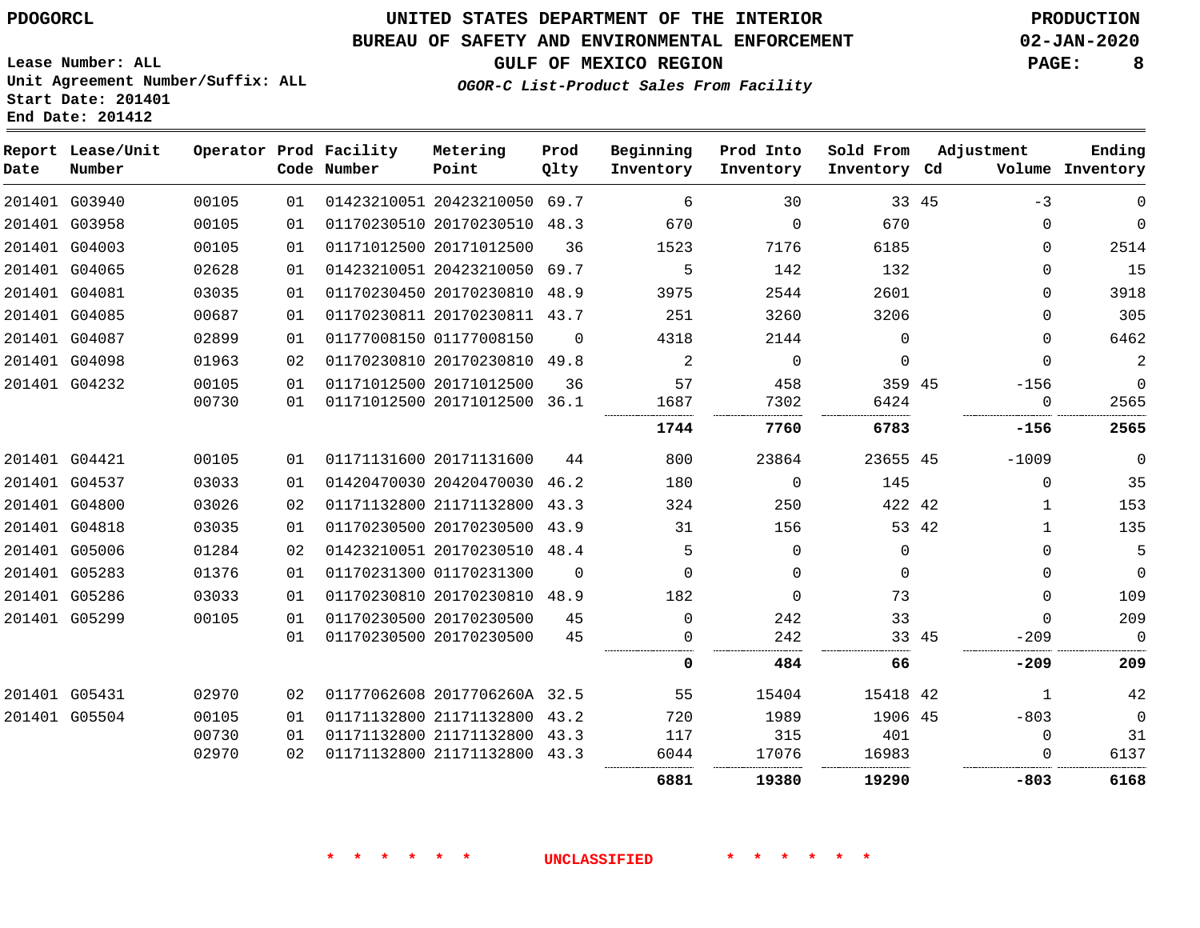PDOGORCL

# UNITED STATES DEPARTMENT OF THE INTERIOR
## BUREAU OF SAFETY AND ENVIRONMENTAL ENFORCEMENT
### GULF OF MEXICO REGION

*OGOR-C List-Product Sales From Facility*

PRODUCTION
02-JAN-2020

Lease Number: ALL
Unit Agreement Number/Suffix: ALL
Start Date: 201401
End Date: 201412

| Report Date | Lease/Unit Number | Operator | Prod Code | Facility Number | Metering Point | Prod Qlty | Beginning Inventory | Prod Into Inventory | Sold From Inventory | Adjustment Cd | Volume | Ending Inventory |
|---|---|---|---|---|---|---|---|---|---|---|---|---|
| 201401 | G03940 | 00105 | 01 | 01423210051 | 20423210050 | 69.7 | 6 | 30 | 33 | 45 | -3 | 0 |
| 201401 | G03958 | 00105 | 01 | 01170230510 | 20170230510 | 48.3 | 670 | 0 | 670 | | 0 | 0 |
| 201401 | G04003 | 00105 | 01 | 01171012500 | 20171012500 | 36 | 1523 | 7176 | 6185 | | 0 | 2514 |
| 201401 | G04065 | 02628 | 01 | 01423210051 | 20423210050 | 69.7 | 5 | 142 | 132 | | 0 | 15 |
| 201401 | G04081 | 03035 | 01 | 01170230450 | 20170230810 | 48.9 | 3975 | 2544 | 2601 | | 0 | 3918 |
| 201401 | G04085 | 00687 | 01 | 01170230811 | 20170230811 | 43.7 | 251 | 3260 | 3206 | | 0 | 305 |
| 201401 | G04087 | 02899 | 01 | 01177008150 | 01177008150 | 0 | 4318 | 2144 | 0 | | 0 | 6462 |
| 201401 | G04098 | 01963 | 02 | 01170230810 | 20170230810 | 49.8 | 2 | 0 | 0 | | 0 | 2 |
| 201401 | G04232 | 00105 | 01 | 01171012500 | 20171012500 | 36 | 57 | 458 | 359 | 45 | -156 | 0 |
| | | 00730 | 01 | 01171012500 | 20171012500 | 36.1 | 1687 | 7302 | 6424 | | 0 | 2565 |
| | | | | | | | **1744** | **7760** | **6783** | | **-156** | **2565** |
| 201401 | G04421 | 00105 | 01 | 01171131600 | 20171131600 | 44 | 800 | 23864 | 23655 | 45 | -1009 | 0 |
| 201401 | G04537 | 03033 | 01 | 01420470030 | 20420470030 | 46.2 | 180 | 0 | 145 | | 0 | 35 |
| 201401 | G04800 | 03026 | 02 | 01171132800 | 21171132800 | 43.3 | 324 | 250 | 422 | 42 | 1 | 153 |
| 201401 | G04818 | 03035 | 01 | 01170230500 | 20170230500 | 43.9 | 31 | 156 | 53 | 42 | 1 | 135 |
| 201401 | G05006 | 01284 | 02 | 01423210051 | 20170230510 | 48.4 | 5 | 0 | 0 | | 0 | 5 |
| 201401 | G05283 | 01376 | 01 | 01170231300 | 01170231300 | 0 | 0 | 0 | 0 | | 0 | 0 |
| 201401 | G05286 | 03033 | 01 | 01170230810 | 20170230810 | 48.9 | 182 | 0 | 73 | | 0 | 109 |
| 201401 | G05299 | 00105 | 01 | 01170230500 | 20170230500 | 45 | 0 | 242 | 33 | | 0 | 209 |
| | | | 01 | 01170230500 | 20170230500 | 45 | 0 | 242 | 33 | 45 | -209 | 0 |
| | | | | | | | **0** | **484** | **66** | | **-209** | **209** |
| 201401 | G05431 | 02970 | 02 | 01177062608 | 2017706260A | 32.5 | 55 | 15404 | 15418 | 42 | 1 | 42 |
| 201401 | G05504 | 00105 | 01 | 01171132800 | 21171132800 | 43.2 | 720 | 1989 | 1906 | 45 | -803 | 0 |
| | | 00730 | 01 | 01171132800 | 21171132800 | 43.3 | 117 | 315 | 401 | | 0 | 31 |
| | | 02970 | 02 | 01171132800 | 21171132800 | 43.3 | 6044 | 17076 | 16983 | | 0 | 6137 |
| | | | | | | | **6881** | **19380** | **19290** | | **-803** | **6168** |

\* \* \* \* \* \* UNCLASSIFIED \* \* \* \* \* \*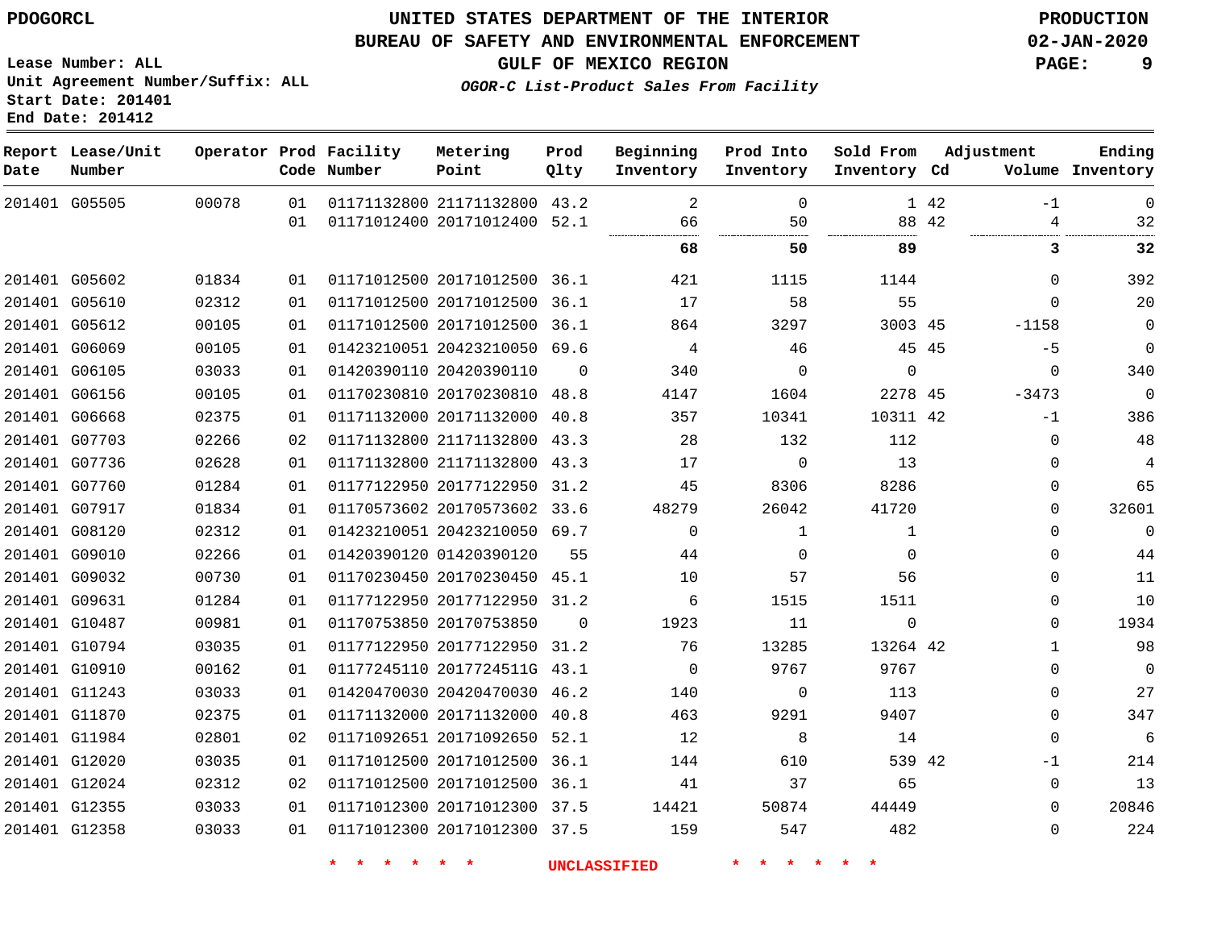PDOGORCL

# UNITED STATES DEPARTMENT OF THE INTERIOR
## BUREAU OF SAFETY AND ENVIRONMENTAL ENFORCEMENT
### GULF OF MEXICO REGION

*OGOR-C List-Product Sales From Facility*

PRODUCTION
02-JAN-2020

Lease Number: ALL
Unit Agreement Number/Suffix: ALL
Start Date: 201401
End Date: 201412

| Report Date | Lease/Unit Number | Operator | Prod Code | Facility Number | Metering Point | Prod Qlty | Beginning Inventory | Prod Into Inventory | Sold From Inventory | Adjustment Cd | Adjustment Volume | Ending Inventory |
|---|---|---|---|---|---|---|---|---|---|---|---|---|
| 201401 | G05505 | 00078 | 01 | 01171132800 | 21171132800 | 43.2 | 2 | 0 | 1 | 42 | -1 | 0 |
| | | | 01 | 01171012400 | 20171012400 | 52.1 | 66 | 50 | 88 | 42 | 4 | 32 |
| | | | | | | | **68** | **50** | **89** | | **3** | **32** |
| 201401 | G05602 | 01834 | 01 | 01171012500 | 20171012500 | 36.1 | 421 | 1115 | 1144 | | 0 | 392 |
| 201401 | G05610 | 02312 | 01 | 01171012500 | 20171012500 | 36.1 | 17 | 58 | 55 | | 0 | 20 |
| 201401 | G05612 | 00105 | 01 | 01171012500 | 20171012500 | 36.1 | 864 | 3297 | 3003 | 45 | -1158 | 0 |
| 201401 | G06069 | 00105 | 01 | 01423210051 | 20423210050 | 69.6 | 4 | 46 | 45 | 45 | -5 | 0 |
| 201401 | G06105 | 03033 | 01 | 01420390110 | 20420390110 | 0 | 340 | 0 | 0 | | 0 | 340 |
| 201401 | G06156 | 00105 | 01 | 01170230810 | 20170230810 | 48.8 | 4147 | 1604 | 2278 | 45 | -3473 | 0 |
| 201401 | G06668 | 02375 | 01 | 01171132000 | 20171132000 | 40.8 | 357 | 10341 | 10311 | 42 | -1 | 386 |
| 201401 | G07703 | 02266 | 02 | 01171132800 | 21171132800 | 43.3 | 28 | 132 | 112 | | 0 | 48 |
| 201401 | G07736 | 02628 | 01 | 01171132800 | 21171132800 | 43.3 | 17 | 0 | 13 | | 0 | 4 |
| 201401 | G07760 | 01284 | 01 | 01177122950 | 20177122950 | 31.2 | 45 | 8306 | 8286 | | 0 | 65 |
| 201401 | G07917 | 01834 | 01 | 01170573602 | 20170573602 | 33.6 | 48279 | 26042 | 41720 | | 0 | 32601 |
| 201401 | G08120 | 02312 | 01 | 01423210051 | 20423210050 | 69.7 | 0 | 1 | 1 | | 0 | 0 |
| 201401 | G09010 | 02266 | 01 | 01420390120 | 01420390120 | 55 | 44 | 0 | 0 | | 0 | 44 |
| 201401 | G09032 | 00730 | 01 | 01170230450 | 20170230450 | 45.1 | 10 | 57 | 56 | | 0 | 11 |
| 201401 | G09631 | 01284 | 01 | 01177122950 | 20177122950 | 31.2 | 6 | 1515 | 1511 | | 0 | 10 |
| 201401 | G10487 | 00981 | 01 | 01170753850 | 20170753850 | 0 | 1923 | 11 | 0 | | 0 | 1934 |
| 201401 | G10794 | 03035 | 01 | 01177122950 | 20177122950 | 31.2 | 76 | 13285 | 13264 | 42 | 1 | 98 |
| 201401 | G10910 | 00162 | 01 | 01177245110 | 2017724511G | 43.1 | 0 | 9767 | 9767 | | 0 | 0 |
| 201401 | G11243 | 03033 | 01 | 01420470030 | 20420470030 | 46.2 | 140 | 0 | 113 | | 0 | 27 |
| 201401 | G11870 | 02375 | 01 | 01171132000 | 20171132000 | 40.8 | 463 | 9291 | 9407 | | 0 | 347 |
| 201401 | G11984 | 02801 | 02 | 01171092651 | 20171092650 | 52.1 | 12 | 8 | 14 | | 0 | 6 |
| 201401 | G12020 | 03035 | 01 | 01171012500 | 20171012500 | 36.1 | 144 | 610 | 539 | 42 | -1 | 214 |
| 201401 | G12024 | 02312 | 02 | 01171012500 | 20171012500 | 36.1 | 41 | 37 | 65 | | 0 | 13 |
| 201401 | G12355 | 03033 | 01 | 01171012300 | 20171012300 | 37.5 | 14421 | 50874 | 44449 | | 0 | 20846 |
| 201401 | G12358 | 03033 | 01 | 01171012300 | 20171012300 | 37.5 | 159 | 547 | 482 | | 0 | 224 |

* * * * * * UNCLASSIFIED * * * * * *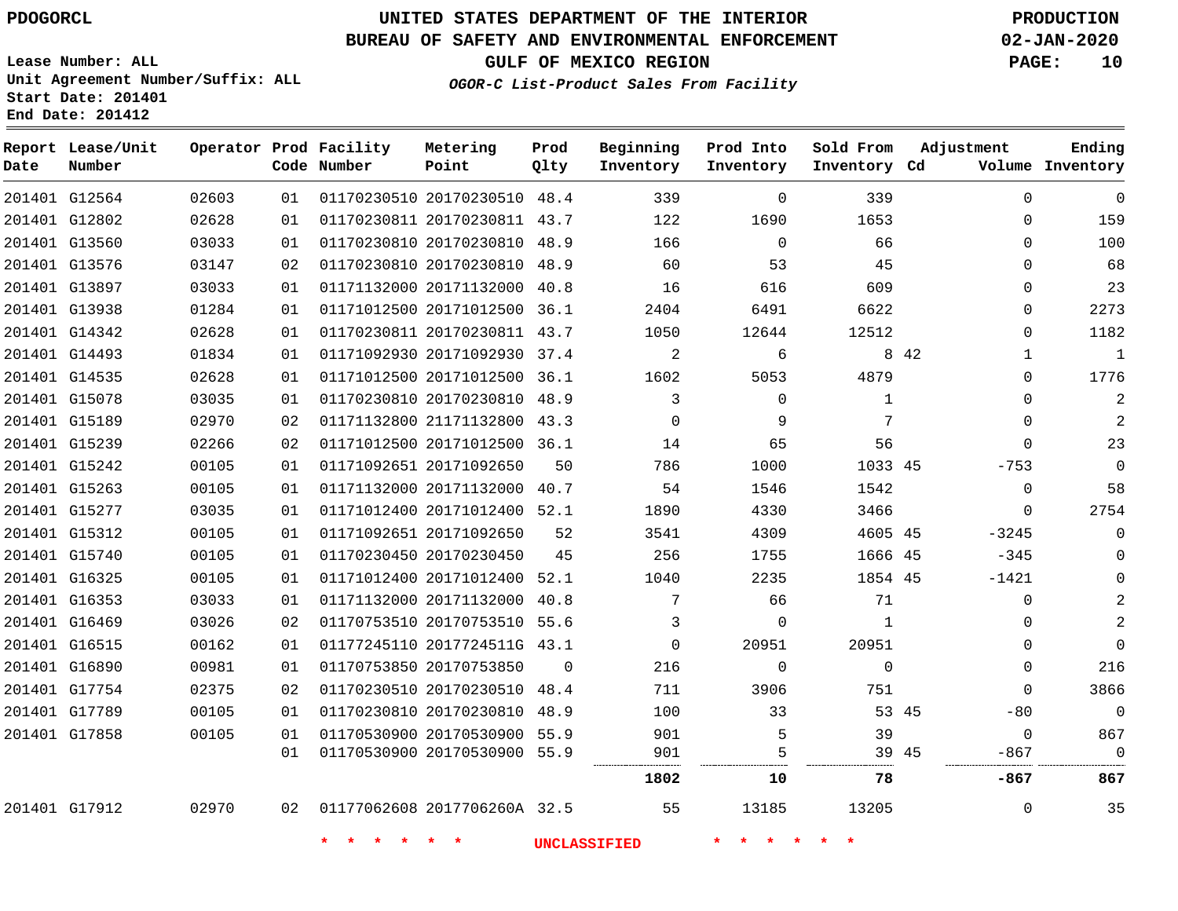PDOGORCL

# UNITED STATES DEPARTMENT OF THE INTERIOR
## BUREAU OF SAFETY AND ENVIRONMENTAL ENFORCEMENT
### GULF OF MEXICO REGION
*OGOR-C List-Product Sales From Facility*

PRODUCTION
02-JAN-2020

Lease Number: ALL
Unit Agreement Number/Suffix: ALL
Start Date: 201401
End Date: 201412

| Report Date | Lease/Unit Number | Operator | Prod Code | Facility Number | Metering Point | Prod Qlty | Beginning Inventory | Prod Into Inventory | Sold From Inventory | Adjustment Cd | Adjustment Volume | Ending Inventory |
|---|---|---|---|---|---|---|---|---|---|---|---|---|
| 201401 | G12564 | 02603 | 01 | 01170230510 | 20170230510 | 48.4 | 339 | 0 | 339 | | 0 | 0 |
| 201401 | G12802 | 02628 | 01 | 01170230811 | 20170230811 | 43.7 | 122 | 1690 | 1653 | | 0 | 159 |
| 201401 | G13560 | 03033 | 01 | 01170230810 | 20170230810 | 48.9 | 166 | 0 | 66 | | 0 | 100 |
| 201401 | G13576 | 03147 | 02 | 01170230810 | 20170230810 | 48.9 | 60 | 53 | 45 | | 0 | 68 |
| 201401 | G13897 | 03033 | 01 | 01171132000 | 20171132000 | 40.8 | 16 | 616 | 609 | | 0 | 23 |
| 201401 | G13938 | 01284 | 01 | 01171012500 | 20171012500 | 36.1 | 2404 | 6491 | 6622 | | 0 | 2273 |
| 201401 | G14342 | 02628 | 01 | 01170230811 | 20170230811 | 43.7 | 1050 | 12644 | 12512 | | 0 | 1182 |
| 201401 | G14493 | 01834 | 01 | 01171092930 | 20171092930 | 37.4 | 2 | 6 | 8 | 42 | 1 | 1 |
| 201401 | G14535 | 02628 | 01 | 01171012500 | 20171012500 | 36.1 | 1602 | 5053 | 4879 | | 0 | 1776 |
| 201401 | G15078 | 03035 | 01 | 01170230810 | 20170230810 | 48.9 | 3 | 0 | 1 | | 0 | 2 |
| 201401 | G15189 | 02970 | 02 | 01171132800 | 21171132800 | 43.3 | 0 | 9 | 7 | | 0 | 2 |
| 201401 | G15239 | 02266 | 02 | 01171012500 | 20171012500 | 36.1 | 14 | 65 | 56 | | 0 | 23 |
| 201401 | G15242 | 00105 | 01 | 01171092651 | 20171092650 | 50 | 786 | 1000 | 1033 | 45 | -753 | 0 |
| 201401 | G15263 | 00105 | 01 | 01171132000 | 20171132000 | 40.7 | 54 | 1546 | 1542 | | 0 | 58 |
| 201401 | G15277 | 03035 | 01 | 01171012400 | 20171012400 | 52.1 | 1890 | 4330 | 3466 | | 0 | 2754 |
| 201401 | G15312 | 00105 | 01 | 01171092651 | 20171092650 | 52 | 3541 | 4309 | 4605 | 45 | -3245 | 0 |
| 201401 | G15740 | 00105 | 01 | 01170230450 | 20170230450 | 45 | 256 | 1755 | 1666 | 45 | -345 | 0 |
| 201401 | G16325 | 00105 | 01 | 01171012400 | 20171012400 | 52.1 | 1040 | 2235 | 1854 | 45 | -1421 | 0 |
| 201401 | G16353 | 03033 | 01 | 01171132000 | 20171132000 | 40.8 | 7 | 66 | 71 | | 0 | 2 |
| 201401 | G16469 | 03026 | 02 | 01170753510 | 20170753510 | 55.6 | 3 | 0 | 1 | | 0 | 2 |
| 201401 | G16515 | 00162 | 01 | 01177245110 | 2017724511G | 43.1 | 0 | 20951 | 20951 | | 0 | 0 |
| 201401 | G16890 | 00981 | 01 | 01170753850 | 20170753850 | 0 | 216 | 0 | 0 | | 0 | 216 |
| 201401 | G17754 | 02375 | 02 | 01170230510 | 20170230510 | 48.4 | 711 | 3906 | 751 | | 0 | 3866 |
| 201401 | G17789 | 00105 | 01 | 01170230810 | 20170230810 | 48.9 | 100 | 33 | 53 | 45 | -80 | 0 |
| 201401 | G17858 | 00105 | 01 | 01170530900 | 20170530900 | 55.9 | 901 | 5 | 39 | | 0 | 867 |
| | | | 01 | 01170530900 | 20170530900 | 55.9 | 901 | 5 | 39 | 45 | -867 | 0 |
| | | | | | | | **1802** | **10** | **78** | | **-867** | **867** |
| 201401 | G17912 | 02970 | 02 | 01177062608 | 2017706260A | 32.5 | 55 | 13185 | 13205 | | 0 | 35 |

\* \* \* \* \* \* UNCLASSIFIED \* \* \* \* \* \*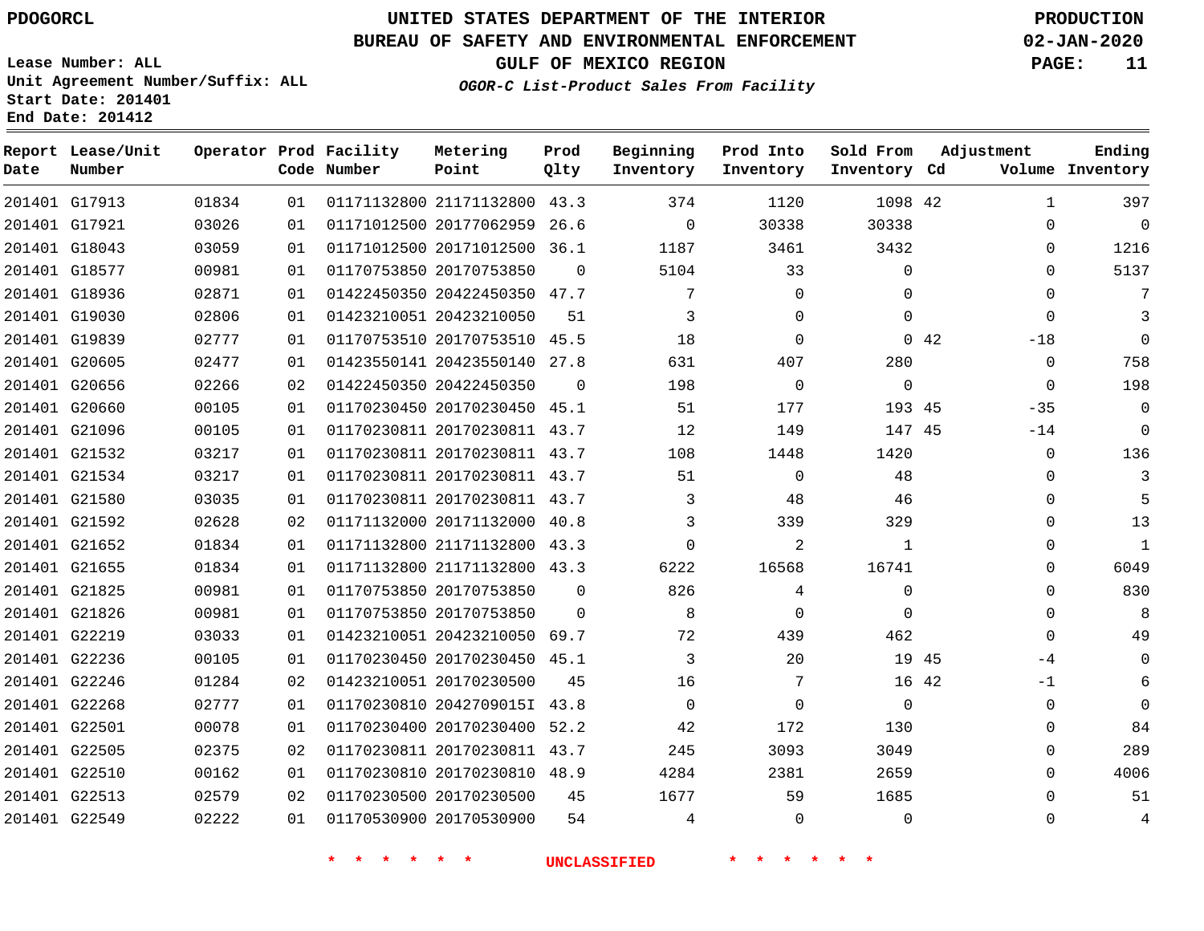PDOGORCL

# UNITED STATES DEPARTMENT OF THE INTERIOR
## BUREAU OF SAFETY AND ENVIRONMENTAL ENFORCEMENT
### GULF OF MEXICO REGION
*OGOR-C List-Product Sales From Facility*

PRODUCTION
02-JAN-2020

Lease Number: ALL
Unit Agreement Number/Suffix: ALL
Start Date: 201401
End Date: 201412

| Report Date | Lease/Unit Number | Operator | Prod Code | Facility Number | Metering Point | Prod Qlty | Beginning Inventory | Prod Into Inventory | Sold From Inventory | Adjustment Cd | Adjustment Volume | Ending Inventory |
|---|---|---|---|---|---|---|---|---|---|---|---|---|
| 201401 | G17913 | 01834 | 01 | 01171132800 | 21171132800 | 43.3 | 374 | 1120 | 1098 | 42 | 1 | 397 |
| 201401 | G17921 | 03026 | 01 | 01171012500 | 20177062959 | 26.6 | 0 | 30338 | 30338 | | 0 | 0 |
| 201401 | G18043 | 03059 | 01 | 01171012500 | 20171012500 | 36.1 | 1187 | 3461 | 3432 | | 0 | 1216 |
| 201401 | G18577 | 00981 | 01 | 01170753850 | 20170753850 | 0 | 5104 | 33 | 0 | | 0 | 5137 |
| 201401 | G18936 | 02871 | 01 | 01422450350 | 20422450350 | 47.7 | 7 | 0 | 0 | | 0 | 7 |
| 201401 | G19030 | 02806 | 01 | 01423210051 | 20423210050 | 51 | 3 | 0 | 0 | | 0 | 3 |
| 201401 | G19839 | 02777 | 01 | 01170753510 | 20170753510 | 45.5 | 18 | 0 | 0 | 42 | -18 | 0 |
| 201401 | G20605 | 02477 | 01 | 01423550141 | 20423550140 | 27.8 | 631 | 407 | 280 | | 0 | 758 |
| 201401 | G20656 | 02266 | 02 | 01422450350 | 20422450350 | 0 | 198 | 0 | 0 | | 0 | 198 |
| 201401 | G20660 | 00105 | 01 | 01170230450 | 20170230450 | 45.1 | 51 | 177 | 193 | 45 | -35 | 0 |
| 201401 | G21096 | 00105 | 01 | 01170230811 | 20170230811 | 43.7 | 12 | 149 | 147 | 45 | -14 | 0 |
| 201401 | G21532 | 03217 | 01 | 01170230811 | 20170230811 | 43.7 | 108 | 1448 | 1420 | | 0 | 136 |
| 201401 | G21534 | 03217 | 01 | 01170230811 | 20170230811 | 43.7 | 51 | 0 | 48 | | 0 | 3 |
| 201401 | G21580 | 03035 | 01 | 01170230811 | 20170230811 | 43.7 | 3 | 48 | 46 | | 0 | 5 |
| 201401 | G21592 | 02628 | 02 | 01171132000 | 20171132000 | 40.8 | 3 | 339 | 329 | | 0 | 13 |
| 201401 | G21652 | 01834 | 01 | 01171132800 | 21171132800 | 43.3 | 0 | 2 | 1 | | 0 | 1 |
| 201401 | G21655 | 01834 | 01 | 01171132800 | 21171132800 | 43.3 | 6222 | 16568 | 16741 | | 0 | 6049 |
| 201401 | G21825 | 00981 | 01 | 01170753850 | 20170753850 | 0 | 826 | 4 | 0 | | 0 | 830 |
| 201401 | G21826 | 00981 | 01 | 01170753850 | 20170753850 | 0 | 8 | 0 | 0 | | 0 | 8 |
| 201401 | G22219 | 03033 | 01 | 01423210051 | 20423210050 | 69.7 | 72 | 439 | 462 | | 0 | 49 |
| 201401 | G22236 | 00105 | 01 | 01170230450 | 20170230450 | 45.1 | 3 | 20 | 19 | 45 | -4 | 0 |
| 201401 | G22246 | 01284 | 02 | 01423210051 | 20170230500 | 45 | 16 | 7 | 16 | 42 | -1 | 6 |
| 201401 | G22268 | 02777 | 01 | 01170230810 | 2042709015I | 43.8 | 0 | 0 | 0 | | 0 | 0 |
| 201401 | G22501 | 00078 | 01 | 01170230400 | 20170230400 | 52.2 | 42 | 172 | 130 | | 0 | 84 |
| 201401 | G22505 | 02375 | 02 | 01170230811 | 20170230811 | 43.7 | 245 | 3093 | 3049 | | 0 | 289 |
| 201401 | G22510 | 00162 | 01 | 01170230810 | 20170230810 | 48.9 | 4284 | 2381 | 2659 | | 0 | 4006 |
| 201401 | G22513 | 02579 | 02 | 01170230500 | 20170230500 | 45 | 1677 | 59 | 1685 | | 0 | 51 |
| 201401 | G22549 | 02222 | 01 | 01170530900 | 20170530900 | 54 | 4 | 0 | 0 | | 0 | 4 |

* * * * * * UNCLASSIFIED * * * * * *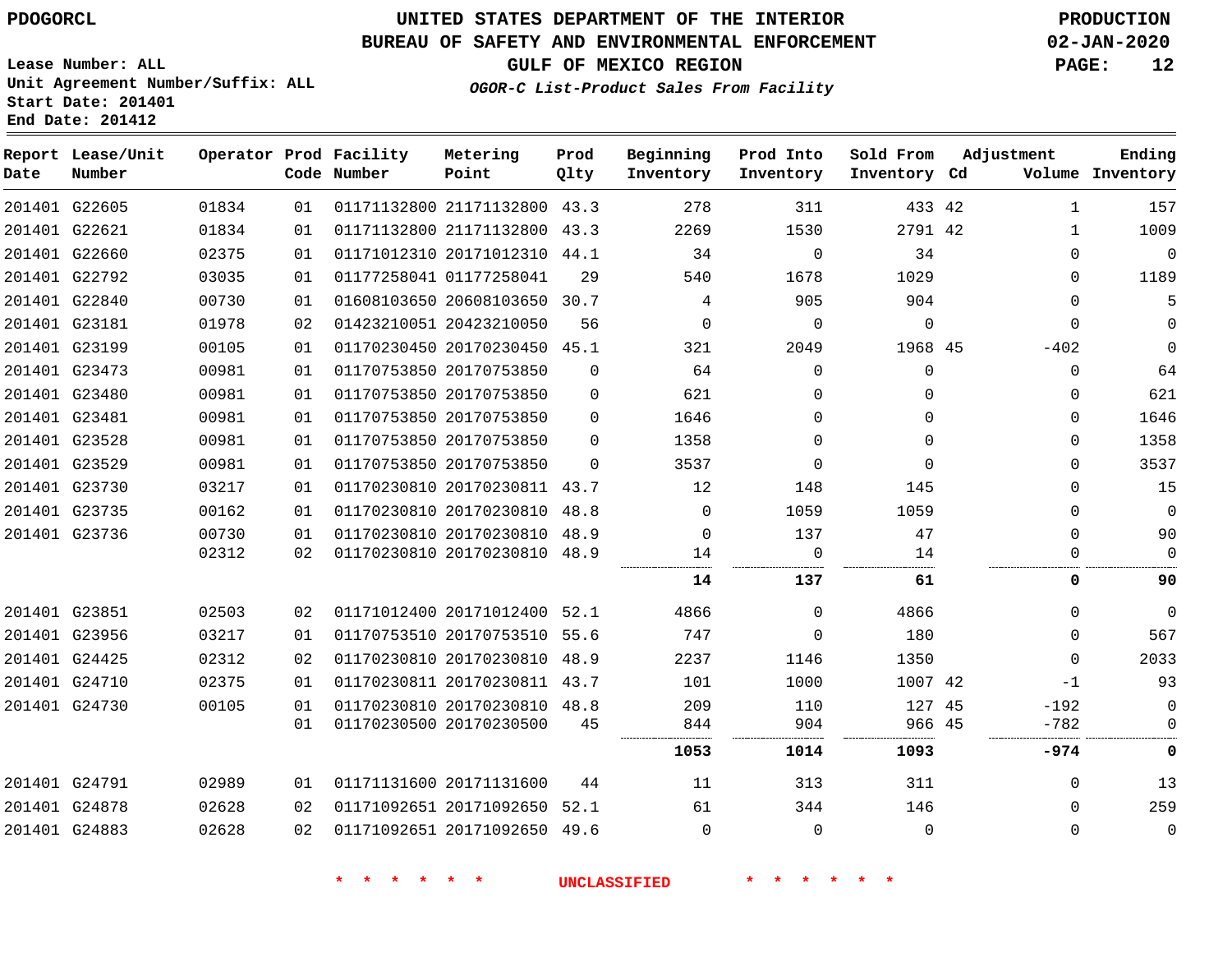PDOGORCL

# UNITED STATES DEPARTMENT OF THE INTERIOR
## BUREAU OF SAFETY AND ENVIRONMENTAL ENFORCEMENT
### GULF OF MEXICO REGION
*OGOR-C List-Product Sales From Facility*

PRODUCTION
02-JAN-2020

Lease Number: ALL
Unit Agreement Number/Suffix: ALL
Start Date: 201401
End Date: 201412

| Report Date | Lease/Unit Number | Operator | Prod Code | Facility Number | Metering Point | Prod Qlty | Beginning Inventory | Prod Into Inventory | Sold From Inventory | Cd | Adjustment Volume | Ending Inventory |
|---|---|---|---|---|---|---|---|---|---|---|---|---|
| 201401 | G22605 | 01834 | 01 | 01171132800 | 21171132800 | 43.3 | 278 | 311 | 433 | 42 | 1 | 157 |
| 201401 | G22621 | 01834 | 01 | 01171132800 | 21171132800 | 43.3 | 2269 | 1530 | 2791 | 42 | 1 | 1009 |
| 201401 | G22660 | 02375 | 01 | 01171012310 | 20171012310 | 44.1 | 34 | 0 | 34 | | 0 | 0 |
| 201401 | G22792 | 03035 | 01 | 01177258041 | 01177258041 | 29 | 540 | 1678 | 1029 | | 0 | 1189 |
| 201401 | G22840 | 00730 | 01 | 01608103650 | 20608103650 | 30.7 | 4 | 905 | 904 | | 0 | 5 |
| 201401 | G23181 | 01978 | 02 | 01423210051 | 20423210050 | 56 | 0 | 0 | 0 | | 0 | 0 |
| 201401 | G23199 | 00105 | 01 | 01170230450 | 20170230450 | 45.1 | 321 | 2049 | 1968 | 45 | -402 | 0 |
| 201401 | G23473 | 00981 | 01 | 01170753850 | 20170753850 | 0 | 64 | 0 | 0 | | 0 | 64 |
| 201401 | G23480 | 00981 | 01 | 01170753850 | 20170753850 | 0 | 621 | 0 | 0 | | 0 | 621 |
| 201401 | G23481 | 00981 | 01 | 01170753850 | 20170753850 | 0 | 1646 | 0 | 0 | | 0 | 1646 |
| 201401 | G23528 | 00981 | 01 | 01170753850 | 20170753850 | 0 | 1358 | 0 | 0 | | 0 | 1358 |
| 201401 | G23529 | 00981 | 01 | 01170753850 | 20170753850 | 0 | 3537 | 0 | 0 | | 0 | 3537 |
| 201401 | G23730 | 03217 | 01 | 01170230810 | 20170230811 | 43.7 | 12 | 148 | 145 | | 0 | 15 |
| 201401 | G23735 | 00162 | 01 | 01170230810 | 20170230810 | 48.8 | 0 | 1059 | 1059 | | 0 | 0 |
| 201401 | G23736 | 00730 | 01 | 01170230810 | 20170230810 | 48.9 | 0 | 137 | 47 | | 0 | 90 |
| | | 02312 | 02 | 01170230810 | 20170230810 | 48.9 | 14 | 0 | 14 | | 0 | 0 |
| | | | | | | | **14** | **137** | **61** | | **0** | **90** |
| 201401 | G23851 | 02503 | 02 | 01171012400 | 20171012400 | 52.1 | 4866 | 0 | 4866 | | 0 | 0 |
| 201401 | G23956 | 03217 | 01 | 01170753510 | 20170753510 | 55.6 | 747 | 0 | 180 | | 0 | 567 |
| 201401 | G24425 | 02312 | 02 | 01170230810 | 20170230810 | 48.9 | 2237 | 1146 | 1350 | | 0 | 2033 |
| 201401 | G24710 | 02375 | 01 | 01170230811 | 20170230811 | 43.7 | 101 | 1000 | 1007 | 42 | -1 | 93 |
| 201401 | G24730 | 00105 | 01 | 01170230810 | 20170230810 | 48.8 | 209 | 110 | 127 | 45 | -192 | 0 |
| | | | 01 | 01170230500 | 20170230500 | 45 | 844 | 904 | 966 | 45 | -782 | 0 |
| | | | | | | | **1053** | **1014** | **1093** | | **-974** | **0** |
| 201401 | G24791 | 02989 | 01 | 01171131600 | 20171131600 | 44 | 11 | 313 | 311 | | 0 | 13 |
| 201401 | G24878 | 02628 | 02 | 01171092651 | 20171092650 | 52.1 | 61 | 344 | 146 | | 0 | 259 |
| 201401 | G24883 | 02628 | 02 | 01171092651 | 20171092650 | 49.6 | 0 | 0 | 0 | | 0 | 0 |

\* \* \* \* \* \* UNCLASSIFIED \* \* \* \* \* \*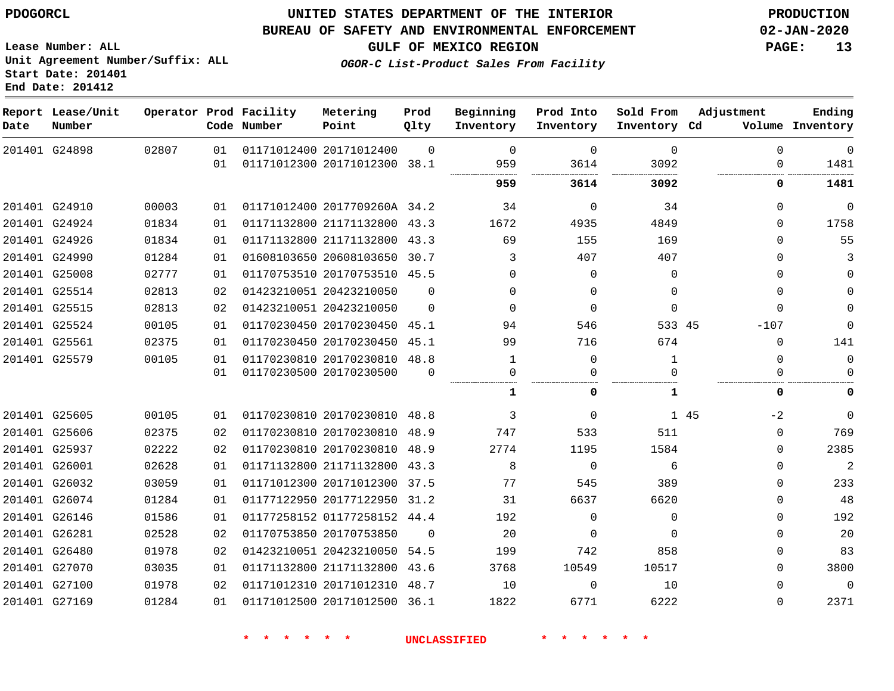PDOGORCL

# UNITED STATES DEPARTMENT OF THE INTERIOR
## BUREAU OF SAFETY AND ENVIRONMENTAL ENFORCEMENT
### GULF OF MEXICO REGION

*OGOR-C List-Product Sales From Facility*

PRODUCTION
02-JAN-2020

Lease Number: ALL
Unit Agreement Number/Suffix: ALL
Start Date: 201401
End Date: 201412

| Report Date | Lease/Unit Number | Operator | Prod Code | Facility Number | Metering Point | Prod Qlty | Beginning Inventory | Prod Into Inventory | Sold From Inventory | Adjustment Cd | Adjustment Volume | Ending Inventory |
|---|---|---|---|---|---|---|---|---|---|---|---|---|
| 201401 | G24898 | 02807 | 01 | 01171012400 | 20171012400 | 0 | 0 | 0 | 0 | | 0 | 0 |
| | | | 01 | 01171012300 | 20171012300 | 38.1 | 959 | 3614 | 3092 | | 0 | 1481 |
| | | | | | | | **959** | **3614** | **3092** | | **0** | **1481** |
| 201401 | G24910 | 00003 | 01 | 01171012400 | 2017709260A | 34.2 | 34 | 0 | 34 | | 0 | 0 |
| 201401 | G24924 | 01834 | 01 | 01171132800 | 21171132800 | 43.3 | 1672 | 4935 | 4849 | | 0 | 1758 |
| 201401 | G24926 | 01834 | 01 | 01171132800 | 21171132800 | 43.3 | 69 | 155 | 169 | | 0 | 55 |
| 201401 | G24990 | 01284 | 01 | 01608103650 | 20608103650 | 30.7 | 3 | 407 | 407 | | 0 | 3 |
| 201401 | G25008 | 02777 | 01 | 01170753510 | 20170753510 | 45.5 | 0 | 0 | 0 | | 0 | 0 |
| 201401 | G25514 | 02813 | 02 | 01423210051 | 20423210050 | 0 | 0 | 0 | 0 | | 0 | 0 |
| 201401 | G25515 | 02813 | 02 | 01423210051 | 20423210050 | 0 | 0 | 0 | 0 | | 0 | 0 |
| 201401 | G25524 | 00105 | 01 | 01170230450 | 20170230450 | 45.1 | 94 | 546 | 533 | 45 | -107 | 0 |
| 201401 | G25561 | 02375 | 01 | 01170230450 | 20170230450 | 45.1 | 99 | 716 | 674 | | 0 | 141 |
| 201401 | G25579 | 00105 | 01 | 01170230810 | 20170230810 | 48.8 | 1 | 0 | 1 | | 0 | 0 |
| | | | 01 | 01170230500 | 20170230500 | 0 | 0 | 0 | 0 | | 0 | 0 |
| | | | | | | | **1** | **0** | **1** | | **0** | **0** |
| 201401 | G25605 | 00105 | 01 | 01170230810 | 20170230810 | 48.8 | 3 | 0 | 1 | 45 | -2 | 0 |
| 201401 | G25606 | 02375 | 02 | 01170230810 | 20170230810 | 48.9 | 747 | 533 | 511 | | 0 | 769 |
| 201401 | G25937 | 02222 | 02 | 01170230810 | 20170230810 | 48.9 | 2774 | 1195 | 1584 | | 0 | 2385 |
| 201401 | G26001 | 02628 | 01 | 01171132800 | 21171132800 | 43.3 | 8 | 0 | 6 | | 0 | 2 |
| 201401 | G26032 | 03059 | 01 | 01171012300 | 20171012300 | 37.5 | 77 | 545 | 389 | | 0 | 233 |
| 201401 | G26074 | 01284 | 01 | 01177122950 | 20177122950 | 31.2 | 31 | 6637 | 6620 | | 0 | 48 |
| 201401 | G26146 | 01586 | 01 | 01177258152 | 01177258152 | 44.4 | 192 | 0 | 0 | | 0 | 192 |
| 201401 | G26281 | 02528 | 02 | 01170753850 | 20170753850 | 0 | 20 | 0 | 0 | | 0 | 20 |
| 201401 | G26480 | 01978 | 02 | 01423210051 | 20423210050 | 54.5 | 199 | 742 | 858 | | 0 | 83 |
| 201401 | G27070 | 03035 | 01 | 01171132800 | 21171132800 | 43.6 | 3768 | 10549 | 10517 | | 0 | 3800 |
| 201401 | G27100 | 01978 | 02 | 01171012310 | 20171012310 | 48.7 | 10 | 0 | 10 | | 0 | 0 |
| 201401 | G27169 | 01284 | 01 | 01171012500 | 20171012500 | 36.1 | 1822 | 6771 | 6222 | | 0 | 2371 |

* * * * * * UNCLASSIFIED * * * * * *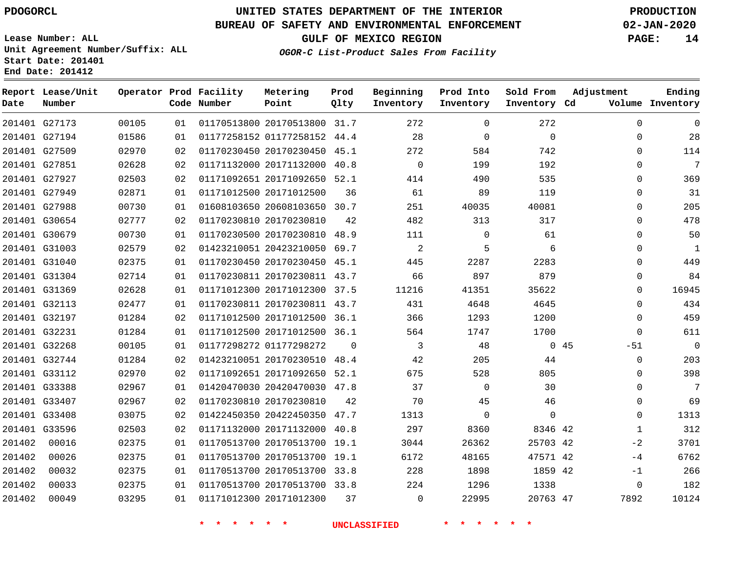PDOGORCL

# UNITED STATES DEPARTMENT OF THE INTERIOR
## BUREAU OF SAFETY AND ENVIRONMENTAL ENFORCEMENT
### GULF OF MEXICO REGION
*OGOR-C List-Product Sales From Facility*

PRODUCTION
02-JAN-2020

Lease Number: ALL
Unit Agreement Number/Suffix: ALL
Start Date: 201401
End Date: 201412

| Report Date | Lease/Unit Number | Operator | Prod Code | Facility Number | Metering Point | Prod Qlty | Beginning Inventory | Prod Into Inventory | Sold From Inventory | Adjustment Cd | Adjustment Volume | Ending Inventory |
|---|---|---|---|---|---|---|---|---|---|---|---|---|
| 201401 | G27173 | 00105 | 01 | 01170513800 | 20170513800 | 31.7 | 272 | 0 | 272 | | 0 | 0 |
| 201401 | G27194 | 01586 | 01 | 01177258152 | 01177258152 | 44.4 | 28 | 0 | 0 | | 0 | 28 |
| 201401 | G27509 | 02970 | 02 | 01170230450 | 20170230450 | 45.1 | 272 | 584 | 742 | | 0 | 114 |
| 201401 | G27851 | 02628 | 02 | 01171132000 | 20171132000 | 40.8 | 0 | 199 | 192 | | 0 | 7 |
| 201401 | G27927 | 02503 | 02 | 01171092651 | 20171092650 | 52.1 | 414 | 490 | 535 | | 0 | 369 |
| 201401 | G27949 | 02871 | 01 | 01171012500 | 20171012500 | 36 | 61 | 89 | 119 | | 0 | 31 |
| 201401 | G27988 | 00730 | 01 | 01608103650 | 20608103650 | 30.7 | 251 | 40035 | 40081 | | 0 | 205 |
| 201401 | G30654 | 02777 | 02 | 01170230810 | 20170230810 | 42 | 482 | 313 | 317 | | 0 | 478 |
| 201401 | G30679 | 00730 | 01 | 01170230500 | 20170230810 | 48.9 | 111 | 0 | 61 | | 0 | 50 |
| 201401 | G31003 | 02579 | 02 | 01423210051 | 20423210050 | 69.7 | 2 | 5 | 6 | | 0 | 1 |
| 201401 | G31040 | 02375 | 01 | 01170230450 | 20170230450 | 45.1 | 445 | 2287 | 2283 | | 0 | 449 |
| 201401 | G31304 | 02714 | 01 | 01170230811 | 20170230811 | 43.7 | 66 | 897 | 879 | | 0 | 84 |
| 201401 | G31369 | 02628 | 01 | 01171012300 | 20171012300 | 37.5 | 11216 | 41351 | 35622 | | 0 | 16945 |
| 201401 | G32113 | 02477 | 01 | 01170230811 | 20170230811 | 43.7 | 431 | 4648 | 4645 | | 0 | 434 |
| 201401 | G32197 | 01284 | 02 | 01171012500 | 20171012500 | 36.1 | 366 | 1293 | 1200 | | 0 | 459 |
| 201401 | G32231 | 01284 | 01 | 01171012500 | 20171012500 | 36.1 | 564 | 1747 | 1700 | | 0 | 611 |
| 201401 | G32268 | 00105 | 01 | 01177298272 | 01177298272 | 0 | 3 | 48 | 0 | 45 | -51 | 0 |
| 201401 | G32744 | 01284 | 02 | 01423210051 | 20170230510 | 48.4 | 42 | 205 | 44 | | 0 | 203 |
| 201401 | G33112 | 02970 | 02 | 01171092651 | 20171092650 | 52.1 | 675 | 528 | 805 | | 0 | 398 |
| 201401 | G33388 | 02967 | 01 | 01420470030 | 20420470030 | 47.8 | 37 | 0 | 30 | | 0 | 7 |
| 201401 | G33407 | 02967 | 02 | 01170230810 | 20170230810 | 42 | 70 | 45 | 46 | | 0 | 69 |
| 201401 | G33408 | 03075 | 02 | 01422450350 | 20422450350 | 47.7 | 1313 | 0 | 0 | | 0 | 1313 |
| 201401 | G33596 | 02503 | 02 | 01171132000 | 20171132000 | 40.8 | 297 | 8360 | 8346 | 42 | 1 | 312 |
| 201402 | 00016 | 02375 | 01 | 01170513700 | 20170513700 | 19.1 | 3044 | 26362 | 25703 | 42 | -2 | 3701 |
| 201402 | 00026 | 02375 | 01 | 01170513700 | 20170513700 | 19.1 | 6172 | 48165 | 47571 | 42 | -4 | 6762 |
| 201402 | 00032 | 02375 | 01 | 01170513700 | 20170513700 | 33.8 | 228 | 1898 | 1859 | 42 | -1 | 266 |
| 201402 | 00033 | 02375 | 01 | 01170513700 | 20170513700 | 33.8 | 224 | 1296 | 1338 | | 0 | 182 |
| 201402 | 00049 | 03295 | 01 | 01171012300 | 20171012300 | 37 | 0 | 22995 | 20763 | 47 | 7892 | 10124 |

\* \* \* \* \* \* UNCLASSIFIED \* \* \* \* \* \*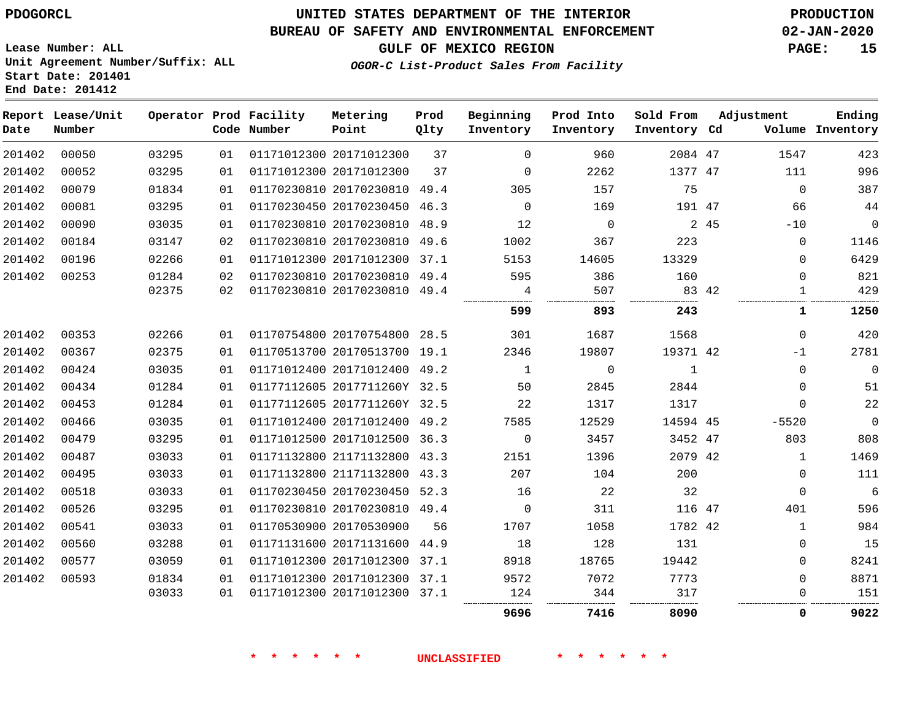PDOGORCL

# UNITED STATES DEPARTMENT OF THE INTERIOR
## BUREAU OF SAFETY AND ENVIRONMENTAL ENFORCEMENT
### GULF OF MEXICO REGION
*OGOR-C List-Product Sales From Facility*

PRODUCTION
02-JAN-2020

Lease Number: ALL
Unit Agreement Number/Suffix: ALL
Start Date: 201401
End Date: 201412

| Report Date | Lease/Unit Number | Operator | Prod Code | Facility Number | Metering Point | Prod Qlty | Beginning Inventory | Prod Into Inventory | Sold From Inventory | Cd | Adjustment Volume | Ending Inventory |
|---|---|---|---|---|---|---|---|---|---|---|---|---|
| 201402 | 00050 | 03295 | 01 | 01171012300 | 20171012300 | 37 | 0 | 960 | 2084 | 47 | 1547 | 423 |
| 201402 | 00052 | 03295 | 01 | 01171012300 | 20171012300 | 37 | 0 | 2262 | 1377 | 47 | 111 | 996 |
| 201402 | 00079 | 01834 | 01 | 01170230810 | 20170230810 | 49.4 | 305 | 157 | 75 | | 0 | 387 |
| 201402 | 00081 | 03295 | 01 | 01170230450 | 20170230450 | 46.3 | 0 | 169 | 191 | 47 | 66 | 44 |
| 201402 | 00090 | 03035 | 01 | 01170230810 | 20170230810 | 48.9 | 12 | 0 | 2 | 45 | -10 | 0 |
| 201402 | 00184 | 03147 | 02 | 01170230810 | 20170230810 | 49.6 | 1002 | 367 | 223 | | 0 | 1146 |
| 201402 | 00196 | 02266 | 01 | 01171012300 | 20171012300 | 37.1 | 5153 | 14605 | 13329 | | 0 | 6429 |
| 201402 | 00253 | 01284 | 02 | 01170230810 | 20170230810 | 49.4 | 595 | 386 | 160 | | 0 | 821 |
| | | 02375 | 02 | 01170230810 | 20170230810 | 49.4 | 4 | 507 | 83 | 42 | 1 | 429 |
| | | | | | | | **599** | **893** | **243** | | **1** | **1250** |
| 201402 | 00353 | 02266 | 01 | 01170754800 | 20170754800 | 28.5 | 301 | 1687 | 1568 | | 0 | 420 |
| 201402 | 00367 | 02375 | 01 | 01170513700 | 20170513700 | 19.1 | 2346 | 19807 | 19371 | 42 | -1 | 2781 |
| 201402 | 00424 | 03035 | 01 | 01171012400 | 20171012400 | 49.2 | 1 | 0 | 1 | | 0 | 0 |
| 201402 | 00434 | 01284 | 01 | 01177112605 | 2017711260Y | 32.5 | 50 | 2845 | 2844 | | 0 | 51 |
| 201402 | 00453 | 01284 | 01 | 01177112605 | 2017711260Y | 32.5 | 22 | 1317 | 1317 | | 0 | 22 |
| 201402 | 00466 | 03035 | 01 | 01171012400 | 20171012400 | 49.2 | 7585 | 12529 | 14594 | 45 | -5520 | 0 |
| 201402 | 00479 | 03295 | 01 | 01171012500 | 20171012500 | 36.3 | 0 | 3457 | 3452 | 47 | 803 | 808 |
| 201402 | 00487 | 03033 | 01 | 01171132800 | 21171132800 | 43.3 | 2151 | 1396 | 2079 | 42 | 1 | 1469 |
| 201402 | 00495 | 03033 | 01 | 01171132800 | 21171132800 | 43.3 | 207 | 104 | 200 | | 0 | 111 |
| 201402 | 00518 | 03033 | 01 | 01170230450 | 20170230450 | 52.3 | 16 | 22 | 32 | | 0 | 6 |
| 201402 | 00526 | 03295 | 01 | 01170230810 | 20170230810 | 49.4 | 0 | 311 | 116 | 47 | 401 | 596 |
| 201402 | 00541 | 03033 | 01 | 01170530900 | 20170530900 | 56 | 1707 | 1058 | 1782 | 42 | 1 | 984 |
| 201402 | 00560 | 03288 | 01 | 01171131600 | 20171131600 | 44.9 | 18 | 128 | 131 | | 0 | 15 |
| 201402 | 00577 | 03059 | 01 | 01171012300 | 20171012300 | 37.1 | 8918 | 18765 | 19442 | | 0 | 8241 |
| 201402 | 00593 | 01834 | 01 | 01171012300 | 20171012300 | 37.1 | 9572 | 7072 | 7773 | | 0 | 8871 |
| | | 03033 | 01 | 01171012300 | 20171012300 | 37.1 | 124 | 344 | 317 | | 0 | 151 |
| | | | | | | | **9696** | **7416** | **8090** | | **0** | **9022** |

\* \* \* \* \* \* UNCLASSIFIED \* \* \* \* \* \*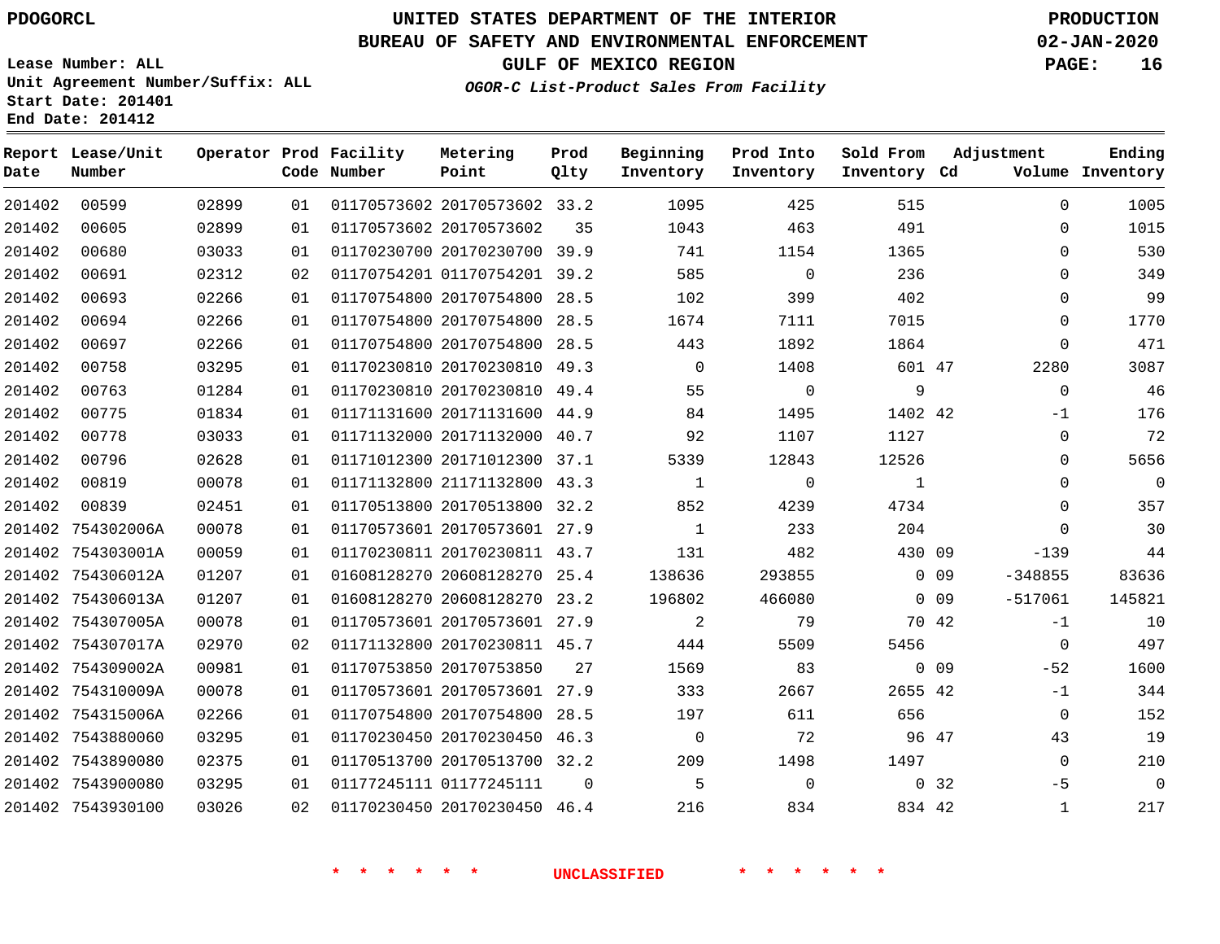PDOGORCL

# UNITED STATES DEPARTMENT OF THE INTERIOR
## BUREAU OF SAFETY AND ENVIRONMENTAL ENFORCEMENT
### GULF OF MEXICO REGION

*OGOR-C List-Product Sales From Facility*

PRODUCTION
02-JAN-2020

Lease Number: ALL
Unit Agreement Number/Suffix: ALL
Start Date: 201401
End Date: 201412

| Report Date | Lease/Unit Number | Operator | Prod Code | Facility Number | Metering Point | Prod Qlty | Beginning Inventory | Prod Into Inventory | Sold From Inventory | Adjustment Cd | Adjustment Volume | Ending Inventory |
|---|---|---|---|---|---|---|---|---|---|---|---|---|
| 201402 | 00599 | 02899 | 01 | 01170573602 | 20170573602 | 33.2 | 1095 | 425 | 515 | | 0 | 1005 |
| 201402 | 00605 | 02899 | 01 | 01170573602 | 20170573602 | 35 | 1043 | 463 | 491 | | 0 | 1015 |
| 201402 | 00680 | 03033 | 01 | 01170230700 | 20170230700 | 39.9 | 741 | 1154 | 1365 | | 0 | 530 |
| 201402 | 00691 | 02312 | 02 | 01170754201 | 01170754201 | 39.2 | 585 | 0 | 236 | | 0 | 349 |
| 201402 | 00693 | 02266 | 01 | 01170754800 | 20170754800 | 28.5 | 102 | 399 | 402 | | 0 | 99 |
| 201402 | 00694 | 02266 | 01 | 01170754800 | 20170754800 | 28.5 | 1674 | 7111 | 7015 | | 0 | 1770 |
| 201402 | 00697 | 02266 | 01 | 01170754800 | 20170754800 | 28.5 | 443 | 1892 | 1864 | | 0 | 471 |
| 201402 | 00758 | 03295 | 01 | 01170230810 | 20170230810 | 49.3 | 0 | 1408 | 601 | 47 | 2280 | 3087 |
| 201402 | 00763 | 01284 | 01 | 01170230810 | 20170230810 | 49.4 | 55 | 0 | 9 | | 0 | 46 |
| 201402 | 00775 | 01834 | 01 | 01171131600 | 20171131600 | 44.9 | 84 | 1495 | 1402 | 42 | -1 | 176 |
| 201402 | 00778 | 03033 | 01 | 01171132000 | 20171132000 | 40.7 | 92 | 1107 | 1127 | | 0 | 72 |
| 201402 | 00796 | 02628 | 01 | 01171012300 | 20171012300 | 37.1 | 5339 | 12843 | 12526 | | 0 | 5656 |
| 201402 | 00819 | 00078 | 01 | 01171132800 | 21171132800 | 43.3 | 1 | 0 | 1 | | 0 | 0 |
| 201402 | 00839 | 02451 | 01 | 01170513800 | 20170513800 | 32.2 | 852 | 4239 | 4734 | | 0 | 357 |
| 201402 | 754302006A | 00078 | 01 | 01170573601 | 20170573601 | 27.9 | 1 | 233 | 204 | | 0 | 30 |
| 201402 | 754303001A | 00059 | 01 | 01170230811 | 20170230811 | 43.7 | 131 | 482 | 430 | 09 | -139 | 44 |
| 201402 | 754306012A | 01207 | 01 | 01608128270 | 20608128270 | 25.4 | 138636 | 293855 | 0 | 09 | -348855 | 83636 |
| 201402 | 754306013A | 01207 | 01 | 01608128270 | 20608128270 | 23.2 | 196802 | 466080 | 0 | 09 | -517061 | 145821 |
| 201402 | 754307005A | 00078 | 01 | 01170573601 | 20170573601 | 27.9 | 2 | 79 | 70 | 42 | -1 | 10 |
| 201402 | 754307017A | 02970 | 02 | 01171132800 | 20170230811 | 45.7 | 444 | 5509 | 5456 | | 0 | 497 |
| 201402 | 754309002A | 00981 | 01 | 01170753850 | 20170753850 | 27 | 1569 | 83 | 0 | 09 | -52 | 1600 |
| 201402 | 754310009A | 00078 | 01 | 01170573601 | 20170573601 | 27.9 | 333 | 2667 | 2655 | 42 | -1 | 344 |
| 201402 | 754315006A | 02266 | 01 | 01170754800 | 20170754800 | 28.5 | 197 | 611 | 656 | | 0 | 152 |
| 201402 | 7543880060 | 03295 | 01 | 01170230450 | 20170230450 | 46.3 | 0 | 72 | 96 | 47 | 43 | 19 |
| 201402 | 7543890080 | 02375 | 01 | 01170513700 | 20170513700 | 32.2 | 209 | 1498 | 1497 | | 0 | 210 |
| 201402 | 7543900080 | 03295 | 01 | 01177245111 | 01177245111 | 0 | 5 | 0 | 0 | 32 | -5 | 0 |
| 201402 | 7543930100 | 03026 | 02 | 01170230450 | 20170230450 | 46.4 | 216 | 834 | 834 | 42 | 1 | 217 |

* * * * * * UNCLASSIFIED * * * * * *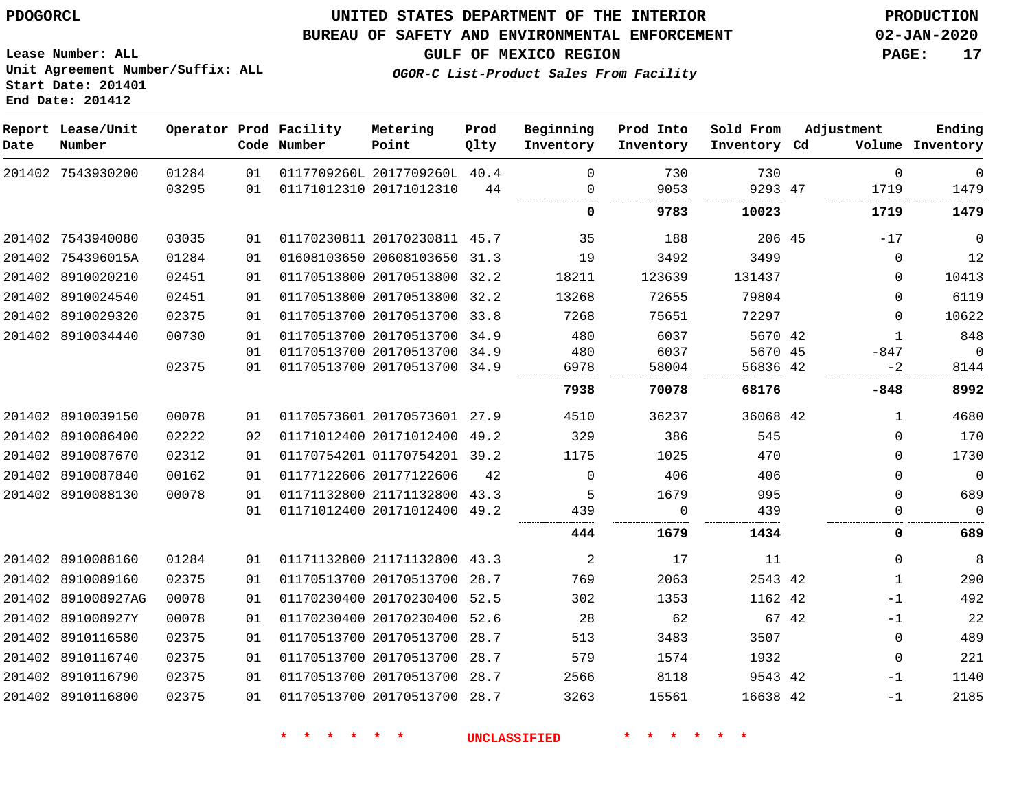**PDOGORCL**

**Lease Number: ALL**
**Unit Agreement Number/Suffix: ALL**
**Start Date: 201401**
**End Date: 201412**

# UNITED STATES DEPARTMENT OF THE INTERIOR
## BUREAU OF SAFETY AND ENVIRONMENTAL ENFORCEMENT
### GULF OF MEXICO REGION
*OGOR-C List-Product Sales From Facility*

**PRODUCTION**
**02-JAN-2020**

| Report Date | Lease/Unit Number | Operator | Prod Code | Facility Number | Metering Point | Prod Qlty | Beginning Inventory | Prod Into Inventory | Sold From Inventory | Adjustment Cd | Adjustment Volume | Ending Inventory |
|---|---|---|---|---|---|---|---|---|---|---|---|---|
| 201402 | 7543930200 | 01284 | 01 | 0117709260L | 2017709260L | 40.4 | 0 | 730 | 730 | | 0 | 0 |
| | | 03295 | 01 | 01171012310 | 20171012310 | 44 | 0 | 9053 | 9293 | 47 | 1719 | 1479 |
| | | | | | | | **0** | **9783** | **10023** | | **1719** | **1479** |
| 201402 | 7543940080 | 03035 | 01 | 01170230811 | 20170230811 | 45.7 | 35 | 188 | 206 | 45 | -17 | 0 |
| 201402 | 754396015A | 01284 | 01 | 01608103650 | 20608103650 | 31.3 | 19 | 3492 | 3499 | | 0 | 12 |
| 201402 | 8910020210 | 02451 | 01 | 01170513800 | 20170513800 | 32.2 | 18211 | 123639 | 131437 | | 0 | 10413 |
| 201402 | 8910024540 | 02451 | 01 | 01170513800 | 20170513800 | 32.2 | 13268 | 72655 | 79804 | | 0 | 6119 |
| 201402 | 8910029320 | 02375 | 01 | 01170513700 | 20170513700 | 33.8 | 7268 | 75651 | 72297 | | 0 | 10622 |
| 201402 | 8910034440 | 00730 | 01 | 01170513700 | 20170513700 | 34.9 | 480 | 6037 | 5670 | 42 | 1 | 848 |
| | | | 01 | 01170513700 | 20170513700 | 34.9 | 480 | 6037 | 5670 | 45 | -847 | 0 |
| | | 02375 | 01 | 01170513700 | 20170513700 | 34.9 | 6978 | 58004 | 56836 | 42 | -2 | 8144 |
| | | | | | | | **7938** | **70078** | **68176** | | **-848** | **8992** |
| 201402 | 8910039150 | 00078 | 01 | 01170573601 | 20170573601 | 27.9 | 4510 | 36237 | 36068 | 42 | 1 | 4680 |
| 201402 | 8910086400 | 02222 | 02 | 01171012400 | 20171012400 | 49.2 | 329 | 386 | 545 | | 0 | 170 |
| 201402 | 8910087670 | 02312 | 01 | 01170754201 | 01170754201 | 39.2 | 1175 | 1025 | 470 | | 0 | 1730 |
| 201402 | 8910087840 | 00162 | 01 | 01177122606 | 20177122606 | 42 | 0 | 406 | 406 | | 0 | 0 |
| 201402 | 8910088130 | 00078 | 01 | 01171132800 | 21171132800 | 43.3 | 5 | 1679 | 995 | | 0 | 689 |
| | | | 01 | 01171012400 | 20171012400 | 49.2 | 439 | 0 | 439 | | 0 | 0 |
| | | | | | | | **444** | **1679** | **1434** | | **0** | **689** |
| 201402 | 8910088160 | 01284 | 01 | 01171132800 | 21171132800 | 43.3 | 2 | 17 | 11 | | 0 | 8 |
| 201402 | 8910089160 | 02375 | 01 | 01170513700 | 20170513700 | 28.7 | 769 | 2063 | 2543 | 42 | 1 | 290 |
| 201402 | 891008927AG | 00078 | 01 | 01170230400 | 20170230400 | 52.5 | 302 | 1353 | 1162 | 42 | -1 | 492 |
| 201402 | 891008927Y | 00078 | 01 | 01170230400 | 20170230400 | 52.6 | 28 | 62 | 67 | 42 | -1 | 22 |
| 201402 | 8910116580 | 02375 | 01 | 01170513700 | 20170513700 | 28.7 | 513 | 3483 | 3507 | | 0 | 489 |
| 201402 | 8910116740 | 02375 | 01 | 01170513700 | 20170513700 | 28.7 | 579 | 1574 | 1932 | | 0 | 221 |
| 201402 | 8910116790 | 02375 | 01 | 01170513700 | 20170513700 | 28.7 | 2566 | 8118 | 9543 | 42 | -1 | 1140 |
| 201402 | 8910116800 | 02375 | 01 | 01170513700 | 20170513700 | 28.7 | 3263 | 15561 | 16638 | 42 | -1 | 2185 |

* * * * * * UNCLASSIFIED * * * * * *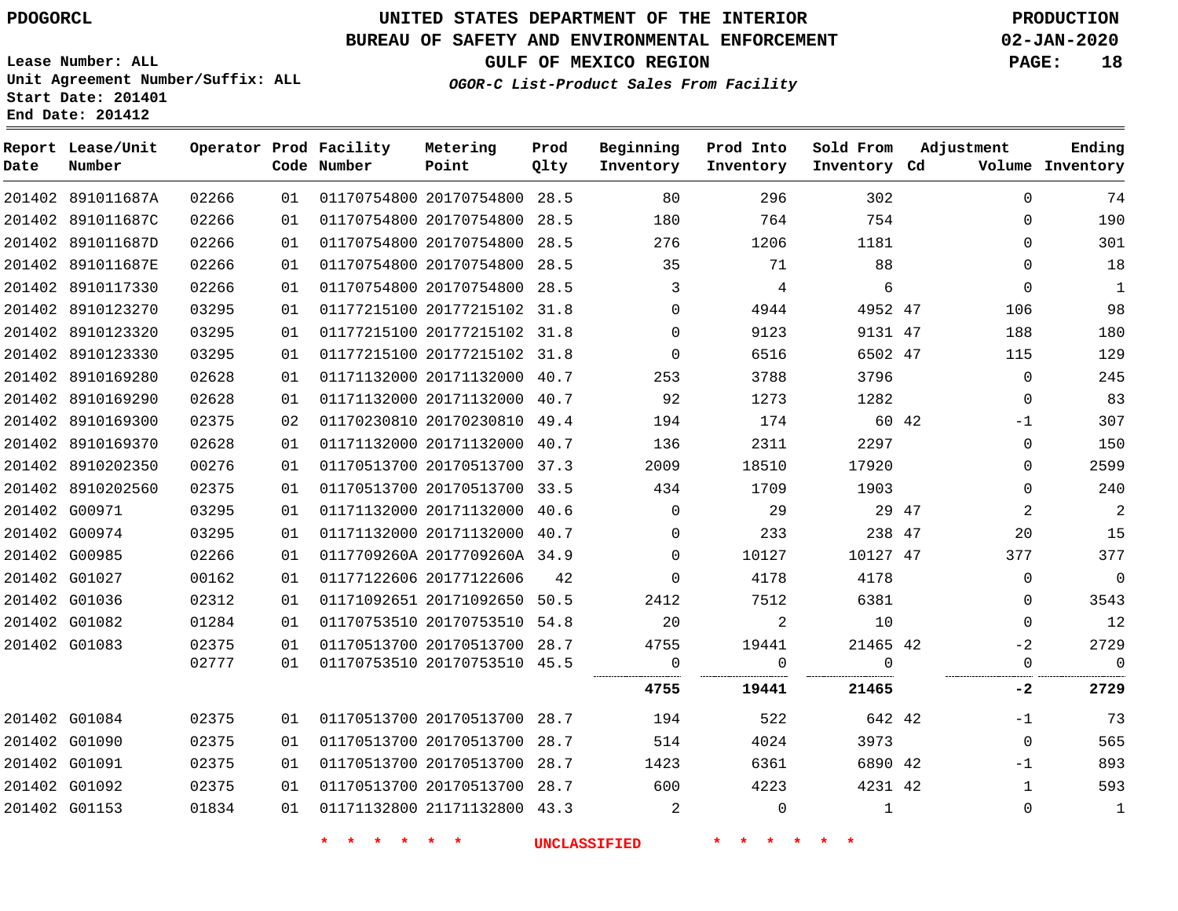PDOGORCL

# UNITED STATES DEPARTMENT OF THE INTERIOR
## BUREAU OF SAFETY AND ENVIRONMENTAL ENFORCEMENT
### GULF OF MEXICO REGION
*OGOR-C List-Product Sales From Facility*

PRODUCTION
02-JAN-2020

Lease Number: ALL
Unit Agreement Number/Suffix: ALL
Start Date: 201401
End Date: 201412

| Report Date | Lease/Unit Number | Operator | Prod Code | Facility Number | Metering Point | Prod Qlty | Beginning Inventory | Prod Into Inventory | Sold From Inventory | Adjustment Cd | Volume | Ending Inventory |
|---|---|---|---|---|---|---|---|---|---|---|---|---|
| 201402 | 891011687A | 02266 | 01 | 01170754800 | 20170754800 | 28.5 | 80 | 296 | 302 | | 0 | 74 |
| 201402 | 891011687C | 02266 | 01 | 01170754800 | 20170754800 | 28.5 | 180 | 764 | 754 | | 0 | 190 |
| 201402 | 891011687D | 02266 | 01 | 01170754800 | 20170754800 | 28.5 | 276 | 1206 | 1181 | | 0 | 301 |
| 201402 | 891011687E | 02266 | 01 | 01170754800 | 20170754800 | 28.5 | 35 | 71 | 88 | | 0 | 18 |
| 201402 | 8910117330 | 02266 | 01 | 01170754800 | 20170754800 | 28.5 | 3 | 4 | 6 | | 0 | 1 |
| 201402 | 8910123270 | 03295 | 01 | 01177215100 | 20177215102 | 31.8 | 0 | 4944 | 4952 | 47 | 106 | 98 |
| 201402 | 8910123320 | 03295 | 01 | 01177215100 | 20177215102 | 31.8 | 0 | 9123 | 9131 | 47 | 188 | 180 |
| 201402 | 8910123330 | 03295 | 01 | 01177215100 | 20177215102 | 31.8 | 0 | 6516 | 6502 | 47 | 115 | 129 |
| 201402 | 8910169280 | 02628 | 01 | 01171132000 | 20171132000 | 40.7 | 253 | 3788 | 3796 | | 0 | 245 |
| 201402 | 8910169290 | 02628 | 01 | 01171132000 | 20171132000 | 40.7 | 92 | 1273 | 1282 | | 0 | 83 |
| 201402 | 8910169300 | 02375 | 02 | 01170230810 | 20170230810 | 49.4 | 194 | 174 | 60 | 42 | -1 | 307 |
| 201402 | 8910169370 | 02628 | 01 | 01171132000 | 20171132000 | 40.7 | 136 | 2311 | 2297 | | 0 | 150 |
| 201402 | 8910202350 | 00276 | 01 | 01170513700 | 20170513700 | 37.3 | 2009 | 18510 | 17920 | | 0 | 2599 |
| 201402 | 8910202560 | 02375 | 01 | 01170513700 | 20170513700 | 33.5 | 434 | 1709 | 1903 | | 0 | 240 |
| 201402 | G00971 | 03295 | 01 | 01171132000 | 20171132000 | 40.6 | 0 | 29 | 29 | 47 | 2 | 2 |
| 201402 | G00974 | 03295 | 01 | 01171132000 | 20171132000 | 40.7 | 0 | 233 | 238 | 47 | 20 | 15 |
| 201402 | G00985 | 02266 | 01 | 0117709260A | 2017709260A | 34.9 | 0 | 10127 | 10127 | 47 | 377 | 377 |
| 201402 | G01027 | 00162 | 01 | 01177122606 | 20177122606 | 42 | 0 | 4178 | 4178 | | 0 | 0 |
| 201402 | G01036 | 02312 | 01 | 01171092651 | 20171092650 | 50.5 | 2412 | 7512 | 6381 | | 0 | 3543 |
| 201402 | G01082 | 01284 | 01 | 01170753510 | 20170753510 | 54.8 | 20 | 2 | 10 | | 0 | 12 |
| 201402 | G01083 | 02375 | 01 | 01170513700 | 20170513700 | 28.7 | 4755 | 19441 | 21465 | 42 | -2 | 2729 |
| | | 02777 | 01 | 01170753510 | 20170753510 | 45.5 | 0 | 0 | 0 | | 0 | 0 |
| | | | | | | | **4755** | **19441** | **21465** | | **-2** | **2729** |
| 201402 | G01084 | 02375 | 01 | 01170513700 | 20170513700 | 28.7 | 194 | 522 | 642 | 42 | -1 | 73 |
| 201402 | G01090 | 02375 | 01 | 01170513700 | 20170513700 | 28.7 | 514 | 4024 | 3973 | | 0 | 565 |
| 201402 | G01091 | 02375 | 01 | 01170513700 | 20170513700 | 28.7 | 1423 | 6361 | 6890 | 42 | -1 | 893 |
| 201402 | G01092 | 02375 | 01 | 01170513700 | 20170513700 | 28.7 | 600 | 4223 | 4231 | 42 | 1 | 593 |
| 201402 | G01153 | 01834 | 01 | 01171132800 | 21171132800 | 43.3 | 2 | 0 | 1 | | 0 | 1 |

* * * * * * UNCLASSIFIED * * * * * *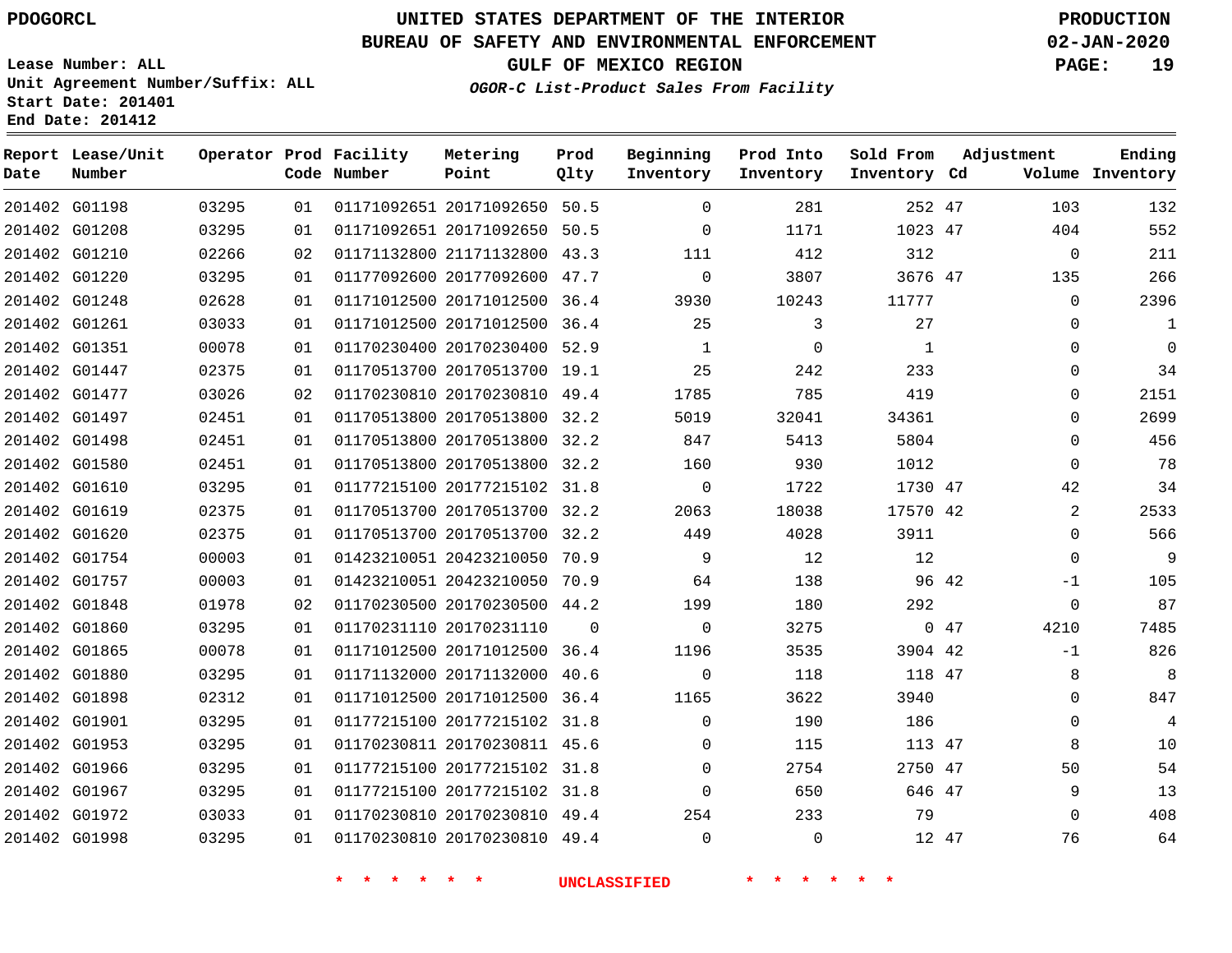PDOGORCL

**UNITED STATES DEPARTMENT OF THE INTERIOR**
**BUREAU OF SAFETY AND ENVIRONMENTAL ENFORCEMENT**
**GULF OF MEXICO REGION**
*OGOR-C List-Product Sales From Facility*

PRODUCTION
02-JAN-2020

Lease Number: ALL
Unit Agreement Number/Suffix: ALL
Start Date: 201401
End Date: 201412

| Report Date | Lease/Unit Number | Operator | Prod Code | Facility Number | Metering Point | Prod Qlty | Beginning Inventory | Prod Into Inventory | Sold From Inventory | Adjustment Cd | Volume | Ending Inventory |
|---|---|---|---|---|---|---|---|---|---|---|---|---|
| 201402 | G01198 | 03295 | 01 | 01171092651 | 20171092650 | 50.5 | 0 | 281 | 252 | 47 | 103 | 132 |
| 201402 | G01208 | 03295 | 01 | 01171092651 | 20171092650 | 50.5 | 0 | 1171 | 1023 | 47 | 404 | 552 |
| 201402 | G01210 | 02266 | 02 | 01171132800 | 21171132800 | 43.3 | 111 | 412 | 312 | | 0 | 211 |
| 201402 | G01220 | 03295 | 01 | 01177092600 | 20177092600 | 47.7 | 0 | 3807 | 3676 | 47 | 135 | 266 |
| 201402 | G01248 | 02628 | 01 | 01171012500 | 20171012500 | 36.4 | 3930 | 10243 | 11777 | | 0 | 2396 |
| 201402 | G01261 | 03033 | 01 | 01171012500 | 20171012500 | 36.4 | 25 | 3 | 27 | | 0 | 1 |
| 201402 | G01351 | 00078 | 01 | 01170230400 | 20170230400 | 52.9 | 1 | 0 | 1 | | 0 | 0 |
| 201402 | G01447 | 02375 | 01 | 01170513700 | 20170513700 | 19.1 | 25 | 242 | 233 | | 0 | 34 |
| 201402 | G01477 | 03026 | 02 | 01170230810 | 20170230810 | 49.4 | 1785 | 785 | 419 | | 0 | 2151 |
| 201402 | G01497 | 02451 | 01 | 01170513800 | 20170513800 | 32.2 | 5019 | 32041 | 34361 | | 0 | 2699 |
| 201402 | G01498 | 02451 | 01 | 01170513800 | 20170513800 | 32.2 | 847 | 5413 | 5804 | | 0 | 456 |
| 201402 | G01580 | 02451 | 01 | 01170513800 | 20170513800 | 32.2 | 160 | 930 | 1012 | | 0 | 78 |
| 201402 | G01610 | 03295 | 01 | 01177215100 | 20177215102 | 31.8 | 0 | 1722 | 1730 | 47 | 42 | 34 |
| 201402 | G01619 | 02375 | 01 | 01170513700 | 20170513700 | 32.2 | 2063 | 18038 | 17570 | 42 | 2 | 2533 |
| 201402 | G01620 | 02375 | 01 | 01170513700 | 20170513700 | 32.2 | 449 | 4028 | 3911 | | 0 | 566 |
| 201402 | G01754 | 00003 | 01 | 01423210051 | 20423210050 | 70.9 | 9 | 12 | 12 | | 0 | 9 |
| 201402 | G01757 | 00003 | 01 | 01423210051 | 20423210050 | 70.9 | 64 | 138 | 96 | 42 | -1 | 105 |
| 201402 | G01848 | 01978 | 02 | 01170230500 | 20170230500 | 44.2 | 199 | 180 | 292 | | 0 | 87 |
| 201402 | G01860 | 03295 | 01 | 01170231110 | 20170231110 | 0 | 0 | 3275 | 0 | 47 | 4210 | 7485 |
| 201402 | G01865 | 00078 | 01 | 01171012500 | 20171012500 | 36.4 | 1196 | 3535 | 3904 | 42 | -1 | 826 |
| 201402 | G01880 | 03295 | 01 | 01171132000 | 20171132000 | 40.6 | 0 | 118 | 118 | 47 | 8 | 8 |
| 201402 | G01898 | 02312 | 01 | 01171012500 | 20171012500 | 36.4 | 1165 | 3622 | 3940 | | 0 | 847 |
| 201402 | G01901 | 03295 | 01 | 01177215100 | 20177215102 | 31.8 | 0 | 190 | 186 | | 0 | 4 |
| 201402 | G01953 | 03295 | 01 | 01170230811 | 20170230811 | 45.6 | 0 | 115 | 113 | 47 | 8 | 10 |
| 201402 | G01966 | 03295 | 01 | 01177215100 | 20177215102 | 31.8 | 0 | 2754 | 2750 | 47 | 50 | 54 |
| 201402 | G01967 | 03295 | 01 | 01177215100 | 20177215102 | 31.8 | 0 | 650 | 646 | 47 | 9 | 13 |
| 201402 | G01972 | 03033 | 01 | 01170230810 | 20170230810 | 49.4 | 254 | 233 | 79 | | 0 | 408 |
| 201402 | G01998 | 03295 | 01 | 01170230810 | 20170230810 | 49.4 | 0 | 0 | 12 | 47 | 76 | 64 |

\* \* \* \* \* \* UNCLASSIFIED \* \* \* \* \* \*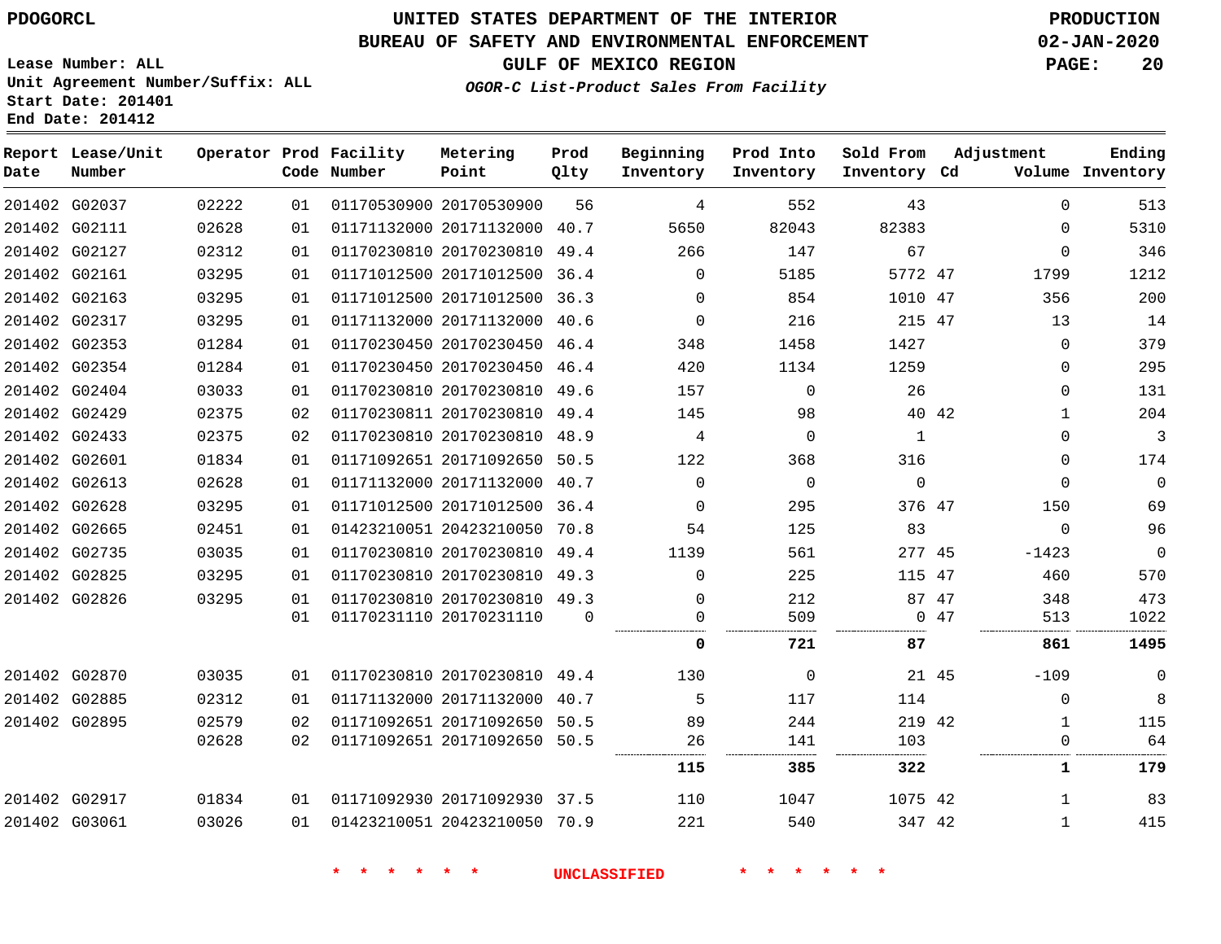PDOGORCL

Lease Number: ALL
Unit Agreement Number/Suffix: ALL
Start Date: 201401
End Date: 201412

# UNITED STATES DEPARTMENT OF THE INTERIOR
## BUREAU OF SAFETY AND ENVIRONMENTAL ENFORCEMENT
### GULF OF MEXICO REGION

*OGOR-C List-Product Sales From Facility*

PRODUCTION
02-JAN-2020

| Report Date | Lease/Unit Number | Operator | Prod Code | Facility Number | Metering Point | Prod Qlty | Beginning Inventory | Prod Into Inventory | Sold From Inventory | Adjustment Cd | Volume | Ending Inventory |
|---|---|---|---|---|---|---|---|---|---|---|---|---|
| 201402 | G02037 | 02222 | 01 | 01170530900 | 20170530900 | 56 | 4 | 552 | 43 | | 0 | 513 |
| 201402 | G02111 | 02628 | 01 | 01171132000 | 20171132000 | 40.7 | 5650 | 82043 | 82383 | | 0 | 5310 |
| 201402 | G02127 | 02312 | 01 | 01170230810 | 20170230810 | 49.4 | 266 | 147 | 67 | | 0 | 346 |
| 201402 | G02161 | 03295 | 01 | 01171012500 | 20171012500 | 36.4 | 0 | 5185 | 5772 | 47 | 1799 | 1212 |
| 201402 | G02163 | 03295 | 01 | 01171012500 | 20171012500 | 36.3 | 0 | 854 | 1010 | 47 | 356 | 200 |
| 201402 | G02317 | 03295 | 01 | 01171132000 | 20171132000 | 40.6 | 0 | 216 | 215 | 47 | 13 | 14 |
| 201402 | G02353 | 01284 | 01 | 01170230450 | 20170230450 | 46.4 | 348 | 1458 | 1427 | | 0 | 379 |
| 201402 | G02354 | 01284 | 01 | 01170230450 | 20170230450 | 46.4 | 420 | 1134 | 1259 | | 0 | 295 |
| 201402 | G02404 | 03033 | 01 | 01170230810 | 20170230810 | 49.6 | 157 | 0 | 26 | | 0 | 131 |
| 201402 | G02429 | 02375 | 02 | 01170230811 | 20170230810 | 49.4 | 145 | 98 | 40 | 42 | 1 | 204 |
| 201402 | G02433 | 02375 | 02 | 01170230810 | 20170230810 | 48.9 | 4 | 0 | 1 | | 0 | 3 |
| 201402 | G02601 | 01834 | 01 | 01171092651 | 20171092650 | 50.5 | 122 | 368 | 316 | | 0 | 174 |
| 201402 | G02613 | 02628 | 01 | 01171132000 | 20171132000 | 40.7 | 0 | 0 | 0 | | 0 | 0 |
| 201402 | G02628 | 03295 | 01 | 01171012500 | 20171012500 | 36.4 | 0 | 295 | 376 | 47 | 150 | 69 |
| 201402 | G02665 | 02451 | 01 | 01423210051 | 20423210050 | 70.8 | 54 | 125 | 83 | | 0 | 96 |
| 201402 | G02735 | 03035 | 01 | 01170230810 | 20170230810 | 49.4 | 1139 | 561 | 277 | 45 | -1423 | 0 |
| 201402 | G02825 | 03295 | 01 | 01170230810 | 20170230810 | 49.3 | 0 | 225 | 115 | 47 | 460 | 570 |
| 201402 | G02826 | 03295 | 01 | 01170230810 | 20170230810 | 49.3 | 0 | 212 | 87 | 47 | 348 | 473 |
| | | | 01 | 01170231110 | 20170231110 | 0 | 0 | 509 | 0 | 47 | 513 | 1022 |
| | | | | | | | **0** | **721** | **87** | | **861** | **1495** |
| 201402 | G02870 | 03035 | 01 | 01170230810 | 20170230810 | 49.4 | 130 | 0 | 21 | 45 | -109 | 0 |
| 201402 | G02885 | 02312 | 01 | 01171132000 | 20171132000 | 40.7 | 5 | 117 | 114 | | 0 | 8 |
| 201402 | G02895 | 02579 | 02 | 01171092651 | 20171092650 | 50.5 | 89 | 244 | 219 | 42 | 1 | 115 |
| | | 02628 | 02 | 01171092651 | 20171092650 | 50.5 | 26 | 141 | 103 | | 0 | 64 |
| | | | | | | | **115** | **385** | **322** | | **1** | **179** |
| 201402 | G02917 | 01834 | 01 | 01171092930 | 20171092930 | 37.5 | 110 | 1047 | 1075 | 42 | 1 | 83 |
| 201402 | G03061 | 03026 | 01 | 01423210051 | 20423210050 | 70.9 | 221 | 540 | 347 | 42 | 1 | 415 |

* * * * * * UNCLASSIFIED * * * * * *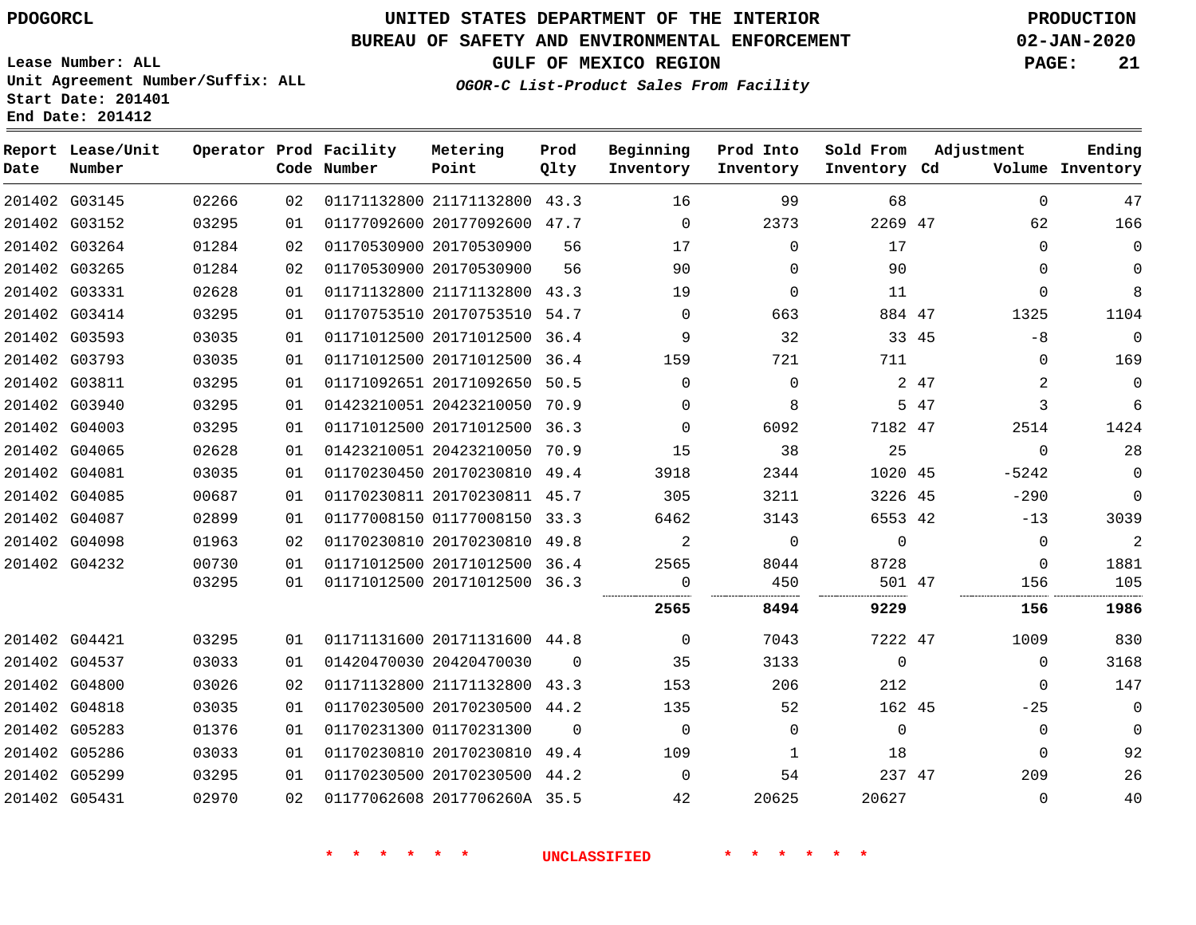PDOGORCL

# UNITED STATES DEPARTMENT OF THE INTERIOR
## BUREAU OF SAFETY AND ENVIRONMENTAL ENFORCEMENT
### GULF OF MEXICO REGION
*OGOR-C List-Product Sales From Facility*

PRODUCTION
02-JAN-2020

Lease Number: ALL
Unit Agreement Number/Suffix: ALL
Start Date: 201401
End Date: 201412

| Report Date | Lease/Unit Number | Operator | Prod Code | Facility Number | Metering Point | Prod Qlty | Beginning Inventory | Prod Into Inventory | Sold From Inventory | Adjustment Cd | Volume | Ending Inventory |
|---|---|---|---|---|---|---|---|---|---|---|---|---|
| 201402 | G03145 | 02266 | 02 | 01171132800 | 21171132800 | 43.3 | 16 | 99 | 68 | | 0 | 47 |
| 201402 | G03152 | 03295 | 01 | 01177092600 | 20177092600 | 47.7 | 0 | 2373 | 2269 | 47 | 62 | 166 |
| 201402 | G03264 | 01284 | 02 | 01170530900 | 20170530900 | 56 | 17 | 0 | 17 | | 0 | 0 |
| 201402 | G03265 | 01284 | 02 | 01170530900 | 20170530900 | 56 | 90 | 0 | 90 | | 0 | 0 |
| 201402 | G03331 | 02628 | 01 | 01171132800 | 21171132800 | 43.3 | 19 | 0 | 11 | | 0 | 8 |
| 201402 | G03414 | 03295 | 01 | 01170753510 | 20170753510 | 54.7 | 0 | 663 | 884 | 47 | 1325 | 1104 |
| 201402 | G03593 | 03035 | 01 | 01171012500 | 20171012500 | 36.4 | 9 | 32 | 33 | 45 | -8 | 0 |
| 201402 | G03793 | 03035 | 01 | 01171012500 | 20171012500 | 36.4 | 159 | 721 | 711 | | 0 | 169 |
| 201402 | G03811 | 03295 | 01 | 01171092651 | 20171092650 | 50.5 | 0 | 0 | 2 | 47 | 2 | 0 |
| 201402 | G03940 | 03295 | 01 | 01423210051 | 20423210050 | 70.9 | 0 | 8 | 5 | 47 | 3 | 6 |
| 201402 | G04003 | 03295 | 01 | 01171012500 | 20171012500 | 36.3 | 0 | 6092 | 7182 | 47 | 2514 | 1424 |
| 201402 | G04065 | 02628 | 01 | 01423210051 | 20423210050 | 70.9 | 15 | 38 | 25 | | 0 | 28 |
| 201402 | G04081 | 03035 | 01 | 01170230450 | 20170230810 | 49.4 | 3918 | 2344 | 1020 | 45 | -5242 | 0 |
| 201402 | G04085 | 00687 | 01 | 01170230811 | 20170230811 | 45.7 | 305 | 3211 | 3226 | 45 | -290 | 0 |
| 201402 | G04087 | 02899 | 01 | 01177008150 | 01177008150 | 33.3 | 6462 | 3143 | 6553 | 42 | -13 | 3039 |
| 201402 | G04098 | 01963 | 02 | 01170230810 | 20170230810 | 49.8 | 2 | 0 | 0 | | 0 | 2 |
| 201402 | G04232 | 00730 | 01 | 01171012500 | 20171012500 | 36.4 | 2565 | 8044 | 8728 | | 0 | 1881 |
| | | 03295 | 01 | 01171012500 | 20171012500 | 36.3 | 0 | 450 | 501 | 47 | 156 | 105 |
| | | | | | | | **2565** | **8494** | **9229** | | **156** | **1986** |
| 201402 | G04421 | 03295 | 01 | 01171131600 | 20171131600 | 44.8 | 0 | 7043 | 7222 | 47 | 1009 | 830 |
| 201402 | G04537 | 03033 | 01 | 01420470030 | 20420470030 | 0 | 35 | 3133 | 0 | | 0 | 3168 |
| 201402 | G04800 | 03026 | 02 | 01171132800 | 21171132800 | 43.3 | 153 | 206 | 212 | | 0 | 147 |
| 201402 | G04818 | 03035 | 01 | 01170230500 | 20170230500 | 44.2 | 135 | 52 | 162 | 45 | -25 | 0 |
| 201402 | G05283 | 01376 | 01 | 01170231300 | 01170231300 | 0 | 0 | 0 | 0 | | 0 | 0 |
| 201402 | G05286 | 03033 | 01 | 01170230810 | 20170230810 | 49.4 | 109 | 1 | 18 | | 0 | 92 |
| 201402 | G05299 | 03295 | 01 | 01170230500 | 20170230500 | 44.2 | 0 | 54 | 237 | 47 | 209 | 26 |
| 201402 | G05431 | 02970 | 02 | 01177062608 | 2017706260A | 35.5 | 42 | 20625 | 20627 | | 0 | 40 |

* * * * * * UNCLASSIFIED * * * * * *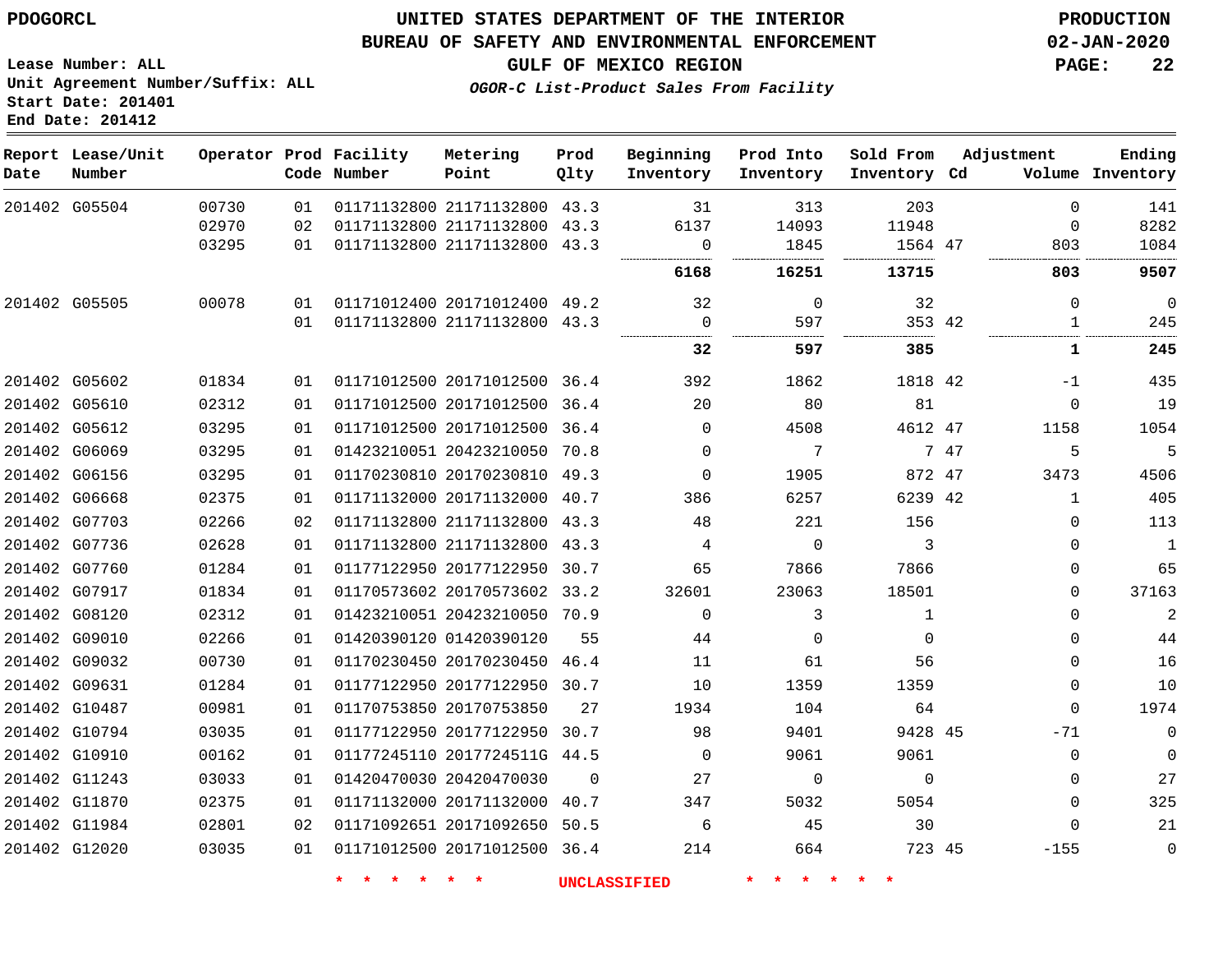PDOGORCL

# UNITED STATES DEPARTMENT OF THE INTERIOR
## BUREAU OF SAFETY AND ENVIRONMENTAL ENFORCEMENT
### GULF OF MEXICO REGION
*OGOR-C List-Product Sales From Facility*

PRODUCTION
02-JAN-2020

Lease Number: ALL
Unit Agreement Number/Suffix: ALL
Start Date: 201401
End Date: 201412

| Report Date | Lease/Unit Number | Operator | Prod Code | Facility Number | Metering Point | Prod Qlty | Beginning Inventory | Prod Into Inventory | Sold From Inventory | Adjustment Cd | Volume | Ending Inventory |
|---|---|---|---|---|---|---|---|---|---|---|---|---|
| 201402 | G05504 | 00730 | 01 | 01171132800 | 21171132800 | 43.3 | 31 | 313 | 203 | | 0 | 141 |
| | | 02970 | 02 | 01171132800 | 21171132800 | 43.3 | 6137 | 14093 | 11948 | | 0 | 8282 |
| | | 03295 | 01 | 01171132800 | 21171132800 | 43.3 | 0 | 1845 | 1564 | 47 | 803 | 1084 |
| | | | | | | | **6168** | **16251** | **13715** | | **803** | **9507** |
| 201402 | G05505 | 00078 | 01 | 01171012400 | 20171012400 | 49.2 | 32 | 0 | 32 | | 0 | 0 |
| | | | 01 | 01171132800 | 21171132800 | 43.3 | 0 | 597 | 353 | 42 | 1 | 245 |
| | | | | | | | **32** | **597** | **385** | | **1** | **245** |
| 201402 | G05602 | 01834 | 01 | 01171012500 | 20171012500 | 36.4 | 392 | 1862 | 1818 | 42 | -1 | 435 |
| 201402 | G05610 | 02312 | 01 | 01171012500 | 20171012500 | 36.4 | 20 | 80 | 81 | | 0 | 19 |
| 201402 | G05612 | 03295 | 01 | 01171012500 | 20171012500 | 36.4 | 0 | 4508 | 4612 | 47 | 1158 | 1054 |
| 201402 | G06069 | 03295 | 01 | 01423210051 | 20423210050 | 70.8 | 0 | 7 | 7 | 47 | 5 | 5 |
| 201402 | G06156 | 03295 | 01 | 01170230810 | 20170230810 | 49.3 | 0 | 1905 | 872 | 47 | 3473 | 4506 |
| 201402 | G06668 | 02375 | 01 | 01171132000 | 20171132000 | 40.7 | 386 | 6257 | 6239 | 42 | 1 | 405 |
| 201402 | G07703 | 02266 | 02 | 01171132800 | 21171132800 | 43.3 | 48 | 221 | 156 | | 0 | 113 |
| 201402 | G07736 | 02628 | 01 | 01171132800 | 21171132800 | 43.3 | 4 | 0 | 3 | | 0 | 1 |
| 201402 | G07760 | 01284 | 01 | 01177122950 | 20177122950 | 30.7 | 65 | 7866 | 7866 | | 0 | 65 |
| 201402 | G07917 | 01834 | 01 | 01170573602 | 20170573602 | 33.2 | 32601 | 23063 | 18501 | | 0 | 37163 |
| 201402 | G08120 | 02312 | 01 | 01423210051 | 20423210050 | 70.9 | 0 | 3 | 1 | | 0 | 2 |
| 201402 | G09010 | 02266 | 01 | 01420390120 | 01420390120 | 55 | 44 | 0 | 0 | | 0 | 44 |
| 201402 | G09032 | 00730 | 01 | 01170230450 | 20170230450 | 46.4 | 11 | 61 | 56 | | 0 | 16 |
| 201402 | G09631 | 01284 | 01 | 01177122950 | 20177122950 | 30.7 | 10 | 1359 | 1359 | | 0 | 10 |
| 201402 | G10487 | 00981 | 01 | 01170753850 | 20170753850 | 27 | 1934 | 104 | 64 | | 0 | 1974 |
| 201402 | G10794 | 03035 | 01 | 01177122950 | 20177122950 | 30.7 | 98 | 9401 | 9428 | 45 | -71 | 0 |
| 201402 | G10910 | 00162 | 01 | 01177245110 | 2017724511G | 44.5 | 0 | 9061 | 9061 | | 0 | 0 |
| 201402 | G11243 | 03033 | 01 | 01420470030 | 20420470030 | 0 | 27 | 0 | 0 | | 0 | 27 |
| 201402 | G11870 | 02375 | 01 | 01171132000 | 20171132000 | 40.7 | 347 | 5032 | 5054 | | 0 | 325 |
| 201402 | G11984 | 02801 | 02 | 01171092651 | 20171092650 | 50.5 | 6 | 45 | 30 | | 0 | 21 |
| 201402 | G12020 | 03035 | 01 | 01171012500 | 20171012500 | 36.4 | 214 | 664 | 723 | 45 | -155 | 0 |

\* \* \* \* \* \* UNCLASSIFIED \* \* \* \* \* \*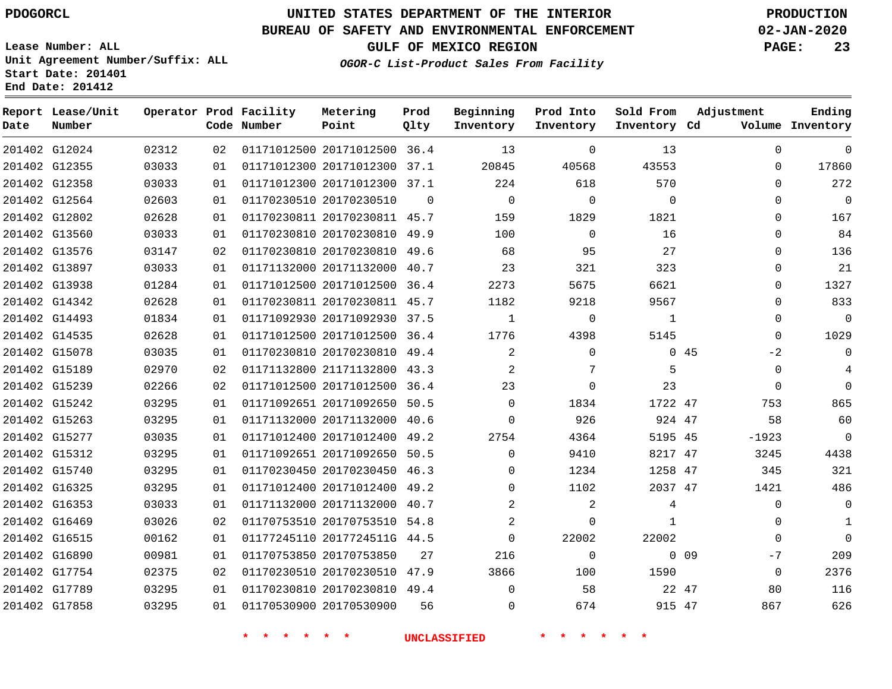PDOGORCL

# UNITED STATES DEPARTMENT OF THE INTERIOR
## BUREAU OF SAFETY AND ENVIRONMENTAL ENFORCEMENT
### GULF OF MEXICO REGION

*OGOR-C List-Product Sales From Facility*

PRODUCTION
02-JAN-2020

Lease Number: ALL
Unit Agreement Number/Suffix: ALL
Start Date: 201401
End Date: 201412

| Report Date | Lease/Unit Number | Operator | Prod Code | Facility Number | Metering Point | Prod Qlty | Beginning Inventory | Prod Into Inventory | Sold From Inventory | Adjustment Cd | Adjustment Volume | Ending Inventory |
|---|---|---|---|---|---|---|---|---|---|---|---|---|
| 201402 | G12024 | 02312 | 02 | 01171012500 | 20171012500 | 36.4 | 13 | 0 | 13 | | 0 | 0 |
| 201402 | G12355 | 03033 | 01 | 01171012300 | 20171012300 | 37.1 | 20845 | 40568 | 43553 | | 0 | 17860 |
| 201402 | G12358 | 03033 | 01 | 01171012300 | 20171012300 | 37.1 | 224 | 618 | 570 | | 0 | 272 |
| 201402 | G12564 | 02603 | 01 | 01170230510 | 20170230510 | 0 | 0 | 0 | 0 | | 0 | 0 |
| 201402 | G12802 | 02628 | 01 | 01170230811 | 20170230811 | 45.7 | 159 | 1829 | 1821 | | 0 | 167 |
| 201402 | G13560 | 03033 | 01 | 01170230810 | 20170230810 | 49.9 | 100 | 0 | 16 | | 0 | 84 |
| 201402 | G13576 | 03147 | 02 | 01170230810 | 20170230810 | 49.6 | 68 | 95 | 27 | | 0 | 136 |
| 201402 | G13897 | 03033 | 01 | 01171132000 | 20171132000 | 40.7 | 23 | 321 | 323 | | 0 | 21 |
| 201402 | G13938 | 01284 | 01 | 01171012500 | 20171012500 | 36.4 | 2273 | 5675 | 6621 | | 0 | 1327 |
| 201402 | G14342 | 02628 | 01 | 01170230811 | 20170230811 | 45.7 | 1182 | 9218 | 9567 | | 0 | 833 |
| 201402 | G14493 | 01834 | 01 | 01171092930 | 20171092930 | 37.5 | 1 | 0 | 1 | | 0 | 0 |
| 201402 | G14535 | 02628 | 01 | 01171012500 | 20171012500 | 36.4 | 1776 | 4398 | 5145 | | 0 | 1029 |
| 201402 | G15078 | 03035 | 01 | 01170230810 | 20170230810 | 49.4 | 2 | 0 | 0 | 45 | -2 | 0 |
| 201402 | G15189 | 02970 | 02 | 01171132800 | 21171132800 | 43.3 | 2 | 7 | 5 | | 0 | 4 |
| 201402 | G15239 | 02266 | 02 | 01171012500 | 20171012500 | 36.4 | 23 | 0 | 23 | | 0 | 0 |
| 201402 | G15242 | 03295 | 01 | 01171092651 | 20171092650 | 50.5 | 0 | 1834 | 1722 | 47 | 753 | 865 |
| 201402 | G15263 | 03295 | 01 | 01171132000 | 20171132000 | 40.6 | 0 | 926 | 924 | 47 | 58 | 60 |
| 201402 | G15277 | 03035 | 01 | 01171012400 | 20171012400 | 49.2 | 2754 | 4364 | 5195 | 45 | -1923 | 0 |
| 201402 | G15312 | 03295 | 01 | 01171092651 | 20171092650 | 50.5 | 0 | 9410 | 8217 | 47 | 3245 | 4438 |
| 201402 | G15740 | 03295 | 01 | 01170230450 | 20170230450 | 46.3 | 0 | 1234 | 1258 | 47 | 345 | 321 |
| 201402 | G16325 | 03295 | 01 | 01171012400 | 20171012400 | 49.2 | 0 | 1102 | 2037 | 47 | 1421 | 486 |
| 201402 | G16353 | 03033 | 01 | 01171132000 | 20171132000 | 40.7 | 2 | 2 | 4 | | 0 | 0 |
| 201402 | G16469 | 03026 | 02 | 01170753510 | 20170753510 | 54.8 | 2 | 0 | 1 | | 0 | 1 |
| 201402 | G16515 | 00162 | 01 | 01177245110 | 2017724511G | 44.5 | 0 | 22002 | 22002 | | 0 | 0 |
| 201402 | G16890 | 00981 | 01 | 01170753850 | 20170753850 | 27 | 216 | 0 | 0 | 09 | -7 | 209 |
| 201402 | G17754 | 02375 | 02 | 01170230510 | 20170230510 | 47.9 | 3866 | 100 | 1590 | | 0 | 2376 |
| 201402 | G17789 | 03295 | 01 | 01170230810 | 20170230810 | 49.4 | 0 | 58 | 22 | 47 | 80 | 116 |
| 201402 | G17858 | 03295 | 01 | 01170530900 | 20170530900 | 56 | 0 | 674 | 915 | 47 | 867 | 626 |

* * * * * * UNCLASSIFIED * * * * * *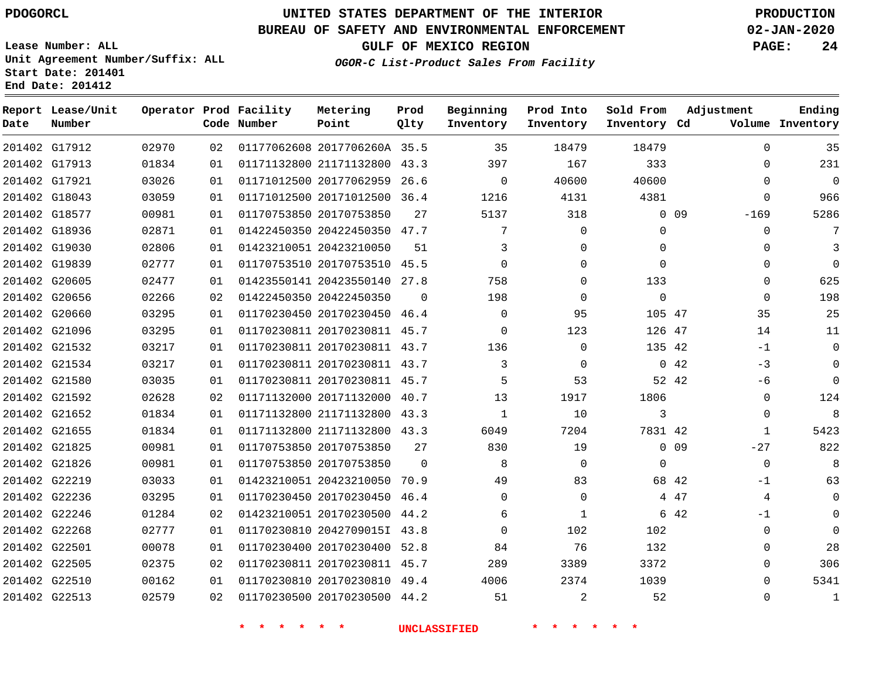PDOGORCL

Lease Number: ALL
Unit Agreement Number/Suffix: ALL
Start Date: 201401
End Date: 201412

# UNITED STATES DEPARTMENT OF THE INTERIOR
## BUREAU OF SAFETY AND ENVIRONMENTAL ENFORCEMENT
### GULF OF MEXICO REGION

*OGOR-C List-Product Sales From Facility*

PRODUCTION
02-JAN-2020

| Report Date | Lease/Unit Number | Operator | Prod Code | Facility Number | Metering Point | Prod Qlty | Beginning Inventory | Prod Into Inventory | Sold From Inventory | Adjustment Cd | Adjustment Volume | Ending Inventory |
|---|---|---|---|---|---|---|---|---|---|---|---|---|
| 201402 | G17912 | 02970 | 02 | 01177062608 | 2017706260A | 35.5 | 35 | 18479 | 18479 | | 0 | 35 |
| 201402 | G17913 | 01834 | 01 | 01171132800 | 21171132800 | 43.3 | 397 | 167 | 333 | | 0 | 231 |
| 201402 | G17921 | 03026 | 01 | 01171012500 | 20177062959 | 26.6 | 0 | 40600 | 40600 | | 0 | 0 |
| 201402 | G18043 | 03059 | 01 | 01171012500 | 20171012500 | 36.4 | 1216 | 4131 | 4381 | | 0 | 966 |
| 201402 | G18577 | 00981 | 01 | 01170753850 | 20170753850 | 27 | 5137 | 318 | 0 | 09 | -169 | 5286 |
| 201402 | G18936 | 02871 | 01 | 01422450350 | 20422450350 | 47.7 | 7 | 0 | 0 | | 0 | 7 |
| 201402 | G19030 | 02806 | 01 | 01423210051 | 20423210050 | 51 | 3 | 0 | 0 | | 0 | 3 |
| 201402 | G19839 | 02777 | 01 | 01170753510 | 20170753510 | 45.5 | 0 | 0 | 0 | | 0 | 0 |
| 201402 | G20605 | 02477 | 01 | 01423550141 | 20423550140 | 27.8 | 758 | 0 | 133 | | 0 | 625 |
| 201402 | G20656 | 02266 | 02 | 01422450350 | 20422450350 | 0 | 198 | 0 | 0 | | 0 | 198 |
| 201402 | G20660 | 03295 | 01 | 01170230450 | 20170230450 | 46.4 | 0 | 95 | 105 | 47 | 35 | 25 |
| 201402 | G21096 | 03295 | 01 | 01170230811 | 20170230811 | 45.7 | 0 | 123 | 126 | 47 | 14 | 11 |
| 201402 | G21532 | 03217 | 01 | 01170230811 | 20170230811 | 43.7 | 136 | 0 | 135 | 42 | -1 | 0 |
| 201402 | G21534 | 03217 | 01 | 01170230811 | 20170230811 | 43.7 | 3 | 0 | 0 | 42 | -3 | 0 |
| 201402 | G21580 | 03035 | 01 | 01170230811 | 20170230811 | 45.7 | 5 | 53 | 52 | 42 | -6 | 0 |
| 201402 | G21592 | 02628 | 02 | 01171132000 | 20171132000 | 40.7 | 13 | 1917 | 1806 | | 0 | 124 |
| 201402 | G21652 | 01834 | 01 | 01171132800 | 21171132800 | 43.3 | 1 | 10 | 3 | | 0 | 8 |
| 201402 | G21655 | 01834 | 01 | 01171132800 | 21171132800 | 43.3 | 6049 | 7204 | 7831 | 42 | 1 | 5423 |
| 201402 | G21825 | 00981 | 01 | 01170753850 | 20170753850 | 27 | 830 | 19 | 0 | 09 | -27 | 822 |
| 201402 | G21826 | 00981 | 01 | 01170753850 | 20170753850 | 0 | 8 | 0 | 0 | | 0 | 8 |
| 201402 | G22219 | 03033 | 01 | 01423210051 | 20423210050 | 70.9 | 49 | 83 | 68 | 42 | -1 | 63 |
| 201402 | G22236 | 03295 | 01 | 01170230450 | 20170230450 | 46.4 | 0 | 0 | 4 | 47 | 4 | 0 |
| 201402 | G22246 | 01284 | 02 | 01423210051 | 20170230500 | 44.2 | 6 | 1 | 6 | 42 | -1 | 0 |
| 201402 | G22268 | 02777 | 01 | 01170230810 | 2042709015I | 43.8 | 0 | 102 | 102 | | 0 | 0 |
| 201402 | G22501 | 00078 | 01 | 01170230400 | 20170230400 | 52.8 | 84 | 76 | 132 | | 0 | 28 |
| 201402 | G22505 | 02375 | 02 | 01170230811 | 20170230811 | 45.7 | 289 | 3389 | 3372 | | 0 | 306 |
| 201402 | G22510 | 00162 | 01 | 01170230810 | 20170230810 | 49.4 | 4006 | 2374 | 1039 | | 0 | 5341 |
| 201402 | G22513 | 02579 | 02 | 01170230500 | 20170230500 | 44.2 | 51 | 2 | 52 | | 0 | 1 |

* * * * * * UNCLASSIFIED * * * * * *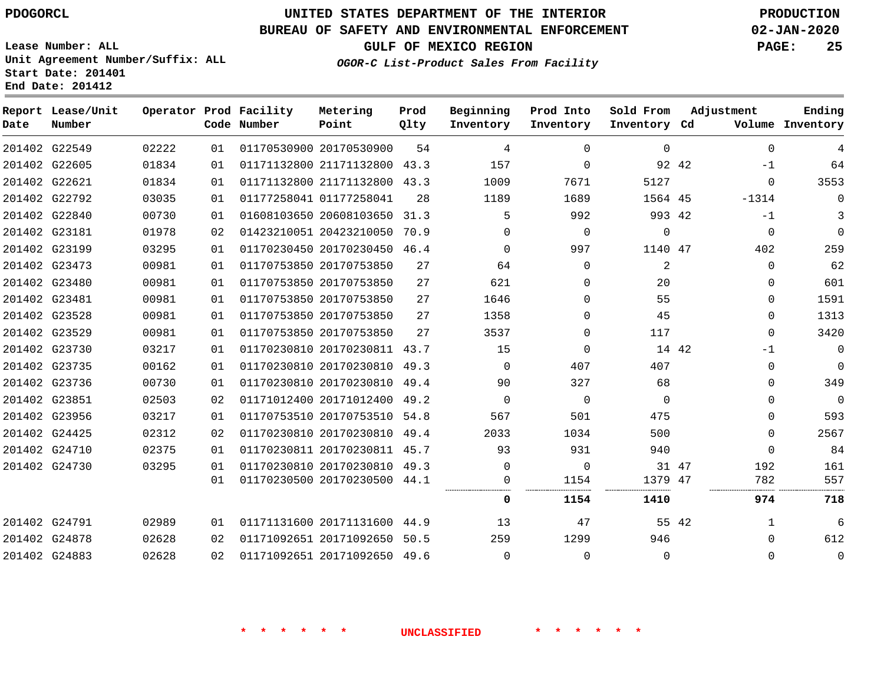PDOGORCL

# UNITED STATES DEPARTMENT OF THE INTERIOR
## BUREAU OF SAFETY AND ENVIRONMENTAL ENFORCEMENT
### GULF OF MEXICO REGION
*OGOR-C List-Product Sales From Facility*

PRODUCTION
02-JAN-2020

Lease Number: ALL
Unit Agreement Number/Suffix: ALL
Start Date: 201401
End Date: 201412

| Report Date | Lease/Unit Number | Operator | Prod Code | Facility Number | Metering Point | Prod Qlty | Beginning Inventory | Prod Into Inventory | Sold From Inventory | Adjustment Cd | Adjustment Volume | Ending Inventory |
|---|---|---|---|---|---|---|---|---|---|---|---|---|
| 201402 | G22549 | 02222 | 01 | 01170530900 | 20170530900 | 54 | 4 | 0 | 0 | | 0 | 4 |
| 201402 | G22605 | 01834 | 01 | 01171132800 | 21171132800 | 43.3 | 157 | 0 | 92 | 42 | -1 | 64 |
| 201402 | G22621 | 01834 | 01 | 01171132800 | 21171132800 | 43.3 | 1009 | 7671 | 5127 | | 0 | 3553 |
| 201402 | G22792 | 03035 | 01 | 01177258041 | 01177258041 | 28 | 1189 | 1689 | 1564 | 45 | -1314 | 0 |
| 201402 | G22840 | 00730 | 01 | 01608103650 | 20608103650 | 31.3 | 5 | 992 | 993 | 42 | -1 | 3 |
| 201402 | G23181 | 01978 | 02 | 01423210051 | 20423210050 | 70.9 | 0 | 0 | 0 | | 0 | 0 |
| 201402 | G23199 | 03295 | 01 | 01170230450 | 20170230450 | 46.4 | 0 | 997 | 1140 | 47 | 402 | 259 |
| 201402 | G23473 | 00981 | 01 | 01170753850 | 20170753850 | 27 | 64 | 0 | 2 | | 0 | 62 |
| 201402 | G23480 | 00981 | 01 | 01170753850 | 20170753850 | 27 | 621 | 0 | 20 | | 0 | 601 |
| 201402 | G23481 | 00981 | 01 | 01170753850 | 20170753850 | 27 | 1646 | 0 | 55 | | 0 | 1591 |
| 201402 | G23528 | 00981 | 01 | 01170753850 | 20170753850 | 27 | 1358 | 0 | 45 | | 0 | 1313 |
| 201402 | G23529 | 00981 | 01 | 01170753850 | 20170753850 | 27 | 3537 | 0 | 117 | | 0 | 3420 |
| 201402 | G23730 | 03217 | 01 | 01170230810 | 20170230811 | 43.7 | 15 | 0 | 14 | 42 | -1 | 0 |
| 201402 | G23735 | 00162 | 01 | 01170230810 | 20170230810 | 49.3 | 0 | 407 | 407 | | 0 | 0 |
| 201402 | G23736 | 00730 | 01 | 01170230810 | 20170230810 | 49.4 | 90 | 327 | 68 | | 0 | 349 |
| 201402 | G23851 | 02503 | 02 | 01171012400 | 20171012400 | 49.2 | 0 | 0 | 0 | | 0 | 0 |
| 201402 | G23956 | 03217 | 01 | 01170753510 | 20170753510 | 54.8 | 567 | 501 | 475 | | 0 | 593 |
| 201402 | G24425 | 02312 | 02 | 01170230810 | 20170230810 | 49.4 | 2033 | 1034 | 500 | | 0 | 2567 |
| 201402 | G24710 | 02375 | 01 | 01170230811 | 20170230811 | 45.7 | 93 | 931 | 940 | | 0 | 84 |
| 201402 | G24730 | 03295 | 01 | 01170230810 | 20170230810 | 49.3 | 0 | 0 | 31 | 47 | 192 | 161 |
| | | | 01 | 01170230500 | 20170230500 | 44.1 | 0 | 1154 | 1379 | 47 | 782 | 557 |
| | | | | | | | **0** | **1154** | **1410** | | **974** | **718** |
| 201402 | G24791 | 02989 | 01 | 01171131600 | 20171131600 | 44.9 | 13 | 47 | 55 | 42 | 1 | 6 |
| 201402 | G24878 | 02628 | 02 | 01171092651 | 20171092650 | 50.5 | 259 | 1299 | 946 | | 0 | 612 |
| 201402 | G24883 | 02628 | 02 | 01171092651 | 20171092650 | 49.6 | 0 | 0 | 0 | | 0 | 0 |

* * * * * * UNCLASSIFIED * * * * * *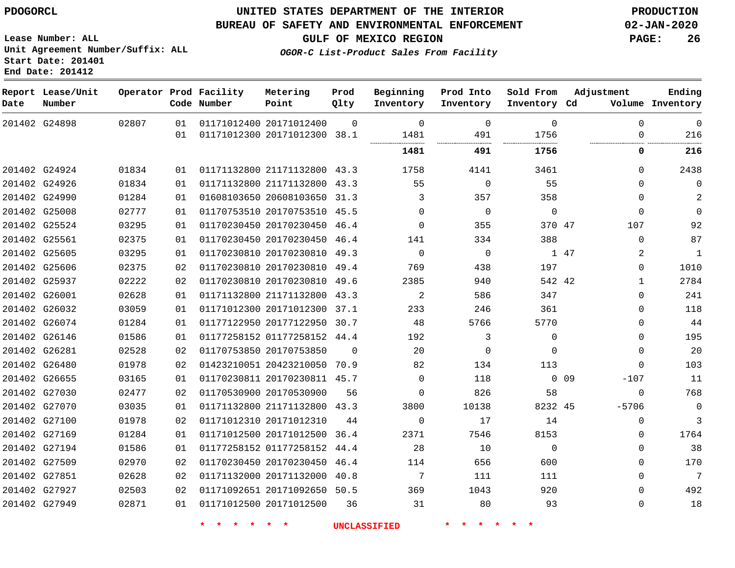PDOGORCL

# UNITED STATES DEPARTMENT OF THE INTERIOR
## BUREAU OF SAFETY AND ENVIRONMENTAL ENFORCEMENT
### GULF OF MEXICO REGION
*OGOR-C List-Product Sales From Facility*

PRODUCTION
02-JAN-2020

Lease Number: ALL
Unit Agreement Number/Suffix: ALL
Start Date: 201401
End Date: 201412

| Report Date | Lease/Unit Number | Operator | Prod Code | Facility Number | Metering Point | Prod Qlty | Beginning Inventory | Prod Into Inventory | Sold From Inventory | Adjustment Cd | Adjustment Volume | Ending Inventory |
|---|---|---|---|---|---|---|---|---|---|---|---|---|
| 201402 | G24898 | 02807 | 01 | 01171012400 | 20171012400 | 0 | 0 | 0 | 0 | | 0 | 0 |
| | | | 01 | 01171012300 | 20171012300 | 38.1 | 1481 | 491 | 1756 | | 0 | 216 |
| | | | | | | | **1481** | **491** | **1756** | | **0** | **216** |
| 201402 | G24924 | 01834 | 01 | 01171132800 | 21171132800 | 43.3 | 1758 | 4141 | 3461 | | 0 | 2438 |
| 201402 | G24926 | 01834 | 01 | 01171132800 | 21171132800 | 43.3 | 55 | 0 | 55 | | 0 | 0 |
| 201402 | G24990 | 01284 | 01 | 01608103650 | 20608103650 | 31.3 | 3 | 357 | 358 | | 0 | 2 |
| 201402 | G25008 | 02777 | 01 | 01170753510 | 20170753510 | 45.5 | 0 | 0 | 0 | | 0 | 0 |
| 201402 | G25524 | 03295 | 01 | 01170230450 | 20170230450 | 46.4 | 0 | 355 | 370 | 47 | 107 | 92 |
| 201402 | G25561 | 02375 | 01 | 01170230450 | 20170230450 | 46.4 | 141 | 334 | 388 | | 0 | 87 |
| 201402 | G25605 | 03295 | 01 | 01170230810 | 20170230810 | 49.3 | 0 | 0 | 1 | 47 | 2 | 1 |
| 201402 | G25606 | 02375 | 02 | 01170230810 | 20170230810 | 49.4 | 769 | 438 | 197 | | 0 | 1010 |
| 201402 | G25937 | 02222 | 02 | 01170230810 | 20170230810 | 49.6 | 2385 | 940 | 542 | 42 | 1 | 2784 |
| 201402 | G26001 | 02628 | 01 | 01171132800 | 21171132800 | 43.3 | 2 | 586 | 347 | | 0 | 241 |
| 201402 | G26032 | 03059 | 01 | 01171012300 | 20171012300 | 37.1 | 233 | 246 | 361 | | 0 | 118 |
| 201402 | G26074 | 01284 | 01 | 01177122950 | 20177122950 | 30.7 | 48 | 5766 | 5770 | | 0 | 44 |
| 201402 | G26146 | 01586 | 01 | 01177258152 | 01177258152 | 44.4 | 192 | 3 | 0 | | 0 | 195 |
| 201402 | G26281 | 02528 | 02 | 01170753850 | 20170753850 | 0 | 20 | 0 | 0 | | 0 | 20 |
| 201402 | G26480 | 01978 | 02 | 01423210051 | 20423210050 | 70.9 | 82 | 134 | 113 | | 0 | 103 |
| 201402 | G26655 | 03165 | 01 | 01170230811 | 20170230811 | 45.7 | 0 | 118 | 0 | 09 | -107 | 11 |
| 201402 | G27030 | 02477 | 02 | 01170530900 | 20170530900 | 56 | 0 | 826 | 58 | | 0 | 768 |
| 201402 | G27070 | 03035 | 01 | 01171132800 | 21171132800 | 43.3 | 3800 | 10138 | 8232 | 45 | -5706 | 0 |
| 201402 | G27100 | 01978 | 02 | 01171012310 | 20171012310 | 44 | 0 | 17 | 14 | | 0 | 3 |
| 201402 | G27169 | 01284 | 01 | 01171012500 | 20171012500 | 36.4 | 2371 | 7546 | 8153 | | 0 | 1764 |
| 201402 | G27194 | 01586 | 01 | 01177258152 | 01177258152 | 44.4 | 28 | 10 | 0 | | 0 | 38 |
| 201402 | G27509 | 02970 | 02 | 01170230450 | 20170230450 | 46.4 | 114 | 656 | 600 | | 0 | 170 |
| 201402 | G27851 | 02628 | 02 | 01171132000 | 20171132000 | 40.8 | 7 | 111 | 111 | | 0 | 7 |
| 201402 | G27927 | 02503 | 02 | 01171092651 | 20171092650 | 50.5 | 369 | 1043 | 920 | | 0 | 492 |
| 201402 | G27949 | 02871 | 01 | 01171012500 | 20171012500 | 36 | 31 | 80 | 93 | | 0 | 18 |

* * * * * * UNCLASSIFIED * * * * * *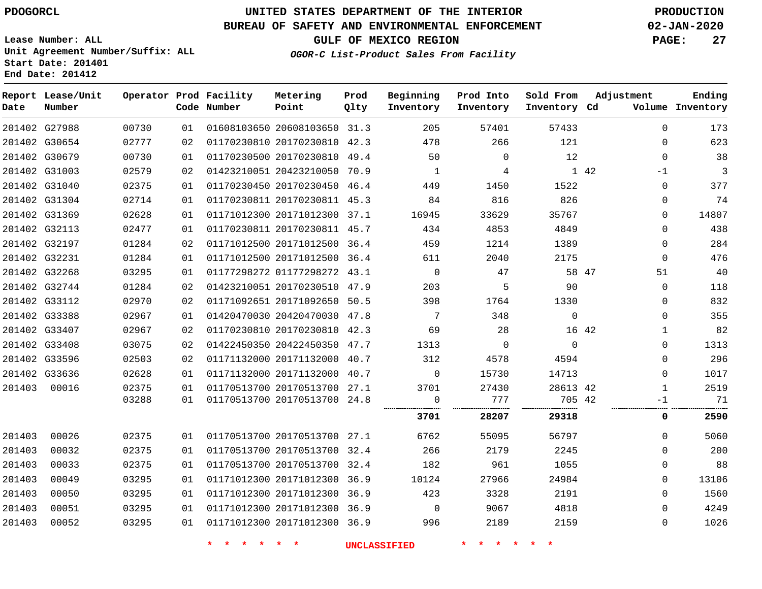PDOGORCL

UNITED STATES DEPARTMENT OF THE INTERIOR
BUREAU OF SAFETY AND ENVIRONMENTAL ENFORCEMENT
GULF OF MEXICO REGION
*OGOR-C List-Product Sales From Facility*

PRODUCTION
02-JAN-2020

Lease Number: ALL
Unit Agreement Number/Suffix: ALL
Start Date: 201401
End Date: 201412

| Report Date | Lease/Unit Number | Operator | Prod Code | Facility Number | Metering Point | Prod Qlty | Beginning Inventory | Prod Into Inventory | Sold From Inventory | Adjustment Cd | Volume | Ending Inventory |
|---|---|---|---|---|---|---|---|---|---|---|---|---|
| 201402 | G27988 | 00730 | 01 | 01608103650 | 20608103650 | 31.3 | 205 | 57401 | 57433 | | 0 | 173 |
| 201402 | G30654 | 02777 | 02 | 01170230810 | 20170230810 | 42.3 | 478 | 266 | 121 | | 0 | 623 |
| 201402 | G30679 | 00730 | 01 | 01170230500 | 20170230810 | 49.4 | 50 | 0 | 12 | | 0 | 38 |
| 201402 | G31003 | 02579 | 02 | 01423210051 | 20423210050 | 70.9 | 1 | 4 | 1 | 42 | -1 | 3 |
| 201402 | G31040 | 02375 | 01 | 01170230450 | 20170230450 | 46.4 | 449 | 1450 | 1522 | | 0 | 377 |
| 201402 | G31304 | 02714 | 01 | 01170230811 | 20170230811 | 45.3 | 84 | 816 | 826 | | 0 | 74 |
| 201402 | G31369 | 02628 | 01 | 01171012300 | 20171012300 | 37.1 | 16945 | 33629 | 35767 | | 0 | 14807 |
| 201402 | G32113 | 02477 | 01 | 01170230811 | 20170230811 | 45.7 | 434 | 4853 | 4849 | | 0 | 438 |
| 201402 | G32197 | 01284 | 02 | 01171012500 | 20171012500 | 36.4 | 459 | 1214 | 1389 | | 0 | 284 |
| 201402 | G32231 | 01284 | 01 | 01171012500 | 20171012500 | 36.4 | 611 | 2040 | 2175 | | 0 | 476 |
| 201402 | G32268 | 03295 | 01 | 01177298272 | 01177298272 | 43.1 | 0 | 47 | 58 | 47 | 51 | 40 |
| 201402 | G32744 | 01284 | 02 | 01423210051 | 20170230510 | 47.9 | 203 | 5 | 90 | | 0 | 118 |
| 201402 | G33112 | 02970 | 02 | 01171092651 | 20171092650 | 50.5 | 398 | 1764 | 1330 | | 0 | 832 |
| 201402 | G33388 | 02967 | 01 | 01420470030 | 20420470030 | 47.8 | 7 | 348 | 0 | | 0 | 355 |
| 201402 | G33407 | 02967 | 02 | 01170230810 | 20170230810 | 42.3 | 69 | 28 | 16 | 42 | 1 | 82 |
| 201402 | G33408 | 03075 | 02 | 01422450350 | 20422450350 | 47.7 | 1313 | 0 | 0 | | 0 | 1313 |
| 201402 | G33596 | 02503 | 02 | 01171132000 | 20171132000 | 40.7 | 312 | 4578 | 4594 | | 0 | 296 |
| 201402 | G33636 | 02628 | 01 | 01171132000 | 20171132000 | 40.7 | 0 | 15730 | 14713 | | 0 | 1017 |
| 201403 | 00016 | 02375 | 01 | 01170513700 | 20170513700 | 27.1 | 3701 | 27430 | 28613 | 42 | 1 | 2519 |
| | | 03288 | 01 | 01170513700 | 20170513700 | 24.8 | 0 | 777 | 705 | 42 | -1 | 71 |
| | | | | | | | **3701** | **28207** | **29318** | | **0** | **2590** |
| 201403 | 00026 | 02375 | 01 | 01170513700 | 20170513700 | 27.1 | 6762 | 55095 | 56797 | | 0 | 5060 |
| 201403 | 00032 | 02375 | 01 | 01170513700 | 20170513700 | 32.4 | 266 | 2179 | 2245 | | 0 | 200 |
| 201403 | 00033 | 02375 | 01 | 01170513700 | 20170513700 | 32.4 | 182 | 961 | 1055 | | 0 | 88 |
| 201403 | 00049 | 03295 | 01 | 01171012300 | 20171012300 | 36.9 | 10124 | 27966 | 24984 | | 0 | 13106 |
| 201403 | 00050 | 03295 | 01 | 01171012300 | 20171012300 | 36.9 | 423 | 3328 | 2191 | | 0 | 1560 |
| 201403 | 00051 | 03295 | 01 | 01171012300 | 20171012300 | 36.9 | 0 | 9067 | 4818 | | 0 | 4249 |
| 201403 | 00052 | 03295 | 01 | 01171012300 | 20171012300 | 36.9 | 996 | 2189 | 2159 | | 0 | 1026 |

* * * * * * UNCLASSIFIED * * * * * *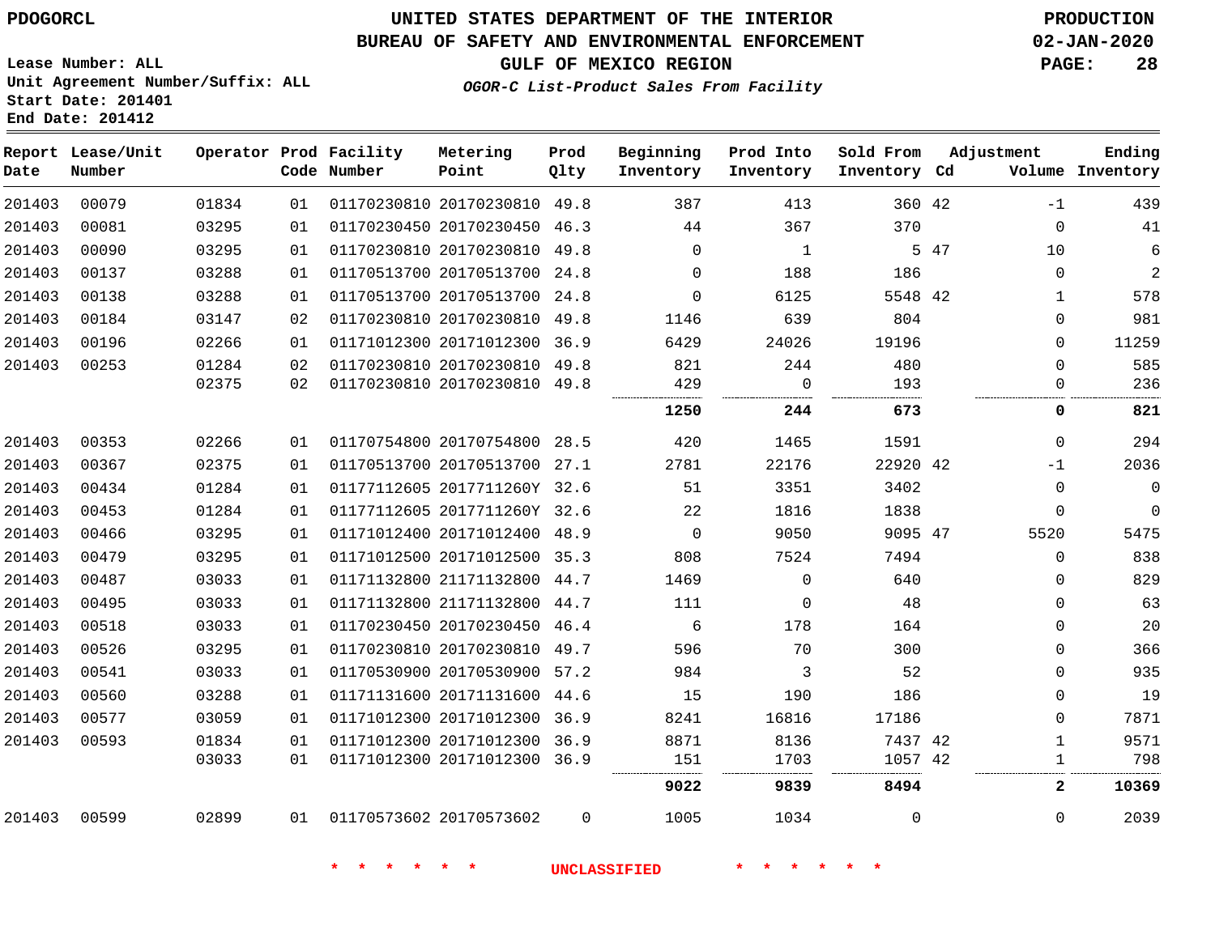PDOGORCL

# UNITED STATES DEPARTMENT OF THE INTERIOR
## BUREAU OF SAFETY AND ENVIRONMENTAL ENFORCEMENT
### GULF OF MEXICO REGION
*OGOR-C List-Product Sales From Facility*

PRODUCTION
02-JAN-2020

Lease Number: ALL
Unit Agreement Number/Suffix: ALL
Start Date: 201401
End Date: 201412

| Report Date | Lease/Unit Number | Operator | Prod Code | Facility Number | Metering Point | Prod Qlty | Beginning Inventory | Prod Into Inventory | Sold From Inventory | Adjustment Cd | Adjustment Volume | Ending Inventory |
|---|---|---|---|---|---|---|---|---|---|---|---|---|
| 201403 | 00079 | 01834 | 01 | 01170230810 | 20170230810 | 49.8 | 387 | 413 | 360 | 42 | -1 | 439 |
| 201403 | 00081 | 03295 | 01 | 01170230450 | 20170230450 | 46.3 | 44 | 367 | 370 | | 0 | 41 |
| 201403 | 00090 | 03295 | 01 | 01170230810 | 20170230810 | 49.8 | 0 | 1 | 5 | 47 | 10 | 6 |
| 201403 | 00137 | 03288 | 01 | 01170513700 | 20170513700 | 24.8 | 0 | 188 | 186 | | 0 | 2 |
| 201403 | 00138 | 03288 | 01 | 01170513700 | 20170513700 | 24.8 | 0 | 6125 | 5548 | 42 | 1 | 578 |
| 201403 | 00184 | 03147 | 02 | 01170230810 | 20170230810 | 49.8 | 1146 | 639 | 804 | | 0 | 981 |
| 201403 | 00196 | 02266 | 01 | 01171012300 | 20171012300 | 36.9 | 6429 | 24026 | 19196 | | 0 | 11259 |
| 201403 | 00253 | 01284 | 02 | 01170230810 | 20170230810 | 49.8 | 821 | 244 | 480 | | 0 | 585 |
| | | 02375 | 02 | 01170230810 | 20170230810 | 49.8 | 429 | 0 | 193 | | 0 | 236 |
| | | | | | | | **1250** | **244** | **673** | | **0** | **821** |
| 201403 | 00353 | 02266 | 01 | 01170754800 | 20170754800 | 28.5 | 420 | 1465 | 1591 | | 0 | 294 |
| 201403 | 00367 | 02375 | 01 | 01170513700 | 20170513700 | 27.1 | 2781 | 22176 | 22920 | 42 | -1 | 2036 |
| 201403 | 00434 | 01284 | 01 | 01177112605 | 2017711260Y | 32.6 | 51 | 3351 | 3402 | | 0 | 0 |
| 201403 | 00453 | 01284 | 01 | 01177112605 | 2017711260Y | 32.6 | 22 | 1816 | 1838 | | 0 | 0 |
| 201403 | 00466 | 03295 | 01 | 01171012400 | 20171012400 | 48.9 | 0 | 9050 | 9095 | 47 | 5520 | 5475 |
| 201403 | 00479 | 03295 | 01 | 01171012500 | 20171012500 | 35.3 | 808 | 7524 | 7494 | | 0 | 838 |
| 201403 | 00487 | 03033 | 01 | 01171132800 | 21171132800 | 44.7 | 1469 | 0 | 640 | | 0 | 829 |
| 201403 | 00495 | 03033 | 01 | 01171132800 | 21171132800 | 44.7 | 111 | 0 | 48 | | 0 | 63 |
| 201403 | 00518 | 03033 | 01 | 01170230450 | 20170230450 | 46.4 | 6 | 178 | 164 | | 0 | 20 |
| 201403 | 00526 | 03295 | 01 | 01170230810 | 20170230810 | 49.7 | 596 | 70 | 300 | | 0 | 366 |
| 201403 | 00541 | 03033 | 01 | 01170530900 | 20170530900 | 57.2 | 984 | 3 | 52 | | 0 | 935 |
| 201403 | 00560 | 03288 | 01 | 01171131600 | 20171131600 | 44.6 | 15 | 190 | 186 | | 0 | 19 |
| 201403 | 00577 | 03059 | 01 | 01171012300 | 20171012300 | 36.9 | 8241 | 16816 | 17186 | | 0 | 7871 |
| 201403 | 00593 | 01834 | 01 | 01171012300 | 20171012300 | 36.9 | 8871 | 8136 | 7437 | 42 | 1 | 9571 |
| | | 03033 | 01 | 01171012300 | 20171012300 | 36.9 | 151 | 1703 | 1057 | 42 | 1 | 798 |
| | | | | | | | **9022** | **9839** | **8494** | | **2** | **10369** |
| 201403 | 00599 | 02899 | 01 | 01170573602 | 20170573602 | 0 | 1005 | 1034 | 0 | | 0 | 2039 |

\* \* \* \* \* \* UNCLASSIFIED \* \* \* \* \* \*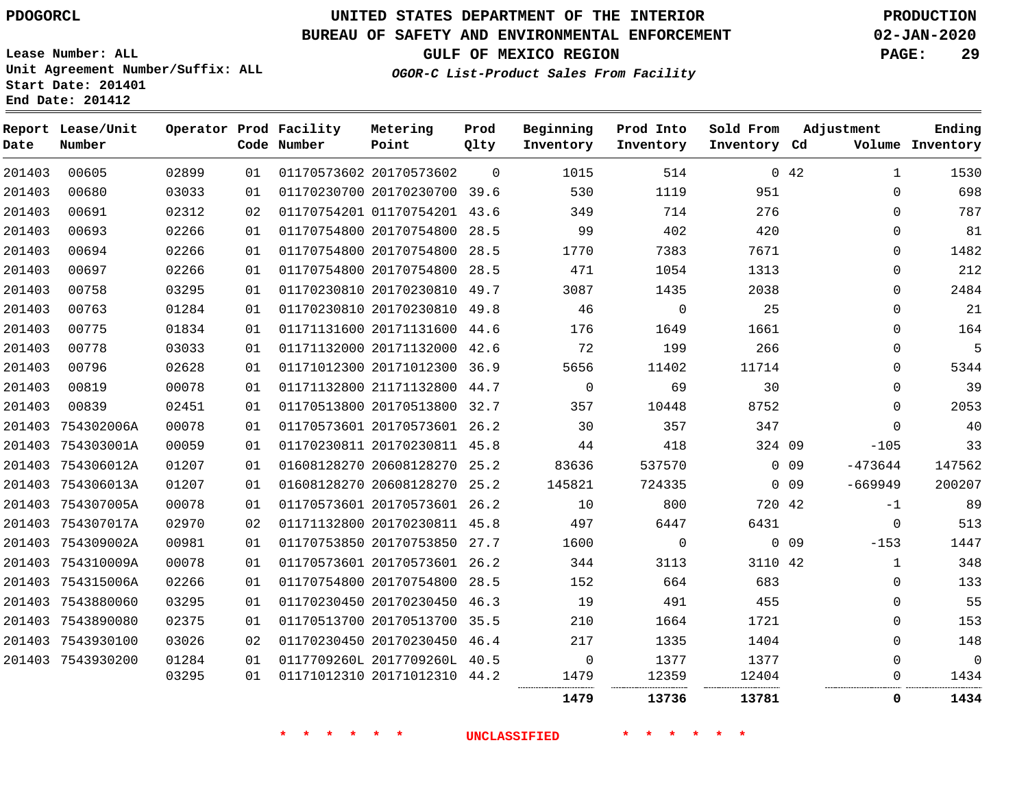PDOGORCL

# UNITED STATES DEPARTMENT OF THE INTERIOR
## BUREAU OF SAFETY AND ENVIRONMENTAL ENFORCEMENT
### GULF OF MEXICO REGION
*OGOR-C List-Product Sales From Facility*

PRODUCTION
02-JAN-2020

Lease Number: ALL
Unit Agreement Number/Suffix: ALL
Start Date: 201401
End Date: 201412

| Report Date | Lease/Unit Number | Operator | Prod Code | Facility Number | Metering Point | Prod Qlty | Beginning Inventory | Prod Into Inventory | Sold From Inventory | Adjustment Cd | Volume | Ending Inventory |
|---|---|---|---|---|---|---|---|---|---|---|---|---|
| 201403 | 00605 | 02899 | 01 | 01170573602 | 20170573602 | 0 | 1015 | 514 | 0 | 42 | 1 | 1530 |
| 201403 | 00680 | 03033 | 01 | 01170230700 | 20170230700 | 39.6 | 530 | 1119 | 951 | | 0 | 698 |
| 201403 | 00691 | 02312 | 02 | 01170754201 | 01170754201 | 43.6 | 349 | 714 | 276 | | 0 | 787 |
| 201403 | 00693 | 02266 | 01 | 01170754800 | 20170754800 | 28.5 | 99 | 402 | 420 | | 0 | 81 |
| 201403 | 00694 | 02266 | 01 | 01170754800 | 20170754800 | 28.5 | 1770 | 7383 | 7671 | | 0 | 1482 |
| 201403 | 00697 | 02266 | 01 | 01170754800 | 20170754800 | 28.5 | 471 | 1054 | 1313 | | 0 | 212 |
| 201403 | 00758 | 03295 | 01 | 01170230810 | 20170230810 | 49.7 | 3087 | 1435 | 2038 | | 0 | 2484 |
| 201403 | 00763 | 01284 | 01 | 01170230810 | 20170230810 | 49.8 | 46 | 0 | 25 | | 0 | 21 |
| 201403 | 00775 | 01834 | 01 | 01171131600 | 20171131600 | 44.6 | 176 | 1649 | 1661 | | 0 | 164 |
| 201403 | 00778 | 03033 | 01 | 01171132000 | 20171132000 | 42.6 | 72 | 199 | 266 | | 0 | 5 |
| 201403 | 00796 | 02628 | 01 | 01171012300 | 20171012300 | 36.9 | 5656 | 11402 | 11714 | | 0 | 5344 |
| 201403 | 00819 | 00078 | 01 | 01171132800 | 21171132800 | 44.7 | 0 | 69 | 30 | | 0 | 39 |
| 201403 | 00839 | 02451 | 01 | 01170513800 | 20170513800 | 32.7 | 357 | 10448 | 8752 | | 0 | 2053 |
| 201403 | 754302006A | 00078 | 01 | 01170573601 | 20170573601 | 26.2 | 30 | 357 | 347 | | 0 | 40 |
| 201403 | 754303001A | 00059 | 01 | 01170230811 | 20170230811 | 45.8 | 44 | 418 | 324 | 09 | -105 | 33 |
| 201403 | 754306012A | 01207 | 01 | 01608128270 | 20608128270 | 25.2 | 83636 | 537570 | 0 | 09 | -473644 | 147562 |
| 201403 | 754306013A | 01207 | 01 | 01608128270 | 20608128270 | 25.2 | 145821 | 724335 | 0 | 09 | -669949 | 200207 |
| 201403 | 754307005A | 00078 | 01 | 01170573601 | 20170573601 | 26.2 | 10 | 800 | 720 | 42 | -1 | 89 |
| 201403 | 754307017A | 02970 | 02 | 01171132800 | 20170230811 | 45.8 | 497 | 6447 | 6431 | | 0 | 513 |
| 201403 | 754309002A | 00981 | 01 | 01170753850 | 20170753850 | 27.7 | 1600 | 0 | 0 | 09 | -153 | 1447 |
| 201403 | 754310009A | 00078 | 01 | 01170573601 | 20170573601 | 26.2 | 344 | 3113 | 3110 | 42 | 1 | 348 |
| 201403 | 754315006A | 02266 | 01 | 01170754800 | 20170754800 | 28.5 | 152 | 664 | 683 | | 0 | 133 |
| 201403 | 7543880060 | 03295 | 01 | 01170230450 | 20170230450 | 46.3 | 19 | 491 | 455 | | 0 | 55 |
| 201403 | 7543890080 | 02375 | 01 | 01170513700 | 20170513700 | 35.5 | 210 | 1664 | 1721 | | 0 | 153 |
| 201403 | 7543930100 | 03026 | 02 | 01170230450 | 20170230450 | 46.4 | 217 | 1335 | 1404 | | 0 | 148 |
| 201403 | 7543930200 | 01284 | 01 | 0117709260L | 2017709260L | 40.5 | 0 | 1377 | 1377 | | 0 | 0 |
| | | 03295 | 01 | 01171012310 | 20171012310 | 44.2 | 1479 | 12359 | 12404 | | 0 | 1434 |
| | | | | | | | **1479** | **13736** | **13781** | | **0** | **1434** |

\* \* \* \* \* \* UNCLASSIFIED \* \* \* \* \* \*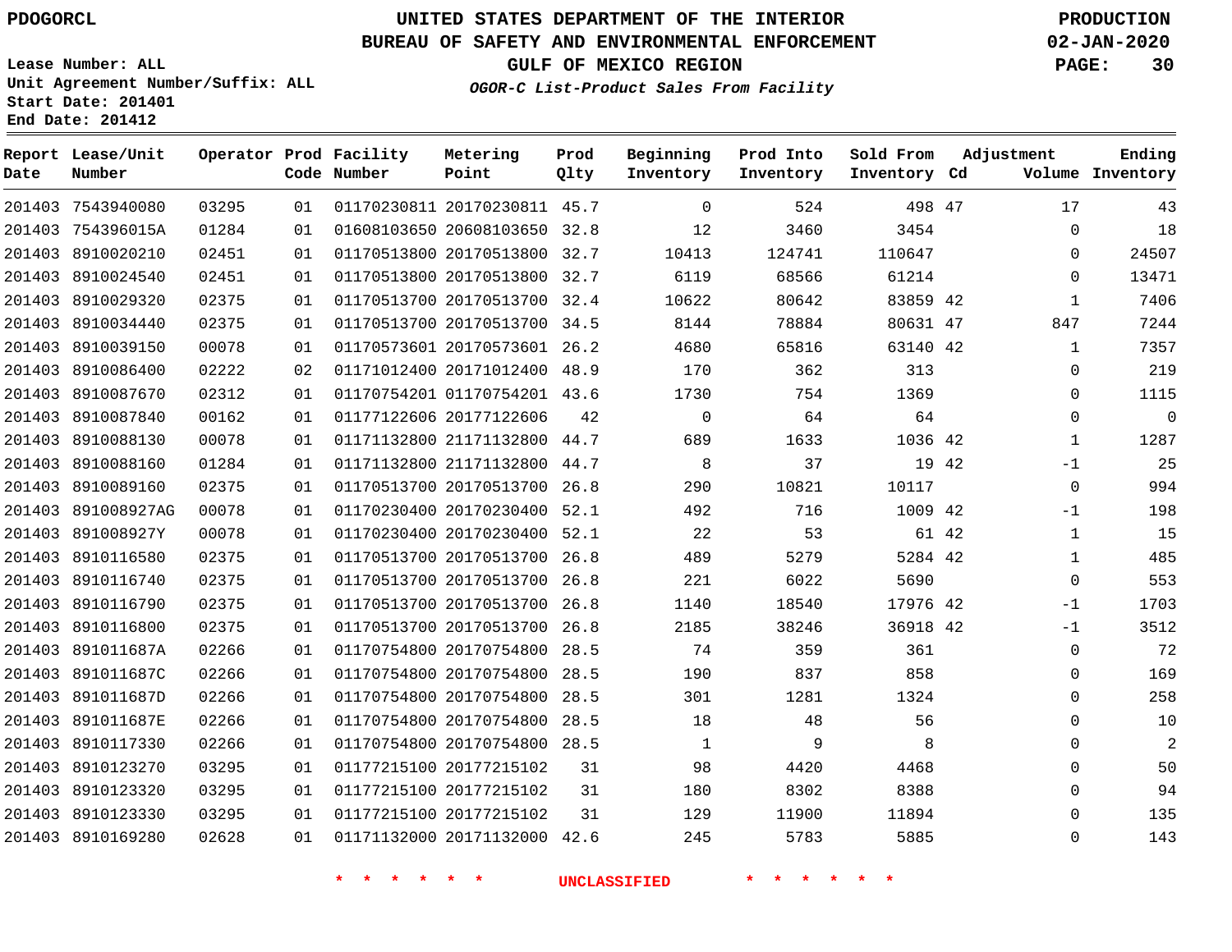PDOGORCL

# UNITED STATES DEPARTMENT OF THE INTERIOR
## BUREAU OF SAFETY AND ENVIRONMENTAL ENFORCEMENT
### GULF OF MEXICO REGION
*OGOR-C List-Product Sales From Facility*

PRODUCTION
02-JAN-2020

Lease Number: ALL
Unit Agreement Number/Suffix: ALL
Start Date: 201401
End Date: 201412

| Report Date | Lease/Unit Number | Operator | Prod Code | Facility Number | Metering Point | Prod Qlty | Beginning Inventory | Prod Into Inventory | Sold From Inventory | Adjustment Cd | Volume | Ending Inventory |
|---|---|---|---|---|---|---|---|---|---|---|---|---|
| 201403 | 7543940080 | 03295 | 01 | 01170230811 | 20170230811 | 45.7 | 0 | 524 | 498 | 47 | 17 | 43 |
| 201403 | 754396015A | 01284 | 01 | 01608103650 | 20608103650 | 32.8 | 12 | 3460 | 3454 | | 0 | 18 |
| 201403 | 8910020210 | 02451 | 01 | 01170513800 | 20170513800 | 32.7 | 10413 | 124741 | 110647 | | 0 | 24507 |
| 201403 | 8910024540 | 02451 | 01 | 01170513800 | 20170513800 | 32.7 | 6119 | 68566 | 61214 | | 0 | 13471 |
| 201403 | 8910029320 | 02375 | 01 | 01170513700 | 20170513700 | 32.4 | 10622 | 80642 | 83859 | 42 | 1 | 7406 |
| 201403 | 8910034440 | 02375 | 01 | 01170513700 | 20170513700 | 34.5 | 8144 | 78884 | 80631 | 47 | 847 | 7244 |
| 201403 | 8910039150 | 00078 | 01 | 01170573601 | 20170573601 | 26.2 | 4680 | 65816 | 63140 | 42 | 1 | 7357 |
| 201403 | 8910086400 | 02222 | 02 | 01171012400 | 20171012400 | 48.9 | 170 | 362 | 313 | | 0 | 219 |
| 201403 | 8910087670 | 02312 | 01 | 01170754201 | 01170754201 | 43.6 | 1730 | 754 | 1369 | | 0 | 1115 |
| 201403 | 8910087840 | 00162 | 01 | 01177122606 | 20177122606 | 42 | 0 | 64 | 64 | | 0 | 0 |
| 201403 | 8910088130 | 00078 | 01 | 01171132800 | 21171132800 | 44.7 | 689 | 1633 | 1036 | 42 | 1 | 1287 |
| 201403 | 8910088160 | 01284 | 01 | 01171132800 | 21171132800 | 44.7 | 8 | 37 | 19 | 42 | -1 | 25 |
| 201403 | 8910089160 | 02375 | 01 | 01170513700 | 20170513700 | 26.8 | 290 | 10821 | 10117 | | 0 | 994 |
| 201403 | 891008927AG | 00078 | 01 | 01170230400 | 20170230400 | 52.1 | 492 | 716 | 1009 | 42 | -1 | 198 |
| 201403 | 891008927Y | 00078 | 01 | 01170230400 | 20170230400 | 52.1 | 22 | 53 | 61 | 42 | 1 | 15 |
| 201403 | 8910116580 | 02375 | 01 | 01170513700 | 20170513700 | 26.8 | 489 | 5279 | 5284 | 42 | 1 | 485 |
| 201403 | 8910116740 | 02375 | 01 | 01170513700 | 20170513700 | 26.8 | 221 | 6022 | 5690 | | 0 | 553 |
| 201403 | 8910116790 | 02375 | 01 | 01170513700 | 20170513700 | 26.8 | 1140 | 18540 | 17976 | 42 | -1 | 1703 |
| 201403 | 8910116800 | 02375 | 01 | 01170513700 | 20170513700 | 26.8 | 2185 | 38246 | 36918 | 42 | -1 | 3512 |
| 201403 | 891011687A | 02266 | 01 | 01170754800 | 20170754800 | 28.5 | 74 | 359 | 361 | | 0 | 72 |
| 201403 | 891011687C | 02266 | 01 | 01170754800 | 20170754800 | 28.5 | 190 | 837 | 858 | | 0 | 169 |
| 201403 | 891011687D | 02266 | 01 | 01170754800 | 20170754800 | 28.5 | 301 | 1281 | 1324 | | 0 | 258 |
| 201403 | 891011687E | 02266 | 01 | 01170754800 | 20170754800 | 28.5 | 18 | 48 | 56 | | 0 | 10 |
| 201403 | 8910117330 | 02266 | 01 | 01170754800 | 20170754800 | 28.5 | 1 | 9 | 8 | | 0 | 2 |
| 201403 | 8910123270 | 03295 | 01 | 01177215100 | 20177215102 | 31 | 98 | 4420 | 4468 | | 0 | 50 |
| 201403 | 8910123320 | 03295 | 01 | 01177215100 | 20177215102 | 31 | 180 | 8302 | 8388 | | 0 | 94 |
| 201403 | 8910123330 | 03295 | 01 | 01177215100 | 20177215102 | 31 | 129 | 11900 | 11894 | | 0 | 135 |
| 201403 | 8910169280 | 02628 | 01 | 01171132000 | 20171132000 | 42.6 | 245 | 5783 | 5885 | | 0 | 143 |

* * * * * * UNCLASSIFIED * * * * * *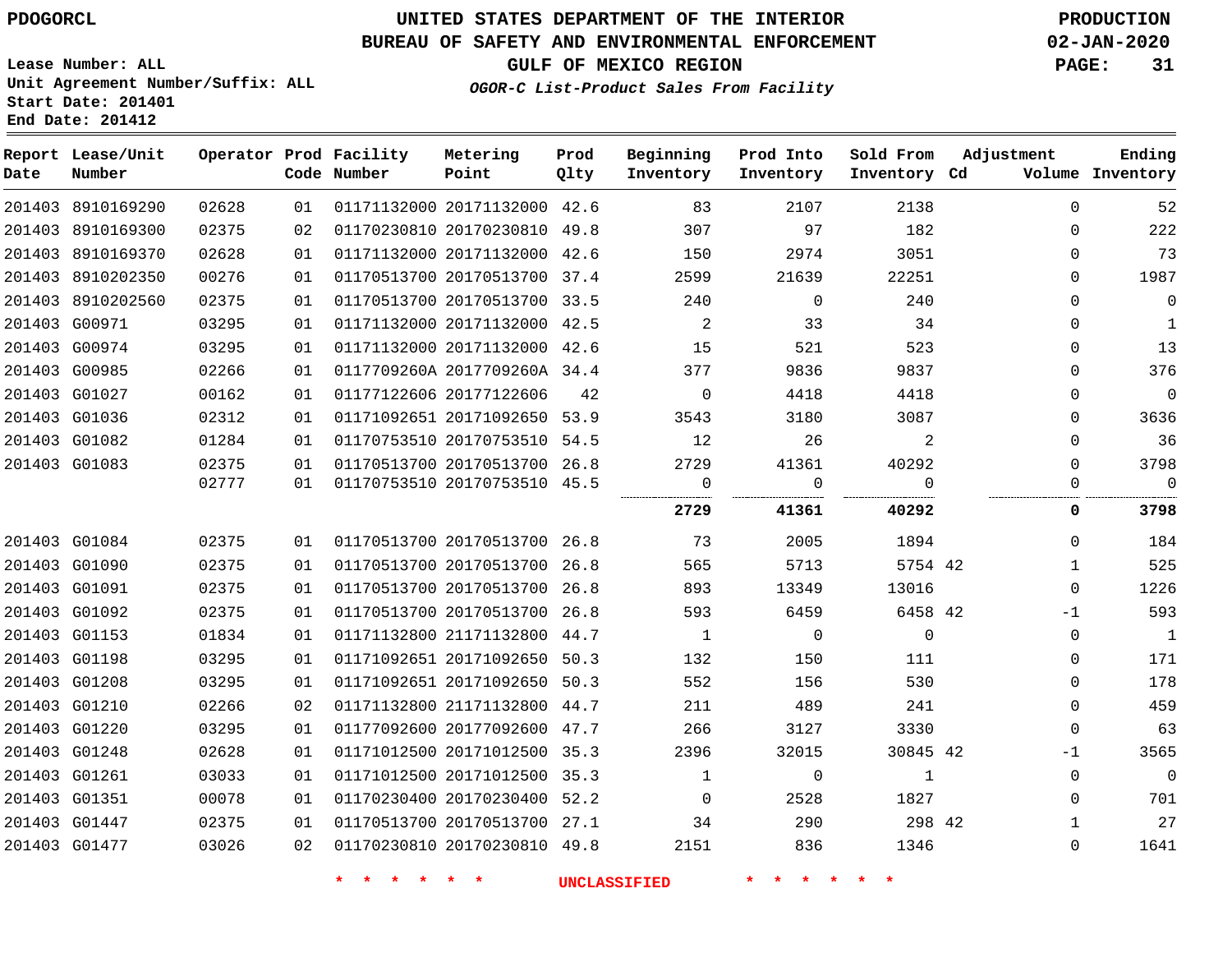PDOGORCL

# UNITED STATES DEPARTMENT OF THE INTERIOR
## BUREAU OF SAFETY AND ENVIRONMENTAL ENFORCEMENT
### GULF OF MEXICO REGION
*OGOR-C List-Product Sales From Facility*

PRODUCTION
02-JAN-2020

Lease Number: ALL
Unit Agreement Number/Suffix: ALL
Start Date: 201401
End Date: 201412

| Report Date | Lease/Unit Number | Operator | Prod Code | Facility Number | Metering Point | Prod Qlty | Beginning Inventory | Prod Into Inventory | Sold From Inventory | Adjustment Cd | Adjustment Volume | Ending Inventory |
|---|---|---|---|---|---|---|---|---|---|---|---|---|
| 201403 | 8910169290 | 02628 | 01 | 01171132000 | 20171132000 | 42.6 | 83 | 2107 | 2138 | | 0 | 52 |
| 201403 | 8910169300 | 02375 | 02 | 01170230810 | 20170230810 | 49.8 | 307 | 97 | 182 | | 0 | 222 |
| 201403 | 8910169370 | 02628 | 01 | 01171132000 | 20171132000 | 42.6 | 150 | 2974 | 3051 | | 0 | 73 |
| 201403 | 8910202350 | 00276 | 01 | 01170513700 | 20170513700 | 37.4 | 2599 | 21639 | 22251 | | 0 | 1987 |
| 201403 | 8910202560 | 02375 | 01 | 01170513700 | 20170513700 | 33.5 | 240 | 0 | 240 | | 0 | 0 |
| 201403 | G00971 | 03295 | 01 | 01171132000 | 20171132000 | 42.5 | 2 | 33 | 34 | | 0 | 1 |
| 201403 | G00974 | 03295 | 01 | 01171132000 | 20171132000 | 42.6 | 15 | 521 | 523 | | 0 | 13 |
| 201403 | G00985 | 02266 | 01 | 0117709260A | 2017709260A | 34.4 | 377 | 9836 | 9837 | | 0 | 376 |
| 201403 | G01027 | 00162 | 01 | 01177122606 | 20177122606 | 42 | 0 | 4418 | 4418 | | 0 | 0 |
| 201403 | G01036 | 02312 | 01 | 01171092651 | 20171092650 | 53.9 | 3543 | 3180 | 3087 | | 0 | 3636 |
| 201403 | G01082 | 01284 | 01 | 01170753510 | 20170753510 | 54.5 | 12 | 26 | 2 | | 0 | 36 |
| 201403 | G01083 | 02375 | 01 | 01170513700 | 20170513700 | 26.8 | 2729 | 41361 | 40292 | | 0 | 3798 |
| | | 02777 | 01 | 01170753510 | 20170753510 | 45.5 | 0 | 0 | 0 | | 0 | 0 |
| | | | | | | | **2729** | **41361** | **40292** | | **0** | **3798** |
| 201403 | G01084 | 02375 | 01 | 01170513700 | 20170513700 | 26.8 | 73 | 2005 | 1894 | | 0 | 184 |
| 201403 | G01090 | 02375 | 01 | 01170513700 | 20170513700 | 26.8 | 565 | 5713 | 5754 | 42 | 1 | 525 |
| 201403 | G01091 | 02375 | 01 | 01170513700 | 20170513700 | 26.8 | 893 | 13349 | 13016 | | 0 | 1226 |
| 201403 | G01092 | 02375 | 01 | 01170513700 | 20170513700 | 26.8 | 593 | 6459 | 6458 | 42 | -1 | 593 |
| 201403 | G01153 | 01834 | 01 | 01171132800 | 21171132800 | 44.7 | 1 | 0 | 0 | | 0 | 1 |
| 201403 | G01198 | 03295 | 01 | 01171092651 | 20171092650 | 50.3 | 132 | 150 | 111 | | 0 | 171 |
| 201403 | G01208 | 03295 | 01 | 01171092651 | 20171092650 | 50.3 | 552 | 156 | 530 | | 0 | 178 |
| 201403 | G01210 | 02266 | 02 | 01171132800 | 21171132800 | 44.7 | 211 | 489 | 241 | | 0 | 459 |
| 201403 | G01220 | 03295 | 01 | 01177092600 | 20177092600 | 47.7 | 266 | 3127 | 3330 | | 0 | 63 |
| 201403 | G01248 | 02628 | 01 | 01171012500 | 20171012500 | 35.3 | 2396 | 32015 | 30845 | 42 | -1 | 3565 |
| 201403 | G01261 | 03033 | 01 | 01171012500 | 20171012500 | 35.3 | 1 | 0 | 1 | | 0 | 0 |
| 201403 | G01351 | 00078 | 01 | 01170230400 | 20170230400 | 52.2 | 0 | 2528 | 1827 | | 0 | 701 |
| 201403 | G01447 | 02375 | 01 | 01170513700 | 20170513700 | 27.1 | 34 | 290 | 298 | 42 | 1 | 27 |
| 201403 | G01477 | 03026 | 02 | 01170230810 | 20170230810 | 49.8 | 2151 | 836 | 1346 | | 0 | 1641 |

* * * * * * UNCLASSIFIED * * * * * *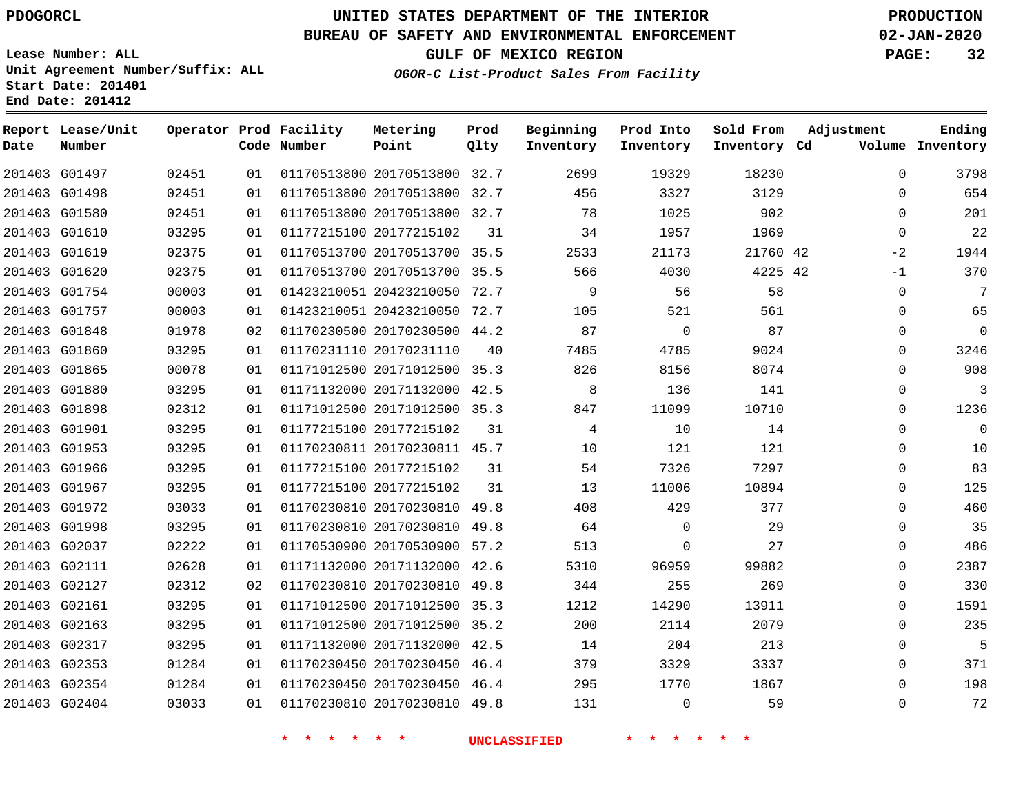PDOGORCL

# UNITED STATES DEPARTMENT OF THE INTERIOR
## BUREAU OF SAFETY AND ENVIRONMENTAL ENFORCEMENT
### GULF OF MEXICO REGION

*OGOR-C List-Product Sales From Facility*

PRODUCTION
02-JAN-2020

Lease Number: ALL
Unit Agreement Number/Suffix: ALL
Start Date: 201401
End Date: 201412

| Report Date | Lease/Unit Number | Operator | Prod Code | Facility Number | Metering Point | Prod Qlty | Beginning Inventory | Prod Into Inventory | Sold From Inventory | Adjustment Cd | Adjustment Volume | Ending Inventory |
|---|---|---|---|---|---|---|---|---|---|---|---|---|
| 201403 | G01497 | 02451 | 01 | 01170513800 | 20170513800 | 32.7 | 2699 | 19329 | 18230 | | 0 | 3798 |
| 201403 | G01498 | 02451 | 01 | 01170513800 | 20170513800 | 32.7 | 456 | 3327 | 3129 | | 0 | 654 |
| 201403 | G01580 | 02451 | 01 | 01170513800 | 20170513800 | 32.7 | 78 | 1025 | 902 | | 0 | 201 |
| 201403 | G01610 | 03295 | 01 | 01177215100 | 20177215102 | 31 | 34 | 1957 | 1969 | | 0 | 22 |
| 201403 | G01619 | 02375 | 01 | 01170513700 | 20170513700 | 35.5 | 2533 | 21173 | 21760 | 42 | -2 | 1944 |
| 201403 | G01620 | 02375 | 01 | 01170513700 | 20170513700 | 35.5 | 566 | 4030 | 4225 | 42 | -1 | 370 |
| 201403 | G01754 | 00003 | 01 | 01423210051 | 20423210050 | 72.7 | 9 | 56 | 58 | | 0 | 7 |
| 201403 | G01757 | 00003 | 01 | 01423210051 | 20423210050 | 72.7 | 105 | 521 | 561 | | 0 | 65 |
| 201403 | G01848 | 01978 | 02 | 01170230500 | 20170230500 | 44.2 | 87 | 0 | 87 | | 0 | 0 |
| 201403 | G01860 | 03295 | 01 | 01170231110 | 20170231110 | 40 | 7485 | 4785 | 9024 | | 0 | 3246 |
| 201403 | G01865 | 00078 | 01 | 01171012500 | 20171012500 | 35.3 | 826 | 8156 | 8074 | | 0 | 908 |
| 201403 | G01880 | 03295 | 01 | 01171132000 | 20171132000 | 42.5 | 8 | 136 | 141 | | 0 | 3 |
| 201403 | G01898 | 02312 | 01 | 01171012500 | 20171012500 | 35.3 | 847 | 11099 | 10710 | | 0 | 1236 |
| 201403 | G01901 | 03295 | 01 | 01177215100 | 20177215102 | 31 | 4 | 10 | 14 | | 0 | 0 |
| 201403 | G01953 | 03295 | 01 | 01170230811 | 20170230811 | 45.7 | 10 | 121 | 121 | | 0 | 10 |
| 201403 | G01966 | 03295 | 01 | 01177215100 | 20177215102 | 31 | 54 | 7326 | 7297 | | 0 | 83 |
| 201403 | G01967 | 03295 | 01 | 01177215100 | 20177215102 | 31 | 13 | 11006 | 10894 | | 0 | 125 |
| 201403 | G01972 | 03033 | 01 | 01170230810 | 20170230810 | 49.8 | 408 | 429 | 377 | | 0 | 460 |
| 201403 | G01998 | 03295 | 01 | 01170230810 | 20170230810 | 49.8 | 64 | 0 | 29 | | 0 | 35 |
| 201403 | G02037 | 02222 | 01 | 01170530900 | 20170530900 | 57.2 | 513 | 0 | 27 | | 0 | 486 |
| 201403 | G02111 | 02628 | 01 | 01171132000 | 20171132000 | 42.6 | 5310 | 96959 | 99882 | | 0 | 2387 |
| 201403 | G02127 | 02312 | 02 | 01170230810 | 20170230810 | 49.8 | 344 | 255 | 269 | | 0 | 330 |
| 201403 | G02161 | 03295 | 01 | 01171012500 | 20171012500 | 35.3 | 1212 | 14290 | 13911 | | 0 | 1591 |
| 201403 | G02163 | 03295 | 01 | 01171012500 | 20171012500 | 35.2 | 200 | 2114 | 2079 | | 0 | 235 |
| 201403 | G02317 | 03295 | 01 | 01171132000 | 20171132000 | 42.5 | 14 | 204 | 213 | | 0 | 5 |
| 201403 | G02353 | 01284 | 01 | 01170230450 | 20170230450 | 46.4 | 379 | 3329 | 3337 | | 0 | 371 |
| 201403 | G02354 | 01284 | 01 | 01170230450 | 20170230450 | 46.4 | 295 | 1770 | 1867 | | 0 | 198 |
| 201403 | G02404 | 03033 | 01 | 01170230810 | 20170230810 | 49.8 | 131 | 0 | 59 | | 0 | 72 |

* * * * * * UNCLASSIFIED * * * * * *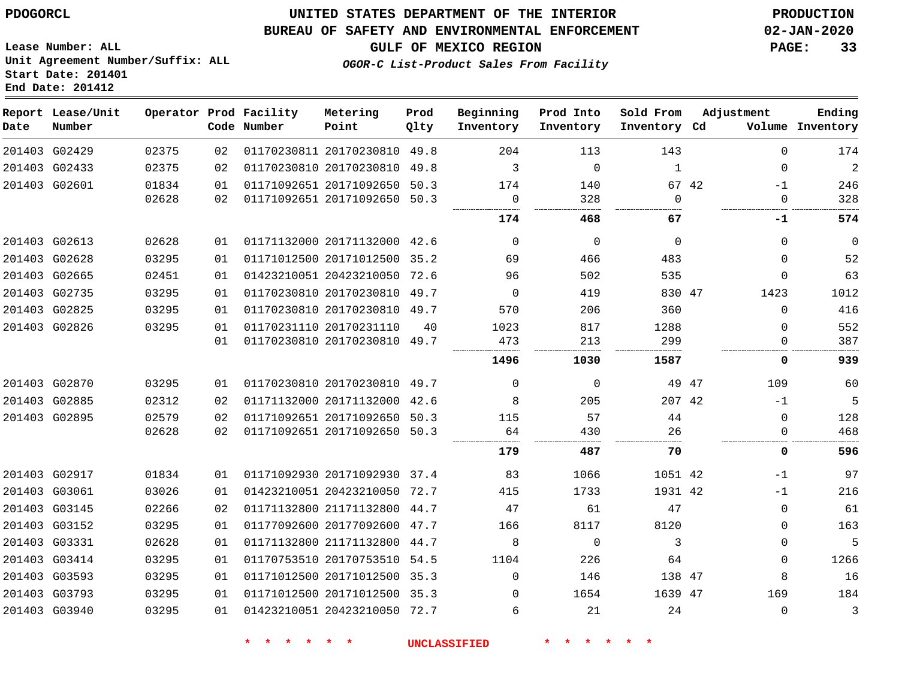PDOGORCL

# UNITED STATES DEPARTMENT OF THE INTERIOR
## BUREAU OF SAFETY AND ENVIRONMENTAL ENFORCEMENT
## GULF OF MEXICO REGION
### *OGOR-C List-Product Sales From Facility*

PRODUCTION
02-JAN-2020

Lease Number: ALL
Unit Agreement Number/Suffix: ALL
Start Date: 201401
End Date: 201412

| Report Date | Lease/Unit Number | Operator | Prod Code | Facility Number | Metering Point | Prod Qlty | Beginning Inventory | Prod Into Inventory | Sold From Inventory | Adjustment Cd | Volume | Ending Inventory |
|---|---|---|---|---|---|---|---|---|---|---|---|---|
| 201403 | G02429 | 02375 | 02 | 01170230811 | 20170230810 | 49.8 | 204 | 113 | 143 | | 0 | 174 |
| 201403 | G02433 | 02375 | 02 | 01170230810 | 20170230810 | 49.8 | 3 | 0 | 1 | | 0 | 2 |
| 201403 | G02601 | 01834 | 01 | 01171092651 | 20171092650 | 50.3 | 174 | 140 | 67 | 42 | -1 | 246 |
| | | 02628 | 02 | 01171092651 | 20171092650 | 50.3 | 0 | 328 | 0 | | 0 | 328 |
| | | | | | | | **174** | **468** | **67** | | **-1** | **574** |
| 201403 | G02613 | 02628 | 01 | 01171132000 | 20171132000 | 42.6 | 0 | 0 | 0 | | 0 | 0 |
| 201403 | G02628 | 03295 | 01 | 01171012500 | 20171012500 | 35.2 | 69 | 466 | 483 | | 0 | 52 |
| 201403 | G02665 | 02451 | 01 | 01423210051 | 20423210050 | 72.6 | 96 | 502 | 535 | | 0 | 63 |
| 201403 | G02735 | 03295 | 01 | 01170230810 | 20170230810 | 49.7 | 0 | 419 | 830 | 47 | 1423 | 1012 |
| 201403 | G02825 | 03295 | 01 | 01170230810 | 20170230810 | 49.7 | 570 | 206 | 360 | | 0 | 416 |
| 201403 | G02826 | 03295 | 01 | 01170231110 | 20170231110 | 40 | 1023 | 817 | 1288 | | 0 | 552 |
| | | | 01 | 01170230810 | 20170230810 | 49.7 | 473 | 213 | 299 | | 0 | 387 |
| | | | | | | | **1496** | **1030** | **1587** | | **0** | **939** |
| 201403 | G02870 | 03295 | 01 | 01170230810 | 20170230810 | 49.7 | 0 | 0 | 49 | 47 | 109 | 60 |
| 201403 | G02885 | 02312 | 02 | 01171132000 | 20171132000 | 42.6 | 8 | 205 | 207 | 42 | -1 | 5 |
| 201403 | G02895 | 02579 | 02 | 01171092651 | 20171092650 | 50.3 | 115 | 57 | 44 | | 0 | 128 |
| | | 02628 | 02 | 01171092651 | 20171092650 | 50.3 | 64 | 430 | 26 | | 0 | 468 |
| | | | | | | | **179** | **487** | **70** | | **0** | **596** |
| 201403 | G02917 | 01834 | 01 | 01171092930 | 20171092930 | 37.4 | 83 | 1066 | 1051 | 42 | -1 | 97 |
| 201403 | G03061 | 03026 | 01 | 01423210051 | 20423210050 | 72.7 | 415 | 1733 | 1931 | 42 | -1 | 216 |
| 201403 | G03145 | 02266 | 02 | 01171132800 | 21171132800 | 44.7 | 47 | 61 | 47 | | 0 | 61 |
| 201403 | G03152 | 03295 | 01 | 01177092600 | 20177092600 | 47.7 | 166 | 8117 | 8120 | | 0 | 163 |
| 201403 | G03331 | 02628 | 01 | 01171132800 | 21171132800 | 44.7 | 8 | 0 | 3 | | 0 | 5 |
| 201403 | G03414 | 03295 | 01 | 01170753510 | 20170753510 | 54.5 | 1104 | 226 | 64 | | 0 | 1266 |
| 201403 | G03593 | 03295 | 01 | 01171012500 | 20171012500 | 35.3 | 0 | 146 | 138 | 47 | 8 | 16 |
| 201403 | G03793 | 03295 | 01 | 01171012500 | 20171012500 | 35.3 | 0 | 1654 | 1639 | 47 | 169 | 184 |
| 201403 | G03940 | 03295 | 01 | 01423210051 | 20423210050 | 72.7 | 6 | 21 | 24 | | 0 | 3 |

\* \* \* \* \* \* UNCLASSIFIED \* \* \* \* \* \*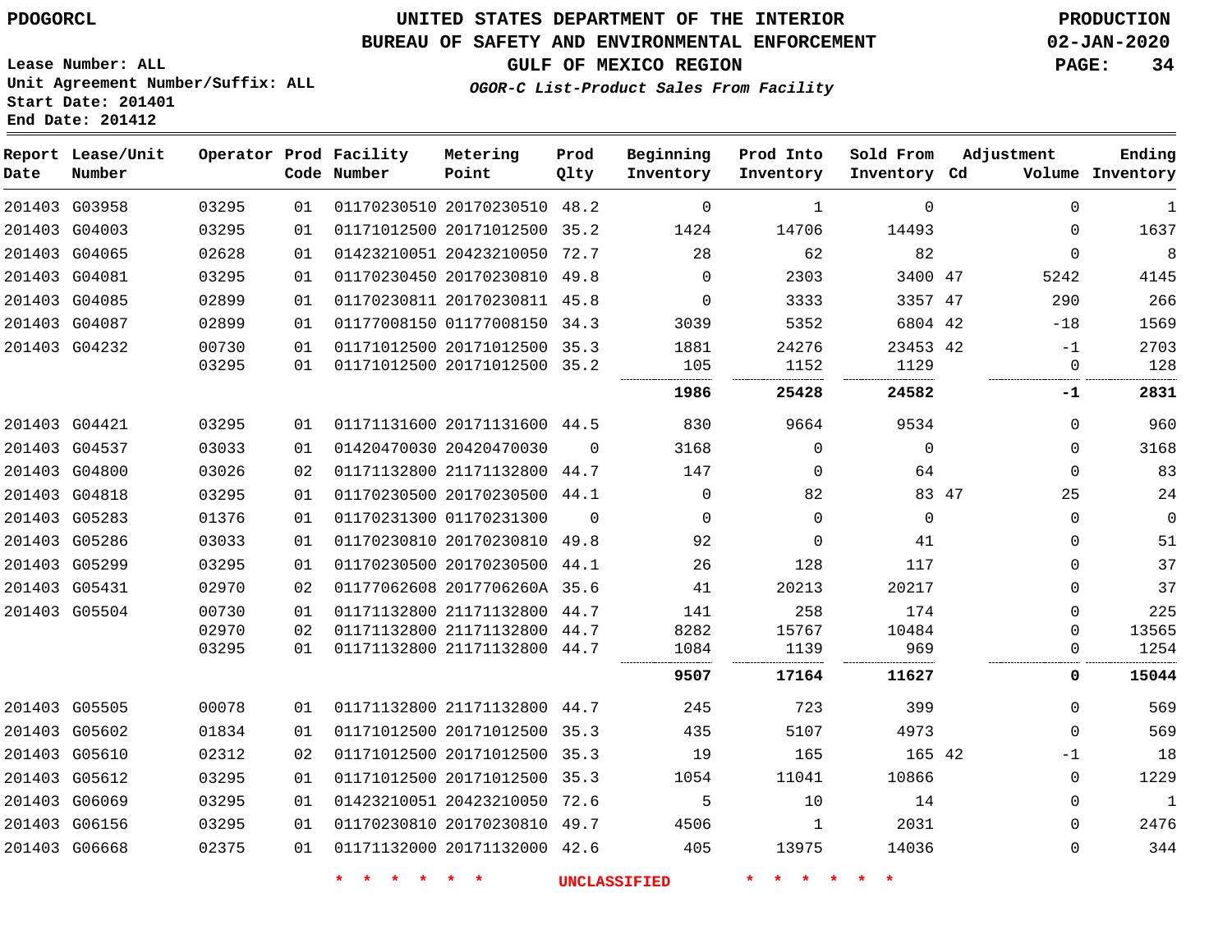**PDOGORCL**

# UNITED STATES DEPARTMENT OF THE INTERIOR
## BUREAU OF SAFETY AND ENVIRONMENTAL ENFORCEMENT
### GULF OF MEXICO REGION
*OGOR-C List-Product Sales From Facility*

**PRODUCTION**
**02-JAN-2020**

Lease Number: ALL
Unit Agreement Number/Suffix: ALL
Start Date: 201401
End Date: 201412

| Report Date | Lease/Unit Number | Operator | Prod Code | Facility Number | Metering Point | Prod Qlty | Beginning Inventory | Prod Into Inventory | Sold From Inventory | Adjustment Cd | Adjustment Volume | Ending Inventory |
|---|---|---|---|---|---|---|---|---|---|---|---|---|
| 201403 | G03958 | 03295 | 01 | 01170230510 | 20170230510 | 48.2 | 0 | 1 | 0 | | 0 | 1 |
| 201403 | G04003 | 03295 | 01 | 01171012500 | 20171012500 | 35.2 | 1424 | 14706 | 14493 | | 0 | 1637 |
| 201403 | G04065 | 02628 | 01 | 01423210051 | 20423210050 | 72.7 | 28 | 62 | 82 | | 0 | 8 |
| 201403 | G04081 | 03295 | 01 | 01170230450 | 20170230810 | 49.8 | 0 | 2303 | 3400 | 47 | 5242 | 4145 |
| 201403 | G04085 | 02899 | 01 | 01170230811 | 20170230811 | 45.8 | 0 | 3333 | 3357 | 47 | 290 | 266 |
| 201403 | G04087 | 02899 | 01 | 01177008150 | 01177008150 | 34.3 | 3039 | 5352 | 6804 | 42 | -18 | 1569 |
| 201403 | G04232 | 00730 | 01 | 01171012500 | 20171012500 | 35.3 | 1881 | 24276 | 23453 | 42 | -1 | 2703 |
| | | 03295 | 01 | 01171012500 | 20171012500 | 35.2 | 105 | 1152 | 1129 | | 0 | 128 |
| | | | | | | | **1986** | **25428** | **24582** | | **-1** | **2831** |
| 201403 | G04421 | 03295 | 01 | 01171131600 | 20171131600 | 44.5 | 830 | 9664 | 9534 | | 0 | 960 |
| 201403 | G04537 | 03033 | 01 | 01420470030 | 20420470030 | 0 | 3168 | 0 | 0 | | 0 | 3168 |
| 201403 | G04800 | 03026 | 02 | 01171132800 | 21171132800 | 44.7 | 147 | 0 | 64 | | 0 | 83 |
| 201403 | G04818 | 03295 | 01 | 01170230500 | 20170230500 | 44.1 | 0 | 82 | 83 | 47 | 25 | 24 |
| 201403 | G05283 | 01376 | 01 | 01170231300 | 01170231300 | 0 | 0 | 0 | 0 | | 0 | 0 |
| 201403 | G05286 | 03033 | 01 | 01170230810 | 20170230810 | 49.8 | 92 | 0 | 41 | | 0 | 51 |
| 201403 | G05299 | 03295 | 01 | 01170230500 | 20170230500 | 44.1 | 26 | 128 | 117 | | 0 | 37 |
| 201403 | G05431 | 02970 | 02 | 01177062608 | 2017706260A | 35.6 | 41 | 20213 | 20217 | | 0 | 37 |
| 201403 | G05504 | 00730 | 01 | 01171132800 | 21171132800 | 44.7 | 141 | 258 | 174 | | 0 | 225 |
| | | 02970 | 02 | 01171132800 | 21171132800 | 44.7 | 8282 | 15767 | 10484 | | 0 | 13565 |
| | | 03295 | 01 | 01171132800 | 21171132800 | 44.7 | 1084 | 1139 | 969 | | 0 | 1254 |
| | | | | | | | **9507** | **17164** | **11627** | | **0** | **15044** |
| 201403 | G05505 | 00078 | 01 | 01171132800 | 21171132800 | 44.7 | 245 | 723 | 399 | | 0 | 569 |
| 201403 | G05602 | 01834 | 01 | 01171012500 | 20171012500 | 35.3 | 435 | 5107 | 4973 | | 0 | 569 |
| 201403 | G05610 | 02312 | 02 | 01171012500 | 20171012500 | 35.3 | 19 | 165 | 165 | 42 | -1 | 18 |
| 201403 | G05612 | 03295 | 01 | 01171012500 | 20171012500 | 35.3 | 1054 | 11041 | 10866 | | 0 | 1229 |
| 201403 | G06069 | 03295 | 01 | 01423210051 | 20423210050 | 72.6 | 5 | 10 | 14 | | 0 | 1 |
| 201403 | G06156 | 03295 | 01 | 01170230810 | 20170230810 | 49.7 | 4506 | 1 | 2031 | | 0 | 2476 |
| 201403 | G06668 | 02375 | 01 | 01171132000 | 20171132000 | 42.6 | 405 | 13975 | 14036 | | 0 | 344 |

* * * * * * UNCLASSIFIED * * * * * *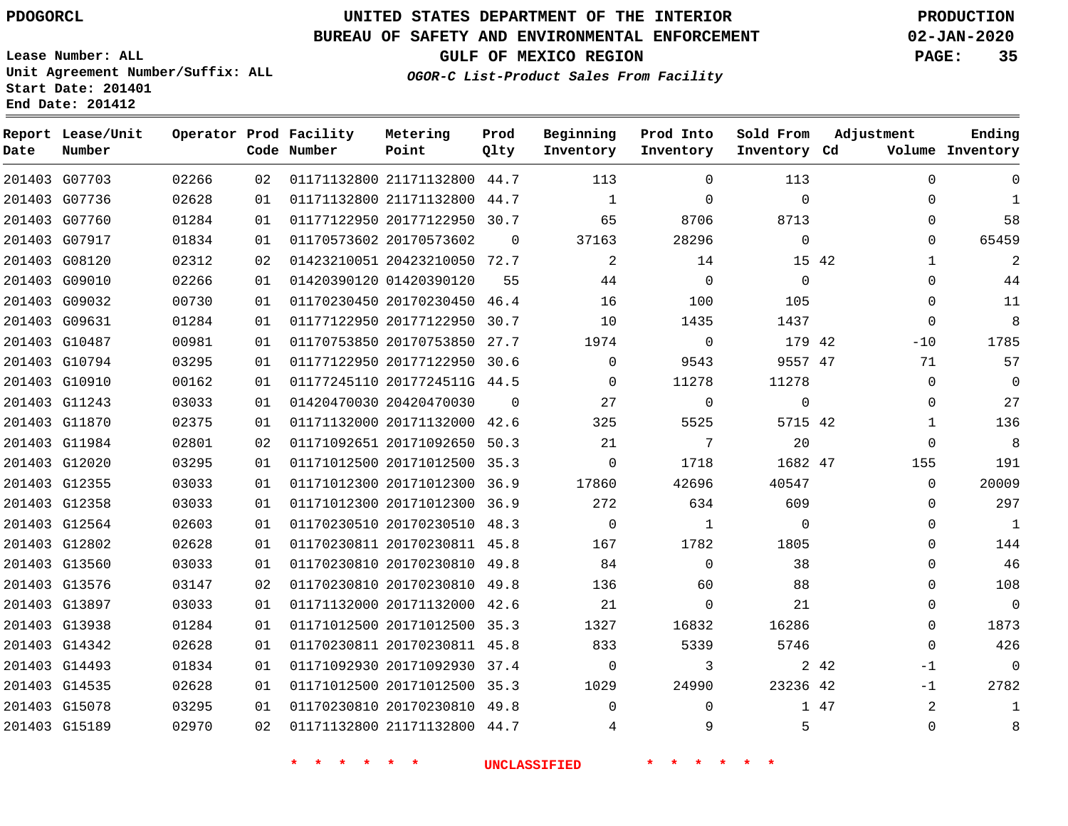PDOGORCL

# UNITED STATES DEPARTMENT OF THE INTERIOR
## BUREAU OF SAFETY AND ENVIRONMENTAL ENFORCEMENT
### GULF OF MEXICO REGION
*OGOR-C List-Product Sales From Facility*

PRODUCTION
02-JAN-2020

Lease Number: ALL
Unit Agreement Number/Suffix: ALL
Start Date: 201401
End Date: 201412

| Report Date | Lease/Unit Number | Operator | Prod Code | Facility Number | Metering Point | Prod Qlty | Beginning Inventory | Prod Into Inventory | Sold From Inventory | Adjustment Cd | Volume | Ending Inventory |
|---|---|---|---|---|---|---|---|---|---|---|---|---|
| 201403 | G07703 | 02266 | 02 | 01171132800 | 21171132800 | 44.7 | 113 | 0 | 113 | | 0 | 0 |
| 201403 | G07736 | 02628 | 01 | 01171132800 | 21171132800 | 44.7 | 1 | 0 | 0 | | 0 | 1 |
| 201403 | G07760 | 01284 | 01 | 01177122950 | 20177122950 | 30.7 | 65 | 8706 | 8713 | | 0 | 58 |
| 201403 | G07917 | 01834 | 01 | 01170573602 | 20170573602 | 0 | 37163 | 28296 | 0 | | 0 | 65459 |
| 201403 | G08120 | 02312 | 02 | 01423210051 | 20423210050 | 72.7 | 2 | 14 | 15 | 42 | 1 | 2 |
| 201403 | G09010 | 02266 | 01 | 01420390120 | 01420390120 | 55 | 44 | 0 | 0 | | 0 | 44 |
| 201403 | G09032 | 00730 | 01 | 01170230450 | 20170230450 | 46.4 | 16 | 100 | 105 | | 0 | 11 |
| 201403 | G09631 | 01284 | 01 | 01177122950 | 20177122950 | 30.7 | 10 | 1435 | 1437 | | 0 | 8 |
| 201403 | G10487 | 00981 | 01 | 01170753850 | 20170753850 | 27.7 | 1974 | 0 | 179 | 42 | -10 | 1785 |
| 201403 | G10794 | 03295 | 01 | 01177122950 | 20177122950 | 30.6 | 0 | 9543 | 9557 | 47 | 71 | 57 |
| 201403 | G10910 | 00162 | 01 | 01177245110 | 2017724511G | 44.5 | 0 | 11278 | 11278 | | 0 | 0 |
| 201403 | G11243 | 03033 | 01 | 01420470030 | 20420470030 | 0 | 27 | 0 | 0 | | 0 | 27 |
| 201403 | G11870 | 02375 | 01 | 01171132000 | 20171132000 | 42.6 | 325 | 5525 | 5715 | 42 | 1 | 136 |
| 201403 | G11984 | 02801 | 02 | 01171092651 | 20171092650 | 50.3 | 21 | 7 | 20 | | 0 | 8 |
| 201403 | G12020 | 03295 | 01 | 01171012500 | 20171012500 | 35.3 | 0 | 1718 | 1682 | 47 | 155 | 191 |
| 201403 | G12355 | 03033 | 01 | 01171012300 | 20171012300 | 36.9 | 17860 | 42696 | 40547 | | 0 | 20009 |
| 201403 | G12358 | 03033 | 01 | 01171012300 | 20171012300 | 36.9 | 272 | 634 | 609 | | 0 | 297 |
| 201403 | G12564 | 02603 | 01 | 01170230510 | 20170230510 | 48.3 | 0 | 1 | 0 | | 0 | 1 |
| 201403 | G12802 | 02628 | 01 | 01170230811 | 20170230811 | 45.8 | 167 | 1782 | 1805 | | 0 | 144 |
| 201403 | G13560 | 03033 | 01 | 01170230810 | 20170230810 | 49.8 | 84 | 0 | 38 | | 0 | 46 |
| 201403 | G13576 | 03147 | 02 | 01170230810 | 20170230810 | 49.8 | 136 | 60 | 88 | | 0 | 108 |
| 201403 | G13897 | 03033 | 01 | 01171132000 | 20171132000 | 42.6 | 21 | 0 | 21 | | 0 | 0 |
| 201403 | G13938 | 01284 | 01 | 01171012500 | 20171012500 | 35.3 | 1327 | 16832 | 16286 | | 0 | 1873 |
| 201403 | G14342 | 02628 | 01 | 01170230811 | 20170230811 | 45.8 | 833 | 5339 | 5746 | | 0 | 426 |
| 201403 | G14493 | 01834 | 01 | 01171092930 | 20171092930 | 37.4 | 0 | 3 | 2 | 42 | -1 | 0 |
| 201403 | G14535 | 02628 | 01 | 01171012500 | 20171012500 | 35.3 | 1029 | 24990 | 23236 | 42 | -1 | 2782 |
| 201403 | G15078 | 03295 | 01 | 01170230810 | 20170230810 | 49.8 | 0 | 0 | 1 | 47 | 2 | 1 |
| 201403 | G15189 | 02970 | 02 | 01171132800 | 21171132800 | 44.7 | 4 | 9 | 5 | | 0 | 8 |

* * * * * * UNCLASSIFIED * * * * * *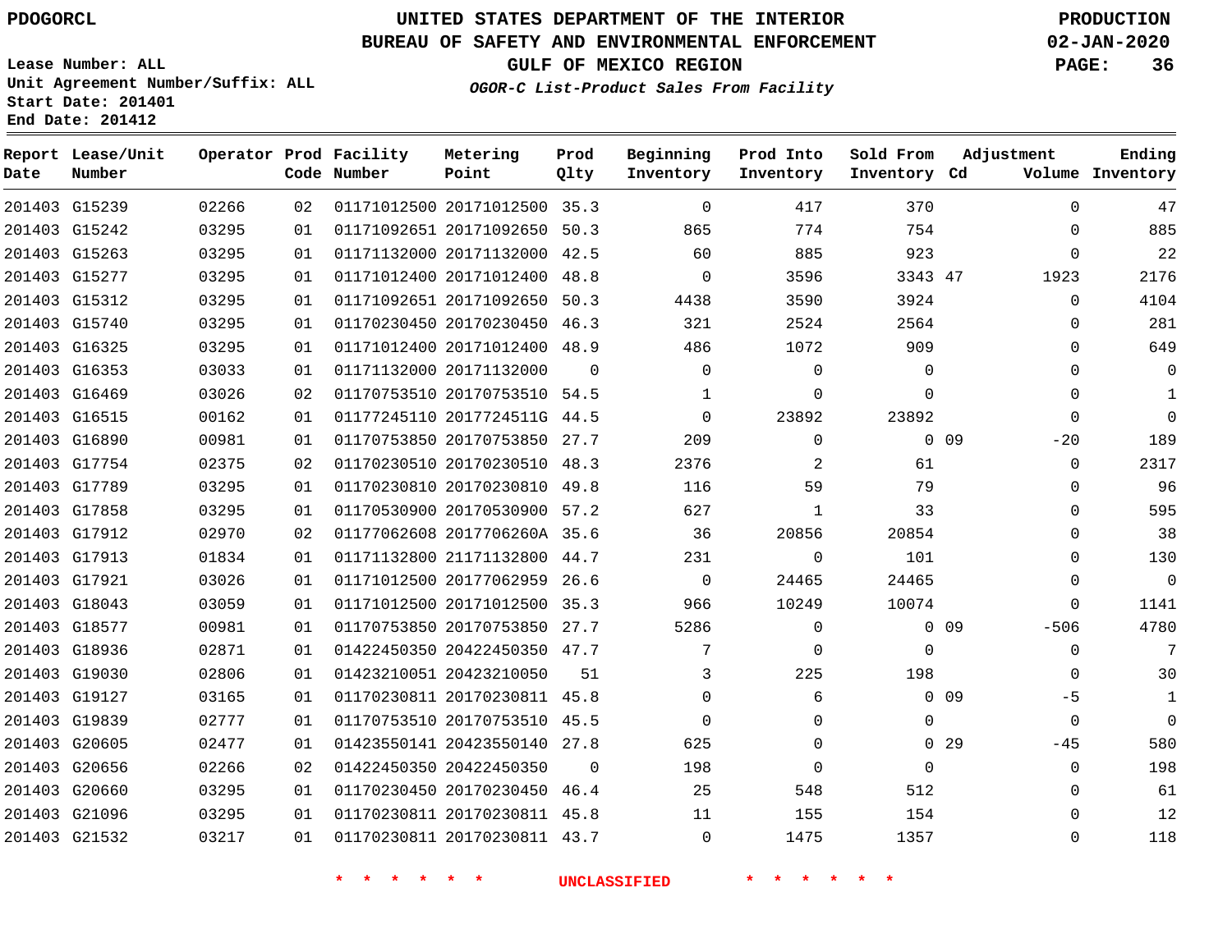PDOGORCL

Lease Number: ALL
Unit Agreement Number/Suffix: ALL
Start Date: 201401
End Date: 201412

# UNITED STATES DEPARTMENT OF THE INTERIOR
## BUREAU OF SAFETY AND ENVIRONMENTAL ENFORCEMENT
## GULF OF MEXICO REGION
### *OGOR-C List-Product Sales From Facility*

PRODUCTION
02-JAN-2020

| Report Date | Lease/Unit Number | Operator | Prod Code | Facility Number | Metering Point | Prod Qlty | Beginning Inventory | Prod Into Inventory | Sold From Inventory | Adjustment Cd | Adjustment Volume | Ending Inventory |
|---|---|---|---|---|---|---|---|---|---|---|---|---|
| 201403 | G15239 | 02266 | 02 | 01171012500 | 20171012500 | 35.3 | 0 | 417 | 370 | | 0 | 47 |
| 201403 | G15242 | 03295 | 01 | 01171092651 | 20171092650 | 50.3 | 865 | 774 | 754 | | 0 | 885 |
| 201403 | G15263 | 03295 | 01 | 01171132000 | 20171132000 | 42.5 | 60 | 885 | 923 | | 0 | 22 |
| 201403 | G15277 | 03295 | 01 | 01171012400 | 20171012400 | 48.8 | 0 | 3596 | 3343 | 47 | 1923 | 2176 |
| 201403 | G15312 | 03295 | 01 | 01171092651 | 20171092650 | 50.3 | 4438 | 3590 | 3924 | | 0 | 4104 |
| 201403 | G15740 | 03295 | 01 | 01170230450 | 20170230450 | 46.3 | 321 | 2524 | 2564 | | 0 | 281 |
| 201403 | G16325 | 03295 | 01 | 01171012400 | 20171012400 | 48.9 | 486 | 1072 | 909 | | 0 | 649 |
| 201403 | G16353 | 03033 | 01 | 01171132000 | 20171132000 | 0 | 0 | 0 | 0 | | 0 | 0 |
| 201403 | G16469 | 03026 | 02 | 01170753510 | 20170753510 | 54.5 | 1 | 0 | 0 | | 0 | 1 |
| 201403 | G16515 | 00162 | 01 | 01177245110 | 2017724511G | 44.5 | 0 | 23892 | 23892 | | 0 | 0 |
| 201403 | G16890 | 00981 | 01 | 01170753850 | 20170753850 | 27.7 | 209 | 0 | 0 | 09 | -20 | 189 |
| 201403 | G17754 | 02375 | 02 | 01170230510 | 20170230510 | 48.3 | 2376 | 2 | 61 | | 0 | 2317 |
| 201403 | G17789 | 03295 | 01 | 01170230810 | 20170230810 | 49.8 | 116 | 59 | 79 | | 0 | 96 |
| 201403 | G17858 | 03295 | 01 | 01170530900 | 20170530900 | 57.2 | 627 | 1 | 33 | | 0 | 595 |
| 201403 | G17912 | 02970 | 02 | 01177062608 | 2017706260A | 35.6 | 36 | 20856 | 20854 | | 0 | 38 |
| 201403 | G17913 | 01834 | 01 | 01171132800 | 21171132800 | 44.7 | 231 | 0 | 101 | | 0 | 130 |
| 201403 | G17921 | 03026 | 01 | 01171012500 | 20177062959 | 26.6 | 0 | 24465 | 24465 | | 0 | 0 |
| 201403 | G18043 | 03059 | 01 | 01171012500 | 20171012500 | 35.3 | 966 | 10249 | 10074 | | 0 | 1141 |
| 201403 | G18577 | 00981 | 01 | 01170753850 | 20170753850 | 27.7 | 5286 | 0 | 0 | 09 | -506 | 4780 |
| 201403 | G18936 | 02871 | 01 | 01422450350 | 20422450350 | 47.7 | 7 | 0 | 0 | | 0 | 7 |
| 201403 | G19030 | 02806 | 01 | 01423210051 | 20423210050 | 51 | 3 | 225 | 198 | | 0 | 30 |
| 201403 | G19127 | 03165 | 01 | 01170230811 | 20170230811 | 45.8 | 0 | 6 | 0 | 09 | -5 | 1 |
| 201403 | G19839 | 02777 | 01 | 01170753510 | 20170753510 | 45.5 | 0 | 0 | 0 | | 0 | 0 |
| 201403 | G20605 | 02477 | 01 | 01423550141 | 20423550140 | 27.8 | 625 | 0 | 0 | 29 | -45 | 580 |
| 201403 | G20656 | 02266 | 02 | 01422450350 | 20422450350 | 0 | 198 | 0 | 0 | | 0 | 198 |
| 201403 | G20660 | 03295 | 01 | 01170230450 | 20170230450 | 46.4 | 25 | 548 | 512 | | 0 | 61 |
| 201403 | G21096 | 03295 | 01 | 01170230811 | 20170230811 | 45.8 | 11 | 155 | 154 | | 0 | 12 |
| 201403 | G21532 | 03217 | 01 | 01170230811 | 20170230811 | 43.7 | 0 | 1475 | 1357 | | 0 | 118 |

* * * * * * UNCLASSIFIED * * * * * *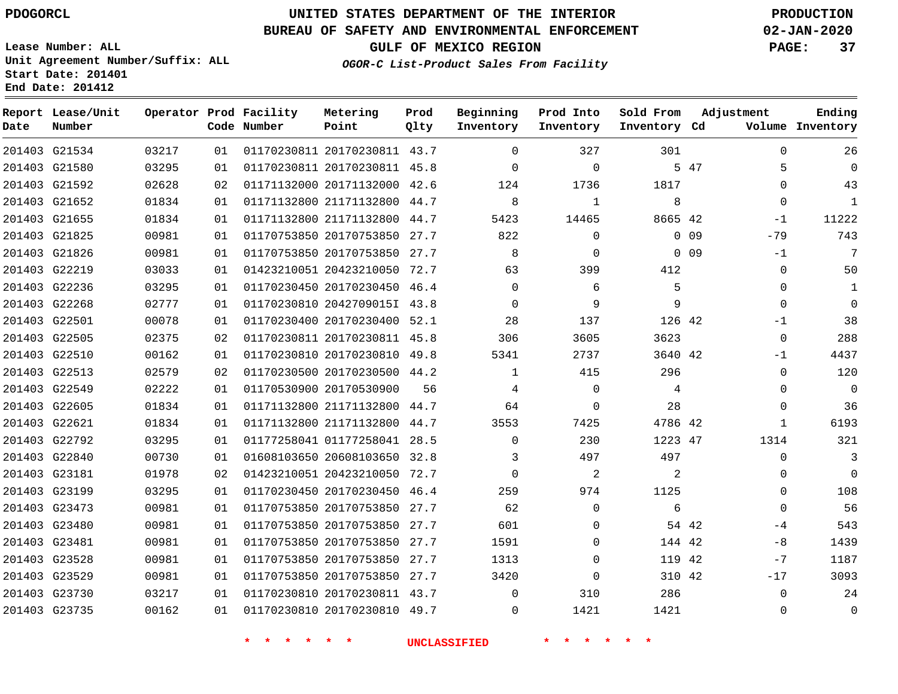PDOGORCL

# UNITED STATES DEPARTMENT OF THE INTERIOR
## BUREAU OF SAFETY AND ENVIRONMENTAL ENFORCEMENT
### GULF OF MEXICO REGION
*OGOR-C List-Product Sales From Facility*

PRODUCTION
02-JAN-2020

Lease Number: ALL
Unit Agreement Number/Suffix: ALL
Start Date: 201401
End Date: 201412

| Report Date | Lease/Unit Number | Operator | Prod Code | Facility Number | Metering Point | Prod Qlty | Beginning Inventory | Prod Into Inventory | Sold From Inventory | Adjustment Cd | Adjustment Volume | Ending Inventory |
|---|---|---|---|---|---|---|---|---|---|---|---|---|
| 201403 | G21534 | 03217 | 01 | 01170230811 | 20170230811 | 43.7 | 0 | 327 | 301 | | 0 | 26 |
| 201403 | G21580 | 03295 | 01 | 01170230811 | 20170230811 | 45.8 | 0 | 0 | 5 | 47 | 5 | 0 |
| 201403 | G21592 | 02628 | 02 | 01171132000 | 20171132000 | 42.6 | 124 | 1736 | 1817 | | 0 | 43 |
| 201403 | G21652 | 01834 | 01 | 01171132800 | 21171132800 | 44.7 | 8 | 1 | 8 | | 0 | 1 |
| 201403 | G21655 | 01834 | 01 | 01171132800 | 21171132800 | 44.7 | 5423 | 14465 | 8665 | 42 | -1 | 11222 |
| 201403 | G21825 | 00981 | 01 | 01170753850 | 20170753850 | 27.7 | 822 | 0 | 0 | 09 | -79 | 743 |
| 201403 | G21826 | 00981 | 01 | 01170753850 | 20170753850 | 27.7 | 8 | 0 | 0 | 09 | -1 | 7 |
| 201403 | G22219 | 03033 | 01 | 01423210051 | 20423210050 | 72.7 | 63 | 399 | 412 | | 0 | 50 |
| 201403 | G22236 | 03295 | 01 | 01170230450 | 20170230450 | 46.4 | 0 | 6 | 5 | | 0 | 1 |
| 201403 | G22268 | 02777 | 01 | 01170230810 | 2042709015I | 43.8 | 0 | 9 | 9 | | 0 | 0 |
| 201403 | G22501 | 00078 | 01 | 01170230400 | 20170230400 | 52.1 | 28 | 137 | 126 | 42 | -1 | 38 |
| 201403 | G22505 | 02375 | 02 | 01170230811 | 20170230811 | 45.8 | 306 | 3605 | 3623 | | 0 | 288 |
| 201403 | G22510 | 00162 | 01 | 01170230810 | 20170230810 | 49.8 | 5341 | 2737 | 3640 | 42 | -1 | 4437 |
| 201403 | G22513 | 02579 | 02 | 01170230500 | 20170230500 | 44.2 | 1 | 415 | 296 | | 0 | 120 |
| 201403 | G22549 | 02222 | 01 | 01170530900 | 20170530900 | 56 | 4 | 0 | 4 | | 0 | 0 |
| 201403 | G22605 | 01834 | 01 | 01171132800 | 21171132800 | 44.7 | 64 | 0 | 28 | | 0 | 36 |
| 201403 | G22621 | 01834 | 01 | 01171132800 | 21171132800 | 44.7 | 3553 | 7425 | 4786 | 42 | 1 | 6193 |
| 201403 | G22792 | 03295 | 01 | 01177258041 | 01177258041 | 28.5 | 0 | 230 | 1223 | 47 | 1314 | 321 |
| 201403 | G22840 | 00730 | 01 | 01608103650 | 20608103650 | 32.8 | 3 | 497 | 497 | | 0 | 3 |
| 201403 | G23181 | 01978 | 02 | 01423210051 | 20423210050 | 72.7 | 0 | 2 | 2 | | 0 | 0 |
| 201403 | G23199 | 03295 | 01 | 01170230450 | 20170230450 | 46.4 | 259 | 974 | 1125 | | 0 | 108 |
| 201403 | G23473 | 00981 | 01 | 01170753850 | 20170753850 | 27.7 | 62 | 0 | 6 | | 0 | 56 |
| 201403 | G23480 | 00981 | 01 | 01170753850 | 20170753850 | 27.7 | 601 | 0 | 54 | 42 | -4 | 543 |
| 201403 | G23481 | 00981 | 01 | 01170753850 | 20170753850 | 27.7 | 1591 | 0 | 144 | 42 | -8 | 1439 |
| 201403 | G23528 | 00981 | 01 | 01170753850 | 20170753850 | 27.7 | 1313 | 0 | 119 | 42 | -7 | 1187 |
| 201403 | G23529 | 00981 | 01 | 01170753850 | 20170753850 | 27.7 | 3420 | 0 | 310 | 42 | -17 | 3093 |
| 201403 | G23730 | 03217 | 01 | 01170230810 | 20170230811 | 43.7 | 0 | 310 | 286 | | 0 | 24 |
| 201403 | G23735 | 00162 | 01 | 01170230810 | 20170230810 | 49.7 | 0 | 1421 | 1421 | | 0 | 0 |

* * * * * * UNCLASSIFIED * * * * * *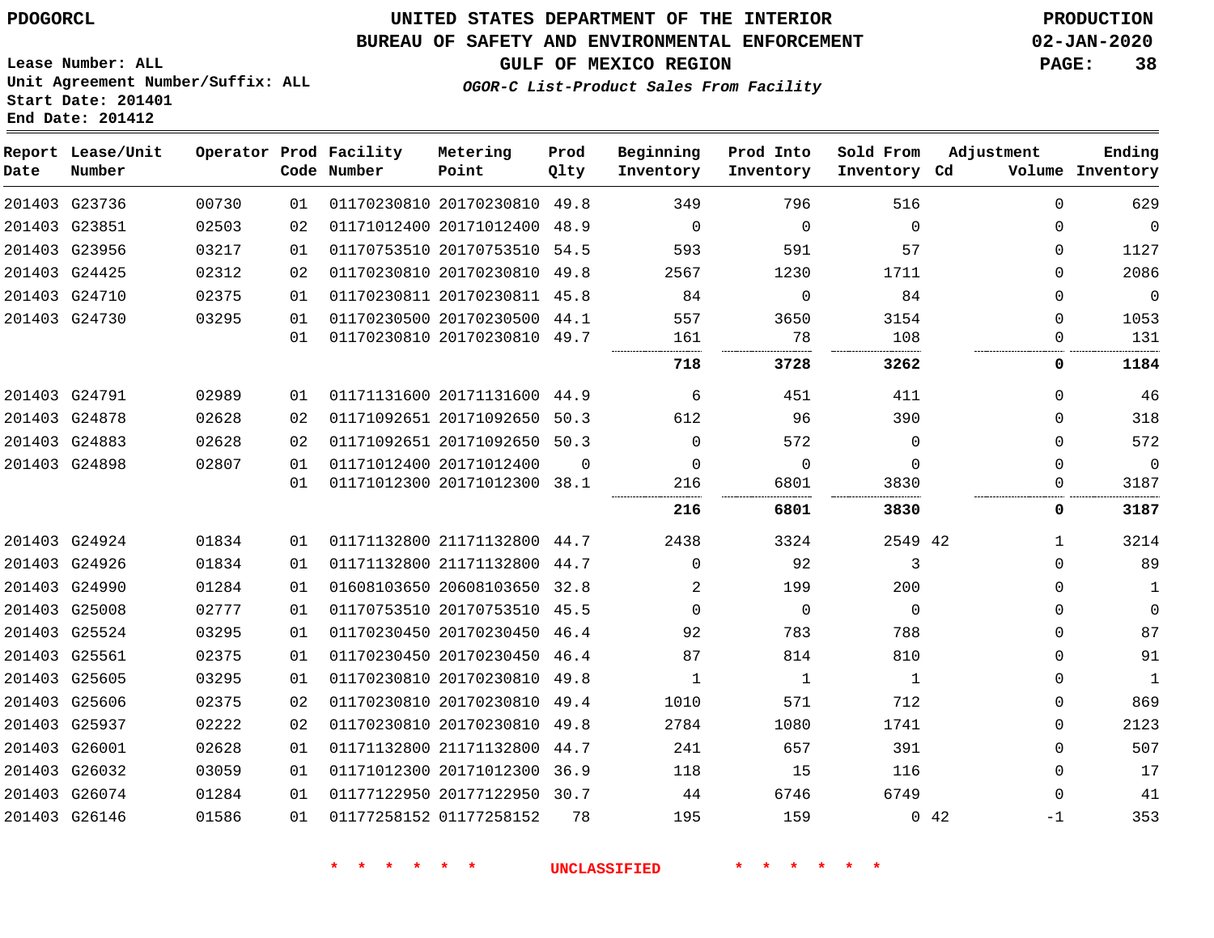PDOGORCL

# UNITED STATES DEPARTMENT OF THE INTERIOR
## BUREAU OF SAFETY AND ENVIRONMENTAL ENFORCEMENT
### GULF OF MEXICO REGION
*OGOR-C List-Product Sales From Facility*

PRODUCTION
02-JAN-2020

Lease Number: ALL
Unit Agreement Number/Suffix: ALL
Start Date: 201401
End Date: 201412

| Report Date | Lease/Unit Number | Operator | Prod Code | Facility Number | Metering Point | Prod Qlty | Beginning Inventory | Prod Into Inventory | Sold From Inventory | Adjustment Cd | Adjustment Volume | Ending Inventory |
|---|---|---|---|---|---|---|---|---|---|---|---|---|
| 201403 | G23736 | 00730 | 01 | 01170230810 | 20170230810 | 49.8 | 349 | 796 | 516 | | 0 | 629 |
| 201403 | G23851 | 02503 | 02 | 01171012400 | 20171012400 | 48.9 | 0 | 0 | 0 | | 0 | 0 |
| 201403 | G23956 | 03217 | 01 | 01170753510 | 20170753510 | 54.5 | 593 | 591 | 57 | | 0 | 1127 |
| 201403 | G24425 | 02312 | 02 | 01170230810 | 20170230810 | 49.8 | 2567 | 1230 | 1711 | | 0 | 2086 |
| 201403 | G24710 | 02375 | 01 | 01170230811 | 20170230811 | 45.8 | 84 | 0 | 84 | | 0 | 0 |
| 201403 | G24730 | 03295 | 01 | 01170230500 | 20170230500 | 44.1 | 557 | 3650 | 3154 | | 0 | 1053 |
| | | | 01 | 01170230810 | 20170230810 | 49.7 | 161 | 78 | 108 | | 0 | 131 |
| | | | | | | | **718** | **3728** | **3262** | | **0** | **1184** |
| 201403 | G24791 | 02989 | 01 | 01171131600 | 20171131600 | 44.9 | 6 | 451 | 411 | | 0 | 46 |
| 201403 | G24878 | 02628 | 02 | 01171092651 | 20171092650 | 50.3 | 612 | 96 | 390 | | 0 | 318 |
| 201403 | G24883 | 02628 | 02 | 01171092651 | 20171092650 | 50.3 | 0 | 572 | 0 | | 0 | 572 |
| 201403 | G24898 | 02807 | 01 | 01171012400 | 20171012400 | 0 | 0 | 0 | 0 | | 0 | 0 |
| | | | 01 | 01171012300 | 20171012300 | 38.1 | 216 | 6801 | 3830 | | 0 | 3187 |
| | | | | | | | **216** | **6801** | **3830** | | **0** | **3187** |
| 201403 | G24924 | 01834 | 01 | 01171132800 | 21171132800 | 44.7 | 2438 | 3324 | 2549 | 42 | 1 | 3214 |
| 201403 | G24926 | 01834 | 01 | 01171132800 | 21171132800 | 44.7 | 0 | 92 | 3 | | 0 | 89 |
| 201403 | G24990 | 01284 | 01 | 01608103650 | 20608103650 | 32.8 | 2 | 199 | 200 | | 0 | 1 |
| 201403 | G25008 | 02777 | 01 | 01170753510 | 20170753510 | 45.5 | 0 | 0 | 0 | | 0 | 0 |
| 201403 | G25524 | 03295 | 01 | 01170230450 | 20170230450 | 46.4 | 92 | 783 | 788 | | 0 | 87 |
| 201403 | G25561 | 02375 | 01 | 01170230450 | 20170230450 | 46.4 | 87 | 814 | 810 | | 0 | 91 |
| 201403 | G25605 | 03295 | 01 | 01170230810 | 20170230810 | 49.8 | 1 | 1 | 1 | | 0 | 1 |
| 201403 | G25606 | 02375 | 02 | 01170230810 | 20170230810 | 49.4 | 1010 | 571 | 712 | | 0 | 869 |
| 201403 | G25937 | 02222 | 02 | 01170230810 | 20170230810 | 49.8 | 2784 | 1080 | 1741 | | 0 | 2123 |
| 201403 | G26001 | 02628 | 01 | 01171132800 | 21171132800 | 44.7 | 241 | 657 | 391 | | 0 | 507 |
| 201403 | G26032 | 03059 | 01 | 01171012300 | 20171012300 | 36.9 | 118 | 15 | 116 | | 0 | 17 |
| 201403 | G26074 | 01284 | 01 | 01177122950 | 20177122950 | 30.7 | 44 | 6746 | 6749 | | 0 | 41 |
| 201403 | G26146 | 01586 | 01 | 01177258152 | 01177258152 | 78 | 195 | 159 | 0 | 42 | -1 | 353 |

\* \* \* \* \* \* UNCLASSIFIED \* \* \* \* \* \*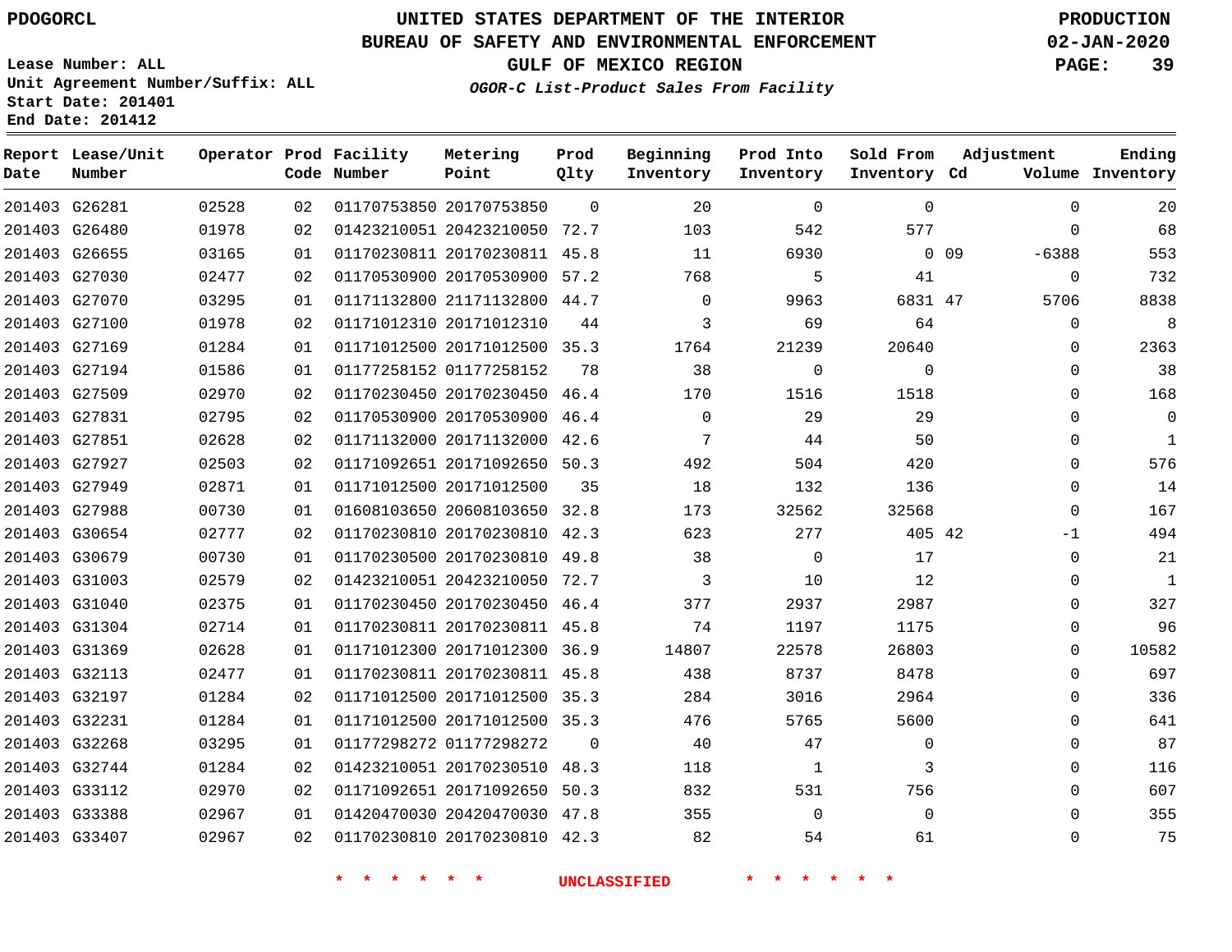PDOGORCL

# UNITED STATES DEPARTMENT OF THE INTERIOR
## BUREAU OF SAFETY AND ENVIRONMENTAL ENFORCEMENT
### GULF OF MEXICO REGION
*OGOR-C List-Product Sales From Facility*

PRODUCTION
02-JAN-2020

Lease Number: ALL
Unit Agreement Number/Suffix: ALL
Start Date: 201401
End Date: 201412

| Report Date | Lease/Unit Number | Operator | Prod Code | Facility Number | Metering Point | Prod Qlty | Beginning Inventory | Prod Into Inventory | Sold From Inventory | Adjustment Cd | Volume | Ending Inventory |
|---|---|---|---|---|---|---|---|---|---|---|---|---|
| 201403 | G26281 | 02528 | 02 | 01170753850 | 20170753850 | 0 | 20 | 0 | 0 | | 0 | 20 |
| 201403 | G26480 | 01978 | 02 | 01423210051 | 20423210050 | 72.7 | 103 | 542 | 577 | | 0 | 68 |
| 201403 | G26655 | 03165 | 01 | 01170230811 | 20170230811 | 45.8 | 11 | 6930 | 0 | 09 | -6388 | 553 |
| 201403 | G27030 | 02477 | 02 | 01170530900 | 20170530900 | 57.2 | 768 | 5 | 41 | | 0 | 732 |
| 201403 | G27070 | 03295 | 01 | 01171132800 | 21171132800 | 44.7 | 0 | 9963 | 6831 | 47 | 5706 | 8838 |
| 201403 | G27100 | 01978 | 02 | 01171012310 | 20171012310 | 44 | 3 | 69 | 64 | | 0 | 8 |
| 201403 | G27169 | 01284 | 01 | 01171012500 | 20171012500 | 35.3 | 1764 | 21239 | 20640 | | 0 | 2363 |
| 201403 | G27194 | 01586 | 01 | 01177258152 | 01177258152 | 78 | 38 | 0 | 0 | | 0 | 38 |
| 201403 | G27509 | 02970 | 02 | 01170230450 | 20170230450 | 46.4 | 170 | 1516 | 1518 | | 0 | 168 |
| 201403 | G27831 | 02795 | 02 | 01170530900 | 20170530900 | 46.4 | 0 | 29 | 29 | | 0 | 0 |
| 201403 | G27851 | 02628 | 02 | 01171132000 | 20171132000 | 42.6 | 7 | 44 | 50 | | 0 | 1 |
| 201403 | G27927 | 02503 | 02 | 01171092651 | 20171092650 | 50.3 | 492 | 504 | 420 | | 0 | 576 |
| 201403 | G27949 | 02871 | 01 | 01171012500 | 20171012500 | 35 | 18 | 132 | 136 | | 0 | 14 |
| 201403 | G27988 | 00730 | 01 | 01608103650 | 20608103650 | 32.8 | 173 | 32562 | 32568 | | 0 | 167 |
| 201403 | G30654 | 02777 | 02 | 01170230810 | 20170230810 | 42.3 | 623 | 277 | 405 | 42 | -1 | 494 |
| 201403 | G30679 | 00730 | 01 | 01170230500 | 20170230810 | 49.8 | 38 | 0 | 17 | | 0 | 21 |
| 201403 | G31003 | 02579 | 02 | 01423210051 | 20423210050 | 72.7 | 3 | 10 | 12 | | 0 | 1 |
| 201403 | G31040 | 02375 | 01 | 01170230450 | 20170230450 | 46.4 | 377 | 2937 | 2987 | | 0 | 327 |
| 201403 | G31304 | 02714 | 01 | 01170230811 | 20170230811 | 45.8 | 74 | 1197 | 1175 | | 0 | 96 |
| 201403 | G31369 | 02628 | 01 | 01171012300 | 20171012300 | 36.9 | 14807 | 22578 | 26803 | | 0 | 10582 |
| 201403 | G32113 | 02477 | 01 | 01170230811 | 20170230811 | 45.8 | 438 | 8737 | 8478 | | 0 | 697 |
| 201403 | G32197 | 01284 | 02 | 01171012500 | 20171012500 | 35.3 | 284 | 3016 | 2964 | | 0 | 336 |
| 201403 | G32231 | 01284 | 01 | 01171012500 | 20171012500 | 35.3 | 476 | 5765 | 5600 | | 0 | 641 |
| 201403 | G32268 | 03295 | 01 | 01177298272 | 01177298272 | 0 | 40 | 47 | 0 | | 0 | 87 |
| 201403 | G32744 | 01284 | 02 | 01423210051 | 20170230510 | 48.3 | 118 | 1 | 3 | | 0 | 116 |
| 201403 | G33112 | 02970 | 02 | 01171092651 | 20171092650 | 50.3 | 832 | 531 | 756 | | 0 | 607 |
| 201403 | G33388 | 02967 | 01 | 01420470030 | 20420470030 | 47.8 | 355 | 0 | 0 | | 0 | 355 |
| 201403 | G33407 | 02967 | 02 | 01170230810 | 20170230810 | 42.3 | 82 | 54 | 61 | | 0 | 75 |

* * * * * * UNCLASSIFIED * * * * * *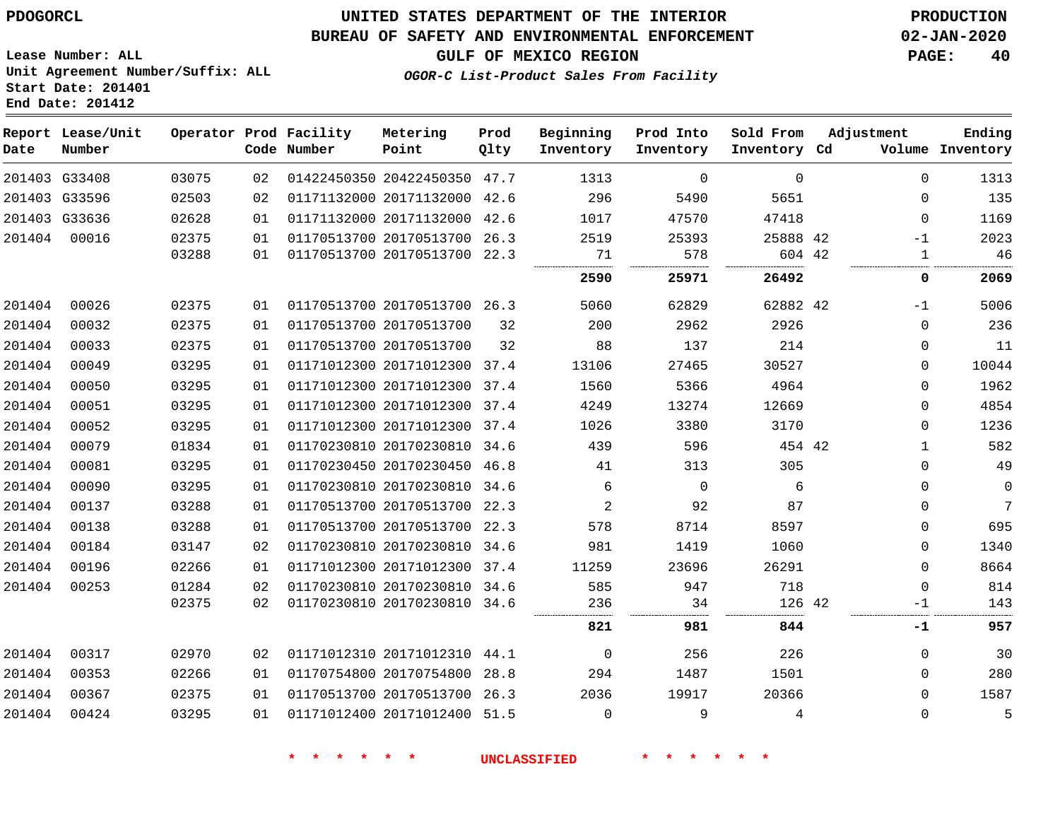PDOGORCL

# UNITED STATES DEPARTMENT OF THE INTERIOR
## BUREAU OF SAFETY AND ENVIRONMENTAL ENFORCEMENT
### GULF OF MEXICO REGION

PRODUCTION
02-JAN-2020

Lease Number: ALL
Unit Agreement Number/Suffix: ALL
Start Date: 201401
End Date: 201412

*OGOR-C List-Product Sales From Facility*

| Report Date | Lease/Unit Number | Operator | Prod Code | Facility Number | Metering Point | Prod Qlty | Beginning Inventory | Prod Into Inventory | Sold From Inventory | Adjustment Cd | Adjustment Volume | Ending Inventory |
|---|---|---|---|---|---|---|---|---|---|---|---|---|
| 201403 | G33408 | 03075 | 02 | 01422450350 | 20422450350 | 47.7 | 1313 | 0 | 0 | | 0 | 1313 |
| 201403 | G33596 | 02503 | 02 | 01171132000 | 20171132000 | 42.6 | 296 | 5490 | 5651 | | 0 | 135 |
| 201403 | G33636 | 02628 | 01 | 01171132000 | 20171132000 | 42.6 | 1017 | 47570 | 47418 | | 0 | 1169 |
| 201404 | 00016 | 02375 | 01 | 01170513700 | 20170513700 | 26.3 | 2519 | 25393 | 25888 | 42 | -1 | 2023 |
| | | 03288 | 01 | 01170513700 | 20170513700 | 22.3 | 71 | 578 | 604 | 42 | 1 | 46 |
| | | | | | | | **2590** | **25971** | **26492** | | **0** | **2069** |
| 201404 | 00026 | 02375 | 01 | 01170513700 | 20170513700 | 26.3 | 5060 | 62829 | 62882 | 42 | -1 | 5006 |
| 201404 | 00032 | 02375 | 01 | 01170513700 | 20170513700 | 32 | 200 | 2962 | 2926 | | 0 | 236 |
| 201404 | 00033 | 02375 | 01 | 01170513700 | 20170513700 | 32 | 88 | 137 | 214 | | 0 | 11 |
| 201404 | 00049 | 03295 | 01 | 01171012300 | 20171012300 | 37.4 | 13106 | 27465 | 30527 | | 0 | 10044 |
| 201404 | 00050 | 03295 | 01 | 01171012300 | 20171012300 | 37.4 | 1560 | 5366 | 4964 | | 0 | 1962 |
| 201404 | 00051 | 03295 | 01 | 01171012300 | 20171012300 | 37.4 | 4249 | 13274 | 12669 | | 0 | 4854 |
| 201404 | 00052 | 03295 | 01 | 01171012300 | 20171012300 | 37.4 | 1026 | 3380 | 3170 | | 0 | 1236 |
| 201404 | 00079 | 01834 | 01 | 01170230810 | 20170230810 | 34.6 | 439 | 596 | 454 | 42 | 1 | 582 |
| 201404 | 00081 | 03295 | 01 | 01170230450 | 20170230450 | 46.8 | 41 | 313 | 305 | | 0 | 49 |
| 201404 | 00090 | 03295 | 01 | 01170230810 | 20170230810 | 34.6 | 6 | 0 | 6 | | 0 | 0 |
| 201404 | 00137 | 03288 | 01 | 01170513700 | 20170513700 | 22.3 | 2 | 92 | 87 | | 0 | 7 |
| 201404 | 00138 | 03288 | 01 | 01170513700 | 20170513700 | 22.3 | 578 | 8714 | 8597 | | 0 | 695 |
| 201404 | 00184 | 03147 | 02 | 01170230810 | 20170230810 | 34.6 | 981 | 1419 | 1060 | | 0 | 1340 |
| 201404 | 00196 | 02266 | 01 | 01171012300 | 20171012300 | 37.4 | 11259 | 23696 | 26291 | | 0 | 8664 |
| 201404 | 00253 | 01284 | 02 | 01170230810 | 20170230810 | 34.6 | 585 | 947 | 718 | | 0 | 814 |
| | | 02375 | 02 | 01170230810 | 20170230810 | 34.6 | 236 | 34 | 126 | 42 | -1 | 143 |
| | | | | | | | **821** | **981** | **844** | | **-1** | **957** |
| 201404 | 00317 | 02970 | 02 | 01171012310 | 20171012310 | 44.1 | 0 | 256 | 226 | | 0 | 30 |
| 201404 | 00353 | 02266 | 01 | 01170754800 | 20170754800 | 28.8 | 294 | 1487 | 1501 | | 0 | 280 |
| 201404 | 00367 | 02375 | 01 | 01170513700 | 20170513700 | 26.3 | 2036 | 19917 | 20366 | | 0 | 1587 |
| 201404 | 00424 | 03295 | 01 | 01171012400 | 20171012400 | 51.5 | 0 | 9 | 4 | | 0 | 5 |

\* \* \* \* \* \* UNCLASSIFIED \* \* \* \* \* \*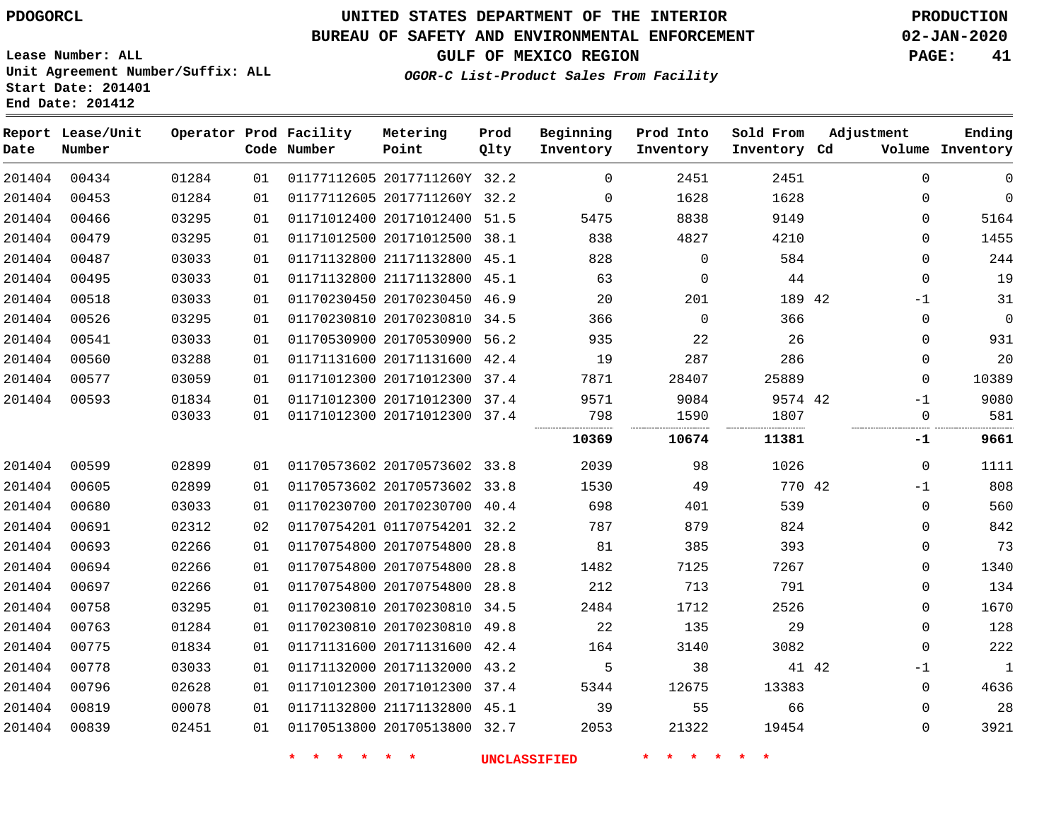PDOGORCL

# UNITED STATES DEPARTMENT OF THE INTERIOR
## BUREAU OF SAFETY AND ENVIRONMENTAL ENFORCEMENT
### GULF OF MEXICO REGION
*OGOR-C List-Product Sales From Facility*

PRODUCTION
02-JAN-2020

Lease Number: ALL
Unit Agreement Number/Suffix: ALL
Start Date: 201401
End Date: 201412

| Report Date | Lease/Unit Number | Operator | Prod Code | Facility Number | Metering Point | Prod Qlty | Beginning Inventory | Prod Into Inventory | Sold From Inventory | Adjustment Cd | Adjustment Volume | Ending Inventory |
|---|---|---|---|---|---|---|---|---|---|---|---|---|
| 201404 | 00434 | 01284 | 01 | 01177112605 | 2017711260Y | 32.2 | 0 | 2451 | 2451 | | 0 | 0 |
| 201404 | 00453 | 01284 | 01 | 01177112605 | 2017711260Y | 32.2 | 0 | 1628 | 1628 | | 0 | 0 |
| 201404 | 00466 | 03295 | 01 | 01171012400 | 20171012400 | 51.5 | 5475 | 8838 | 9149 | | 0 | 5164 |
| 201404 | 00479 | 03295 | 01 | 01171012500 | 20171012500 | 38.1 | 838 | 4827 | 4210 | | 0 | 1455 |
| 201404 | 00487 | 03033 | 01 | 01171132800 | 21171132800 | 45.1 | 828 | 0 | 584 | | 0 | 244 |
| 201404 | 00495 | 03033 | 01 | 01171132800 | 21171132800 | 45.1 | 63 | 0 | 44 | | 0 | 19 |
| 201404 | 00518 | 03033 | 01 | 01170230450 | 20170230450 | 46.9 | 20 | 201 | 189 | 42 | -1 | 31 |
| 201404 | 00526 | 03295 | 01 | 01170230810 | 20170230810 | 34.5 | 366 | 0 | 366 | | 0 | 0 |
| 201404 | 00541 | 03033 | 01 | 01170530900 | 20170530900 | 56.2 | 935 | 22 | 26 | | 0 | 931 |
| 201404 | 00560 | 03288 | 01 | 01171131600 | 20171131600 | 42.4 | 19 | 287 | 286 | | 0 | 20 |
| 201404 | 00577 | 03059 | 01 | 01171012300 | 20171012300 | 37.4 | 7871 | 28407 | 25889 | | 0 | 10389 |
| 201404 | 00593 | 01834 | 01 | 01171012300 | 20171012300 | 37.4 | 9571 | 9084 | 9574 | 42 | -1 | 9080 |
| | | 03033 | 01 | 01171012300 | 20171012300 | 37.4 | 798 | 1590 | 1807 | | 0 | 581 |
| | | | | | | | **10369** | **10674** | **11381** | | **-1** | **9661** |
| 201404 | 00599 | 02899 | 01 | 01170573602 | 20170573602 | 33.8 | 2039 | 98 | 1026 | | 0 | 1111 |
| 201404 | 00605 | 02899 | 01 | 01170573602 | 20170573602 | 33.8 | 1530 | 49 | 770 | 42 | -1 | 808 |
| 201404 | 00680 | 03033 | 01 | 01170230700 | 20170230700 | 40.4 | 698 | 401 | 539 | | 0 | 560 |
| 201404 | 00691 | 02312 | 02 | 01170754201 | 01170754201 | 32.2 | 787 | 879 | 824 | | 0 | 842 |
| 201404 | 00693 | 02266 | 01 | 01170754800 | 20170754800 | 28.8 | 81 | 385 | 393 | | 0 | 73 |
| 201404 | 00694 | 02266 | 01 | 01170754800 | 20170754800 | 28.8 | 1482 | 7125 | 7267 | | 0 | 1340 |
| 201404 | 00697 | 02266 | 01 | 01170754800 | 20170754800 | 28.8 | 212 | 713 | 791 | | 0 | 134 |
| 201404 | 00758 | 03295 | 01 | 01170230810 | 20170230810 | 34.5 | 2484 | 1712 | 2526 | | 0 | 1670 |
| 201404 | 00763 | 01284 | 01 | 01170230810 | 20170230810 | 49.8 | 22 | 135 | 29 | | 0 | 128 |
| 201404 | 00775 | 01834 | 01 | 01171131600 | 20171131600 | 42.4 | 164 | 3140 | 3082 | | 0 | 222 |
| 201404 | 00778 | 03033 | 01 | 01171132000 | 20171132000 | 43.2 | 5 | 38 | 41 | 42 | -1 | 1 |
| 201404 | 00796 | 02628 | 01 | 01171012300 | 20171012300 | 37.4 | 5344 | 12675 | 13383 | | 0 | 4636 |
| 201404 | 00819 | 00078 | 01 | 01171132800 | 21171132800 | 45.1 | 39 | 55 | 66 | | 0 | 28 |
| 201404 | 00839 | 02451 | 01 | 01170513800 | 20170513800 | 32.7 | 2053 | 21322 | 19454 | | 0 | 3921 |

* * * * * * UNCLASSIFIED * * * * * *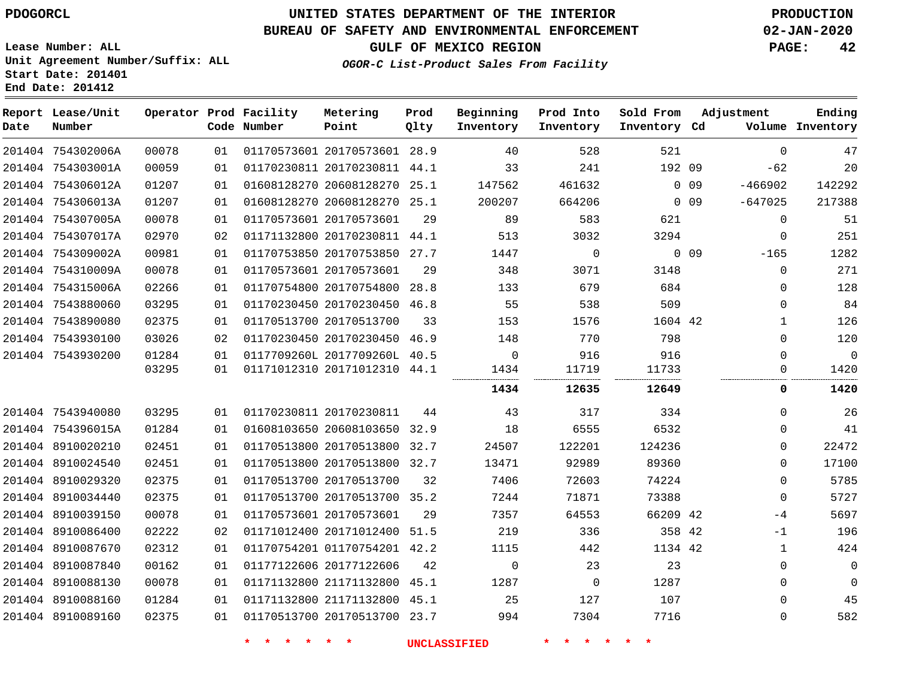PDOGORCL

# UNITED STATES DEPARTMENT OF THE INTERIOR
## BUREAU OF SAFETY AND ENVIRONMENTAL ENFORCEMENT
### GULF OF MEXICO REGION
*OGOR-C List-Product Sales From Facility*

PRODUCTION
02-JAN-2020

Lease Number: ALL
Unit Agreement Number/Suffix: ALL
Start Date: 201401
End Date: 201412

| Report Date | Lease/Unit Number | Operator | Prod Code | Facility Number | Metering Point | Prod Qlty | Beginning Inventory | Prod Into Inventory | Sold From Inventory | Adjustment Cd | Volume | Ending Inventory |
|---|---|---|---|---|---|---|---|---|---|---|---|---|
| 201404 | 754302006A | 00078 | 01 | 01170573601 | 20170573601 | 28.9 | 40 | 528 | 521 | | 0 | 47 |
| 201404 | 754303001A | 00059 | 01 | 01170230811 | 20170230811 | 44.1 | 33 | 241 | 192 | 09 | -62 | 20 |
| 201404 | 754306012A | 01207 | 01 | 01608128270 | 20608128270 | 25.1 | 147562 | 461632 | 0 | 09 | -466902 | 142292 |
| 201404 | 754306013A | 01207 | 01 | 01608128270 | 20608128270 | 25.1 | 200207 | 664206 | 0 | 09 | -647025 | 217388 |
| 201404 | 754307005A | 00078 | 01 | 01170573601 | 20170573601 | 29 | 89 | 583 | 621 | | 0 | 51 |
| 201404 | 754307017A | 02970 | 02 | 01171132800 | 20170230811 | 44.1 | 513 | 3032 | 3294 | | 0 | 251 |
| 201404 | 754309002A | 00981 | 01 | 01170753850 | 20170753850 | 27.7 | 1447 | 0 | 0 | 09 | -165 | 1282 |
| 201404 | 754310009A | 00078 | 01 | 01170573601 | 20170573601 | 29 | 348 | 3071 | 3148 | | 0 | 271 |
| 201404 | 754315006A | 02266 | 01 | 01170754800 | 20170754800 | 28.8 | 133 | 679 | 684 | | 0 | 128 |
| 201404 | 7543880060 | 03295 | 01 | 01170230450 | 20170230450 | 46.8 | 55 | 538 | 509 | | 0 | 84 |
| 201404 | 7543890080 | 02375 | 01 | 01170513700 | 20170513700 | 33 | 153 | 1576 | 1604 | 42 | 1 | 126 |
| 201404 | 7543930100 | 03026 | 02 | 01170230450 | 20170230450 | 46.9 | 148 | 770 | 798 | | 0 | 120 |
| 201404 | 7543930200 | 01284 | 01 | 0117709260L | 2017709260L | 40.5 | 0 | 916 | 916 | | 0 | 0 |
| | | 03295 | 01 | 01171012310 | 20171012310 | 44.1 | 1434 | 11719 | 11733 | | 0 | 1420 |
| | | | | | | | **1434** | **12635** | **12649** | | **0** | **1420** |
| 201404 | 7543940080 | 03295 | 01 | 01170230811 | 20170230811 | 44 | 43 | 317 | 334 | | 0 | 26 |
| 201404 | 754396015A | 01284 | 01 | 01608103650 | 20608103650 | 32.9 | 18 | 6555 | 6532 | | 0 | 41 |
| 201404 | 8910020210 | 02451 | 01 | 01170513800 | 20170513800 | 32.7 | 24507 | 122201 | 124236 | | 0 | 22472 |
| 201404 | 8910024540 | 02451 | 01 | 01170513800 | 20170513800 | 32.7 | 13471 | 92989 | 89360 | | 0 | 17100 |
| 201404 | 8910029320 | 02375 | 01 | 01170513700 | 20170513700 | 32 | 7406 | 72603 | 74224 | | 0 | 5785 |
| 201404 | 8910034440 | 02375 | 01 | 01170513700 | 20170513700 | 35.2 | 7244 | 71871 | 73388 | | 0 | 5727 |
| 201404 | 8910039150 | 00078 | 01 | 01170573601 | 20170573601 | 29 | 7357 | 64553 | 66209 | 42 | -4 | 5697 |
| 201404 | 8910086400 | 02222 | 02 | 01171012400 | 20171012400 | 51.5 | 219 | 336 | 358 | 42 | -1 | 196 |
| 201404 | 8910087670 | 02312 | 01 | 01170754201 | 01170754201 | 42.2 | 1115 | 442 | 1134 | 42 | 1 | 424 |
| 201404 | 8910087840 | 00162 | 01 | 01177122606 | 20177122606 | 42 | 0 | 23 | 23 | | 0 | 0 |
| 201404 | 8910088130 | 00078 | 01 | 01171132800 | 21171132800 | 45.1 | 1287 | 0 | 1287 | | 0 | 0 |
| 201404 | 8910088160 | 01284 | 01 | 01171132800 | 21171132800 | 45.1 | 25 | 127 | 107 | | 0 | 45 |
| 201404 | 8910089160 | 02375 | 01 | 01170513700 | 20170513700 | 23.7 | 994 | 7304 | 7716 | | 0 | 582 |

\* \* \* \* \* \* UNCLASSIFIED \* \* \* \* \* \*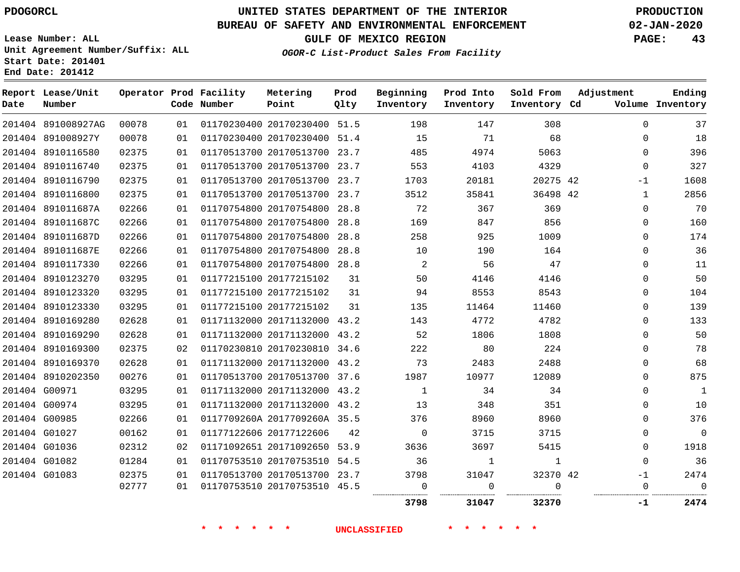PDOGORCL

# UNITED STATES DEPARTMENT OF THE INTERIOR
## BUREAU OF SAFETY AND ENVIRONMENTAL ENFORCEMENT
### GULF OF MEXICO REGION
*OGOR-C List-Product Sales From Facility*

PRODUCTION
02-JAN-2020

Lease Number: ALL
Unit Agreement Number/Suffix: ALL
Start Date: 201401
End Date: 201412

| Report Date | Lease/Unit Number | Operator | Prod Code | Facility Number | Metering Point | Prod Qlty | Beginning Inventory | Prod Into Inventory | Sold From Inventory | Adjustment Cd | Adjustment Volume | Ending Inventory |
|---|---|---|---|---|---|---|---|---|---|---|---|---|
| 201404 | 891008927AG | 00078 | 01 | 01170230400 | 20170230400 | 51.5 | 198 | 147 | 308 | | 0 | 37 |
| 201404 | 891008927Y | 00078 | 01 | 01170230400 | 20170230400 | 51.4 | 15 | 71 | 68 | | 0 | 18 |
| 201404 | 8910116580 | 02375 | 01 | 01170513700 | 20170513700 | 23.7 | 485 | 4974 | 5063 | | 0 | 396 |
| 201404 | 8910116740 | 02375 | 01 | 01170513700 | 20170513700 | 23.7 | 553 | 4103 | 4329 | | 0 | 327 |
| 201404 | 8910116790 | 02375 | 01 | 01170513700 | 20170513700 | 23.7 | 1703 | 20181 | 20275 | 42 | -1 | 1608 |
| 201404 | 8910116800 | 02375 | 01 | 01170513700 | 20170513700 | 23.7 | 3512 | 35841 | 36498 | 42 | 1 | 2856 |
| 201404 | 891011687A | 02266 | 01 | 01170754800 | 20170754800 | 28.8 | 72 | 367 | 369 | | 0 | 70 |
| 201404 | 891011687C | 02266 | 01 | 01170754800 | 20170754800 | 28.8 | 169 | 847 | 856 | | 0 | 160 |
| 201404 | 891011687D | 02266 | 01 | 01170754800 | 20170754800 | 28.8 | 258 | 925 | 1009 | | 0 | 174 |
| 201404 | 891011687E | 02266 | 01 | 01170754800 | 20170754800 | 28.8 | 10 | 190 | 164 | | 0 | 36 |
| 201404 | 8910117330 | 02266 | 01 | 01170754800 | 20170754800 | 28.8 | 2 | 56 | 47 | | 0 | 11 |
| 201404 | 8910123270 | 03295 | 01 | 01177215100 | 20177215102 | 31 | 50 | 4146 | 4146 | | 0 | 50 |
| 201404 | 8910123320 | 03295 | 01 | 01177215100 | 20177215102 | 31 | 94 | 8553 | 8543 | | 0 | 104 |
| 201404 | 8910123330 | 03295 | 01 | 01177215100 | 20177215102 | 31 | 135 | 11464 | 11460 | | 0 | 139 |
| 201404 | 8910169280 | 02628 | 01 | 01171132000 | 20171132000 | 43.2 | 143 | 4772 | 4782 | | 0 | 133 |
| 201404 | 8910169290 | 02628 | 01 | 01171132000 | 20171132000 | 43.2 | 52 | 1806 | 1808 | | 0 | 50 |
| 201404 | 8910169300 | 02375 | 02 | 01170230810 | 20170230810 | 34.6 | 222 | 80 | 224 | | 0 | 78 |
| 201404 | 8910169370 | 02628 | 01 | 01171132000 | 20171132000 | 43.2 | 73 | 2483 | 2488 | | 0 | 68 |
| 201404 | 8910202350 | 00276 | 01 | 01170513700 | 20170513700 | 37.6 | 1987 | 10977 | 12089 | | 0 | 875 |
| 201404 | G00971 | 03295 | 01 | 01171132000 | 20171132000 | 43.2 | 1 | 34 | 34 | | 0 | 1 |
| 201404 | G00974 | 03295 | 01 | 01171132000 | 20171132000 | 43.2 | 13 | 348 | 351 | | 0 | 10 |
| 201404 | G00985 | 02266 | 01 | 0117709260A | 2017709260A | 35.5 | 376 | 8960 | 8960 | | 0 | 376 |
| 201404 | G01027 | 00162 | 01 | 01177122606 | 20177122606 | 42 | 0 | 3715 | 3715 | | 0 | 0 |
| 201404 | G01036 | 02312 | 02 | 01171092651 | 20171092650 | 53.9 | 3636 | 3697 | 5415 | | 0 | 1918 |
| 201404 | G01082 | 01284 | 01 | 01170753510 | 20170753510 | 54.5 | 36 | 1 | 1 | | 0 | 36 |
| 201404 | G01083 | 02375 | 01 | 01170513700 | 20170513700 | 23.7 | 3798 | 31047 | 32370 | 42 | -1 | 2474 |
| | | 02777 | 01 | 01170753510 | 20170753510 | 45.5 | 0 | 0 | 0 | | 0 | 0 |
| | | | | | | | **3798** | **31047** | **32370** | | **-1** | **2474** |

\* \* \* \* \* \* UNCLASSIFIED \* \* \* \* \* \*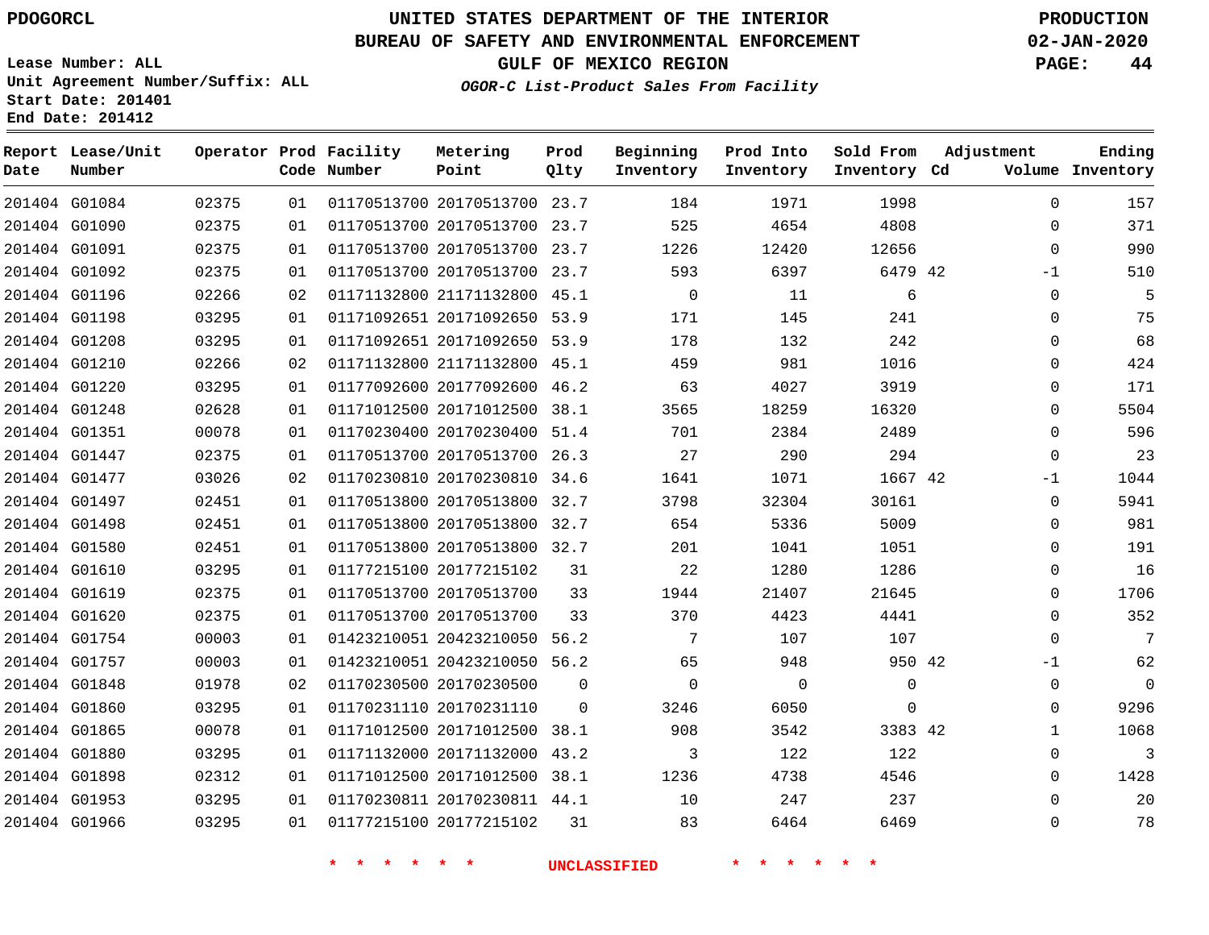PDOGORCL

UNITED STATES DEPARTMENT OF THE INTERIOR
BUREAU OF SAFETY AND ENVIRONMENTAL ENFORCEMENT
GULF OF MEXICO REGION
*OGOR-C List-Product Sales From Facility*

PRODUCTION
02-JAN-2020

Lease Number: ALL
Unit Agreement Number/Suffix: ALL
Start Date: 201401
End Date: 201412

| Report Date | Lease/Unit Number | Operator | Prod Code | Facility Number | Metering Point | Prod Qlty | Beginning Inventory | Prod Into Inventory | Sold From Inventory | Adjustment Cd | Adjustment Volume | Ending Inventory |
|---|---|---|---|---|---|---|---|---|---|---|---|---|
| 201404 | G01084 | 02375 | 01 | 01170513700 | 20170513700 | 23.7 | 184 | 1971 | 1998 | | 0 | 157 |
| 201404 | G01090 | 02375 | 01 | 01170513700 | 20170513700 | 23.7 | 525 | 4654 | 4808 | | 0 | 371 |
| 201404 | G01091 | 02375 | 01 | 01170513700 | 20170513700 | 23.7 | 1226 | 12420 | 12656 | | 0 | 990 |
| 201404 | G01092 | 02375 | 01 | 01170513700 | 20170513700 | 23.7 | 593 | 6397 | 6479 | 42 | -1 | 510 |
| 201404 | G01196 | 02266 | 02 | 01171132800 | 21171132800 | 45.1 | 0 | 11 | 6 | | 0 | 5 |
| 201404 | G01198 | 03295 | 01 | 01171092651 | 20171092650 | 53.9 | 171 | 145 | 241 | | 0 | 75 |
| 201404 | G01208 | 03295 | 01 | 01171092651 | 20171092650 | 53.9 | 178 | 132 | 242 | | 0 | 68 |
| 201404 | G01210 | 02266 | 02 | 01171132800 | 21171132800 | 45.1 | 459 | 981 | 1016 | | 0 | 424 |
| 201404 | G01220 | 03295 | 01 | 01177092600 | 20177092600 | 46.2 | 63 | 4027 | 3919 | | 0 | 171 |
| 201404 | G01248 | 02628 | 01 | 01171012500 | 20171012500 | 38.1 | 3565 | 18259 | 16320 | | 0 | 5504 |
| 201404 | G01351 | 00078 | 01 | 01170230400 | 20170230400 | 51.4 | 701 | 2384 | 2489 | | 0 | 596 |
| 201404 | G01447 | 02375 | 01 | 01170513700 | 20170513700 | 26.3 | 27 | 290 | 294 | | 0 | 23 |
| 201404 | G01477 | 03026 | 02 | 01170230810 | 20170230810 | 34.6 | 1641 | 1071 | 1667 | 42 | -1 | 1044 |
| 201404 | G01497 | 02451 | 01 | 01170513800 | 20170513800 | 32.7 | 3798 | 32304 | 30161 | | 0 | 5941 |
| 201404 | G01498 | 02451 | 01 | 01170513800 | 20170513800 | 32.7 | 654 | 5336 | 5009 | | 0 | 981 |
| 201404 | G01580 | 02451 | 01 | 01170513800 | 20170513800 | 32.7 | 201 | 1041 | 1051 | | 0 | 191 |
| 201404 | G01610 | 03295 | 01 | 01177215100 | 20177215102 | 31 | 22 | 1280 | 1286 | | 0 | 16 |
| 201404 | G01619 | 02375 | 01 | 01170513700 | 20170513700 | 33 | 1944 | 21407 | 21645 | | 0 | 1706 |
| 201404 | G01620 | 02375 | 01 | 01170513700 | 20170513700 | 33 | 370 | 4423 | 4441 | | 0 | 352 |
| 201404 | G01754 | 00003 | 01 | 01423210051 | 20423210050 | 56.2 | 7 | 107 | 107 | | 0 | 7 |
| 201404 | G01757 | 00003 | 01 | 01423210051 | 20423210050 | 56.2 | 65 | 948 | 950 | 42 | -1 | 62 |
| 201404 | G01848 | 01978 | 02 | 01170230500 | 20170230500 | 0 | 0 | 0 | 0 | | 0 | 0 |
| 201404 | G01860 | 03295 | 01 | 01170231110 | 20170231110 | 0 | 3246 | 6050 | 0 | | 0 | 9296 |
| 201404 | G01865 | 00078 | 01 | 01171012500 | 20171012500 | 38.1 | 908 | 3542 | 3383 | 42 | 1 | 1068 |
| 201404 | G01880 | 03295 | 01 | 01171132000 | 20171132000 | 43.2 | 3 | 122 | 122 | | 0 | 3 |
| 201404 | G01898 | 02312 | 01 | 01171012500 | 20171012500 | 38.1 | 1236 | 4738 | 4546 | | 0 | 1428 |
| 201404 | G01953 | 03295 | 01 | 01170230811 | 20170230811 | 44.1 | 10 | 247 | 237 | | 0 | 20 |
| 201404 | G01966 | 03295 | 01 | 01177215100 | 20177215102 | 31 | 83 | 6464 | 6469 | | 0 | 78 |

* * * * * * UNCLASSIFIED * * * * * *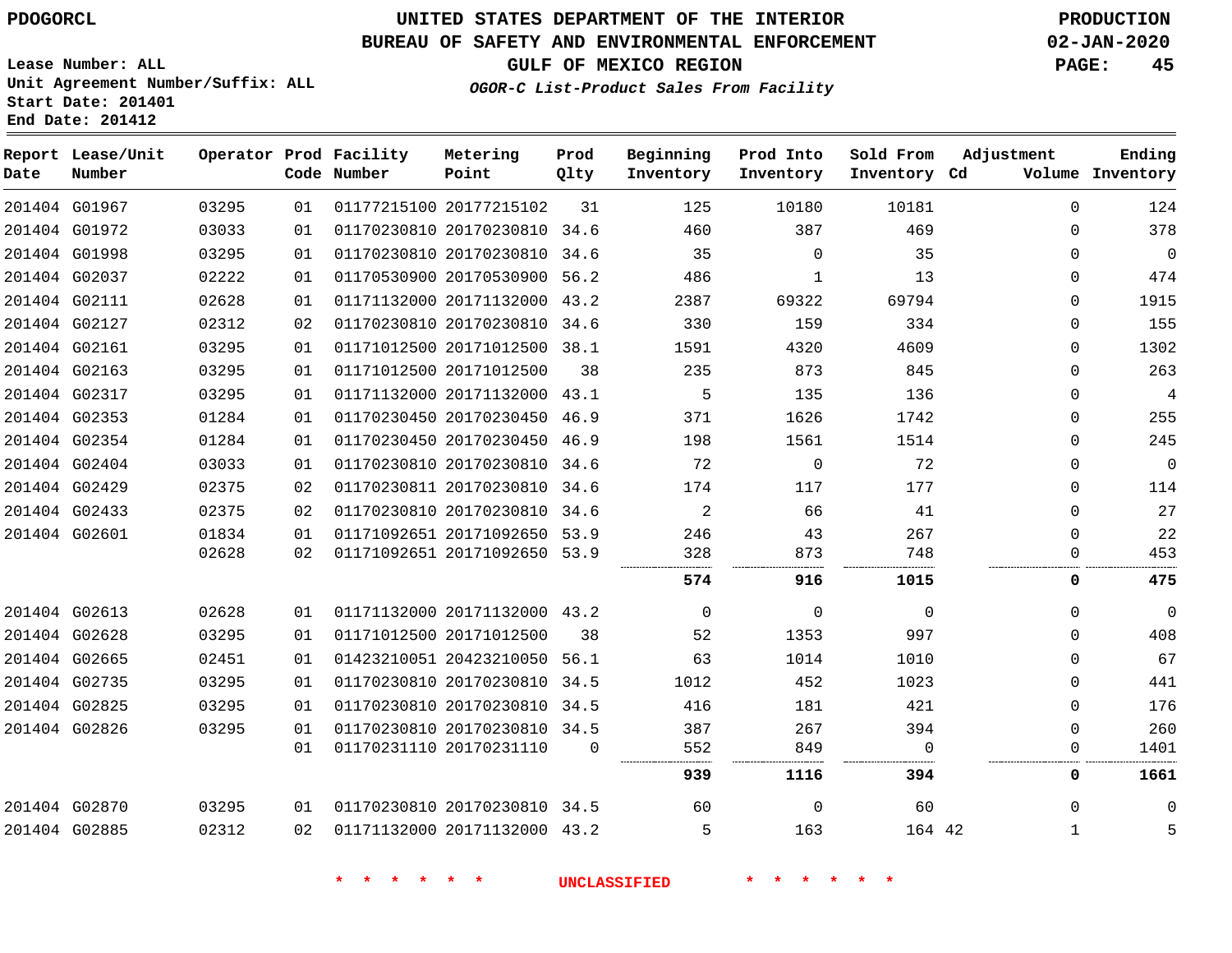PDOGORCL

# UNITED STATES DEPARTMENT OF THE INTERIOR
## BUREAU OF SAFETY AND ENVIRONMENTAL ENFORCEMENT
### GULF OF MEXICO REGION
*OGOR-C List-Product Sales From Facility*

PRODUCTION
02-JAN-2020

Lease Number: ALL
Unit Agreement Number/Suffix: ALL
Start Date: 201401
End Date: 201412

| Report Date | Lease/Unit Number | Operator | Prod Code | Facility Number | Metering Point | Prod Qlty | Beginning Inventory | Prod Into Inventory | Sold From Inventory | Adjustment Cd | Adjustment Volume | Ending Inventory |
|---|---|---|---|---|---|---|---|---|---|---|---|---|
| 201404 | G01967 | 03295 | 01 | 01177215100 | 20177215102 | 31 | 125 | 10180 | 10181 | | 0 | 124 |
| 201404 | G01972 | 03033 | 01 | 01170230810 | 20170230810 | 34.6 | 460 | 387 | 469 | | 0 | 378 |
| 201404 | G01998 | 03295 | 01 | 01170230810 | 20170230810 | 34.6 | 35 | 0 | 35 | | 0 | 0 |
| 201404 | G02037 | 02222 | 01 | 01170530900 | 20170530900 | 56.2 | 486 | 1 | 13 | | 0 | 474 |
| 201404 | G02111 | 02628 | 01 | 01171132000 | 20171132000 | 43.2 | 2387 | 69322 | 69794 | | 0 | 1915 |
| 201404 | G02127 | 02312 | 02 | 01170230810 | 20170230810 | 34.6 | 330 | 159 | 334 | | 0 | 155 |
| 201404 | G02161 | 03295 | 01 | 01171012500 | 20171012500 | 38.1 | 1591 | 4320 | 4609 | | 0 | 1302 |
| 201404 | G02163 | 03295 | 01 | 01171012500 | 20171012500 | 38 | 235 | 873 | 845 | | 0 | 263 |
| 201404 | G02317 | 03295 | 01 | 01171132000 | 20171132000 | 43.1 | 5 | 135 | 136 | | 0 | 4 |
| 201404 | G02353 | 01284 | 01 | 01170230450 | 20170230450 | 46.9 | 371 | 1626 | 1742 | | 0 | 255 |
| 201404 | G02354 | 01284 | 01 | 01170230450 | 20170230450 | 46.9 | 198 | 1561 | 1514 | | 0 | 245 |
| 201404 | G02404 | 03033 | 01 | 01170230810 | 20170230810 | 34.6 | 72 | 0 | 72 | | 0 | 0 |
| 201404 | G02429 | 02375 | 02 | 01170230811 | 20170230810 | 34.6 | 174 | 117 | 177 | | 0 | 114 |
| 201404 | G02433 | 02375 | 02 | 01170230810 | 20170230810 | 34.6 | 2 | 66 | 41 | | 0 | 27 |
| 201404 | G02601 | 01834 | 01 | 01171092651 | 20171092650 | 53.9 | 246 | 43 | 267 | | 0 | 22 |
| | | 02628 | 02 | 01171092651 | 20171092650 | 53.9 | 328 | 873 | 748 | | 0 | 453 |
| | | | | | | | **574** | **916** | **1015** | | **0** | **475** |
| 201404 | G02613 | 02628 | 01 | 01171132000 | 20171132000 | 43.2 | 0 | 0 | 0 | | 0 | 0 |
| 201404 | G02628 | 03295 | 01 | 01171012500 | 20171012500 | 38 | 52 | 1353 | 997 | | 0 | 408 |
| 201404 | G02665 | 02451 | 01 | 01423210051 | 20423210050 | 56.1 | 63 | 1014 | 1010 | | 0 | 67 |
| 201404 | G02735 | 03295 | 01 | 01170230810 | 20170230810 | 34.5 | 1012 | 452 | 1023 | | 0 | 441 |
| 201404 | G02825 | 03295 | 01 | 01170230810 | 20170230810 | 34.5 | 416 | 181 | 421 | | 0 | 176 |
| 201404 | G02826 | 03295 | 01 | 01170230810 | 20170230810 | 34.5 | 387 | 267 | 394 | | 0 | 260 |
| | | | 01 | 01170231110 | 20170231110 | 0 | 552 | 849 | 0 | | 0 | 1401 |
| | | | | | | | **939** | **1116** | **394** | | **0** | **1661** |
| 201404 | G02870 | 03295 | 01 | 01170230810 | 20170230810 | 34.5 | 60 | 0 | 60 | | 0 | 0 |
| 201404 | G02885 | 02312 | 02 | 01171132000 | 20171132000 | 43.2 | 5 | 163 | 164 | 42 | 1 | 5 |

* * * * * * UNCLASSIFIED * * * * * *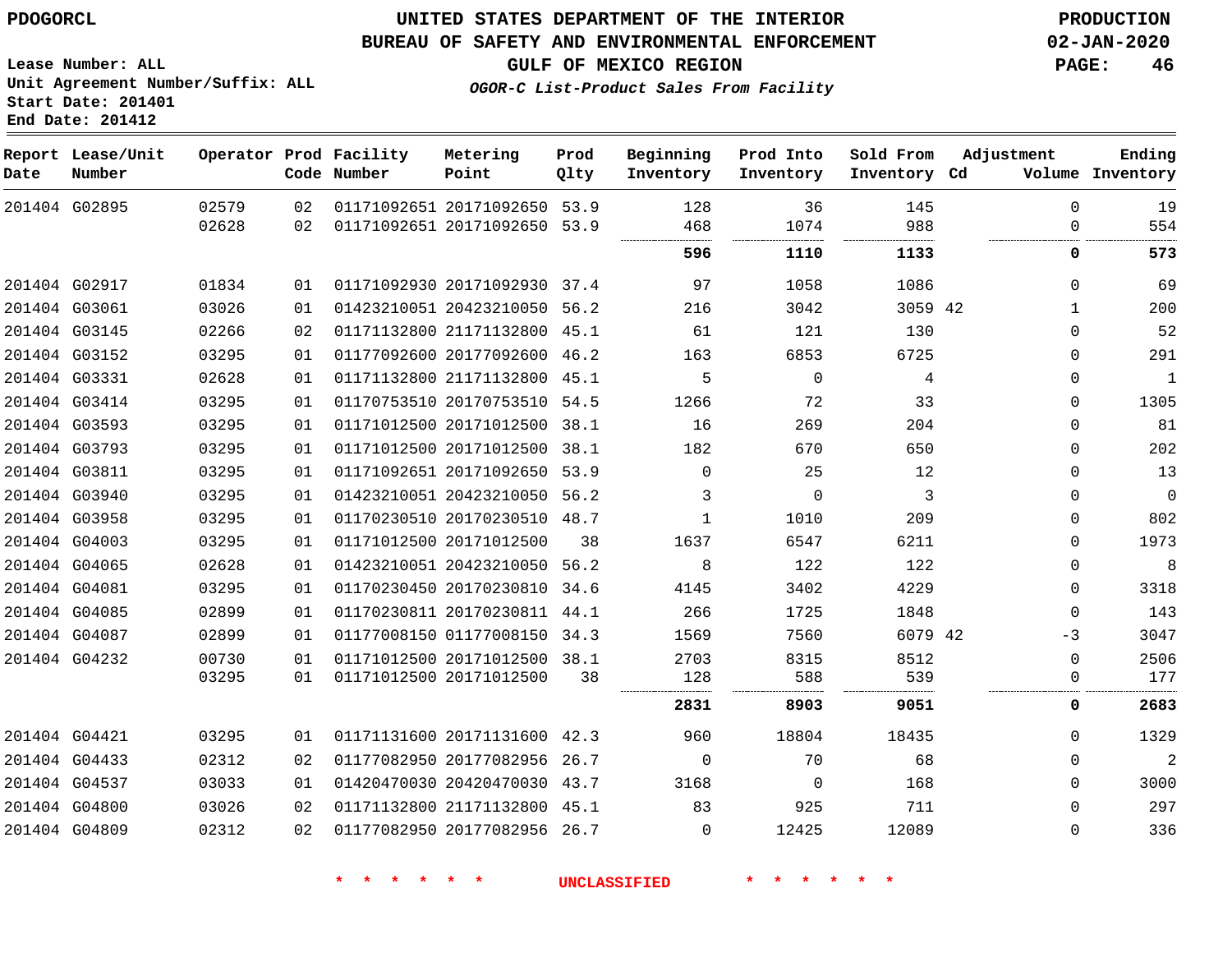PDOGORCL

**Lease Number: ALL**
**Unit Agreement Number/Suffix: ALL**
**Start Date: 201401**
**End Date: 201412**

# UNITED STATES DEPARTMENT OF THE INTERIOR
## BUREAU OF SAFETY AND ENVIRONMENTAL ENFORCEMENT
### GULF OF MEXICO REGION
*OGOR-C List-Product Sales From Facility*

**PRODUCTION**
**02-JAN-2020**

| Report Date | Lease/Unit Number | Operator | Prod Code | Facility Number | Metering Point | Prod Qlty | Beginning Inventory | Prod Into Inventory | Sold From Inventory | Cd | Adjustment Volume | Ending Inventory |
|---|---|---|---|---|---|---|---|---|---|---|---|---|
| 201404 | G02895 | 02579 | 02 | 01171092651 | 20171092650 | 53.9 | 128 | 36 | 145 | | 0 | 19 |
| | | 02628 | 02 | 01171092651 | 20171092650 | 53.9 | 468 | 1074 | 988 | | 0 | 554 |
| | | | | | | | **596** | **1110** | **1133** | | **0** | **573** |
| 201404 | G02917 | 01834 | 01 | 01171092930 | 20171092930 | 37.4 | 97 | 1058 | 1086 | | 0 | 69 |
| 201404 | G03061 | 03026 | 01 | 01423210051 | 20423210050 | 56.2 | 216 | 3042 | 3059 | 42 | 1 | 200 |
| 201404 | G03145 | 02266 | 02 | 01171132800 | 21171132800 | 45.1 | 61 | 121 | 130 | | 0 | 52 |
| 201404 | G03152 | 03295 | 01 | 01177092600 | 20177092600 | 46.2 | 163 | 6853 | 6725 | | 0 | 291 |
| 201404 | G03331 | 02628 | 01 | 01171132800 | 21171132800 | 45.1 | 5 | 0 | 4 | | 0 | 1 |
| 201404 | G03414 | 03295 | 01 | 01170753510 | 20170753510 | 54.5 | 1266 | 72 | 33 | | 0 | 1305 |
| 201404 | G03593 | 03295 | 01 | 01171012500 | 20171012500 | 38.1 | 16 | 269 | 204 | | 0 | 81 |
| 201404 | G03793 | 03295 | 01 | 01171012500 | 20171012500 | 38.1 | 182 | 670 | 650 | | 0 | 202 |
| 201404 | G03811 | 03295 | 01 | 01171092651 | 20171092650 | 53.9 | 0 | 25 | 12 | | 0 | 13 |
| 201404 | G03940 | 03295 | 01 | 01423210051 | 20423210050 | 56.2 | 3 | 0 | 3 | | 0 | 0 |
| 201404 | G03958 | 03295 | 01 | 01170230510 | 20170230510 | 48.7 | 1 | 1010 | 209 | | 0 | 802 |
| 201404 | G04003 | 03295 | 01 | 01171012500 | 20171012500 | 38 | 1637 | 6547 | 6211 | | 0 | 1973 |
| 201404 | G04065 | 02628 | 01 | 01423210051 | 20423210050 | 56.2 | 8 | 122 | 122 | | 0 | 8 |
| 201404 | G04081 | 03295 | 01 | 01170230450 | 20170230810 | 34.6 | 4145 | 3402 | 4229 | | 0 | 3318 |
| 201404 | G04085 | 02899 | 01 | 01170230811 | 20170230811 | 44.1 | 266 | 1725 | 1848 | | 0 | 143 |
| 201404 | G04087 | 02899 | 01 | 01177008150 | 01177008150 | 34.3 | 1569 | 7560 | 6079 | 42 | -3 | 3047 |
| 201404 | G04232 | 00730 | 01 | 01171012500 | 20171012500 | 38.1 | 2703 | 8315 | 8512 | | 0 | 2506 |
| | | 03295 | 01 | 01171012500 | 20171012500 | 38 | 128 | 588 | 539 | | 0 | 177 |
| | | | | | | | **2831** | **8903** | **9051** | | **0** | **2683** |
| 201404 | G04421 | 03295 | 01 | 01171131600 | 20171131600 | 42.3 | 960 | 18804 | 18435 | | 0 | 1329 |
| 201404 | G04433 | 02312 | 02 | 01177082950 | 20177082956 | 26.7 | 0 | 70 | 68 | | 0 | 2 |
| 201404 | G04537 | 03033 | 01 | 01420470030 | 20420470030 | 43.7 | 3168 | 0 | 168 | | 0 | 3000 |
| 201404 | G04800 | 03026 | 02 | 01171132800 | 21171132800 | 45.1 | 83 | 925 | 711 | | 0 | 297 |
| 201404 | G04809 | 02312 | 02 | 01177082950 | 20177082956 | 26.7 | 0 | 12425 | 12089 | | 0 | 336 |

* * * * * * UNCLASSIFIED * * * * * *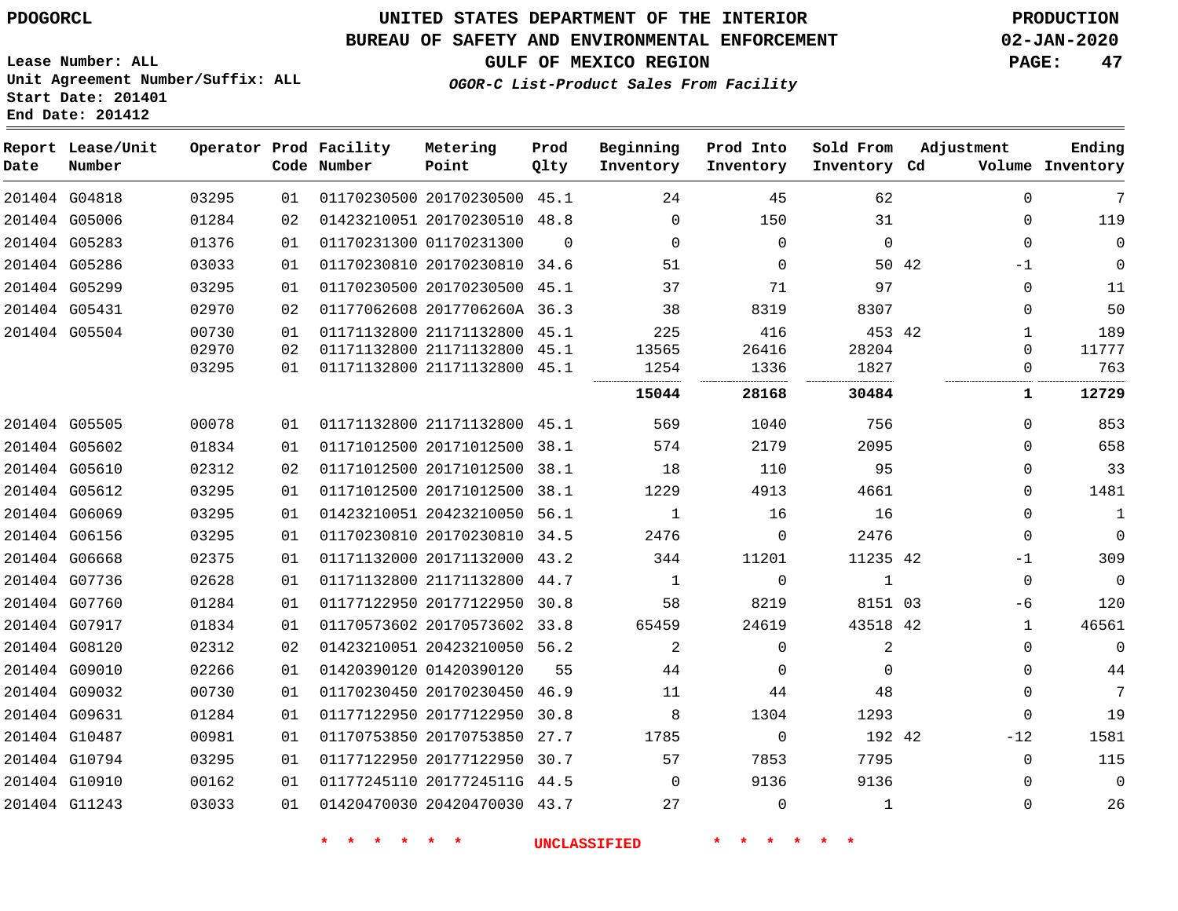PDOGORCL

# UNITED STATES DEPARTMENT OF THE INTERIOR
## BUREAU OF SAFETY AND ENVIRONMENTAL ENFORCEMENT
### GULF OF MEXICO REGION

*OGOR-C List-Product Sales From Facility*

PRODUCTION
02-JAN-2020

Lease Number: ALL
Unit Agreement Number/Suffix: ALL
Start Date: 201401
End Date: 201412

| Report Date | Lease/Unit Number | Operator | Prod Code | Facility Number | Metering Point | Prod Qlty | Beginning Inventory | Prod Into Inventory | Sold From Inventory | Adjustment Cd | Adjustment Volume | Ending Inventory |
|---|---|---|---|---|---|---|---|---|---|---|---|---|
| 201404 | G04818 | 03295 | 01 | 01170230500 | 20170230500 | 45.1 | 24 | 45 | 62 | | 0 | 7 |
| 201404 | G05006 | 01284 | 02 | 01423210051 | 20170230510 | 48.8 | 0 | 150 | 31 | | 0 | 119 |
| 201404 | G05283 | 01376 | 01 | 01170231300 | 01170231300 | 0 | 0 | 0 | 0 | | 0 | 0 |
| 201404 | G05286 | 03033 | 01 | 01170230810 | 20170230810 | 34.6 | 51 | 0 | 50 | 42 | -1 | 0 |
| 201404 | G05299 | 03295 | 01 | 01170230500 | 20170230500 | 45.1 | 37 | 71 | 97 | | 0 | 11 |
| 201404 | G05431 | 02970 | 02 | 01177062608 | 2017706260A | 36.3 | 38 | 8319 | 8307 | | 0 | 50 |
| 201404 | G05504 | 00730 | 01 | 01171132800 | 21171132800 | 45.1 | 225 | 416 | 453 | 42 | 1 | 189 |
| | | 02970 | 02 | 01171132800 | 21171132800 | 45.1 | 13565 | 26416 | 28204 | | 0 | 11777 |
| | | 03295 | 01 | 01171132800 | 21171132800 | 45.1 | 1254 | 1336 | 1827 | | 0 | 763 |
| | | | | | | | **15044** | **28168** | **30484** | | **1** | **12729** |
| 201404 | G05505 | 00078 | 01 | 01171132800 | 21171132800 | 45.1 | 569 | 1040 | 756 | | 0 | 853 |
| 201404 | G05602 | 01834 | 01 | 01171012500 | 20171012500 | 38.1 | 574 | 2179 | 2095 | | 0 | 658 |
| 201404 | G05610 | 02312 | 02 | 01171012500 | 20171012500 | 38.1 | 18 | 110 | 95 | | 0 | 33 |
| 201404 | G05612 | 03295 | 01 | 01171012500 | 20171012500 | 38.1 | 1229 | 4913 | 4661 | | 0 | 1481 |
| 201404 | G06069 | 03295 | 01 | 01423210051 | 20423210050 | 56.1 | 1 | 16 | 16 | | 0 | 1 |
| 201404 | G06156 | 03295 | 01 | 01170230810 | 20170230810 | 34.5 | 2476 | 0 | 2476 | | 0 | 0 |
| 201404 | G06668 | 02375 | 01 | 01171132000 | 20171132000 | 43.2 | 344 | 11201 | 11235 | 42 | -1 | 309 |
| 201404 | G07736 | 02628 | 01 | 01171132800 | 21171132800 | 44.7 | 1 | 0 | 1 | | 0 | 0 |
| 201404 | G07760 | 01284 | 01 | 01177122950 | 20177122950 | 30.8 | 58 | 8219 | 8151 | 03 | -6 | 120 |
| 201404 | G07917 | 01834 | 01 | 01170573602 | 20170573602 | 33.8 | 65459 | 24619 | 43518 | 42 | 1 | 46561 |
| 201404 | G08120 | 02312 | 02 | 01423210051 | 20423210050 | 56.2 | 2 | 0 | 2 | | 0 | 0 |
| 201404 | G09010 | 02266 | 01 | 01420390120 | 01420390120 | 55 | 44 | 0 | 0 | | 0 | 44 |
| 201404 | G09032 | 00730 | 01 | 01170230450 | 20170230450 | 46.9 | 11 | 44 | 48 | | 0 | 7 |
| 201404 | G09631 | 01284 | 01 | 01177122950 | 20177122950 | 30.8 | 8 | 1304 | 1293 | | 0 | 19 |
| 201404 | G10487 | 00981 | 01 | 01170753850 | 20170753850 | 27.7 | 1785 | 0 | 192 | 42 | -12 | 1581 |
| 201404 | G10794 | 03295 | 01 | 01177122950 | 20177122950 | 30.7 | 57 | 7853 | 7795 | | 0 | 115 |
| 201404 | G10910 | 00162 | 01 | 01177245110 | 2017724511G | 44.5 | 0 | 9136 | 9136 | | 0 | 0 |
| 201404 | G11243 | 03033 | 01 | 01420470030 | 20420470030 | 43.7 | 27 | 0 | 1 | | 0 | 26 |

* * * * * * UNCLASSIFIED * * * * * *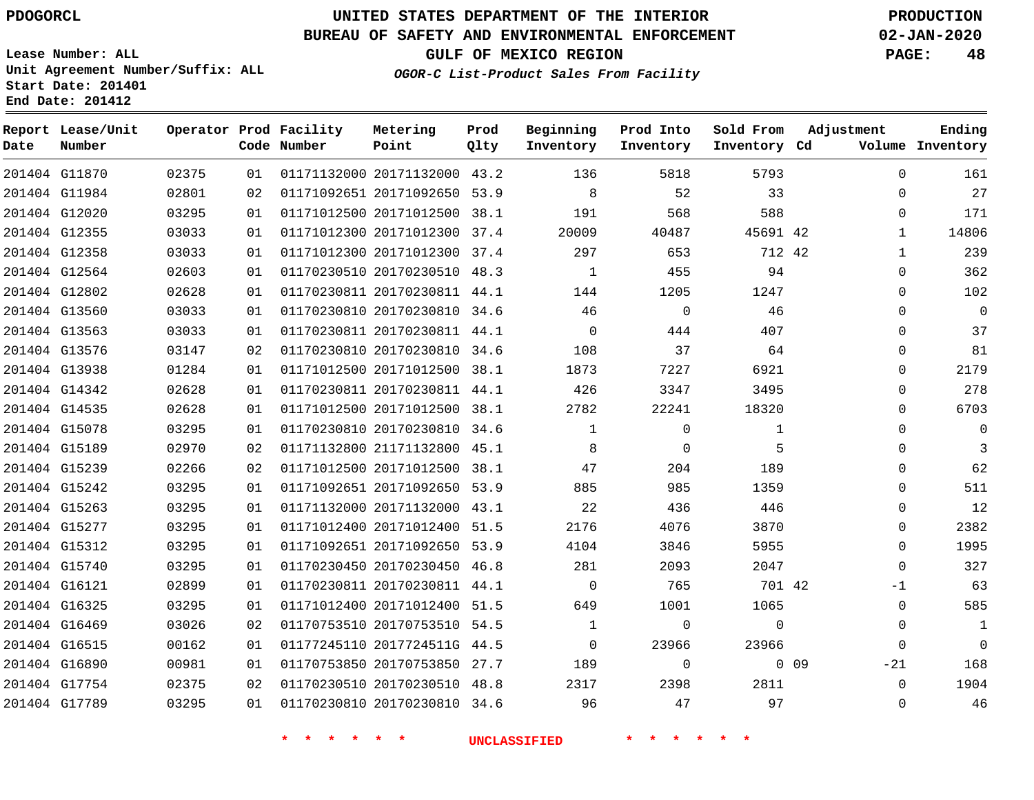PDOGORCL

Lease Number: ALL
Unit Agreement Number/Suffix: ALL
Start Date: 201401
End Date: 201412

# UNITED STATES DEPARTMENT OF THE INTERIOR
## BUREAU OF SAFETY AND ENVIRONMENTAL ENFORCEMENT
### GULF OF MEXICO REGION

*OGOR-C List-Product Sales From Facility*

PRODUCTION
02-JAN-2020

| Report Date | Lease/Unit Number | Operator | Prod Code | Facility Number | Metering Point | Prod Qlty | Beginning Inventory | Prod Into Inventory | Sold From Inventory | Adjustment Cd | Adjustment Volume | Ending Inventory |
|---|---|---|---|---|---|---|---|---|---|---|---|---|
| 201404 | G11870 | 02375 | 01 | 01171132000 | 20171132000 | 43.2 | 136 | 5818 | 5793 | | 0 | 161 |
| 201404 | G11984 | 02801 | 02 | 01171092651 | 20171092650 | 53.9 | 8 | 52 | 33 | | 0 | 27 |
| 201404 | G12020 | 03295 | 01 | 01171012500 | 20171012500 | 38.1 | 191 | 568 | 588 | | 0 | 171 |
| 201404 | G12355 | 03033 | 01 | 01171012300 | 20171012300 | 37.4 | 20009 | 40487 | 45691 | 42 | 1 | 14806 |
| 201404 | G12358 | 03033 | 01 | 01171012300 | 20171012300 | 37.4 | 297 | 653 | 712 | 42 | 1 | 239 |
| 201404 | G12564 | 02603 | 01 | 01170230510 | 20170230510 | 48.3 | 1 | 455 | 94 | | 0 | 362 |
| 201404 | G12802 | 02628 | 01 | 01170230811 | 20170230811 | 44.1 | 144 | 1205 | 1247 | | 0 | 102 |
| 201404 | G13560 | 03033 | 01 | 01170230810 | 20170230810 | 34.6 | 46 | 0 | 46 | | 0 | 0 |
| 201404 | G13563 | 03033 | 01 | 01170230811 | 20170230811 | 44.1 | 0 | 444 | 407 | | 0 | 37 |
| 201404 | G13576 | 03147 | 02 | 01170230810 | 20170230810 | 34.6 | 108 | 37 | 64 | | 0 | 81 |
| 201404 | G13938 | 01284 | 01 | 01171012500 | 20171012500 | 38.1 | 1873 | 7227 | 6921 | | 0 | 2179 |
| 201404 | G14342 | 02628 | 01 | 01170230811 | 20170230811 | 44.1 | 426 | 3347 | 3495 | | 0 | 278 |
| 201404 | G14535 | 02628 | 01 | 01171012500 | 20171012500 | 38.1 | 2782 | 22241 | 18320 | | 0 | 6703 |
| 201404 | G15078 | 03295 | 01 | 01170230810 | 20170230810 | 34.6 | 1 | 0 | 1 | | 0 | 0 |
| 201404 | G15189 | 02970 | 02 | 01171132800 | 21171132800 | 45.1 | 8 | 0 | 5 | | 0 | 3 |
| 201404 | G15239 | 02266 | 02 | 01171012500 | 20171012500 | 38.1 | 47 | 204 | 189 | | 0 | 62 |
| 201404 | G15242 | 03295 | 01 | 01171092651 | 20171092650 | 53.9 | 885 | 985 | 1359 | | 0 | 511 |
| 201404 | G15263 | 03295 | 01 | 01171132000 | 20171132000 | 43.1 | 22 | 436 | 446 | | 0 | 12 |
| 201404 | G15277 | 03295 | 01 | 01171012400 | 20171012400 | 51.5 | 2176 | 4076 | 3870 | | 0 | 2382 |
| 201404 | G15312 | 03295 | 01 | 01171092651 | 20171092650 | 53.9 | 4104 | 3846 | 5955 | | 0 | 1995 |
| 201404 | G15740 | 03295 | 01 | 01170230450 | 20170230450 | 46.8 | 281 | 2093 | 2047 | | 0 | 327 |
| 201404 | G16121 | 02899 | 01 | 01170230811 | 20170230811 | 44.1 | 0 | 765 | 701 | 42 | -1 | 63 |
| 201404 | G16325 | 03295 | 01 | 01171012400 | 20171012400 | 51.5 | 649 | 1001 | 1065 | | 0 | 585 |
| 201404 | G16469 | 03026 | 02 | 01170753510 | 20170753510 | 54.5 | 1 | 0 | 0 | | 0 | 1 |
| 201404 | G16515 | 00162 | 01 | 01177245110 | 2017724511G | 44.5 | 0 | 23966 | 23966 | | 0 | 0 |
| 201404 | G16890 | 00981 | 01 | 01170753850 | 20170753850 | 27.7 | 189 | 0 | 0 | 09 | -21 | 168 |
| 201404 | G17754 | 02375 | 02 | 01170230510 | 20170230510 | 48.8 | 2317 | 2398 | 2811 | | 0 | 1904 |
| 201404 | G17789 | 03295 | 01 | 01170230810 | 20170230810 | 34.6 | 96 | 47 | 97 | | 0 | 46 |

* * * * * * UNCLASSIFIED * * * * * *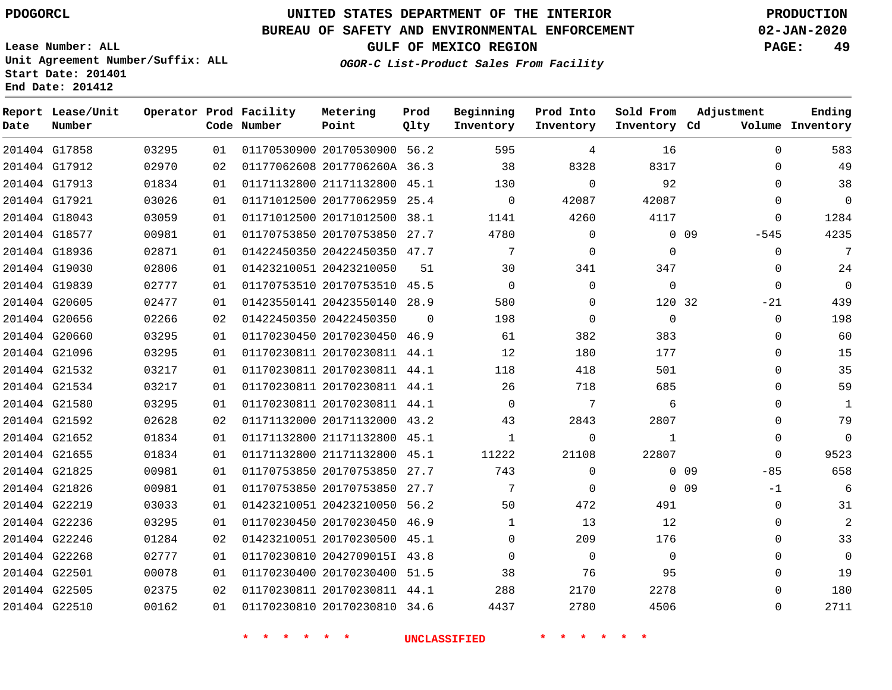PDOGORCL

# UNITED STATES DEPARTMENT OF THE INTERIOR
## BUREAU OF SAFETY AND ENVIRONMENTAL ENFORCEMENT
### GULF OF MEXICO REGION

*OGOR-C List-Product Sales From Facility*

PRODUCTION
02-JAN-2020

Lease Number: ALL
Unit Agreement Number/Suffix: ALL
Start Date: 201401
End Date: 201412

| Report Date | Lease/Unit Number | Operator | Prod Code | Facility Number | Metering Point | Prod Qlty | Beginning Inventory | Prod Into Inventory | Sold From Inventory | Adjustment Cd | Adjustment Volume | Ending Inventory |
|---|---|---|---|---|---|---|---|---|---|---|---|---|
| 201404 | G17858 | 03295 | 01 | 01170530900 | 20170530900 | 56.2 | 595 | 4 | 16 | | 0 | 583 |
| 201404 | G17912 | 02970 | 02 | 01177062608 | 2017706260A | 36.3 | 38 | 8328 | 8317 | | 0 | 49 |
| 201404 | G17913 | 01834 | 01 | 01171132800 | 21171132800 | 45.1 | 130 | 0 | 92 | | 0 | 38 |
| 201404 | G17921 | 03026 | 01 | 01171012500 | 20177062959 | 25.4 | 0 | 42087 | 42087 | | 0 | 0 |
| 201404 | G18043 | 03059 | 01 | 01171012500 | 20171012500 | 38.1 | 1141 | 4260 | 4117 | | 0 | 1284 |
| 201404 | G18577 | 00981 | 01 | 01170753850 | 20170753850 | 27.7 | 4780 | 0 | 0 | 09 | -545 | 4235 |
| 201404 | G18936 | 02871 | 01 | 01422450350 | 20422450350 | 47.7 | 7 | 0 | 0 | | 0 | 7 |
| 201404 | G19030 | 02806 | 01 | 01423210051 | 20423210050 | 51 | 30 | 341 | 347 | | 0 | 24 |
| 201404 | G19839 | 02777 | 01 | 01170753510 | 20170753510 | 45.5 | 0 | 0 | 0 | | 0 | 0 |
| 201404 | G20605 | 02477 | 01 | 01423550141 | 20423550140 | 28.9 | 580 | 0 | 120 | 32 | -21 | 439 |
| 201404 | G20656 | 02266 | 02 | 01422450350 | 20422450350 | 0 | 198 | 0 | 0 | | 0 | 198 |
| 201404 | G20660 | 03295 | 01 | 01170230450 | 20170230450 | 46.9 | 61 | 382 | 383 | | 0 | 60 |
| 201404 | G21096 | 03295 | 01 | 01170230811 | 20170230811 | 44.1 | 12 | 180 | 177 | | 0 | 15 |
| 201404 | G21532 | 03217 | 01 | 01170230811 | 20170230811 | 44.1 | 118 | 418 | 501 | | 0 | 35 |
| 201404 | G21534 | 03217 | 01 | 01170230811 | 20170230811 | 44.1 | 26 | 718 | 685 | | 0 | 59 |
| 201404 | G21580 | 03295 | 01 | 01170230811 | 20170230811 | 44.1 | 0 | 7 | 6 | | 0 | 1 |
| 201404 | G21592 | 02628 | 02 | 01171132000 | 20171132000 | 43.2 | 43 | 2843 | 2807 | | 0 | 79 |
| 201404 | G21652 | 01834 | 01 | 01171132800 | 21171132800 | 45.1 | 1 | 0 | 1 | | 0 | 0 |
| 201404 | G21655 | 01834 | 01 | 01171132800 | 21171132800 | 45.1 | 11222 | 21108 | 22807 | | 0 | 9523 |
| 201404 | G21825 | 00981 | 01 | 01170753850 | 20170753850 | 27.7 | 743 | 0 | 0 | 09 | -85 | 658 |
| 201404 | G21826 | 00981 | 01 | 01170753850 | 20170753850 | 27.7 | 7 | 0 | 0 | 09 | -1 | 6 |
| 201404 | G22219 | 03033 | 01 | 01423210051 | 20423210050 | 56.2 | 50 | 472 | 491 | | 0 | 31 |
| 201404 | G22236 | 03295 | 01 | 01170230450 | 20170230450 | 46.9 | 1 | 13 | 12 | | 0 | 2 |
| 201404 | G22246 | 01284 | 02 | 01423210051 | 20170230500 | 45.1 | 0 | 209 | 176 | | 0 | 33 |
| 201404 | G22268 | 02777 | 01 | 01170230810 | 2042709015I | 43.8 | 0 | 0 | 0 | | 0 | 0 |
| 201404 | G22501 | 00078 | 01 | 01170230400 | 20170230400 | 51.5 | 38 | 76 | 95 | | 0 | 19 |
| 201404 | G22505 | 02375 | 02 | 01170230811 | 20170230811 | 44.1 | 288 | 2170 | 2278 | | 0 | 180 |
| 201404 | G22510 | 00162 | 01 | 01170230810 | 20170230810 | 34.6 | 4437 | 2780 | 4506 | | 0 | 2711 |

* * * * * * UNCLASSIFIED * * * * * *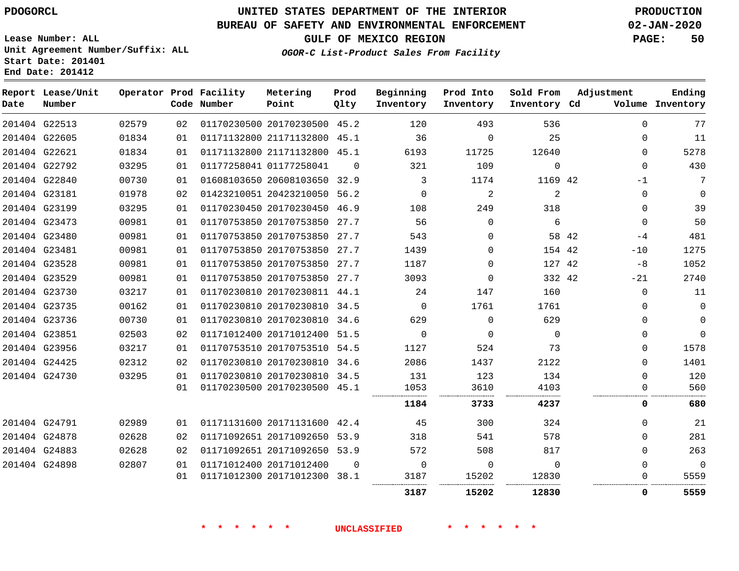PDOGORCL

# UNITED STATES DEPARTMENT OF THE INTERIOR
## BUREAU OF SAFETY AND ENVIRONMENTAL ENFORCEMENT
### GULF OF MEXICO REGION

*OGOR-C List-Product Sales From Facility*

PRODUCTION
02-JAN-2020

Lease Number: ALL
Unit Agreement Number/Suffix: ALL
Start Date: 201401
End Date: 201412

| Report Date | Lease/Unit Number | Operator | Prod Code | Facility Number | Metering Point | Prod Qlty | Beginning Inventory | Prod Into Inventory | Sold From Inventory | Adjustment Cd | Adjustment Volume | Ending Inventory |
|---|---|---|---|---|---|---|---|---|---|---|---|---|
| 201404 | G22513 | 02579 | 02 | 01170230500 | 20170230500 | 45.2 | 120 | 493 | 536 | | 0 | 77 |
| 201404 | G22605 | 01834 | 01 | 01171132800 | 21171132800 | 45.1 | 36 | 0 | 25 | | 0 | 11 |
| 201404 | G22621 | 01834 | 01 | 01171132800 | 21171132800 | 45.1 | 6193 | 11725 | 12640 | | 0 | 5278 |
| 201404 | G22792 | 03295 | 01 | 01177258041 | 01177258041 | 0 | 321 | 109 | 0 | | 0 | 430 |
| 201404 | G22840 | 00730 | 01 | 01608103650 | 20608103650 | 32.9 | 3 | 1174 | 1169 | 42 | -1 | 7 |
| 201404 | G23181 | 01978 | 02 | 01423210051 | 20423210050 | 56.2 | 0 | 2 | 2 | | 0 | 0 |
| 201404 | G23199 | 03295 | 01 | 01170230450 | 20170230450 | 46.9 | 108 | 249 | 318 | | 0 | 39 |
| 201404 | G23473 | 00981 | 01 | 01170753850 | 20170753850 | 27.7 | 56 | 0 | 6 | | 0 | 50 |
| 201404 | G23480 | 00981 | 01 | 01170753850 | 20170753850 | 27.7 | 543 | 0 | 58 | 42 | -4 | 481 |
| 201404 | G23481 | 00981 | 01 | 01170753850 | 20170753850 | 27.7 | 1439 | 0 | 154 | 42 | -10 | 1275 |
| 201404 | G23528 | 00981 | 01 | 01170753850 | 20170753850 | 27.7 | 1187 | 0 | 127 | 42 | -8 | 1052 |
| 201404 | G23529 | 00981 | 01 | 01170753850 | 20170753850 | 27.7 | 3093 | 0 | 332 | 42 | -21 | 2740 |
| 201404 | G23730 | 03217 | 01 | 01170230810 | 20170230811 | 44.1 | 24 | 147 | 160 | | 0 | 11 |
| 201404 | G23735 | 00162 | 01 | 01170230810 | 20170230810 | 34.5 | 0 | 1761 | 1761 | | 0 | 0 |
| 201404 | G23736 | 00730 | 01 | 01170230810 | 20170230810 | 34.6 | 629 | 0 | 629 | | 0 | 0 |
| 201404 | G23851 | 02503 | 02 | 01171012400 | 20171012400 | 51.5 | 0 | 0 | 0 | | 0 | 0 |
| 201404 | G23956 | 03217 | 01 | 01170753510 | 20170753510 | 54.5 | 1127 | 524 | 73 | | 0 | 1578 |
| 201404 | G24425 | 02312 | 02 | 01170230810 | 20170230810 | 34.6 | 2086 | 1437 | 2122 | | 0 | 1401 |
| 201404 | G24730 | 03295 | 01 | 01170230810 | 20170230810 | 34.5 | 131 | 123 | 134 | | 0 | 120 |
| | | | 01 | 01170230500 | 20170230500 | 45.1 | 1053 | 3610 | 4103 | | 0 | 560 |
| | | | | | | | **1184** | **3733** | **4237** | | **0** | **680** |
| 201404 | G24791 | 02989 | 01 | 01171131600 | 20171131600 | 42.4 | 45 | 300 | 324 | | 0 | 21 |
| 201404 | G24878 | 02628 | 02 | 01171092651 | 20171092650 | 53.9 | 318 | 541 | 578 | | 0 | 281 |
| 201404 | G24883 | 02628 | 02 | 01171092651 | 20171092650 | 53.9 | 572 | 508 | 817 | | 0 | 263 |
| 201404 | G24898 | 02807 | 01 | 01171012400 | 20171012400 | 0 | 0 | 0 | 0 | | 0 | 0 |
| | | | 01 | 01171012300 | 20171012300 | 38.1 | 3187 | 15202 | 12830 | | 0 | 5559 |
| | | | | | | | **3187** | **15202** | **12830** | | **0** | **5559** |

* * * * * * UNCLASSIFIED * * * * * *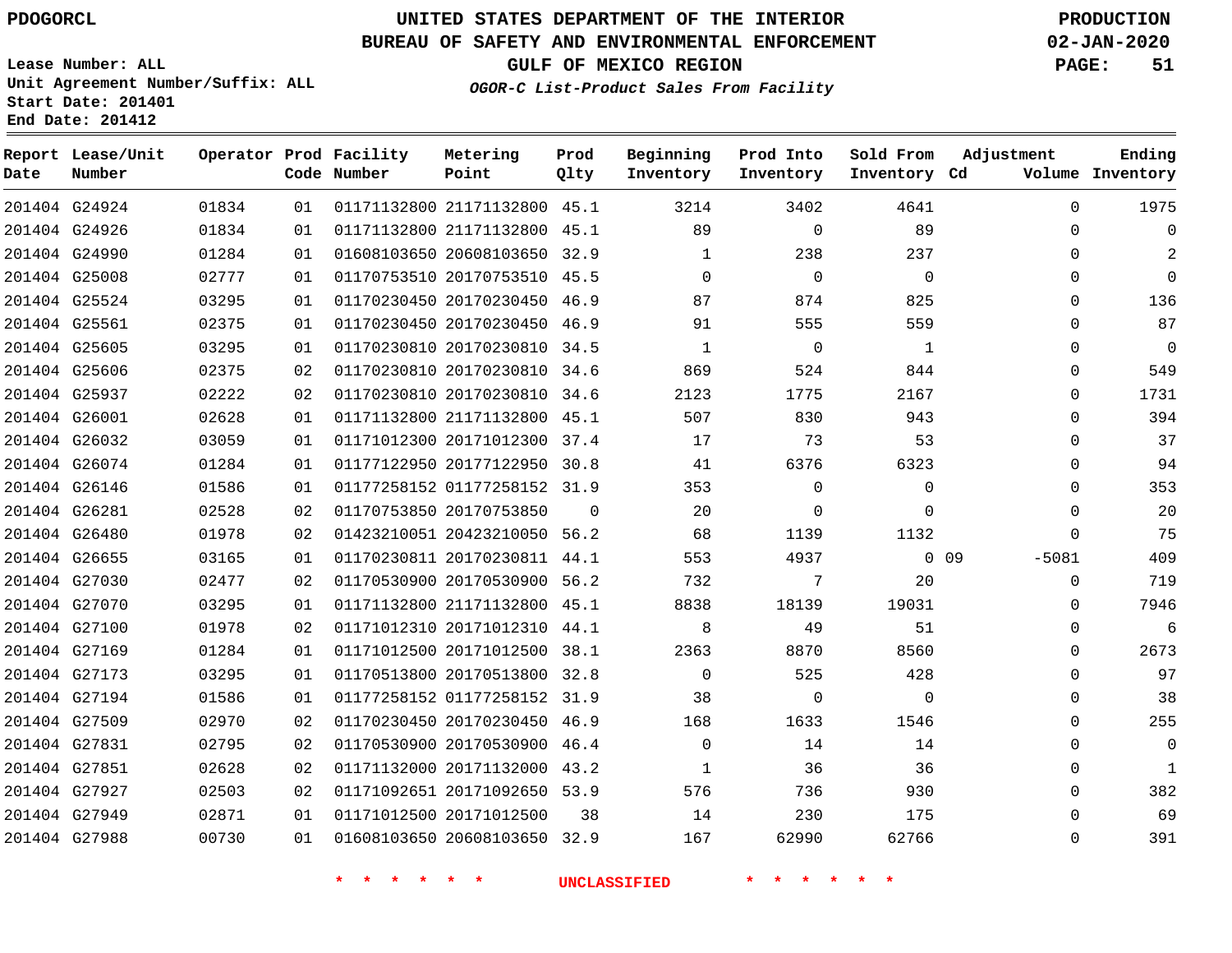PDOGORCL

# UNITED STATES DEPARTMENT OF THE INTERIOR
## BUREAU OF SAFETY AND ENVIRONMENTAL ENFORCEMENT
### GULF OF MEXICO REGION

*OGOR-C List-Product Sales From Facility*

PRODUCTION
02-JAN-2020

Lease Number: ALL
Unit Agreement Number/Suffix: ALL
Start Date: 201401
End Date: 201412

| Report Date | Lease/Unit Number | Operator | Prod Code | Facility Number | Metering Point | Prod Qlty | Beginning Inventory | Prod Into Inventory | Sold From Inventory | Adjustment Cd | Adjustment Volume | Ending Inventory |
|---|---|---|---|---|---|---|---|---|---|---|---|---|
| 201404 | G24924 | 01834 | 01 | 01171132800 | 21171132800 | 45.1 | 3214 | 3402 | 4641 | | 0 | 1975 |
| 201404 | G24926 | 01834 | 01 | 01171132800 | 21171132800 | 45.1 | 89 | 0 | 89 | | 0 | 0 |
| 201404 | G24990 | 01284 | 01 | 01608103650 | 20608103650 | 32.9 | 1 | 238 | 237 | | 0 | 2 |
| 201404 | G25008 | 02777 | 01 | 01170753510 | 20170753510 | 45.5 | 0 | 0 | 0 | | 0 | 0 |
| 201404 | G25524 | 03295 | 01 | 01170230450 | 20170230450 | 46.9 | 87 | 874 | 825 | | 0 | 136 |
| 201404 | G25561 | 02375 | 01 | 01170230450 | 20170230450 | 46.9 | 91 | 555 | 559 | | 0 | 87 |
| 201404 | G25605 | 03295 | 01 | 01170230810 | 20170230810 | 34.5 | 1 | 0 | 1 | | 0 | 0 |
| 201404 | G25606 | 02375 | 02 | 01170230810 | 20170230810 | 34.6 | 869 | 524 | 844 | | 0 | 549 |
| 201404 | G25937 | 02222 | 02 | 01170230810 | 20170230810 | 34.6 | 2123 | 1775 | 2167 | | 0 | 1731 |
| 201404 | G26001 | 02628 | 01 | 01171132800 | 21171132800 | 45.1 | 507 | 830 | 943 | | 0 | 394 |
| 201404 | G26032 | 03059 | 01 | 01171012300 | 20171012300 | 37.4 | 17 | 73 | 53 | | 0 | 37 |
| 201404 | G26074 | 01284 | 01 | 01177122950 | 20177122950 | 30.8 | 41 | 6376 | 6323 | | 0 | 94 |
| 201404 | G26146 | 01586 | 01 | 01177258152 | 01177258152 | 31.9 | 353 | 0 | 0 | | 0 | 353 |
| 201404 | G26281 | 02528 | 02 | 01170753850 | 20170753850 | 0 | 20 | 0 | 0 | | 0 | 20 |
| 201404 | G26480 | 01978 | 02 | 01423210051 | 20423210050 | 56.2 | 68 | 1139 | 1132 | | 0 | 75 |
| 201404 | G26655 | 03165 | 01 | 01170230811 | 20170230811 | 44.1 | 553 | 4937 | 0 | 09 | -5081 | 409 |
| 201404 | G27030 | 02477 | 02 | 01170530900 | 20170530900 | 56.2 | 732 | 7 | 20 | | 0 | 719 |
| 201404 | G27070 | 03295 | 01 | 01171132800 | 21171132800 | 45.1 | 8838 | 18139 | 19031 | | 0 | 7946 |
| 201404 | G27100 | 01978 | 02 | 01171012310 | 20171012310 | 44.1 | 8 | 49 | 51 | | 0 | 6 |
| 201404 | G27169 | 01284 | 01 | 01171012500 | 20171012500 | 38.1 | 2363 | 8870 | 8560 | | 0 | 2673 |
| 201404 | G27173 | 03295 | 01 | 01170513800 | 20170513800 | 32.8 | 0 | 525 | 428 | | 0 | 97 |
| 201404 | G27194 | 01586 | 01 | 01177258152 | 01177258152 | 31.9 | 38 | 0 | 0 | | 0 | 38 |
| 201404 | G27509 | 02970 | 02 | 01170230450 | 20170230450 | 46.9 | 168 | 1633 | 1546 | | 0 | 255 |
| 201404 | G27831 | 02795 | 02 | 01170530900 | 20170530900 | 46.4 | 0 | 14 | 14 | | 0 | 0 |
| 201404 | G27851 | 02628 | 02 | 01171132000 | 20171132000 | 43.2 | 1 | 36 | 36 | | 0 | 1 |
| 201404 | G27927 | 02503 | 02 | 01171092651 | 20171092650 | 53.9 | 576 | 736 | 930 | | 0 | 382 |
| 201404 | G27949 | 02871 | 01 | 01171012500 | 20171012500 | 38 | 14 | 230 | 175 | | 0 | 69 |
| 201404 | G27988 | 00730 | 01 | 01608103650 | 20608103650 | 32.9 | 167 | 62990 | 62766 | | 0 | 391 |

* * * * * * UNCLASSIFIED * * * * * *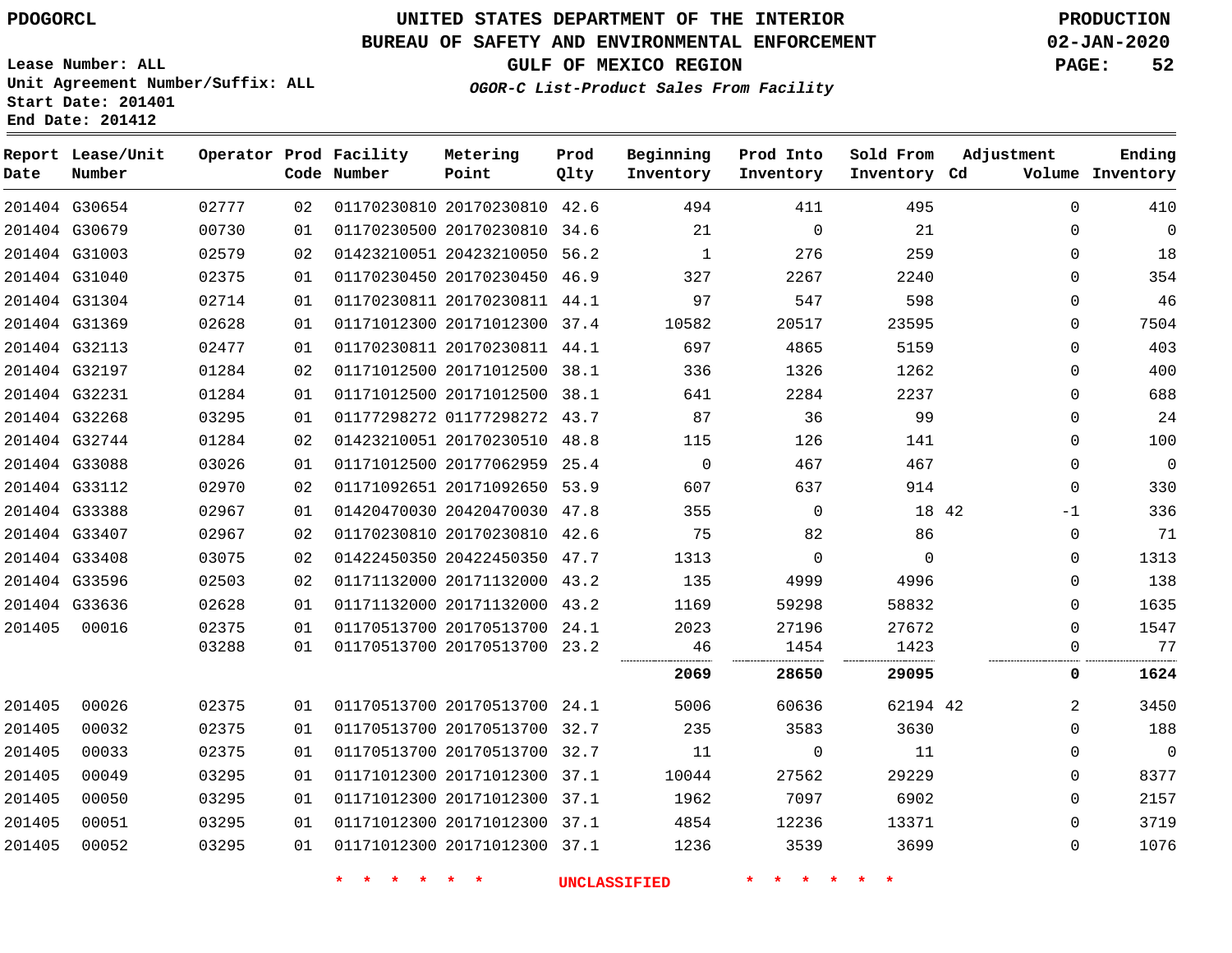PDOGORCL

# UNITED STATES DEPARTMENT OF THE INTERIOR
## BUREAU OF SAFETY AND ENVIRONMENTAL ENFORCEMENT
### GULF OF MEXICO REGION
*OGOR-C List-Product Sales From Facility*

PRODUCTION
02-JAN-2020

Lease Number: ALL
Unit Agreement Number/Suffix: ALL
Start Date: 201401
End Date: 201412

| Report Date | Lease/Unit Number | Operator | Prod Code | Facility Number | Metering Point | Prod Qlty | Beginning Inventory | Prod Into Inventory | Sold From Inventory | Adjustment Cd | Adjustment Volume | Ending Inventory |
|---|---|---|---|---|---|---|---|---|---|---|---|---|
| 201404 | G30654 | 02777 | 02 | 01170230810 | 20170230810 | 42.6 | 494 | 411 | 495 | | 0 | 410 |
| 201404 | G30679 | 00730 | 01 | 01170230500 | 20170230810 | 34.6 | 21 | 0 | 21 | | 0 | 0 |
| 201404 | G31003 | 02579 | 02 | 01423210051 | 20423210050 | 56.2 | 1 | 276 | 259 | | 0 | 18 |
| 201404 | G31040 | 02375 | 01 | 01170230450 | 20170230450 | 46.9 | 327 | 2267 | 2240 | | 0 | 354 |
| 201404 | G31304 | 02714 | 01 | 01170230811 | 20170230811 | 44.1 | 97 | 547 | 598 | | 0 | 46 |
| 201404 | G31369 | 02628 | 01 | 01171012300 | 20171012300 | 37.4 | 10582 | 20517 | 23595 | | 0 | 7504 |
| 201404 | G32113 | 02477 | 01 | 01170230811 | 20170230811 | 44.1 | 697 | 4865 | 5159 | | 0 | 403 |
| 201404 | G32197 | 01284 | 02 | 01171012500 | 20171012500 | 38.1 | 336 | 1326 | 1262 | | 0 | 400 |
| 201404 | G32231 | 01284 | 01 | 01171012500 | 20171012500 | 38.1 | 641 | 2284 | 2237 | | 0 | 688 |
| 201404 | G32268 | 03295 | 01 | 01177298272 | 01177298272 | 43.7 | 87 | 36 | 99 | | 0 | 24 |
| 201404 | G32744 | 01284 | 02 | 01423210051 | 20170230510 | 48.8 | 115 | 126 | 141 | | 0 | 100 |
| 201404 | G33088 | 03026 | 01 | 01171012500 | 20177062959 | 25.4 | 0 | 467 | 467 | | 0 | 0 |
| 201404 | G33112 | 02970 | 02 | 01171092651 | 20171092650 | 53.9 | 607 | 637 | 914 | | 0 | 330 |
| 201404 | G33388 | 02967 | 01 | 01420470030 | 20420470030 | 47.8 | 355 | 0 | 18 | 42 | -1 | 336 |
| 201404 | G33407 | 02967 | 02 | 01170230810 | 20170230810 | 42.6 | 75 | 82 | 86 | | 0 | 71 |
| 201404 | G33408 | 03075 | 02 | 01422450350 | 20422450350 | 47.7 | 1313 | 0 | 0 | | 0 | 1313 |
| 201404 | G33596 | 02503 | 02 | 01171132000 | 20171132000 | 43.2 | 135 | 4999 | 4996 | | 0 | 138 |
| 201404 | G33636 | 02628 | 01 | 01171132000 | 20171132000 | 43.2 | 1169 | 59298 | 58832 | | 0 | 1635 |
| 201405 | 00016 | 02375 | 01 | 01170513700 | 20170513700 | 24.1 | 2023 | 27196 | 27672 | | 0 | 1547 |
| | | 03288 | 01 | 01170513700 | 20170513700 | 23.2 | 46 | 1454 | 1423 | | 0 | 77 |
| | | | | | | | **2069** | **28650** | **29095** | | **0** | **1624** |
| 201405 | 00026 | 02375 | 01 | 01170513700 | 20170513700 | 24.1 | 5006 | 60636 | 62194 | 42 | 2 | 3450 |
| 201405 | 00032 | 02375 | 01 | 01170513700 | 20170513700 | 32.7 | 235 | 3583 | 3630 | | 0 | 188 |
| 201405 | 00033 | 02375 | 01 | 01170513700 | 20170513700 | 32.7 | 11 | 0 | 11 | | 0 | 0 |
| 201405 | 00049 | 03295 | 01 | 01171012300 | 20171012300 | 37.1 | 10044 | 27562 | 29229 | | 0 | 8377 |
| 201405 | 00050 | 03295 | 01 | 01171012300 | 20171012300 | 37.1 | 1962 | 7097 | 6902 | | 0 | 2157 |
| 201405 | 00051 | 03295 | 01 | 01171012300 | 20171012300 | 37.1 | 4854 | 12236 | 13371 | | 0 | 3719 |
| 201405 | 00052 | 03295 | 01 | 01171012300 | 20171012300 | 37.1 | 1236 | 3539 | 3699 | | 0 | 1076 |

* * * * * * UNCLASSIFIED * * * * * *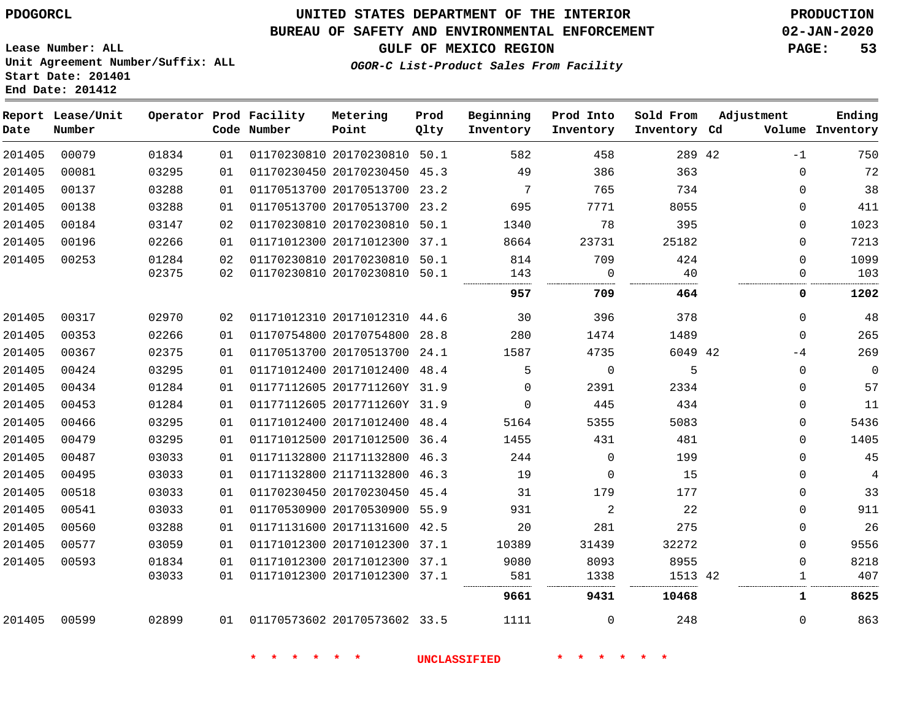PDOGORCL

# UNITED STATES DEPARTMENT OF THE INTERIOR
## BUREAU OF SAFETY AND ENVIRONMENTAL ENFORCEMENT
### GULF OF MEXICO REGION
*OGOR-C List-Product Sales From Facility*

PRODUCTION
02-JAN-2020

Lease Number: ALL
Unit Agreement Number/Suffix: ALL
Start Date: 201401
End Date: 201412

| Report Date | Lease/Unit Number | Operator | Prod Code | Facility Number | Metering Point | Prod Qlty | Beginning Inventory | Prod Into Inventory | Sold From Inventory | Adjustment Cd | Adjustment Volume | Ending Inventory |
|---|---|---|---|---|---|---|---|---|---|---|---|---|
| 201405 | 00079 | 01834 | 01 | 01170230810 | 20170230810 | 50.1 | 582 | 458 | 289 | 42 | -1 | 750 |
| 201405 | 00081 | 03295 | 01 | 01170230450 | 20170230450 | 45.3 | 49 | 386 | 363 | | 0 | 72 |
| 201405 | 00137 | 03288 | 01 | 01170513700 | 20170513700 | 23.2 | 7 | 765 | 734 | | 0 | 38 |
| 201405 | 00138 | 03288 | 01 | 01170513700 | 20170513700 | 23.2 | 695 | 7771 | 8055 | | 0 | 411 |
| 201405 | 00184 | 03147 | 02 | 01170230810 | 20170230810 | 50.1 | 1340 | 78 | 395 | | 0 | 1023 |
| 201405 | 00196 | 02266 | 01 | 01171012300 | 20171012300 | 37.1 | 8664 | 23731 | 25182 | | 0 | 7213 |
| 201405 | 00253 | 01284 | 02 | 01170230810 | 20170230810 | 50.1 | 814 | 709 | 424 | | 0 | 1099 |
| | | 02375 | 02 | 01170230810 | 20170230810 | 50.1 | 143 | 0 | 40 | | 0 | 103 |
| | | | | | | | **957** | **709** | **464** | | **0** | **1202** |
| 201405 | 00317 | 02970 | 02 | 01171012310 | 20171012310 | 44.6 | 30 | 396 | 378 | | 0 | 48 |
| 201405 | 00353 | 02266 | 01 | 01170754800 | 20170754800 | 28.8 | 280 | 1474 | 1489 | | 0 | 265 |
| 201405 | 00367 | 02375 | 01 | 01170513700 | 20170513700 | 24.1 | 1587 | 4735 | 6049 | 42 | -4 | 269 |
| 201405 | 00424 | 03295 | 01 | 01171012400 | 20171012400 | 48.4 | 5 | 0 | 5 | | 0 | 0 |
| 201405 | 00434 | 01284 | 01 | 01177112605 | 2017711260Y | 31.9 | 0 | 2391 | 2334 | | 0 | 57 |
| 201405 | 00453 | 01284 | 01 | 01177112605 | 2017711260Y | 31.9 | 0 | 445 | 434 | | 0 | 11 |
| 201405 | 00466 | 03295 | 01 | 01171012400 | 20171012400 | 48.4 | 5164 | 5355 | 5083 | | 0 | 5436 |
| 201405 | 00479 | 03295 | 01 | 01171012500 | 20171012500 | 36.4 | 1455 | 431 | 481 | | 0 | 1405 |
| 201405 | 00487 | 03033 | 01 | 01171132800 | 21171132800 | 46.3 | 244 | 0 | 199 | | 0 | 45 |
| 201405 | 00495 | 03033 | 01 | 01171132800 | 21171132800 | 46.3 | 19 | 0 | 15 | | 0 | 4 |
| 201405 | 00518 | 03033 | 01 | 01170230450 | 20170230450 | 45.4 | 31 | 179 | 177 | | 0 | 33 |
| 201405 | 00541 | 03033 | 01 | 01170530900 | 20170530900 | 55.9 | 931 | 2 | 22 | | 0 | 911 |
| 201405 | 00560 | 03288 | 01 | 01171131600 | 20171131600 | 42.5 | 20 | 281 | 275 | | 0 | 26 |
| 201405 | 00577 | 03059 | 01 | 01171012300 | 20171012300 | 37.1 | 10389 | 31439 | 32272 | | 0 | 9556 |
| 201405 | 00593 | 01834 | 01 | 01171012300 | 20171012300 | 37.1 | 9080 | 8093 | 8955 | | 0 | 8218 |
| | | 03033 | 01 | 01171012300 | 20171012300 | 37.1 | 581 | 1338 | 1513 | 42 | 1 | 407 |
| | | | | | | | **9661** | **9431** | **10468** | | **1** | **8625** |
| 201405 | 00599 | 02899 | 01 | 01170573602 | 20170573602 | 33.5 | 1111 | 0 | 248 | | 0 | 863 |

\* \* \* \* \* \* UNCLASSIFIED \* \* \* \* \* \*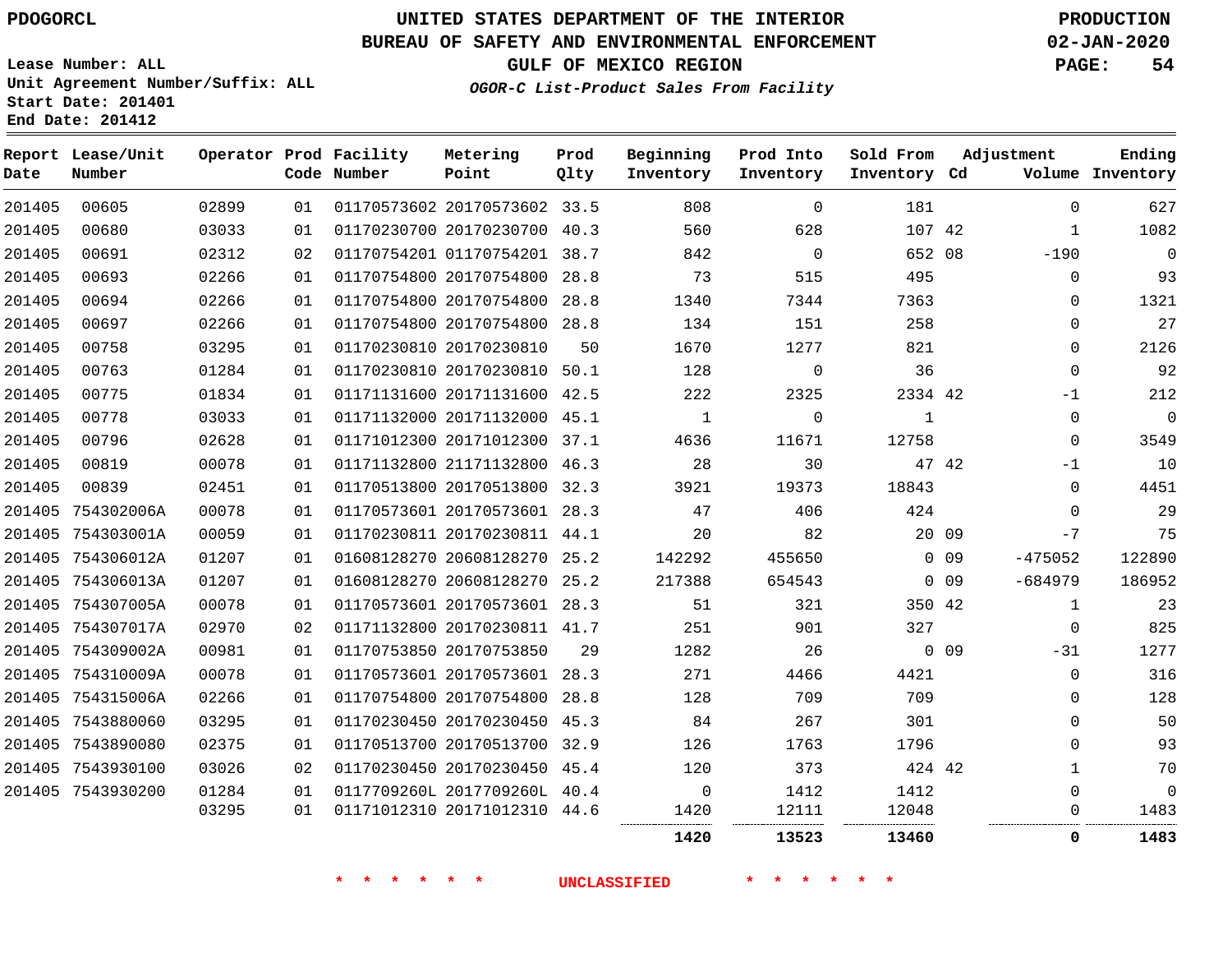# UNITED STATES DEPARTMENT OF THE INTERIOR
## BUREAU OF SAFETY AND ENVIRONMENTAL ENFORCEMENT
### GULF OF MEXICO REGION
*OGOR-C List-Product Sales From Facility*

PDOGORCL

Lease Number: ALL
Unit Agreement Number/Suffix: ALL
Start Date: 201401
End Date: 201412

PRODUCTION
02-JAN-2020

| Report Date | Lease/Unit Number | Operator | Prod Code | Facility Number | Metering Point | Prod Qlty | Beginning Inventory | Prod Into Inventory | Sold From Inventory | Adjustment Cd | Adjustment Volume | Ending Inventory |
|---|---|---|---|---|---|---|---|---|---|---|---|---|
| 201405 | 00605 | 02899 | 01 | 01170573602 | 20170573602 | 33.5 | 808 | 0 | 181 | | 0 | 627 |
| 201405 | 00680 | 03033 | 01 | 01170230700 | 20170230700 | 40.3 | 560 | 628 | 107 | 42 | 1 | 1082 |
| 201405 | 00691 | 02312 | 02 | 01170754201 | 01170754201 | 38.7 | 842 | 0 | 652 | 08 | -190 | 0 |
| 201405 | 00693 | 02266 | 01 | 01170754800 | 20170754800 | 28.8 | 73 | 515 | 495 | | 0 | 93 |
| 201405 | 00694 | 02266 | 01 | 01170754800 | 20170754800 | 28.8 | 1340 | 7344 | 7363 | | 0 | 1321 |
| 201405 | 00697 | 02266 | 01 | 01170754800 | 20170754800 | 28.8 | 134 | 151 | 258 | | 0 | 27 |
| 201405 | 00758 | 03295 | 01 | 01170230810 | 20170230810 | 50 | 1670 | 1277 | 821 | | 0 | 2126 |
| 201405 | 00763 | 01284 | 01 | 01170230810 | 20170230810 | 50.1 | 128 | 0 | 36 | | 0 | 92 |
| 201405 | 00775 | 01834 | 01 | 01171131600 | 20171131600 | 42.5 | 222 | 2325 | 2334 | 42 | -1 | 212 |
| 201405 | 00778 | 03033 | 01 | 01171132000 | 20171132000 | 45.1 | 1 | 0 | 1 | | 0 | 0 |
| 201405 | 00796 | 02628 | 01 | 01171012300 | 20171012300 | 37.1 | 4636 | 11671 | 12758 | | 0 | 3549 |
| 201405 | 00819 | 00078 | 01 | 01171132800 | 21171132800 | 46.3 | 28 | 30 | 47 | 42 | -1 | 10 |
| 201405 | 00839 | 02451 | 01 | 01170513800 | 20170513800 | 32.3 | 3921 | 19373 | 18843 | | 0 | 4451 |
| 201405 | 754302006A | 00078 | 01 | 01170573601 | 20170573601 | 28.3 | 47 | 406 | 424 | | 0 | 29 |
| 201405 | 754303001A | 00059 | 01 | 01170230811 | 20170230811 | 44.1 | 20 | 82 | 20 | 09 | -7 | 75 |
| 201405 | 754306012A | 01207 | 01 | 01608128270 | 20608128270 | 25.2 | 142292 | 455650 | 0 | 09 | -475052 | 122890 |
| 201405 | 754306013A | 01207 | 01 | 01608128270 | 20608128270 | 25.2 | 217388 | 654543 | 0 | 09 | -684979 | 186952 |
| 201405 | 754307005A | 00078 | 01 | 01170573601 | 20170573601 | 28.3 | 51 | 321 | 350 | 42 | 1 | 23 |
| 201405 | 754307017A | 02970 | 02 | 01171132800 | 20170230811 | 41.7 | 251 | 901 | 327 | | 0 | 825 |
| 201405 | 754309002A | 00981 | 01 | 01170753850 | 20170753850 | 29 | 1282 | 26 | 0 | 09 | -31 | 1277 |
| 201405 | 754310009A | 00078 | 01 | 01170573601 | 20170573601 | 28.3 | 271 | 4466 | 4421 | | 0 | 316 |
| 201405 | 754315006A | 02266 | 01 | 01170754800 | 20170754800 | 28.8 | 128 | 709 | 709 | | 0 | 128 |
| 201405 | 7543880060 | 03295 | 01 | 01170230450 | 20170230450 | 45.3 | 84 | 267 | 301 | | 0 | 50 |
| 201405 | 7543890080 | 02375 | 01 | 01170513700 | 20170513700 | 32.9 | 126 | 1763 | 1796 | | 0 | 93 |
| 201405 | 7543930100 | 03026 | 02 | 01170230450 | 20170230450 | 45.4 | 120 | 373 | 424 | 42 | 1 | 70 |
| 201405 | 7543930200 | 01284 | 01 | 0117709260L | 2017709260L | 40.4 | 0 | 1412 | 1412 | | 0 | 0 |
| | | 03295 | 01 | 01171012310 | 20171012310 | 44.6 | 1420 | 12111 | 12048 | | 0 | 1483 |
| | | | | | | | **1420** | **13523** | **13460** | | **0** | **1483** |

\* \* \* \* \* \* UNCLASSIFIED \* \* \* \* \* \*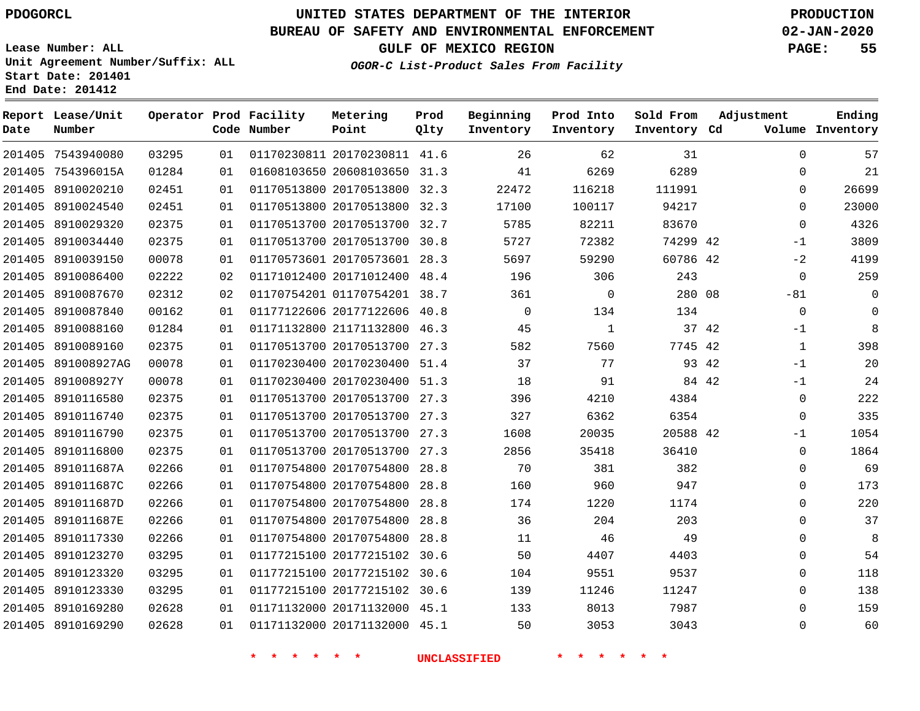PDOGORCL

# UNITED STATES DEPARTMENT OF THE INTERIOR
## BUREAU OF SAFETY AND ENVIRONMENTAL ENFORCEMENT
### GULF OF MEXICO REGION
*OGOR-C List-Product Sales From Facility*

PRODUCTION
02-JAN-2020

Lease Number: ALL
Unit Agreement Number/Suffix: ALL
Start Date: 201401
End Date: 201412

| Report Date | Lease/Unit Number | Operator | Prod Code | Facility Number | Metering Point | Prod Qlty | Beginning Inventory | Prod Into Inventory | Sold From Inventory | Adjustment Cd | Volume | Ending Inventory |
|---|---|---|---|---|---|---|---|---|---|---|---|---|
| 201405 | 7543940080 | 03295 | 01 | 01170230811 | 20170230811 | 41.6 | 26 | 62 | 31 | | 0 | 57 |
| 201405 | 754396015A | 01284 | 01 | 01608103650 | 20608103650 | 31.3 | 41 | 6269 | 6289 | | 0 | 21 |
| 201405 | 8910020210 | 02451 | 01 | 01170513800 | 20170513800 | 32.3 | 22472 | 116218 | 111991 | | 0 | 26699 |
| 201405 | 8910024540 | 02451 | 01 | 01170513800 | 20170513800 | 32.3 | 17100 | 100117 | 94217 | | 0 | 23000 |
| 201405 | 8910029320 | 02375 | 01 | 01170513700 | 20170513700 | 32.7 | 5785 | 82211 | 83670 | | 0 | 4326 |
| 201405 | 8910034440 | 02375 | 01 | 01170513700 | 20170513700 | 30.8 | 5727 | 72382 | 74299 | 42 | -1 | 3809 |
| 201405 | 8910039150 | 00078 | 01 | 01170573601 | 20170573601 | 28.3 | 5697 | 59290 | 60786 | 42 | -2 | 4199 |
| 201405 | 8910086400 | 02222 | 02 | 01171012400 | 20171012400 | 48.4 | 196 | 306 | 243 | | 0 | 259 |
| 201405 | 8910087670 | 02312 | 02 | 01170754201 | 01170754201 | 38.7 | 361 | 0 | 280 | 08 | -81 | 0 |
| 201405 | 8910087840 | 00162 | 01 | 01177122606 | 20177122606 | 40.8 | 0 | 134 | 134 | | 0 | 0 |
| 201405 | 8910088160 | 01284 | 01 | 01171132800 | 21171132800 | 46.3 | 45 | 1 | 37 | 42 | -1 | 8 |
| 201405 | 8910089160 | 02375 | 01 | 01170513700 | 20170513700 | 27.3 | 582 | 7560 | 7745 | 42 | 1 | 398 |
| 201405 | 891008927AG | 00078 | 01 | 01170230400 | 20170230400 | 51.4 | 37 | 77 | 93 | 42 | -1 | 20 |
| 201405 | 891008927Y | 00078 | 01 | 01170230400 | 20170230400 | 51.3 | 18 | 91 | 84 | 42 | -1 | 24 |
| 201405 | 8910116580 | 02375 | 01 | 01170513700 | 20170513700 | 27.3 | 396 | 4210 | 4384 | | 0 | 222 |
| 201405 | 8910116740 | 02375 | 01 | 01170513700 | 20170513700 | 27.3 | 327 | 6362 | 6354 | | 0 | 335 |
| 201405 | 8910116790 | 02375 | 01 | 01170513700 | 20170513700 | 27.3 | 1608 | 20035 | 20588 | 42 | -1 | 1054 |
| 201405 | 8910116800 | 02375 | 01 | 01170513700 | 20170513700 | 27.3 | 2856 | 35418 | 36410 | | 0 | 1864 |
| 201405 | 891011687A | 02266 | 01 | 01170754800 | 20170754800 | 28.8 | 70 | 381 | 382 | | 0 | 69 |
| 201405 | 891011687C | 02266 | 01 | 01170754800 | 20170754800 | 28.8 | 160 | 960 | 947 | | 0 | 173 |
| 201405 | 891011687D | 02266 | 01 | 01170754800 | 20170754800 | 28.8 | 174 | 1220 | 1174 | | 0 | 220 |
| 201405 | 891011687E | 02266 | 01 | 01170754800 | 20170754800 | 28.8 | 36 | 204 | 203 | | 0 | 37 |
| 201405 | 8910117330 | 02266 | 01 | 01170754800 | 20170754800 | 28.8 | 11 | 46 | 49 | | 0 | 8 |
| 201405 | 8910123270 | 03295 | 01 | 01177215100 | 20177215102 | 30.6 | 50 | 4407 | 4403 | | 0 | 54 |
| 201405 | 8910123320 | 03295 | 01 | 01177215100 | 20177215102 | 30.6 | 104 | 9551 | 9537 | | 0 | 118 |
| 201405 | 8910123330 | 03295 | 01 | 01177215100 | 20177215102 | 30.6 | 139 | 11246 | 11247 | | 0 | 138 |
| 201405 | 8910169280 | 02628 | 01 | 01171132000 | 20171132000 | 45.1 | 133 | 8013 | 7987 | | 0 | 159 |
| 201405 | 8910169290 | 02628 | 01 | 01171132000 | 20171132000 | 45.1 | 50 | 3053 | 3043 | | 0 | 60 |

* * * * * * UNCLASSIFIED * * * * * *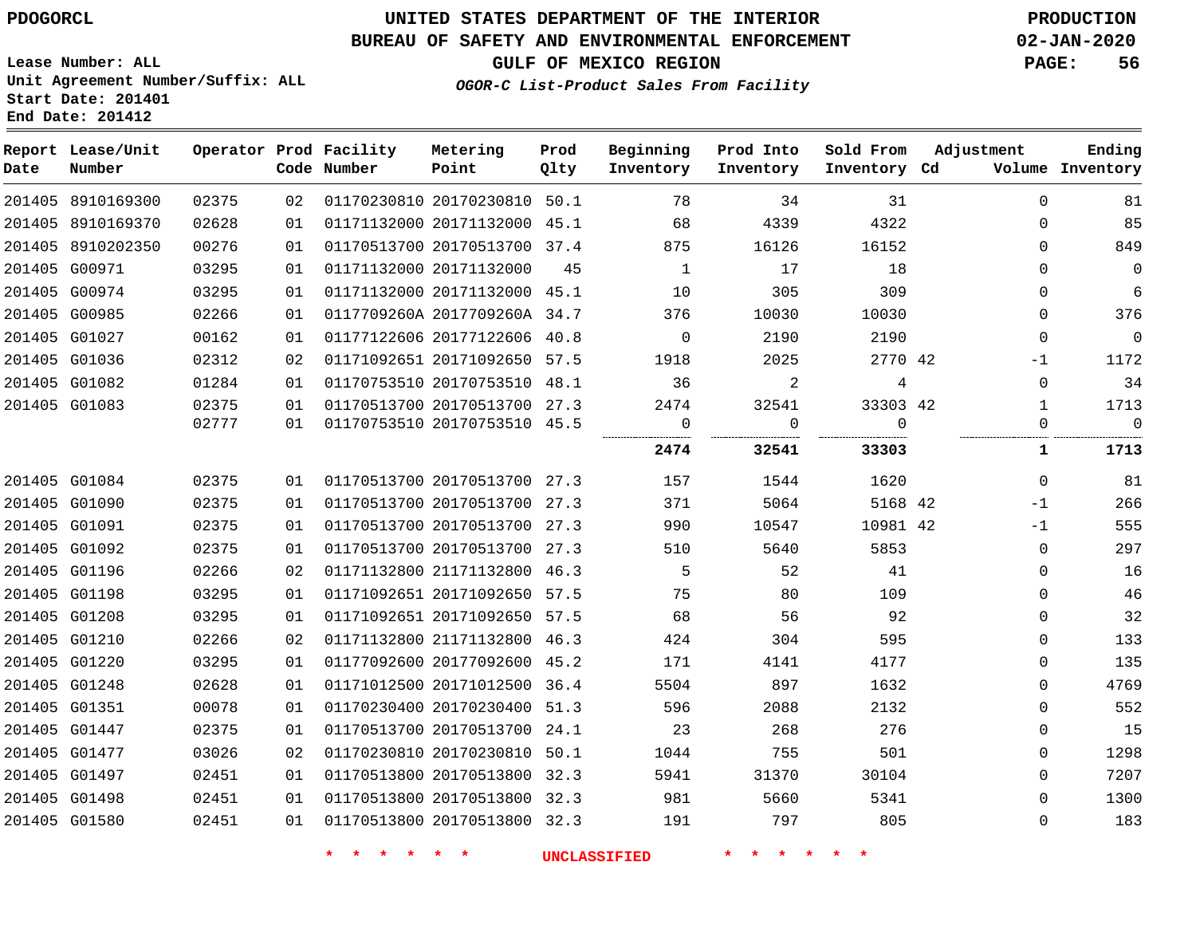PDOGORCL

# UNITED STATES DEPARTMENT OF THE INTERIOR
## BUREAU OF SAFETY AND ENVIRONMENTAL ENFORCEMENT
### GULF OF MEXICO REGION
*OGOR-C List-Product Sales From Facility*

PRODUCTION
02-JAN-2020

Lease Number: ALL
Unit Agreement Number/Suffix: ALL
Start Date: 201401
End Date: 201412

| Report Date | Lease/Unit Number | Operator | Prod Code | Facility Number | Metering Point | Prod Qlty | Beginning Inventory | Prod Into Inventory | Sold From Inventory | Adjustment Cd | Volume | Ending Inventory |
|---|---|---|---|---|---|---|---|---|---|---|---|---|
| 201405 | 8910169300 | 02375 | 02 | 01170230810 | 20170230810 | 50.1 | 78 | 34 | 31 | | 0 | 81 |
| 201405 | 8910169370 | 02628 | 01 | 01171132000 | 20171132000 | 45.1 | 68 | 4339 | 4322 | | 0 | 85 |
| 201405 | 8910202350 | 00276 | 01 | 01170513700 | 20170513700 | 37.4 | 875 | 16126 | 16152 | | 0 | 849 |
| 201405 | G00971 | 03295 | 01 | 01171132000 | 20171132000 | 45 | 1 | 17 | 18 | | 0 | 0 |
| 201405 | G00974 | 03295 | 01 | 01171132000 | 20171132000 | 45.1 | 10 | 305 | 309 | | 0 | 6 |
| 201405 | G00985 | 02266 | 01 | 0117709260A | 2017709260A | 34.7 | 376 | 10030 | 10030 | | 0 | 376 |
| 201405 | G01027 | 00162 | 01 | 01177122606 | 20177122606 | 40.8 | 0 | 2190 | 2190 | | 0 | 0 |
| 201405 | G01036 | 02312 | 02 | 01171092651 | 20171092650 | 57.5 | 1918 | 2025 | 2770 | 42 | -1 | 1172 |
| 201405 | G01082 | 01284 | 01 | 01170753510 | 20170753510 | 48.1 | 36 | 2 | 4 | | 0 | 34 |
| 201405 | G01083 | 02375 | 01 | 01170513700 | 20170513700 | 27.3 | 2474 | 32541 | 33303 | 42 | 1 | 1713 |
| | | 02777 | 01 | 01170753510 | 20170753510 | 45.5 | 0 | 0 | 0 | | 0 | 0 |
| | | | | | | | **2474** | **32541** | **33303** | | **1** | **1713** |
| 201405 | G01084 | 02375 | 01 | 01170513700 | 20170513700 | 27.3 | 157 | 1544 | 1620 | | 0 | 81 |
| 201405 | G01090 | 02375 | 01 | 01170513700 | 20170513700 | 27.3 | 371 | 5064 | 5168 | 42 | -1 | 266 |
| 201405 | G01091 | 02375 | 01 | 01170513700 | 20170513700 | 27.3 | 990 | 10547 | 10981 | 42 | -1 | 555 |
| 201405 | G01092 | 02375 | 01 | 01170513700 | 20170513700 | 27.3 | 510 | 5640 | 5853 | | 0 | 297 |
| 201405 | G01196 | 02266 | 02 | 01171132800 | 21171132800 | 46.3 | 5 | 52 | 41 | | 0 | 16 |
| 201405 | G01198 | 03295 | 01 | 01171092651 | 20171092650 | 57.5 | 75 | 80 | 109 | | 0 | 46 |
| 201405 | G01208 | 03295 | 01 | 01171092651 | 20171092650 | 57.5 | 68 | 56 | 92 | | 0 | 32 |
| 201405 | G01210 | 02266 | 02 | 01171132800 | 21171132800 | 46.3 | 424 | 304 | 595 | | 0 | 133 |
| 201405 | G01220 | 03295 | 01 | 01177092600 | 20177092600 | 45.2 | 171 | 4141 | 4177 | | 0 | 135 |
| 201405 | G01248 | 02628 | 01 | 01171012500 | 20171012500 | 36.4 | 5504 | 897 | 1632 | | 0 | 4769 |
| 201405 | G01351 | 00078 | 01 | 01170230400 | 20170230400 | 51.3 | 596 | 2088 | 2132 | | 0 | 552 |
| 201405 | G01447 | 02375 | 01 | 01170513700 | 20170513700 | 24.1 | 23 | 268 | 276 | | 0 | 15 |
| 201405 | G01477 | 03026 | 02 | 01170230810 | 20170230810 | 50.1 | 1044 | 755 | 501 | | 0 | 1298 |
| 201405 | G01497 | 02451 | 01 | 01170513800 | 20170513800 | 32.3 | 5941 | 31370 | 30104 | | 0 | 7207 |
| 201405 | G01498 | 02451 | 01 | 01170513800 | 20170513800 | 32.3 | 981 | 5660 | 5341 | | 0 | 1300 |
| 201405 | G01580 | 02451 | 01 | 01170513800 | 20170513800 | 32.3 | 191 | 797 | 805 | | 0 | 183 |

* * * * * * UNCLASSIFIED * * * * * *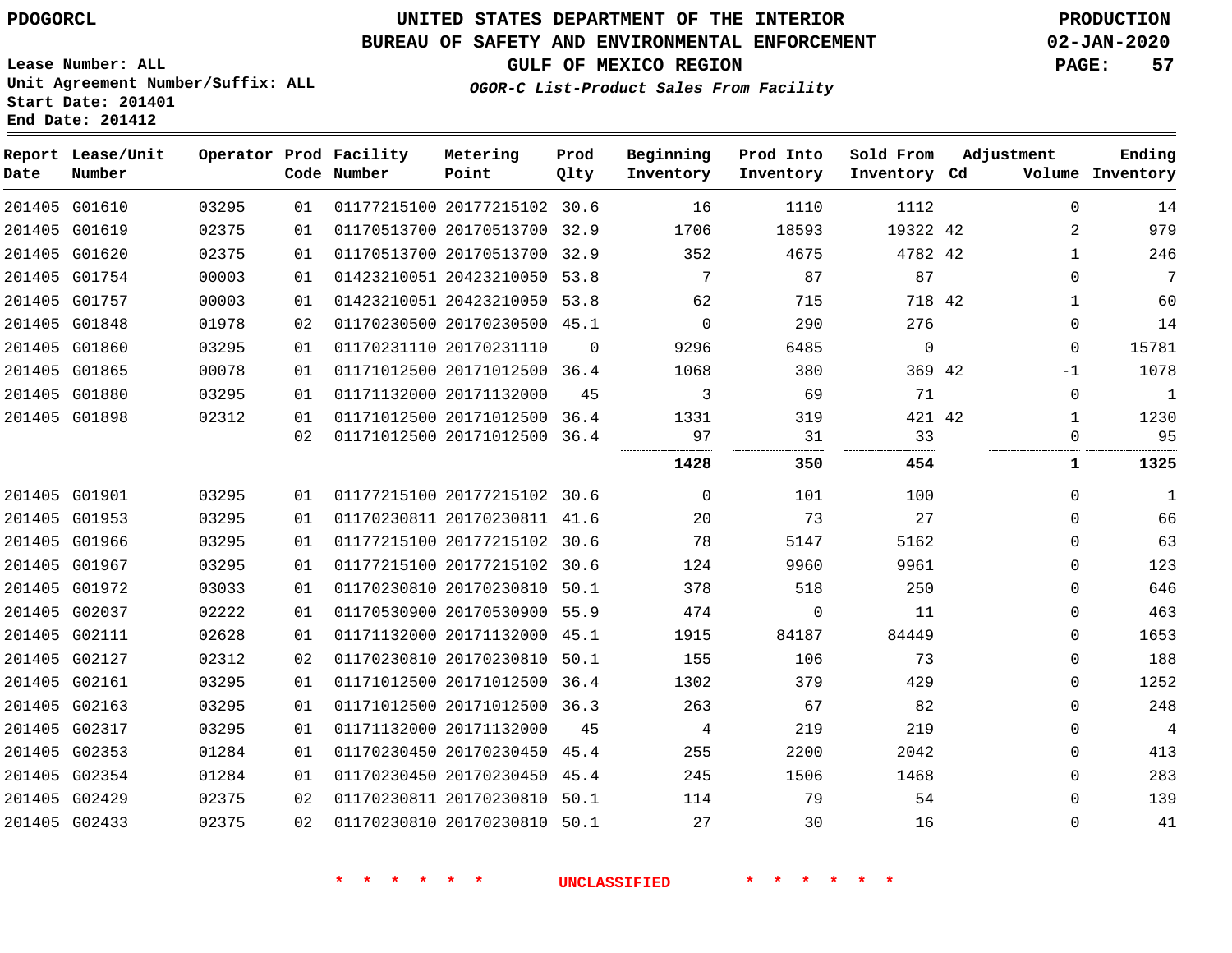PDOGORCL

# UNITED STATES DEPARTMENT OF THE INTERIOR
## BUREAU OF SAFETY AND ENVIRONMENTAL ENFORCEMENT
### GULF OF MEXICO REGION
*OGOR-C List-Product Sales From Facility*

PRODUCTION
02-JAN-2020

Lease Number: ALL
Unit Agreement Number/Suffix: ALL
Start Date: 201401
End Date: 201412

| Report Date | Lease/Unit Number | Operator | Prod Code | Facility Number | Metering Point | Prod Qlty | Beginning Inventory | Prod Into Inventory | Sold From Inventory | Adjustment Cd | Volume | Ending Inventory |
|---|---|---|---|---|---|---|---|---|---|---|---|---|
| 201405 | G01610 | 03295 | 01 | 01177215100 | 20177215102 | 30.6 | 16 | 1110 | 1112 | | 0 | 14 |
| 201405 | G01619 | 02375 | 01 | 01170513700 | 20170513700 | 32.9 | 1706 | 18593 | 19322 | 42 | 2 | 979 |
| 201405 | G01620 | 02375 | 01 | 01170513700 | 20170513700 | 32.9 | 352 | 4675 | 4782 | 42 | 1 | 246 |
| 201405 | G01754 | 00003 | 01 | 01423210051 | 20423210050 | 53.8 | 7 | 87 | 87 | | 0 | 7 |
| 201405 | G01757 | 00003 | 01 | 01423210051 | 20423210050 | 53.8 | 62 | 715 | 718 | 42 | 1 | 60 |
| 201405 | G01848 | 01978 | 02 | 01170230500 | 20170230500 | 45.1 | 0 | 290 | 276 | | 0 | 14 |
| 201405 | G01860 | 03295 | 01 | 01170231110 | 20170231110 | 0 | 9296 | 6485 | 0 | | 0 | 15781 |
| 201405 | G01865 | 00078 | 01 | 01171012500 | 20171012500 | 36.4 | 1068 | 380 | 369 | 42 | -1 | 1078 |
| 201405 | G01880 | 03295 | 01 | 01171132000 | 20171132000 | 45 | 3 | 69 | 71 | | 0 | 1 |
| 201405 | G01898 | 02312 | 01 | 01171012500 | 20171012500 | 36.4 | 1331 | 319 | 421 | 42 | 1 | 1230 |
| | | | 02 | 01171012500 | 20171012500 | 36.4 | 97 | 31 | 33 | | 0 | 95 |
| | | | | | | | **1428** | **350** | **454** | | **1** | **1325** |
| 201405 | G01901 | 03295 | 01 | 01177215100 | 20177215102 | 30.6 | 0 | 101 | 100 | | 0 | 1 |
| 201405 | G01953 | 03295 | 01 | 01170230811 | 20170230811 | 41.6 | 20 | 73 | 27 | | 0 | 66 |
| 201405 | G01966 | 03295 | 01 | 01177215100 | 20177215102 | 30.6 | 78 | 5147 | 5162 | | 0 | 63 |
| 201405 | G01967 | 03295 | 01 | 01177215100 | 20177215102 | 30.6 | 124 | 9960 | 9961 | | 0 | 123 |
| 201405 | G01972 | 03033 | 01 | 01170230810 | 20170230810 | 50.1 | 378 | 518 | 250 | | 0 | 646 |
| 201405 | G02037 | 02222 | 01 | 01170530900 | 20170530900 | 55.9 | 474 | 0 | 11 | | 0 | 463 |
| 201405 | G02111 | 02628 | 01 | 01171132000 | 20171132000 | 45.1 | 1915 | 84187 | 84449 | | 0 | 1653 |
| 201405 | G02127 | 02312 | 02 | 01170230810 | 20170230810 | 50.1 | 155 | 106 | 73 | | 0 | 188 |
| 201405 | G02161 | 03295 | 01 | 01171012500 | 20171012500 | 36.4 | 1302 | 379 | 429 | | 0 | 1252 |
| 201405 | G02163 | 03295 | 01 | 01171012500 | 20171012500 | 36.3 | 263 | 67 | 82 | | 0 | 248 |
| 201405 | G02317 | 03295 | 01 | 01171132000 | 20171132000 | 45 | 4 | 219 | 219 | | 0 | 4 |
| 201405 | G02353 | 01284 | 01 | 01170230450 | 20170230450 | 45.4 | 255 | 2200 | 2042 | | 0 | 413 |
| 201405 | G02354 | 01284 | 01 | 01170230450 | 20170230450 | 45.4 | 245 | 1506 | 1468 | | 0 | 283 |
| 201405 | G02429 | 02375 | 02 | 01170230811 | 20170230810 | 50.1 | 114 | 79 | 54 | | 0 | 139 |
| 201405 | G02433 | 02375 | 02 | 01170230810 | 20170230810 | 50.1 | 27 | 30 | 16 | | 0 | 41 |

* * * * * * UNCLASSIFIED * * * * * *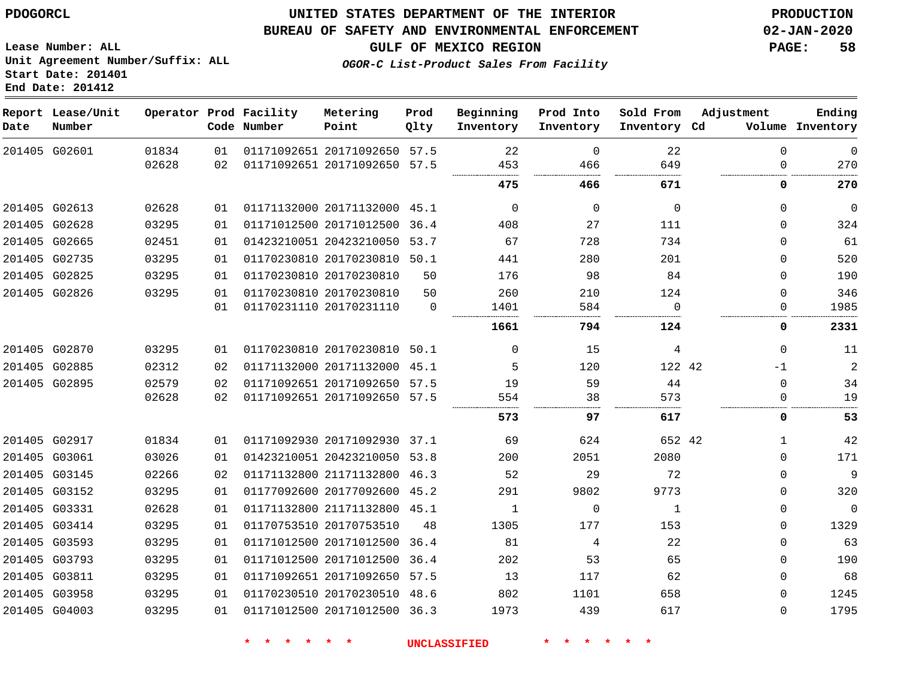PDOGORCL

# UNITED STATES DEPARTMENT OF THE INTERIOR
## BUREAU OF SAFETY AND ENVIRONMENTAL ENFORCEMENT
### GULF OF MEXICO REGION
*OGOR-C List-Product Sales From Facility*

PRODUCTION
02-JAN-2020

Lease Number: ALL
Unit Agreement Number/Suffix: ALL
Start Date: 201401
End Date: 201412

| Report Date | Lease/Unit Number | Operator | Prod Code | Facility Number | Metering Point | Prod Qlty | Beginning Inventory | Prod Into Inventory | Sold From Inventory | Adjustment Cd | Volume | Ending Inventory |
|---|---|---|---|---|---|---|---|---|---|---|---|---|
| 201405 | G02601 | 01834 | 01 | 01171092651 | 20171092650 | 57.5 | 22 | 0 | 22 | | 0 | 0 |
| | | 02628 | 02 | 01171092651 | 20171092650 | 57.5 | 453 | 466 | 649 | | 0 | 270 |
| | | | | | | | **475** | **466** | **671** | | **0** | **270** |
| 201405 | G02613 | 02628 | 01 | 01171132000 | 20171132000 | 45.1 | 0 | 0 | 0 | | 0 | 0 |
| 201405 | G02628 | 03295 | 01 | 01171012500 | 20171012500 | 36.4 | 408 | 27 | 111 | | 0 | 324 |
| 201405 | G02665 | 02451 | 01 | 01423210051 | 20423210050 | 53.7 | 67 | 728 | 734 | | 0 | 61 |
| 201405 | G02735 | 03295 | 01 | 01170230810 | 20170230810 | 50.1 | 441 | 280 | 201 | | 0 | 520 |
| 201405 | G02825 | 03295 | 01 | 01170230810 | 20170230810 | 50 | 176 | 98 | 84 | | 0 | 190 |
| 201405 | G02826 | 03295 | 01 | 01170230810 | 20170230810 | 50 | 260 | 210 | 124 | | 0 | 346 |
| | | | 01 | 01170231110 | 20170231110 | 0 | 1401 | 584 | 0 | | 0 | 1985 |
| | | | | | | | **1661** | **794** | **124** | | **0** | **2331** |
| 201405 | G02870 | 03295 | 01 | 01170230810 | 20170230810 | 50.1 | 0 | 15 | 4 | | 0 | 11 |
| 201405 | G02885 | 02312 | 02 | 01171132000 | 20171132000 | 45.1 | 5 | 120 | 122 | 42 | -1 | 2 |
| 201405 | G02895 | 02579 | 02 | 01171092651 | 20171092650 | 57.5 | 19 | 59 | 44 | | 0 | 34 |
| | | 02628 | 02 | 01171092651 | 20171092650 | 57.5 | 554 | 38 | 573 | | 0 | 19 |
| | | | | | | | **573** | **97** | **617** | | **0** | **53** |
| 201405 | G02917 | 01834 | 01 | 01171092930 | 20171092930 | 37.1 | 69 | 624 | 652 | 42 | 1 | 42 |
| 201405 | G03061 | 03026 | 01 | 01423210051 | 20423210050 | 53.8 | 200 | 2051 | 2080 | | 0 | 171 |
| 201405 | G03145 | 02266 | 02 | 01171132800 | 21171132800 | 46.3 | 52 | 29 | 72 | | 0 | 9 |
| 201405 | G03152 | 03295 | 01 | 01177092600 | 20177092600 | 45.2 | 291 | 9802 | 9773 | | 0 | 320 |
| 201405 | G03331 | 02628 | 01 | 01171132800 | 21171132800 | 45.1 | 1 | 0 | 1 | | 0 | 0 |
| 201405 | G03414 | 03295 | 01 | 01170753510 | 20170753510 | 48 | 1305 | 177 | 153 | | 0 | 1329 |
| 201405 | G03593 | 03295 | 01 | 01171012500 | 20171012500 | 36.4 | 81 | 4 | 22 | | 0 | 63 |
| 201405 | G03793 | 03295 | 01 | 01171012500 | 20171012500 | 36.4 | 202 | 53 | 65 | | 0 | 190 |
| 201405 | G03811 | 03295 | 01 | 01171092651 | 20171092650 | 57.5 | 13 | 117 | 62 | | 0 | 68 |
| 201405 | G03958 | 03295 | 01 | 01170230510 | 20170230510 | 48.6 | 802 | 1101 | 658 | | 0 | 1245 |
| 201405 | G04003 | 03295 | 01 | 01171012500 | 20171012500 | 36.3 | 1973 | 439 | 617 | | 0 | 1795 |

* * * * * * UNCLASSIFIED * * * * * *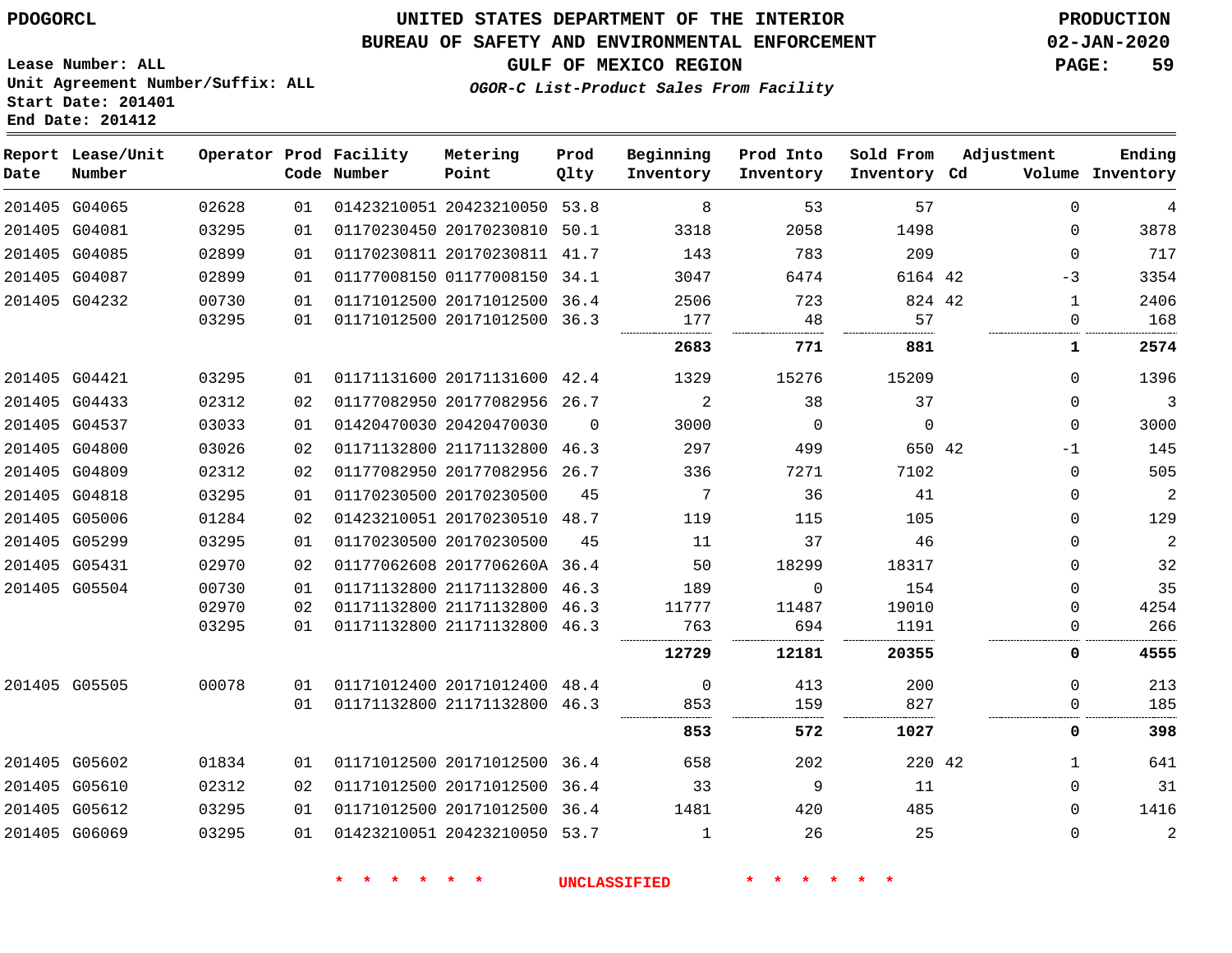PDOGORCL

# UNITED STATES DEPARTMENT OF THE INTERIOR
## BUREAU OF SAFETY AND ENVIRONMENTAL ENFORCEMENT
### GULF OF MEXICO REGION
*OGOR-C List-Product Sales From Facility*

PRODUCTION
02-JAN-2020

Lease Number: ALL
Unit Agreement Number/Suffix: ALL
Start Date: 201401
End Date: 201412

| Report Date | Lease/Unit Number | Operator | Prod Code | Facility Number | Metering Point | Prod Qlty | Beginning Inventory | Prod Into Inventory | Sold From Inventory | Adjustment Cd | Adjustment Volume | Ending Inventory |
|---|---|---|---|---|---|---|---|---|---|---|---|---|
| 201405 | G04065 | 02628 | 01 | 01423210051 | 20423210050 | 53.8 | 8 | 53 | 57 | | 0 | 4 |
| 201405 | G04081 | 03295 | 01 | 01170230450 | 20170230810 | 50.1 | 3318 | 2058 | 1498 | | 0 | 3878 |
| 201405 | G04085 | 02899 | 01 | 01170230811 | 20170230811 | 41.7 | 143 | 783 | 209 | | 0 | 717 |
| 201405 | G04087 | 02899 | 01 | 01177008150 | 01177008150 | 34.1 | 3047 | 6474 | 6164 | 42 | -3 | 3354 |
| 201405 | G04232 | 00730 | 01 | 01171012500 | 20171012500 | 36.4 | 2506 | 723 | 824 | 42 | 1 | 2406 |
| | | 03295 | 01 | 01171012500 | 20171012500 | 36.3 | 177 | 48 | 57 | | 0 | 168 |
| | | | | | | | **2683** | **771** | **881** | | **1** | **2574** |
| 201405 | G04421 | 03295 | 01 | 01171131600 | 20171131600 | 42.4 | 1329 | 15276 | 15209 | | 0 | 1396 |
| 201405 | G04433 | 02312 | 02 | 01177082950 | 20177082956 | 26.7 | 2 | 38 | 37 | | 0 | 3 |
| 201405 | G04537 | 03033 | 01 | 01420470030 | 20420470030 | 0 | 3000 | 0 | 0 | | 0 | 3000 |
| 201405 | G04800 | 03026 | 02 | 01171132800 | 21171132800 | 46.3 | 297 | 499 | 650 | 42 | -1 | 145 |
| 201405 | G04809 | 02312 | 02 | 01177082950 | 20177082956 | 26.7 | 336 | 7271 | 7102 | | 0 | 505 |
| 201405 | G04818 | 03295 | 01 | 01170230500 | 20170230500 | 45 | 7 | 36 | 41 | | 0 | 2 |
| 201405 | G05006 | 01284 | 02 | 01423210051 | 20170230510 | 48.7 | 119 | 115 | 105 | | 0 | 129 |
| 201405 | G05299 | 03295 | 01 | 01170230500 | 20170230500 | 45 | 11 | 37 | 46 | | 0 | 2 |
| 201405 | G05431 | 02970 | 02 | 01177062608 | 2017706260A | 36.4 | 50 | 18299 | 18317 | | 0 | 32 |
| 201405 | G05504 | 00730 | 01 | 01171132800 | 21171132800 | 46.3 | 189 | 0 | 154 | | 0 | 35 |
| | | 02970 | 02 | 01171132800 | 21171132800 | 46.3 | 11777 | 11487 | 19010 | | 0 | 4254 |
| | | 03295 | 01 | 01171132800 | 21171132800 | 46.3 | 763 | 694 | 1191 | | 0 | 266 |
| | | | | | | | **12729** | **12181** | **20355** | | **0** | **4555** |
| 201405 | G05505 | 00078 | 01 | 01171012400 | 20171012400 | 48.4 | 0 | 413 | 200 | | 0 | 213 |
| | | | 01 | 01171132800 | 21171132800 | 46.3 | 853 | 159 | 827 | | 0 | 185 |
| | | | | | | | **853** | **572** | **1027** | | **0** | **398** |
| 201405 | G05602 | 01834 | 01 | 01171012500 | 20171012500 | 36.4 | 658 | 202 | 220 | 42 | 1 | 641 |
| 201405 | G05610 | 02312 | 02 | 01171012500 | 20171012500 | 36.4 | 33 | 9 | 11 | | 0 | 31 |
| 201405 | G05612 | 03295 | 01 | 01171012500 | 20171012500 | 36.4 | 1481 | 420 | 485 | | 0 | 1416 |
| 201405 | G06069 | 03295 | 01 | 01423210051 | 20423210050 | 53.7 | 1 | 26 | 25 | | 0 | 2 |

\* \* \* \* \* \* UNCLASSIFIED \* \* \* \* \* \*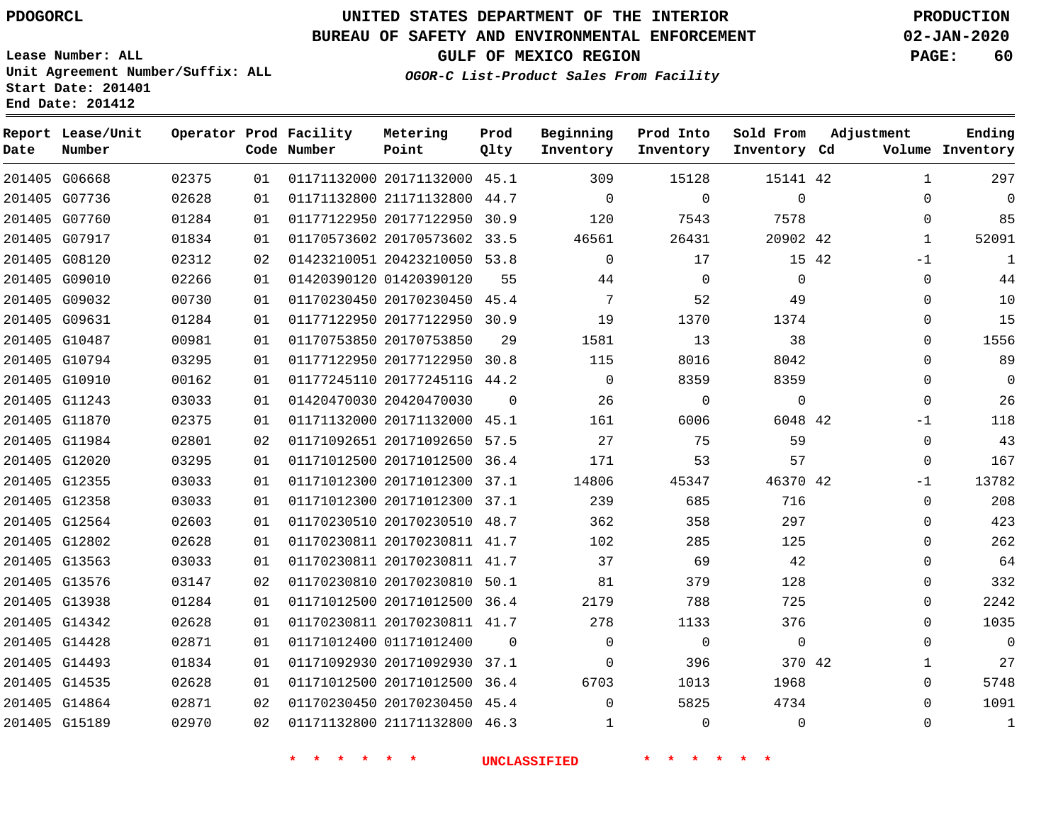PDOGORCL

# UNITED STATES DEPARTMENT OF THE INTERIOR
## BUREAU OF SAFETY AND ENVIRONMENTAL ENFORCEMENT
### GULF OF MEXICO REGION
*OGOR-C List-Product Sales From Facility*

PRODUCTION
02-JAN-2020

Lease Number: ALL
Unit Agreement Number/Suffix: ALL
Start Date: 201401
End Date: 201412

| Report Date | Lease/Unit Number | Operator | Prod Code | Facility Number | Metering Point | Prod Qlty | Beginning Inventory | Prod Into Inventory | Sold From Inventory | Adjustment Cd | Volume | Ending Inventory |
|---|---|---|---|---|---|---|---|---|---|---|---|---|
| 201405 | G06668 | 02375 | 01 | 01171132000 | 20171132000 | 45.1 | 309 | 15128 | 15141 | 42 | 1 | 297 |
| 201405 | G07736 | 02628 | 01 | 01171132800 | 21171132800 | 44.7 | 0 | 0 | 0 | | 0 | 0 |
| 201405 | G07760 | 01284 | 01 | 01177122950 | 20177122950 | 30.9 | 120 | 7543 | 7578 | | 0 | 85 |
| 201405 | G07917 | 01834 | 01 | 01170573602 | 20170573602 | 33.5 | 46561 | 26431 | 20902 | 42 | 1 | 52091 |
| 201405 | G08120 | 02312 | 02 | 01423210051 | 20423210050 | 53.8 | 0 | 17 | 15 | 42 | -1 | 1 |
| 201405 | G09010 | 02266 | 01 | 01420390120 | 01420390120 | 55 | 44 | 0 | 0 | | 0 | 44 |
| 201405 | G09032 | 00730 | 01 | 01170230450 | 20170230450 | 45.4 | 7 | 52 | 49 | | 0 | 10 |
| 201405 | G09631 | 01284 | 01 | 01177122950 | 20177122950 | 30.9 | 19 | 1370 | 1374 | | 0 | 15 |
| 201405 | G10487 | 00981 | 01 | 01170753850 | 20170753850 | 29 | 1581 | 13 | 38 | | 0 | 1556 |
| 201405 | G10794 | 03295 | 01 | 01177122950 | 20177122950 | 30.8 | 115 | 8016 | 8042 | | 0 | 89 |
| 201405 | G10910 | 00162 | 01 | 01177245110 | 2017724511G | 44.2 | 0 | 8359 | 8359 | | 0 | 0 |
| 201405 | G11243 | 03033 | 01 | 01420470030 | 20420470030 | 0 | 26 | 0 | 0 | | 0 | 26 |
| 201405 | G11870 | 02375 | 01 | 01171132000 | 20171132000 | 45.1 | 161 | 6006 | 6048 | 42 | -1 | 118 |
| 201405 | G11984 | 02801 | 02 | 01171092651 | 20171092650 | 57.5 | 27 | 75 | 59 | | 0 | 43 |
| 201405 | G12020 | 03295 | 01 | 01171012500 | 20171012500 | 36.4 | 171 | 53 | 57 | | 0 | 167 |
| 201405 | G12355 | 03033 | 01 | 01171012300 | 20171012300 | 37.1 | 14806 | 45347 | 46370 | 42 | -1 | 13782 |
| 201405 | G12358 | 03033 | 01 | 01171012300 | 20171012300 | 37.1 | 239 | 685 | 716 | | 0 | 208 |
| 201405 | G12564 | 02603 | 01 | 01170230510 | 20170230510 | 48.7 | 362 | 358 | 297 | | 0 | 423 |
| 201405 | G12802 | 02628 | 01 | 01170230811 | 20170230811 | 41.7 | 102 | 285 | 125 | | 0 | 262 |
| 201405 | G13563 | 03033 | 01 | 01170230811 | 20170230811 | 41.7 | 37 | 69 | 42 | | 0 | 64 |
| 201405 | G13576 | 03147 | 02 | 01170230810 | 20170230810 | 50.1 | 81 | 379 | 128 | | 0 | 332 |
| 201405 | G13938 | 01284 | 01 | 01171012500 | 20171012500 | 36.4 | 2179 | 788 | 725 | | 0 | 2242 |
| 201405 | G14342 | 02628 | 01 | 01170230811 | 20170230811 | 41.7 | 278 | 1133 | 376 | | 0 | 1035 |
| 201405 | G14428 | 02871 | 01 | 01171012400 | 01171012400 | 0 | 0 | 0 | 0 | | 0 | 0 |
| 201405 | G14493 | 01834 | 01 | 01171092930 | 20171092930 | 37.1 | 0 | 396 | 370 | 42 | 1 | 27 |
| 201405 | G14535 | 02628 | 01 | 01171012500 | 20171012500 | 36.4 | 6703 | 1013 | 1968 | | 0 | 5748 |
| 201405 | G14864 | 02871 | 02 | 01170230450 | 20170230450 | 45.4 | 0 | 5825 | 4734 | | 0 | 1091 |
| 201405 | G15189 | 02970 | 02 | 01171132800 | 21171132800 | 46.3 | 1 | 0 | 0 | | 0 | 1 |

\* \* \* \* \* \* UNCLASSIFIED \* \* \* \* \* \*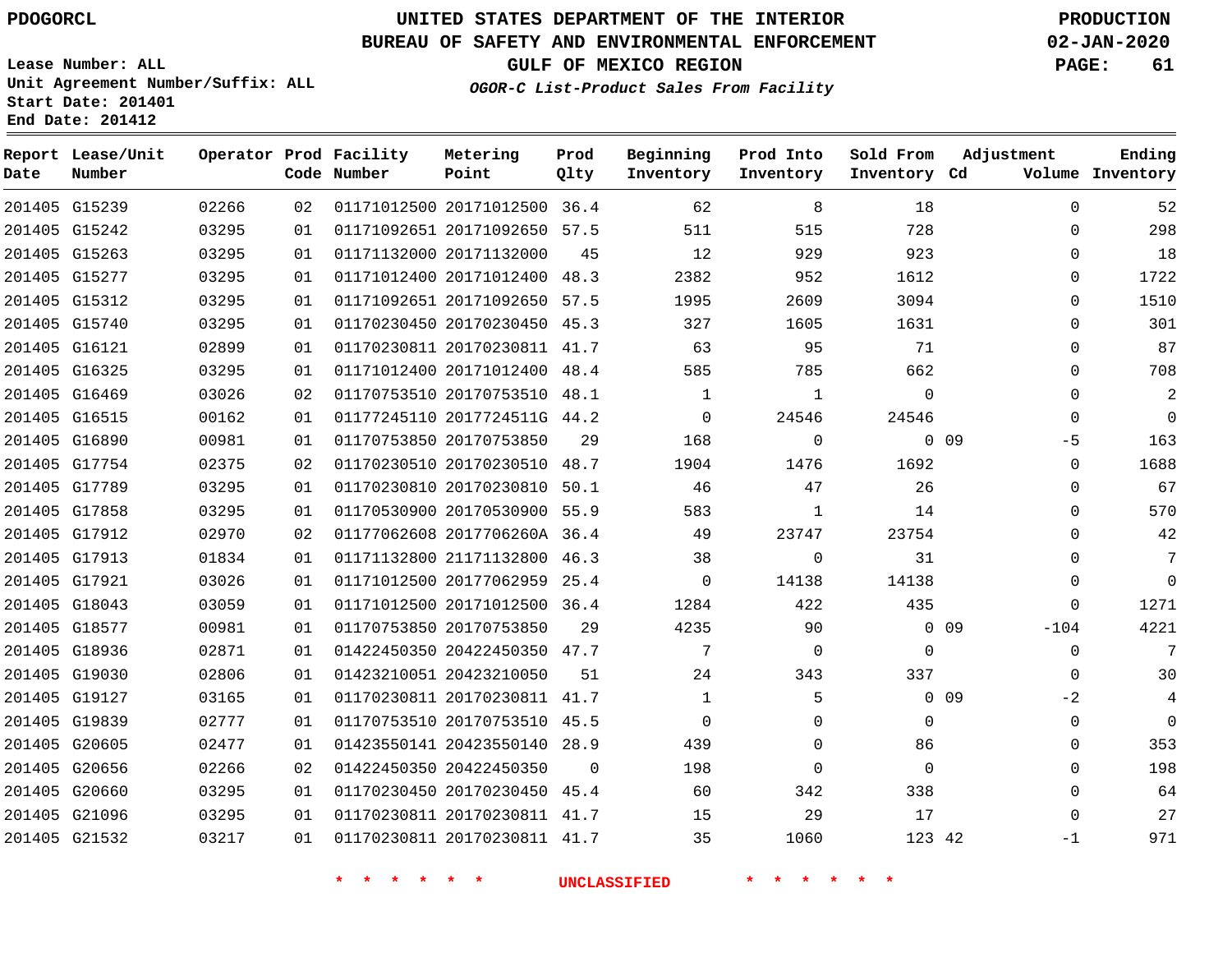PDOGORCL

# UNITED STATES DEPARTMENT OF THE INTERIOR
## BUREAU OF SAFETY AND ENVIRONMENTAL ENFORCEMENT
### GULF OF MEXICO REGION
*OGOR-C List-Product Sales From Facility*

PRODUCTION
02-JAN-2020

Lease Number: ALL
Unit Agreement Number/Suffix: ALL
Start Date: 201401
End Date: 201412

| Report Date | Lease/Unit Number | Operator | Prod Code | Facility Number | Metering Point | Prod Qlty | Beginning Inventory | Prod Into Inventory | Sold From Inventory | Adjustment Cd | Adjustment Volume | Ending Inventory |
|---|---|---|---|---|---|---|---|---|---|---|---|---|
| 201405 | G15239 | 02266 | 02 | 01171012500 | 20171012500 | 36.4 | 62 | 8 | 18 | | 0 | 52 |
| 201405 | G15242 | 03295 | 01 | 01171092651 | 20171092650 | 57.5 | 511 | 515 | 728 | | 0 | 298 |
| 201405 | G15263 | 03295 | 01 | 01171132000 | 20171132000 | 45 | 12 | 929 | 923 | | 0 | 18 |
| 201405 | G15277 | 03295 | 01 | 01171012400 | 20171012400 | 48.3 | 2382 | 952 | 1612 | | 0 | 1722 |
| 201405 | G15312 | 03295 | 01 | 01171092651 | 20171092650 | 57.5 | 1995 | 2609 | 3094 | | 0 | 1510 |
| 201405 | G15740 | 03295 | 01 | 01170230450 | 20170230450 | 45.3 | 327 | 1605 | 1631 | | 0 | 301 |
| 201405 | G16121 | 02899 | 01 | 01170230811 | 20170230811 | 41.7 | 63 | 95 | 71 | | 0 | 87 |
| 201405 | G16325 | 03295 | 01 | 01171012400 | 20171012400 | 48.4 | 585 | 785 | 662 | | 0 | 708 |
| 201405 | G16469 | 03026 | 02 | 01170753510 | 20170753510 | 48.1 | 1 | 1 | 0 | | 0 | 2 |
| 201405 | G16515 | 00162 | 01 | 01177245110 | 2017724511G | 44.2 | 0 | 24546 | 24546 | | 0 | 0 |
| 201405 | G16890 | 00981 | 01 | 01170753850 | 20170753850 | 29 | 168 | 0 | 0 | 09 | -5 | 163 |
| 201405 | G17754 | 02375 | 02 | 01170230510 | 20170230510 | 48.7 | 1904 | 1476 | 1692 | | 0 | 1688 |
| 201405 | G17789 | 03295 | 01 | 01170230810 | 20170230810 | 50.1 | 46 | 47 | 26 | | 0 | 67 |
| 201405 | G17858 | 03295 | 01 | 01170530900 | 20170530900 | 55.9 | 583 | 1 | 14 | | 0 | 570 |
| 201405 | G17912 | 02970 | 02 | 01177062608 | 2017706260A | 36.4 | 49 | 23747 | 23754 | | 0 | 42 |
| 201405 | G17913 | 01834 | 01 | 01171132800 | 21171132800 | 46.3 | 38 | 0 | 31 | | 0 | 7 |
| 201405 | G17921 | 03026 | 01 | 01171012500 | 20177062959 | 25.4 | 0 | 14138 | 14138 | | 0 | 0 |
| 201405 | G18043 | 03059 | 01 | 01171012500 | 20171012500 | 36.4 | 1284 | 422 | 435 | | 0 | 1271 |
| 201405 | G18577 | 00981 | 01 | 01170753850 | 20170753850 | 29 | 4235 | 90 | 0 | 09 | -104 | 4221 |
| 201405 | G18936 | 02871 | 01 | 01422450350 | 20422450350 | 47.7 | 7 | 0 | 0 | | 0 | 7 |
| 201405 | G19030 | 02806 | 01 | 01423210051 | 20423210050 | 51 | 24 | 343 | 337 | | 0 | 30 |
| 201405 | G19127 | 03165 | 01 | 01170230811 | 20170230811 | 41.7 | 1 | 5 | 0 | 09 | -2 | 4 |
| 201405 | G19839 | 02777 | 01 | 01170753510 | 20170753510 | 45.5 | 0 | 0 | 0 | | 0 | 0 |
| 201405 | G20605 | 02477 | 01 | 01423550141 | 20423550140 | 28.9 | 439 | 0 | 86 | | 0 | 353 |
| 201405 | G20656 | 02266 | 02 | 01422450350 | 20422450350 | 0 | 198 | 0 | 0 | | 0 | 198 |
| 201405 | G20660 | 03295 | 01 | 01170230450 | 20170230450 | 45.4 | 60 | 342 | 338 | | 0 | 64 |
| 201405 | G21096 | 03295 | 01 | 01170230811 | 20170230811 | 41.7 | 15 | 29 | 17 | | 0 | 27 |
| 201405 | G21532 | 03217 | 01 | 01170230811 | 20170230811 | 41.7 | 35 | 1060 | 123 | 42 | -1 | 971 |

* * * * * * UNCLASSIFIED * * * * * *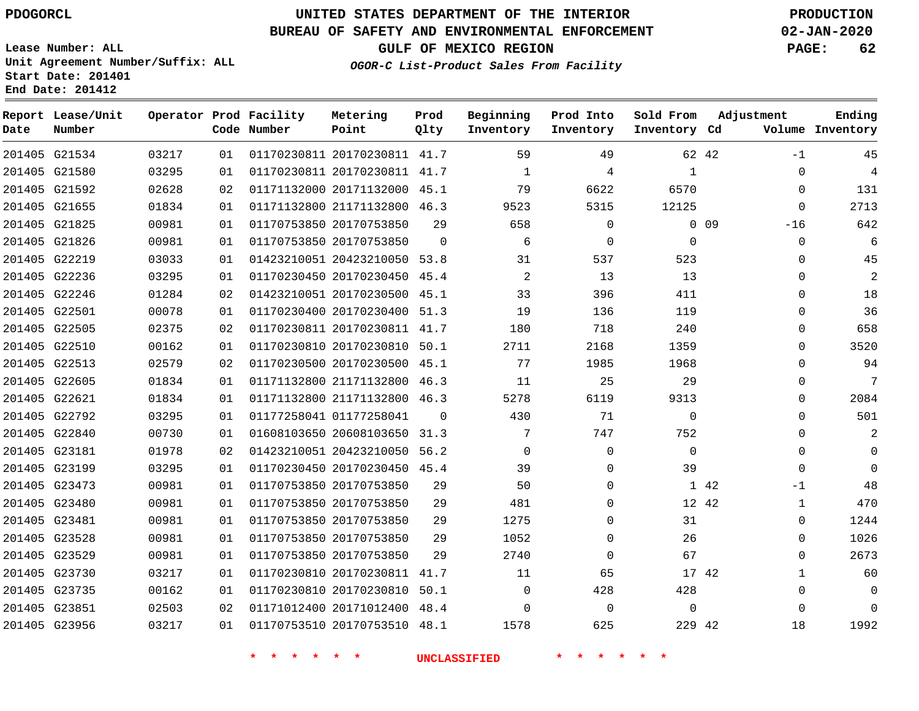PDOGORCL

# UNITED STATES DEPARTMENT OF THE INTERIOR
## BUREAU OF SAFETY AND ENVIRONMENTAL ENFORCEMENT
### GULF OF MEXICO REGION
*OGOR-C List-Product Sales From Facility*

PRODUCTION
02-JAN-2020

Lease Number: ALL
Unit Agreement Number/Suffix: ALL
Start Date: 201401
End Date: 201412

| Report Date | Lease/Unit Number | Operator | Prod Code | Facility Number | Metering Point | Prod Qlty | Beginning Inventory | Prod Into Inventory | Sold From Inventory | Adjustment Cd | Volume | Ending Inventory |
|---|---|---|---|---|---|---|---|---|---|---|---|---|
| 201405 | G21534 | 03217 | 01 | 01170230811 | 20170230811 | 41.7 | 59 | 49 | 62 | 42 | -1 | 45 |
| 201405 | G21580 | 03295 | 01 | 01170230811 | 20170230811 | 41.7 | 1 | 4 | 1 | | 0 | 4 |
| 201405 | G21592 | 02628 | 02 | 01171132000 | 20171132000 | 45.1 | 79 | 6622 | 6570 | | 0 | 131 |
| 201405 | G21655 | 01834 | 01 | 01171132800 | 21171132800 | 46.3 | 9523 | 5315 | 12125 | | 0 | 2713 |
| 201405 | G21825 | 00981 | 01 | 01170753850 | 20170753850 | 29 | 658 | 0 | 0 | 09 | -16 | 642 |
| 201405 | G21826 | 00981 | 01 | 01170753850 | 20170753850 | 0 | 6 | 0 | 0 | | 0 | 6 |
| 201405 | G22219 | 03033 | 01 | 01423210051 | 20423210050 | 53.8 | 31 | 537 | 523 | | 0 | 45 |
| 201405 | G22236 | 03295 | 01 | 01170230450 | 20170230450 | 45.4 | 2 | 13 | 13 | | 0 | 2 |
| 201405 | G22246 | 01284 | 02 | 01423210051 | 20170230500 | 45.1 | 33 | 396 | 411 | | 0 | 18 |
| 201405 | G22501 | 00078 | 01 | 01170230400 | 20170230400 | 51.3 | 19 | 136 | 119 | | 0 | 36 |
| 201405 | G22505 | 02375 | 02 | 01170230811 | 20170230811 | 41.7 | 180 | 718 | 240 | | 0 | 658 |
| 201405 | G22510 | 00162 | 01 | 01170230810 | 20170230810 | 50.1 | 2711 | 2168 | 1359 | | 0 | 3520 |
| 201405 | G22513 | 02579 | 02 | 01170230500 | 20170230500 | 45.1 | 77 | 1985 | 1968 | | 0 | 94 |
| 201405 | G22605 | 01834 | 01 | 01171132800 | 21171132800 | 46.3 | 11 | 25 | 29 | | 0 | 7 |
| 201405 | G22621 | 01834 | 01 | 01171132800 | 21171132800 | 46.3 | 5278 | 6119 | 9313 | | 0 | 2084 |
| 201405 | G22792 | 03295 | 01 | 01177258041 | 01177258041 | 0 | 430 | 71 | 0 | | 0 | 501 |
| 201405 | G22840 | 00730 | 01 | 01608103650 | 20608103650 | 31.3 | 7 | 747 | 752 | | 0 | 2 |
| 201405 | G23181 | 01978 | 02 | 01423210051 | 20423210050 | 56.2 | 0 | 0 | 0 | | 0 | 0 |
| 201405 | G23199 | 03295 | 01 | 01170230450 | 20170230450 | 45.4 | 39 | 0 | 39 | | 0 | 0 |
| 201405 | G23473 | 00981 | 01 | 01170753850 | 20170753850 | 29 | 50 | 0 | 1 | 42 | -1 | 48 |
| 201405 | G23480 | 00981 | 01 | 01170753850 | 20170753850 | 29 | 481 | 0 | 12 | 42 | 1 | 470 |
| 201405 | G23481 | 00981 | 01 | 01170753850 | 20170753850 | 29 | 1275 | 0 | 31 | | 0 | 1244 |
| 201405 | G23528 | 00981 | 01 | 01170753850 | 20170753850 | 29 | 1052 | 0 | 26 | | 0 | 1026 |
| 201405 | G23529 | 00981 | 01 | 01170753850 | 20170753850 | 29 | 2740 | 0 | 67 | | 0 | 2673 |
| 201405 | G23730 | 03217 | 01 | 01170230810 | 20170230811 | 41.7 | 11 | 65 | 17 | 42 | 1 | 60 |
| 201405 | G23735 | 00162 | 01 | 01170230810 | 20170230810 | 50.1 | 0 | 428 | 428 | | 0 | 0 |
| 201405 | G23851 | 02503 | 02 | 01171012400 | 20171012400 | 48.4 | 0 | 0 | 0 | | 0 | 0 |
| 201405 | G23956 | 03217 | 01 | 01170753510 | 20170753510 | 48.1 | 1578 | 625 | 229 | 42 | 18 | 1992 |

* * * * * * UNCLASSIFIED * * * * * *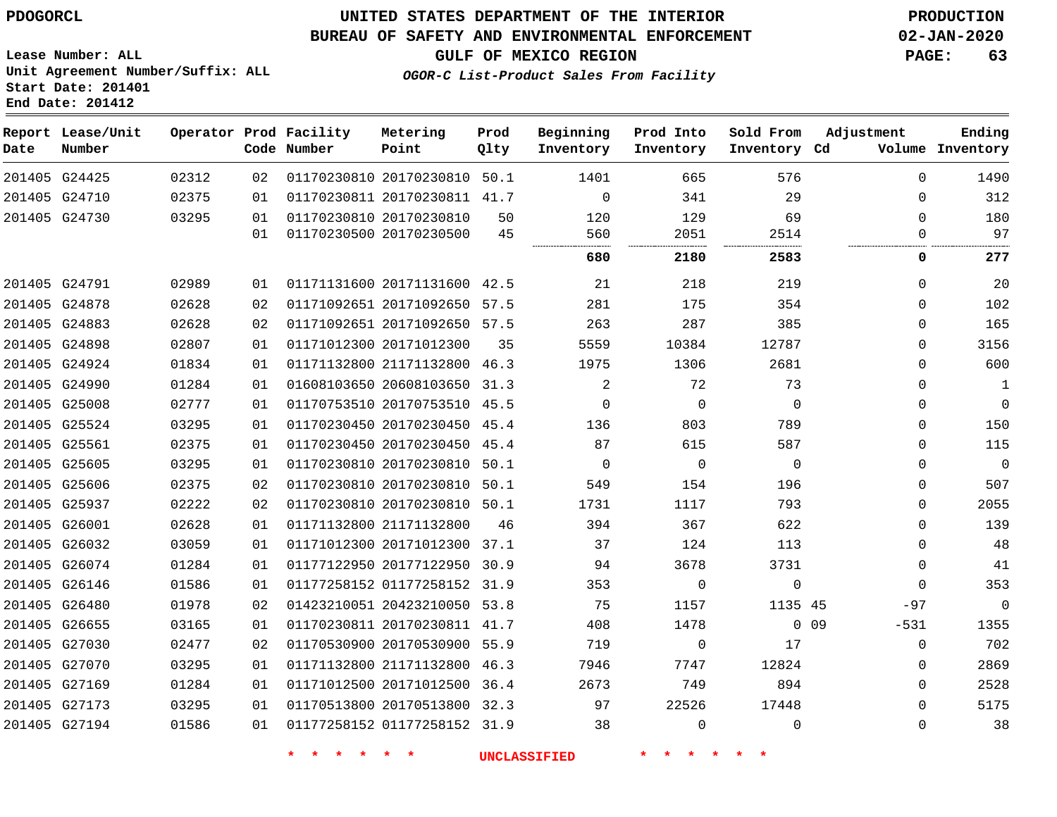PDOGORCL

# UNITED STATES DEPARTMENT OF THE INTERIOR
## BUREAU OF SAFETY AND ENVIRONMENTAL ENFORCEMENT
### GULF OF MEXICO REGION
*OGOR-C List-Product Sales From Facility*

PRODUCTION
02-JAN-2020

Lease Number: ALL
Unit Agreement Number/Suffix: ALL
Start Date: 201401
End Date: 201412

| Report Date | Lease/Unit Number | Operator | Prod Code | Facility Number | Metering Point | Prod Qlty | Beginning Inventory | Prod Into Inventory | Sold From Inventory | Adjustment Cd | Adjustment Volume | Ending Inventory |
|---|---|---|---|---|---|---|---|---|---|---|---|---|
| 201405 | G24425 | 02312 | 02 | 01170230810 | 20170230810 | 50.1 | 1401 | 665 | 576 | | 0 | 1490 |
| 201405 | G24710 | 02375 | 01 | 01170230811 | 20170230811 | 41.7 | 0 | 341 | 29 | | 0 | 312 |
| 201405 | G24730 | 03295 | 01 | 01170230810 | 20170230810 | 50 | 120 | 129 | 69 | | 0 | 180 |
| | | | 01 | 01170230500 | 20170230500 | 45 | 560 | 2051 | 2514 | | 0 | 97 |
| | | | | | | | **680** | **2180** | **2583** | | **0** | **277** |
| 201405 | G24791 | 02989 | 01 | 01171131600 | 20171131600 | 42.5 | 21 | 218 | 219 | | 0 | 20 |
| 201405 | G24878 | 02628 | 02 | 01171092651 | 20171092650 | 57.5 | 281 | 175 | 354 | | 0 | 102 |
| 201405 | G24883 | 02628 | 02 | 01171092651 | 20171092650 | 57.5 | 263 | 287 | 385 | | 0 | 165 |
| 201405 | G24898 | 02807 | 01 | 01171012300 | 20171012300 | 35 | 5559 | 10384 | 12787 | | 0 | 3156 |
| 201405 | G24924 | 01834 | 01 | 01171132800 | 21171132800 | 46.3 | 1975 | 1306 | 2681 | | 0 | 600 |
| 201405 | G24990 | 01284 | 01 | 01608103650 | 20608103650 | 31.3 | 2 | 72 | 73 | | 0 | 1 |
| 201405 | G25008 | 02777 | 01 | 01170753510 | 20170753510 | 45.5 | 0 | 0 | 0 | | 0 | 0 |
| 201405 | G25524 | 03295 | 01 | 01170230450 | 20170230450 | 45.4 | 136 | 803 | 789 | | 0 | 150 |
| 201405 | G25561 | 02375 | 01 | 01170230450 | 20170230450 | 45.4 | 87 | 615 | 587 | | 0 | 115 |
| 201405 | G25605 | 03295 | 01 | 01170230810 | 20170230810 | 50.1 | 0 | 0 | 0 | | 0 | 0 |
| 201405 | G25606 | 02375 | 02 | 01170230810 | 20170230810 | 50.1 | 549 | 154 | 196 | | 0 | 507 |
| 201405 | G25937 | 02222 | 02 | 01170230810 | 20170230810 | 50.1 | 1731 | 1117 | 793 | | 0 | 2055 |
| 201405 | G26001 | 02628 | 01 | 01171132800 | 21171132800 | 46 | 394 | 367 | 622 | | 0 | 139 |
| 201405 | G26032 | 03059 | 01 | 01171012300 | 20171012300 | 37.1 | 37 | 124 | 113 | | 0 | 48 |
| 201405 | G26074 | 01284 | 01 | 01177122950 | 20177122950 | 30.9 | 94 | 3678 | 3731 | | 0 | 41 |
| 201405 | G26146 | 01586 | 01 | 01177258152 | 01177258152 | 31.9 | 353 | 0 | 0 | | 0 | 353 |
| 201405 | G26480 | 01978 | 02 | 01423210051 | 20423210050 | 53.8 | 75 | 1157 | 1135 | 45 | -97 | 0 |
| 201405 | G26655 | 03165 | 01 | 01170230811 | 20170230811 | 41.7 | 408 | 1478 | 0 | 09 | -531 | 1355 |
| 201405 | G27030 | 02477 | 02 | 01170530900 | 20170530900 | 55.9 | 719 | 0 | 17 | | 0 | 702 |
| 201405 | G27070 | 03295 | 01 | 01171132800 | 21171132800 | 46.3 | 7946 | 7747 | 12824 | | 0 | 2869 |
| 201405 | G27169 | 01284 | 01 | 01171012500 | 20171012500 | 36.4 | 2673 | 749 | 894 | | 0 | 2528 |
| 201405 | G27173 | 03295 | 01 | 01170513800 | 20170513800 | 32.3 | 97 | 22526 | 17448 | | 0 | 5175 |
| 201405 | G27194 | 01586 | 01 | 01177258152 | 01177258152 | 31.9 | 38 | 0 | 0 | | 0 | 38 |

* * * * * * UNCLASSIFIED * * * * * *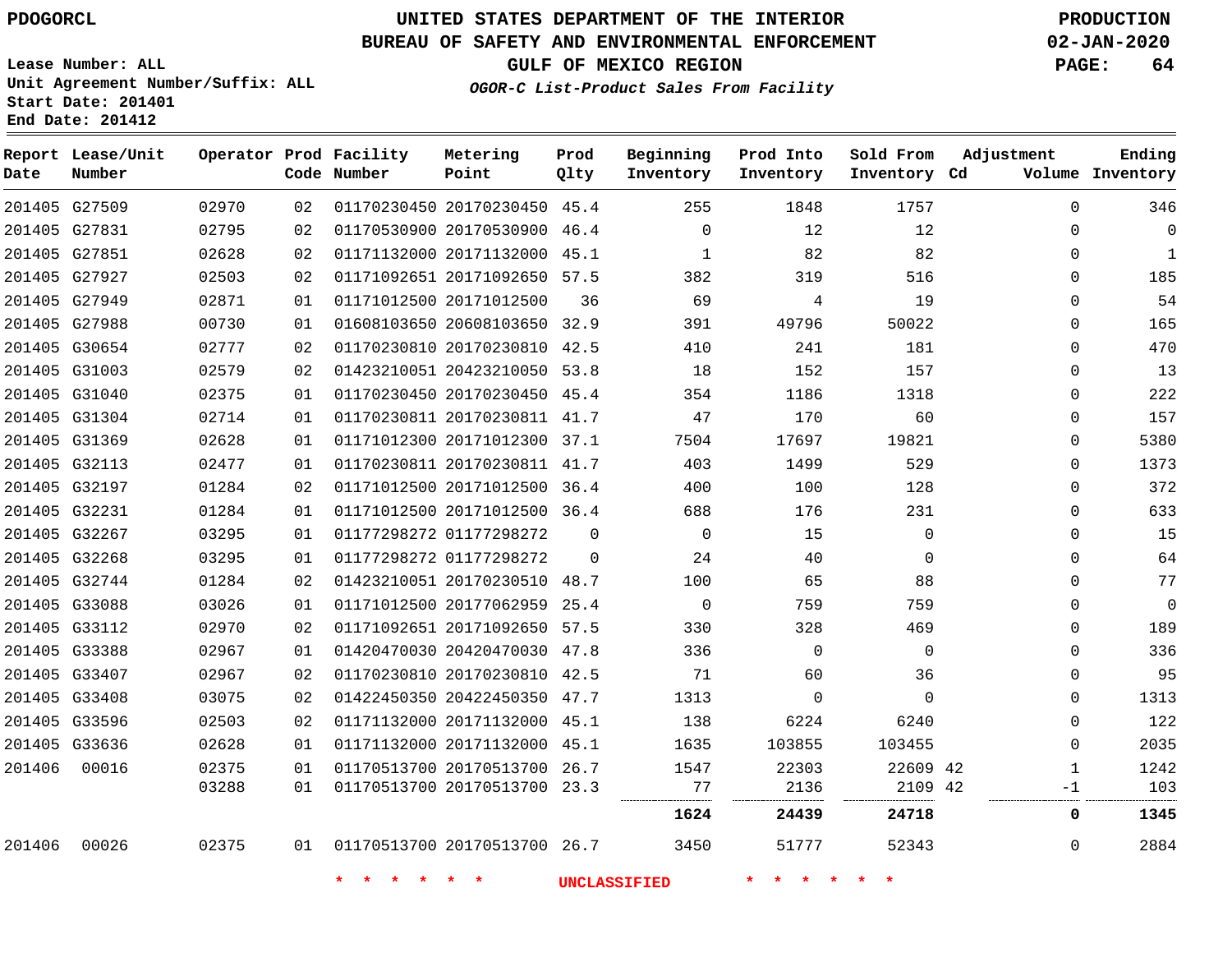PDOGORCL

# UNITED STATES DEPARTMENT OF THE INTERIOR
## BUREAU OF SAFETY AND ENVIRONMENTAL ENFORCEMENT
### GULF OF MEXICO REGION
*OGOR-C List-Product Sales From Facility*

PRODUCTION
02-JAN-2020

Lease Number: ALL
Unit Agreement Number/Suffix: ALL
Start Date: 201401
End Date: 201412

| Report Date | Lease/Unit Number | Operator | Prod Code | Facility Number | Metering Point | Prod Qlty | Beginning Inventory | Prod Into Inventory | Sold From Inventory | Adjustment Cd | Adjustment Volume | Ending Inventory |
|---|---|---|---|---|---|---|---|---|---|---|---|---|
| 201405 | G27509 | 02970 | 02 | 01170230450 | 20170230450 | 45.4 | 255 | 1848 | 1757 | | 0 | 346 |
| 201405 | G27831 | 02795 | 02 | 01170530900 | 20170530900 | 46.4 | 0 | 12 | 12 | | 0 | 0 |
| 201405 | G27851 | 02628 | 02 | 01171132000 | 20171132000 | 45.1 | 1 | 82 | 82 | | 0 | 1 |
| 201405 | G27927 | 02503 | 02 | 01171092651 | 20171092650 | 57.5 | 382 | 319 | 516 | | 0 | 185 |
| 201405 | G27949 | 02871 | 01 | 01171012500 | 20171012500 | 36 | 69 | 4 | 19 | | 0 | 54 |
| 201405 | G27988 | 00730 | 01 | 01608103650 | 20608103650 | 32.9 | 391 | 49796 | 50022 | | 0 | 165 |
| 201405 | G30654 | 02777 | 02 | 01170230810 | 20170230810 | 42.5 | 410 | 241 | 181 | | 0 | 470 |
| 201405 | G31003 | 02579 | 02 | 01423210051 | 20423210050 | 53.8 | 18 | 152 | 157 | | 0 | 13 |
| 201405 | G31040 | 02375 | 01 | 01170230450 | 20170230450 | 45.4 | 354 | 1186 | 1318 | | 0 | 222 |
| 201405 | G31304 | 02714 | 01 | 01170230811 | 20170230811 | 41.7 | 47 | 170 | 60 | | 0 | 157 |
| 201405 | G31369 | 02628 | 01 | 01171012300 | 20171012300 | 37.1 | 7504 | 17697 | 19821 | | 0 | 5380 |
| 201405 | G32113 | 02477 | 01 | 01170230811 | 20170230811 | 41.7 | 403 | 1499 | 529 | | 0 | 1373 |
| 201405 | G32197 | 01284 | 02 | 01171012500 | 20171012500 | 36.4 | 400 | 100 | 128 | | 0 | 372 |
| 201405 | G32231 | 01284 | 01 | 01171012500 | 20171012500 | 36.4 | 688 | 176 | 231 | | 0 | 633 |
| 201405 | G32267 | 03295 | 01 | 01177298272 | 01177298272 | 0 | 0 | 15 | 0 | | 0 | 15 |
| 201405 | G32268 | 03295 | 01 | 01177298272 | 01177298272 | 0 | 24 | 40 | 0 | | 0 | 64 |
| 201405 | G32744 | 01284 | 02 | 01423210051 | 20170230510 | 48.7 | 100 | 65 | 88 | | 0 | 77 |
| 201405 | G33088 | 03026 | 01 | 01171012500 | 20177062959 | 25.4 | 0 | 759 | 759 | | 0 | 0 |
| 201405 | G33112 | 02970 | 02 | 01171092651 | 20171092650 | 57.5 | 330 | 328 | 469 | | 0 | 189 |
| 201405 | G33388 | 02967 | 01 | 01420470030 | 20420470030 | 47.8 | 336 | 0 | 0 | | 0 | 336 |
| 201405 | G33407 | 02967 | 02 | 01170230810 | 20170230810 | 42.5 | 71 | 60 | 36 | | 0 | 95 |
| 201405 | G33408 | 03075 | 02 | 01422450350 | 20422450350 | 47.7 | 1313 | 0 | 0 | | 0 | 1313 |
| 201405 | G33596 | 02503 | 02 | 01171132000 | 20171132000 | 45.1 | 138 | 6224 | 6240 | | 0 | 122 |
| 201405 | G33636 | 02628 | 01 | 01171132000 | 20171132000 | 45.1 | 1635 | 103855 | 103455 | | 0 | 2035 |
| 201406 | 00016 | 02375 | 01 | 01170513700 | 20170513700 | 26.7 | 1547 | 22303 | 22609 | 42 | 1 | 1242 |
| | | 03288 | 01 | 01170513700 | 20170513700 | 23.3 | 77 | 2136 | 2109 | 42 | -1 | 103 |
| | | | | | | | **1624** | **24439** | **24718** | | **0** | **1345** |
| 201406 | 00026 | 02375 | 01 | 01170513700 | 20170513700 | 26.7 | 3450 | 51777 | 52343 | | 0 | 2884 |

\* \* \* \* \* \* UNCLASSIFIED \* \* \* \* \* \*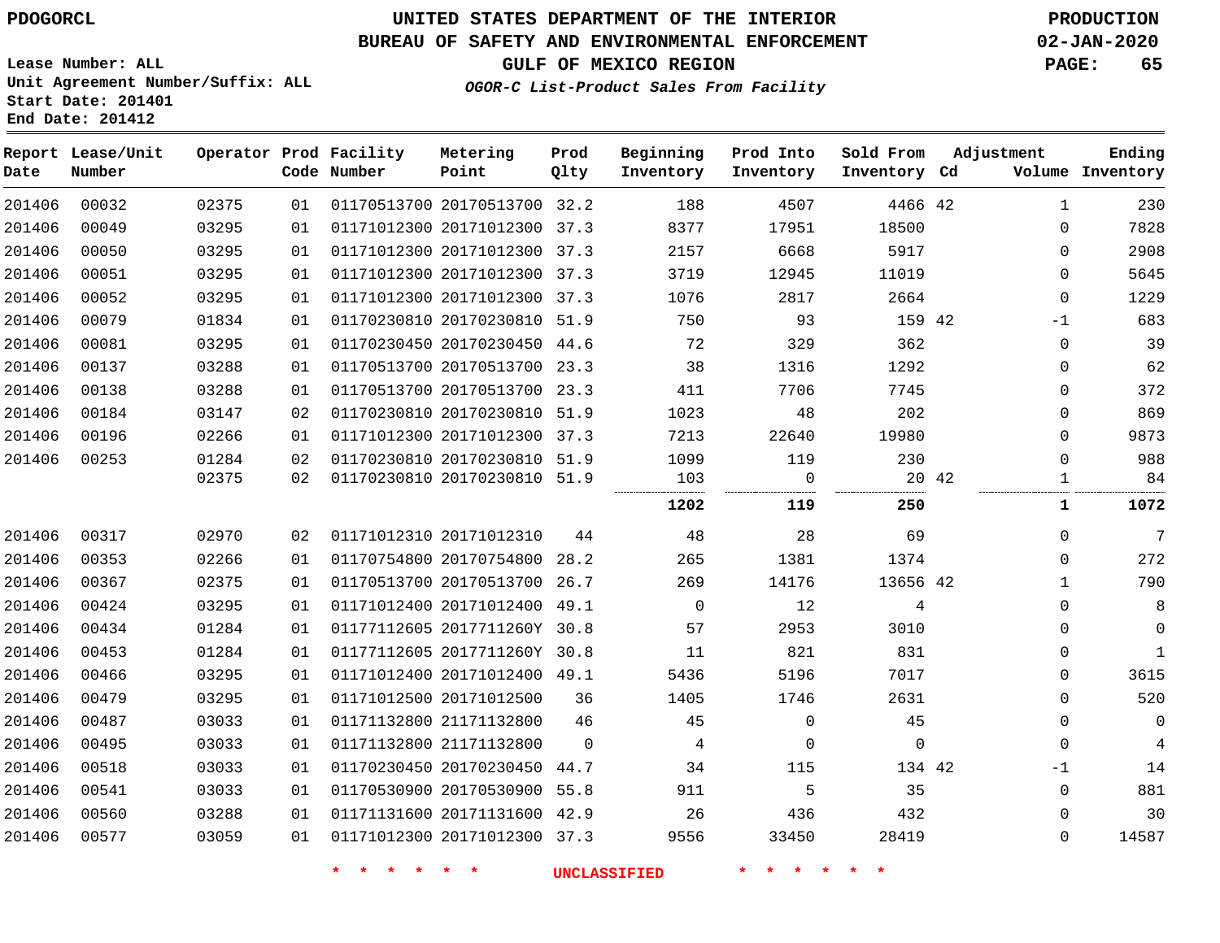PDOGORCL

**UNITED STATES DEPARTMENT OF THE INTERIOR**
**BUREAU OF SAFETY AND ENVIRONMENTAL ENFORCEMENT**
**GULF OF MEXICO REGION**
*OGOR-C List-Product Sales From Facility*

PRODUCTION
02-JAN-2020

Lease Number: ALL
Unit Agreement Number/Suffix: ALL
Start Date: 201401
End Date: 201412

| Report Date | Lease/Unit Number | Operator | Prod Code | Facility Number | Metering Point | Prod Qlty | Beginning Inventory | Prod Into Inventory | Sold From Inventory | Adjustment Cd | Volume | Ending Inventory |
|---|---|---|---|---|---|---|---|---|---|---|---|---|
| 201406 | 00032 | 02375 | 01 | 01170513700 | 20170513700 | 32.2 | 188 | 4507 | 4466 | 42 | 1 | 230 |
| 201406 | 00049 | 03295 | 01 | 01171012300 | 20171012300 | 37.3 | 8377 | 17951 | 18500 | | 0 | 7828 |
| 201406 | 00050 | 03295 | 01 | 01171012300 | 20171012300 | 37.3 | 2157 | 6668 | 5917 | | 0 | 2908 |
| 201406 | 00051 | 03295 | 01 | 01171012300 | 20171012300 | 37.3 | 3719 | 12945 | 11019 | | 0 | 5645 |
| 201406 | 00052 | 03295 | 01 | 01171012300 | 20171012300 | 37.3 | 1076 | 2817 | 2664 | | 0 | 1229 |
| 201406 | 00079 | 01834 | 01 | 01170230810 | 20170230810 | 51.9 | 750 | 93 | 159 | 42 | -1 | 683 |
| 201406 | 00081 | 03295 | 01 | 01170230450 | 20170230450 | 44.6 | 72 | 329 | 362 | | 0 | 39 |
| 201406 | 00137 | 03288 | 01 | 01170513700 | 20170513700 | 23.3 | 38 | 1316 | 1292 | | 0 | 62 |
| 201406 | 00138 | 03288 | 01 | 01170513700 | 20170513700 | 23.3 | 411 | 7706 | 7745 | | 0 | 372 |
| 201406 | 00184 | 03147 | 02 | 01170230810 | 20170230810 | 51.9 | 1023 | 48 | 202 | | 0 | 869 |
| 201406 | 00196 | 02266 | 01 | 01171012300 | 20171012300 | 37.3 | 7213 | 22640 | 19980 | | 0 | 9873 |
| 201406 | 00253 | 01284 | 02 | 01170230810 | 20170230810 | 51.9 | 1099 | 119 | 230 | | 0 | 988 |
| | | 02375 | 02 | 01170230810 | 20170230810 | 51.9 | 103 | 0 | 20 | 42 | 1 | 84 |
| | | | | | | | **1202** | **119** | **250** | | **1** | **1072** |
| 201406 | 00317 | 02970 | 02 | 01171012310 | 20171012310 | 44 | 48 | 28 | 69 | | 0 | 7 |
| 201406 | 00353 | 02266 | 01 | 01170754800 | 20170754800 | 28.2 | 265 | 1381 | 1374 | | 0 | 272 |
| 201406 | 00367 | 02375 | 01 | 01170513700 | 20170513700 | 26.7 | 269 | 14176 | 13656 | 42 | 1 | 790 |
| 201406 | 00424 | 03295 | 01 | 01171012400 | 20171012400 | 49.1 | 0 | 12 | 4 | | 0 | 8 |
| 201406 | 00434 | 01284 | 01 | 01177112605 | 2017711260Y | 30.8 | 57 | 2953 | 3010 | | 0 | 0 |
| 201406 | 00453 | 01284 | 01 | 01177112605 | 2017711260Y | 30.8 | 11 | 821 | 831 | | 0 | 1 |
| 201406 | 00466 | 03295 | 01 | 01171012400 | 20171012400 | 49.1 | 5436 | 5196 | 7017 | | 0 | 3615 |
| 201406 | 00479 | 03295 | 01 | 01171012500 | 20171012500 | 36 | 1405 | 1746 | 2631 | | 0 | 520 |
| 201406 | 00487 | 03033 | 01 | 01171132800 | 21171132800 | 46 | 45 | 0 | 45 | | 0 | 0 |
| 201406 | 00495 | 03033 | 01 | 01171132800 | 21171132800 | 0 | 4 | 0 | 0 | | 0 | 4 |
| 201406 | 00518 | 03033 | 01 | 01170230450 | 20170230450 | 44.7 | 34 | 115 | 134 | 42 | -1 | 14 |
| 201406 | 00541 | 03033 | 01 | 01170530900 | 20170530900 | 55.8 | 911 | 5 | 35 | | 0 | 881 |
| 201406 | 00560 | 03288 | 01 | 01171131600 | 20171131600 | 42.9 | 26 | 436 | 432 | | 0 | 30 |
| 201406 | 00577 | 03059 | 01 | 01171012300 | 20171012300 | 37.3 | 9556 | 33450 | 28419 | | 0 | 14587 |

* * * * * * UNCLASSIFIED * * * * * *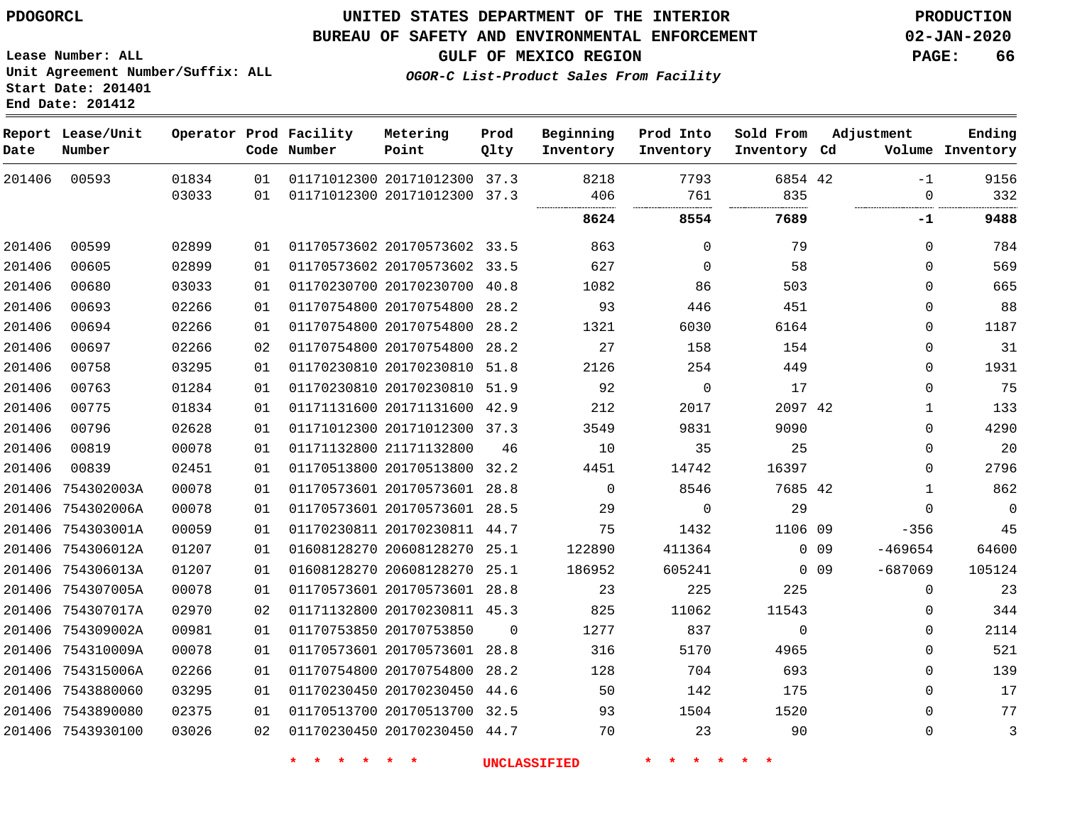PDOGORCL

# UNITED STATES DEPARTMENT OF THE INTERIOR
## BUREAU OF SAFETY AND ENVIRONMENTAL ENFORCEMENT
### GULF OF MEXICO REGION
*OGOR-C List-Product Sales From Facility*

PRODUCTION
02-JAN-2020

Lease Number: ALL
Unit Agreement Number/Suffix: ALL
Start Date: 201401
End Date: 201412

| Report Date | Lease/Unit Number | Operator | Prod Code | Facility Number | Metering Point | Prod Qlty | Beginning Inventory | Prod Into Inventory | Sold From Inventory | Adjustment Cd | Adjustment Volume | Ending Inventory |
|---|---|---|---|---|---|---|---|---|---|---|---|---|
| 201406 | 00593 | 01834 | 01 | 01171012300 | 20171012300 | 37.3 | 8218 | 7793 | 6854 | 42 | -1 | 9156 |
| | | 03033 | 01 | 01171012300 | 20171012300 | 37.3 | 406 | 761 | 835 | | 0 | 332 |
| | | | | | | | **8624** | **8554** | **7689** | | **-1** | **9488** |
| 201406 | 00599 | 02899 | 01 | 01170573602 | 20170573602 | 33.5 | 863 | 0 | 79 | | 0 | 784 |
| 201406 | 00605 | 02899 | 01 | 01170573602 | 20170573602 | 33.5 | 627 | 0 | 58 | | 0 | 569 |
| 201406 | 00680 | 03033 | 01 | 01170230700 | 20170230700 | 40.8 | 1082 | 86 | 503 | | 0 | 665 |
| 201406 | 00693 | 02266 | 01 | 01170754800 | 20170754800 | 28.2 | 93 | 446 | 451 | | 0 | 88 |
| 201406 | 00694 | 02266 | 01 | 01170754800 | 20170754800 | 28.2 | 1321 | 6030 | 6164 | | 0 | 1187 |
| 201406 | 00697 | 02266 | 02 | 01170754800 | 20170754800 | 28.2 | 27 | 158 | 154 | | 0 | 31 |
| 201406 | 00758 | 03295 | 01 | 01170230810 | 20170230810 | 51.8 | 2126 | 254 | 449 | | 0 | 1931 |
| 201406 | 00763 | 01284 | 01 | 01170230810 | 20170230810 | 51.9 | 92 | 0 | 17 | | 0 | 75 |
| 201406 | 00775 | 01834 | 01 | 01171131600 | 20171131600 | 42.9 | 212 | 2017 | 2097 | 42 | 1 | 133 |
| 201406 | 00796 | 02628 | 01 | 01171012300 | 20171012300 | 37.3 | 3549 | 9831 | 9090 | | 0 | 4290 |
| 201406 | 00819 | 00078 | 01 | 01171132800 | 21171132800 | 46 | 10 | 35 | 25 | | 0 | 20 |
| 201406 | 00839 | 02451 | 01 | 01170513800 | 20170513800 | 32.2 | 4451 | 14742 | 16397 | | 0 | 2796 |
| 201406 | 754302003A | 00078 | 01 | 01170573601 | 20170573601 | 28.8 | 0 | 8546 | 7685 | 42 | 1 | 862 |
| 201406 | 754302006A | 00078 | 01 | 01170573601 | 20170573601 | 28.5 | 29 | 0 | 29 | | 0 | 0 |
| 201406 | 754303001A | 00059 | 01 | 01170230811 | 20170230811 | 44.7 | 75 | 1432 | 1106 | 09 | -356 | 45 |
| 201406 | 754306012A | 01207 | 01 | 01608128270 | 20608128270 | 25.1 | 122890 | 411364 | 0 | 09 | -469654 | 64600 |
| 201406 | 754306013A | 01207 | 01 | 01608128270 | 20608128270 | 25.1 | 186952 | 605241 | 0 | 09 | -687069 | 105124 |
| 201406 | 754307005A | 00078 | 01 | 01170573601 | 20170573601 | 28.8 | 23 | 225 | 225 | | 0 | 23 |
| 201406 | 754307017A | 02970 | 02 | 01171132800 | 20170230811 | 45.3 | 825 | 11062 | 11543 | | 0 | 344 |
| 201406 | 754309002A | 00981 | 01 | 01170753850 | 20170753850 | 0 | 1277 | 837 | 0 | | 0 | 2114 |
| 201406 | 754310009A | 00078 | 01 | 01170573601 | 20170573601 | 28.8 | 316 | 5170 | 4965 | | 0 | 521 |
| 201406 | 754315006A | 02266 | 01 | 01170754800 | 20170754800 | 28.2 | 128 | 704 | 693 | | 0 | 139 |
| 201406 | 7543880060 | 03295 | 01 | 01170230450 | 20170230450 | 44.6 | 50 | 142 | 175 | | 0 | 17 |
| 201406 | 7543890080 | 02375 | 01 | 01170513700 | 20170513700 | 32.5 | 93 | 1504 | 1520 | | 0 | 77 |
| 201406 | 7543930100 | 03026 | 02 | 01170230450 | 20170230450 | 44.7 | 70 | 23 | 90 | | 0 | 3 |

* * * * * * UNCLASSIFIED * * * * * *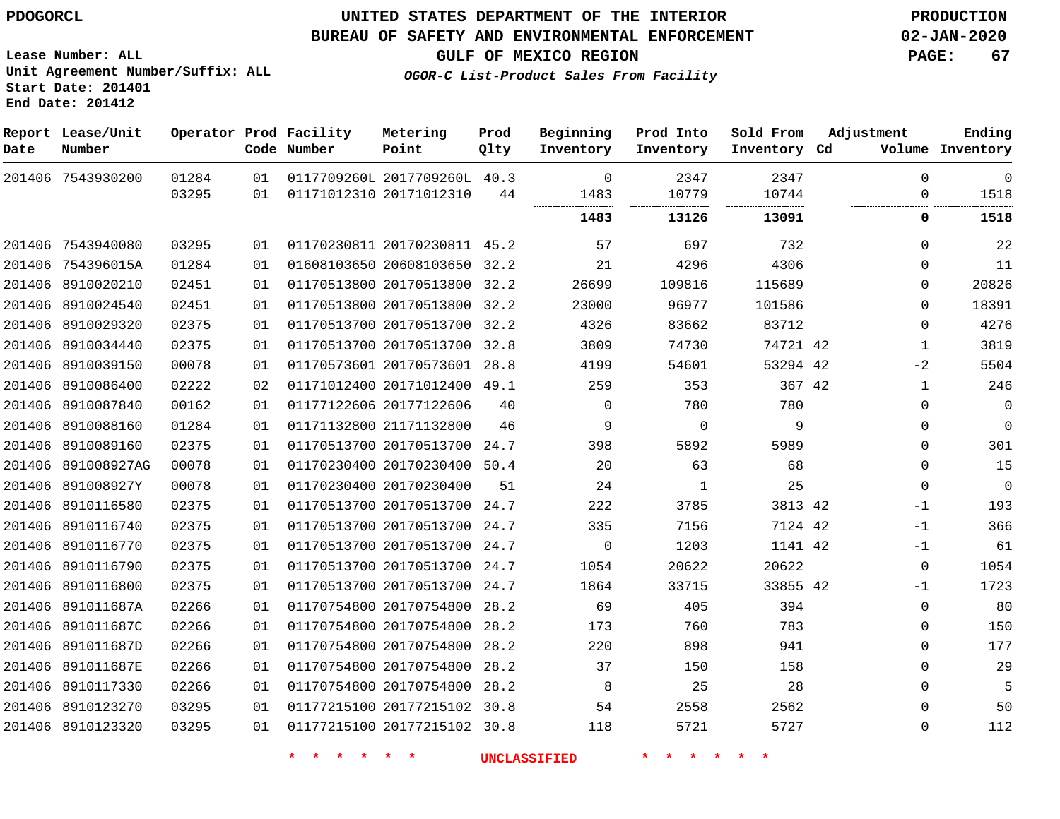PDOGORCL

# UNITED STATES DEPARTMENT OF THE INTERIOR
## BUREAU OF SAFETY AND ENVIRONMENTAL ENFORCEMENT
### GULF OF MEXICO REGION
*OGOR-C List-Product Sales From Facility*

PRODUCTION
02-JAN-2020

Lease Number: ALL
Unit Agreement Number/Suffix: ALL
Start Date: 201401
End Date: 201412

| Report Date | Lease/Unit Number | Operator | Prod Code | Facility Number | Metering Point | Prod Qlty | Beginning Inventory | Prod Into Inventory | Sold From Inventory | Adjustment Cd | Adjustment Volume | Ending Inventory |
|---|---|---|---|---|---|---|---|---|---|---|---|---|
| 201406 | 7543930200 | 01284 | 01 | 0117709260L | 2017709260L | 40.3 | 0 | 2347 | 2347 | | 0 | 0 |
| | | 03295 | 01 | 01171012310 | 20171012310 | 44 | 1483 | 10779 | 10744 | | 0 | 1518 |
| | | | | | | | **1483** | **13126** | **13091** | | **0** | **1518** |
| 201406 | 7543940080 | 03295 | 01 | 01170230811 | 20170230811 | 45.2 | 57 | 697 | 732 | | 0 | 22 |
| 201406 | 754396015A | 01284 | 01 | 01608103650 | 20608103650 | 32.2 | 21 | 4296 | 4306 | | 0 | 11 |
| 201406 | 8910020210 | 02451 | 01 | 01170513800 | 20170513800 | 32.2 | 26699 | 109816 | 115689 | | 0 | 20826 |
| 201406 | 8910024540 | 02451 | 01 | 01170513800 | 20170513800 | 32.2 | 23000 | 96977 | 101586 | | 0 | 18391 |
| 201406 | 8910029320 | 02375 | 01 | 01170513700 | 20170513700 | 32.2 | 4326 | 83662 | 83712 | | 0 | 4276 |
| 201406 | 8910034440 | 02375 | 01 | 01170513700 | 20170513700 | 32.8 | 3809 | 74730 | 74721 | 42 | 1 | 3819 |
| 201406 | 8910039150 | 00078 | 01 | 01170573601 | 20170573601 | 28.8 | 4199 | 54601 | 53294 | 42 | -2 | 5504 |
| 201406 | 8910086400 | 02222 | 02 | 01171012400 | 20171012400 | 49.1 | 259 | 353 | 367 | 42 | 1 | 246 |
| 201406 | 8910087840 | 00162 | 01 | 01177122606 | 20177122606 | 40 | 0 | 780 | 780 | | 0 | 0 |
| 201406 | 8910088160 | 01284 | 01 | 01171132800 | 21171132800 | 46 | 9 | 0 | 9 | | 0 | 0 |
| 201406 | 8910089160 | 02375 | 01 | 01170513700 | 20170513700 | 24.7 | 398 | 5892 | 5989 | | 0 | 301 |
| 201406 | 891008927AG | 00078 | 01 | 01170230400 | 20170230400 | 50.4 | 20 | 63 | 68 | | 0 | 15 |
| 201406 | 891008927Y | 00078 | 01 | 01170230400 | 20170230400 | 51 | 24 | 1 | 25 | | 0 | 0 |
| 201406 | 8910116580 | 02375 | 01 | 01170513700 | 20170513700 | 24.7 | 222 | 3785 | 3813 | 42 | -1 | 193 |
| 201406 | 8910116740 | 02375 | 01 | 01170513700 | 20170513700 | 24.7 | 335 | 7156 | 7124 | 42 | -1 | 366 |
| 201406 | 8910116770 | 02375 | 01 | 01170513700 | 20170513700 | 24.7 | 0 | 1203 | 1141 | 42 | -1 | 61 |
| 201406 | 8910116790 | 02375 | 01 | 01170513700 | 20170513700 | 24.7 | 1054 | 20622 | 20622 | | 0 | 1054 |
| 201406 | 8910116800 | 02375 | 01 | 01170513700 | 20170513700 | 24.7 | 1864 | 33715 | 33855 | 42 | -1 | 1723 |
| 201406 | 891011687A | 02266 | 01 | 01170754800 | 20170754800 | 28.2 | 69 | 405 | 394 | | 0 | 80 |
| 201406 | 891011687C | 02266 | 01 | 01170754800 | 20170754800 | 28.2 | 173 | 760 | 783 | | 0 | 150 |
| 201406 | 891011687D | 02266 | 01 | 01170754800 | 20170754800 | 28.2 | 220 | 898 | 941 | | 0 | 177 |
| 201406 | 891011687E | 02266 | 01 | 01170754800 | 20170754800 | 28.2 | 37 | 150 | 158 | | 0 | 29 |
| 201406 | 8910117330 | 02266 | 01 | 01170754800 | 20170754800 | 28.2 | 8 | 25 | 28 | | 0 | 5 |
| 201406 | 8910123270 | 03295 | 01 | 01177215100 | 20177215102 | 30.8 | 54 | 2558 | 2562 | | 0 | 50 |
| 201406 | 8910123320 | 03295 | 01 | 01177215100 | 20177215102 | 30.8 | 118 | 5721 | 5727 | | 0 | 112 |

* * * * * * UNCLASSIFIED * * * * * *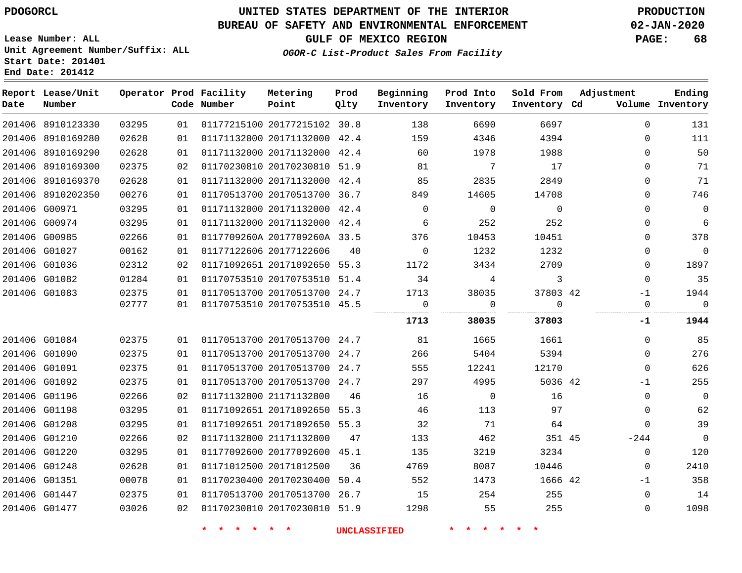PDOGORCL

# UNITED STATES DEPARTMENT OF THE INTERIOR
## BUREAU OF SAFETY AND ENVIRONMENTAL ENFORCEMENT
### GULF OF MEXICO REGION
#### *OGOR-C List-Product Sales From Facility*

PRODUCTION
02-JAN-2020

Lease Number: ALL
Unit Agreement Number/Suffix: ALL
Start Date: 201401
End Date: 201412

| Report Date | Lease/Unit Number | Operator | Prod Code | Facility Number | Metering Point | Prod Qlty | Beginning Inventory | Prod Into Inventory | Sold From Inventory | Adjustment Cd | Volume | Ending Inventory |
|---|---|---|---|---|---|---|---|---|---|---|---|---|
| 201406 | 8910123330 | 03295 | 01 | 01177215100 | 20177215102 | 30.8 | 138 | 6690 | 6697 | | 0 | 131 |
| 201406 | 8910169280 | 02628 | 01 | 01171132000 | 20171132000 | 42.4 | 159 | 4346 | 4394 | | 0 | 111 |
| 201406 | 8910169290 | 02628 | 01 | 01171132000 | 20171132000 | 42.4 | 60 | 1978 | 1988 | | 0 | 50 |
| 201406 | 8910169300 | 02375 | 02 | 01170230810 | 20170230810 | 51.9 | 81 | 7 | 17 | | 0 | 71 |
| 201406 | 8910169370 | 02628 | 01 | 01171132000 | 20171132000 | 42.4 | 85 | 2835 | 2849 | | 0 | 71 |
| 201406 | 8910202350 | 00276 | 01 | 01170513700 | 20170513700 | 36.7 | 849 | 14605 | 14708 | | 0 | 746 |
| 201406 | G00971 | 03295 | 01 | 01171132000 | 20171132000 | 42.4 | 0 | 0 | 0 | | 0 | 0 |
| 201406 | G00974 | 03295 | 01 | 01171132000 | 20171132000 | 42.4 | 6 | 252 | 252 | | 0 | 6 |
| 201406 | G00985 | 02266 | 01 | 0117709260A | 2017709260A | 33.5 | 376 | 10453 | 10451 | | 0 | 378 |
| 201406 | G01027 | 00162 | 01 | 01177122606 | 20177122606 | 40 | 0 | 1232 | 1232 | | 0 | 0 |
| 201406 | G01036 | 02312 | 02 | 01171092651 | 20171092650 | 55.3 | 1172 | 3434 | 2709 | | 0 | 1897 |
| 201406 | G01082 | 01284 | 01 | 01170753510 | 20170753510 | 51.4 | 34 | 4 | 3 | | 0 | 35 |
| 201406 | G01083 | 02375 | 01 | 01170513700 | 20170513700 | 24.7 | 1713 | 38035 | 37803 | 42 | -1 | 1944 |
| | | 02777 | 01 | 01170753510 | 20170753510 | 45.5 | 0 | 0 | 0 | | 0 | 0 |
| | | | | | | | **1713** | **38035** | **37803** | | **-1** | **1944** |
| 201406 | G01084 | 02375 | 01 | 01170513700 | 20170513700 | 24.7 | 81 | 1665 | 1661 | | 0 | 85 |
| 201406 | G01090 | 02375 | 01 | 01170513700 | 20170513700 | 24.7 | 266 | 5404 | 5394 | | 0 | 276 |
| 201406 | G01091 | 02375 | 01 | 01170513700 | 20170513700 | 24.7 | 555 | 12241 | 12170 | | 0 | 626 |
| 201406 | G01092 | 02375 | 01 | 01170513700 | 20170513700 | 24.7 | 297 | 4995 | 5036 | 42 | -1 | 255 |
| 201406 | G01196 | 02266 | 02 | 01171132800 | 21171132800 | 46 | 16 | 0 | 16 | | 0 | 0 |
| 201406 | G01198 | 03295 | 01 | 01171092651 | 20171092650 | 55.3 | 46 | 113 | 97 | | 0 | 62 |
| 201406 | G01208 | 03295 | 01 | 01171092651 | 20171092650 | 55.3 | 32 | 71 | 64 | | 0 | 39 |
| 201406 | G01210 | 02266 | 02 | 01171132800 | 21171132800 | 47 | 133 | 462 | 351 | 45 | -244 | 0 |
| 201406 | G01220 | 03295 | 01 | 01177092600 | 20177092600 | 45.1 | 135 | 3219 | 3234 | | 0 | 120 |
| 201406 | G01248 | 02628 | 01 | 01171012500 | 20171012500 | 36 | 4769 | 8087 | 10446 | | 0 | 2410 |
| 201406 | G01351 | 00078 | 01 | 01170230400 | 20170230400 | 50.4 | 552 | 1473 | 1666 | 42 | -1 | 358 |
| 201406 | G01447 | 02375 | 01 | 01170513700 | 20170513700 | 26.7 | 15 | 254 | 255 | | 0 | 14 |
| 201406 | G01477 | 03026 | 02 | 01170230810 | 20170230810 | 51.9 | 1298 | 55 | 255 | | 0 | 1098 |

* * * * * * UNCLASSIFIED * * * * * *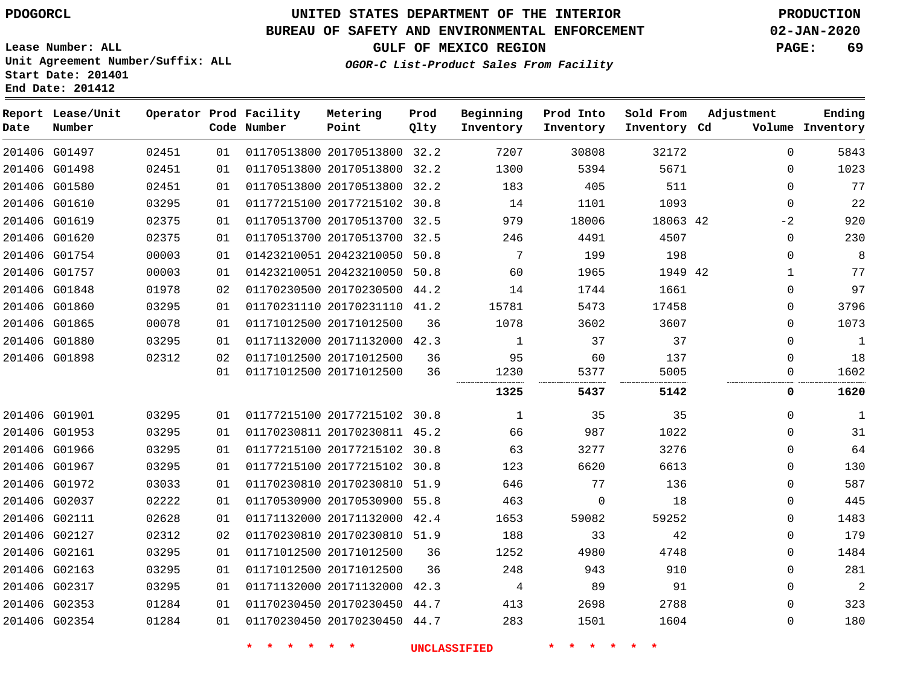PDOGORCL

# UNITED STATES DEPARTMENT OF THE INTERIOR
## BUREAU OF SAFETY AND ENVIRONMENTAL ENFORCEMENT
### GULF OF MEXICO REGION
*OGOR-C List-Product Sales From Facility*

PRODUCTION
02-JAN-2020

Lease Number: ALL
Unit Agreement Number/Suffix: ALL
Start Date: 201401
End Date: 201412

| Report Date | Lease/Unit Number | Operator | Prod Code | Facility Number | Metering Point | Prod Qlty | Beginning Inventory | Prod Into Inventory | Sold From Inventory | Adjustment Cd | Adjustment Volume | Ending Inventory |
|---|---|---|---|---|---|---|---|---|---|---|---|---|
| 201406 | G01497 | 02451 | 01 | 01170513800 | 20170513800 | 32.2 | 7207 | 30808 | 32172 | | 0 | 5843 |
| 201406 | G01498 | 02451 | 01 | 01170513800 | 20170513800 | 32.2 | 1300 | 5394 | 5671 | | 0 | 1023 |
| 201406 | G01580 | 02451 | 01 | 01170513800 | 20170513800 | 32.2 | 183 | 405 | 511 | | 0 | 77 |
| 201406 | G01610 | 03295 | 01 | 01177215100 | 20177215102 | 30.8 | 14 | 1101 | 1093 | | 0 | 22 |
| 201406 | G01619 | 02375 | 01 | 01170513700 | 20170513700 | 32.5 | 979 | 18006 | 18063 | 42 | -2 | 920 |
| 201406 | G01620 | 02375 | 01 | 01170513700 | 20170513700 | 32.5 | 246 | 4491 | 4507 | | 0 | 230 |
| 201406 | G01754 | 00003 | 01 | 01423210051 | 20423210050 | 50.8 | 7 | 199 | 198 | | 0 | 8 |
| 201406 | G01757 | 00003 | 01 | 01423210051 | 20423210050 | 50.8 | 60 | 1965 | 1949 | 42 | 1 | 77 |
| 201406 | G01848 | 01978 | 02 | 01170230500 | 20170230500 | 44.2 | 14 | 1744 | 1661 | | 0 | 97 |
| 201406 | G01860 | 03295 | 01 | 01170231110 | 20170231110 | 41.2 | 15781 | 5473 | 17458 | | 0 | 3796 |
| 201406 | G01865 | 00078 | 01 | 01171012500 | 20171012500 | 36 | 1078 | 3602 | 3607 | | 0 | 1073 |
| 201406 | G01880 | 03295 | 01 | 01171132000 | 20171132000 | 42.3 | 1 | 37 | 37 | | 0 | 1 |
| 201406 | G01898 | 02312 | 02 | 01171012500 | 20171012500 | 36 | 95 | 60 | 137 | | 0 | 18 |
| | | | 01 | 01171012500 | 20171012500 | 36 | 1230 | 5377 | 5005 | | 0 | 1602 |
| | | | | | | | **1325** | **5437** | **5142** | | **0** | **1620** |
| 201406 | G01901 | 03295 | 01 | 01177215100 | 20177215102 | 30.8 | 1 | 35 | 35 | | 0 | 1 |
| 201406 | G01953 | 03295 | 01 | 01170230811 | 20170230811 | 45.2 | 66 | 987 | 1022 | | 0 | 31 |
| 201406 | G01966 | 03295 | 01 | 01177215100 | 20177215102 | 30.8 | 63 | 3277 | 3276 | | 0 | 64 |
| 201406 | G01967 | 03295 | 01 | 01177215100 | 20177215102 | 30.8 | 123 | 6620 | 6613 | | 0 | 130 |
| 201406 | G01972 | 03033 | 01 | 01170230810 | 20170230810 | 51.9 | 646 | 77 | 136 | | 0 | 587 |
| 201406 | G02037 | 02222 | 01 | 01170530900 | 20170530900 | 55.8 | 463 | 0 | 18 | | 0 | 445 |
| 201406 | G02111 | 02628 | 01 | 01171132000 | 20171132000 | 42.4 | 1653 | 59082 | 59252 | | 0 | 1483 |
| 201406 | G02127 | 02312 | 02 | 01170230810 | 20170230810 | 51.9 | 188 | 33 | 42 | | 0 | 179 |
| 201406 | G02161 | 03295 | 01 | 01171012500 | 20171012500 | 36 | 1252 | 4980 | 4748 | | 0 | 1484 |
| 201406 | G02163 | 03295 | 01 | 01171012500 | 20171012500 | 36 | 248 | 943 | 910 | | 0 | 281 |
| 201406 | G02317 | 03295 | 01 | 01171132000 | 20171132000 | 42.3 | 4 | 89 | 91 | | 0 | 2 |
| 201406 | G02353 | 01284 | 01 | 01170230450 | 20170230450 | 44.7 | 413 | 2698 | 2788 | | 0 | 323 |
| 201406 | G02354 | 01284 | 01 | 01170230450 | 20170230450 | 44.7 | 283 | 1501 | 1604 | | 0 | 180 |

* * * * * * UNCLASSIFIED * * * * * *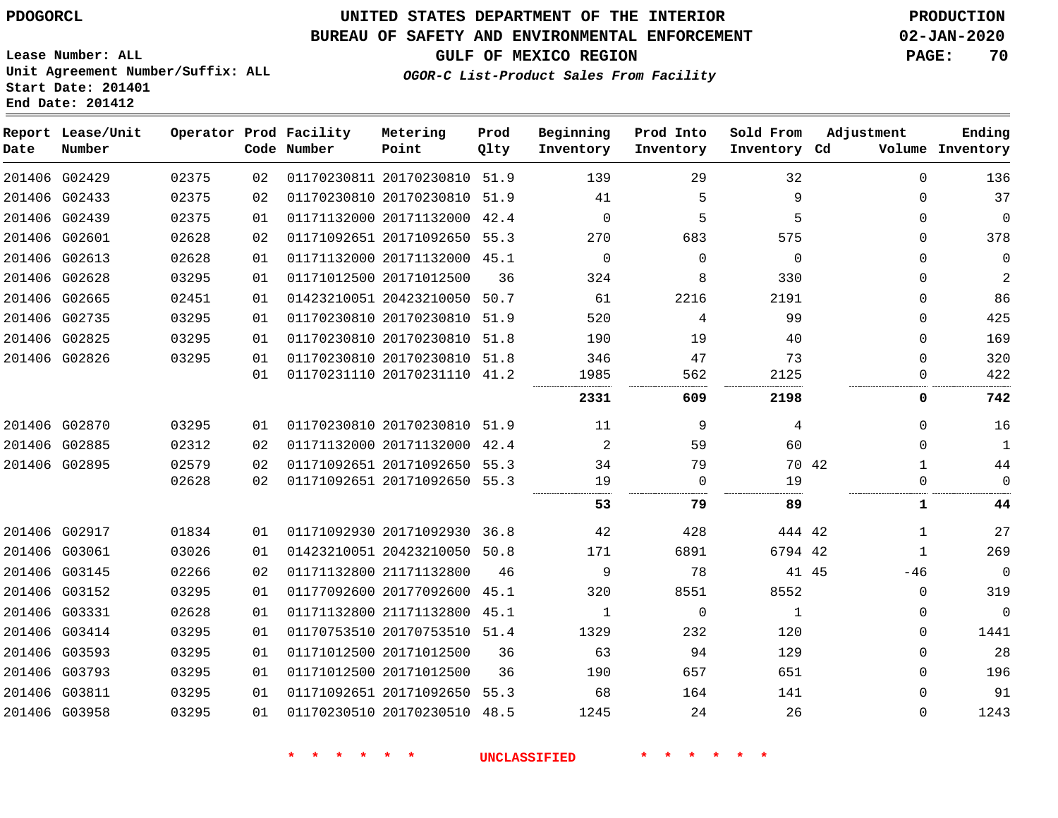PDOGORCL

# UNITED STATES DEPARTMENT OF THE INTERIOR
## BUREAU OF SAFETY AND ENVIRONMENTAL ENFORCEMENT
### GULF OF MEXICO REGION
*OGOR-C List-Product Sales From Facility*

PRODUCTION
02-JAN-2020

Lease Number: ALL
Unit Agreement Number/Suffix: ALL
Start Date: 201401
End Date: 201412

| Report Date | Lease/Unit Number | Operator | Prod Code | Facility Number | Metering Point | Prod Qlty | Beginning Inventory | Prod Into Inventory | Sold From Inventory | Adjustment Cd | Volume | Ending Inventory |
|---|---|---|---|---|---|---|---|---|---|---|---|---|
| 201406 | G02429 | 02375 | 02 | 01170230811 | 20170230810 | 51.9 | 139 | 29 | 32 | | 0 | 136 |
| 201406 | G02433 | 02375 | 02 | 01170230810 | 20170230810 | 51.9 | 41 | 5 | 9 | | 0 | 37 |
| 201406 | G02439 | 02375 | 01 | 01171132000 | 20171132000 | 42.4 | 0 | 5 | 5 | | 0 | 0 |
| 201406 | G02601 | 02628 | 02 | 01171092651 | 20171092650 | 55.3 | 270 | 683 | 575 | | 0 | 378 |
| 201406 | G02613 | 02628 | 01 | 01171132000 | 20171132000 | 45.1 | 0 | 0 | 0 | | 0 | 0 |
| 201406 | G02628 | 03295 | 01 | 01171012500 | 20171012500 | 36 | 324 | 8 | 330 | | 0 | 2 |
| 201406 | G02665 | 02451 | 01 | 01423210051 | 20423210050 | 50.7 | 61 | 2216 | 2191 | | 0 | 86 |
| 201406 | G02735 | 03295 | 01 | 01170230810 | 20170230810 | 51.9 | 520 | 4 | 99 | | 0 | 425 |
| 201406 | G02825 | 03295 | 01 | 01170230810 | 20170230810 | 51.8 | 190 | 19 | 40 | | 0 | 169 |
| 201406 | G02826 | 03295 | 01 | 01170230810 | 20170230810 | 51.8 | 346 | 47 | 73 | | 0 | 320 |
| | | | 01 | 01170231110 | 20170231110 | 41.2 | 1985 | 562 | 2125 | | 0 | 422 |
| | | | | | | | **2331** | **609** | **2198** | | **0** | **742** |
| 201406 | G02870 | 03295 | 01 | 01170230810 | 20170230810 | 51.9 | 11 | 9 | 4 | | 0 | 16 |
| 201406 | G02885 | 02312 | 02 | 01171132000 | 20171132000 | 42.4 | 2 | 59 | 60 | | 0 | 1 |
| 201406 | G02895 | 02579 | 02 | 01171092651 | 20171092650 | 55.3 | 34 | 79 | 70 | 42 | 1 | 44 |
| | | 02628 | 02 | 01171092651 | 20171092650 | 55.3 | 19 | 0 | 19 | | 0 | 0 |
| | | | | | | | **53** | **79** | **89** | | **1** | **44** |
| 201406 | G02917 | 01834 | 01 | 01171092930 | 20171092930 | 36.8 | 42 | 428 | 444 | 42 | 1 | 27 |
| 201406 | G03061 | 03026 | 01 | 01423210051 | 20423210050 | 50.8 | 171 | 6891 | 6794 | 42 | 1 | 269 |
| 201406 | G03145 | 02266 | 02 | 01171132800 | 21171132800 | 46 | 9 | 78 | 41 | 45 | -46 | 0 |
| 201406 | G03152 | 03295 | 01 | 01177092600 | 20177092600 | 45.1 | 320 | 8551 | 8552 | | 0 | 319 |
| 201406 | G03331 | 02628 | 01 | 01171132800 | 21171132800 | 45.1 | 1 | 0 | 1 | | 0 | 0 |
| 201406 | G03414 | 03295 | 01 | 01170753510 | 20170753510 | 51.4 | 1329 | 232 | 120 | | 0 | 1441 |
| 201406 | G03593 | 03295 | 01 | 01171012500 | 20171012500 | 36 | 63 | 94 | 129 | | 0 | 28 |
| 201406 | G03793 | 03295 | 01 | 01171012500 | 20171012500 | 36 | 190 | 657 | 651 | | 0 | 196 |
| 201406 | G03811 | 03295 | 01 | 01171092651 | 20171092650 | 55.3 | 68 | 164 | 141 | | 0 | 91 |
| 201406 | G03958 | 03295 | 01 | 01170230510 | 20170230510 | 48.5 | 1245 | 24 | 26 | | 0 | 1243 |

* * * * * * UNCLASSIFIED * * * * * *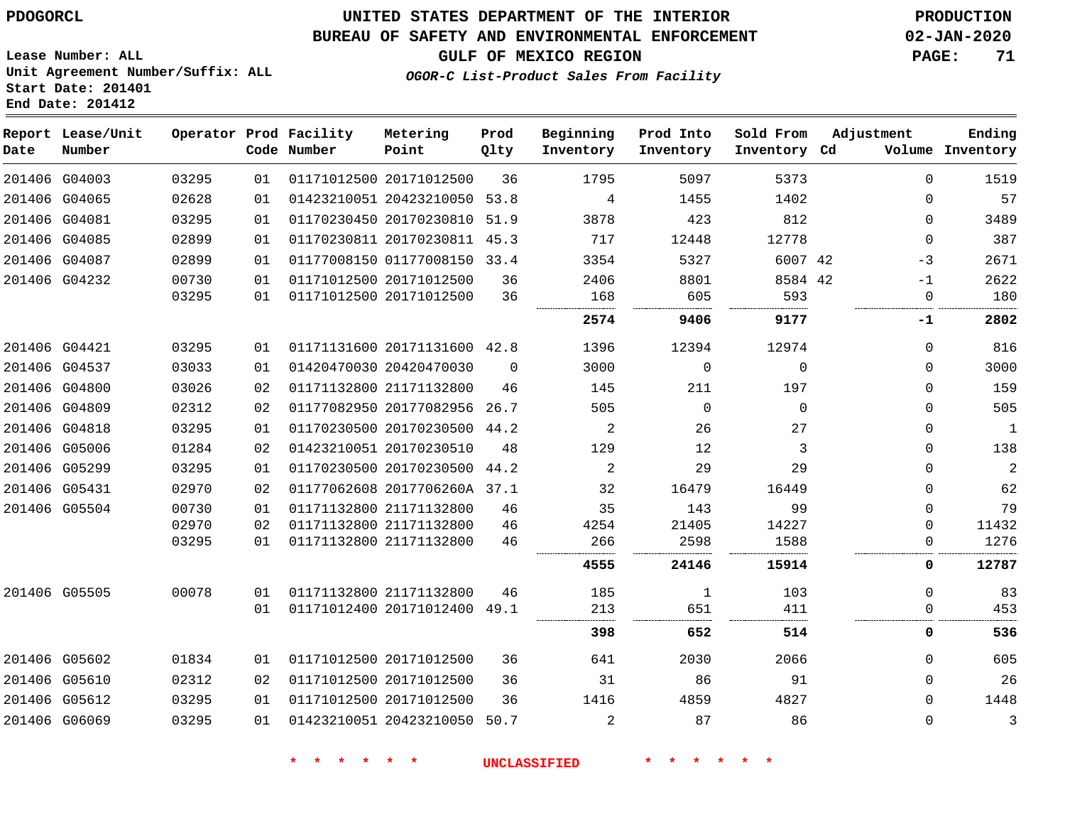PDOGORCL

# UNITED STATES DEPARTMENT OF THE INTERIOR
## BUREAU OF SAFETY AND ENVIRONMENTAL ENFORCEMENT
### GULF OF MEXICO REGION

*OGOR-C List-Product Sales From Facility*

PRODUCTION
02-JAN-2020

Lease Number: ALL
Unit Agreement Number/Suffix: ALL
Start Date: 201401
End Date: 201412

| Report Date | Lease/Unit Number | Operator | Prod Code | Facility Number | Metering Point | Prod Qlty | Beginning Inventory | Prod Into Inventory | Sold From Inventory | Adjustment Cd | Volume | Ending Inventory |
|---|---|---|---|---|---|---|---|---|---|---|---|---|
| 201406 | G04003 | 03295 | 01 | 01171012500 | 20171012500 | 36 | 1795 | 5097 | 5373 | | 0 | 1519 |
| 201406 | G04065 | 02628 | 01 | 01423210051 | 20423210050 | 53.8 | 4 | 1455 | 1402 | | 0 | 57 |
| 201406 | G04081 | 03295 | 01 | 01170230450 | 20170230810 | 51.9 | 3878 | 423 | 812 | | 0 | 3489 |
| 201406 | G04085 | 02899 | 01 | 01170230811 | 20170230811 | 45.3 | 717 | 12448 | 12778 | | 0 | 387 |
| 201406 | G04087 | 02899 | 01 | 01177008150 | 01177008150 | 33.4 | 3354 | 5327 | 6007 | 42 | -3 | 2671 |
| 201406 | G04232 | 00730 | 01 | 01171012500 | 20171012500 | 36 | 2406 | 8801 | 8584 | 42 | -1 | 2622 |
| | | 03295 | 01 | 01171012500 | 20171012500 | 36 | 168 | 605 | 593 | | 0 | 180 |
| | | | | | | | **2574** | **9406** | **9177** | | **-1** | **2802** |
| 201406 | G04421 | 03295 | 01 | 01171131600 | 20171131600 | 42.8 | 1396 | 12394 | 12974 | | 0 | 816 |
| 201406 | G04537 | 03033 | 01 | 01420470030 | 20420470030 | 0 | 3000 | 0 | 0 | | 0 | 3000 |
| 201406 | G04800 | 03026 | 02 | 01171132800 | 21171132800 | 46 | 145 | 211 | 197 | | 0 | 159 |
| 201406 | G04809 | 02312 | 02 | 01177082950 | 20177082956 | 26.7 | 505 | 0 | 0 | | 0 | 505 |
| 201406 | G04818 | 03295 | 01 | 01170230500 | 20170230500 | 44.2 | 2 | 26 | 27 | | 0 | 1 |
| 201406 | G05006 | 01284 | 02 | 01423210051 | 20170230510 | 48 | 129 | 12 | 3 | | 0 | 138 |
| 201406 | G05299 | 03295 | 01 | 01170230500 | 20170230500 | 44.2 | 2 | 29 | 29 | | 0 | 2 |
| 201406 | G05431 | 02970 | 02 | 01177062608 | 2017706260A | 37.1 | 32 | 16479 | 16449 | | 0 | 62 |
| 201406 | G05504 | 00730 | 01 | 01171132800 | 21171132800 | 46 | 35 | 143 | 99 | | 0 | 79 |
| | | 02970 | 02 | 01171132800 | 21171132800 | 46 | 4254 | 21405 | 14227 | | 0 | 11432 |
| | | 03295 | 01 | 01171132800 | 21171132800 | 46 | 266 | 2598 | 1588 | | 0 | 1276 |
| | | | | | | | **4555** | **24146** | **15914** | | **0** | **12787** |
| 201406 | G05505 | 00078 | 01 | 01171132800 | 21171132800 | 46 | 185 | 1 | 103 | | 0 | 83 |
| | | | 01 | 01171012400 | 20171012400 | 49.1 | 213 | 651 | 411 | | 0 | 453 |
| | | | | | | | **398** | **652** | **514** | | **0** | **536** |
| 201406 | G05602 | 01834 | 01 | 01171012500 | 20171012500 | 36 | 641 | 2030 | 2066 | | 0 | 605 |
| 201406 | G05610 | 02312 | 02 | 01171012500 | 20171012500 | 36 | 31 | 86 | 91 | | 0 | 26 |
| 201406 | G05612 | 03295 | 01 | 01171012500 | 20171012500 | 36 | 1416 | 4859 | 4827 | | 0 | 1448 |
| 201406 | G06069 | 03295 | 01 | 01423210051 | 20423210050 | 50.7 | 2 | 87 | 86 | | 0 | 3 |

\* \* \* \* \* \* UNCLASSIFIED \* \* \* \* \* \*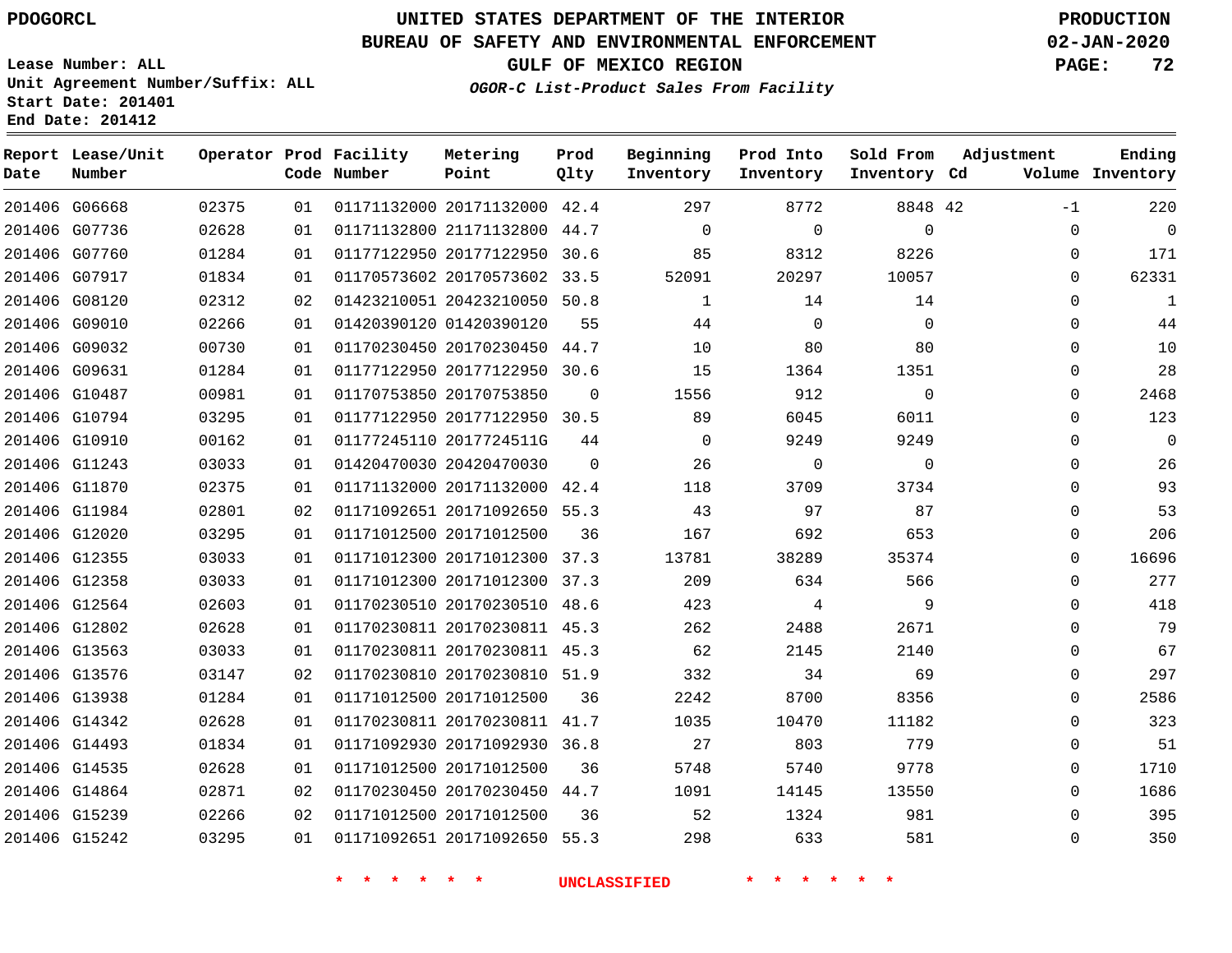PDOGORCL

Lease Number: ALL
Unit Agreement Number/Suffix: ALL
Start Date: 201401
End Date: 201412

# UNITED STATES DEPARTMENT OF THE INTERIOR
## BUREAU OF SAFETY AND ENVIRONMENTAL ENFORCEMENT
### GULF OF MEXICO REGION
*OGOR-C List-Product Sales From Facility*

PRODUCTION
02-JAN-2020

| Report Date | Lease/Unit Number | Operator | Prod Code | Facility Number | Metering Point | Prod Qlty | Beginning Inventory | Prod Into Inventory | Sold From Inventory | Adjustment Cd | Volume | Ending Inventory |
|---|---|---|---|---|---|---|---|---|---|---|---|---|
| 201406 | G06668 | 02375 | 01 | 01171132000 | 20171132000 | 42.4 | 297 | 8772 | 8848 | 42 | -1 | 220 |
| 201406 | G07736 | 02628 | 01 | 01171132800 | 21171132800 | 44.7 | 0 | 0 | 0 | | 0 | 0 |
| 201406 | G07760 | 01284 | 01 | 01177122950 | 20177122950 | 30.6 | 85 | 8312 | 8226 | | 0 | 171 |
| 201406 | G07917 | 01834 | 01 | 01170573602 | 20170573602 | 33.5 | 52091 | 20297 | 10057 | | 0 | 62331 |
| 201406 | G08120 | 02312 | 02 | 01423210051 | 20423210050 | 50.8 | 1 | 14 | 14 | | 0 | 1 |
| 201406 | G09010 | 02266 | 01 | 01420390120 | 01420390120 | 55 | 44 | 0 | 0 | | 0 | 44 |
| 201406 | G09032 | 00730 | 01 | 01170230450 | 20170230450 | 44.7 | 10 | 80 | 80 | | 0 | 10 |
| 201406 | G09631 | 01284 | 01 | 01177122950 | 20177122950 | 30.6 | 15 | 1364 | 1351 | | 0 | 28 |
| 201406 | G10487 | 00981 | 01 | 01170753850 | 20170753850 | 0 | 1556 | 912 | 0 | | 0 | 2468 |
| 201406 | G10794 | 03295 | 01 | 01177122950 | 20177122950 | 30.5 | 89 | 6045 | 6011 | | 0 | 123 |
| 201406 | G10910 | 00162 | 01 | 01177245110 | 2017724511G | 44 | 0 | 9249 | 9249 | | 0 | 0 |
| 201406 | G11243 | 03033 | 01 | 01420470030 | 20420470030 | 0 | 26 | 0 | 0 | | 0 | 26 |
| 201406 | G11870 | 02375 | 01 | 01171132000 | 20171132000 | 42.4 | 118 | 3709 | 3734 | | 0 | 93 |
| 201406 | G11984 | 02801 | 02 | 01171092651 | 20171092650 | 55.3 | 43 | 97 | 87 | | 0 | 53 |
| 201406 | G12020 | 03295 | 01 | 01171012500 | 20171012500 | 36 | 167 | 692 | 653 | | 0 | 206 |
| 201406 | G12355 | 03033 | 01 | 01171012300 | 20171012300 | 37.3 | 13781 | 38289 | 35374 | | 0 | 16696 |
| 201406 | G12358 | 03033 | 01 | 01171012300 | 20171012300 | 37.3 | 209 | 634 | 566 | | 0 | 277 |
| 201406 | G12564 | 02603 | 01 | 01170230510 | 20170230510 | 48.6 | 423 | 4 | 9 | | 0 | 418 |
| 201406 | G12802 | 02628 | 01 | 01170230811 | 20170230811 | 45.3 | 262 | 2488 | 2671 | | 0 | 79 |
| 201406 | G13563 | 03033 | 01 | 01170230811 | 20170230811 | 45.3 | 62 | 2145 | 2140 | | 0 | 67 |
| 201406 | G13576 | 03147 | 02 | 01170230810 | 20170230810 | 51.9 | 332 | 34 | 69 | | 0 | 297 |
| 201406 | G13938 | 01284 | 01 | 01171012500 | 20171012500 | 36 | 2242 | 8700 | 8356 | | 0 | 2586 |
| 201406 | G14342 | 02628 | 01 | 01170230811 | 20170230811 | 41.7 | 1035 | 10470 | 11182 | | 0 | 323 |
| 201406 | G14493 | 01834 | 01 | 01171092930 | 20171092930 | 36.8 | 27 | 803 | 779 | | 0 | 51 |
| 201406 | G14535 | 02628 | 01 | 01171012500 | 20171012500 | 36 | 5748 | 5740 | 9778 | | 0 | 1710 |
| 201406 | G14864 | 02871 | 02 | 01170230450 | 20170230450 | 44.7 | 1091 | 14145 | 13550 | | 0 | 1686 |
| 201406 | G15239 | 02266 | 02 | 01171012500 | 20171012500 | 36 | 52 | 1324 | 981 | | 0 | 395 |
| 201406 | G15242 | 03295 | 01 | 01171092651 | 20171092650 | 55.3 | 298 | 633 | 581 | | 0 | 350 |

\* \* \* \* \* \* UNCLASSIFIED \* \* \* \* \* \*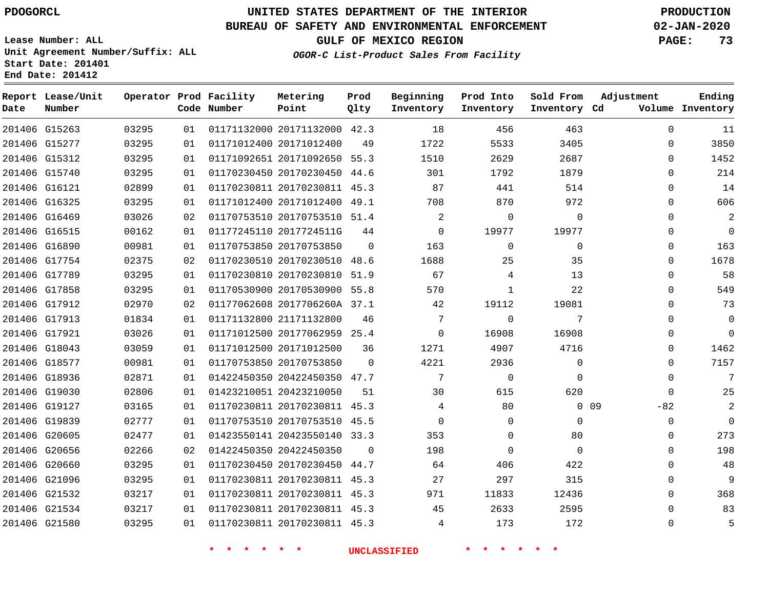PDOGORCL

# UNITED STATES DEPARTMENT OF THE INTERIOR
## BUREAU OF SAFETY AND ENVIRONMENTAL ENFORCEMENT
### GULF OF MEXICO REGION

PRODUCTION
02-JAN-2020

Lease Number: ALL
Unit Agreement Number/Suffix: ALL
Start Date: 201401
End Date: 201412

*OGOR-C List-Product Sales From Facility*

| Report Date | Lease/Unit Number | Operator | Prod Code | Facility Number | Metering Point | Prod Qlty | Beginning Inventory | Prod Into Inventory | Sold From Inventory | Adjustment Cd | Adjustment Volume | Ending Inventory |
|---|---|---|---|---|---|---|---|---|---|---|---|---|
| 201406 | G15263 | 03295 | 01 | 01171132000 | 20171132000 | 42.3 | 18 | 456 | 463 | | 0 | 11 |
| 201406 | G15277 | 03295 | 01 | 01171012400 | 20171012400 | 49 | 1722 | 5533 | 3405 | | 0 | 3850 |
| 201406 | G15312 | 03295 | 01 | 01171092651 | 20171092650 | 55.3 | 1510 | 2629 | 2687 | | 0 | 1452 |
| 201406 | G15740 | 03295 | 01 | 01170230450 | 20170230450 | 44.6 | 301 | 1792 | 1879 | | 0 | 214 |
| 201406 | G16121 | 02899 | 01 | 01170230811 | 20170230811 | 45.3 | 87 | 441 | 514 | | 0 | 14 |
| 201406 | G16325 | 03295 | 01 | 01171012400 | 20171012400 | 49.1 | 708 | 870 | 972 | | 0 | 606 |
| 201406 | G16469 | 03026 | 02 | 01170753510 | 20170753510 | 51.4 | 2 | 0 | 0 | | 0 | 2 |
| 201406 | G16515 | 00162 | 01 | 01177245110 | 2017724511G | 44 | 0 | 19977 | 19977 | | 0 | 0 |
| 201406 | G16890 | 00981 | 01 | 01170753850 | 20170753850 | 0 | 163 | 0 | 0 | | 0 | 163 |
| 201406 | G17754 | 02375 | 02 | 01170230510 | 20170230510 | 48.6 | 1688 | 25 | 35 | | 0 | 1678 |
| 201406 | G17789 | 03295 | 01 | 01170230810 | 20170230810 | 51.9 | 67 | 4 | 13 | | 0 | 58 |
| 201406 | G17858 | 03295 | 01 | 01170530900 | 20170530900 | 55.8 | 570 | 1 | 22 | | 0 | 549 |
| 201406 | G17912 | 02970 | 02 | 01177062608 | 2017706260A | 37.1 | 42 | 19112 | 19081 | | 0 | 73 |
| 201406 | G17913 | 01834 | 01 | 01171132800 | 21171132800 | 46 | 7 | 0 | 7 | | 0 | 0 |
| 201406 | G17921 | 03026 | 01 | 01171012500 | 20177062959 | 25.4 | 0 | 16908 | 16908 | | 0 | 0 |
| 201406 | G18043 | 03059 | 01 | 01171012500 | 20171012500 | 36 | 1271 | 4907 | 4716 | | 0 | 1462 |
| 201406 | G18577 | 00981 | 01 | 01170753850 | 20170753850 | 0 | 4221 | 2936 | 0 | | 0 | 7157 |
| 201406 | G18936 | 02871 | 01 | 01422450350 | 20422450350 | 47.7 | 7 | 0 | 0 | | 0 | 7 |
| 201406 | G19030 | 02806 | 01 | 01423210051 | 20423210050 | 51 | 30 | 615 | 620 | | 0 | 25 |
| 201406 | G19127 | 03165 | 01 | 01170230811 | 20170230811 | 45.3 | 4 | 80 | 0 | 09 | -82 | 2 |
| 201406 | G19839 | 02777 | 01 | 01170753510 | 20170753510 | 45.5 | 0 | 0 | 0 | | 0 | 0 |
| 201406 | G20605 | 02477 | 01 | 01423550141 | 20423550140 | 33.3 | 353 | 0 | 80 | | 0 | 273 |
| 201406 | G20656 | 02266 | 02 | 01422450350 | 20422450350 | 0 | 198 | 0 | 0 | | 0 | 198 |
| 201406 | G20660 | 03295 | 01 | 01170230450 | 20170230450 | 44.7 | 64 | 406 | 422 | | 0 | 48 |
| 201406 | G21096 | 03295 | 01 | 01170230811 | 20170230811 | 45.3 | 27 | 297 | 315 | | 0 | 9 |
| 201406 | G21532 | 03217 | 01 | 01170230811 | 20170230811 | 45.3 | 971 | 11833 | 12436 | | 0 | 368 |
| 201406 | G21534 | 03217 | 01 | 01170230811 | 20170230811 | 45.3 | 45 | 2633 | 2595 | | 0 | 83 |
| 201406 | G21580 | 03295 | 01 | 01170230811 | 20170230811 | 45.3 | 4 | 173 | 172 | | 0 | 5 |

\* \* \* \* \* \* UNCLASSIFIED \* \* \* \* \* \*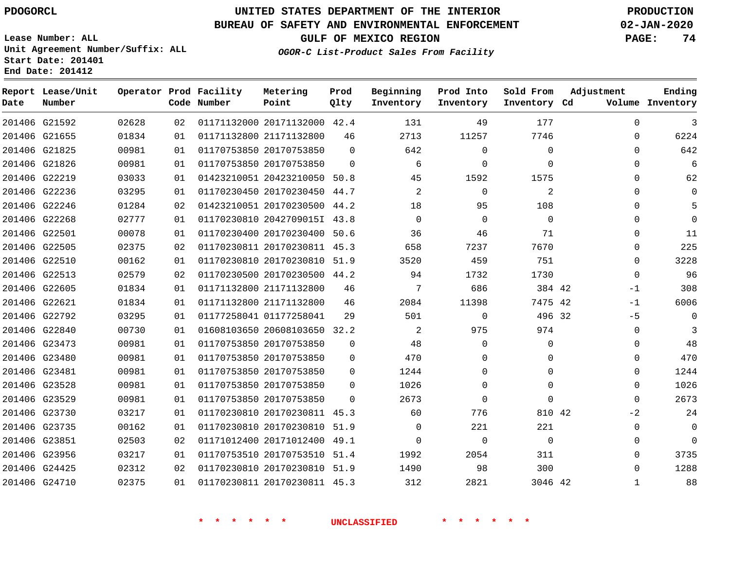PDOGORCL

# UNITED STATES DEPARTMENT OF THE INTERIOR
## BUREAU OF SAFETY AND ENVIRONMENTAL ENFORCEMENT
### GULF OF MEXICO REGION
*OGOR-C List-Product Sales From Facility*

PRODUCTION
02-JAN-2020

Lease Number: ALL
Unit Agreement Number/Suffix: ALL
Start Date: 201401
End Date: 201412

| Report Date | Lease/Unit Number | Operator | Prod Code | Facility Number | Metering Point | Prod Qlty | Beginning Inventory | Prod Into Inventory | Sold From Inventory | Adjustment Cd | Adjustment Volume | Ending Inventory |
|---|---|---|---|---|---|---|---|---|---|---|---|---|
| 201406 | G21592 | 02628 | 02 | 01171132000 | 20171132000 | 42.4 | 131 | 49 | 177 | | 0 | 3 |
| 201406 | G21655 | 01834 | 01 | 01171132800 | 21171132800 | 46 | 2713 | 11257 | 7746 | | 0 | 6224 |
| 201406 | G21825 | 00981 | 01 | 01170753850 | 20170753850 | 0 | 642 | 0 | 0 | | 0 | 642 |
| 201406 | G21826 | 00981 | 01 | 01170753850 | 20170753850 | 0 | 6 | 0 | 0 | | 0 | 6 |
| 201406 | G22219 | 03033 | 01 | 01423210051 | 20423210050 | 50.8 | 45 | 1592 | 1575 | | 0 | 62 |
| 201406 | G22236 | 03295 | 01 | 01170230450 | 20170230450 | 44.7 | 2 | 0 | 2 | | 0 | 0 |
| 201406 | G22246 | 01284 | 02 | 01423210051 | 20170230500 | 44.2 | 18 | 95 | 108 | | 0 | 5 |
| 201406 | G22268 | 02777 | 01 | 01170230810 | 2042709015I | 43.8 | 0 | 0 | 0 | | 0 | 0 |
| 201406 | G22501 | 00078 | 01 | 01170230400 | 20170230400 | 50.6 | 36 | 46 | 71 | | 0 | 11 |
| 201406 | G22505 | 02375 | 02 | 01170230811 | 20170230811 | 45.3 | 658 | 7237 | 7670 | | 0 | 225 |
| 201406 | G22510 | 00162 | 01 | 01170230810 | 20170230810 | 51.9 | 3520 | 459 | 751 | | 0 | 3228 |
| 201406 | G22513 | 02579 | 02 | 01170230500 | 20170230500 | 44.2 | 94 | 1732 | 1730 | | 0 | 96 |
| 201406 | G22605 | 01834 | 01 | 01171132800 | 21171132800 | 46 | 7 | 686 | 384 | 42 | -1 | 308 |
| 201406 | G22621 | 01834 | 01 | 01171132800 | 21171132800 | 46 | 2084 | 11398 | 7475 | 42 | -1 | 6006 |
| 201406 | G22792 | 03295 | 01 | 01177258041 | 01177258041 | 29 | 501 | 0 | 496 | 32 | -5 | 0 |
| 201406 | G22840 | 00730 | 01 | 01608103650 | 20608103650 | 32.2 | 2 | 975 | 974 | | 0 | 3 |
| 201406 | G23473 | 00981 | 01 | 01170753850 | 20170753850 | 0 | 48 | 0 | 0 | | 0 | 48 |
| 201406 | G23480 | 00981 | 01 | 01170753850 | 20170753850 | 0 | 470 | 0 | 0 | | 0 | 470 |
| 201406 | G23481 | 00981 | 01 | 01170753850 | 20170753850 | 0 | 1244 | 0 | 0 | | 0 | 1244 |
| 201406 | G23528 | 00981 | 01 | 01170753850 | 20170753850 | 0 | 1026 | 0 | 0 | | 0 | 1026 |
| 201406 | G23529 | 00981 | 01 | 01170753850 | 20170753850 | 0 | 2673 | 0 | 0 | | 0 | 2673 |
| 201406 | G23730 | 03217 | 01 | 01170230810 | 20170230811 | 45.3 | 60 | 776 | 810 | 42 | -2 | 24 |
| 201406 | G23735 | 00162 | 01 | 01170230810 | 20170230810 | 51.9 | 0 | 221 | 221 | | 0 | 0 |
| 201406 | G23851 | 02503 | 02 | 01171012400 | 20171012400 | 49.1 | 0 | 0 | 0 | | 0 | 0 |
| 201406 | G23956 | 03217 | 01 | 01170753510 | 20170753510 | 51.4 | 1992 | 2054 | 311 | | 0 | 3735 |
| 201406 | G24425 | 02312 | 02 | 01170230810 | 20170230810 | 51.9 | 1490 | 98 | 300 | | 0 | 1288 |
| 201406 | G24710 | 02375 | 01 | 01170230811 | 20170230811 | 45.3 | 312 | 2821 | 3046 | 42 | 1 | 88 |

\* \* \* \* \* \* UNCLASSIFIED \* \* \* \* \* \*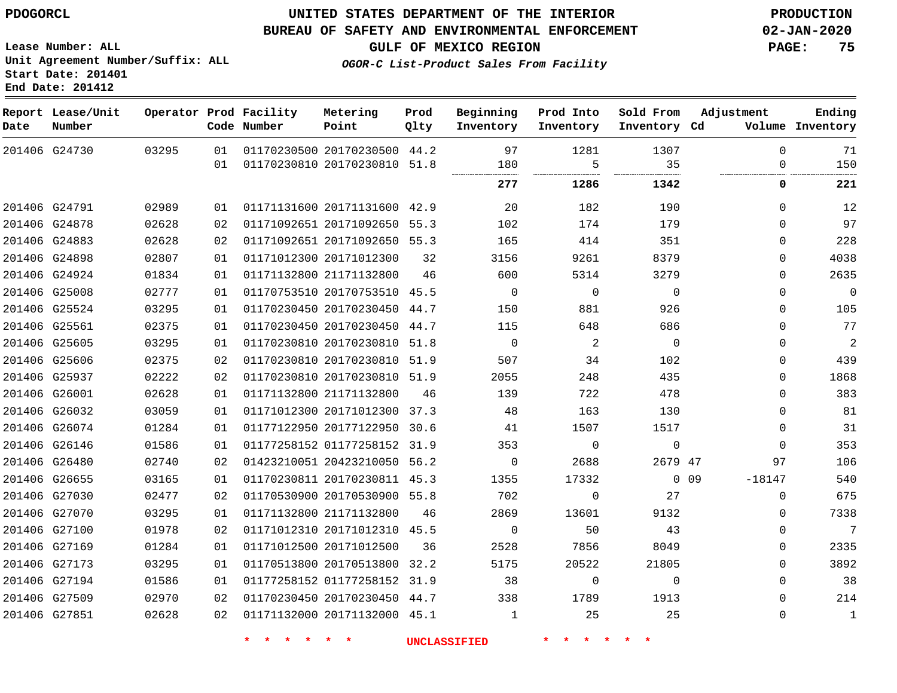PDOGORCL

# UNITED STATES DEPARTMENT OF THE INTERIOR
## BUREAU OF SAFETY AND ENVIRONMENTAL ENFORCEMENT
### GULF OF MEXICO REGION
*OGOR-C List-Product Sales From Facility*

PRODUCTION
02-JAN-2020

Lease Number: ALL
Unit Agreement Number/Suffix: ALL
Start Date: 201401
End Date: 201412

| Report Date | Lease/Unit Number | Operator | Prod Code | Facility Number | Metering Point | Prod Qlty | Beginning Inventory | Prod Into Inventory | Sold From Inventory | Adjustment Cd | Adjustment Volume | Ending Inventory |
|---|---|---|---|---|---|---|---|---|---|---|---|---|
| 201406 | G24730 | 03295 | 01 | 01170230500 | 20170230500 | 44.2 | 97 | 1281 | 1307 | | 0 | 71 |
| | | | 01 | 01170230810 | 20170230810 | 51.8 | 180 | 5 | 35 | | 0 | 150 |
| | | | | | | | **277** | **1286** | **1342** | | **0** | **221** |
| 201406 | G24791 | 02989 | 01 | 01171131600 | 20171131600 | 42.9 | 20 | 182 | 190 | | 0 | 12 |
| 201406 | G24878 | 02628 | 02 | 01171092651 | 20171092650 | 55.3 | 102 | 174 | 179 | | 0 | 97 |
| 201406 | G24883 | 02628 | 02 | 01171092651 | 20171092650 | 55.3 | 165 | 414 | 351 | | 0 | 228 |
| 201406 | G24898 | 02807 | 01 | 01171012300 | 20171012300 | 32 | 3156 | 9261 | 8379 | | 0 | 4038 |
| 201406 | G24924 | 01834 | 01 | 01171132800 | 21171132800 | 46 | 600 | 5314 | 3279 | | 0 | 2635 |
| 201406 | G25008 | 02777 | 01 | 01170753510 | 20170753510 | 45.5 | 0 | 0 | 0 | | 0 | 0 |
| 201406 | G25524 | 03295 | 01 | 01170230450 | 20170230450 | 44.7 | 150 | 881 | 926 | | 0 | 105 |
| 201406 | G25561 | 02375 | 01 | 01170230450 | 20170230450 | 44.7 | 115 | 648 | 686 | | 0 | 77 |
| 201406 | G25605 | 03295 | 01 | 01170230810 | 20170230810 | 51.8 | 0 | 2 | 0 | | 0 | 2 |
| 201406 | G25606 | 02375 | 02 | 01170230810 | 20170230810 | 51.9 | 507 | 34 | 102 | | 0 | 439 |
| 201406 | G25937 | 02222 | 02 | 01170230810 | 20170230810 | 51.9 | 2055 | 248 | 435 | | 0 | 1868 |
| 201406 | G26001 | 02628 | 01 | 01171132800 | 21171132800 | 46 | 139 | 722 | 478 | | 0 | 383 |
| 201406 | G26032 | 03059 | 01 | 01171012300 | 20171012300 | 37.3 | 48 | 163 | 130 | | 0 | 81 |
| 201406 | G26074 | 01284 | 01 | 01177122950 | 20177122950 | 30.6 | 41 | 1507 | 1517 | | 0 | 31 |
| 201406 | G26146 | 01586 | 01 | 01177258152 | 01177258152 | 31.9 | 353 | 0 | 0 | | 0 | 353 |
| 201406 | G26480 | 02740 | 02 | 01423210051 | 20423210050 | 56.2 | 0 | 2688 | 2679 | 47 | 97 | 106 |
| 201406 | G26655 | 03165 | 01 | 01170230811 | 20170230811 | 45.3 | 1355 | 17332 | 0 | 09 | -18147 | 540 |
| 201406 | G27030 | 02477 | 02 | 01170530900 | 20170530900 | 55.8 | 702 | 0 | 27 | | 0 | 675 |
| 201406 | G27070 | 03295 | 01 | 01171132800 | 21171132800 | 46 | 2869 | 13601 | 9132 | | 0 | 7338 |
| 201406 | G27100 | 01978 | 02 | 01171012310 | 20171012310 | 45.5 | 0 | 50 | 43 | | 0 | 7 |
| 201406 | G27169 | 01284 | 01 | 01171012500 | 20171012500 | 36 | 2528 | 7856 | 8049 | | 0 | 2335 |
| 201406 | G27173 | 03295 | 01 | 01170513800 | 20170513800 | 32.2 | 5175 | 20522 | 21805 | | 0 | 3892 |
| 201406 | G27194 | 01586 | 01 | 01177258152 | 01177258152 | 31.9 | 38 | 0 | 0 | | 0 | 38 |
| 201406 | G27509 | 02970 | 02 | 01170230450 | 20170230450 | 44.7 | 338 | 1789 | 1913 | | 0 | 214 |
| 201406 | G27851 | 02628 | 02 | 01171132000 | 20171132000 | 45.1 | 1 | 25 | 25 | | 0 | 1 |

* * * * * * UNCLASSIFIED * * * * * *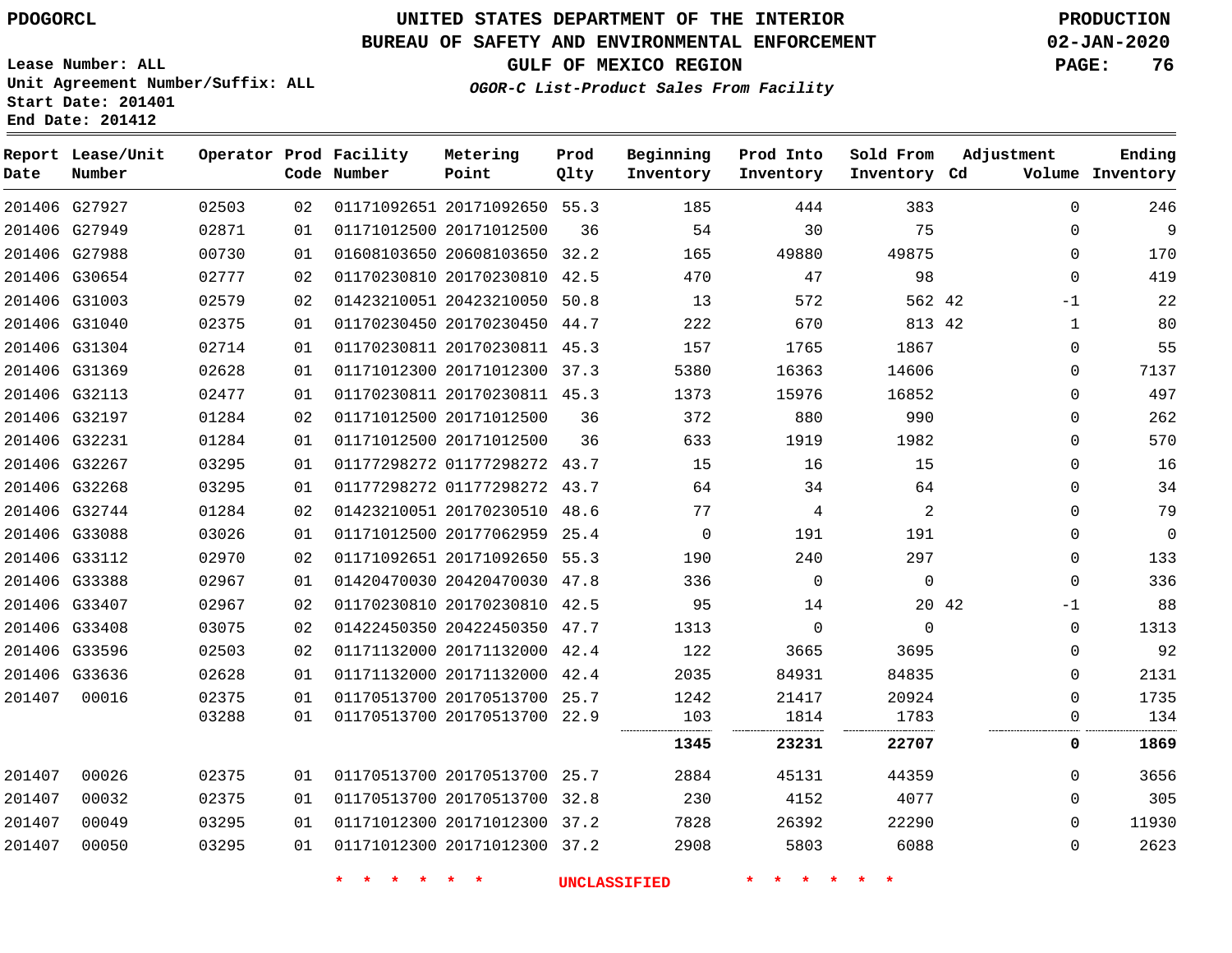PDOGORCL

# UNITED STATES DEPARTMENT OF THE INTERIOR
## BUREAU OF SAFETY AND ENVIRONMENTAL ENFORCEMENT
### GULF OF MEXICO REGION
*OGOR-C List-Product Sales From Facility*

PRODUCTION
02-JAN-2020

Lease Number: ALL
Unit Agreement Number/Suffix: ALL
Start Date: 201401
End Date: 201412

| Report Date | Lease/Unit Number | Operator | Prod Code | Facility Number | Metering Point | Prod Qlty | Beginning Inventory | Prod Into Inventory | Sold From Inventory | Adjustment Cd | Adjustment Volume | Ending Inventory |
|---|---|---|---|---|---|---|---|---|---|---|---|---|
| 201406 | G27927 | 02503 | 02 | 01171092651 | 20171092650 | 55.3 | 185 | 444 | 383 | | 0 | 246 |
| 201406 | G27949 | 02871 | 01 | 01171012500 | 20171012500 | 36 | 54 | 30 | 75 | | 0 | 9 |
| 201406 | G27988 | 00730 | 01 | 01608103650 | 20608103650 | 32.2 | 165 | 49880 | 49875 | | 0 | 170 |
| 201406 | G30654 | 02777 | 02 | 01170230810 | 20170230810 | 42.5 | 470 | 47 | 98 | | 0 | 419 |
| 201406 | G31003 | 02579 | 02 | 01423210051 | 20423210050 | 50.8 | 13 | 572 | 562 | 42 | -1 | 22 |
| 201406 | G31040 | 02375 | 01 | 01170230450 | 20170230450 | 44.7 | 222 | 670 | 813 | 42 | 1 | 80 |
| 201406 | G31304 | 02714 | 01 | 01170230811 | 20170230811 | 45.3 | 157 | 1765 | 1867 | | 0 | 55 |
| 201406 | G31369 | 02628 | 01 | 01171012300 | 20171012300 | 37.3 | 5380 | 16363 | 14606 | | 0 | 7137 |
| 201406 | G32113 | 02477 | 01 | 01170230811 | 20170230811 | 45.3 | 1373 | 15976 | 16852 | | 0 | 497 |
| 201406 | G32197 | 01284 | 02 | 01171012500 | 20171012500 | 36 | 372 | 880 | 990 | | 0 | 262 |
| 201406 | G32231 | 01284 | 01 | 01171012500 | 20171012500 | 36 | 633 | 1919 | 1982 | | 0 | 570 |
| 201406 | G32267 | 03295 | 01 | 01177298272 | 01177298272 | 43.7 | 15 | 16 | 15 | | 0 | 16 |
| 201406 | G32268 | 03295 | 01 | 01177298272 | 01177298272 | 43.7 | 64 | 34 | 64 | | 0 | 34 |
| 201406 | G32744 | 01284 | 02 | 01423210051 | 20170230510 | 48.6 | 77 | 4 | 2 | | 0 | 79 |
| 201406 | G33088 | 03026 | 01 | 01171012500 | 20177062959 | 25.4 | 0 | 191 | 191 | | 0 | 0 |
| 201406 | G33112 | 02970 | 02 | 01171092651 | 20171092650 | 55.3 | 190 | 240 | 297 | | 0 | 133 |
| 201406 | G33388 | 02967 | 01 | 01420470030 | 20420470030 | 47.8 | 336 | 0 | 0 | | 0 | 336 |
| 201406 | G33407 | 02967 | 02 | 01170230810 | 20170230810 | 42.5 | 95 | 14 | 20 | 42 | -1 | 88 |
| 201406 | G33408 | 03075 | 02 | 01422450350 | 20422450350 | 47.7 | 1313 | 0 | 0 | | 0 | 1313 |
| 201406 | G33596 | 02503 | 02 | 01171132000 | 20171132000 | 42.4 | 122 | 3665 | 3695 | | 0 | 92 |
| 201406 | G33636 | 02628 | 01 | 01171132000 | 20171132000 | 42.4 | 2035 | 84931 | 84835 | | 0 | 2131 |
| 201407 | 00016 | 02375 | 01 | 01170513700 | 20170513700 | 25.7 | 1242 | 21417 | 20924 | | 0 | 1735 |
| | | 03288 | 01 | 01170513700 | 20170513700 | 22.9 | 103 | 1814 | 1783 | | 0 | 134 |
| | | | | | | | **1345** | **23231** | **22707** | | **0** | **1869** |
| 201407 | 00026 | 02375 | 01 | 01170513700 | 20170513700 | 25.7 | 2884 | 45131 | 44359 | | 0 | 3656 |
| 201407 | 00032 | 02375 | 01 | 01170513700 | 20170513700 | 32.8 | 230 | 4152 | 4077 | | 0 | 305 |
| 201407 | 00049 | 03295 | 01 | 01171012300 | 20171012300 | 37.2 | 7828 | 26392 | 22290 | | 0 | 11930 |
| 201407 | 00050 | 03295 | 01 | 01171012300 | 20171012300 | 37.2 | 2908 | 5803 | 6088 | | 0 | 2623 |

* * * * * * UNCLASSIFIED * * * * * *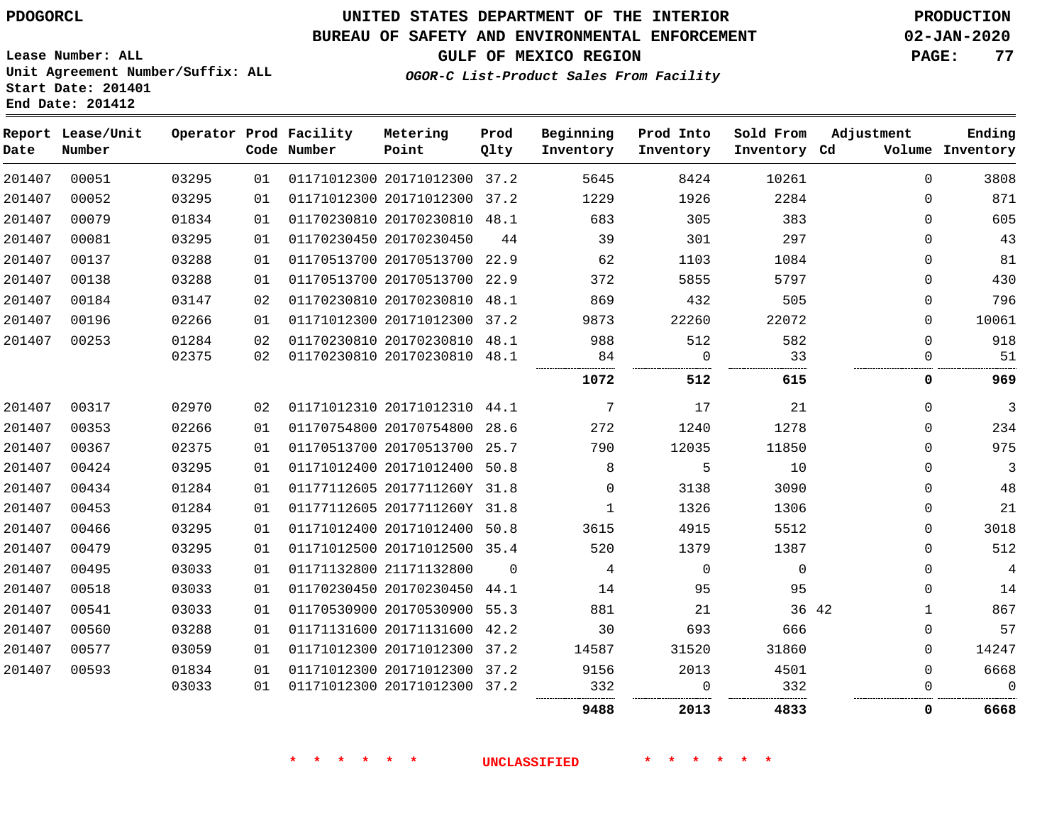PDOGORCL

# UNITED STATES DEPARTMENT OF THE INTERIOR
## BUREAU OF SAFETY AND ENVIRONMENTAL ENFORCEMENT
### GULF OF MEXICO REGION

*OGOR-C List-Product Sales From Facility*

PRODUCTION
02-JAN-2020

Lease Number: ALL
Unit Agreement Number/Suffix: ALL
Start Date: 201401
End Date: 201412

| Report Date | Lease/Unit Number | Operator | Prod Code | Facility Number | Metering Point | Prod Qlty | Beginning Inventory | Prod Into Inventory | Sold From Inventory | Adjustment Cd | Adjustment Volume | Ending Inventory |
|---|---|---|---|---|---|---|---|---|---|---|---|---|
| 201407 | 00051 | 03295 | 01 | 01171012300 | 20171012300 | 37.2 | 5645 | 8424 | 10261 | | 0 | 3808 |
| 201407 | 00052 | 03295 | 01 | 01171012300 | 20171012300 | 37.2 | 1229 | 1926 | 2284 | | 0 | 871 |
| 201407 | 00079 | 01834 | 01 | 01170230810 | 20170230810 | 48.1 | 683 | 305 | 383 | | 0 | 605 |
| 201407 | 00081 | 03295 | 01 | 01170230450 | 20170230450 | 44 | 39 | 301 | 297 | | 0 | 43 |
| 201407 | 00137 | 03288 | 01 | 01170513700 | 20170513700 | 22.9 | 62 | 1103 | 1084 | | 0 | 81 |
| 201407 | 00138 | 03288 | 01 | 01170513700 | 20170513700 | 22.9 | 372 | 5855 | 5797 | | 0 | 430 |
| 201407 | 00184 | 03147 | 02 | 01170230810 | 20170230810 | 48.1 | 869 | 432 | 505 | | 0 | 796 |
| 201407 | 00196 | 02266 | 01 | 01171012300 | 20171012300 | 37.2 | 9873 | 22260 | 22072 | | 0 | 10061 |
| 201407 | 00253 | 01284 | 02 | 01170230810 | 20170230810 | 48.1 | 988 | 512 | 582 | | 0 | 918 |
| | | 02375 | 02 | 01170230810 | 20170230810 | 48.1 | 84 | 0 | 33 | | 0 | 51 |
| | | | | | | | **1072** | **512** | **615** | | **0** | **969** |
| 201407 | 00317 | 02970 | 02 | 01171012310 | 20171012310 | 44.1 | 7 | 17 | 21 | | 0 | 3 |
| 201407 | 00353 | 02266 | 01 | 01170754800 | 20170754800 | 28.6 | 272 | 1240 | 1278 | | 0 | 234 |
| 201407 | 00367 | 02375 | 01 | 01170513700 | 20170513700 | 25.7 | 790 | 12035 | 11850 | | 0 | 975 |
| 201407 | 00424 | 03295 | 01 | 01171012400 | 20171012400 | 50.8 | 8 | 5 | 10 | | 0 | 3 |
| 201407 | 00434 | 01284 | 01 | 01177112605 | 2017711260Y | 31.8 | 0 | 3138 | 3090 | | 0 | 48 |
| 201407 | 00453 | 01284 | 01 | 01177112605 | 2017711260Y | 31.8 | 1 | 1326 | 1306 | | 0 | 21 |
| 201407 | 00466 | 03295 | 01 | 01171012400 | 20171012400 | 50.8 | 3615 | 4915 | 5512 | | 0 | 3018 |
| 201407 | 00479 | 03295 | 01 | 01171012500 | 20171012500 | 35.4 | 520 | 1379 | 1387 | | 0 | 512 |
| 201407 | 00495 | 03033 | 01 | 01171132800 | 21171132800 | 0 | 4 | 0 | 0 | | 0 | 4 |
| 201407 | 00518 | 03033 | 01 | 01170230450 | 20170230450 | 44.1 | 14 | 95 | 95 | | 0 | 14 |
| 201407 | 00541 | 03033 | 01 | 01170530900 | 20170530900 | 55.3 | 881 | 21 | 36 | 42 | 1 | 867 |
| 201407 | 00560 | 03288 | 01 | 01171131600 | 20171131600 | 42.2 | 30 | 693 | 666 | | 0 | 57 |
| 201407 | 00577 | 03059 | 01 | 01171012300 | 20171012300 | 37.2 | 14587 | 31520 | 31860 | | 0 | 14247 |
| 201407 | 00593 | 01834 | 01 | 01171012300 | 20171012300 | 37.2 | 9156 | 2013 | 4501 | | 0 | 6668 |
| | | 03033 | 01 | 01171012300 | 20171012300 | 37.2 | 332 | 0 | 332 | | 0 | 0 |
| | | | | | | | **9488** | **2013** | **4833** | | **0** | **6668** |

\* \* \* \* \* \* UNCLASSIFIED \* \* \* \* \* \*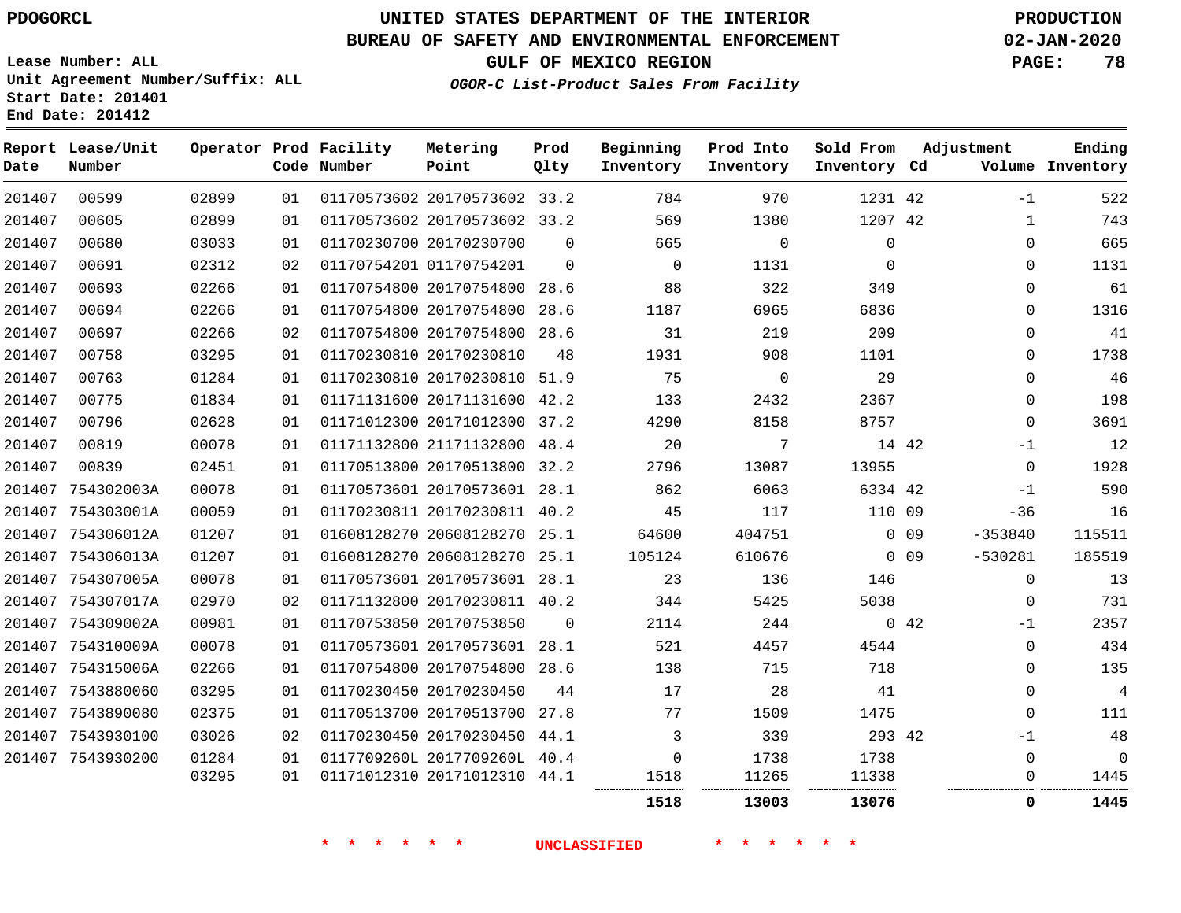PDOGORCL

# UNITED STATES DEPARTMENT OF THE INTERIOR
## BUREAU OF SAFETY AND ENVIRONMENTAL ENFORCEMENT
### GULF OF MEXICO REGION

*OGOR-C List-Product Sales From Facility*

PRODUCTION
02-JAN-2020

Lease Number: ALL
Unit Agreement Number/Suffix: ALL
Start Date: 201401
End Date: 201412

| Report Date | Lease/Unit Number | Operator | Prod Code | Facility Number | Metering Point | Prod Qlty | Beginning Inventory | Prod Into Inventory | Sold From Inventory | Adjustment Cd | Volume | Ending Inventory |
|---|---|---|---|---|---|---|---|---|---|---|---|---|
| 201407 | 00599 | 02899 | 01 | 01170573602 | 20170573602 | 33.2 | 784 | 970 | 1231 | 42 | -1 | 522 |
| 201407 | 00605 | 02899 | 01 | 01170573602 | 20170573602 | 33.2 | 569 | 1380 | 1207 | 42 | 1 | 743 |
| 201407 | 00680 | 03033 | 01 | 01170230700 | 20170230700 | 0 | 665 | 0 | 0 | | 0 | 665 |
| 201407 | 00691 | 02312 | 02 | 01170754201 | 01170754201 | 0 | 0 | 1131 | 0 | | 0 | 1131 |
| 201407 | 00693 | 02266 | 01 | 01170754800 | 20170754800 | 28.6 | 88 | 322 | 349 | | 0 | 61 |
| 201407 | 00694 | 02266 | 01 | 01170754800 | 20170754800 | 28.6 | 1187 | 6965 | 6836 | | 0 | 1316 |
| 201407 | 00697 | 02266 | 02 | 01170754800 | 20170754800 | 28.6 | 31 | 219 | 209 | | 0 | 41 |
| 201407 | 00758 | 03295 | 01 | 01170230810 | 20170230810 | 48 | 1931 | 908 | 1101 | | 0 | 1738 |
| 201407 | 00763 | 01284 | 01 | 01170230810 | 20170230810 | 51.9 | 75 | 0 | 29 | | 0 | 46 |
| 201407 | 00775 | 01834 | 01 | 01171131600 | 20171131600 | 42.2 | 133 | 2432 | 2367 | | 0 | 198 |
| 201407 | 00796 | 02628 | 01 | 01171012300 | 20171012300 | 37.2 | 4290 | 8158 | 8757 | | 0 | 3691 |
| 201407 | 00819 | 00078 | 01 | 01171132800 | 21171132800 | 48.4 | 20 | 7 | 14 | 42 | -1 | 12 |
| 201407 | 00839 | 02451 | 01 | 01170513800 | 20170513800 | 32.2 | 2796 | 13087 | 13955 | | 0 | 1928 |
| 201407 | 754302003A | 00078 | 01 | 01170573601 | 20170573601 | 28.1 | 862 | 6063 | 6334 | 42 | -1 | 590 |
| 201407 | 754303001A | 00059 | 01 | 01170230811 | 20170230811 | 40.2 | 45 | 117 | 110 | 09 | -36 | 16 |
| 201407 | 754306012A | 01207 | 01 | 01608128270 | 20608128270 | 25.1 | 64600 | 404751 | 0 | 09 | -353840 | 115511 |
| 201407 | 754306013A | 01207 | 01 | 01608128270 | 20608128270 | 25.1 | 105124 | 610676 | 0 | 09 | -530281 | 185519 |
| 201407 | 754307005A | 00078 | 01 | 01170573601 | 20170573601 | 28.1 | 23 | 136 | 146 | | 0 | 13 |
| 201407 | 754307017A | 02970 | 02 | 01171132800 | 20170230811 | 40.2 | 344 | 5425 | 5038 | | 0 | 731 |
| 201407 | 754309002A | 00981 | 01 | 01170753850 | 20170753850 | 0 | 2114 | 244 | 0 | 42 | -1 | 2357 |
| 201407 | 754310009A | 00078 | 01 | 01170573601 | 20170573601 | 28.1 | 521 | 4457 | 4544 | | 0 | 434 |
| 201407 | 754315006A | 02266 | 01 | 01170754800 | 20170754800 | 28.6 | 138 | 715 | 718 | | 0 | 135 |
| 201407 | 7543880060 | 03295 | 01 | 01170230450 | 20170230450 | 44 | 17 | 28 | 41 | | 0 | 4 |
| 201407 | 7543890080 | 02375 | 01 | 01170513700 | 20170513700 | 27.8 | 77 | 1509 | 1475 | | 0 | 111 |
| 201407 | 7543930100 | 03026 | 02 | 01170230450 | 20170230450 | 44.1 | 3 | 339 | 293 | 42 | -1 | 48 |
| 201407 | 7543930200 | 01284 | 01 | 0117709260L | 2017709260L | 40.4 | 0 | 1738 | 1738 | | 0 | 0 |
| | | 03295 | 01 | 01171012310 | 20171012310 | 44.1 | 1518 | 11265 | 11338 | | 0 | 1445 |
| | | | | | | | **1518** | **13003** | **13076** | | **0** | **1445** |

\* \* \* \* \* \* UNCLASSIFIED \* \* \* \* \* \*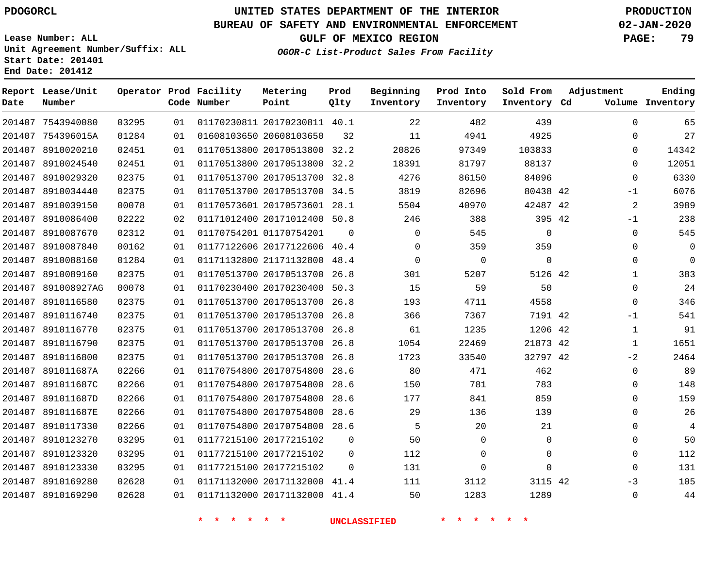PDOGORCL

# UNITED STATES DEPARTMENT OF THE INTERIOR
## BUREAU OF SAFETY AND ENVIRONMENTAL ENFORCEMENT
### GULF OF MEXICO REGION
*OGOR-C List-Product Sales From Facility*

PRODUCTION
02-JAN-2020

Lease Number: ALL
Unit Agreement Number/Suffix: ALL
Start Date: 201401
End Date: 201412

| Report Date | Lease/Unit Number | Operator | Prod Code | Facility Number | Metering Point | Prod Qlty | Beginning Inventory | Prod Into Inventory | Sold From Inventory | Adjustment Cd | Volume | Ending Inventory |
|---|---|---|---|---|---|---|---|---|---|---|---|---|
| 201407 | 7543940080 | 03295 | 01 | 01170230811 | 20170230811 | 40.1 | 22 | 482 | 439 | | 0 | 65 |
| 201407 | 754396015A | 01284 | 01 | 01608103650 | 20608103650 | 32 | 11 | 4941 | 4925 | | 0 | 27 |
| 201407 | 8910020210 | 02451 | 01 | 01170513800 | 20170513800 | 32.2 | 20826 | 97349 | 103833 | | 0 | 14342 |
| 201407 | 8910024540 | 02451 | 01 | 01170513800 | 20170513800 | 32.2 | 18391 | 81797 | 88137 | | 0 | 12051 |
| 201407 | 8910029320 | 02375 | 01 | 01170513700 | 20170513700 | 32.8 | 4276 | 86150 | 84096 | | 0 | 6330 |
| 201407 | 8910034440 | 02375 | 01 | 01170513700 | 20170513700 | 34.5 | 3819 | 82696 | 80438 | 42 | -1 | 6076 |
| 201407 | 8910039150 | 00078 | 01 | 01170573601 | 20170573601 | 28.1 | 5504 | 40970 | 42487 | 42 | 2 | 3989 |
| 201407 | 8910086400 | 02222 | 02 | 01171012400 | 20171012400 | 50.8 | 246 | 388 | 395 | 42 | -1 | 238 |
| 201407 | 8910087670 | 02312 | 01 | 01170754201 | 01170754201 | 0 | 0 | 545 | 0 | | 0 | 545 |
| 201407 | 8910087840 | 00162 | 01 | 01177122606 | 20177122606 | 40.4 | 0 | 359 | 359 | | 0 | 0 |
| 201407 | 8910088160 | 01284 | 01 | 01171132800 | 21171132800 | 48.4 | 0 | 0 | 0 | | 0 | 0 |
| 201407 | 8910089160 | 02375 | 01 | 01170513700 | 20170513700 | 26.8 | 301 | 5207 | 5126 | 42 | 1 | 383 |
| 201407 | 891008927AG | 00078 | 01 | 01170230400 | 20170230400 | 50.3 | 15 | 59 | 50 | | 0 | 24 |
| 201407 | 8910116580 | 02375 | 01 | 01170513700 | 20170513700 | 26.8 | 193 | 4711 | 4558 | | 0 | 346 |
| 201407 | 8910116740 | 02375 | 01 | 01170513700 | 20170513700 | 26.8 | 366 | 7367 | 7191 | 42 | -1 | 541 |
| 201407 | 8910116770 | 02375 | 01 | 01170513700 | 20170513700 | 26.8 | 61 | 1235 | 1206 | 42 | 1 | 91 |
| 201407 | 8910116790 | 02375 | 01 | 01170513700 | 20170513700 | 26.8 | 1054 | 22469 | 21873 | 42 | 1 | 1651 |
| 201407 | 8910116800 | 02375 | 01 | 01170513700 | 20170513700 | 26.8 | 1723 | 33540 | 32797 | 42 | -2 | 2464 |
| 201407 | 891011687A | 02266 | 01 | 01170754800 | 20170754800 | 28.6 | 80 | 471 | 462 | | 0 | 89 |
| 201407 | 891011687C | 02266 | 01 | 01170754800 | 20170754800 | 28.6 | 150 | 781 | 783 | | 0 | 148 |
| 201407 | 891011687D | 02266 | 01 | 01170754800 | 20170754800 | 28.6 | 177 | 841 | 859 | | 0 | 159 |
| 201407 | 891011687E | 02266 | 01 | 01170754800 | 20170754800 | 28.6 | 29 | 136 | 139 | | 0 | 26 |
| 201407 | 8910117330 | 02266 | 01 | 01170754800 | 20170754800 | 28.6 | 5 | 20 | 21 | | 0 | 4 |
| 201407 | 8910123270 | 03295 | 01 | 01177215100 | 20177215102 | 0 | 50 | 0 | 0 | | 0 | 50 |
| 201407 | 8910123320 | 03295 | 01 | 01177215100 | 20177215102 | 0 | 112 | 0 | 0 | | 0 | 112 |
| 201407 | 8910123330 | 03295 | 01 | 01177215100 | 20177215102 | 0 | 131 | 0 | 0 | | 0 | 131 |
| 201407 | 8910169280 | 02628 | 01 | 01171132000 | 20171132000 | 41.4 | 111 | 3112 | 3115 | 42 | -3 | 105 |
| 201407 | 8910169290 | 02628 | 01 | 01171132000 | 20171132000 | 41.4 | 50 | 1283 | 1289 | | 0 | 44 |

\* \* \* \* \* \* UNCLASSIFIED \* \* \* \* \* \*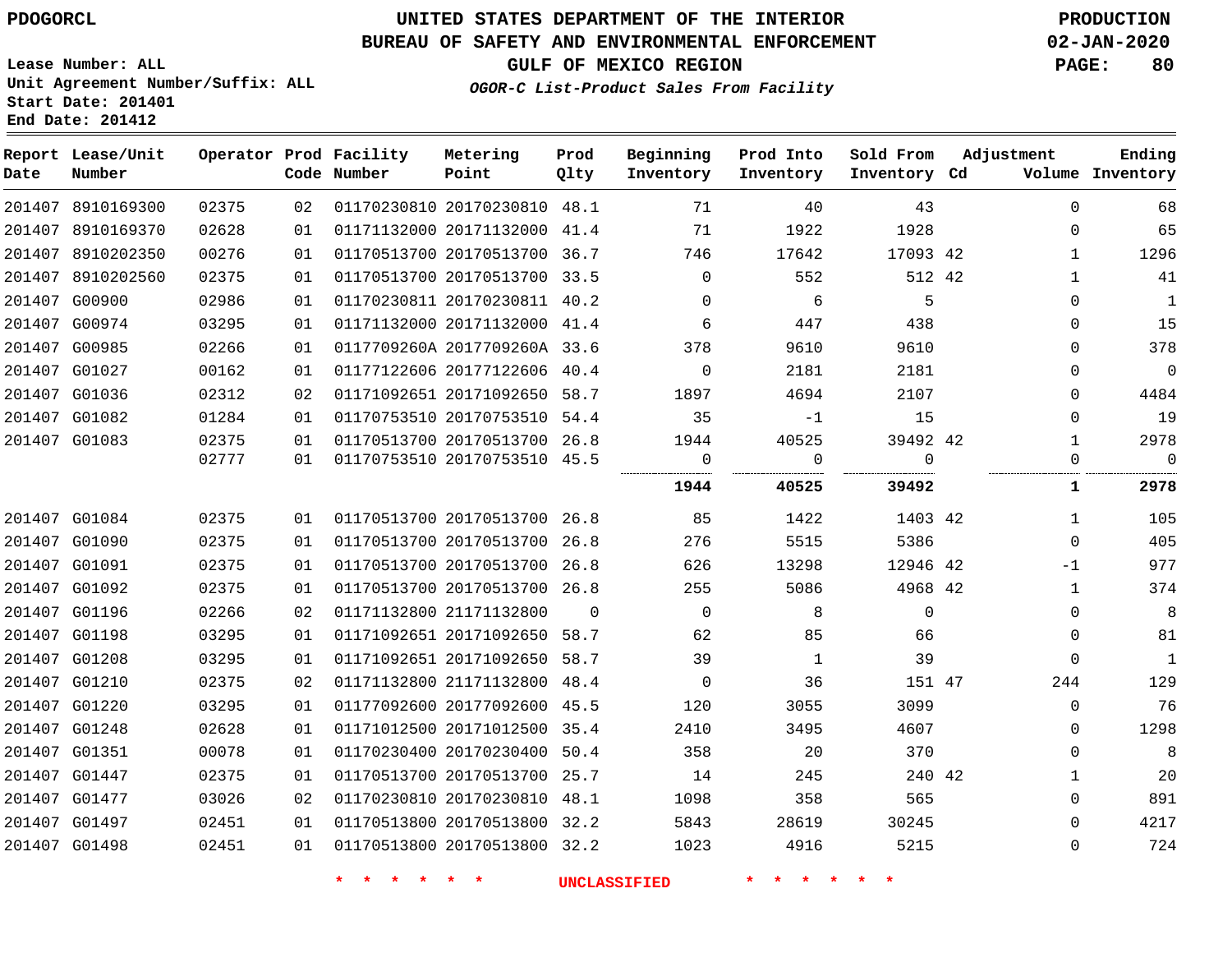PDOGORCL

# UNITED STATES DEPARTMENT OF THE INTERIOR
## BUREAU OF SAFETY AND ENVIRONMENTAL ENFORCEMENT
### GULF OF MEXICO REGION
*OGOR-C List-Product Sales From Facility*

PRODUCTION
02-JAN-2020

Lease Number: ALL
Unit Agreement Number/Suffix: ALL
Start Date: 201401
End Date: 201412

| Report Date | Lease/Unit Number | Operator | Prod Code | Facility Number | Metering Point | Prod Qlty | Beginning Inventory | Prod Into Inventory | Sold From Inventory | Adjustment Cd | Volume | Ending Inventory |
|---|---|---|---|---|---|---|---|---|---|---|---|---|
| 201407 | 8910169300 | 02375 | 02 | 01170230810 | 20170230810 | 48.1 | 71 | 40 | 43 | | 0 | 68 |
| 201407 | 8910169370 | 02628 | 01 | 01171132000 | 20171132000 | 41.4 | 71 | 1922 | 1928 | | 0 | 65 |
| 201407 | 8910202350 | 00276 | 01 | 01170513700 | 20170513700 | 36.7 | 746 | 17642 | 17093 | 42 | 1 | 1296 |
| 201407 | 8910202560 | 02375 | 01 | 01170513700 | 20170513700 | 33.5 | 0 | 552 | 512 | 42 | 1 | 41 |
| 201407 | G00900 | 02986 | 01 | 01170230811 | 20170230811 | 40.2 | 0 | 6 | 5 | | 0 | 1 |
| 201407 | G00974 | 03295 | 01 | 01171132000 | 20171132000 | 41.4 | 6 | 447 | 438 | | 0 | 15 |
| 201407 | G00985 | 02266 | 01 | 0117709260A | 2017709260A | 33.6 | 378 | 9610 | 9610 | | 0 | 378 |
| 201407 | G01027 | 00162 | 01 | 01177122606 | 20177122606 | 40.4 | 0 | 2181 | 2181 | | 0 | 0 |
| 201407 | G01036 | 02312 | 02 | 01171092651 | 20171092650 | 58.7 | 1897 | 4694 | 2107 | | 0 | 4484 |
| 201407 | G01082 | 01284 | 01 | 01170753510 | 20170753510 | 54.4 | 35 | -1 | 15 | | 0 | 19 |
| 201407 | G01083 | 02375 | 01 | 01170513700 | 20170513700 | 26.8 | 1944 | 40525 | 39492 | 42 | 1 | 2978 |
| | | 02777 | 01 | 01170753510 | 20170753510 | 45.5 | 0 | 0 | 0 | | 0 | 0 |
| | | | | | | | **1944** | **40525** | **39492** | | **1** | **2978** |
| 201407 | G01084 | 02375 | 01 | 01170513700 | 20170513700 | 26.8 | 85 | 1422 | 1403 | 42 | 1 | 105 |
| 201407 | G01090 | 02375 | 01 | 01170513700 | 20170513700 | 26.8 | 276 | 5515 | 5386 | | 0 | 405 |
| 201407 | G01091 | 02375 | 01 | 01170513700 | 20170513700 | 26.8 | 626 | 13298 | 12946 | 42 | -1 | 977 |
| 201407 | G01092 | 02375 | 01 | 01170513700 | 20170513700 | 26.8 | 255 | 5086 | 4968 | 42 | 1 | 374 |
| 201407 | G01196 | 02266 | 02 | 01171132800 | 21171132800 | 0 | 0 | 8 | 0 | | 0 | 8 |
| 201407 | G01198 | 03295 | 01 | 01171092651 | 20171092650 | 58.7 | 62 | 85 | 66 | | 0 | 81 |
| 201407 | G01208 | 03295 | 01 | 01171092651 | 20171092650 | 58.7 | 39 | 1 | 39 | | 0 | 1 |
| 201407 | G01210 | 02375 | 02 | 01171132800 | 21171132800 | 48.4 | 0 | 36 | 151 | 47 | 244 | 129 |
| 201407 | G01220 | 03295 | 01 | 01177092600 | 20177092600 | 45.5 | 120 | 3055 | 3099 | | 0 | 76 |
| 201407 | G01248 | 02628 | 01 | 01171012500 | 20171012500 | 35.4 | 2410 | 3495 | 4607 | | 0 | 1298 |
| 201407 | G01351 | 00078 | 01 | 01170230400 | 20170230400 | 50.4 | 358 | 20 | 370 | | 0 | 8 |
| 201407 | G01447 | 02375 | 01 | 01170513700 | 20170513700 | 25.7 | 14 | 245 | 240 | 42 | 1 | 20 |
| 201407 | G01477 | 03026 | 02 | 01170230810 | 20170230810 | 48.1 | 1098 | 358 | 565 | | 0 | 891 |
| 201407 | G01497 | 02451 | 01 | 01170513800 | 20170513800 | 32.2 | 5843 | 28619 | 30245 | | 0 | 4217 |
| 201407 | G01498 | 02451 | 01 | 01170513800 | 20170513800 | 32.2 | 1023 | 4916 | 5215 | | 0 | 724 |

* * * * * * UNCLASSIFIED * * * * * *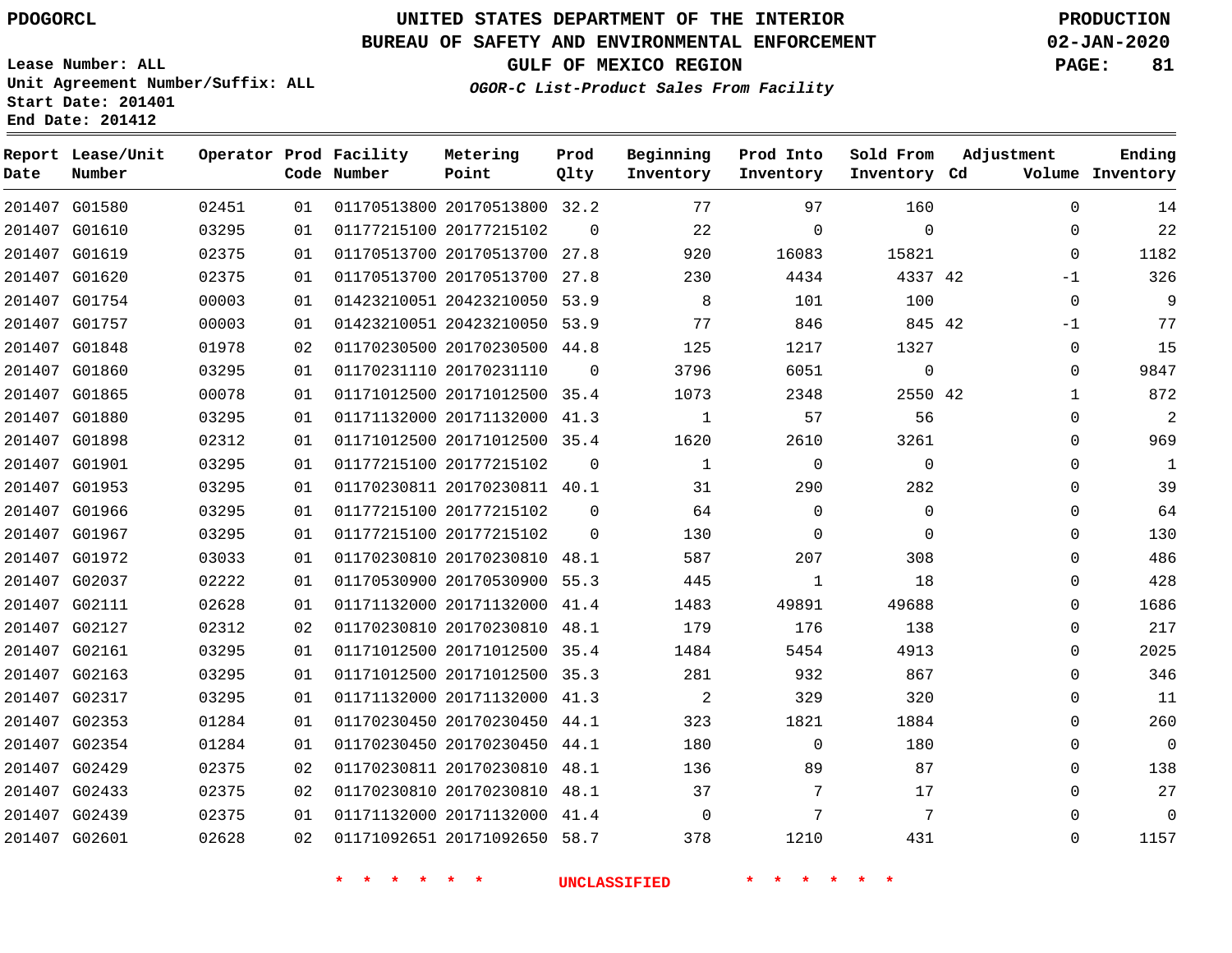# UNITED STATES DEPARTMENT OF THE INTERIOR
## BUREAU OF SAFETY AND ENVIRONMENTAL ENFORCEMENT
### GULF OF MEXICO REGION
*OGOR-C List-Product Sales From Facility*

PDOGORCL

PRODUCTION
02-JAN-2020

Lease Number: ALL
Unit Agreement Number/Suffix: ALL
Start Date: 201401
End Date: 201412

| Report Date | Lease/Unit Number | Operator | Prod Code | Facility Number | Metering Point | Prod Qlty | Beginning Inventory | Prod Into Inventory | Sold From Inventory | Adjustment Cd | Adjustment Volume | Ending Inventory |
|---|---|---|---|---|---|---|---|---|---|---|---|---|
| 201407 | G01580 | 02451 | 01 | 01170513800 | 20170513800 | 32.2 | 77 | 97 | 160 | | 0 | 14 |
| 201407 | G01610 | 03295 | 01 | 01177215100 | 20177215102 | 0 | 22 | 0 | 0 | | 0 | 22 |
| 201407 | G01619 | 02375 | 01 | 01170513700 | 20170513700 | 27.8 | 920 | 16083 | 15821 | | 0 | 1182 |
| 201407 | G01620 | 02375 | 01 | 01170513700 | 20170513700 | 27.8 | 230 | 4434 | 4337 | 42 | -1 | 326 |
| 201407 | G01754 | 00003 | 01 | 01423210051 | 20423210050 | 53.9 | 8 | 101 | 100 | | 0 | 9 |
| 201407 | G01757 | 00003 | 01 | 01423210051 | 20423210050 | 53.9 | 77 | 846 | 845 | 42 | -1 | 77 |
| 201407 | G01848 | 01978 | 02 | 01170230500 | 20170230500 | 44.8 | 125 | 1217 | 1327 | | 0 | 15 |
| 201407 | G01860 | 03295 | 01 | 01170231110 | 20170231110 | 0 | 3796 | 6051 | 0 | | 0 | 9847 |
| 201407 | G01865 | 00078 | 01 | 01171012500 | 20171012500 | 35.4 | 1073 | 2348 | 2550 | 42 | 1 | 872 |
| 201407 | G01880 | 03295 | 01 | 01171132000 | 20171132000 | 41.3 | 1 | 57 | 56 | | 0 | 2 |
| 201407 | G01898 | 02312 | 01 | 01171012500 | 20171012500 | 35.4 | 1620 | 2610 | 3261 | | 0 | 969 |
| 201407 | G01901 | 03295 | 01 | 01177215100 | 20177215102 | 0 | 1 | 0 | 0 | | 0 | 1 |
| 201407 | G01953 | 03295 | 01 | 01170230811 | 20170230811 | 40.1 | 31 | 290 | 282 | | 0 | 39 |
| 201407 | G01966 | 03295 | 01 | 01177215100 | 20177215102 | 0 | 64 | 0 | 0 | | 0 | 64 |
| 201407 | G01967 | 03295 | 01 | 01177215100 | 20177215102 | 0 | 130 | 0 | 0 | | 0 | 130 |
| 201407 | G01972 | 03033 | 01 | 01170230810 | 20170230810 | 48.1 | 587 | 207 | 308 | | 0 | 486 |
| 201407 | G02037 | 02222 | 01 | 01170530900 | 20170530900 | 55.3 | 445 | 1 | 18 | | 0 | 428 |
| 201407 | G02111 | 02628 | 01 | 01171132000 | 20171132000 | 41.4 | 1483 | 49891 | 49688 | | 0 | 1686 |
| 201407 | G02127 | 02312 | 02 | 01170230810 | 20170230810 | 48.1 | 179 | 176 | 138 | | 0 | 217 |
| 201407 | G02161 | 03295 | 01 | 01171012500 | 20171012500 | 35.4 | 1484 | 5454 | 4913 | | 0 | 2025 |
| 201407 | G02163 | 03295 | 01 | 01171012500 | 20171012500 | 35.3 | 281 | 932 | 867 | | 0 | 346 |
| 201407 | G02317 | 03295 | 01 | 01171132000 | 20171132000 | 41.3 | 2 | 329 | 320 | | 0 | 11 |
| 201407 | G02353 | 01284 | 01 | 01170230450 | 20170230450 | 44.1 | 323 | 1821 | 1884 | | 0 | 260 |
| 201407 | G02354 | 01284 | 01 | 01170230450 | 20170230450 | 44.1 | 180 | 0 | 180 | | 0 | 0 |
| 201407 | G02429 | 02375 | 02 | 01170230811 | 20170230810 | 48.1 | 136 | 89 | 87 | | 0 | 138 |
| 201407 | G02433 | 02375 | 02 | 01170230810 | 20170230810 | 48.1 | 37 | 7 | 17 | | 0 | 27 |
| 201407 | G02439 | 02375 | 01 | 01171132000 | 20171132000 | 41.4 | 0 | 7 | 7 | | 0 | 0 |
| 201407 | G02601 | 02628 | 02 | 01171092651 | 20171092650 | 58.7 | 378 | 1210 | 431 | | 0 | 1157 |

* * * * * * UNCLASSIFIED * * * * * *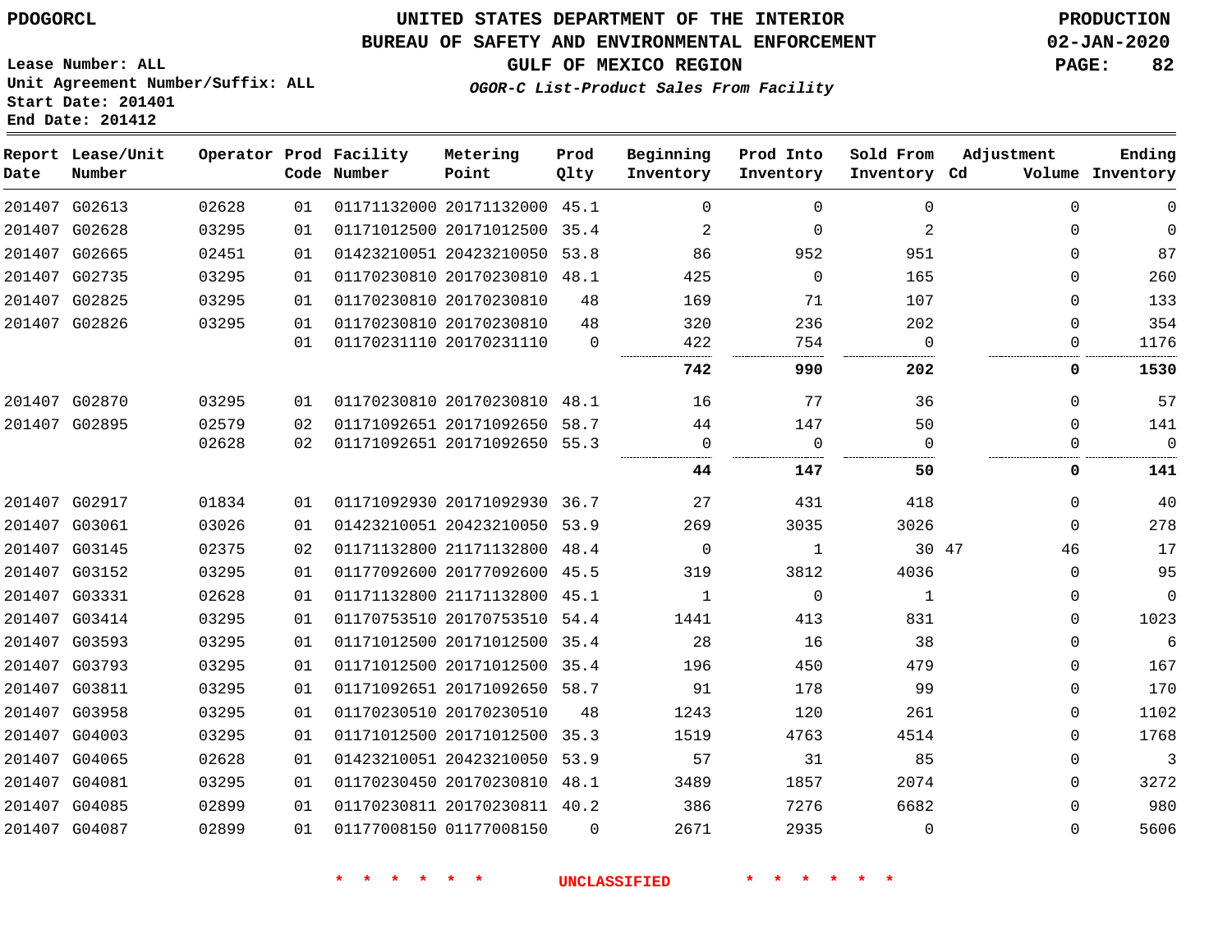PDOGORCL

# UNITED STATES DEPARTMENT OF THE INTERIOR
## BUREAU OF SAFETY AND ENVIRONMENTAL ENFORCEMENT
### GULF OF MEXICO REGION
*OGOR-C List-Product Sales From Facility*

PRODUCTION
02-JAN-2020

Lease Number: ALL
Unit Agreement Number/Suffix: ALL
Start Date: 201401
End Date: 201412

| Report Date | Lease/Unit Number | Operator | Prod Code | Facility Number | Metering Point | Prod Qlty | Beginning Inventory | Prod Into Inventory | Sold From Inventory | Adjustment Cd | Adjustment Volume | Ending Inventory |
|---|---|---|---|---|---|---|---|---|---|---|---|---|
| 201407 | G02613 | 02628 | 01 | 01171132000 | 20171132000 | 45.1 | 0 | 0 | 0 | | 0 | 0 |
| 201407 | G02628 | 03295 | 01 | 01171012500 | 20171012500 | 35.4 | 2 | 0 | 2 | | 0 | 0 |
| 201407 | G02665 | 02451 | 01 | 01423210051 | 20423210050 | 53.8 | 86 | 952 | 951 | | 0 | 87 |
| 201407 | G02735 | 03295 | 01 | 01170230810 | 20170230810 | 48.1 | 425 | 0 | 165 | | 0 | 260 |
| 201407 | G02825 | 03295 | 01 | 01170230810 | 20170230810 | 48 | 169 | 71 | 107 | | 0 | 133 |
| 201407 | G02826 | 03295 | 01 | 01170230810 | 20170230810 | 48 | 320 | 236 | 202 | | 0 | 354 |
| | | | 01 | 01170231110 | 20170231110 | 0 | 422 | 754 | 0 | | 0 | 1176 |
| | | | | | | | **742** | **990** | **202** | | **0** | **1530** |
| 201407 | G02870 | 03295 | 01 | 01170230810 | 20170230810 | 48.1 | 16 | 77 | 36 | | 0 | 57 |
| 201407 | G02895 | 02579 | 02 | 01171092651 | 20171092650 | 58.7 | 44 | 147 | 50 | | 0 | 141 |
| | | 02628 | 02 | 01171092651 | 20171092650 | 55.3 | 0 | 0 | 0 | | 0 | 0 |
| | | | | | | | **44** | **147** | **50** | | **0** | **141** |
| 201407 | G02917 | 01834 | 01 | 01171092930 | 20171092930 | 36.7 | 27 | 431 | 418 | | 0 | 40 |
| 201407 | G03061 | 03026 | 01 | 01423210051 | 20423210050 | 53.9 | 269 | 3035 | 3026 | | 0 | 278 |
| 201407 | G03145 | 02375 | 02 | 01171132800 | 21171132800 | 48.4 | 0 | 1 | 30 | 47 | 46 | 17 |
| 201407 | G03152 | 03295 | 01 | 01177092600 | 20177092600 | 45.5 | 319 | 3812 | 4036 | | 0 | 95 |
| 201407 | G03331 | 02628 | 01 | 01171132800 | 21171132800 | 45.1 | 1 | 0 | 1 | | 0 | 0 |
| 201407 | G03414 | 03295 | 01 | 01170753510 | 20170753510 | 54.4 | 1441 | 413 | 831 | | 0 | 1023 |
| 201407 | G03593 | 03295 | 01 | 01171012500 | 20171012500 | 35.4 | 28 | 16 | 38 | | 0 | 6 |
| 201407 | G03793 | 03295 | 01 | 01171012500 | 20171012500 | 35.4 | 196 | 450 | 479 | | 0 | 167 |
| 201407 | G03811 | 03295 | 01 | 01171092651 | 20171092650 | 58.7 | 91 | 178 | 99 | | 0 | 170 |
| 201407 | G03958 | 03295 | 01 | 01170230510 | 20170230510 | 48 | 1243 | 120 | 261 | | 0 | 1102 |
| 201407 | G04003 | 03295 | 01 | 01171012500 | 20171012500 | 35.3 | 1519 | 4763 | 4514 | | 0 | 1768 |
| 201407 | G04065 | 02628 | 01 | 01423210051 | 20423210050 | 53.9 | 57 | 31 | 85 | | 0 | 3 |
| 201407 | G04081 | 03295 | 01 | 01170230450 | 20170230810 | 48.1 | 3489 | 1857 | 2074 | | 0 | 3272 |
| 201407 | G04085 | 02899 | 01 | 01170230811 | 20170230811 | 40.2 | 386 | 7276 | 6682 | | 0 | 980 |
| 201407 | G04087 | 02899 | 01 | 01177008150 | 01177008150 | 0 | 2671 | 2935 | 0 | | 0 | 5606 |

\* \* \* \* \* \* UNCLASSIFIED \* \* \* \* \* \*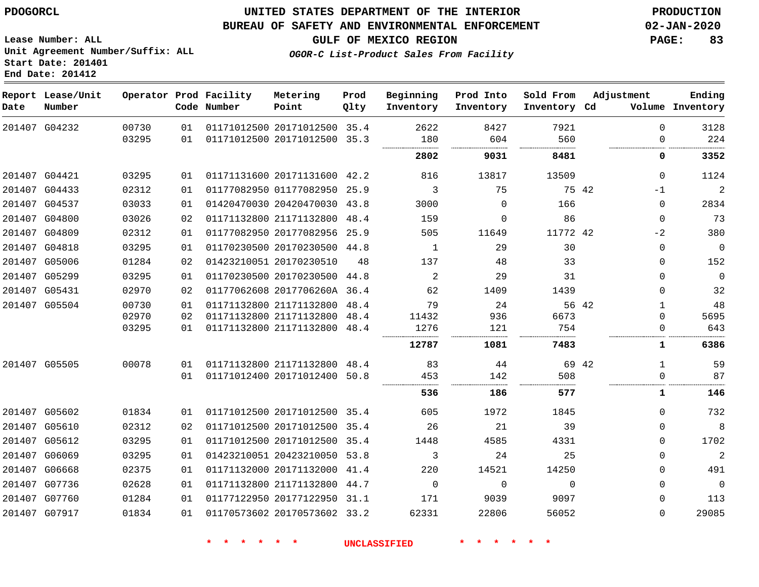PDOGORCL

# UNITED STATES DEPARTMENT OF THE INTERIOR
## BUREAU OF SAFETY AND ENVIRONMENTAL ENFORCEMENT
### GULF OF MEXICO REGION

*OGOR-C List-Product Sales From Facility*

PRODUCTION
02-JAN-2020

Lease Number: ALL
Unit Agreement Number/Suffix: ALL
Start Date: 201401
End Date: 201412

| Report Date | Lease/Unit Number | Operator | Prod Code | Facility Number | Metering Point | Prod Qlty | Beginning Inventory | Prod Into Inventory | Sold From Inventory | Adjustment Cd | Volume | Ending Inventory |
|---|---|---|---|---|---|---|---|---|---|---|---|---|
| 201407 | G04232 | 00730 | 01 | 01171012500 | 20171012500 | 35.4 | 2622 | 8427 | 7921 | | 0 | 3128 |
| | | 03295 | 01 | 01171012500 | 20171012500 | 35.3 | 180 | 604 | 560 | | 0 | 224 |
| | | | | | | | **2802** | **9031** | **8481** | | **0** | **3352** |
| 201407 | G04421 | 03295 | 01 | 01171131600 | 20171131600 | 42.2 | 816 | 13817 | 13509 | | 0 | 1124 |
| 201407 | G04433 | 02312 | 01 | 01177082950 | 01177082950 | 25.9 | 3 | 75 | 75 | 42 | -1 | 2 |
| 201407 | G04537 | 03033 | 01 | 01420470030 | 20420470030 | 43.8 | 3000 | 0 | 166 | | 0 | 2834 |
| 201407 | G04800 | 03026 | 02 | 01171132800 | 21171132800 | 48.4 | 159 | 0 | 86 | | 0 | 73 |
| 201407 | G04809 | 02312 | 01 | 01177082950 | 20177082956 | 25.9 | 505 | 11649 | 11772 | 42 | -2 | 380 |
| 201407 | G04818 | 03295 | 01 | 01170230500 | 20170230500 | 44.8 | 1 | 29 | 30 | | 0 | 0 |
| 201407 | G05006 | 01284 | 02 | 01423210051 | 20170230510 | 48 | 137 | 48 | 33 | | 0 | 152 |
| 201407 | G05299 | 03295 | 01 | 01170230500 | 20170230500 | 44.8 | 2 | 29 | 31 | | 0 | 0 |
| 201407 | G05431 | 02970 | 02 | 01177062608 | 2017706260A | 36.4 | 62 | 1409 | 1439 | | 0 | 32 |
| 201407 | G05504 | 00730 | 01 | 01171132800 | 21171132800 | 48.4 | 79 | 24 | 56 | 42 | 1 | 48 |
| | | 02970 | 02 | 01171132800 | 21171132800 | 48.4 | 11432 | 936 | 6673 | | 0 | 5695 |
| | | 03295 | 01 | 01171132800 | 21171132800 | 48.4 | 1276 | 121 | 754 | | 0 | 643 |
| | | | | | | | **12787** | **1081** | **7483** | | **1** | **6386** |
| 201407 | G05505 | 00078 | 01 | 01171132800 | 21171132800 | 48.4 | 83 | 44 | 69 | 42 | 1 | 59 |
| | | | 01 | 01171012400 | 20171012400 | 50.8 | 453 | 142 | 508 | | 0 | 87 |
| | | | | | | | **536** | **186** | **577** | | **1** | **146** |
| 201407 | G05602 | 01834 | 01 | 01171012500 | 20171012500 | 35.4 | 605 | 1972 | 1845 | | 0 | 732 |
| 201407 | G05610 | 02312 | 02 | 01171012500 | 20171012500 | 35.4 | 26 | 21 | 39 | | 0 | 8 |
| 201407 | G05612 | 03295 | 01 | 01171012500 | 20171012500 | 35.4 | 1448 | 4585 | 4331 | | 0 | 1702 |
| 201407 | G06069 | 03295 | 01 | 01423210051 | 20423210050 | 53.8 | 3 | 24 | 25 | | 0 | 2 |
| 201407 | G06668 | 02375 | 01 | 01171132000 | 20171132000 | 41.4 | 220 | 14521 | 14250 | | 0 | 491 |
| 201407 | G07736 | 02628 | 01 | 01171132800 | 21171132800 | 44.7 | 0 | 0 | 0 | | 0 | 0 |
| 201407 | G07760 | 01284 | 01 | 01177122950 | 20177122950 | 31.1 | 171 | 9039 | 9097 | | 0 | 113 |
| 201407 | G07917 | 01834 | 01 | 01170573602 | 20170573602 | 33.2 | 62331 | 22806 | 56052 | | 0 | 29085 |

* * * * * * UNCLASSIFIED * * * * * *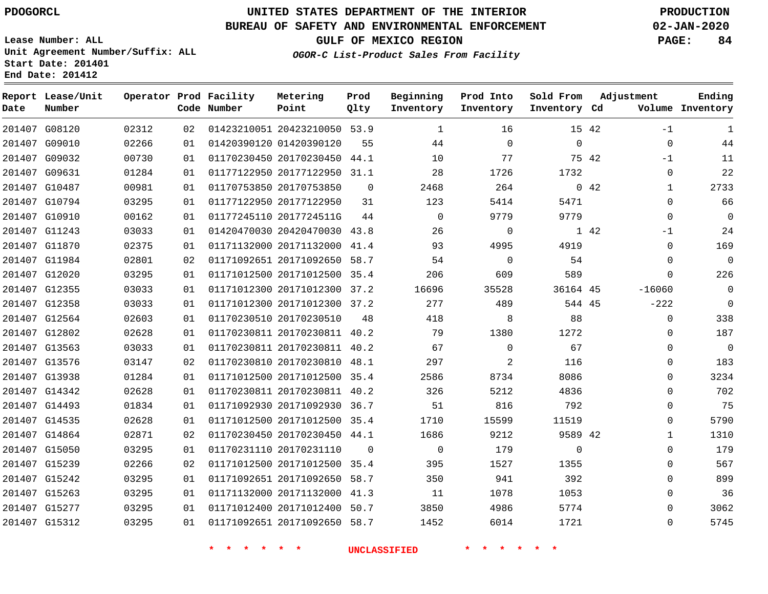PDOGORCL

# UNITED STATES DEPARTMENT OF THE INTERIOR
## BUREAU OF SAFETY AND ENVIRONMENTAL ENFORCEMENT
### GULF OF MEXICO REGION
*OGOR-C List-Product Sales From Facility*

PRODUCTION
02-JAN-2020

Lease Number: ALL
Unit Agreement Number/Suffix: ALL
Start Date: 201401
End Date: 201412

| Report Date | Lease/Unit Number | Operator | Prod Code | Facility Number | Metering Point | Prod Qlty | Beginning Inventory | Prod Into Inventory | Sold From Inventory | Adjustment Cd | Adjustment Volume | Ending Inventory |
|---|---|---|---|---|---|---|---|---|---|---|---|---|
| 201407 | G08120 | 02312 | 02 | 01423210051 | 20423210050 | 53.9 | 1 | 16 | 15 | 42 | -1 | 1 |
| 201407 | G09010 | 02266 | 01 | 01420390120 | 01420390120 | 55 | 44 | 0 | 0 | | 0 | 44 |
| 201407 | G09032 | 00730 | 01 | 01170230450 | 20170230450 | 44.1 | 10 | 77 | 75 | 42 | -1 | 11 |
| 201407 | G09631 | 01284 | 01 | 01177122950 | 20177122950 | 31.1 | 28 | 1726 | 1732 | | 0 | 22 |
| 201407 | G10487 | 00981 | 01 | 01170753850 | 20170753850 | 0 | 2468 | 264 | 0 | 42 | 1 | 2733 |
| 201407 | G10794 | 03295 | 01 | 01177122950 | 20177122950 | 31 | 123 | 5414 | 5471 | | 0 | 66 |
| 201407 | G10910 | 00162 | 01 | 01177245110 | 2017724511G | 44 | 0 | 9779 | 9779 | | 0 | 0 |
| 201407 | G11243 | 03033 | 01 | 01420470030 | 20420470030 | 43.8 | 26 | 0 | 1 | 42 | -1 | 24 |
| 201407 | G11870 | 02375 | 01 | 01171132000 | 20171132000 | 41.4 | 93 | 4995 | 4919 | | 0 | 169 |
| 201407 | G11984 | 02801 | 02 | 01171092651 | 20171092650 | 58.7 | 54 | 0 | 54 | | 0 | 0 |
| 201407 | G12020 | 03295 | 01 | 01171012500 | 20171012500 | 35.4 | 206 | 609 | 589 | | 0 | 226 |
| 201407 | G12355 | 03033 | 01 | 01171012300 | 20171012300 | 37.2 | 16696 | 35528 | 36164 | 45 | -16060 | 0 |
| 201407 | G12358 | 03033 | 01 | 01171012300 | 20171012300 | 37.2 | 277 | 489 | 544 | 45 | -222 | 0 |
| 201407 | G12564 | 02603 | 01 | 01170230510 | 20170230510 | 48 | 418 | 8 | 88 | | 0 | 338 |
| 201407 | G12802 | 02628 | 01 | 01170230811 | 20170230811 | 40.2 | 79 | 1380 | 1272 | | 0 | 187 |
| 201407 | G13563 | 03033 | 01 | 01170230811 | 20170230811 | 40.2 | 67 | 0 | 67 | | 0 | 0 |
| 201407 | G13576 | 03147 | 02 | 01170230810 | 20170230810 | 48.1 | 297 | 2 | 116 | | 0 | 183 |
| 201407 | G13938 | 01284 | 01 | 01171012500 | 20171012500 | 35.4 | 2586 | 8734 | 8086 | | 0 | 3234 |
| 201407 | G14342 | 02628 | 01 | 01170230811 | 20170230811 | 40.2 | 326 | 5212 | 4836 | | 0 | 702 |
| 201407 | G14493 | 01834 | 01 | 01171092930 | 20171092930 | 36.7 | 51 | 816 | 792 | | 0 | 75 |
| 201407 | G14535 | 02628 | 01 | 01171012500 | 20171012500 | 35.4 | 1710 | 15599 | 11519 | | 0 | 5790 |
| 201407 | G14864 | 02871 | 02 | 01170230450 | 20170230450 | 44.1 | 1686 | 9212 | 9589 | 42 | 1 | 1310 |
| 201407 | G15050 | 03295 | 01 | 01170231110 | 20170231110 | 0 | 0 | 179 | 0 | | 0 | 179 |
| 201407 | G15239 | 02266 | 02 | 01171012500 | 20171012500 | 35.4 | 395 | 1527 | 1355 | | 0 | 567 |
| 201407 | G15242 | 03295 | 01 | 01171092651 | 20171092650 | 58.7 | 350 | 941 | 392 | | 0 | 899 |
| 201407 | G15263 | 03295 | 01 | 01171132000 | 20171132000 | 41.3 | 11 | 1078 | 1053 | | 0 | 36 |
| 201407 | G15277 | 03295 | 01 | 01171012400 | 20171012400 | 50.7 | 3850 | 4986 | 5774 | | 0 | 3062 |
| 201407 | G15312 | 03295 | 01 | 01171092651 | 20171092650 | 58.7 | 1452 | 6014 | 1721 | | 0 | 5745 |

\* \* \* \* \* \* UNCLASSIFIED \* \* \* \* \* \*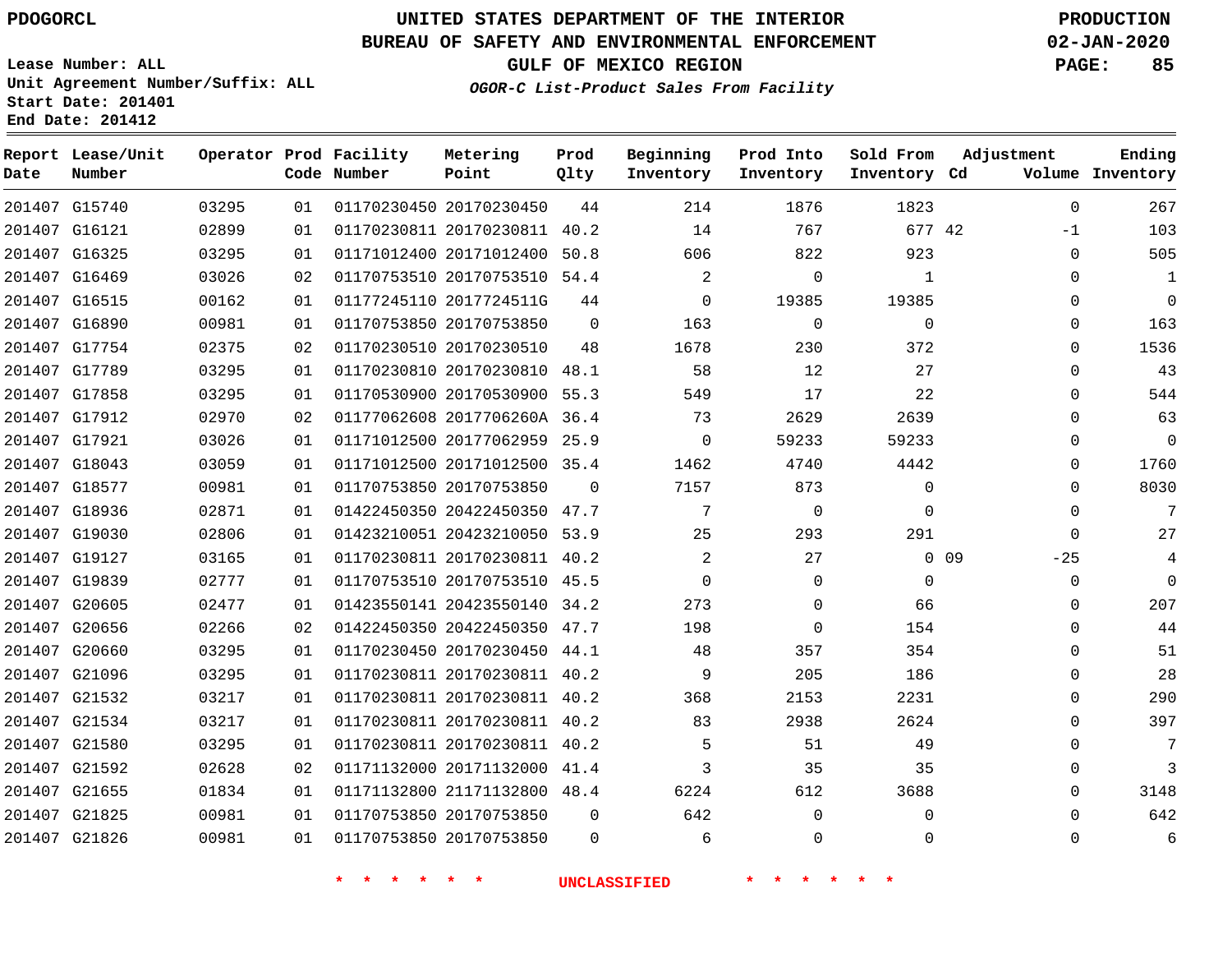PDOGORCL

# UNITED STATES DEPARTMENT OF THE INTERIOR
## BUREAU OF SAFETY AND ENVIRONMENTAL ENFORCEMENT
### GULF OF MEXICO REGION
*OGOR-C List-Product Sales From Facility*

PRODUCTION
02-JAN-2020

Lease Number: ALL
Unit Agreement Number/Suffix: ALL
Start Date: 201401
End Date: 201412

| Report Date | Lease/Unit Number | Operator | Prod Code | Facility Number | Metering Point | Prod Qlty | Beginning Inventory | Prod Into Inventory | Sold From Inventory | Adjustment Cd | Adjustment Volume | Ending Inventory |
|---|---|---|---|---|---|---|---|---|---|---|---|---|
| 201407 | G15740 | 03295 | 01 | 01170230450 | 20170230450 | 44 | 214 | 1876 | 1823 | | 0 | 267 |
| 201407 | G16121 | 02899 | 01 | 01170230811 | 20170230811 | 40.2 | 14 | 767 | 677 | 42 | -1 | 103 |
| 201407 | G16325 | 03295 | 01 | 01171012400 | 20171012400 | 50.8 | 606 | 822 | 923 | | 0 | 505 |
| 201407 | G16469 | 03026 | 02 | 01170753510 | 20170753510 | 54.4 | 2 | 0 | 1 | | 0 | 1 |
| 201407 | G16515 | 00162 | 01 | 01177245110 | 2017724511G | 44 | 0 | 19385 | 19385 | | 0 | 0 |
| 201407 | G16890 | 00981 | 01 | 01170753850 | 20170753850 | 0 | 163 | 0 | 0 | | 0 | 163 |
| 201407 | G17754 | 02375 | 02 | 01170230510 | 20170230510 | 48 | 1678 | 230 | 372 | | 0 | 1536 |
| 201407 | G17789 | 03295 | 01 | 01170230810 | 20170230810 | 48.1 | 58 | 12 | 27 | | 0 | 43 |
| 201407 | G17858 | 03295 | 01 | 01170530900 | 20170530900 | 55.3 | 549 | 17 | 22 | | 0 | 544 |
| 201407 | G17912 | 02970 | 02 | 01177062608 | 2017706260A | 36.4 | 73 | 2629 | 2639 | | 0 | 63 |
| 201407 | G17921 | 03026 | 01 | 01171012500 | 20177062959 | 25.9 | 0 | 59233 | 59233 | | 0 | 0 |
| 201407 | G18043 | 03059 | 01 | 01171012500 | 20171012500 | 35.4 | 1462 | 4740 | 4442 | | 0 | 1760 |
| 201407 | G18577 | 00981 | 01 | 01170753850 | 20170753850 | 0 | 7157 | 873 | 0 | | 0 | 8030 |
| 201407 | G18936 | 02871 | 01 | 01422450350 | 20422450350 | 47.7 | 7 | 0 | 0 | | 0 | 7 |
| 201407 | G19030 | 02806 | 01 | 01423210051 | 20423210050 | 53.9 | 25 | 293 | 291 | | 0 | 27 |
| 201407 | G19127 | 03165 | 01 | 01170230811 | 20170230811 | 40.2 | 2 | 27 | 0 | 09 | -25 | 4 |
| 201407 | G19839 | 02777 | 01 | 01170753510 | 20170753510 | 45.5 | 0 | 0 | 0 | | 0 | 0 |
| 201407 | G20605 | 02477 | 01 | 01423550141 | 20423550140 | 34.2 | 273 | 0 | 66 | | 0 | 207 |
| 201407 | G20656 | 02266 | 02 | 01422450350 | 20422450350 | 47.7 | 198 | 0 | 154 | | 0 | 44 |
| 201407 | G20660 | 03295 | 01 | 01170230450 | 20170230450 | 44.1 | 48 | 357 | 354 | | 0 | 51 |
| 201407 | G21096 | 03295 | 01 | 01170230811 | 20170230811 | 40.2 | 9 | 205 | 186 | | 0 | 28 |
| 201407 | G21532 | 03217 | 01 | 01170230811 | 20170230811 | 40.2 | 368 | 2153 | 2231 | | 0 | 290 |
| 201407 | G21534 | 03217 | 01 | 01170230811 | 20170230811 | 40.2 | 83 | 2938 | 2624 | | 0 | 397 |
| 201407 | G21580 | 03295 | 01 | 01170230811 | 20170230811 | 40.2 | 5 | 51 | 49 | | 0 | 7 |
| 201407 | G21592 | 02628 | 02 | 01171132000 | 20171132000 | 41.4 | 3 | 35 | 35 | | 0 | 3 |
| 201407 | G21655 | 01834 | 01 | 01171132800 | 21171132800 | 48.4 | 6224 | 612 | 3688 | | 0 | 3148 |
| 201407 | G21825 | 00981 | 01 | 01170753850 | 20170753850 | 0 | 642 | 0 | 0 | | 0 | 642 |
| 201407 | G21826 | 00981 | 01 | 01170753850 | 20170753850 | 0 | 6 | 0 | 0 | | 0 | 6 |

* * * * * * UNCLASSIFIED * * * * * *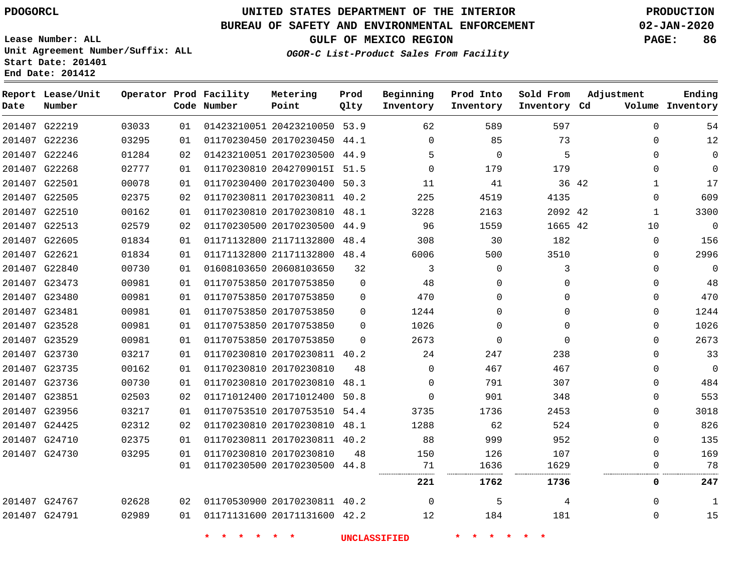# UNITED STATES DEPARTMENT OF THE INTERIOR
## BUREAU OF SAFETY AND ENVIRONMENTAL ENFORCEMENT
### GULF OF MEXICO REGION
*OGOR-C List-Product Sales From Facility*

PDOGORCL

PRODUCTION 02-JAN-2020

Lease Number: ALL
Unit Agreement Number/Suffix: ALL
Start Date: 201401
End Date: 201412

| Report Date | Lease/Unit Number | Operator | Prod Code | Facility Number | Metering Point | Prod Qlty | Beginning Inventory | Prod Into Inventory | Sold From Inventory | Adjustment Cd | Adjustment Volume | Ending Inventory |
|---|---|---|---|---|---|---|---|---|---|---|---|---|
| 201407 | G22219 | 03033 | 01 | 01423210051 | 20423210050 | 53.9 | 62 | 589 | 597 | | 0 | 54 |
| 201407 | G22236 | 03295 | 01 | 01170230450 | 20170230450 | 44.1 | 0 | 85 | 73 | | 0 | 12 |
| 201407 | G22246 | 01284 | 02 | 01423210051 | 20170230500 | 44.9 | 5 | 0 | 5 | | 0 | 0 |
| 201407 | G22268 | 02777 | 01 | 01170230810 | 2042709015I | 51.5 | 0 | 179 | 179 | | 0 | 0 |
| 201407 | G22501 | 00078 | 01 | 01170230400 | 20170230400 | 50.3 | 11 | 41 | 36 | 42 | 1 | 17 |
| 201407 | G22505 | 02375 | 02 | 01170230811 | 20170230811 | 40.2 | 225 | 4519 | 4135 | | 0 | 609 |
| 201407 | G22510 | 00162 | 01 | 01170230810 | 20170230810 | 48.1 | 3228 | 2163 | 2092 | 42 | 1 | 3300 |
| 201407 | G22513 | 02579 | 02 | 01170230500 | 20170230500 | 44.9 | 96 | 1559 | 1665 | 42 | 10 | 0 |
| 201407 | G22605 | 01834 | 01 | 01171132800 | 21171132800 | 48.4 | 308 | 30 | 182 | | 0 | 156 |
| 201407 | G22621 | 01834 | 01 | 01171132800 | 21171132800 | 48.4 | 6006 | 500 | 3510 | | 0 | 2996 |
| 201407 | G22840 | 00730 | 01 | 01608103650 | 20608103650 | 32 | 3 | 0 | 3 | | 0 | 0 |
| 201407 | G23473 | 00981 | 01 | 01170753850 | 20170753850 | 0 | 48 | 0 | 0 | | 0 | 48 |
| 201407 | G23480 | 00981 | 01 | 01170753850 | 20170753850 | 0 | 470 | 0 | 0 | | 0 | 470 |
| 201407 | G23481 | 00981 | 01 | 01170753850 | 20170753850 | 0 | 1244 | 0 | 0 | | 0 | 1244 |
| 201407 | G23528 | 00981 | 01 | 01170753850 | 20170753850 | 0 | 1026 | 0 | 0 | | 0 | 1026 |
| 201407 | G23529 | 00981 | 01 | 01170753850 | 20170753850 | 0 | 2673 | 0 | 0 | | 0 | 2673 |
| 201407 | G23730 | 03217 | 01 | 01170230810 | 20170230811 | 40.2 | 24 | 247 | 238 | | 0 | 33 |
| 201407 | G23735 | 00162 | 01 | 01170230810 | 20170230810 | 48 | 0 | 467 | 467 | | 0 | 0 |
| 201407 | G23736 | 00730 | 01 | 01170230810 | 20170230810 | 48.1 | 0 | 791 | 307 | | 0 | 484 |
| 201407 | G23851 | 02503 | 02 | 01171012400 | 20171012400 | 50.8 | 0 | 901 | 348 | | 0 | 553 |
| 201407 | G23956 | 03217 | 01 | 01170753510 | 20170753510 | 54.4 | 3735 | 1736 | 2453 | | 0 | 3018 |
| 201407 | G24425 | 02312 | 02 | 01170230810 | 20170230810 | 48.1 | 1288 | 62 | 524 | | 0 | 826 |
| 201407 | G24710 | 02375 | 01 | 01170230811 | 20170230811 | 40.2 | 88 | 999 | 952 | | 0 | 135 |
| 201407 | G24730 | 03295 | 01 | 01170230810 | 20170230810 | 48 | 150 | 126 | 107 | | 0 | 169 |
| | | | 01 | 01170230500 | 20170230500 | 44.8 | 71 | 1636 | 1629 | | 0 | 78 |
| | | | | | | | **221** | **1762** | **1736** | | **0** | **247** |
| 201407 | G24767 | 02628 | 02 | 01170530900 | 20170230811 | 40.2 | 0 | 5 | 4 | | 0 | 1 |
| 201407 | G24791 | 02989 | 01 | 01171131600 | 20171131600 | 42.2 | 12 | 184 | 181 | | 0 | 15 |

\* \* \* \* \* \* UNCLASSIFIED \* \* \* \* \* \*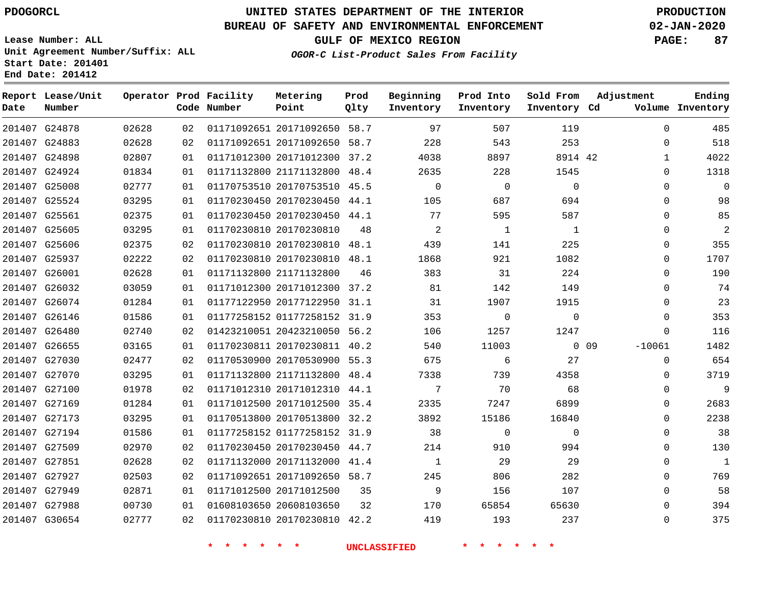PDOGORCL

# UNITED STATES DEPARTMENT OF THE INTERIOR
## BUREAU OF SAFETY AND ENVIRONMENTAL ENFORCEMENT
### GULF OF MEXICO REGION
*OGOR-C List-Product Sales From Facility*

PRODUCTION
02-JAN-2020

Lease Number: ALL
Unit Agreement Number/Suffix: ALL
Start Date: 201401
End Date: 201412

| Report Date | Lease/Unit Number | Operator | Prod Code | Facility Number | Metering Point | Prod Qlty | Beginning Inventory | Prod Into Inventory | Sold From Inventory | Adjustment Cd | Volume | Ending Inventory |
|---|---|---|---|---|---|---|---|---|---|---|---|---|
| 201407 | G24878 | 02628 | 02 | 01171092651 | 20171092650 | 58.7 | 97 | 507 | 119 | | 0 | 485 |
| 201407 | G24883 | 02628 | 02 | 01171092651 | 20171092650 | 58.7 | 228 | 543 | 253 | | 0 | 518 |
| 201407 | G24898 | 02807 | 01 | 01171012300 | 20171012300 | 37.2 | 4038 | 8897 | 8914 | 42 | 1 | 4022 |
| 201407 | G24924 | 01834 | 01 | 01171132800 | 21171132800 | 48.4 | 2635 | 228 | 1545 | | 0 | 1318 |
| 201407 | G25008 | 02777 | 01 | 01170753510 | 20170753510 | 45.5 | 0 | 0 | 0 | | 0 | 0 |
| 201407 | G25524 | 03295 | 01 | 01170230450 | 20170230450 | 44.1 | 105 | 687 | 694 | | 0 | 98 |
| 201407 | G25561 | 02375 | 01 | 01170230450 | 20170230450 | 44.1 | 77 | 595 | 587 | | 0 | 85 |
| 201407 | G25605 | 03295 | 01 | 01170230810 | 20170230810 | 48 | 2 | 1 | 1 | | 0 | 2 |
| 201407 | G25606 | 02375 | 02 | 01170230810 | 20170230810 | 48.1 | 439 | 141 | 225 | | 0 | 355 |
| 201407 | G25937 | 02222 | 02 | 01170230810 | 20170230810 | 48.1 | 1868 | 921 | 1082 | | 0 | 1707 |
| 201407 | G26001 | 02628 | 01 | 01171132800 | 21171132800 | 46 | 383 | 31 | 224 | | 0 | 190 |
| 201407 | G26032 | 03059 | 01 | 01171012300 | 20171012300 | 37.2 | 81 | 142 | 149 | | 0 | 74 |
| 201407 | G26074 | 01284 | 01 | 01177122950 | 20177122950 | 31.1 | 31 | 1907 | 1915 | | 0 | 23 |
| 201407 | G26146 | 01586 | 01 | 01177258152 | 01177258152 | 31.9 | 353 | 0 | 0 | | 0 | 353 |
| 201407 | G26480 | 02740 | 02 | 01423210051 | 20423210050 | 56.2 | 106 | 1257 | 1247 | | 0 | 116 |
| 201407 | G26655 | 03165 | 01 | 01170230811 | 20170230811 | 40.2 | 540 | 11003 | 0 | 09 | -10061 | 1482 |
| 201407 | G27030 | 02477 | 02 | 01170530900 | 20170530900 | 55.3 | 675 | 6 | 27 | | 0 | 654 |
| 201407 | G27070 | 03295 | 01 | 01171132800 | 21171132800 | 48.4 | 7338 | 739 | 4358 | | 0 | 3719 |
| 201407 | G27100 | 01978 | 02 | 01171012310 | 20171012310 | 44.1 | 7 | 70 | 68 | | 0 | 9 |
| 201407 | G27169 | 01284 | 01 | 01171012500 | 20171012500 | 35.4 | 2335 | 7247 | 6899 | | 0 | 2683 |
| 201407 | G27173 | 03295 | 01 | 01170513800 | 20170513800 | 32.2 | 3892 | 15186 | 16840 | | 0 | 2238 |
| 201407 | G27194 | 01586 | 01 | 01177258152 | 01177258152 | 31.9 | 38 | 0 | 0 | | 0 | 38 |
| 201407 | G27509 | 02970 | 02 | 01170230450 | 20170230450 | 44.7 | 214 | 910 | 994 | | 0 | 130 |
| 201407 | G27851 | 02628 | 02 | 01171132000 | 20171132000 | 41.4 | 1 | 29 | 29 | | 0 | 1 |
| 201407 | G27927 | 02503 | 02 | 01171092651 | 20171092650 | 58.7 | 245 | 806 | 282 | | 0 | 769 |
| 201407 | G27949 | 02871 | 01 | 01171012500 | 20171012500 | 35 | 9 | 156 | 107 | | 0 | 58 |
| 201407 | G27988 | 00730 | 01 | 01608103650 | 20608103650 | 32 | 170 | 65854 | 65630 | | 0 | 394 |
| 201407 | G30654 | 02777 | 02 | 01170230810 | 20170230810 | 42.2 | 419 | 193 | 237 | | 0 | 375 |

* * * * * * UNCLASSIFIED * * * * * *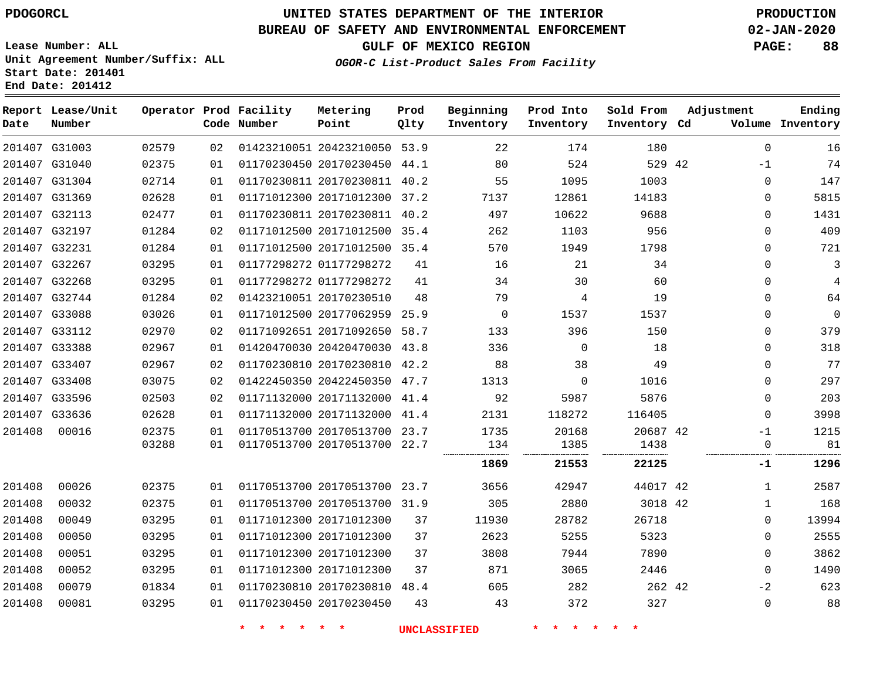PDOGORCL

# UNITED STATES DEPARTMENT OF THE INTERIOR
## BUREAU OF SAFETY AND ENVIRONMENTAL ENFORCEMENT
### GULF OF MEXICO REGION
*OGOR-C List-Product Sales From Facility*

PRODUCTION
02-JAN-2020

Lease Number: ALL
Unit Agreement Number/Suffix: ALL
Start Date: 201401
End Date: 201412

| Report Date | Lease/Unit Number | Operator | Prod Code | Facility Number | Metering Point | Prod Qlty | Beginning Inventory | Prod Into Inventory | Sold From Inventory | Adjustment Cd | Volume | Ending Inventory |
|---|---|---|---|---|---|---|---|---|---|---|---|---|
| 201407 | G31003 | 02579 | 02 | 01423210051 | 20423210050 | 53.9 | 22 | 174 | 180 | | 0 | 16 |
| 201407 | G31040 | 02375 | 01 | 01170230450 | 20170230450 | 44.1 | 80 | 524 | 529 | 42 | -1 | 74 |
| 201407 | G31304 | 02714 | 01 | 01170230811 | 20170230811 | 40.2 | 55 | 1095 | 1003 | | 0 | 147 |
| 201407 | G31369 | 02628 | 01 | 01171012300 | 20171012300 | 37.2 | 7137 | 12861 | 14183 | | 0 | 5815 |
| 201407 | G32113 | 02477 | 01 | 01170230811 | 20170230811 | 40.2 | 497 | 10622 | 9688 | | 0 | 1431 |
| 201407 | G32197 | 01284 | 02 | 01171012500 | 20171012500 | 35.4 | 262 | 1103 | 956 | | 0 | 409 |
| 201407 | G32231 | 01284 | 01 | 01171012500 | 20171012500 | 35.4 | 570 | 1949 | 1798 | | 0 | 721 |
| 201407 | G32267 | 03295 | 01 | 01177298272 | 01177298272 | 41 | 16 | 21 | 34 | | 0 | 3 |
| 201407 | G32268 | 03295 | 01 | 01177298272 | 01177298272 | 41 | 34 | 30 | 60 | | 0 | 4 |
| 201407 | G32744 | 01284 | 02 | 01423210051 | 20170230510 | 48 | 79 | 4 | 19 | | 0 | 64 |
| 201407 | G33088 | 03026 | 01 | 01171012500 | 20177062959 | 25.9 | 0 | 1537 | 1537 | | 0 | 0 |
| 201407 | G33112 | 02970 | 02 | 01171092651 | 20171092650 | 58.7 | 133 | 396 | 150 | | 0 | 379 |
| 201407 | G33388 | 02967 | 01 | 01420470030 | 20420470030 | 43.8 | 336 | 0 | 18 | | 0 | 318 |
| 201407 | G33407 | 02967 | 02 | 01170230810 | 20170230810 | 42.2 | 88 | 38 | 49 | | 0 | 77 |
| 201407 | G33408 | 03075 | 02 | 01422450350 | 20422450350 | 47.7 | 1313 | 0 | 1016 | | 0 | 297 |
| 201407 | G33596 | 02503 | 02 | 01171132000 | 20171132000 | 41.4 | 92 | 5987 | 5876 | | 0 | 203 |
| 201407 | G33636 | 02628 | 01 | 01171132000 | 20171132000 | 41.4 | 2131 | 118272 | 116405 | | 0 | 3998 |
| 201408 | 00016 | 02375 | 01 | 01170513700 | 20170513700 | 23.7 | 1735 | 20168 | 20687 | 42 | -1 | 1215 |
| | | 03288 | 01 | 01170513700 | 20170513700 | 22.7 | 134 | 1385 | 1438 | | 0 | 81 |
| | | | | | | | **1869** | **21553** | **22125** | | **-1** | **1296** |
| 201408 | 00026 | 02375 | 01 | 01170513700 | 20170513700 | 23.7 | 3656 | 42947 | 44017 | 42 | 1 | 2587 |
| 201408 | 00032 | 02375 | 01 | 01170513700 | 20170513700 | 31.9 | 305 | 2880 | 3018 | 42 | 1 | 168 |
| 201408 | 00049 | 03295 | 01 | 01171012300 | 20171012300 | 37 | 11930 | 28782 | 26718 | | 0 | 13994 |
| 201408 | 00050 | 03295 | 01 | 01171012300 | 20171012300 | 37 | 2623 | 5255 | 5323 | | 0 | 2555 |
| 201408 | 00051 | 03295 | 01 | 01171012300 | 20171012300 | 37 | 3808 | 7944 | 7890 | | 0 | 3862 |
| 201408 | 00052 | 03295 | 01 | 01171012300 | 20171012300 | 37 | 871 | 3065 | 2446 | | 0 | 1490 |
| 201408 | 00079 | 01834 | 01 | 01170230810 | 20170230810 | 48.4 | 605 | 282 | 262 | 42 | -2 | 623 |
| 201408 | 00081 | 03295 | 01 | 01170230450 | 20170230450 | 43 | 43 | 372 | 327 | | 0 | 88 |

* * * * * * UNCLASSIFIED * * * * * *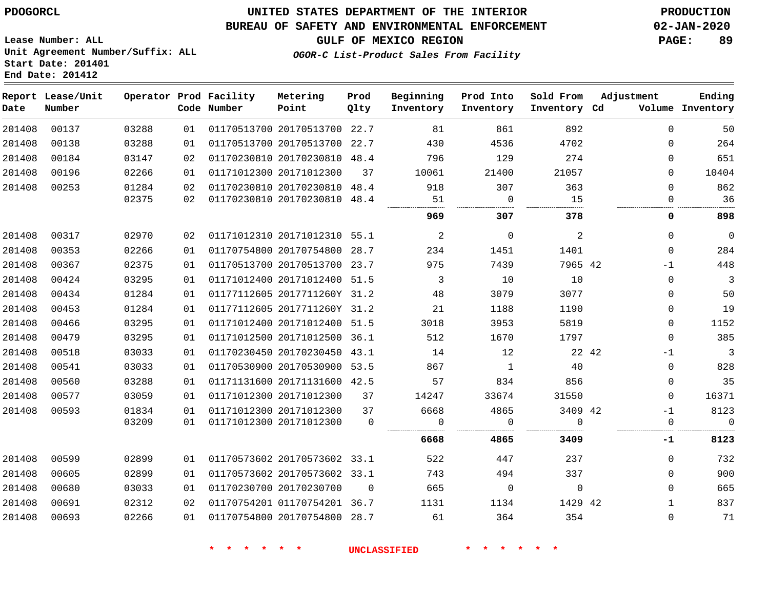PDOGORCL

# UNITED STATES DEPARTMENT OF THE INTERIOR
## BUREAU OF SAFETY AND ENVIRONMENTAL ENFORCEMENT
### GULF OF MEXICO REGION
*OGOR-C List-Product Sales From Facility*

PRODUCTION
02-JAN-2020

Lease Number: ALL
Unit Agreement Number/Suffix: ALL
Start Date: 201401
End Date: 201412

| Report Date | Lease/Unit Number | Operator | Prod Code | Facility Number | Metering Point | Prod Qlty | Beginning Inventory | Prod Into Inventory | Sold From Inventory | Adjustment Cd | Adjustment Volume | Ending Inventory |
|---|---|---|---|---|---|---|---|---|---|---|---|---|
| 201408 | 00137 | 03288 | 01 | 01170513700 | 20170513700 | 22.7 | 81 | 861 | 892 | | 0 | 50 |
| 201408 | 00138 | 03288 | 01 | 01170513700 | 20170513700 | 22.7 | 430 | 4536 | 4702 | | 0 | 264 |
| 201408 | 00184 | 03147 | 02 | 01170230810 | 20170230810 | 48.4 | 796 | 129 | 274 | | 0 | 651 |
| 201408 | 00196 | 02266 | 01 | 01171012300 | 20171012300 | 37 | 10061 | 21400 | 21057 | | 0 | 10404 |
| 201408 | 00253 | 01284 | 02 | 01170230810 | 20170230810 | 48.4 | 918 | 307 | 363 | | 0 | 862 |
| | | 02375 | 02 | 01170230810 | 20170230810 | 48.4 | 51 | 0 | 15 | | 0 | 36 |
| | | | | | | | **969** | **307** | **378** | | **0** | **898** |
| 201408 | 00317 | 02970 | 02 | 01171012310 | 20171012310 | 55.1 | 2 | 0 | 2 | | 0 | 0 |
| 201408 | 00353 | 02266 | 01 | 01170754800 | 20170754800 | 28.7 | 234 | 1451 | 1401 | | 0 | 284 |
| 201408 | 00367 | 02375 | 01 | 01170513700 | 20170513700 | 23.7 | 975 | 7439 | 7965 | 42 | -1 | 448 |
| 201408 | 00424 | 03295 | 01 | 01171012400 | 20171012400 | 51.5 | 3 | 10 | 10 | | 0 | 3 |
| 201408 | 00434 | 01284 | 01 | 01177112605 | 2017711260Y | 31.2 | 48 | 3079 | 3077 | | 0 | 50 |
| 201408 | 00453 | 01284 | 01 | 01177112605 | 2017711260Y | 31.2 | 21 | 1188 | 1190 | | 0 | 19 |
| 201408 | 00466 | 03295 | 01 | 01171012400 | 20171012400 | 51.5 | 3018 | 3953 | 5819 | | 0 | 1152 |
| 201408 | 00479 | 03295 | 01 | 01171012500 | 20171012500 | 36.1 | 512 | 1670 | 1797 | | 0 | 385 |
| 201408 | 00518 | 03033 | 01 | 01170230450 | 20170230450 | 43.1 | 14 | 12 | 22 | 42 | -1 | 3 |
| 201408 | 00541 | 03033 | 01 | 01170530900 | 20170530900 | 53.5 | 867 | 1 | 40 | | 0 | 828 |
| 201408 | 00560 | 03288 | 01 | 01171131600 | 20171131600 | 42.5 | 57 | 834 | 856 | | 0 | 35 |
| 201408 | 00577 | 03059 | 01 | 01171012300 | 20171012300 | 37 | 14247 | 33674 | 31550 | | 0 | 16371 |
| 201408 | 00593 | 01834 | 01 | 01171012300 | 20171012300 | 37 | 6668 | 4865 | 3409 | 42 | -1 | 8123 |
| | | 03209 | 01 | 01171012300 | 20171012300 | 0 | 0 | 0 | 0 | | 0 | 0 |
| | | | | | | | **6668** | **4865** | **3409** | | **-1** | **8123** |
| 201408 | 00599 | 02899 | 01 | 01170573602 | 20170573602 | 33.1 | 522 | 447 | 237 | | 0 | 732 |
| 201408 | 00605 | 02899 | 01 | 01170573602 | 20170573602 | 33.1 | 743 | 494 | 337 | | 0 | 900 |
| 201408 | 00680 | 03033 | 01 | 01170230700 | 20170230700 | 0 | 665 | 0 | 0 | | 0 | 665 |
| 201408 | 00691 | 02312 | 02 | 01170754201 | 01170754201 | 36.7 | 1131 | 1134 | 1429 | 42 | 1 | 837 |
| 201408 | 00693 | 02266 | 01 | 01170754800 | 20170754800 | 28.7 | 61 | 364 | 354 | | 0 | 71 |

\* \* \* \* \* \* UNCLASSIFIED \* \* \* \* \* \*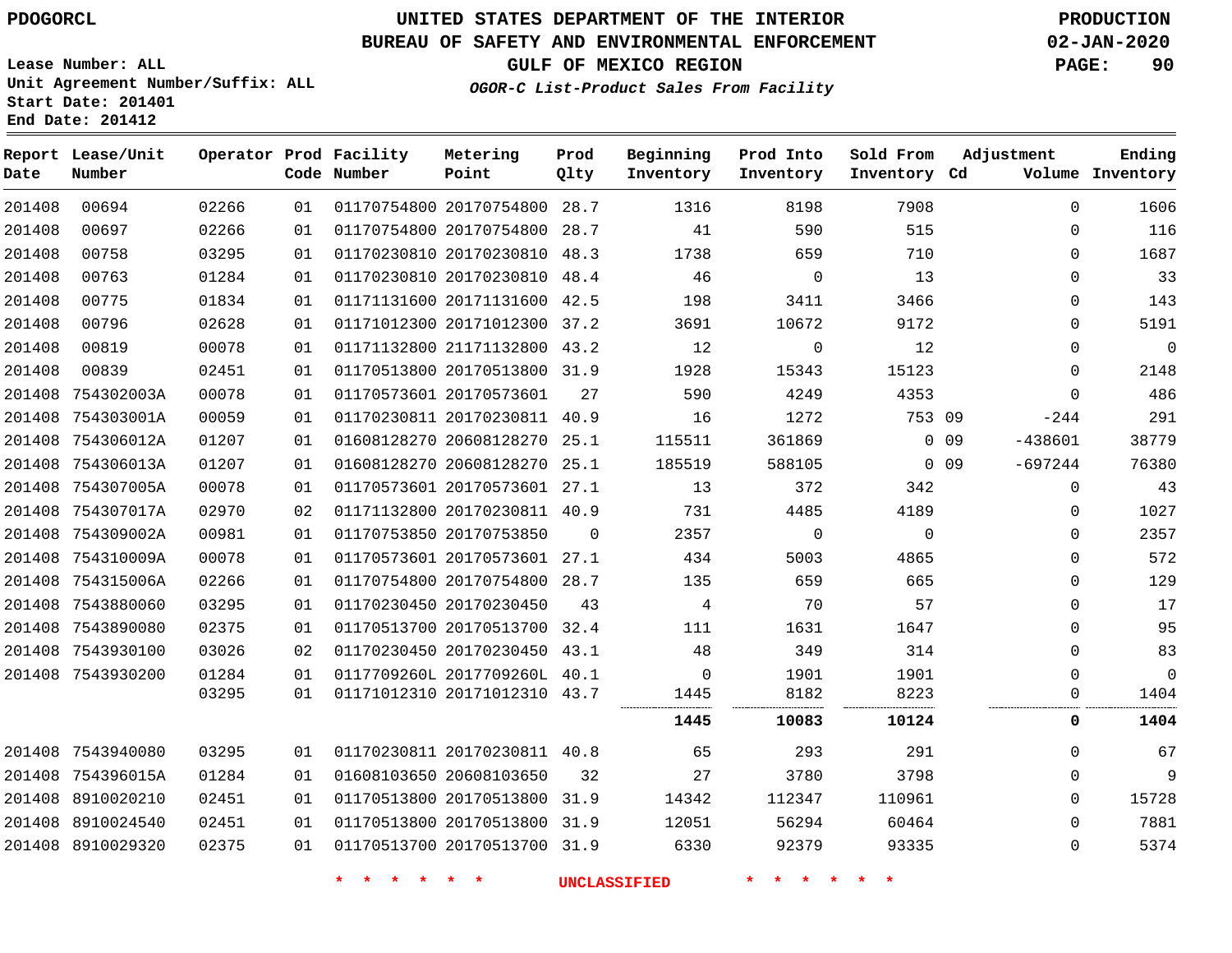PDOGORCL

# UNITED STATES DEPARTMENT OF THE INTERIOR
## BUREAU OF SAFETY AND ENVIRONMENTAL ENFORCEMENT
### GULF OF MEXICO REGION
*OGOR-C List-Product Sales From Facility*

PRODUCTION
02-JAN-2020

Lease Number: ALL
Unit Agreement Number/Suffix: ALL
Start Date: 201401
End Date: 201412

| Report Date | Lease/Unit Number | Operator | Prod Code | Facility Number | Metering Point | Prod Qlty | Beginning Inventory | Prod Into Inventory | Sold From Inventory | Adjustment Cd | Adjustment Volume | Ending Inventory |
|---|---|---|---|---|---|---|---|---|---|---|---|---|
| 201408 | 00694 | 02266 | 01 | 01170754800 | 20170754800 | 28.7 | 1316 | 8198 | 7908 | | 0 | 1606 |
| 201408 | 00697 | 02266 | 01 | 01170754800 | 20170754800 | 28.7 | 41 | 590 | 515 | | 0 | 116 |
| 201408 | 00758 | 03295 | 01 | 01170230810 | 20170230810 | 48.3 | 1738 | 659 | 710 | | 0 | 1687 |
| 201408 | 00763 | 01284 | 01 | 01170230810 | 20170230810 | 48.4 | 46 | 0 | 13 | | 0 | 33 |
| 201408 | 00775 | 01834 | 01 | 01171131600 | 20171131600 | 42.5 | 198 | 3411 | 3466 | | 0 | 143 |
| 201408 | 00796 | 02628 | 01 | 01171012300 | 20171012300 | 37.2 | 3691 | 10672 | 9172 | | 0 | 5191 |
| 201408 | 00819 | 00078 | 01 | 01171132800 | 21171132800 | 43.2 | 12 | 0 | 12 | | 0 | 0 |
| 201408 | 00839 | 02451 | 01 | 01170513800 | 20170513800 | 31.9 | 1928 | 15343 | 15123 | | 0 | 2148 |
| 201408 | 754302003A | 00078 | 01 | 01170573601 | 20170573601 | 27 | 590 | 4249 | 4353 | | 0 | 486 |
| 201408 | 754303001A | 00059 | 01 | 01170230811 | 20170230811 | 40.9 | 16 | 1272 | 753 | 09 | -244 | 291 |
| 201408 | 754306012A | 01207 | 01 | 01608128270 | 20608128270 | 25.1 | 115511 | 361869 | 0 | 09 | -438601 | 38779 |
| 201408 | 754306013A | 01207 | 01 | 01608128270 | 20608128270 | 25.1 | 185519 | 588105 | 0 | 09 | -697244 | 76380 |
| 201408 | 754307005A | 00078 | 01 | 01170573601 | 20170573601 | 27.1 | 13 | 372 | 342 | | 0 | 43 |
| 201408 | 754307017A | 02970 | 02 | 01171132800 | 20170230811 | 40.9 | 731 | 4485 | 4189 | | 0 | 1027 |
| 201408 | 754309002A | 00981 | 01 | 01170753850 | 20170753850 | 0 | 2357 | 0 | 0 | | 0 | 2357 |
| 201408 | 754310009A | 00078 | 01 | 01170573601 | 20170573601 | 27.1 | 434 | 5003 | 4865 | | 0 | 572 |
| 201408 | 754315006A | 02266 | 01 | 01170754800 | 20170754800 | 28.7 | 135 | 659 | 665 | | 0 | 129 |
| 201408 | 7543880060 | 03295 | 01 | 01170230450 | 20170230450 | 43 | 4 | 70 | 57 | | 0 | 17 |
| 201408 | 7543890080 | 02375 | 01 | 01170513700 | 20170513700 | 32.4 | 111 | 1631 | 1647 | | 0 | 95 |
| 201408 | 7543930100 | 03026 | 02 | 01170230450 | 20170230450 | 43.1 | 48 | 349 | 314 | | 0 | 83 |
| 201408 | 7543930200 | 01284 | 01 | 0117709260L | 2017709260L | 40.1 | 0 | 1901 | 1901 | | 0 | 0 |
| | | 03295 | 01 | 01171012310 | 20171012310 | 43.7 | 1445 | 8182 | 8223 | | 0 | 1404 |
| | | | | | | | **1445** | **10083** | **10124** | | **0** | **1404** |
| 201408 | 7543940080 | 03295 | 01 | 01170230811 | 20170230811 | 40.8 | 65 | 293 | 291 | | 0 | 67 |
| 201408 | 754396015A | 01284 | 01 | 01608103650 | 20608103650 | 32 | 27 | 3780 | 3798 | | 0 | 9 |
| 201408 | 8910020210 | 02451 | 01 | 01170513800 | 20170513800 | 31.9 | 14342 | 112347 | 110961 | | 0 | 15728 |
| 201408 | 8910024540 | 02451 | 01 | 01170513800 | 20170513800 | 31.9 | 12051 | 56294 | 60464 | | 0 | 7881 |
| 201408 | 8910029320 | 02375 | 01 | 01170513700 | 20170513700 | 31.9 | 6330 | 92379 | 93335 | | 0 | 5374 |

\* \* \* \* \* \* UNCLASSIFIED \* \* \* \* \* \*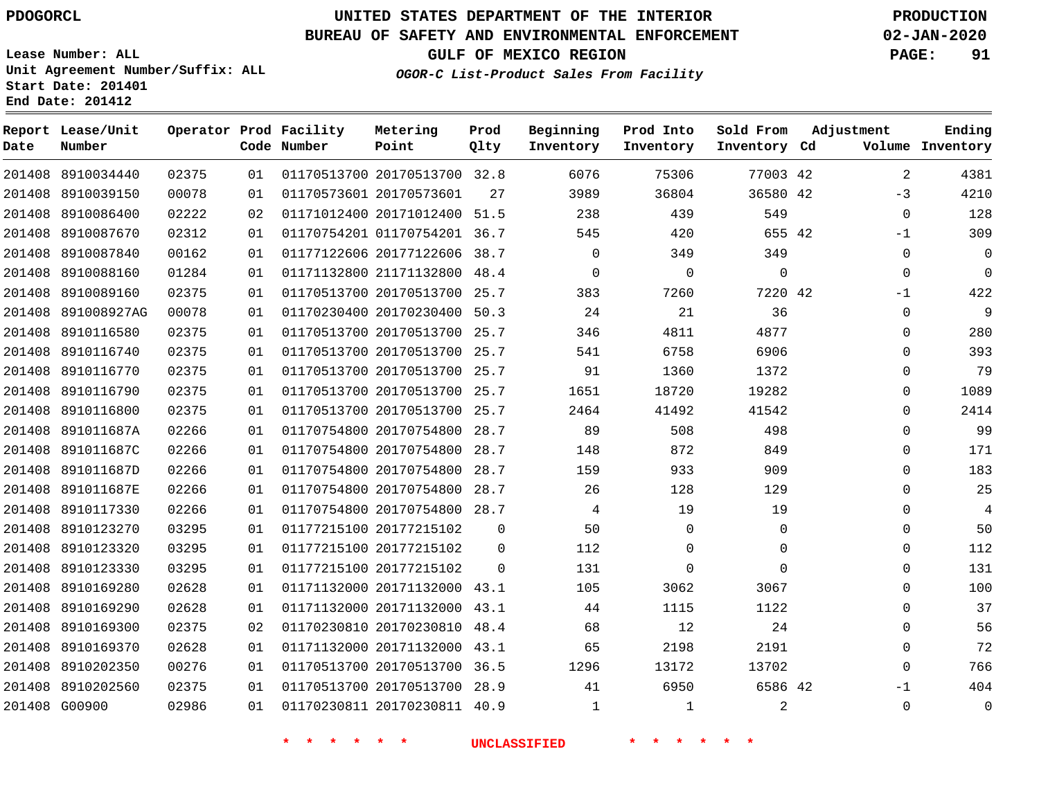PDOGORCL

# UNITED STATES DEPARTMENT OF THE INTERIOR
## BUREAU OF SAFETY AND ENVIRONMENTAL ENFORCEMENT
### GULF OF MEXICO REGION

*OGOR-C List-Product Sales From Facility*

PRODUCTION
02-JAN-2020

Lease Number: ALL
Unit Agreement Number/Suffix: ALL
Start Date: 201401
End Date: 201412

| Report Date | Lease/Unit Number | Operator | Prod Code | Facility Number | Metering Point | Prod Qlty | Beginning Inventory | Prod Into Inventory | Sold From Inventory | Adjustment Cd | Volume | Ending Inventory |
|---|---|---|---|---|---|---|---|---|---|---|---|---|
| 201408 | 8910034440 | 02375 | 01 | 01170513700 | 20170513700 | 32.8 | 6076 | 75306 | 77003 | 42 | 2 | 4381 |
| 201408 | 8910039150 | 00078 | 01 | 01170573601 | 20170573601 | 27 | 3989 | 36804 | 36580 | 42 | -3 | 4210 |
| 201408 | 8910086400 | 02222 | 02 | 01171012400 | 20171012400 | 51.5 | 238 | 439 | 549 | | 0 | 128 |
| 201408 | 8910087670 | 02312 | 01 | 01170754201 | 01170754201 | 36.7 | 545 | 420 | 655 | 42 | -1 | 309 |
| 201408 | 8910087840 | 00162 | 01 | 01177122606 | 20177122606 | 38.7 | 0 | 349 | 349 | | 0 | 0 |
| 201408 | 8910088160 | 01284 | 01 | 01171132800 | 21171132800 | 48.4 | 0 | 0 | 0 | | 0 | 0 |
| 201408 | 8910089160 | 02375 | 01 | 01170513700 | 20170513700 | 25.7 | 383 | 7260 | 7220 | 42 | -1 | 422 |
| 201408 | 891008927AG | 00078 | 01 | 01170230400 | 20170230400 | 50.3 | 24 | 21 | 36 | | 0 | 9 |
| 201408 | 8910116580 | 02375 | 01 | 01170513700 | 20170513700 | 25.7 | 346 | 4811 | 4877 | | 0 | 280 |
| 201408 | 8910116740 | 02375 | 01 | 01170513700 | 20170513700 | 25.7 | 541 | 6758 | 6906 | | 0 | 393 |
| 201408 | 8910116770 | 02375 | 01 | 01170513700 | 20170513700 | 25.7 | 91 | 1360 | 1372 | | 0 | 79 |
| 201408 | 8910116790 | 02375 | 01 | 01170513700 | 20170513700 | 25.7 | 1651 | 18720 | 19282 | | 0 | 1089 |
| 201408 | 8910116800 | 02375 | 01 | 01170513700 | 20170513700 | 25.7 | 2464 | 41492 | 41542 | | 0 | 2414 |
| 201408 | 891011687A | 02266 | 01 | 01170754800 | 20170754800 | 28.7 | 89 | 508 | 498 | | 0 | 99 |
| 201408 | 891011687C | 02266 | 01 | 01170754800 | 20170754800 | 28.7 | 148 | 872 | 849 | | 0 | 171 |
| 201408 | 891011687D | 02266 | 01 | 01170754800 | 20170754800 | 28.7 | 159 | 933 | 909 | | 0 | 183 |
| 201408 | 891011687E | 02266 | 01 | 01170754800 | 20170754800 | 28.7 | 26 | 128 | 129 | | 0 | 25 |
| 201408 | 8910117330 | 02266 | 01 | 01170754800 | 20170754800 | 28.7 | 4 | 19 | 19 | | 0 | 4 |
| 201408 | 8910123270 | 03295 | 01 | 01177215100 | 20177215102 | 0 | 50 | 0 | 0 | | 0 | 50 |
| 201408 | 8910123320 | 03295 | 01 | 01177215100 | 20177215102 | 0 | 112 | 0 | 0 | | 0 | 112 |
| 201408 | 8910123330 | 03295 | 01 | 01177215100 | 20177215102 | 0 | 131 | 0 | 0 | | 0 | 131 |
| 201408 | 8910169280 | 02628 | 01 | 01171132000 | 20171132000 | 43.1 | 105 | 3062 | 3067 | | 0 | 100 |
| 201408 | 8910169290 | 02628 | 01 | 01171132000 | 20171132000 | 43.1 | 44 | 1115 | 1122 | | 0 | 37 |
| 201408 | 8910169300 | 02375 | 02 | 01170230810 | 20170230810 | 48.4 | 68 | 12 | 24 | | 0 | 56 |
| 201408 | 8910169370 | 02628 | 01 | 01171132000 | 20171132000 | 43.1 | 65 | 2198 | 2191 | | 0 | 72 |
| 201408 | 8910202350 | 00276 | 01 | 01170513700 | 20170513700 | 36.5 | 1296 | 13172 | 13702 | | 0 | 766 |
| 201408 | 8910202560 | 02375 | 01 | 01170513700 | 20170513700 | 28.9 | 41 | 6950 | 6586 | 42 | -1 | 404 |
| 201408 | G00900 | 02986 | 01 | 01170230811 | 20170230811 | 40.9 | 1 | 1 | 2 | | 0 | 0 |

\* \* \* \* \* \* UNCLASSIFIED \* \* \* \* \* \*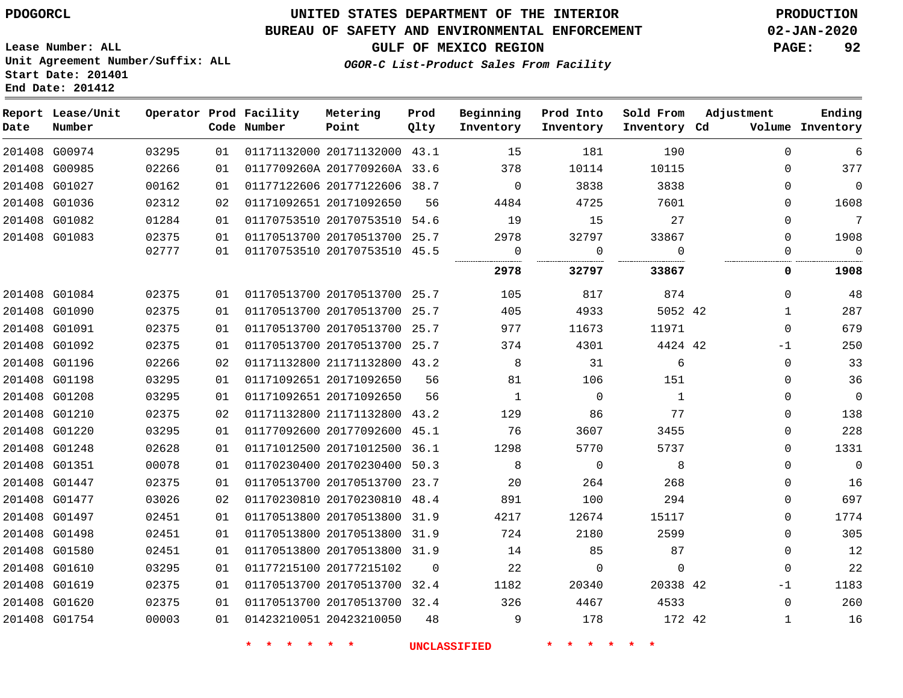PDOGORCL

# UNITED STATES DEPARTMENT OF THE INTERIOR
## BUREAU OF SAFETY AND ENVIRONMENTAL ENFORCEMENT
### GULF OF MEXICO REGION
*OGOR-C List-Product Sales From Facility*

PRODUCTION
02-JAN-2020

Lease Number: ALL
Unit Agreement Number/Suffix: ALL
Start Date: 201401
End Date: 201412

| Report Date | Lease/Unit Number | Operator | Prod Code | Facility Number | Metering Point | Prod Qlty | Beginning Inventory | Prod Into Inventory | Sold From Inventory | Adjustment Cd | Volume | Ending Inventory |
|---|---|---|---|---|---|---|---|---|---|---|---|---|
| 201408 | G00974 | 03295 | 01 | 01171132000 | 20171132000 | 43.1 | 15 | 181 | 190 | | 0 | 6 |
| 201408 | G00985 | 02266 | 01 | 0117709260A | 2017709260A | 33.6 | 378 | 10114 | 10115 | | 0 | 377 |
| 201408 | G01027 | 00162 | 01 | 01177122606 | 20177122606 | 38.7 | 0 | 3838 | 3838 | | 0 | 0 |
| 201408 | G01036 | 02312 | 02 | 01171092651 | 20171092650 | 56 | 4484 | 4725 | 7601 | | 0 | 1608 |
| 201408 | G01082 | 01284 | 01 | 01170753510 | 20170753510 | 54.6 | 19 | 15 | 27 | | 0 | 7 |
| 201408 | G01083 | 02375 | 01 | 01170513700 | 20170513700 | 25.7 | 2978 | 32797 | 33867 | | 0 | 1908 |
| | | 02777 | 01 | 01170753510 | 20170753510 | 45.5 | 0 | 0 | 0 | | 0 | 0 |
| | | | | | | | **2978** | **32797** | **33867** | | **0** | **1908** |
| 201408 | G01084 | 02375 | 01 | 01170513700 | 20170513700 | 25.7 | 105 | 817 | 874 | | 0 | 48 |
| 201408 | G01090 | 02375 | 01 | 01170513700 | 20170513700 | 25.7 | 405 | 4933 | 5052 | 42 | 1 | 287 |
| 201408 | G01091 | 02375 | 01 | 01170513700 | 20170513700 | 25.7 | 977 | 11673 | 11971 | | 0 | 679 |
| 201408 | G01092 | 02375 | 01 | 01170513700 | 20170513700 | 25.7 | 374 | 4301 | 4424 | 42 | -1 | 250 |
| 201408 | G01196 | 02266 | 02 | 01171132800 | 21171132800 | 43.2 | 8 | 31 | 6 | | 0 | 33 |
| 201408 | G01198 | 03295 | 01 | 01171092651 | 20171092650 | 56 | 81 | 106 | 151 | | 0 | 36 |
| 201408 | G01208 | 03295 | 01 | 01171092651 | 20171092650 | 56 | 1 | 0 | 1 | | 0 | 0 |
| 201408 | G01210 | 02375 | 02 | 01171132800 | 21171132800 | 43.2 | 129 | 86 | 77 | | 0 | 138 |
| 201408 | G01220 | 03295 | 01 | 01177092600 | 20177092600 | 45.1 | 76 | 3607 | 3455 | | 0 | 228 |
| 201408 | G01248 | 02628 | 01 | 01171012500 | 20171012500 | 36.1 | 1298 | 5770 | 5737 | | 0 | 1331 |
| 201408 | G01351 | 00078 | 01 | 01170230400 | 20170230400 | 50.3 | 8 | 0 | 8 | | 0 | 0 |
| 201408 | G01447 | 02375 | 01 | 01170513700 | 20170513700 | 23.7 | 20 | 264 | 268 | | 0 | 16 |
| 201408 | G01477 | 03026 | 02 | 01170230810 | 20170230810 | 48.4 | 891 | 100 | 294 | | 0 | 697 |
| 201408 | G01497 | 02451 | 01 | 01170513800 | 20170513800 | 31.9 | 4217 | 12674 | 15117 | | 0 | 1774 |
| 201408 | G01498 | 02451 | 01 | 01170513800 | 20170513800 | 31.9 | 724 | 2180 | 2599 | | 0 | 305 |
| 201408 | G01580 | 02451 | 01 | 01170513800 | 20170513800 | 31.9 | 14 | 85 | 87 | | 0 | 12 |
| 201408 | G01610 | 03295 | 01 | 01177215100 | 20177215102 | 0 | 22 | 0 | 0 | | 0 | 22 |
| 201408 | G01619 | 02375 | 01 | 01170513700 | 20170513700 | 32.4 | 1182 | 20340 | 20338 | 42 | -1 | 1183 |
| 201408 | G01620 | 02375 | 01 | 01170513700 | 20170513700 | 32.4 | 326 | 4467 | 4533 | | 0 | 260 |
| 201408 | G01754 | 00003 | 01 | 01423210051 | 20423210050 | 48 | 9 | 178 | 172 | 42 | 1 | 16 |

* * * * * * UNCLASSIFIED * * * * * *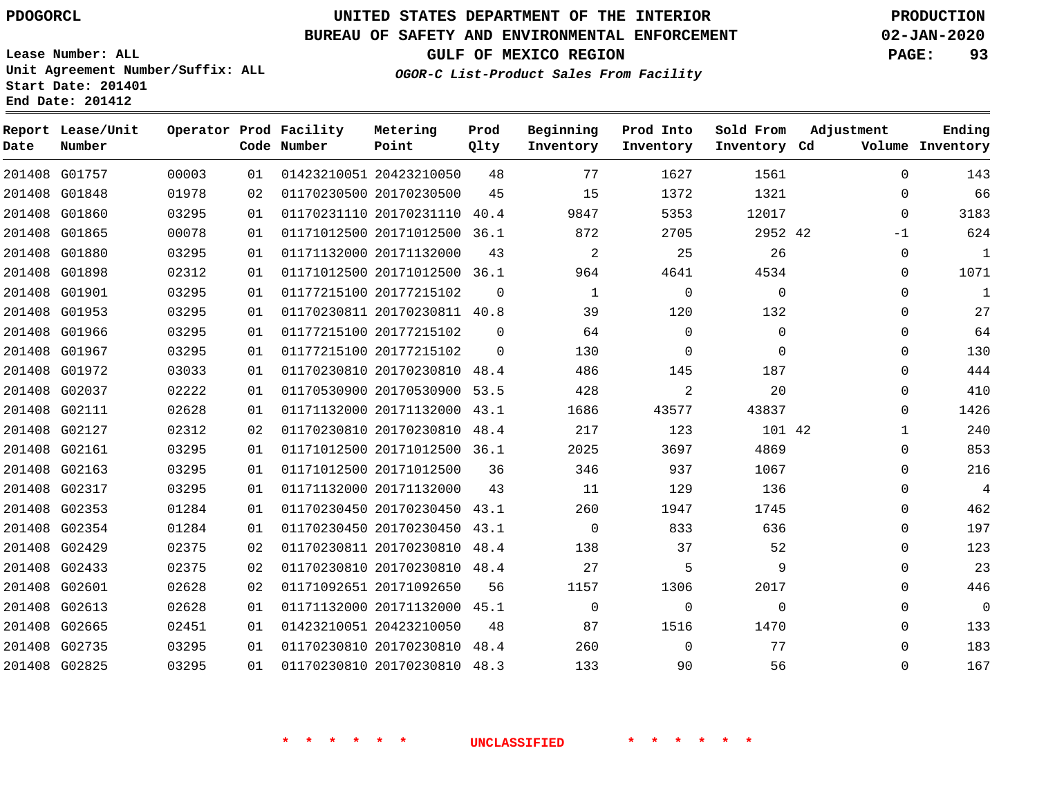PDOGORCL

# UNITED STATES DEPARTMENT OF THE INTERIOR
## BUREAU OF SAFETY AND ENVIRONMENTAL ENFORCEMENT
### GULF OF MEXICO REGION
*OGOR-C List-Product Sales From Facility*

PRODUCTION
02-JAN-2020

Lease Number: ALL
Unit Agreement Number/Suffix: ALL
Start Date: 201401
End Date: 201412

| Report Date | Lease/Unit Number | Operator | Prod Code | Facility Number | Metering Point | Prod Qlty | Beginning Inventory | Prod Into Inventory | Sold From Inventory | Adjustment Cd | Adjustment Volume | Ending Inventory |
|---|---|---|---|---|---|---|---|---|---|---|---|---|
| 201408 | G01757 | 00003 | 01 | 01423210051 | 20423210050 | 48 | 77 | 1627 | 1561 | | 0 | 143 |
| 201408 | G01848 | 01978 | 02 | 01170230500 | 20170230500 | 45 | 15 | 1372 | 1321 | | 0 | 66 |
| 201408 | G01860 | 03295 | 01 | 01170231110 | 20170231110 | 40.4 | 9847 | 5353 | 12017 | | 0 | 3183 |
| 201408 | G01865 | 00078 | 01 | 01171012500 | 20171012500 | 36.1 | 872 | 2705 | 2952 | 42 | -1 | 624 |
| 201408 | G01880 | 03295 | 01 | 01171132000 | 20171132000 | 43 | 2 | 25 | 26 | | 0 | 1 |
| 201408 | G01898 | 02312 | 01 | 01171012500 | 20171012500 | 36.1 | 964 | 4641 | 4534 | | 0 | 1071 |
| 201408 | G01901 | 03295 | 01 | 01177215100 | 20177215102 | 0 | 1 | 0 | 0 | | 0 | 1 |
| 201408 | G01953 | 03295 | 01 | 01170230811 | 20170230811 | 40.8 | 39 | 120 | 132 | | 0 | 27 |
| 201408 | G01966 | 03295 | 01 | 01177215100 | 20177215102 | 0 | 64 | 0 | 0 | | 0 | 64 |
| 201408 | G01967 | 03295 | 01 | 01177215100 | 20177215102 | 0 | 130 | 0 | 0 | | 0 | 130 |
| 201408 | G01972 | 03033 | 01 | 01170230810 | 20170230810 | 48.4 | 486 | 145 | 187 | | 0 | 444 |
| 201408 | G02037 | 02222 | 01 | 01170530900 | 20170530900 | 53.5 | 428 | 2 | 20 | | 0 | 410 |
| 201408 | G02111 | 02628 | 01 | 01171132000 | 20171132000 | 43.1 | 1686 | 43577 | 43837 | | 0 | 1426 |
| 201408 | G02127 | 02312 | 02 | 01170230810 | 20170230810 | 48.4 | 217 | 123 | 101 | 42 | 1 | 240 |
| 201408 | G02161 | 03295 | 01 | 01171012500 | 20171012500 | 36.1 | 2025 | 3697 | 4869 | | 0 | 853 |
| 201408 | G02163 | 03295 | 01 | 01171012500 | 20171012500 | 36 | 346 | 937 | 1067 | | 0 | 216 |
| 201408 | G02317 | 03295 | 01 | 01171132000 | 20171132000 | 43 | 11 | 129 | 136 | | 0 | 4 |
| 201408 | G02353 | 01284 | 01 | 01170230450 | 20170230450 | 43.1 | 260 | 1947 | 1745 | | 0 | 462 |
| 201408 | G02354 | 01284 | 01 | 01170230450 | 20170230450 | 43.1 | 0 | 833 | 636 | | 0 | 197 |
| 201408 | G02429 | 02375 | 02 | 01170230811 | 20170230810 | 48.4 | 138 | 37 | 52 | | 0 | 123 |
| 201408 | G02433 | 02375 | 02 | 01170230810 | 20170230810 | 48.4 | 27 | 5 | 9 | | 0 | 23 |
| 201408 | G02601 | 02628 | 02 | 01171092651 | 20171092650 | 56 | 1157 | 1306 | 2017 | | 0 | 446 |
| 201408 | G02613 | 02628 | 01 | 01171132000 | 20171132000 | 45.1 | 0 | 0 | 0 | | 0 | 0 |
| 201408 | G02665 | 02451 | 01 | 01423210051 | 20423210050 | 48 | 87 | 1516 | 1470 | | 0 | 133 |
| 201408 | G02735 | 03295 | 01 | 01170230810 | 20170230810 | 48.4 | 260 | 0 | 77 | | 0 | 183 |
| 201408 | G02825 | 03295 | 01 | 01170230810 | 20170230810 | 48.3 | 133 | 90 | 56 | | 0 | 167 |

* * * * * * UNCLASSIFIED * * * * * *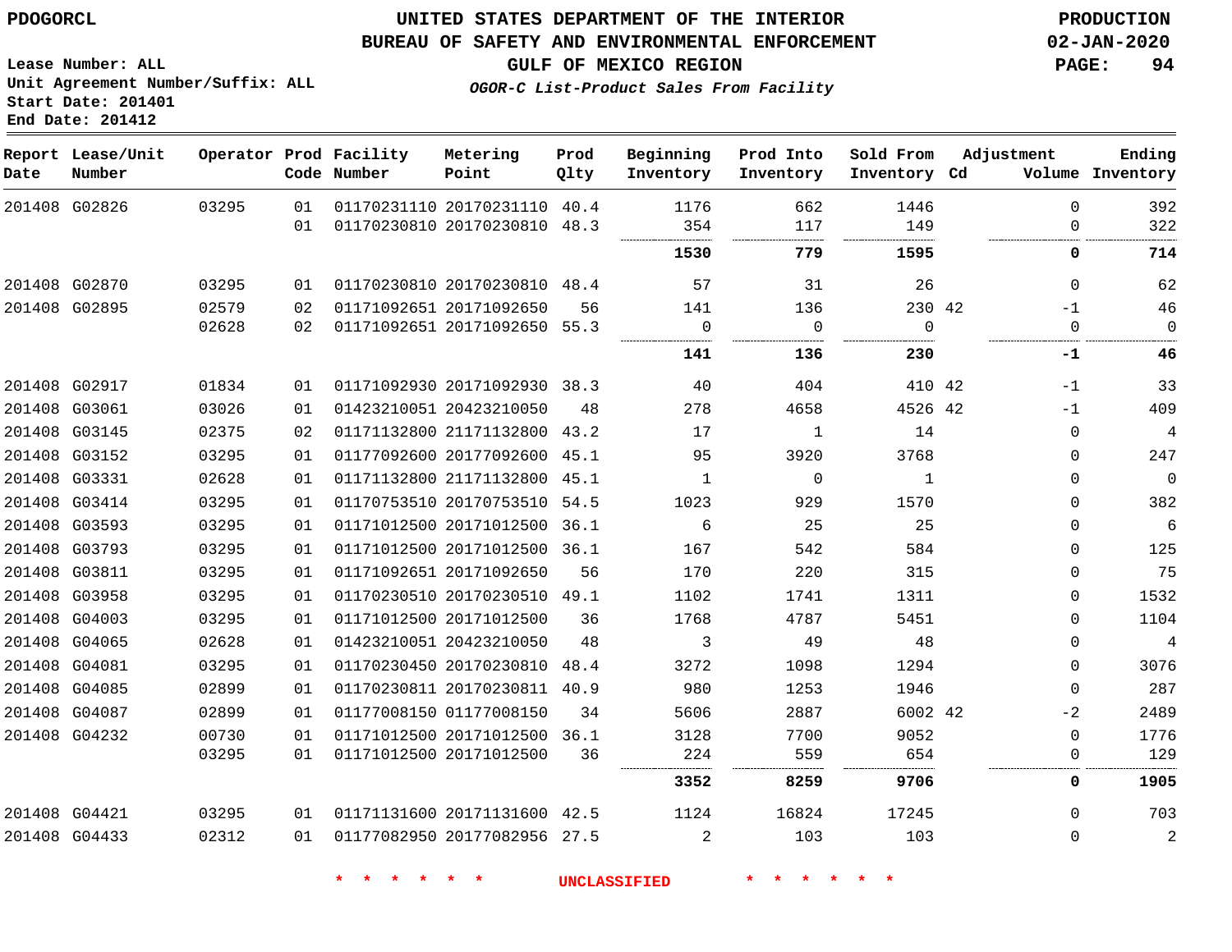PDOGORCL

# UNITED STATES DEPARTMENT OF THE INTERIOR
## BUREAU OF SAFETY AND ENVIRONMENTAL ENFORCEMENT
### GULF OF MEXICO REGION

PRODUCTION
02-JAN-2020

Lease Number: ALL
Unit Agreement Number/Suffix: ALL
Start Date: 201401
End Date: 201412

*OGOR-C List-Product Sales From Facility*

| Report Date | Lease/Unit Number | Operator | Prod Code | Facility Number | Metering Point | Prod Qlty | Beginning Inventory | Prod Into Inventory | Sold From Inventory | Adjustment Cd | Adjustment Volume | Ending Inventory |
|---|---|---|---|---|---|---|---|---|---|---|---|---|
| 201408 | G02826 | 03295 | 01 | 01170231110 | 20170231110 | 40.4 | 1176 | 662 | 1446 | | 0 | 392 |
| | | | 01 | 01170230810 | 20170230810 | 48.3 | 354 | 117 | 149 | | 0 | 322 |
| | | | | | | | **1530** | **779** | **1595** | | **0** | **714** |
| 201408 | G02870 | 03295 | 01 | 01170230810 | 20170230810 | 48.4 | 57 | 31 | 26 | | 0 | 62 |
| 201408 | G02895 | 02579 | 02 | 01171092651 | 20171092650 | 56 | 141 | 136 | 230 | 42 | -1 | 46 |
| | | 02628 | 02 | 01171092651 | 20171092650 | 55.3 | 0 | 0 | 0 | | 0 | 0 |
| | | | | | | | **141** | **136** | **230** | | **-1** | **46** |
| 201408 | G02917 | 01834 | 01 | 01171092930 | 20171092930 | 38.3 | 40 | 404 | 410 | 42 | -1 | 33 |
| 201408 | G03061 | 03026 | 01 | 01423210051 | 20423210050 | 48 | 278 | 4658 | 4526 | 42 | -1 | 409 |
| 201408 | G03145 | 02375 | 02 | 01171132800 | 21171132800 | 43.2 | 17 | 1 | 14 | | 0 | 4 |
| 201408 | G03152 | 03295 | 01 | 01177092600 | 20177092600 | 45.1 | 95 | 3920 | 3768 | | 0 | 247 |
| 201408 | G03331 | 02628 | 01 | 01171132800 | 21171132800 | 45.1 | 1 | 0 | 1 | | 0 | 0 |
| 201408 | G03414 | 03295 | 01 | 01170753510 | 20170753510 | 54.5 | 1023 | 929 | 1570 | | 0 | 382 |
| 201408 | G03593 | 03295 | 01 | 01171012500 | 20171012500 | 36.1 | 6 | 25 | 25 | | 0 | 6 |
| 201408 | G03793 | 03295 | 01 | 01171012500 | 20171012500 | 36.1 | 167 | 542 | 584 | | 0 | 125 |
| 201408 | G03811 | 03295 | 01 | 01171092651 | 20171092650 | 56 | 170 | 220 | 315 | | 0 | 75 |
| 201408 | G03958 | 03295 | 01 | 01170230510 | 20170230510 | 49.1 | 1102 | 1741 | 1311 | | 0 | 1532 |
| 201408 | G04003 | 03295 | 01 | 01171012500 | 20171012500 | 36 | 1768 | 4787 | 5451 | | 0 | 1104 |
| 201408 | G04065 | 02628 | 01 | 01423210051 | 20423210050 | 48 | 3 | 49 | 48 | | 0 | 4 |
| 201408 | G04081 | 03295 | 01 | 01170230450 | 20170230810 | 48.4 | 3272 | 1098 | 1294 | | 0 | 3076 |
| 201408 | G04085 | 02899 | 01 | 01170230811 | 20170230811 | 40.9 | 980 | 1253 | 1946 | | 0 | 287 |
| 201408 | G04087 | 02899 | 01 | 01177008150 | 01177008150 | 34 | 5606 | 2887 | 6002 | 42 | -2 | 2489 |
| 201408 | G04232 | 00730 | 01 | 01171012500 | 20171012500 | 36.1 | 3128 | 7700 | 9052 | | 0 | 1776 |
| | | 03295 | 01 | 01171012500 | 20171012500 | 36 | 224 | 559 | 654 | | 0 | 129 |
| | | | | | | | **3352** | **8259** | **9706** | | **0** | **1905** |
| 201408 | G04421 | 03295 | 01 | 01171131600 | 20171131600 | 42.5 | 1124 | 16824 | 17245 | | 0 | 703 |
| 201408 | G04433 | 02312 | 01 | 01177082950 | 20177082956 | 27.5 | 2 | 103 | 103 | | 0 | 2 |

\* \* \* \* \* \* UNCLASSIFIED \* \* \* \* \* \*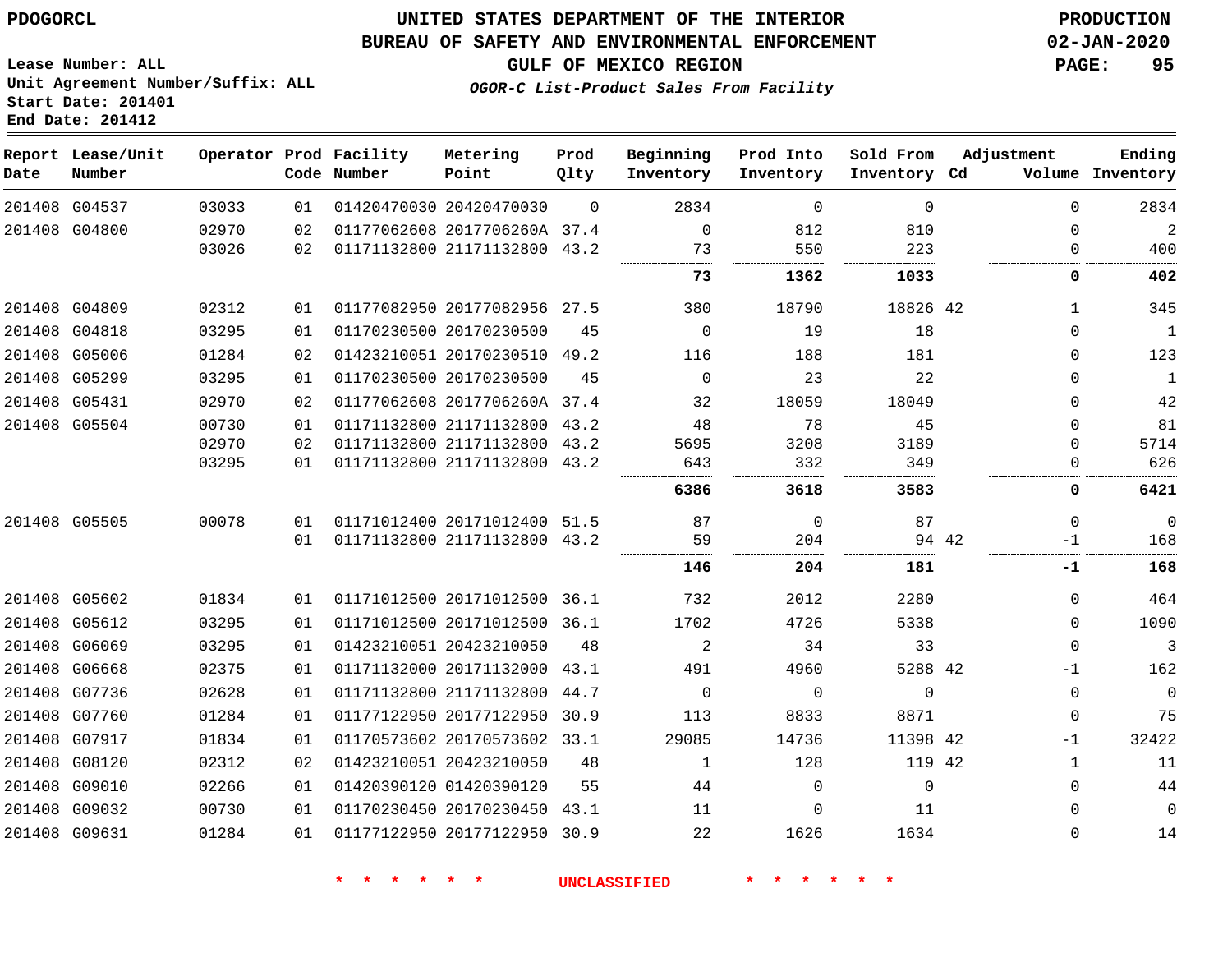PDOGORCL

# UNITED STATES DEPARTMENT OF THE INTERIOR
## BUREAU OF SAFETY AND ENVIRONMENTAL ENFORCEMENT
### GULF OF MEXICO REGION

*OGOR-C List-Product Sales From Facility*

PRODUCTION
02-JAN-2020

Lease Number: ALL
Unit Agreement Number/Suffix: ALL
Start Date: 201401
End Date: 201412

| Report Date | Lease/Unit Number | Operator | Prod Code | Facility Number | Metering Point | Prod Qlty | Beginning Inventory | Prod Into Inventory | Sold From Inventory | Adjustment Cd | Volume | Ending Inventory |
|---|---|---|---|---|---|---|---|---|---|---|---|---|
| 201408 | G04537 | 03033 | 01 | 01420470030 | 20420470030 | 0 | 2834 | 0 | 0 | | 0 | 2834 |
| 201408 | G04800 | 02970 | 02 | 01177062608 | 2017706260A | 37.4 | 0 | 812 | 810 | | 0 | 2 |
| | | 03026 | 02 | 01171132800 | 21171132800 | 43.2 | 73 | 550 | 223 | | 0 | 400 |
| | | | | | | | **73** | **1362** | **1033** | | **0** | **402** |
| 201408 | G04809 | 02312 | 01 | 01177082950 | 20177082956 | 27.5 | 380 | 18790 | 18826 | 42 | 1 | 345 |
| 201408 | G04818 | 03295 | 01 | 01170230500 | 20170230500 | 45 | 0 | 19 | 18 | | 0 | 1 |
| 201408 | G05006 | 01284 | 02 | 01423210051 | 20170230510 | 49.2 | 116 | 188 | 181 | | 0 | 123 |
| 201408 | G05299 | 03295 | 01 | 01170230500 | 20170230500 | 45 | 0 | 23 | 22 | | 0 | 1 |
| 201408 | G05431 | 02970 | 02 | 01177062608 | 2017706260A | 37.4 | 32 | 18059 | 18049 | | 0 | 42 |
| 201408 | G05504 | 00730 | 01 | 01171132800 | 21171132800 | 43.2 | 48 | 78 | 45 | | 0 | 81 |
| | | 02970 | 02 | 01171132800 | 21171132800 | 43.2 | 5695 | 3208 | 3189 | | 0 | 5714 |
| | | 03295 | 01 | 01171132800 | 21171132800 | 43.2 | 643 | 332 | 349 | | 0 | 626 |
| | | | | | | | **6386** | **3618** | **3583** | | **0** | **6421** |
| 201408 | G05505 | 00078 | 01 | 01171012400 | 20171012400 | 51.5 | 87 | 0 | 87 | | 0 | 0 |
| | | | 01 | 01171132800 | 21171132800 | 43.2 | 59 | 204 | 94 | 42 | -1 | 168 |
| | | | | | | | **146** | **204** | **181** | | **-1** | **168** |
| 201408 | G05602 | 01834 | 01 | 01171012500 | 20171012500 | 36.1 | 732 | 2012 | 2280 | | 0 | 464 |
| 201408 | G05612 | 03295 | 01 | 01171012500 | 20171012500 | 36.1 | 1702 | 4726 | 5338 | | 0 | 1090 |
| 201408 | G06069 | 03295 | 01 | 01423210051 | 20423210050 | 48 | 2 | 34 | 33 | | 0 | 3 |
| 201408 | G06668 | 02375 | 01 | 01171132000 | 20171132000 | 43.1 | 491 | 4960 | 5288 | 42 | -1 | 162 |
| 201408 | G07736 | 02628 | 01 | 01171132800 | 21171132800 | 44.7 | 0 | 0 | 0 | | 0 | 0 |
| 201408 | G07760 | 01284 | 01 | 01177122950 | 20177122950 | 30.9 | 113 | 8833 | 8871 | | 0 | 75 |
| 201408 | G07917 | 01834 | 01 | 01170573602 | 20170573602 | 33.1 | 29085 | 14736 | 11398 | 42 | -1 | 32422 |
| 201408 | G08120 | 02312 | 02 | 01423210051 | 20423210050 | 48 | 1 | 128 | 119 | 42 | 1 | 11 |
| 201408 | G09010 | 02266 | 01 | 01420390120 | 01420390120 | 55 | 44 | 0 | 0 | | 0 | 44 |
| 201408 | G09032 | 00730 | 01 | 01170230450 | 20170230450 | 43.1 | 11 | 0 | 11 | | 0 | 0 |
| 201408 | G09631 | 01284 | 01 | 01177122950 | 20177122950 | 30.9 | 22 | 1626 | 1634 | | 0 | 14 |

\* \* \* \* \* \* UNCLASSIFIED \* \* \* \* \* \*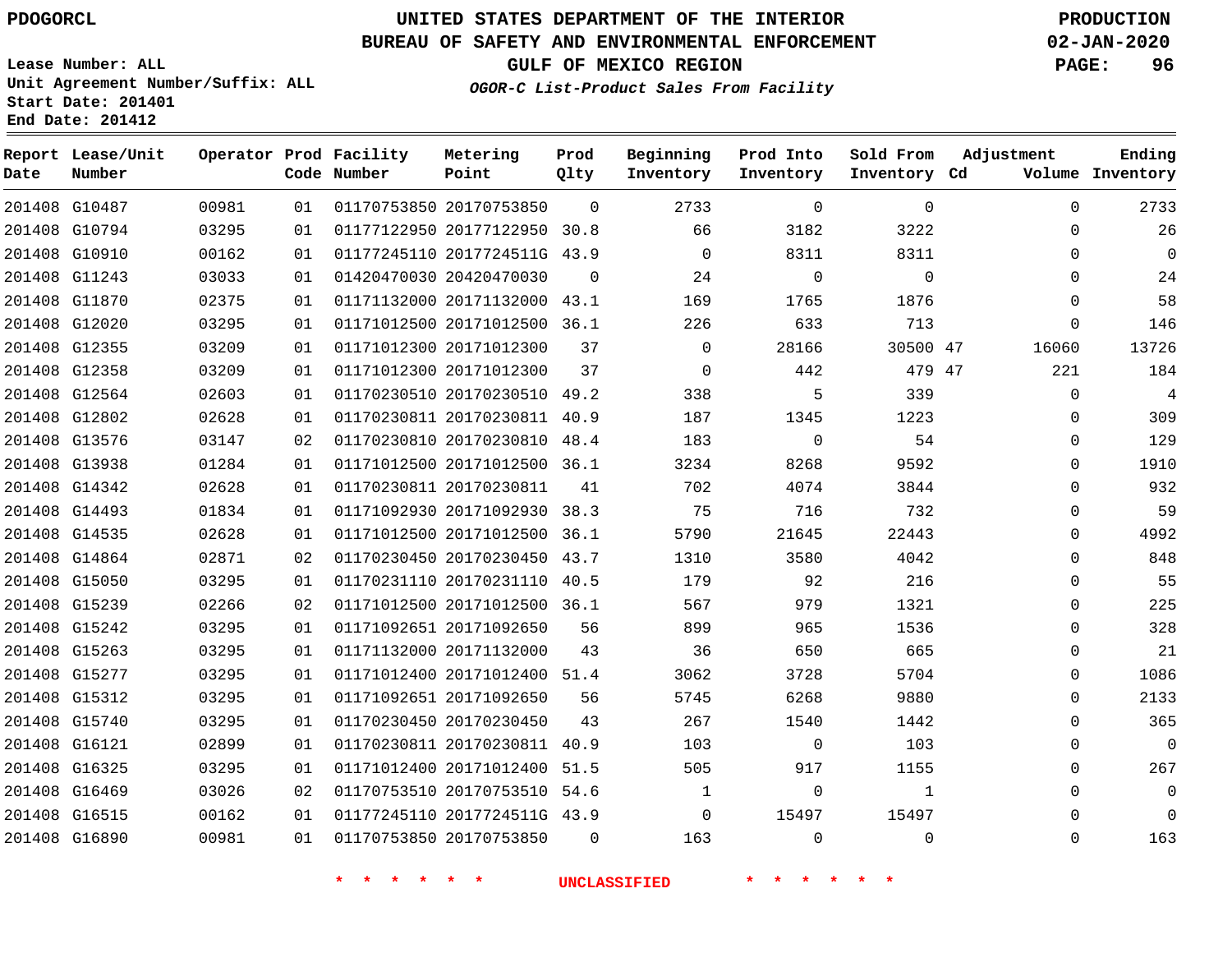PDOGORCL

# UNITED STATES DEPARTMENT OF THE INTERIOR
## BUREAU OF SAFETY AND ENVIRONMENTAL ENFORCEMENT
### GULF OF MEXICO REGION
*OGOR-C List-Product Sales From Facility*

PRODUCTION
02-JAN-2020

Lease Number: ALL
Unit Agreement Number/Suffix: ALL
Start Date: 201401
End Date: 201412

| Report Date | Lease/Unit Number | Operator | Prod Code | Facility Number | Metering Point | Prod Qlty | Beginning Inventory | Prod Into Inventory | Sold From Inventory | Adjustment Cd | Adjustment Volume | Ending Inventory |
|---|---|---|---|---|---|---|---|---|---|---|---|---|
| 201408 | G10487 | 00981 | 01 | 01170753850 | 20170753850 | 0 | 2733 | 0 | 0 | | 0 | 2733 |
| 201408 | G10794 | 03295 | 01 | 01177122950 | 20177122950 | 30.8 | 66 | 3182 | 3222 | | 0 | 26 |
| 201408 | G10910 | 00162 | 01 | 01177245110 | 2017724511G | 43.9 | 0 | 8311 | 8311 | | 0 | 0 |
| 201408 | G11243 | 03033 | 01 | 01420470030 | 20420470030 | 0 | 24 | 0 | 0 | | 0 | 24 |
| 201408 | G11870 | 02375 | 01 | 01171132000 | 20171132000 | 43.1 | 169 | 1765 | 1876 | | 0 | 58 |
| 201408 | G12020 | 03295 | 01 | 01171012500 | 20171012500 | 36.1 | 226 | 633 | 713 | | 0 | 146 |
| 201408 | G12355 | 03209 | 01 | 01171012300 | 20171012300 | 37 | 0 | 28166 | 30500 | 47 | 16060 | 13726 |
| 201408 | G12358 | 03209 | 01 | 01171012300 | 20171012300 | 37 | 0 | 442 | 479 | 47 | 221 | 184 |
| 201408 | G12564 | 02603 | 01 | 01170230510 | 20170230510 | 49.2 | 338 | 5 | 339 | | 0 | 4 |
| 201408 | G12802 | 02628 | 01 | 01170230811 | 20170230811 | 40.9 | 187 | 1345 | 1223 | | 0 | 309 |
| 201408 | G13576 | 03147 | 02 | 01170230810 | 20170230810 | 48.4 | 183 | 0 | 54 | | 0 | 129 |
| 201408 | G13938 | 01284 | 01 | 01171012500 | 20171012500 | 36.1 | 3234 | 8268 | 9592 | | 0 | 1910 |
| 201408 | G14342 | 02628 | 01 | 01170230811 | 20170230811 | 41 | 702 | 4074 | 3844 | | 0 | 932 |
| 201408 | G14493 | 01834 | 01 | 01171092930 | 20171092930 | 38.3 | 75 | 716 | 732 | | 0 | 59 |
| 201408 | G14535 | 02628 | 01 | 01171012500 | 20171012500 | 36.1 | 5790 | 21645 | 22443 | | 0 | 4992 |
| 201408 | G14864 | 02871 | 02 | 01170230450 | 20170230450 | 43.7 | 1310 | 3580 | 4042 | | 0 | 848 |
| 201408 | G15050 | 03295 | 01 | 01170231110 | 20170231110 | 40.5 | 179 | 92 | 216 | | 0 | 55 |
| 201408 | G15239 | 02266 | 02 | 01171012500 | 20171012500 | 36.1 | 567 | 979 | 1321 | | 0 | 225 |
| 201408 | G15242 | 03295 | 01 | 01171092651 | 20171092650 | 56 | 899 | 965 | 1536 | | 0 | 328 |
| 201408 | G15263 | 03295 | 01 | 01171132000 | 20171132000 | 43 | 36 | 650 | 665 | | 0 | 21 |
| 201408 | G15277 | 03295 | 01 | 01171012400 | 20171012400 | 51.4 | 3062 | 3728 | 5704 | | 0 | 1086 |
| 201408 | G15312 | 03295 | 01 | 01171092651 | 20171092650 | 56 | 5745 | 6268 | 9880 | | 0 | 2133 |
| 201408 | G15740 | 03295 | 01 | 01170230450 | 20170230450 | 43 | 267 | 1540 | 1442 | | 0 | 365 |
| 201408 | G16121 | 02899 | 01 | 01170230811 | 20170230811 | 40.9 | 103 | 0 | 103 | | 0 | 0 |
| 201408 | G16325 | 03295 | 01 | 01171012400 | 20171012400 | 51.5 | 505 | 917 | 1155 | | 0 | 267 |
| 201408 | G16469 | 03026 | 02 | 01170753510 | 20170753510 | 54.6 | 1 | 0 | 1 | | 0 | 0 |
| 201408 | G16515 | 00162 | 01 | 01177245110 | 2017724511G | 43.9 | 0 | 15497 | 15497 | | 0 | 0 |
| 201408 | G16890 | 00981 | 01 | 01170753850 | 20170753850 | 0 | 163 | 0 | 0 | | 0 | 163 |

\* \* \* \* \* \* UNCLASSIFIED \* \* \* \* \* \*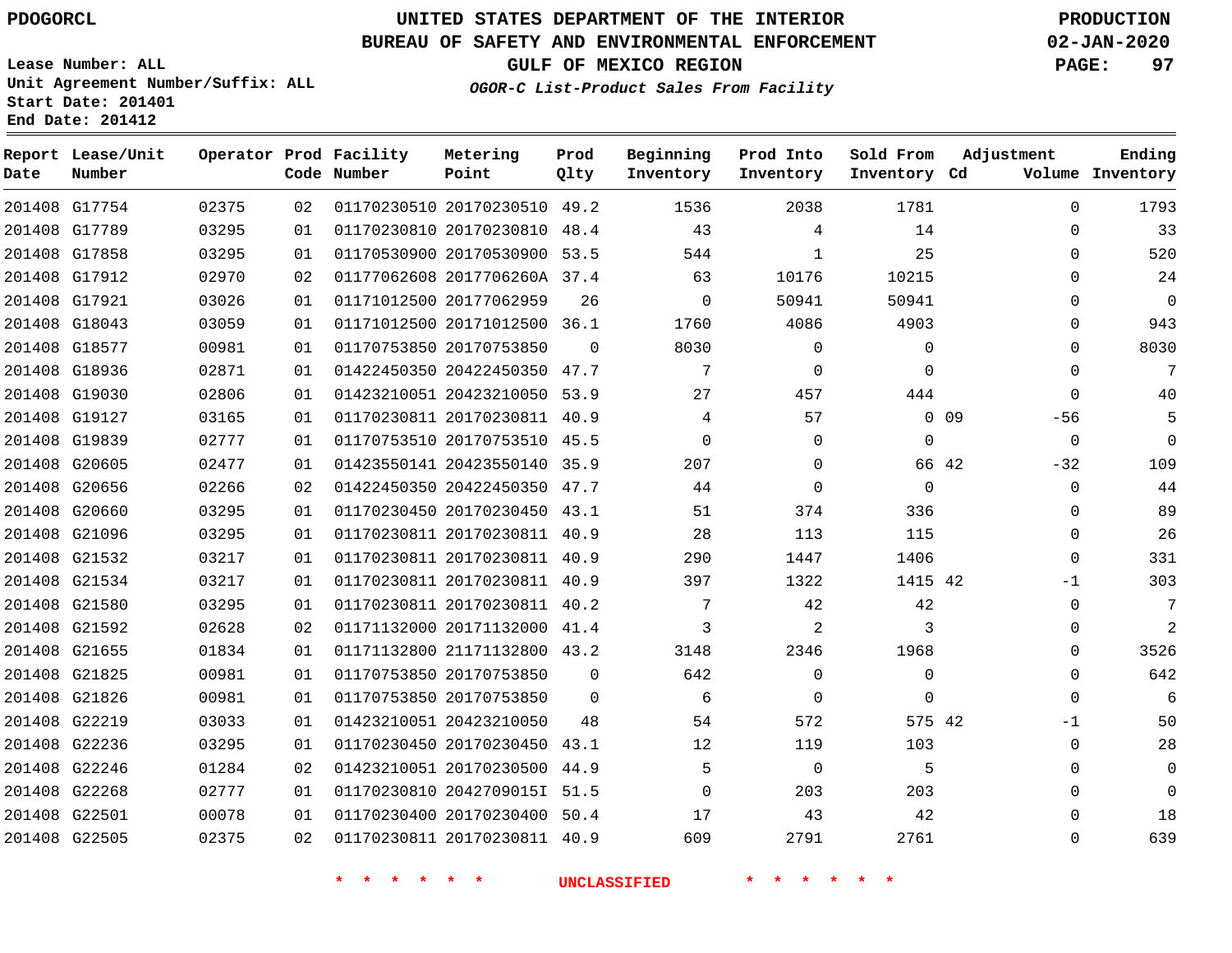PDOGORCL

# UNITED STATES DEPARTMENT OF THE INTERIOR
## BUREAU OF SAFETY AND ENVIRONMENTAL ENFORCEMENT
### GULF OF MEXICO REGION
*OGOR-C List-Product Sales From Facility*

PRODUCTION
02-JAN-2020

Lease Number: ALL
Unit Agreement Number/Suffix: ALL
Start Date: 201401
End Date: 201412

| Report Date | Lease/Unit Number | Operator | Prod Code | Facility Number | Metering Point | Prod Qlty | Beginning Inventory | Prod Into Inventory | Sold From Inventory | Adjustment Cd | Adjustment Volume | Ending Inventory |
|---|---|---|---|---|---|---|---|---|---|---|---|---|
| 201408 | G17754 | 02375 | 02 | 01170230510 | 20170230510 | 49.2 | 1536 | 2038 | 1781 | | 0 | 1793 |
| 201408 | G17789 | 03295 | 01 | 01170230810 | 20170230810 | 48.4 | 43 | 4 | 14 | | 0 | 33 |
| 201408 | G17858 | 03295 | 01 | 01170530900 | 20170530900 | 53.5 | 544 | 1 | 25 | | 0 | 520 |
| 201408 | G17912 | 02970 | 02 | 01177062608 | 2017706260A | 37.4 | 63 | 10176 | 10215 | | 0 | 24 |
| 201408 | G17921 | 03026 | 01 | 01171012500 | 20177062959 | 26 | 0 | 50941 | 50941 | | 0 | 0 |
| 201408 | G18043 | 03059 | 01 | 01171012500 | 20171012500 | 36.1 | 1760 | 4086 | 4903 | | 0 | 943 |
| 201408 | G18577 | 00981 | 01 | 01170753850 | 20170753850 | 0 | 8030 | 0 | 0 | | 0 | 8030 |
| 201408 | G18936 | 02871 | 01 | 01422450350 | 20422450350 | 47.7 | 7 | 0 | 0 | | 0 | 7 |
| 201408 | G19030 | 02806 | 01 | 01423210051 | 20423210050 | 53.9 | 27 | 457 | 444 | | 0 | 40 |
| 201408 | G19127 | 03165 | 01 | 01170230811 | 20170230811 | 40.9 | 4 | 57 | 0 | 09 | -56 | 5 |
| 201408 | G19839 | 02777 | 01 | 01170753510 | 20170753510 | 45.5 | 0 | 0 | 0 | | 0 | 0 |
| 201408 | G20605 | 02477 | 01 | 01423550141 | 20423550140 | 35.9 | 207 | 0 | 66 | 42 | -32 | 109 |
| 201408 | G20656 | 02266 | 02 | 01422450350 | 20422450350 | 47.7 | 44 | 0 | 0 | | 0 | 44 |
| 201408 | G20660 | 03295 | 01 | 01170230450 | 20170230450 | 43.1 | 51 | 374 | 336 | | 0 | 89 |
| 201408 | G21096 | 03295 | 01 | 01170230811 | 20170230811 | 40.9 | 28 | 113 | 115 | | 0 | 26 |
| 201408 | G21532 | 03217 | 01 | 01170230811 | 20170230811 | 40.9 | 290 | 1447 | 1406 | | 0 | 331 |
| 201408 | G21534 | 03217 | 01 | 01170230811 | 20170230811 | 40.9 | 397 | 1322 | 1415 | 42 | -1 | 303 |
| 201408 | G21580 | 03295 | 01 | 01170230811 | 20170230811 | 40.2 | 7 | 42 | 42 | | 0 | 7 |
| 201408 | G21592 | 02628 | 02 | 01171132000 | 20171132000 | 41.4 | 3 | 2 | 3 | | 0 | 2 |
| 201408 | G21655 | 01834 | 01 | 01171132800 | 21171132800 | 43.2 | 3148 | 2346 | 1968 | | 0 | 3526 |
| 201408 | G21825 | 00981 | 01 | 01170753850 | 20170753850 | 0 | 642 | 0 | 0 | | 0 | 642 |
| 201408 | G21826 | 00981 | 01 | 01170753850 | 20170753850 | 0 | 6 | 0 | 0 | | 0 | 6 |
| 201408 | G22219 | 03033 | 01 | 01423210051 | 20423210050 | 48 | 54 | 572 | 575 | 42 | -1 | 50 |
| 201408 | G22236 | 03295 | 01 | 01170230450 | 20170230450 | 43.1 | 12 | 119 | 103 | | 0 | 28 |
| 201408 | G22246 | 01284 | 02 | 01423210051 | 20170230500 | 44.9 | 5 | 0 | 5 | | 0 | 0 |
| 201408 | G22268 | 02777 | 01 | 01170230810 | 2042709015I | 51.5 | 0 | 203 | 203 | | 0 | 0 |
| 201408 | G22501 | 00078 | 01 | 01170230400 | 20170230400 | 50.4 | 17 | 43 | 42 | | 0 | 18 |
| 201408 | G22505 | 02375 | 02 | 01170230811 | 20170230811 | 40.9 | 609 | 2791 | 2761 | | 0 | 639 |

\* \* \* \* \* \* UNCLASSIFIED \* \* \* \* \* \*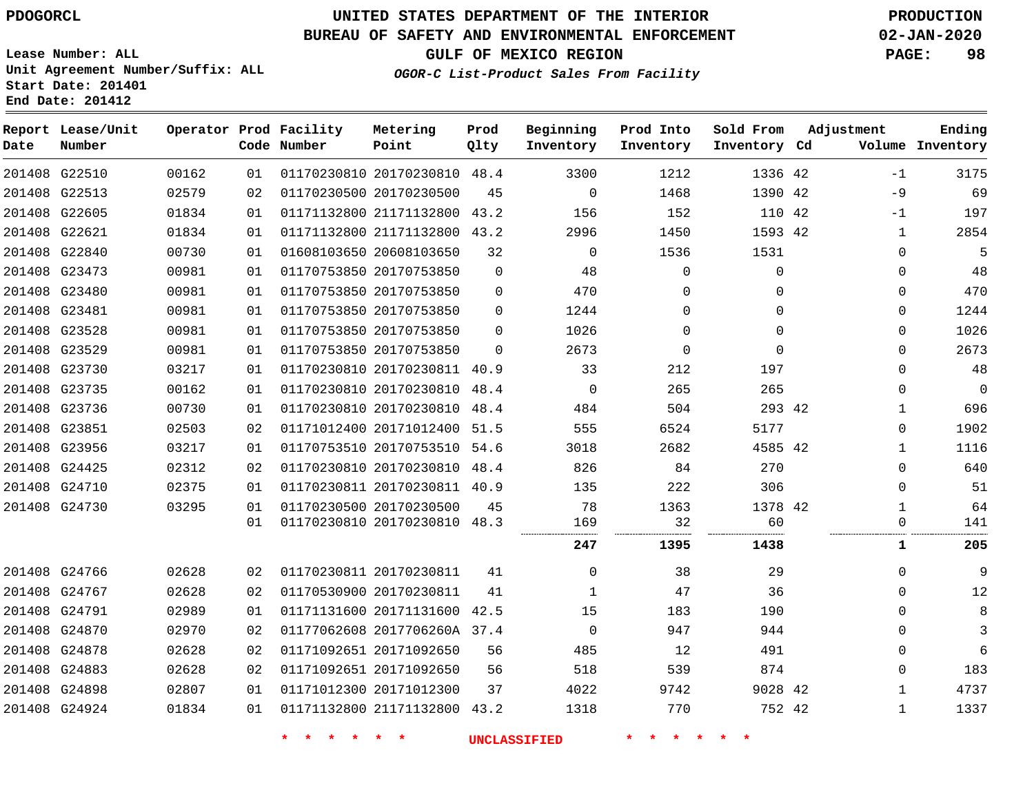PDOGORCL

# UNITED STATES DEPARTMENT OF THE INTERIOR
## BUREAU OF SAFETY AND ENVIRONMENTAL ENFORCEMENT
### GULF OF MEXICO REGION
*OGOR-C List-Product Sales From Facility*

PRODUCTION
02-JAN-2020

Lease Number: ALL
Unit Agreement Number/Suffix: ALL
Start Date: 201401
End Date: 201412

| Report Date | Lease/Unit Number | Operator | Prod Code | Facility Number | Metering Point | Prod Qlty | Beginning Inventory | Prod Into Inventory | Sold From Inventory | Adjustment Cd | Adjustment Volume | Ending Inventory |
|---|---|---|---|---|---|---|---|---|---|---|---|---|
| 201408 | G22510 | 00162 | 01 | 01170230810 | 20170230810 | 48.4 | 3300 | 1212 | 1336 | 42 | -1 | 3175 |
| 201408 | G22513 | 02579 | 02 | 01170230500 | 20170230500 | 45 | 0 | 1468 | 1390 | 42 | -9 | 69 |
| 201408 | G22605 | 01834 | 01 | 01171132800 | 21171132800 | 43.2 | 156 | 152 | 110 | 42 | -1 | 197 |
| 201408 | G22621 | 01834 | 01 | 01171132800 | 21171132800 | 43.2 | 2996 | 1450 | 1593 | 42 | 1 | 2854 |
| 201408 | G22840 | 00730 | 01 | 01608103650 | 20608103650 | 32 | 0 | 1536 | 1531 | | 0 | 5 |
| 201408 | G23473 | 00981 | 01 | 01170753850 | 20170753850 | 0 | 48 | 0 | 0 | | 0 | 48 |
| 201408 | G23480 | 00981 | 01 | 01170753850 | 20170753850 | 0 | 470 | 0 | 0 | | 0 | 470 |
| 201408 | G23481 | 00981 | 01 | 01170753850 | 20170753850 | 0 | 1244 | 0 | 0 | | 0 | 1244 |
| 201408 | G23528 | 00981 | 01 | 01170753850 | 20170753850 | 0 | 1026 | 0 | 0 | | 0 | 1026 |
| 201408 | G23529 | 00981 | 01 | 01170753850 | 20170753850 | 0 | 2673 | 0 | 0 | | 0 | 2673 |
| 201408 | G23730 | 03217 | 01 | 01170230810 | 20170230811 | 40.9 | 33 | 212 | 197 | | 0 | 48 |
| 201408 | G23735 | 00162 | 01 | 01170230810 | 20170230810 | 48.4 | 0 | 265 | 265 | | 0 | 0 |
| 201408 | G23736 | 00730 | 01 | 01170230810 | 20170230810 | 48.4 | 484 | 504 | 293 | 42 | 1 | 696 |
| 201408 | G23851 | 02503 | 02 | 01171012400 | 20171012400 | 51.5 | 555 | 6524 | 5177 | | 0 | 1902 |
| 201408 | G23956 | 03217 | 01 | 01170753510 | 20170753510 | 54.6 | 3018 | 2682 | 4585 | 42 | 1 | 1116 |
| 201408 | G24425 | 02312 | 02 | 01170230810 | 20170230810 | 48.4 | 826 | 84 | 270 | | 0 | 640 |
| 201408 | G24710 | 02375 | 01 | 01170230811 | 20170230811 | 40.9 | 135 | 222 | 306 | | 0 | 51 |
| 201408 | G24730 | 03295 | 01 | 01170230500 | 20170230500 | 45 | 78 | 1363 | 1378 | 42 | 1 | 64 |
| | | | 01 | 01170230810 | 20170230810 | 48.3 | 169 | 32 | 60 | | 0 | 141 |
| | | | | | | | **247** | **1395** | **1438** | | **1** | **205** |
| 201408 | G24766 | 02628 | 02 | 01170230811 | 20170230811 | 41 | 0 | 38 | 29 | | 0 | 9 |
| 201408 | G24767 | 02628 | 02 | 01170530900 | 20170230811 | 41 | 1 | 47 | 36 | | 0 | 12 |
| 201408 | G24791 | 02989 | 01 | 01171131600 | 20171131600 | 42.5 | 15 | 183 | 190 | | 0 | 8 |
| 201408 | G24870 | 02970 | 02 | 01177062608 | 2017706260A | 37.4 | 0 | 947 | 944 | | 0 | 3 |
| 201408 | G24878 | 02628 | 02 | 01171092651 | 20171092650 | 56 | 485 | 12 | 491 | | 0 | 6 |
| 201408 | G24883 | 02628 | 02 | 01171092651 | 20171092650 | 56 | 518 | 539 | 874 | | 0 | 183 |
| 201408 | G24898 | 02807 | 01 | 01171012300 | 20171012300 | 37 | 4022 | 9742 | 9028 | 42 | 1 | 4737 |
| 201408 | G24924 | 01834 | 01 | 01171132800 | 21171132800 | 43.2 | 1318 | 770 | 752 | 42 | 1 | 1337 |

\* \* \* \* \* \* UNCLASSIFIED \* \* \* \* \* \*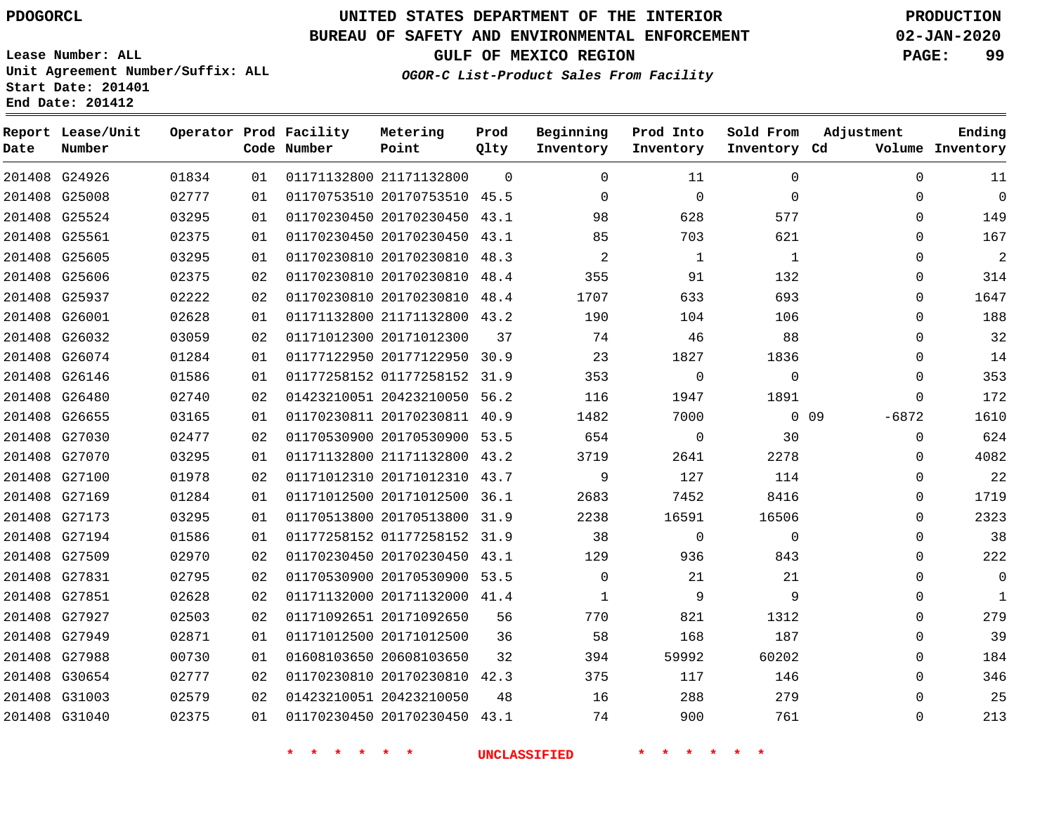PDOGORCL

# UNITED STATES DEPARTMENT OF THE INTERIOR
## BUREAU OF SAFETY AND ENVIRONMENTAL ENFORCEMENT
### GULF OF MEXICO REGION
*OGOR-C List-Product Sales From Facility*

PRODUCTION
02-JAN-2020

Lease Number: ALL
Unit Agreement Number/Suffix: ALL
Start Date: 201401
End Date: 201412

| Report Date | Lease/Unit Number | Operator | Prod Code | Facility Number | Metering Point | Prod Qlty | Beginning Inventory | Prod Into Inventory | Sold From Inventory | Adjustment Cd | Adjustment Volume | Ending Inventory |
|---|---|---|---|---|---|---|---|---|---|---|---|---|
| 201408 | G24926 | 01834 | 01 | 01171132800 | 21171132800 | 0 | 0 | 11 | 0 | | 0 | 11 |
| 201408 | G25008 | 02777 | 01 | 01170753510 | 20170753510 | 45.5 | 0 | 0 | 0 | | 0 | 0 |
| 201408 | G25524 | 03295 | 01 | 01170230450 | 20170230450 | 43.1 | 98 | 628 | 577 | | 0 | 149 |
| 201408 | G25561 | 02375 | 01 | 01170230450 | 20170230450 | 43.1 | 85 | 703 | 621 | | 0 | 167 |
| 201408 | G25605 | 03295 | 01 | 01170230810 | 20170230810 | 48.3 | 2 | 1 | 1 | | 0 | 2 |
| 201408 | G25606 | 02375 | 02 | 01170230810 | 20170230810 | 48.4 | 355 | 91 | 132 | | 0 | 314 |
| 201408 | G25937 | 02222 | 02 | 01170230810 | 20170230810 | 48.4 | 1707 | 633 | 693 | | 0 | 1647 |
| 201408 | G26001 | 02628 | 01 | 01171132800 | 21171132800 | 43.2 | 190 | 104 | 106 | | 0 | 188 |
| 201408 | G26032 | 03059 | 02 | 01171012300 | 20171012300 | 37 | 74 | 46 | 88 | | 0 | 32 |
| 201408 | G26074 | 01284 | 01 | 01177122950 | 20177122950 | 30.9 | 23 | 1827 | 1836 | | 0 | 14 |
| 201408 | G26146 | 01586 | 01 | 01177258152 | 01177258152 | 31.9 | 353 | 0 | 0 | | 0 | 353 |
| 201408 | G26480 | 02740 | 02 | 01423210051 | 20423210050 | 56.2 | 116 | 1947 | 1891 | | 0 | 172 |
| 201408 | G26655 | 03165 | 01 | 01170230811 | 20170230811 | 40.9 | 1482 | 7000 | 0 | 09 | -6872 | 1610 |
| 201408 | G27030 | 02477 | 02 | 01170530900 | 20170530900 | 53.5 | 654 | 0 | 30 | | 0 | 624 |
| 201408 | G27070 | 03295 | 01 | 01171132800 | 21171132800 | 43.2 | 3719 | 2641 | 2278 | | 0 | 4082 |
| 201408 | G27100 | 01978 | 02 | 01171012310 | 20171012310 | 43.7 | 9 | 127 | 114 | | 0 | 22 |
| 201408 | G27169 | 01284 | 01 | 01171012500 | 20171012500 | 36.1 | 2683 | 7452 | 8416 | | 0 | 1719 |
| 201408 | G27173 | 03295 | 01 | 01170513800 | 20170513800 | 31.9 | 2238 | 16591 | 16506 | | 0 | 2323 |
| 201408 | G27194 | 01586 | 01 | 01177258152 | 01177258152 | 31.9 | 38 | 0 | 0 | | 0 | 38 |
| 201408 | G27509 | 02970 | 02 | 01170230450 | 20170230450 | 43.1 | 129 | 936 | 843 | | 0 | 222 |
| 201408 | G27831 | 02795 | 02 | 01170530900 | 20170530900 | 53.5 | 0 | 21 | 21 | | 0 | 0 |
| 201408 | G27851 | 02628 | 02 | 01171132000 | 20171132000 | 41.4 | 1 | 9 | 9 | | 0 | 1 |
| 201408 | G27927 | 02503 | 02 | 01171092651 | 20171092650 | 56 | 770 | 821 | 1312 | | 0 | 279 |
| 201408 | G27949 | 02871 | 01 | 01171012500 | 20171012500 | 36 | 58 | 168 | 187 | | 0 | 39 |
| 201408 | G27988 | 00730 | 01 | 01608103650 | 20608103650 | 32 | 394 | 59992 | 60202 | | 0 | 184 |
| 201408 | G30654 | 02777 | 02 | 01170230810 | 20170230810 | 42.3 | 375 | 117 | 146 | | 0 | 346 |
| 201408 | G31003 | 02579 | 02 | 01423210051 | 20423210050 | 48 | 16 | 288 | 279 | | 0 | 25 |
| 201408 | G31040 | 02375 | 01 | 01170230450 | 20170230450 | 43.1 | 74 | 900 | 761 | | 0 | 213 |

\* \* \* \* \* \* UNCLASSIFIED \* \* \* \* \* \*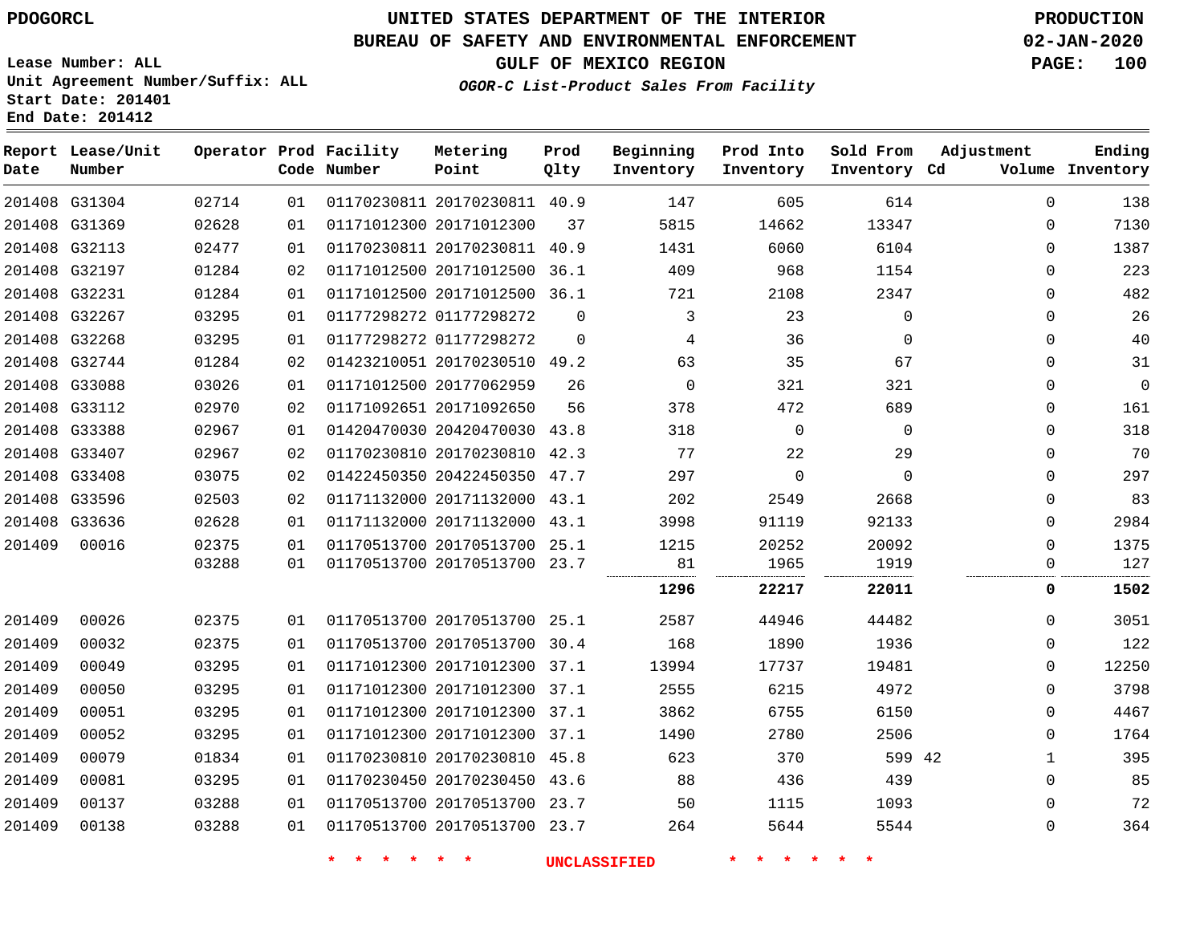PDOGORCL

# UNITED STATES DEPARTMENT OF THE INTERIOR
## BUREAU OF SAFETY AND ENVIRONMENTAL ENFORCEMENT
### GULF OF MEXICO REGION
*OGOR-C List-Product Sales From Facility*

PRODUCTION
02-JAN-2020

Lease Number: ALL
Unit Agreement Number/Suffix: ALL
Start Date: 201401
End Date: 201412

| Report Date | Lease/Unit Number | Operator | Prod Code | Facility Number | Metering Point | Prod Qlty | Beginning Inventory | Prod Into Inventory | Sold From Inventory | Adjustment Cd | Adjustment Volume | Ending Inventory |
|---|---|---|---|---|---|---|---|---|---|---|---|---|
| 201408 | G31304 | 02714 | 01 | 01170230811 | 20170230811 | 40.9 | 147 | 605 | 614 | | 0 | 138 |
| 201408 | G31369 | 02628 | 01 | 01171012300 | 20171012300 | 37 | 5815 | 14662 | 13347 | | 0 | 7130 |
| 201408 | G32113 | 02477 | 01 | 01170230811 | 20170230811 | 40.9 | 1431 | 6060 | 6104 | | 0 | 1387 |
| 201408 | G32197 | 01284 | 02 | 01171012500 | 20171012500 | 36.1 | 409 | 968 | 1154 | | 0 | 223 |
| 201408 | G32231 | 01284 | 01 | 01171012500 | 20171012500 | 36.1 | 721 | 2108 | 2347 | | 0 | 482 |
| 201408 | G32267 | 03295 | 01 | 01177298272 | 01177298272 | 0 | 3 | 23 | 0 | | 0 | 26 |
| 201408 | G32268 | 03295 | 01 | 01177298272 | 01177298272 | 0 | 4 | 36 | 0 | | 0 | 40 |
| 201408 | G32744 | 01284 | 02 | 01423210051 | 20170230510 | 49.2 | 63 | 35 | 67 | | 0 | 31 |
| 201408 | G33088 | 03026 | 01 | 01171012500 | 20177062959 | 26 | 0 | 321 | 321 | | 0 | 0 |
| 201408 | G33112 | 02970 | 02 | 01171092651 | 20171092650 | 56 | 378 | 472 | 689 | | 0 | 161 |
| 201408 | G33388 | 02967 | 01 | 01420470030 | 20420470030 | 43.8 | 318 | 0 | 0 | | 0 | 318 |
| 201408 | G33407 | 02967 | 02 | 01170230810 | 20170230810 | 42.3 | 77 | 22 | 29 | | 0 | 70 |
| 201408 | G33408 | 03075 | 02 | 01422450350 | 20422450350 | 47.7 | 297 | 0 | 0 | | 0 | 297 |
| 201408 | G33596 | 02503 | 02 | 01171132000 | 20171132000 | 43.1 | 202 | 2549 | 2668 | | 0 | 83 |
| 201408 | G33636 | 02628 | 01 | 01171132000 | 20171132000 | 43.1 | 3998 | 91119 | 92133 | | 0 | 2984 |
| 201409 | 00016 | 02375 | 01 | 01170513700 | 20170513700 | 25.1 | 1215 | 20252 | 20092 | | 0 | 1375 |
| | | 03288 | 01 | 01170513700 | 20170513700 | 23.7 | 81 | 1965 | 1919 | | 0 | 127 |
| | | | | | | | **1296** | **22217** | **22011** | | **0** | **1502** |
| 201409 | 00026 | 02375 | 01 | 01170513700 | 20170513700 | 25.1 | 2587 | 44946 | 44482 | | 0 | 3051 |
| 201409 | 00032 | 02375 | 01 | 01170513700 | 20170513700 | 30.4 | 168 | 1890 | 1936 | | 0 | 122 |
| 201409 | 00049 | 03295 | 01 | 01171012300 | 20171012300 | 37.1 | 13994 | 17737 | 19481 | | 0 | 12250 |
| 201409 | 00050 | 03295 | 01 | 01171012300 | 20171012300 | 37.1 | 2555 | 6215 | 4972 | | 0 | 3798 |
| 201409 | 00051 | 03295 | 01 | 01171012300 | 20171012300 | 37.1 | 3862 | 6755 | 6150 | | 0 | 4467 |
| 201409 | 00052 | 03295 | 01 | 01171012300 | 20171012300 | 37.1 | 1490 | 2780 | 2506 | | 0 | 1764 |
| 201409 | 00079 | 01834 | 01 | 01170230810 | 20170230810 | 45.8 | 623 | 370 | 599 | 42 | 1 | 395 |
| 201409 | 00081 | 03295 | 01 | 01170230450 | 20170230450 | 43.6 | 88 | 436 | 439 | | 0 | 85 |
| 201409 | 00137 | 03288 | 01 | 01170513700 | 20170513700 | 23.7 | 50 | 1115 | 1093 | | 0 | 72 |
| 201409 | 00138 | 03288 | 01 | 01170513700 | 20170513700 | 23.7 | 264 | 5644 | 5544 | | 0 | 364 |

* * * * * * UNCLASSIFIED * * * * * *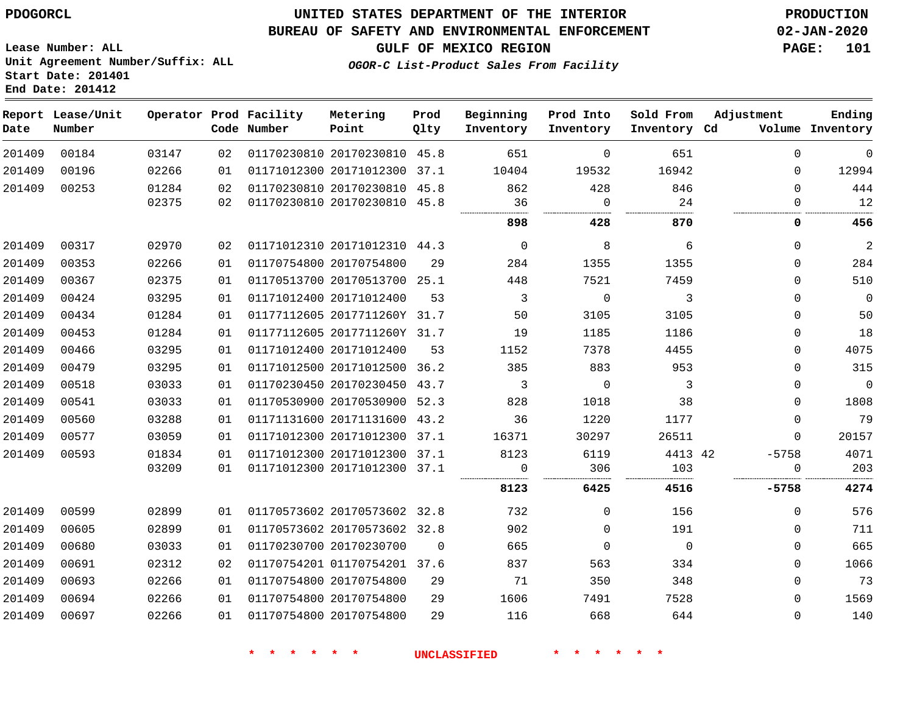PDOGORCL

Lease Number: ALL
Unit Agreement Number/Suffix: ALL
Start Date: 201401
End Date: 201412

# UNITED STATES DEPARTMENT OF THE INTERIOR
## BUREAU OF SAFETY AND ENVIRONMENTAL ENFORCEMENT
## GULF OF MEXICO REGION

*OGOR-C List-Product Sales From Facility*

PRODUCTION
02-JAN-2020

| Report Date | Lease/Unit Number | Operator | Prod Code | Facility Number | Metering Point | Prod Qlty | Beginning Inventory | Prod Into Inventory | Sold From Inventory | Adjustment Cd | Adjustment Volume | Ending Inventory |
|---|---|---|---|---|---|---|---|---|---|---|---|---|
| 201409 | 00184 | 03147 | 02 | 01170230810 | 20170230810 | 45.8 | 651 | 0 | 651 | | 0 | 0 |
| 201409 | 00196 | 02266 | 01 | 01171012300 | 20171012300 | 37.1 | 10404 | 19532 | 16942 | | 0 | 12994 |
| 201409 | 00253 | 01284 | 02 | 01170230810 | 20170230810 | 45.8 | 862 | 428 | 846 | | 0 | 444 |
| | | 02375 | 02 | 01170230810 | 20170230810 | 45.8 | 36 | 0 | 24 | | 0 | 12 |
| | | | | | | | **898** | **428** | **870** | | **0** | **456** |
| 201409 | 00317 | 02970 | 02 | 01171012310 | 20171012310 | 44.3 | 0 | 8 | 6 | | 0 | 2 |
| 201409 | 00353 | 02266 | 01 | 01170754800 | 20170754800 | 29 | 284 | 1355 | 1355 | | 0 | 284 |
| 201409 | 00367 | 02375 | 01 | 01170513700 | 20170513700 | 25.1 | 448 | 7521 | 7459 | | 0 | 510 |
| 201409 | 00424 | 03295 | 01 | 01171012400 | 20171012400 | 53 | 3 | 0 | 3 | | 0 | 0 |
| 201409 | 00434 | 01284 | 01 | 01177112605 | 2017711260Y | 31.7 | 50 | 3105 | 3105 | | 0 | 50 |
| 201409 | 00453 | 01284 | 01 | 01177112605 | 2017711260Y | 31.7 | 19 | 1185 | 1186 | | 0 | 18 |
| 201409 | 00466 | 03295 | 01 | 01171012400 | 20171012400 | 53 | 1152 | 7378 | 4455 | | 0 | 4075 |
| 201409 | 00479 | 03295 | 01 | 01171012500 | 20171012500 | 36.2 | 385 | 883 | 953 | | 0 | 315 |
| 201409 | 00518 | 03033 | 01 | 01170230450 | 20170230450 | 43.7 | 3 | 0 | 3 | | 0 | 0 |
| 201409 | 00541 | 03033 | 01 | 01170530900 | 20170530900 | 52.3 | 828 | 1018 | 38 | | 0 | 1808 |
| 201409 | 00560 | 03288 | 01 | 01171131600 | 20171131600 | 43.2 | 36 | 1220 | 1177 | | 0 | 79 |
| 201409 | 00577 | 03059 | 01 | 01171012300 | 20171012300 | 37.1 | 16371 | 30297 | 26511 | | 0 | 20157 |
| 201409 | 00593 | 01834 | 01 | 01171012300 | 20171012300 | 37.1 | 8123 | 6119 | 4413 | 42 | -5758 | 4071 |
| | | 03209 | 01 | 01171012300 | 20171012300 | 37.1 | 0 | 306 | 103 | | 0 | 203 |
| | | | | | | | **8123** | **6425** | **4516** | | **-5758** | **4274** |
| 201409 | 00599 | 02899 | 01 | 01170573602 | 20170573602 | 32.8 | 732 | 0 | 156 | | 0 | 576 |
| 201409 | 00605 | 02899 | 01 | 01170573602 | 20170573602 | 32.8 | 902 | 0 | 191 | | 0 | 711 |
| 201409 | 00680 | 03033 | 01 | 01170230700 | 20170230700 | 0 | 665 | 0 | 0 | | 0 | 665 |
| 201409 | 00691 | 02312 | 02 | 01170754201 | 01170754201 | 37.6 | 837 | 563 | 334 | | 0 | 1066 |
| 201409 | 00693 | 02266 | 01 | 01170754800 | 20170754800 | 29 | 71 | 350 | 348 | | 0 | 73 |
| 201409 | 00694 | 02266 | 01 | 01170754800 | 20170754800 | 29 | 1606 | 7491 | 7528 | | 0 | 1569 |
| 201409 | 00697 | 02266 | 01 | 01170754800 | 20170754800 | 29 | 116 | 668 | 644 | | 0 | 140 |

* * * * * * UNCLASSIFIED * * * * * *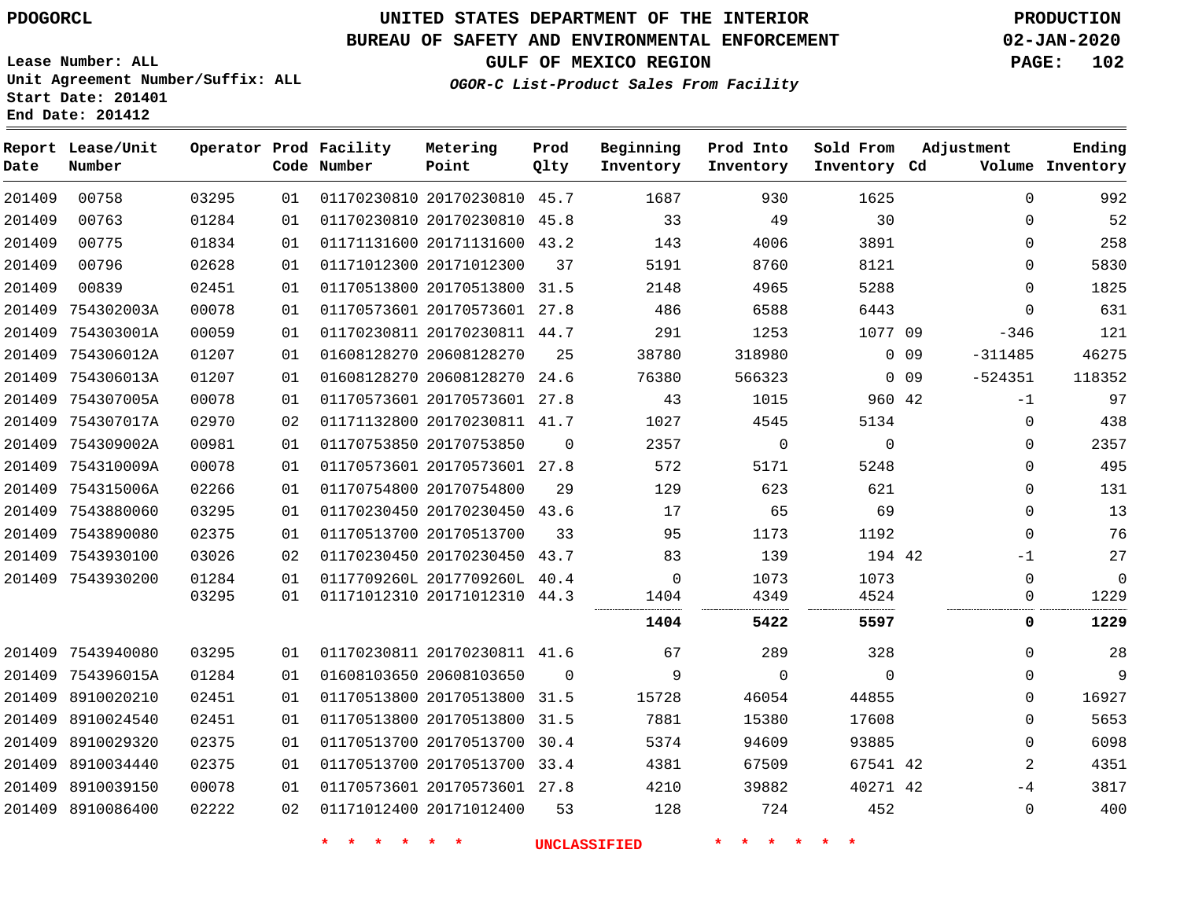PDOGORCL

# UNITED STATES DEPARTMENT OF THE INTERIOR
## BUREAU OF SAFETY AND ENVIRONMENTAL ENFORCEMENT
### GULF OF MEXICO REGION
*OGOR-C List-Product Sales From Facility*

PRODUCTION
02-JAN-2020

Lease Number: ALL
Unit Agreement Number/Suffix: ALL
Start Date: 201401
End Date: 201412

| Report Date | Lease/Unit Number | Operator | Prod Code | Facility Number | Metering Point | Prod Qlty | Beginning Inventory | Prod Into Inventory | Sold From Inventory | Adjustment Cd | Adjustment Volume | Ending Inventory |
|---|---|---|---|---|---|---|---|---|---|---|---|---|
| 201409 | 00758 | 03295 | 01 | 01170230810 | 20170230810 | 45.7 | 1687 | 930 | 1625 | | 0 | 992 |
| 201409 | 00763 | 01284 | 01 | 01170230810 | 20170230810 | 45.8 | 33 | 49 | 30 | | 0 | 52 |
| 201409 | 00775 | 01834 | 01 | 01171131600 | 20171131600 | 43.2 | 143 | 4006 | 3891 | | 0 | 258 |
| 201409 | 00796 | 02628 | 01 | 01171012300 | 20171012300 | 37 | 5191 | 8760 | 8121 | | 0 | 5830 |
| 201409 | 00839 | 02451 | 01 | 01170513800 | 20170513800 | 31.5 | 2148 | 4965 | 5288 | | 0 | 1825 |
| 201409 | 754302003A | 00078 | 01 | 01170573601 | 20170573601 | 27.8 | 486 | 6588 | 6443 | | 0 | 631 |
| 201409 | 754303001A | 00059 | 01 | 01170230811 | 20170230811 | 44.7 | 291 | 1253 | 1077 | 09 | -346 | 121 |
| 201409 | 754306012A | 01207 | 01 | 01608128270 | 20608128270 | 25 | 38780 | 318980 | 0 | 09 | -311485 | 46275 |
| 201409 | 754306013A | 01207 | 01 | 01608128270 | 20608128270 | 24.6 | 76380 | 566323 | 0 | 09 | -524351 | 118352 |
| 201409 | 754307005A | 00078 | 01 | 01170573601 | 20170573601 | 27.8 | 43 | 1015 | 960 | 42 | -1 | 97 |
| 201409 | 754307017A | 02970 | 02 | 01171132800 | 20170230811 | 41.7 | 1027 | 4545 | 5134 | | 0 | 438 |
| 201409 | 754309002A | 00981 | 01 | 01170753850 | 20170753850 | 0 | 2357 | 0 | 0 | | 0 | 2357 |
| 201409 | 754310009A | 00078 | 01 | 01170573601 | 20170573601 | 27.8 | 572 | 5171 | 5248 | | 0 | 495 |
| 201409 | 754315006A | 02266 | 01 | 01170754800 | 20170754800 | 29 | 129 | 623 | 621 | | 0 | 131 |
| 201409 | 7543880060 | 03295 | 01 | 01170230450 | 20170230450 | 43.6 | 17 | 65 | 69 | | 0 | 13 |
| 201409 | 7543890080 | 02375 | 01 | 01170513700 | 20170513700 | 33 | 95 | 1173 | 1192 | | 0 | 76 |
| 201409 | 7543930100 | 03026 | 02 | 01170230450 | 20170230450 | 43.7 | 83 | 139 | 194 | 42 | -1 | 27 |
| 201409 | 7543930200 | 01284 | 01 | 0117709260L | 2017709260L | 40.4 | 0 | 1073 | 1073 | | 0 | 0 |
| | | 03295 | 01 | 01171012310 | 20171012310 | 44.3 | 1404 | 4349 | 4524 | | 0 | 1229 |
| | | | | | | | **1404** | **5422** | **5597** | | **0** | **1229** |
| 201409 | 7543940080 | 03295 | 01 | 01170230811 | 20170230811 | 41.6 | 67 | 289 | 328 | | 0 | 28 |
| 201409 | 754396015A | 01284 | 01 | 01608103650 | 20608103650 | 0 | 9 | 0 | 0 | | 0 | 9 |
| 201409 | 8910020210 | 02451 | 01 | 01170513800 | 20170513800 | 31.5 | 15728 | 46054 | 44855 | | 0 | 16927 |
| 201409 | 8910024540 | 02451 | 01 | 01170513800 | 20170513800 | 31.5 | 7881 | 15380 | 17608 | | 0 | 5653 |
| 201409 | 8910029320 | 02375 | 01 | 01170513700 | 20170513700 | 30.4 | 5374 | 94609 | 93885 | | 0 | 6098 |
| 201409 | 8910034440 | 02375 | 01 | 01170513700 | 20170513700 | 33.4 | 4381 | 67509 | 67541 | 42 | 2 | 4351 |
| 201409 | 8910039150 | 00078 | 01 | 01170573601 | 20170573601 | 27.8 | 4210 | 39882 | 40271 | 42 | -4 | 3817 |
| 201409 | 8910086400 | 02222 | 02 | 01171012400 | 20171012400 | 53 | 128 | 724 | 452 | | 0 | 400 |

* * * * * * UNCLASSIFIED * * * * * *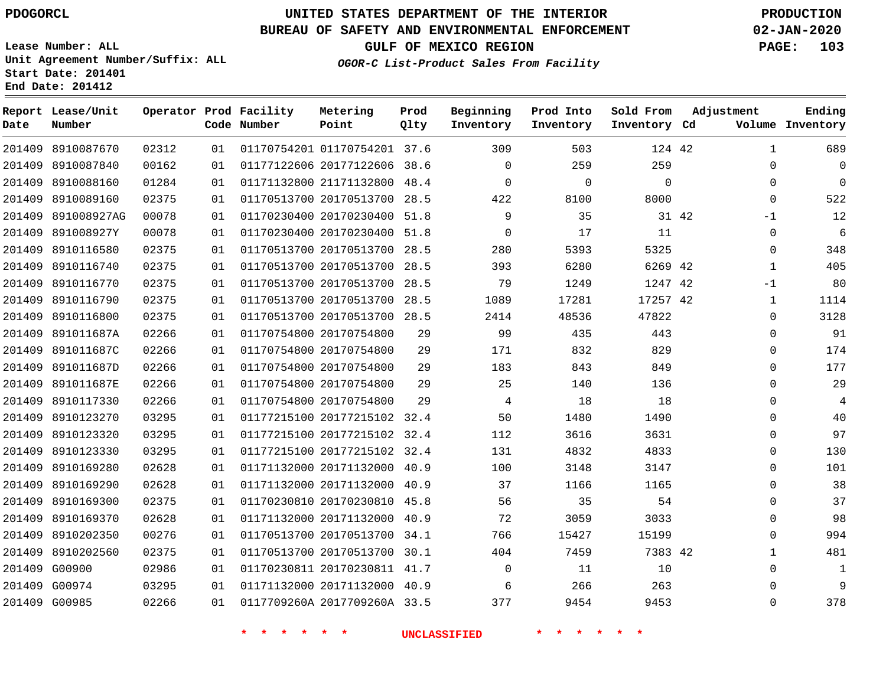PDOGORCL

# UNITED STATES DEPARTMENT OF THE INTERIOR
## BUREAU OF SAFETY AND ENVIRONMENTAL ENFORCEMENT
### GULF OF MEXICO REGION
*OGOR-C List-Product Sales From Facility*

PRODUCTION
02-JAN-2020

Lease Number: ALL
Unit Agreement Number/Suffix: ALL
Start Date: 201401
End Date: 201412

| Report Date | Lease/Unit Number | Operator | Prod Code | Facility Number | Metering Point | Prod Qlty | Beginning Inventory | Prod Into Inventory | Sold From Inventory | Adjustment Cd | Volume | Ending Inventory |
|---|---|---|---|---|---|---|---|---|---|---|---|---|
| 201409 | 8910087670 | 02312 | 01 | 01170754201 | 01170754201 | 37.6 | 309 | 503 | 124 | 42 | 1 | 689 |
| 201409 | 8910087840 | 00162 | 01 | 01177122606 | 20177122606 | 38.6 | 0 | 259 | 259 | | 0 | 0 |
| 201409 | 8910088160 | 01284 | 01 | 01171132800 | 21171132800 | 48.4 | 0 | 0 | 0 | | 0 | 0 |
| 201409 | 8910089160 | 02375 | 01 | 01170513700 | 20170513700 | 28.5 | 422 | 8100 | 8000 | | 0 | 522 |
| 201409 | 891008927AG | 00078 | 01 | 01170230400 | 20170230400 | 51.8 | 9 | 35 | 31 | 42 | -1 | 12 |
| 201409 | 891008927Y | 00078 | 01 | 01170230400 | 20170230400 | 51.8 | 0 | 17 | 11 | | 0 | 6 |
| 201409 | 8910116580 | 02375 | 01 | 01170513700 | 20170513700 | 28.5 | 280 | 5393 | 5325 | | 0 | 348 |
| 201409 | 8910116740 | 02375 | 01 | 01170513700 | 20170513700 | 28.5 | 393 | 6280 | 6269 | 42 | 1 | 405 |
| 201409 | 8910116770 | 02375 | 01 | 01170513700 | 20170513700 | 28.5 | 79 | 1249 | 1247 | 42 | -1 | 80 |
| 201409 | 8910116790 | 02375 | 01 | 01170513700 | 20170513700 | 28.5 | 1089 | 17281 | 17257 | 42 | 1 | 1114 |
| 201409 | 8910116800 | 02375 | 01 | 01170513700 | 20170513700 | 28.5 | 2414 | 48536 | 47822 | | 0 | 3128 |
| 201409 | 891011687A | 02266 | 01 | 01170754800 | 20170754800 | 29 | 99 | 435 | 443 | | 0 | 91 |
| 201409 | 891011687C | 02266 | 01 | 01170754800 | 20170754800 | 29 | 171 | 832 | 829 | | 0 | 174 |
| 201409 | 891011687D | 02266 | 01 | 01170754800 | 20170754800 | 29 | 183 | 843 | 849 | | 0 | 177 |
| 201409 | 891011687E | 02266 | 01 | 01170754800 | 20170754800 | 29 | 25 | 140 | 136 | | 0 | 29 |
| 201409 | 8910117330 | 02266 | 01 | 01170754800 | 20170754800 | 29 | 4 | 18 | 18 | | 0 | 4 |
| 201409 | 8910123270 | 03295 | 01 | 01177215100 | 20177215102 | 32.4 | 50 | 1480 | 1490 | | 0 | 40 |
| 201409 | 8910123320 | 03295 | 01 | 01177215100 | 20177215102 | 32.4 | 112 | 3616 | 3631 | | 0 | 97 |
| 201409 | 8910123330 | 03295 | 01 | 01177215100 | 20177215102 | 32.4 | 131 | 4832 | 4833 | | 0 | 130 |
| 201409 | 8910169280 | 02628 | 01 | 01171132000 | 20171132000 | 40.9 | 100 | 3148 | 3147 | | 0 | 101 |
| 201409 | 8910169290 | 02628 | 01 | 01171132000 | 20171132000 | 40.9 | 37 | 1166 | 1165 | | 0 | 38 |
| 201409 | 8910169300 | 02375 | 01 | 01170230810 | 20170230810 | 45.8 | 56 | 35 | 54 | | 0 | 37 |
| 201409 | 8910169370 | 02628 | 01 | 01171132000 | 20171132000 | 40.9 | 72 | 3059 | 3033 | | 0 | 98 |
| 201409 | 8910202350 | 00276 | 01 | 01170513700 | 20170513700 | 34.1 | 766 | 15427 | 15199 | | 0 | 994 |
| 201409 | 8910202560 | 02375 | 01 | 01170513700 | 20170513700 | 30.1 | 404 | 7459 | 7383 | 42 | 1 | 481 |
| 201409 | G00900 | 02986 | 01 | 01170230811 | 20170230811 | 41.7 | 0 | 11 | 10 | | 0 | 1 |
| 201409 | G00974 | 03295 | 01 | 01171132000 | 20171132000 | 40.9 | 6 | 266 | 263 | | 0 | 9 |
| 201409 | G00985 | 02266 | 01 | 0117709260A | 2017709260A | 33.5 | 377 | 9454 | 9453 | | 0 | 378 |

* * * * * * UNCLASSIFIED * * * * * *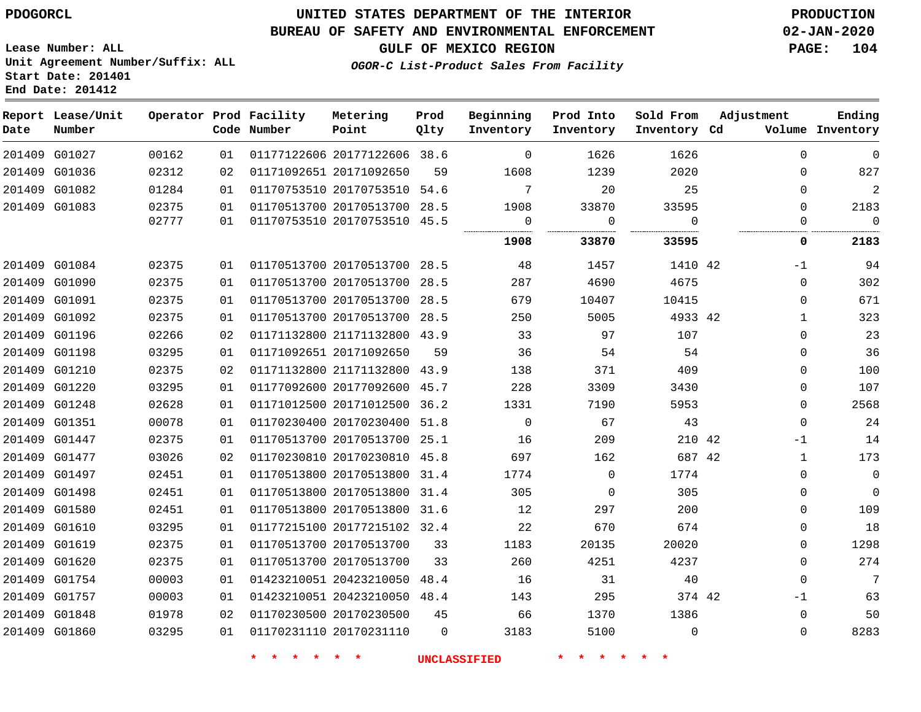PDOGORCL

# UNITED STATES DEPARTMENT OF THE INTERIOR
## BUREAU OF SAFETY AND ENVIRONMENTAL ENFORCEMENT
### GULF OF MEXICO REGION
*OGOR-C List-Product Sales From Facility*

PRODUCTION
02-JAN-2020

Lease Number: ALL
Unit Agreement Number/Suffix: ALL
Start Date: 201401
End Date: 201412

| Report Date | Lease/Unit Number | Operator | Prod Code | Facility Number | Metering Point | Prod Qlty | Beginning Inventory | Prod Into Inventory | Sold From Inventory | Adjustment Cd | Volume | Ending Inventory |
|---|---|---|---|---|---|---|---|---|---|---|---|---|
| 201409 | G01027 | 00162 | 01 | 01177122606 | 20177122606 | 38.6 | 0 | 1626 | 1626 | | 0 | 0 |
| 201409 | G01036 | 02312 | 02 | 01171092651 | 20171092650 | 59 | 1608 | 1239 | 2020 | | 0 | 827 |
| 201409 | G01082 | 01284 | 01 | 01170753510 | 20170753510 | 54.6 | 7 | 20 | 25 | | 0 | 2 |
| 201409 | G01083 | 02375 | 01 | 01170513700 | 20170513700 | 28.5 | 1908 | 33870 | 33595 | | 0 | 2183 |
| | | 02777 | 01 | 01170753510 | 20170753510 | 45.5 | 0 | 0 | 0 | | 0 | 0 |
| | | | | | | | **1908** | **33870** | **33595** | | **0** | **2183** |
| 201409 | G01084 | 02375 | 01 | 01170513700 | 20170513700 | 28.5 | 48 | 1457 | 1410 | 42 | -1 | 94 |
| 201409 | G01090 | 02375 | 01 | 01170513700 | 20170513700 | 28.5 | 287 | 4690 | 4675 | | 0 | 302 |
| 201409 | G01091 | 02375 | 01 | 01170513700 | 20170513700 | 28.5 | 679 | 10407 | 10415 | | 0 | 671 |
| 201409 | G01092 | 02375 | 01 | 01170513700 | 20170513700 | 28.5 | 250 | 5005 | 4933 | 42 | 1 | 323 |
| 201409 | G01196 | 02266 | 02 | 01171132800 | 21171132800 | 43.9 | 33 | 97 | 107 | | 0 | 23 |
| 201409 | G01198 | 03295 | 01 | 01171092651 | 20171092650 | 59 | 36 | 54 | 54 | | 0 | 36 |
| 201409 | G01210 | 02375 | 02 | 01171132800 | 21171132800 | 43.9 | 138 | 371 | 409 | | 0 | 100 |
| 201409 | G01220 | 03295 | 01 | 01177092600 | 20177092600 | 45.7 | 228 | 3309 | 3430 | | 0 | 107 |
| 201409 | G01248 | 02628 | 01 | 01171012500 | 20171012500 | 36.2 | 1331 | 7190 | 5953 | | 0 | 2568 |
| 201409 | G01351 | 00078 | 01 | 01170230400 | 20170230400 | 51.8 | 0 | 67 | 43 | | 0 | 24 |
| 201409 | G01447 | 02375 | 01 | 01170513700 | 20170513700 | 25.1 | 16 | 209 | 210 | 42 | -1 | 14 |
| 201409 | G01477 | 03026 | 02 | 01170230810 | 20170230810 | 45.8 | 697 | 162 | 687 | 42 | 1 | 173 |
| 201409 | G01497 | 02451 | 01 | 01170513800 | 20170513800 | 31.4 | 1774 | 0 | 1774 | | 0 | 0 |
| 201409 | G01498 | 02451 | 01 | 01170513800 | 20170513800 | 31.4 | 305 | 0 | 305 | | 0 | 0 |
| 201409 | G01580 | 02451 | 01 | 01170513800 | 20170513800 | 31.6 | 12 | 297 | 200 | | 0 | 109 |
| 201409 | G01610 | 03295 | 01 | 01177215100 | 20177215102 | 32.4 | 22 | 670 | 674 | | 0 | 18 |
| 201409 | G01619 | 02375 | 01 | 01170513700 | 20170513700 | 33 | 1183 | 20135 | 20020 | | 0 | 1298 |
| 201409 | G01620 | 02375 | 01 | 01170513700 | 20170513700 | 33 | 260 | 4251 | 4237 | | 0 | 274 |
| 201409 | G01754 | 00003 | 01 | 01423210051 | 20423210050 | 48.4 | 16 | 31 | 40 | | 0 | 7 |
| 201409 | G01757 | 00003 | 01 | 01423210051 | 20423210050 | 48.4 | 143 | 295 | 374 | 42 | -1 | 63 |
| 201409 | G01848 | 01978 | 02 | 01170230500 | 20170230500 | 45 | 66 | 1370 | 1386 | | 0 | 50 |
| 201409 | G01860 | 03295 | 01 | 01170231110 | 20170231110 | 0 | 3183 | 5100 | 0 | | 0 | 8283 |

* * * * * * UNCLASSIFIED * * * * * *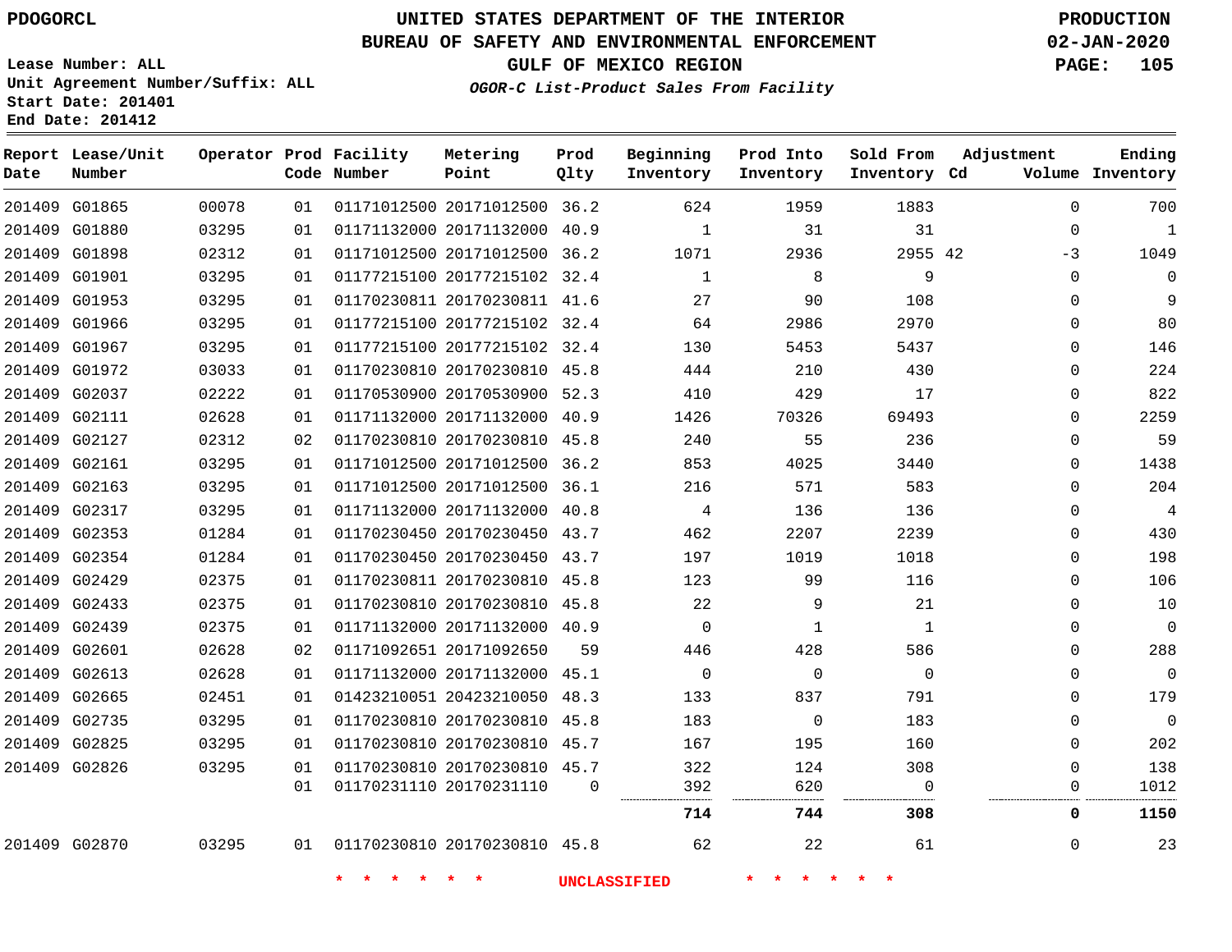PDOGORCL

# UNITED STATES DEPARTMENT OF THE INTERIOR
## BUREAU OF SAFETY AND ENVIRONMENTAL ENFORCEMENT
### GULF OF MEXICO REGION
*OGOR-C List-Product Sales From Facility*

PRODUCTION
02-JAN-2020

Lease Number: ALL
Unit Agreement Number/Suffix: ALL
Start Date: 201401
End Date: 201412

| Report Date | Lease/Unit Number | Operator | Prod Code | Facility Number | Metering Point | Prod Qlty | Beginning Inventory | Prod Into Inventory | Sold From Inventory | Adjustment Cd | Volume | Ending Inventory |
|---|---|---|---|---|---|---|---|---|---|---|---|---|
| 201409 | G01865 | 00078 | 01 | 01171012500 | 20171012500 | 36.2 | 624 | 1959 | 1883 | | 0 | 700 |
| 201409 | G01880 | 03295 | 01 | 01171132000 | 20171132000 | 40.9 | 1 | 31 | 31 | | 0 | 1 |
| 201409 | G01898 | 02312 | 01 | 01171012500 | 20171012500 | 36.2 | 1071 | 2936 | 2955 | 42 | -3 | 1049 |
| 201409 | G01901 | 03295 | 01 | 01177215100 | 20177215102 | 32.4 | 1 | 8 | 9 | | 0 | 0 |
| 201409 | G01953 | 03295 | 01 | 01170230811 | 20170230811 | 41.6 | 27 | 90 | 108 | | 0 | 9 |
| 201409 | G01966 | 03295 | 01 | 01177215100 | 20177215102 | 32.4 | 64 | 2986 | 2970 | | 0 | 80 |
| 201409 | G01967 | 03295 | 01 | 01177215100 | 20177215102 | 32.4 | 130 | 5453 | 5437 | | 0 | 146 |
| 201409 | G01972 | 03033 | 01 | 01170230810 | 20170230810 | 45.8 | 444 | 210 | 430 | | 0 | 224 |
| 201409 | G02037 | 02222 | 01 | 01170530900 | 20170530900 | 52.3 | 410 | 429 | 17 | | 0 | 822 |
| 201409 | G02111 | 02628 | 01 | 01171132000 | 20171132000 | 40.9 | 1426 | 70326 | 69493 | | 0 | 2259 |
| 201409 | G02127 | 02312 | 02 | 01170230810 | 20170230810 | 45.8 | 240 | 55 | 236 | | 0 | 59 |
| 201409 | G02161 | 03295 | 01 | 01171012500 | 20171012500 | 36.2 | 853 | 4025 | 3440 | | 0 | 1438 |
| 201409 | G02163 | 03295 | 01 | 01171012500 | 20171012500 | 36.1 | 216 | 571 | 583 | | 0 | 204 |
| 201409 | G02317 | 03295 | 01 | 01171132000 | 20171132000 | 40.8 | 4 | 136 | 136 | | 0 | 4 |
| 201409 | G02353 | 01284 | 01 | 01170230450 | 20170230450 | 43.7 | 462 | 2207 | 2239 | | 0 | 430 |
| 201409 | G02354 | 01284 | 01 | 01170230450 | 20170230450 | 43.7 | 197 | 1019 | 1018 | | 0 | 198 |
| 201409 | G02429 | 02375 | 01 | 01170230811 | 20170230810 | 45.8 | 123 | 99 | 116 | | 0 | 106 |
| 201409 | G02433 | 02375 | 01 | 01170230810 | 20170230810 | 45.8 | 22 | 9 | 21 | | 0 | 10 |
| 201409 | G02439 | 02375 | 01 | 01171132000 | 20171132000 | 40.9 | 0 | 1 | 1 | | 0 | 0 |
| 201409 | G02601 | 02628 | 02 | 01171092651 | 20171092650 | 59 | 446 | 428 | 586 | | 0 | 288 |
| 201409 | G02613 | 02628 | 01 | 01171132000 | 20171132000 | 45.1 | 0 | 0 | 0 | | 0 | 0 |
| 201409 | G02665 | 02451 | 01 | 01423210051 | 20423210050 | 48.3 | 133 | 837 | 791 | | 0 | 179 |
| 201409 | G02735 | 03295 | 01 | 01170230810 | 20170230810 | 45.8 | 183 | 0 | 183 | | 0 | 0 |
| 201409 | G02825 | 03295 | 01 | 01170230810 | 20170230810 | 45.7 | 167 | 195 | 160 | | 0 | 202 |
| 201409 | G02826 | 03295 | 01 | 01170230810 | 20170230810 | 45.7 | 322 | 124 | 308 | | 0 | 138 |
| | | | 01 | 01170231110 | 20170231110 | 0 | 392 | 620 | 0 | | 0 | 1012 |
| | | | | | | | **714** | **744** | **308** | | **0** | **1150** |
| 201409 | G02870 | 03295 | 01 | 01170230810 | 20170230810 | 45.8 | 62 | 22 | 61 | | 0 | 23 |

\* \* \* \* \* \* UNCLASSIFIED \* \* \* \* \* \*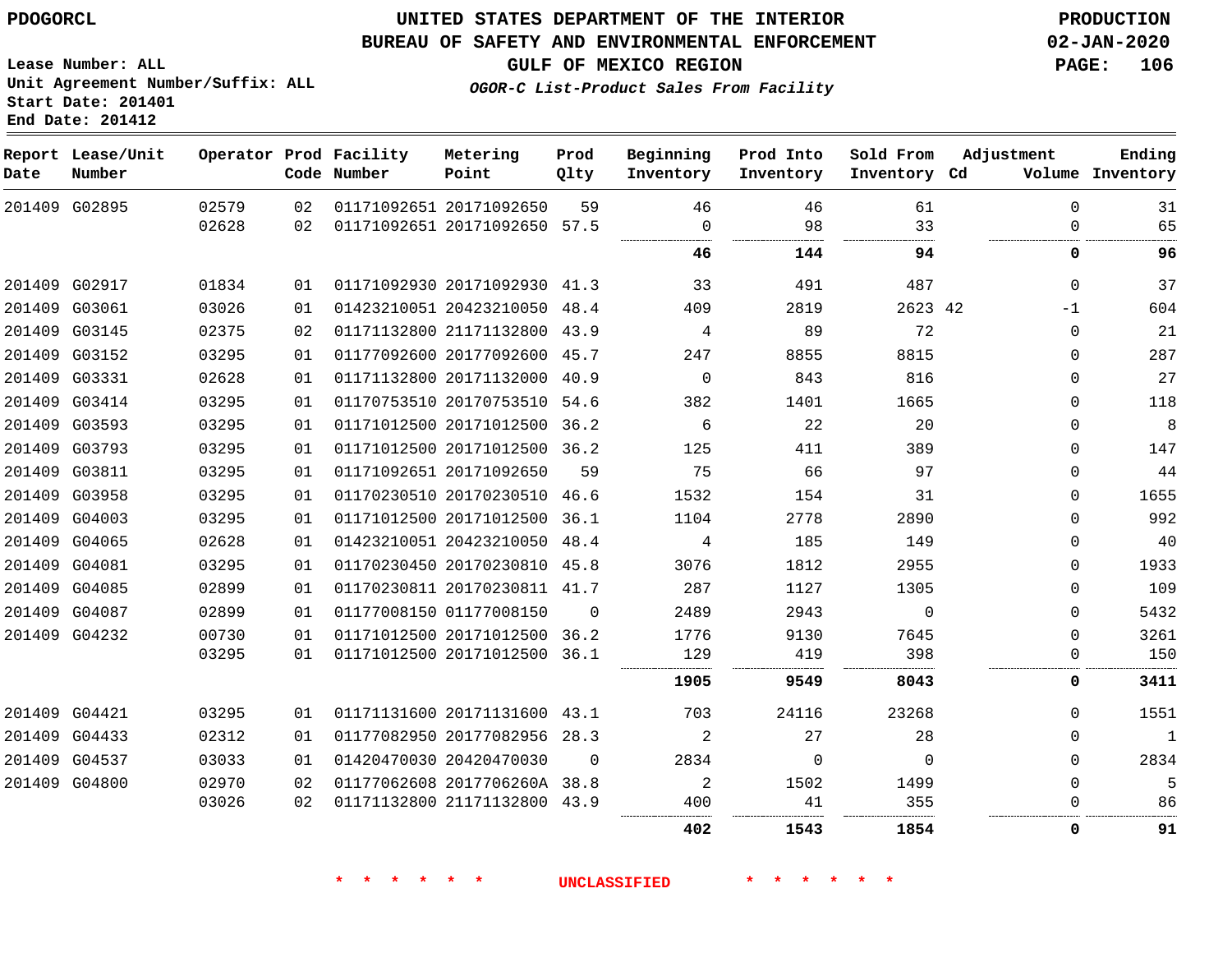PDOGORCL

# UNITED STATES DEPARTMENT OF THE INTERIOR
## BUREAU OF SAFETY AND ENVIRONMENTAL ENFORCEMENT
### GULF OF MEXICO REGION
*OGOR-C List-Product Sales From Facility*

PRODUCTION
02-JAN-2020

Lease Number: ALL
Unit Agreement Number/Suffix: ALL
Start Date: 201401
End Date: 201412

| Report Date | Lease/Unit Number | Operator | Prod Code | Facility Number | Metering Point | Prod Qlty | Beginning Inventory | Prod Into Inventory | Sold From Inventory | Adjustment Cd | Adjustment Volume | Ending Inventory |
|---|---|---|---|---|---|---|---|---|---|---|---|---|
| 201409 | G02895 | 02579 | 02 | 01171092651 | 20171092650 | 59 | 46 | 46 | 61 | | 0 | 31 |
| | | 02628 | 02 | 01171092651 | 20171092650 | 57.5 | 0 | 98 | 33 | | 0 | 65 |
| | | | | | | | **46** | **144** | **94** | | **0** | **96** |
| 201409 | G02917 | 01834 | 01 | 01171092930 | 20171092930 | 41.3 | 33 | 491 | 487 | | 0 | 37 |
| 201409 | G03061 | 03026 | 01 | 01423210051 | 20423210050 | 48.4 | 409 | 2819 | 2623 | 42 | -1 | 604 |
| 201409 | G03145 | 02375 | 02 | 01171132800 | 21171132800 | 43.9 | 4 | 89 | 72 | | 0 | 21 |
| 201409 | G03152 | 03295 | 01 | 01177092600 | 20177092600 | 45.7 | 247 | 8855 | 8815 | | 0 | 287 |
| 201409 | G03331 | 02628 | 01 | 01171132800 | 20171132000 | 40.9 | 0 | 843 | 816 | | 0 | 27 |
| 201409 | G03414 | 03295 | 01 | 01170753510 | 20170753510 | 54.6 | 382 | 1401 | 1665 | | 0 | 118 |
| 201409 | G03593 | 03295 | 01 | 01171012500 | 20171012500 | 36.2 | 6 | 22 | 20 | | 0 | 8 |
| 201409 | G03793 | 03295 | 01 | 01171012500 | 20171012500 | 36.2 | 125 | 411 | 389 | | 0 | 147 |
| 201409 | G03811 | 03295 | 01 | 01171092651 | 20171092650 | 59 | 75 | 66 | 97 | | 0 | 44 |
| 201409 | G03958 | 03295 | 01 | 01170230510 | 20170230510 | 46.6 | 1532 | 154 | 31 | | 0 | 1655 |
| 201409 | G04003 | 03295 | 01 | 01171012500 | 20171012500 | 36.1 | 1104 | 2778 | 2890 | | 0 | 992 |
| 201409 | G04065 | 02628 | 01 | 01423210051 | 20423210050 | 48.4 | 4 | 185 | 149 | | 0 | 40 |
| 201409 | G04081 | 03295 | 01 | 01170230450 | 20170230810 | 45.8 | 3076 | 1812 | 2955 | | 0 | 1933 |
| 201409 | G04085 | 02899 | 01 | 01170230811 | 20170230811 | 41.7 | 287 | 1127 | 1305 | | 0 | 109 |
| 201409 | G04087 | 02899 | 01 | 01177008150 | 01177008150 | 0 | 2489 | 2943 | 0 | | 0 | 5432 |
| 201409 | G04232 | 00730 | 01 | 01171012500 | 20171012500 | 36.2 | 1776 | 9130 | 7645 | | 0 | 3261 |
| | | 03295 | 01 | 01171012500 | 20171012500 | 36.1 | 129 | 419 | 398 | | 0 | 150 |
| | | | | | | | **1905** | **9549** | **8043** | | **0** | **3411** |
| 201409 | G04421 | 03295 | 01 | 01171131600 | 20171131600 | 43.1 | 703 | 24116 | 23268 | | 0 | 1551 |
| 201409 | G04433 | 02312 | 01 | 01177082950 | 20177082956 | 28.3 | 2 | 27 | 28 | | 0 | 1 |
| 201409 | G04537 | 03033 | 01 | 01420470030 | 20420470030 | 0 | 2834 | 0 | 0 | | 0 | 2834 |
| 201409 | G04800 | 02970 | 02 | 01177062608 | 2017706260A | 38.8 | 2 | 1502 | 1499 | | 0 | 5 |
| | | 03026 | 02 | 01171132800 | 21171132800 | 43.9 | 400 | 41 | 355 | | 0 | 86 |
| | | | | | | | **402** | **1543** | **1854** | | **0** | **91** |

\* \* \* \* \* \* UNCLASSIFIED \* \* \* \* \* \*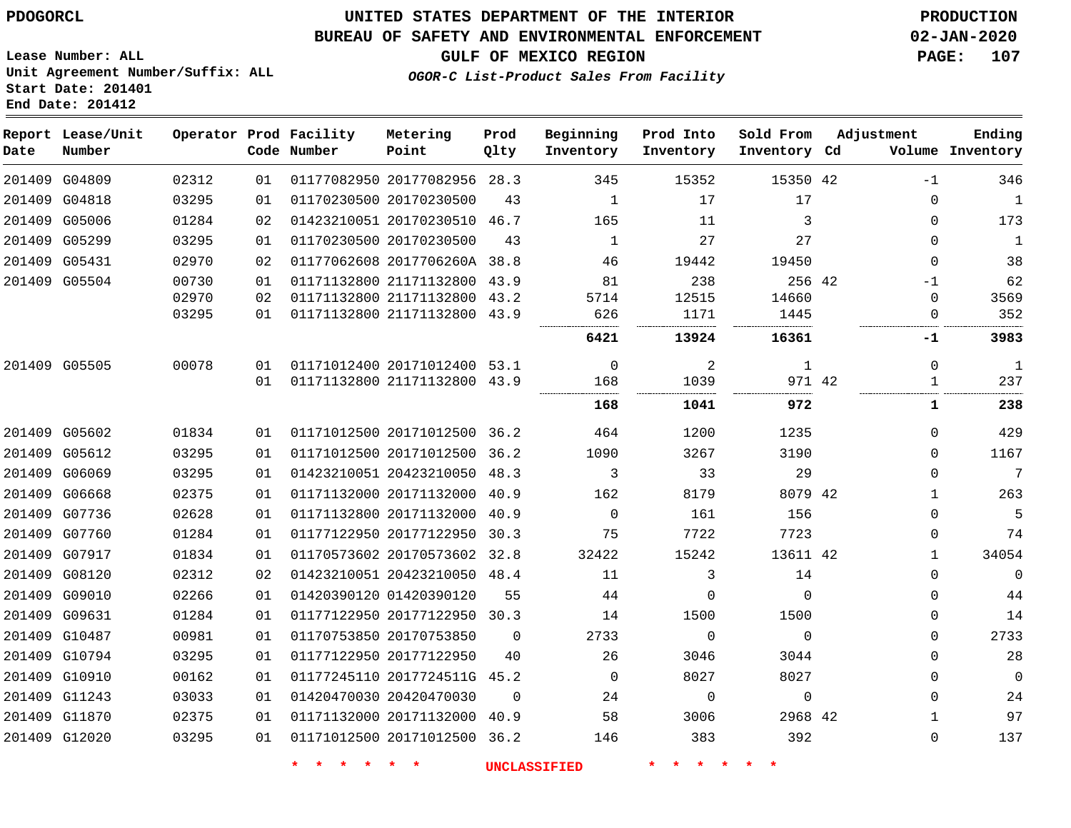PDOGORCL

# UNITED STATES DEPARTMENT OF THE INTERIOR
## BUREAU OF SAFETY AND ENVIRONMENTAL ENFORCEMENT
### GULF OF MEXICO REGION

*OGOR-C List-Product Sales From Facility*

PRODUCTION
02-JAN-2020

Lease Number: ALL
Unit Agreement Number/Suffix: ALL
Start Date: 201401
End Date: 201412

| Report Date | Lease/Unit Number | Operator | Prod Code | Facility Number | Metering Point | Prod Qlty | Beginning Inventory | Prod Into Inventory | Sold From Inventory | Adjustment Cd | Volume | Ending Inventory |
|---|---|---|---|---|---|---|---|---|---|---|---|---|
| 201409 | G04809 | 02312 | 01 | 01177082950 | 20177082956 | 28.3 | 345 | 15352 | 15350 | 42 | -1 | 346 |
| 201409 | G04818 | 03295 | 01 | 01170230500 | 20170230500 | 43 | 1 | 17 | 17 | | 0 | 1 |
| 201409 | G05006 | 01284 | 02 | 01423210051 | 20170230510 | 46.7 | 165 | 11 | 3 | | 0 | 173 |
| 201409 | G05299 | 03295 | 01 | 01170230500 | 20170230500 | 43 | 1 | 27 | 27 | | 0 | 1 |
| 201409 | G05431 | 02970 | 02 | 01177062608 | 2017706260A | 38.8 | 46 | 19442 | 19450 | | 0 | 38 |
| 201409 | G05504 | 00730 | 01 | 01171132800 | 21171132800 | 43.9 | 81 | 238 | 256 | 42 | -1 | 62 |
| | | 02970 | 02 | 01171132800 | 21171132800 | 43.2 | 5714 | 12515 | 14660 | | 0 | 3569 |
| | | 03295 | 01 | 01171132800 | 21171132800 | 43.9 | 626 | 1171 | 1445 | | 0 | 352 |
| | | | | | | | **6421** | **13924** | **16361** | | **-1** | **3983** |
| 201409 | G05505 | 00078 | 01 | 01171012400 | 20171012400 | 53.1 | 0 | 2 | 1 | | 0 | 1 |
| | | | 01 | 01171132800 | 21171132800 | 43.9 | 168 | 1039 | 971 | 42 | 1 | 237 |
| | | | | | | | **168** | **1041** | **972** | | **1** | **238** |
| 201409 | G05602 | 01834 | 01 | 01171012500 | 20171012500 | 36.2 | 464 | 1200 | 1235 | | 0 | 429 |
| 201409 | G05612 | 03295 | 01 | 01171012500 | 20171012500 | 36.2 | 1090 | 3267 | 3190 | | 0 | 1167 |
| 201409 | G06069 | 03295 | 01 | 01423210051 | 20423210050 | 48.3 | 3 | 33 | 29 | | 0 | 7 |
| 201409 | G06668 | 02375 | 01 | 01171132000 | 20171132000 | 40.9 | 162 | 8179 | 8079 | 42 | 1 | 263 |
| 201409 | G07736 | 02628 | 01 | 01171132800 | 20171132000 | 40.9 | 0 | 161 | 156 | | 0 | 5 |
| 201409 | G07760 | 01284 | 01 | 01177122950 | 20177122950 | 30.3 | 75 | 7722 | 7723 | | 0 | 74 |
| 201409 | G07917 | 01834 | 01 | 01170573602 | 20170573602 | 32.8 | 32422 | 15242 | 13611 | 42 | 1 | 34054 |
| 201409 | G08120 | 02312 | 02 | 01423210051 | 20423210050 | 48.4 | 11 | 3 | 14 | | 0 | 0 |
| 201409 | G09010 | 02266 | 01 | 01420390120 | 01420390120 | 55 | 44 | 0 | 0 | | 0 | 44 |
| 201409 | G09631 | 01284 | 01 | 01177122950 | 20177122950 | 30.3 | 14 | 1500 | 1500 | | 0 | 14 |
| 201409 | G10487 | 00981 | 01 | 01170753850 | 20170753850 | 0 | 2733 | 0 | 0 | | 0 | 2733 |
| 201409 | G10794 | 03295 | 01 | 01177122950 | 20177122950 | 40 | 26 | 3046 | 3044 | | 0 | 28 |
| 201409 | G10910 | 00162 | 01 | 01177245110 | 2017724511G | 45.2 | 0 | 8027 | 8027 | | 0 | 0 |
| 201409 | G11243 | 03033 | 01 | 01420470030 | 20420470030 | 0 | 24 | 0 | 0 | | 0 | 24 |
| 201409 | G11870 | 02375 | 01 | 01171132000 | 20171132000 | 40.9 | 58 | 3006 | 2968 | 42 | 1 | 97 |
| 201409 | G12020 | 03295 | 01 | 01171012500 | 20171012500 | 36.2 | 146 | 383 | 392 | | 0 | 137 |

* * * * * * UNCLASSIFIED * * * * * *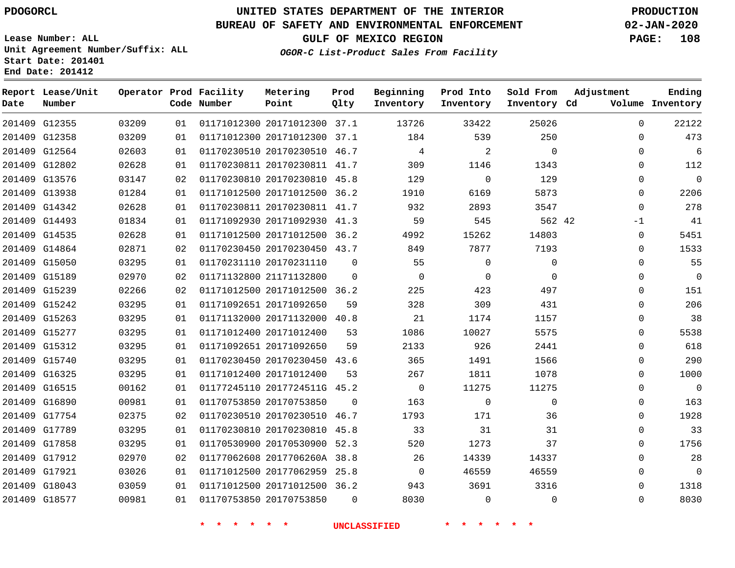PDOGORCL

# UNITED STATES DEPARTMENT OF THE INTERIOR
## BUREAU OF SAFETY AND ENVIRONMENTAL ENFORCEMENT
### GULF OF MEXICO REGION
*OGOR-C List-Product Sales From Facility*

PRODUCTION
02-JAN-2020

Lease Number: ALL
Unit Agreement Number/Suffix: ALL
Start Date: 201401
End Date: 201412

| Report Date | Lease/Unit Number | Operator | Prod Code | Facility Number | Metering Point | Prod Qlty | Beginning Inventory | Prod Into Inventory | Sold From Inventory | Adjustment Cd | Volume | Ending Inventory |
|---|---|---|---|---|---|---|---|---|---|---|---|---|
| 201409 | G12355 | 03209 | 01 | 01171012300 | 20171012300 | 37.1 | 13726 | 33422 | 25026 | | 0 | 22122 |
| 201409 | G12358 | 03209 | 01 | 01171012300 | 20171012300 | 37.1 | 184 | 539 | 250 | | 0 | 473 |
| 201409 | G12564 | 02603 | 01 | 01170230510 | 20170230510 | 46.7 | 4 | 2 | 0 | | 0 | 6 |
| 201409 | G12802 | 02628 | 01 | 01170230811 | 20170230811 | 41.7 | 309 | 1146 | 1343 | | 0 | 112 |
| 201409 | G13576 | 03147 | 02 | 01170230810 | 20170230810 | 45.8 | 129 | 0 | 129 | | 0 | 0 |
| 201409 | G13938 | 01284 | 01 | 01171012500 | 20171012500 | 36.2 | 1910 | 6169 | 5873 | | 0 | 2206 |
| 201409 | G14342 | 02628 | 01 | 01170230811 | 20170230811 | 41.7 | 932 | 2893 | 3547 | | 0 | 278 |
| 201409 | G14493 | 01834 | 01 | 01171092930 | 20171092930 | 41.3 | 59 | 545 | 562 | 42 | -1 | 41 |
| 201409 | G14535 | 02628 | 01 | 01171012500 | 20171012500 | 36.2 | 4992 | 15262 | 14803 | | 0 | 5451 |
| 201409 | G14864 | 02871 | 02 | 01170230450 | 20170230450 | 43.7 | 849 | 7877 | 7193 | | 0 | 1533 |
| 201409 | G15050 | 03295 | 01 | 01170231110 | 20170231110 | 0 | 55 | 0 | 0 | | 0 | 55 |
| 201409 | G15189 | 02970 | 02 | 01171132800 | 21171132800 | 0 | 0 | 0 | 0 | | 0 | 0 |
| 201409 | G15239 | 02266 | 02 | 01171012500 | 20171012500 | 36.2 | 225 | 423 | 497 | | 0 | 151 |
| 201409 | G15242 | 03295 | 01 | 01171092651 | 20171092650 | 59 | 328 | 309 | 431 | | 0 | 206 |
| 201409 | G15263 | 03295 | 01 | 01171132000 | 20171132000 | 40.8 | 21 | 1174 | 1157 | | 0 | 38 |
| 201409 | G15277 | 03295 | 01 | 01171012400 | 20171012400 | 53 | 1086 | 10027 | 5575 | | 0 | 5538 |
| 201409 | G15312 | 03295 | 01 | 01171092651 | 20171092650 | 59 | 2133 | 926 | 2441 | | 0 | 618 |
| 201409 | G15740 | 03295 | 01 | 01170230450 | 20170230450 | 43.6 | 365 | 1491 | 1566 | | 0 | 290 |
| 201409 | G16325 | 03295 | 01 | 01171012400 | 20171012400 | 53 | 267 | 1811 | 1078 | | 0 | 1000 |
| 201409 | G16515 | 00162 | 01 | 01177245110 | 2017724511G | 45.2 | 0 | 11275 | 11275 | | 0 | 0 |
| 201409 | G16890 | 00981 | 01 | 01170753850 | 20170753850 | 0 | 163 | 0 | 0 | | 0 | 163 |
| 201409 | G17754 | 02375 | 02 | 01170230510 | 20170230510 | 46.7 | 1793 | 171 | 36 | | 0 | 1928 |
| 201409 | G17789 | 03295 | 01 | 01170230810 | 20170230810 | 45.8 | 33 | 31 | 31 | | 0 | 33 |
| 201409 | G17858 | 03295 | 01 | 01170530900 | 20170530900 | 52.3 | 520 | 1273 | 37 | | 0 | 1756 |
| 201409 | G17912 | 02970 | 02 | 01177062608 | 2017706260A | 38.8 | 26 | 14339 | 14337 | | 0 | 28 |
| 201409 | G17921 | 03026 | 01 | 01171012500 | 20177062959 | 25.8 | 0 | 46559 | 46559 | | 0 | 0 |
| 201409 | G18043 | 03059 | 01 | 01171012500 | 20171012500 | 36.2 | 943 | 3691 | 3316 | | 0 | 1318 |
| 201409 | G18577 | 00981 | 01 | 01170753850 | 20170753850 | 0 | 8030 | 0 | 0 | | 0 | 8030 |

* * * * * * UNCLASSIFIED * * * * * *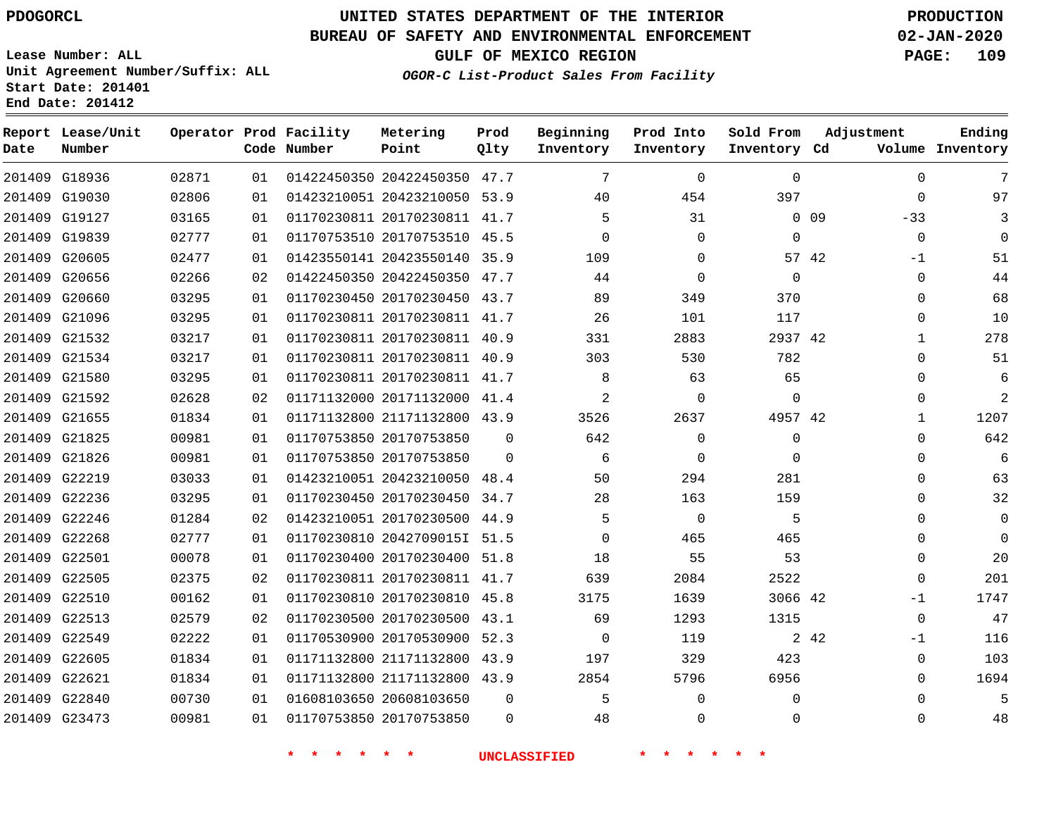PDOGORCL

Lease Number: ALL
Unit Agreement Number/Suffix: ALL
Start Date: 201401
End Date: 201412

# UNITED STATES DEPARTMENT OF THE INTERIOR
## BUREAU OF SAFETY AND ENVIRONMENTAL ENFORCEMENT
### GULF OF MEXICO REGION
*OGOR-C List-Product Sales From Facility*

PRODUCTION
02-JAN-2020

| Report Date | Lease/Unit Number | Operator | Prod Code | Facility Number | Metering Point | Prod Qlty | Beginning Inventory | Prod Into Inventory | Sold From Inventory | Adjustment Cd | Adjustment Volume | Ending Inventory |
|---|---|---|---|---|---|---|---|---|---|---|---|---|
| 201409 | G18936 | 02871 | 01 | 01422450350 | 20422450350 | 47.7 | 7 | 0 | 0 | | 0 | 7 |
| 201409 | G19030 | 02806 | 01 | 01423210051 | 20423210050 | 53.9 | 40 | 454 | 397 | | 0 | 97 |
| 201409 | G19127 | 03165 | 01 | 01170230811 | 20170230811 | 41.7 | 5 | 31 | 0 | 09 | -33 | 3 |
| 201409 | G19839 | 02777 | 01 | 01170753510 | 20170753510 | 45.5 | 0 | 0 | 0 | | 0 | 0 |
| 201409 | G20605 | 02477 | 01 | 01423550141 | 20423550140 | 35.9 | 109 | 0 | 57 | 42 | -1 | 51 |
| 201409 | G20656 | 02266 | 02 | 01422450350 | 20422450350 | 47.7 | 44 | 0 | 0 | | 0 | 44 |
| 201409 | G20660 | 03295 | 01 | 01170230450 | 20170230450 | 43.7 | 89 | 349 | 370 | | 0 | 68 |
| 201409 | G21096 | 03295 | 01 | 01170230811 | 20170230811 | 41.7 | 26 | 101 | 117 | | 0 | 10 |
| 201409 | G21532 | 03217 | 01 | 01170230811 | 20170230811 | 40.9 | 331 | 2883 | 2937 | 42 | 1 | 278 |
| 201409 | G21534 | 03217 | 01 | 01170230811 | 20170230811 | 40.9 | 303 | 530 | 782 | | 0 | 51 |
| 201409 | G21580 | 03295 | 01 | 01170230811 | 20170230811 | 41.7 | 8 | 63 | 65 | | 0 | 6 |
| 201409 | G21592 | 02628 | 02 | 01171132000 | 20171132000 | 41.4 | 2 | 0 | 0 | | 0 | 2 |
| 201409 | G21655 | 01834 | 01 | 01171132800 | 21171132800 | 43.9 | 3526 | 2637 | 4957 | 42 | 1 | 1207 |
| 201409 | G21825 | 00981 | 01 | 01170753850 | 20170753850 | 0 | 642 | 0 | 0 | | 0 | 642 |
| 201409 | G21826 | 00981 | 01 | 01170753850 | 20170753850 | 0 | 6 | 0 | 0 | | 0 | 6 |
| 201409 | G22219 | 03033 | 01 | 01423210051 | 20423210050 | 48.4 | 50 | 294 | 281 | | 0 | 63 |
| 201409 | G22236 | 03295 | 01 | 01170230450 | 20170230450 | 34.7 | 28 | 163 | 159 | | 0 | 32 |
| 201409 | G22246 | 01284 | 02 | 01423210051 | 20170230500 | 44.9 | 5 | 0 | 5 | | 0 | 0 |
| 201409 | G22268 | 02777 | 01 | 01170230810 | 2042709015I | 51.5 | 0 | 465 | 465 | | 0 | 0 |
| 201409 | G22501 | 00078 | 01 | 01170230400 | 20170230400 | 51.8 | 18 | 55 | 53 | | 0 | 20 |
| 201409 | G22505 | 02375 | 02 | 01170230811 | 20170230811 | 41.7 | 639 | 2084 | 2522 | | 0 | 201 |
| 201409 | G22510 | 00162 | 01 | 01170230810 | 20170230810 | 45.8 | 3175 | 1639 | 3066 | 42 | -1 | 1747 |
| 201409 | G22513 | 02579 | 02 | 01170230500 | 20170230500 | 43.1 | 69 | 1293 | 1315 | | 0 | 47 |
| 201409 | G22549 | 02222 | 01 | 01170530900 | 20170530900 | 52.3 | 0 | 119 | 2 | 42 | -1 | 116 |
| 201409 | G22605 | 01834 | 01 | 01171132800 | 21171132800 | 43.9 | 197 | 329 | 423 | | 0 | 103 |
| 201409 | G22621 | 01834 | 01 | 01171132800 | 21171132800 | 43.9 | 2854 | 5796 | 6956 | | 0 | 1694 |
| 201409 | G22840 | 00730 | 01 | 01608103650 | 20608103650 | 0 | 5 | 0 | 0 | | 0 | 5 |
| 201409 | G23473 | 00981 | 01 | 01170753850 | 20170753850 | 0 | 48 | 0 | 0 | | 0 | 48 |

* * * * * * UNCLASSIFIED * * * * * *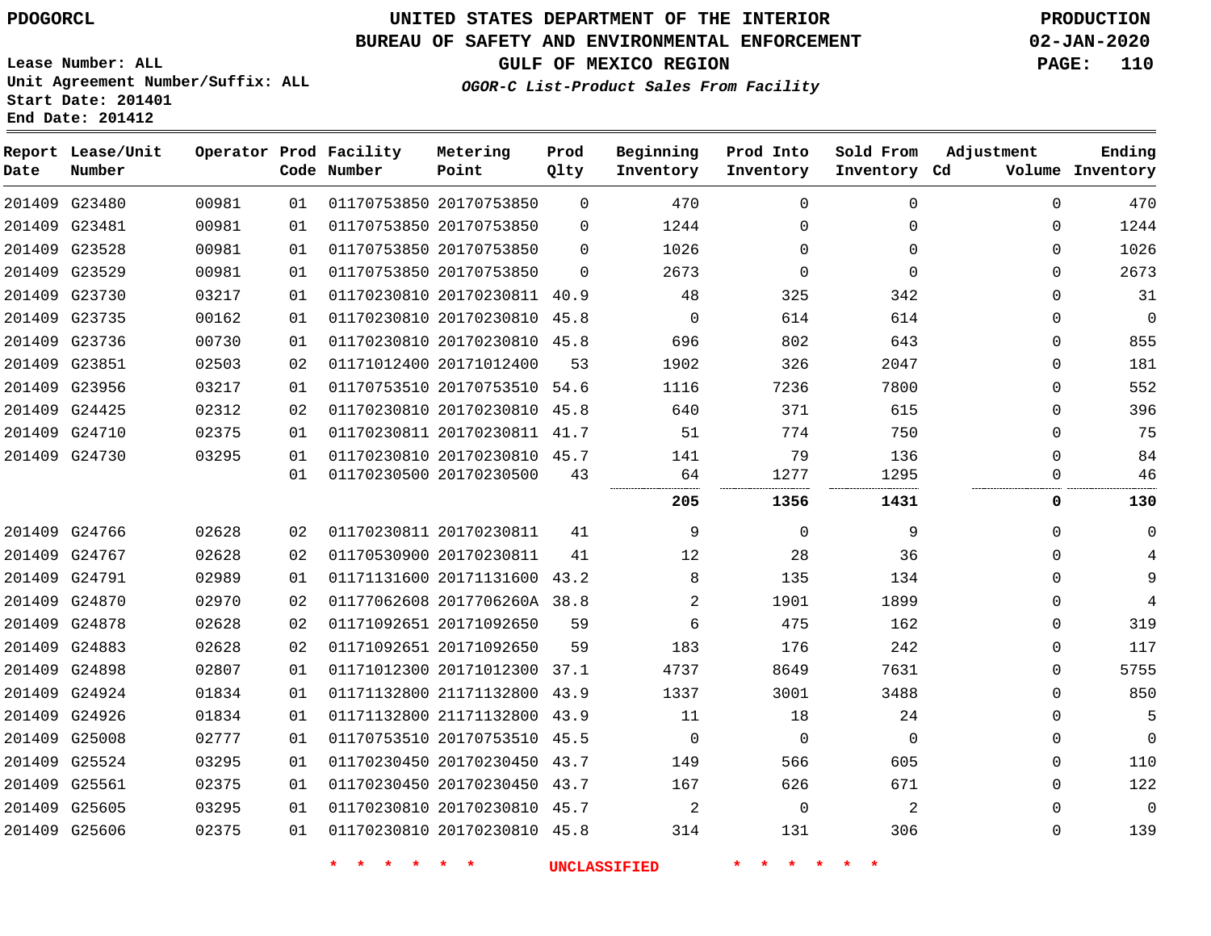PDOGORCL

Lease Number: ALL
Unit Agreement Number/Suffix: ALL
Start Date: 201401
End Date: 201412

# UNITED STATES DEPARTMENT OF THE INTERIOR
## BUREAU OF SAFETY AND ENVIRONMENTAL ENFORCEMENT
### GULF OF MEXICO REGION
*OGOR-C List-Product Sales From Facility*

PRODUCTION
02-JAN-2020

| Report Date | Lease/Unit Number | Operator | Prod Code | Facility Number | Metering Point | Prod Qlty | Beginning Inventory | Prod Into Inventory | Sold From Inventory | Adjustment Cd | Adjustment Volume | Ending Inventory |
|---|---|---|---|---|---|---|---|---|---|---|---|---|
| 201409 | G23480 | 00981 | 01 | 01170753850 | 20170753850 | 0 | 470 | 0 | 0 | | 0 | 470 |
| 201409 | G23481 | 00981 | 01 | 01170753850 | 20170753850 | 0 | 1244 | 0 | 0 | | 0 | 1244 |
| 201409 | G23528 | 00981 | 01 | 01170753850 | 20170753850 | 0 | 1026 | 0 | 0 | | 0 | 1026 |
| 201409 | G23529 | 00981 | 01 | 01170753850 | 20170753850 | 0 | 2673 | 0 | 0 | | 0 | 2673 |
| 201409 | G23730 | 03217 | 01 | 01170230810 | 20170230811 | 40.9 | 48 | 325 | 342 | | 0 | 31 |
| 201409 | G23735 | 00162 | 01 | 01170230810 | 20170230810 | 45.8 | 0 | 614 | 614 | | 0 | 0 |
| 201409 | G23736 | 00730 | 01 | 01170230810 | 20170230810 | 45.8 | 696 | 802 | 643 | | 0 | 855 |
| 201409 | G23851 | 02503 | 02 | 01171012400 | 20171012400 | 53 | 1902 | 326 | 2047 | | 0 | 181 |
| 201409 | G23956 | 03217 | 01 | 01170753510 | 20170753510 | 54.6 | 1116 | 7236 | 7800 | | 0 | 552 |
| 201409 | G24425 | 02312 | 02 | 01170230810 | 20170230810 | 45.8 | 640 | 371 | 615 | | 0 | 396 |
| 201409 | G24710 | 02375 | 01 | 01170230811 | 20170230811 | 41.7 | 51 | 774 | 750 | | 0 | 75 |
| 201409 | G24730 | 03295 | 01 | 01170230810 | 20170230810 | 45.7 | 141 | 79 | 136 | | 0 | 84 |
| | | | 01 | 01170230500 | 20170230500 | 43 | 64 | 1277 | 1295 | | 0 | 46 |
| | | | | | | | **205** | **1356** | **1431** | | **0** | **130** |
| 201409 | G24766 | 02628 | 02 | 01170230811 | 20170230811 | 41 | 9 | 0 | 9 | | 0 | 0 |
| 201409 | G24767 | 02628 | 02 | 01170530900 | 20170230811 | 41 | 12 | 28 | 36 | | 0 | 4 |
| 201409 | G24791 | 02989 | 01 | 01171131600 | 20171131600 | 43.2 | 8 | 135 | 134 | | 0 | 9 |
| 201409 | G24870 | 02970 | 02 | 01177062608 | 2017706260A | 38.8 | 2 | 1901 | 1899 | | 0 | 4 |
| 201409 | G24878 | 02628 | 02 | 01171092651 | 20171092650 | 59 | 6 | 475 | 162 | | 0 | 319 |
| 201409 | G24883 | 02628 | 02 | 01171092651 | 20171092650 | 59 | 183 | 176 | 242 | | 0 | 117 |
| 201409 | G24898 | 02807 | 01 | 01171012300 | 20171012300 | 37.1 | 4737 | 8649 | 7631 | | 0 | 5755 |
| 201409 | G24924 | 01834 | 01 | 01171132800 | 21171132800 | 43.9 | 1337 | 3001 | 3488 | | 0 | 850 |
| 201409 | G24926 | 01834 | 01 | 01171132800 | 21171132800 | 43.9 | 11 | 18 | 24 | | 0 | 5 |
| 201409 | G25008 | 02777 | 01 | 01170753510 | 20170753510 | 45.5 | 0 | 0 | 0 | | 0 | 0 |
| 201409 | G25524 | 03295 | 01 | 01170230450 | 20170230450 | 43.7 | 149 | 566 | 605 | | 0 | 110 |
| 201409 | G25561 | 02375 | 01 | 01170230450 | 20170230450 | 43.7 | 167 | 626 | 671 | | 0 | 122 |
| 201409 | G25605 | 03295 | 01 | 01170230810 | 20170230810 | 45.7 | 2 | 0 | 2 | | 0 | 0 |
| 201409 | G25606 | 02375 | 01 | 01170230810 | 20170230810 | 45.8 | 314 | 131 | 306 | | 0 | 139 |

* * * * * * UNCLASSIFIED * * * * * *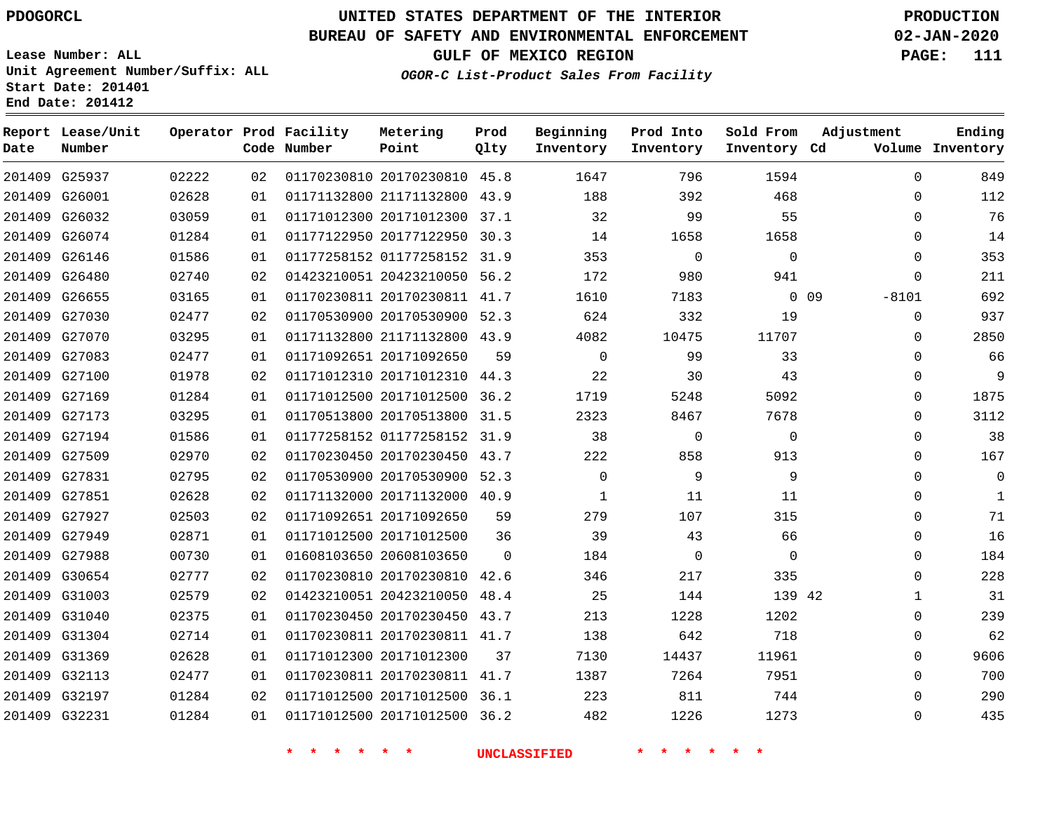PDOGORCL

Lease Number: ALL
Unit Agreement Number/Suffix: ALL
Start Date: 201401
End Date: 201412

# UNITED STATES DEPARTMENT OF THE INTERIOR
## BUREAU OF SAFETY AND ENVIRONMENTAL ENFORCEMENT
### GULF OF MEXICO REGION
*OGOR-C List-Product Sales From Facility*

PRODUCTION
02-JAN-2020

| Report Date | Lease/Unit Number | Operator | Prod Code | Facility Number | Metering Point | Prod Qlty | Beginning Inventory | Prod Into Inventory | Sold From Inventory | Adjustment Cd | Adjustment Volume | Ending Inventory |
|---|---|---|---|---|---|---|---|---|---|---|---|---|
| 201409 | G25937 | 02222 | 02 | 01170230810 | 20170230810 | 45.8 | 1647 | 796 | 1594 | | 0 | 849 |
| 201409 | G26001 | 02628 | 01 | 01171132800 | 21171132800 | 43.9 | 188 | 392 | 468 | | 0 | 112 |
| 201409 | G26032 | 03059 | 01 | 01171012300 | 20171012300 | 37.1 | 32 | 99 | 55 | | 0 | 76 |
| 201409 | G26074 | 01284 | 01 | 01177122950 | 20177122950 | 30.3 | 14 | 1658 | 1658 | | 0 | 14 |
| 201409 | G26146 | 01586 | 01 | 01177258152 | 01177258152 | 31.9 | 353 | 0 | 0 | | 0 | 353 |
| 201409 | G26480 | 02740 | 02 | 01423210051 | 20423210050 | 56.2 | 172 | 980 | 941 | | 0 | 211 |
| 201409 | G26655 | 03165 | 01 | 01170230811 | 20170230811 | 41.7 | 1610 | 7183 | 0 | 09 | -8101 | 692 |
| 201409 | G27030 | 02477 | 02 | 01170530900 | 20170530900 | 52.3 | 624 | 332 | 19 | | 0 | 937 |
| 201409 | G27070 | 03295 | 01 | 01171132800 | 21171132800 | 43.9 | 4082 | 10475 | 11707 | | 0 | 2850 |
| 201409 | G27083 | 02477 | 01 | 01171092651 | 20171092650 | 59 | 0 | 99 | 33 | | 0 | 66 |
| 201409 | G27100 | 01978 | 02 | 01171012310 | 20171012310 | 44.3 | 22 | 30 | 43 | | 0 | 9 |
| 201409 | G27169 | 01284 | 01 | 01171012500 | 20171012500 | 36.2 | 1719 | 5248 | 5092 | | 0 | 1875 |
| 201409 | G27173 | 03295 | 01 | 01170513800 | 20170513800 | 31.5 | 2323 | 8467 | 7678 | | 0 | 3112 |
| 201409 | G27194 | 01586 | 01 | 01177258152 | 01177258152 | 31.9 | 38 | 0 | 0 | | 0 | 38 |
| 201409 | G27509 | 02970 | 02 | 01170230450 | 20170230450 | 43.7 | 222 | 858 | 913 | | 0 | 167 |
| 201409 | G27831 | 02795 | 02 | 01170530900 | 20170530900 | 52.3 | 0 | 9 | 9 | | 0 | 0 |
| 201409 | G27851 | 02628 | 02 | 01171132000 | 20171132000 | 40.9 | 1 | 11 | 11 | | 0 | 1 |
| 201409 | G27927 | 02503 | 02 | 01171092651 | 20171092650 | 59 | 279 | 107 | 315 | | 0 | 71 |
| 201409 | G27949 | 02871 | 01 | 01171012500 | 20171012500 | 36 | 39 | 43 | 66 | | 0 | 16 |
| 201409 | G27988 | 00730 | 01 | 01608103650 | 20608103650 | 0 | 184 | 0 | 0 | | 0 | 184 |
| 201409 | G30654 | 02777 | 02 | 01170230810 | 20170230810 | 42.6 | 346 | 217 | 335 | | 0 | 228 |
| 201409 | G31003 | 02579 | 02 | 01423210051 | 20423210050 | 48.4 | 25 | 144 | 139 | 42 | 1 | 31 |
| 201409 | G31040 | 02375 | 01 | 01170230450 | 20170230450 | 43.7 | 213 | 1228 | 1202 | | 0 | 239 |
| 201409 | G31304 | 02714 | 01 | 01170230811 | 20170230811 | 41.7 | 138 | 642 | 718 | | 0 | 62 |
| 201409 | G31369 | 02628 | 01 | 01171012300 | 20171012300 | 37 | 7130 | 14437 | 11961 | | 0 | 9606 |
| 201409 | G32113 | 02477 | 01 | 01170230811 | 20170230811 | 41.7 | 1387 | 7264 | 7951 | | 0 | 700 |
| 201409 | G32197 | 01284 | 02 | 01171012500 | 20171012500 | 36.1 | 223 | 811 | 744 | | 0 | 290 |
| 201409 | G32231 | 01284 | 01 | 01171012500 | 20171012500 | 36.2 | 482 | 1226 | 1273 | | 0 | 435 |

* * * * * * UNCLASSIFIED * * * * * *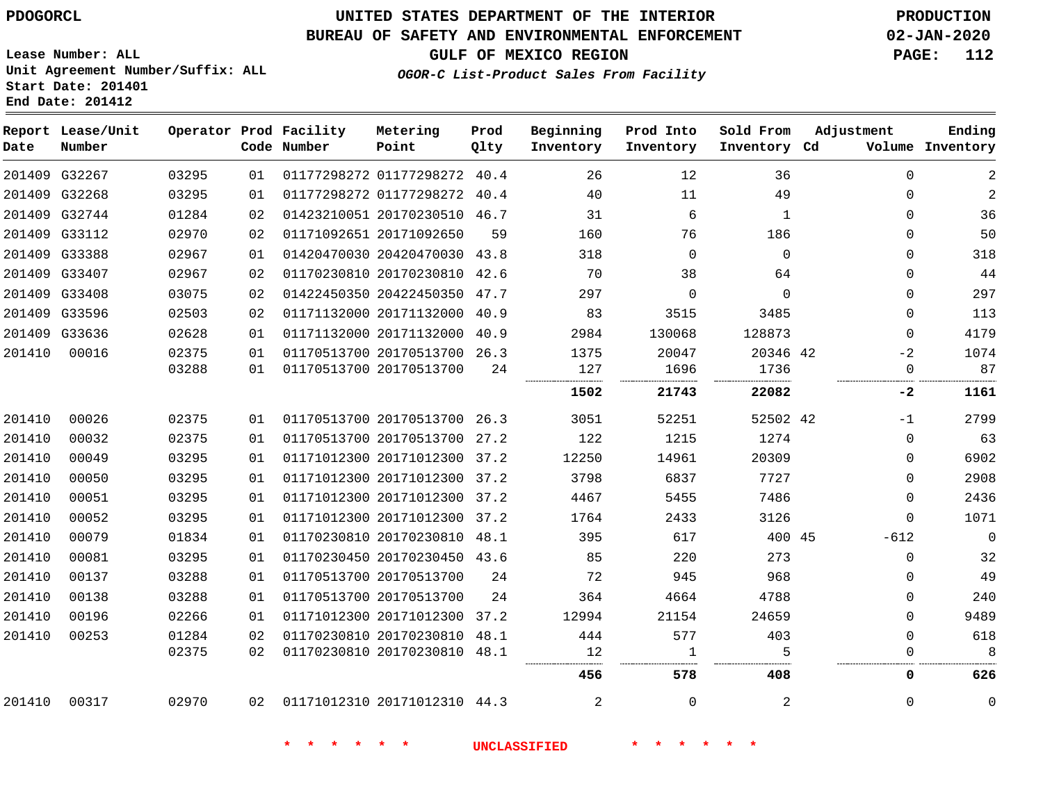PDOGORCL

Lease Number: ALL
Unit Agreement Number/Suffix: ALL
Start Date: 201401
End Date: 201412

# UNITED STATES DEPARTMENT OF THE INTERIOR
## BUREAU OF SAFETY AND ENVIRONMENTAL ENFORCEMENT
### GULF OF MEXICO REGION

*OGOR-C List-Product Sales From Facility*

PRODUCTION
02-JAN-2020

| Report Date | Lease/Unit Number | Operator | Prod Code | Facility Number | Metering Point | Prod Qlty | Beginning Inventory | Prod Into Inventory | Sold From Inventory | Adjustment Cd | Volume | Ending Inventory |
|---|---|---|---|---|---|---|---|---|---|---|---|---|
| 201409 | G32267 | 03295 | 01 | 01177298272 | 01177298272 | 40.4 | 26 | 12 | 36 | | 0 | 2 |
| 201409 | G32268 | 03295 | 01 | 01177298272 | 01177298272 | 40.4 | 40 | 11 | 49 | | 0 | 2 |
| 201409 | G32744 | 01284 | 02 | 01423210051 | 20170230510 | 46.7 | 31 | 6 | 1 | | 0 | 36 |
| 201409 | G33112 | 02970 | 02 | 01171092651 | 20171092650 | 59 | 160 | 76 | 186 | | 0 | 50 |
| 201409 | G33388 | 02967 | 01 | 01420470030 | 20420470030 | 43.8 | 318 | 0 | 0 | | 0 | 318 |
| 201409 | G33407 | 02967 | 02 | 01170230810 | 20170230810 | 42.6 | 70 | 38 | 64 | | 0 | 44 |
| 201409 | G33408 | 03075 | 02 | 01422450350 | 20422450350 | 47.7 | 297 | 0 | 0 | | 0 | 297 |
| 201409 | G33596 | 02503 | 02 | 01171132000 | 20171132000 | 40.9 | 83 | 3515 | 3485 | | 0 | 113 |
| 201409 | G33636 | 02628 | 01 | 01171132000 | 20171132000 | 40.9 | 2984 | 130068 | 128873 | | 0 | 4179 |
| 201410 | 00016 | 02375 | 01 | 01170513700 | 20170513700 | 26.3 | 1375 | 20047 | 20346 | 42 | -2 | 1074 |
| | | 03288 | 01 | 01170513700 | 20170513700 | 24 | 127 | 1696 | 1736 | | 0 | 87 |
| | | | | | | | **1502** | **21743** | **22082** | | **-2** | **1161** |
| 201410 | 00026 | 02375 | 01 | 01170513700 | 20170513700 | 26.3 | 3051 | 52251 | 52502 | 42 | -1 | 2799 |
| 201410 | 00032 | 02375 | 01 | 01170513700 | 20170513700 | 27.2 | 122 | 1215 | 1274 | | 0 | 63 |
| 201410 | 00049 | 03295 | 01 | 01171012300 | 20171012300 | 37.2 | 12250 | 14961 | 20309 | | 0 | 6902 |
| 201410 | 00050 | 03295 | 01 | 01171012300 | 20171012300 | 37.2 | 3798 | 6837 | 7727 | | 0 | 2908 |
| 201410 | 00051 | 03295 | 01 | 01171012300 | 20171012300 | 37.2 | 4467 | 5455 | 7486 | | 0 | 2436 |
| 201410 | 00052 | 03295 | 01 | 01171012300 | 20171012300 | 37.2 | 1764 | 2433 | 3126 | | 0 | 1071 |
| 201410 | 00079 | 01834 | 01 | 01170230810 | 20170230810 | 48.1 | 395 | 617 | 400 | 45 | -612 | 0 |
| 201410 | 00081 | 03295 | 01 | 01170230450 | 20170230450 | 43.6 | 85 | 220 | 273 | | 0 | 32 |
| 201410 | 00137 | 03288 | 01 | 01170513700 | 20170513700 | 24 | 72 | 945 | 968 | | 0 | 49 |
| 201410 | 00138 | 03288 | 01 | 01170513700 | 20170513700 | 24 | 364 | 4664 | 4788 | | 0 | 240 |
| 201410 | 00196 | 02266 | 01 | 01171012300 | 20171012300 | 37.2 | 12994 | 21154 | 24659 | | 0 | 9489 |
| 201410 | 00253 | 01284 | 02 | 01170230810 | 20170230810 | 48.1 | 444 | 577 | 403 | | 0 | 618 |
| | | 02375 | 02 | 01170230810 | 20170230810 | 48.1 | 12 | 1 | 5 | | 0 | 8 |
| | | | | | | | **456** | **578** | **408** | | **0** | **626** |
| 201410 | 00317 | 02970 | 02 | 01171012310 | 20171012310 | 44.3 | 2 | 0 | 2 | | 0 | 0 |

* * * * * * UNCLASSIFIED * * * * * *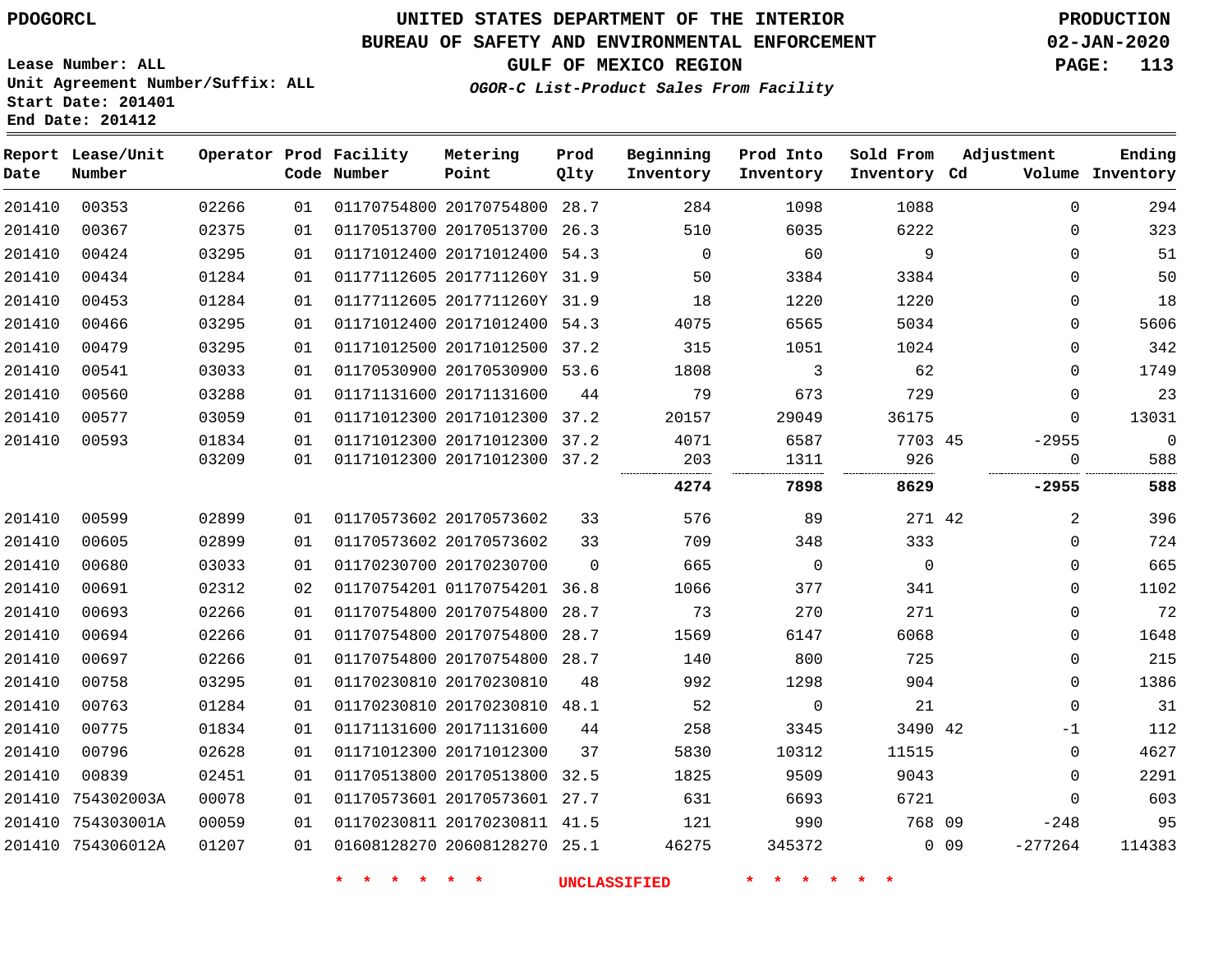PDOGORCL

Lease Number: ALL
Unit Agreement Number/Suffix: ALL
Start Date: 201401
End Date: 201412

# UNITED STATES DEPARTMENT OF THE INTERIOR
## BUREAU OF SAFETY AND ENVIRONMENTAL ENFORCEMENT
### GULF OF MEXICO REGION

*OGOR-C List-Product Sales From Facility*

PRODUCTION
02-JAN-2020

| Report Date | Lease/Unit Number | Operator | Prod Code | Facility Number | Metering Point | Prod Qlty | Beginning Inventory | Prod Into Inventory | Sold From Inventory | Adjustment Cd | Adjustment Volume | Ending Inventory |
|---|---|---|---|---|---|---|---|---|---|---|---|---|
| 201410 | 00353 | 02266 | 01 | 01170754800 | 20170754800 | 28.7 | 284 | 1098 | 1088 | | 0 | 294 |
| 201410 | 00367 | 02375 | 01 | 01170513700 | 20170513700 | 26.3 | 510 | 6035 | 6222 | | 0 | 323 |
| 201410 | 00424 | 03295 | 01 | 01171012400 | 20171012400 | 54.3 | 0 | 60 | 9 | | 0 | 51 |
| 201410 | 00434 | 01284 | 01 | 01177112605 | 2017711260Y | 31.9 | 50 | 3384 | 3384 | | 0 | 50 |
| 201410 | 00453 | 01284 | 01 | 01177112605 | 2017711260Y | 31.9 | 18 | 1220 | 1220 | | 0 | 18 |
| 201410 | 00466 | 03295 | 01 | 01171012400 | 20171012400 | 54.3 | 4075 | 6565 | 5034 | | 0 | 5606 |
| 201410 | 00479 | 03295 | 01 | 01171012500 | 20171012500 | 37.2 | 315 | 1051 | 1024 | | 0 | 342 |
| 201410 | 00541 | 03033 | 01 | 01170530900 | 20170530900 | 53.6 | 1808 | 3 | 62 | | 0 | 1749 |
| 201410 | 00560 | 03288 | 01 | 01171131600 | 20171131600 | 44 | 79 | 673 | 729 | | 0 | 23 |
| 201410 | 00577 | 03059 | 01 | 01171012300 | 20171012300 | 37.2 | 20157 | 29049 | 36175 | | 0 | 13031 |
| 201410 | 00593 | 01834 | 01 | 01171012300 | 20171012300 | 37.2 | 4071 | 6587 | 7703 | 45 | -2955 | 0 |
| | | 03209 | 01 | 01171012300 | 20171012300 | 37.2 | 203 | 1311 | 926 | | 0 | 588 |
| | | | | | | | **4274** | **7898** | **8629** | | **-2955** | **588** |
| 201410 | 00599 | 02899 | 01 | 01170573602 | 20170573602 | 33 | 576 | 89 | 271 | 42 | 2 | 396 |
| 201410 | 00605 | 02899 | 01 | 01170573602 | 20170573602 | 33 | 709 | 348 | 333 | | 0 | 724 |
| 201410 | 00680 | 03033 | 01 | 01170230700 | 20170230700 | 0 | 665 | 0 | 0 | | 0 | 665 |
| 201410 | 00691 | 02312 | 02 | 01170754201 | 01170754201 | 36.8 | 1066 | 377 | 341 | | 0 | 1102 |
| 201410 | 00693 | 02266 | 01 | 01170754800 | 20170754800 | 28.7 | 73 | 270 | 271 | | 0 | 72 |
| 201410 | 00694 | 02266 | 01 | 01170754800 | 20170754800 | 28.7 | 1569 | 6147 | 6068 | | 0 | 1648 |
| 201410 | 00697 | 02266 | 01 | 01170754800 | 20170754800 | 28.7 | 140 | 800 | 725 | | 0 | 215 |
| 201410 | 00758 | 03295 | 01 | 01170230810 | 20170230810 | 48 | 992 | 1298 | 904 | | 0 | 1386 |
| 201410 | 00763 | 01284 | 01 | 01170230810 | 20170230810 | 48.1 | 52 | 0 | 21 | | 0 | 31 |
| 201410 | 00775 | 01834 | 01 | 01171131600 | 20171131600 | 44 | 258 | 3345 | 3490 | 42 | -1 | 112 |
| 201410 | 00796 | 02628 | 01 | 01171012300 | 20171012300 | 37 | 5830 | 10312 | 11515 | | 0 | 4627 |
| 201410 | 00839 | 02451 | 01 | 01170513800 | 20170513800 | 32.5 | 1825 | 9509 | 9043 | | 0 | 2291 |
| 201410 | 754302003A | 00078 | 01 | 01170573601 | 20170573601 | 27.7 | 631 | 6693 | 6721 | | 0 | 603 |
| 201410 | 754303001A | 00059 | 01 | 01170230811 | 20170230811 | 41.5 | 121 | 990 | 768 | 09 | -248 | 95 |
| 201410 | 754306012A | 01207 | 01 | 01608128270 | 20608128270 | 25.1 | 46275 | 345372 | 0 | 09 | -277264 | 114383 |

\* \* \* \* \* \* UNCLASSIFIED \* \* \* \* \* \*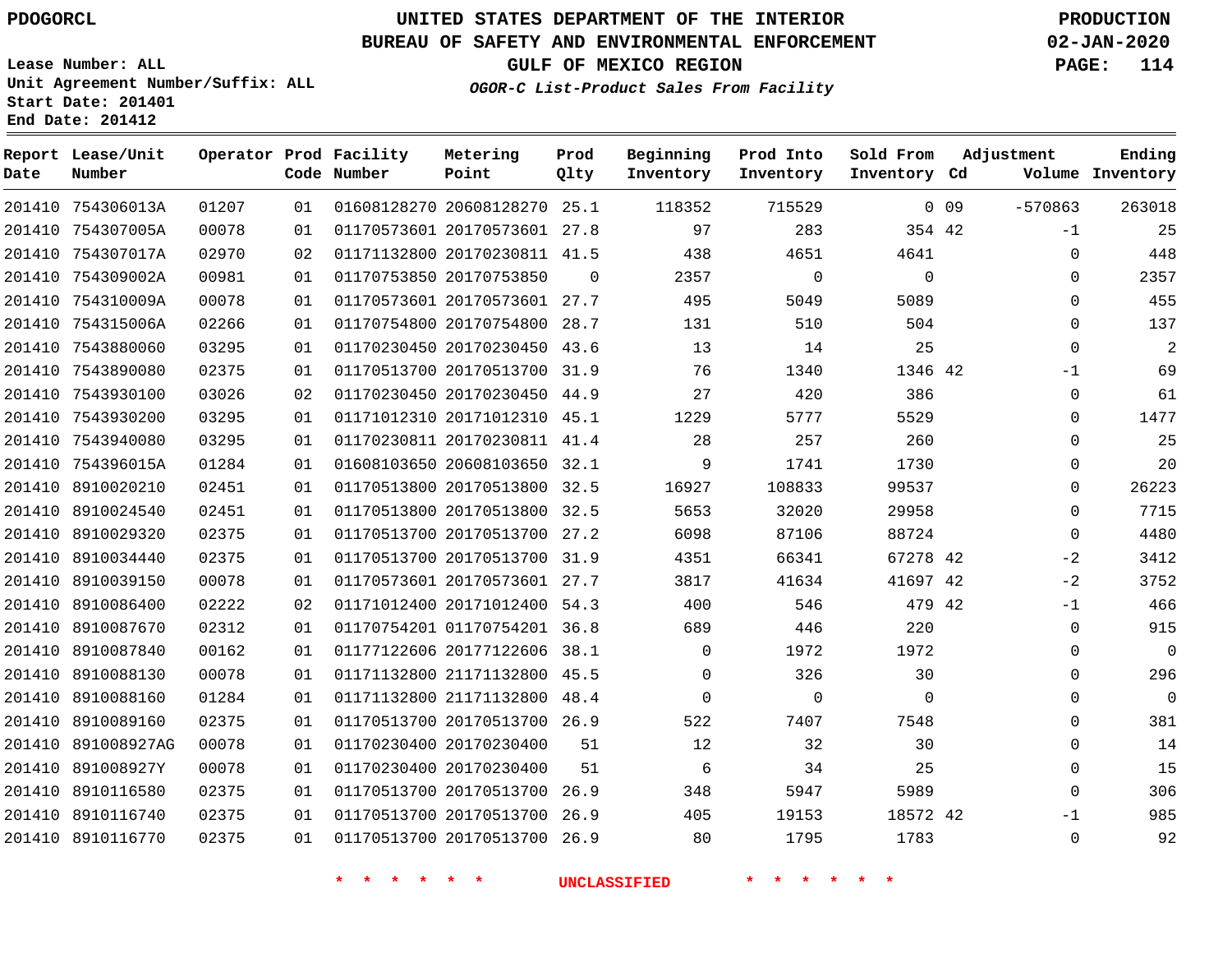PDOGORCL

Lease Number: ALL
Unit Agreement Number/Suffix: ALL
Start Date: 201401
End Date: 201412

# UNITED STATES DEPARTMENT OF THE INTERIOR
## BUREAU OF SAFETY AND ENVIRONMENTAL ENFORCEMENT
### GULF OF MEXICO REGION
*OGOR-C List-Product Sales From Facility*

PRODUCTION
02-JAN-2020

| Report Date | Lease/Unit Number | Operator | Prod Code | Facility Number | Metering Point | Prod Qlty | Beginning Inventory | Prod Into Inventory | Sold From Inventory | Adjustment Cd | Adjustment Volume | Ending Inventory |
|---|---|---|---|---|---|---|---|---|---|---|---|---|
| 201410 | 754306013A | 01207 | 01 | 01608128270 | 20608128270 | 25.1 | 118352 | 715529 | 0 | 09 | -570863 | 263018 |
| 201410 | 754307005A | 00078 | 01 | 01170573601 | 20170573601 | 27.8 | 97 | 283 | 354 | 42 | -1 | 25 |
| 201410 | 754307017A | 02970 | 02 | 01171132800 | 20170230811 | 41.5 | 438 | 4651 | 4641 | | 0 | 448 |
| 201410 | 754309002A | 00981 | 01 | 01170753850 | 20170753850 | 0 | 2357 | 0 | 0 | | 0 | 2357 |
| 201410 | 754310009A | 00078 | 01 | 01170573601 | 20170573601 | 27.7 | 495 | 5049 | 5089 | | 0 | 455 |
| 201410 | 754315006A | 02266 | 01 | 01170754800 | 20170754800 | 28.7 | 131 | 510 | 504 | | 0 | 137 |
| 201410 | 7543880060 | 03295 | 01 | 01170230450 | 20170230450 | 43.6 | 13 | 14 | 25 | | 0 | 2 |
| 201410 | 7543890080 | 02375 | 01 | 01170513700 | 20170513700 | 31.9 | 76 | 1340 | 1346 | 42 | -1 | 69 |
| 201410 | 7543930100 | 03026 | 02 | 01170230450 | 20170230450 | 44.9 | 27 | 420 | 386 | | 0 | 61 |
| 201410 | 7543930200 | 03295 | 01 | 01171012310 | 20171012310 | 45.1 | 1229 | 5777 | 5529 | | 0 | 1477 |
| 201410 | 7543940080 | 03295 | 01 | 01170230811 | 20170230811 | 41.4 | 28 | 257 | 260 | | 0 | 25 |
| 201410 | 754396015A | 01284 | 01 | 01608103650 | 20608103650 | 32.1 | 9 | 1741 | 1730 | | 0 | 20 |
| 201410 | 8910020210 | 02451 | 01 | 01170513800 | 20170513800 | 32.5 | 16927 | 108833 | 99537 | | 0 | 26223 |
| 201410 | 8910024540 | 02451 | 01 | 01170513800 | 20170513800 | 32.5 | 5653 | 32020 | 29958 | | 0 | 7715 |
| 201410 | 8910029320 | 02375 | 01 | 01170513700 | 20170513700 | 27.2 | 6098 | 87106 | 88724 | | 0 | 4480 |
| 201410 | 8910034440 | 02375 | 01 | 01170513700 | 20170513700 | 31.9 | 4351 | 66341 | 67278 | 42 | -2 | 3412 |
| 201410 | 8910039150 | 00078 | 01 | 01170573601 | 20170573601 | 27.7 | 3817 | 41634 | 41697 | 42 | -2 | 3752 |
| 201410 | 8910086400 | 02222 | 02 | 01171012400 | 20171012400 | 54.3 | 400 | 546 | 479 | 42 | -1 | 466 |
| 201410 | 8910087670 | 02312 | 01 | 01170754201 | 01170754201 | 36.8 | 689 | 446 | 220 | | 0 | 915 |
| 201410 | 8910087840 | 00162 | 01 | 01177122606 | 20177122606 | 38.1 | 0 | 1972 | 1972 | | 0 | 0 |
| 201410 | 8910088130 | 00078 | 01 | 01171132800 | 21171132800 | 45.5 | 0 | 326 | 30 | | 0 | 296 |
| 201410 | 8910088160 | 01284 | 01 | 01171132800 | 21171132800 | 48.4 | 0 | 0 | 0 | | 0 | 0 |
| 201410 | 8910089160 | 02375 | 01 | 01170513700 | 20170513700 | 26.9 | 522 | 7407 | 7548 | | 0 | 381 |
| 201410 | 891008927AG | 00078 | 01 | 01170230400 | 20170230400 | 51 | 12 | 32 | 30 | | 0 | 14 |
| 201410 | 891008927Y | 00078 | 01 | 01170230400 | 20170230400 | 51 | 6 | 34 | 25 | | 0 | 15 |
| 201410 | 8910116580 | 02375 | 01 | 01170513700 | 20170513700 | 26.9 | 348 | 5947 | 5989 | | 0 | 306 |
| 201410 | 8910116740 | 02375 | 01 | 01170513700 | 20170513700 | 26.9 | 405 | 19153 | 18572 | 42 | -1 | 985 |
| 201410 | 8910116770 | 02375 | 01 | 01170513700 | 20170513700 | 26.9 | 80 | 1795 | 1783 | | 0 | 92 |

* * * * * * UNCLASSIFIED * * * * * *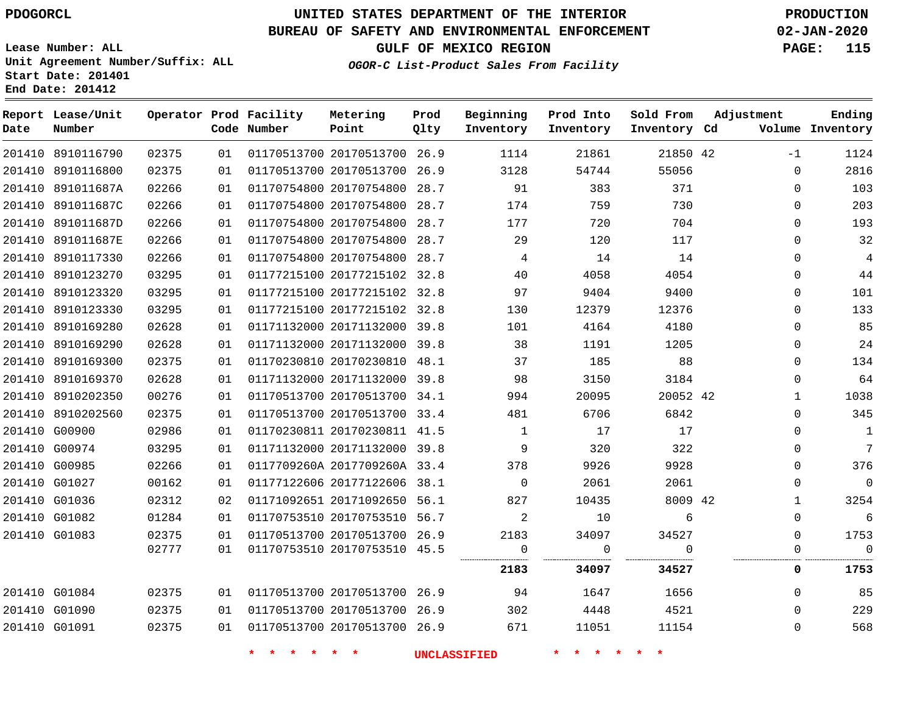PDOGORCL

# UNITED STATES DEPARTMENT OF THE INTERIOR
## BUREAU OF SAFETY AND ENVIRONMENTAL ENFORCEMENT
### GULF OF MEXICO REGION
*OGOR-C List-Product Sales From Facility*

PRODUCTION
02-JAN-2020

Lease Number: ALL
Unit Agreement Number/Suffix: ALL
Start Date: 201401
End Date: 201412

| Report Date | Lease/Unit Number | Operator | Prod Code | Facility Number | Metering Point | Prod Qlty | Beginning Inventory | Prod Into Inventory | Sold From Inventory | Adjustment Cd | Adjustment Volume | Ending Inventory |
|---|---|---|---|---|---|---|---|---|---|---|---|---|
| 201410 | 8910116790 | 02375 | 01 | 01170513700 | 20170513700 | 26.9 | 1114 | 21861 | 21850 | 42 | -1 | 1124 |
| 201410 | 8910116800 | 02375 | 01 | 01170513700 | 20170513700 | 26.9 | 3128 | 54744 | 55056 | | 0 | 2816 |
| 201410 | 891011687A | 02266 | 01 | 01170754800 | 20170754800 | 28.7 | 91 | 383 | 371 | | 0 | 103 |
| 201410 | 891011687C | 02266 | 01 | 01170754800 | 20170754800 | 28.7 | 174 | 759 | 730 | | 0 | 203 |
| 201410 | 891011687D | 02266 | 01 | 01170754800 | 20170754800 | 28.7 | 177 | 720 | 704 | | 0 | 193 |
| 201410 | 891011687E | 02266 | 01 | 01170754800 | 20170754800 | 28.7 | 29 | 120 | 117 | | 0 | 32 |
| 201410 | 8910117330 | 02266 | 01 | 01170754800 | 20170754800 | 28.7 | 4 | 14 | 14 | | 0 | 4 |
| 201410 | 8910123270 | 03295 | 01 | 01177215100 | 20177215102 | 32.8 | 40 | 4058 | 4054 | | 0 | 44 |
| 201410 | 8910123320 | 03295 | 01 | 01177215100 | 20177215102 | 32.8 | 97 | 9404 | 9400 | | 0 | 101 |
| 201410 | 8910123330 | 03295 | 01 | 01177215100 | 20177215102 | 32.8 | 130 | 12379 | 12376 | | 0 | 133 |
| 201410 | 8910169280 | 02628 | 01 | 01171132000 | 20171132000 | 39.8 | 101 | 4164 | 4180 | | 0 | 85 |
| 201410 | 8910169290 | 02628 | 01 | 01171132000 | 20171132000 | 39.8 | 38 | 1191 | 1205 | | 0 | 24 |
| 201410 | 8910169300 | 02375 | 01 | 01170230810 | 20170230810 | 48.1 | 37 | 185 | 88 | | 0 | 134 |
| 201410 | 8910169370 | 02628 | 01 | 01171132000 | 20171132000 | 39.8 | 98 | 3150 | 3184 | | 0 | 64 |
| 201410 | 8910202350 | 00276 | 01 | 01170513700 | 20170513700 | 34.1 | 994 | 20095 | 20052 | 42 | 1 | 1038 |
| 201410 | 8910202560 | 02375 | 01 | 01170513700 | 20170513700 | 33.4 | 481 | 6706 | 6842 | | 0 | 345 |
| 201410 | G00900 | 02986 | 01 | 01170230811 | 20170230811 | 41.5 | 1 | 17 | 17 | | 0 | 1 |
| 201410 | G00974 | 03295 | 01 | 01171132000 | 20171132000 | 39.8 | 9 | 320 | 322 | | 0 | 7 |
| 201410 | G00985 | 02266 | 01 | 0117709260A | 2017709260A | 33.4 | 378 | 9926 | 9928 | | 0 | 376 |
| 201410 | G01027 | 00162 | 01 | 01177122606 | 20177122606 | 38.1 | 0 | 2061 | 2061 | | 0 | 0 |
| 201410 | G01036 | 02312 | 02 | 01171092651 | 20171092650 | 56.1 | 827 | 10435 | 8009 | 42 | 1 | 3254 |
| 201410 | G01082 | 01284 | 01 | 01170753510 | 20170753510 | 56.7 | 2 | 10 | 6 | | 0 | 6 |
| 201410 | G01083 | 02375 | 01 | 01170513700 | 20170513700 | 26.9 | 2183 | 34097 | 34527 | | 0 | 1753 |
| | | 02777 | 01 | 01170753510 | 20170753510 | 45.5 | 0 | 0 | 0 | | 0 | 0 |
| | | | | | | | **2183** | **34097** | **34527** | | **0** | **1753** |
| 201410 | G01084 | 02375 | 01 | 01170513700 | 20170513700 | 26.9 | 94 | 1647 | 1656 | | 0 | 85 |
| 201410 | G01090 | 02375 | 01 | 01170513700 | 20170513700 | 26.9 | 302 | 4448 | 4521 | | 0 | 229 |
| 201410 | G01091 | 02375 | 01 | 01170513700 | 20170513700 | 26.9 | 671 | 11051 | 11154 | | 0 | 568 |

* * * * * * UNCLASSIFIED * * * * * *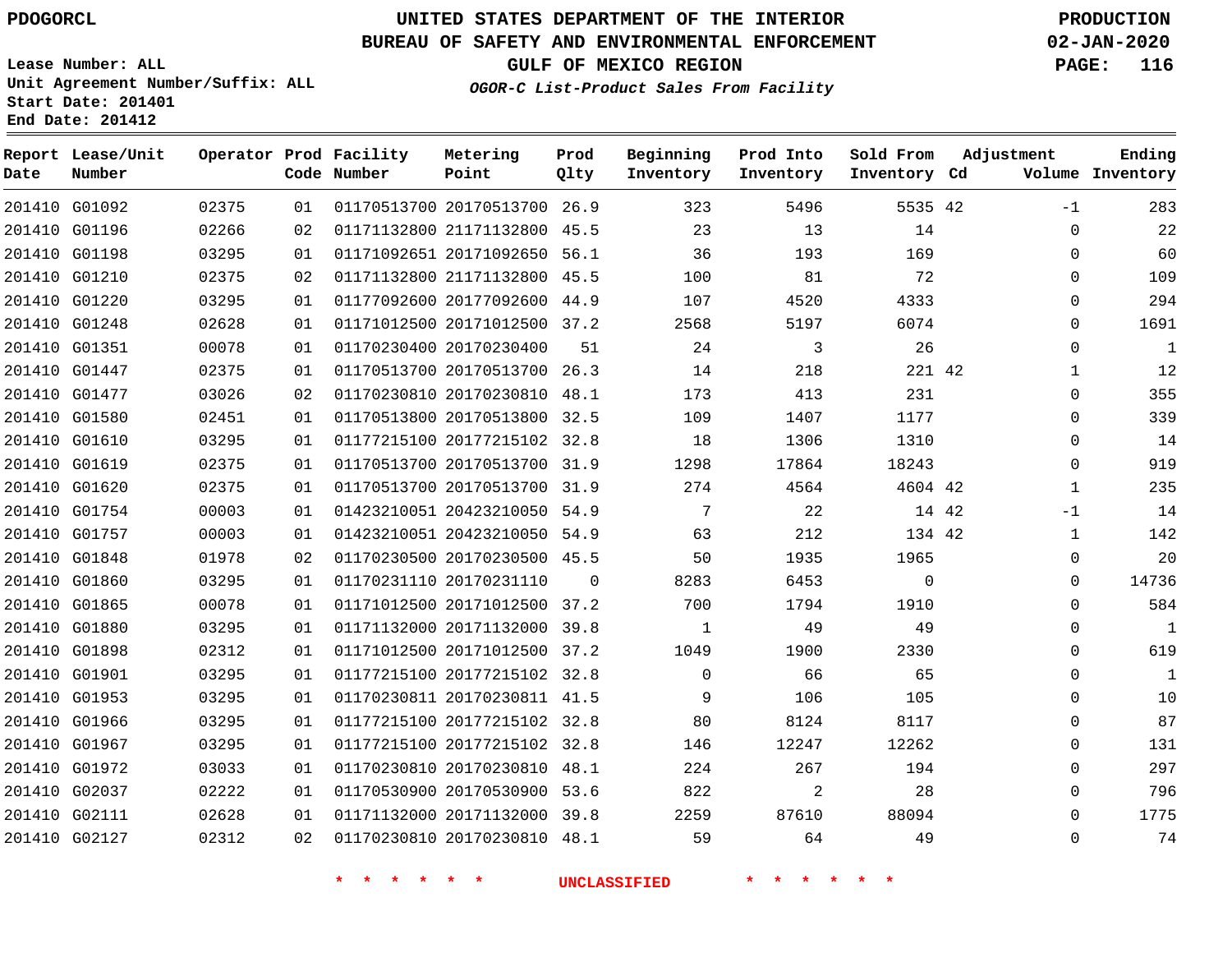PDOGORCL

Lease Number: ALL
Unit Agreement Number/Suffix: ALL
Start Date: 201401
End Date: 201412

# UNITED STATES DEPARTMENT OF THE INTERIOR
## BUREAU OF SAFETY AND ENVIRONMENTAL ENFORCEMENT
## GULF OF MEXICO REGION
### *OGOR-C List-Product Sales From Facility*

PRODUCTION
02-JAN-2020

| Report Date | Lease/Unit Number | Operator | Prod Code | Facility Number | Metering Point | Prod Qlty | Beginning Inventory | Prod Into Inventory | Sold From Inventory | Adjustment Cd | Volume | Ending Inventory |
|---|---|---|---|---|---|---|---|---|---|---|---|---|
| 201410 | G01092 | 02375 | 01 | 01170513700 | 20170513700 | 26.9 | 323 | 5496 | 5535 | 42 | -1 | 283 |
| 201410 | G01196 | 02266 | 02 | 01171132800 | 21171132800 | 45.5 | 23 | 13 | 14 | | 0 | 22 |
| 201410 | G01198 | 03295 | 01 | 01171092651 | 20171092650 | 56.1 | 36 | 193 | 169 | | 0 | 60 |
| 201410 | G01210 | 02375 | 02 | 01171132800 | 21171132800 | 45.5 | 100 | 81 | 72 | | 0 | 109 |
| 201410 | G01220 | 03295 | 01 | 01177092600 | 20177092600 | 44.9 | 107 | 4520 | 4333 | | 0 | 294 |
| 201410 | G01248 | 02628 | 01 | 01171012500 | 20171012500 | 37.2 | 2568 | 5197 | 6074 | | 0 | 1691 |
| 201410 | G01351 | 00078 | 01 | 01170230400 | 20170230400 | 51 | 24 | 3 | 26 | | 0 | 1 |
| 201410 | G01447 | 02375 | 01 | 01170513700 | 20170513700 | 26.3 | 14 | 218 | 221 | 42 | 1 | 12 |
| 201410 | G01477 | 03026 | 02 | 01170230810 | 20170230810 | 48.1 | 173 | 413 | 231 | | 0 | 355 |
| 201410 | G01580 | 02451 | 01 | 01170513800 | 20170513800 | 32.5 | 109 | 1407 | 1177 | | 0 | 339 |
| 201410 | G01610 | 03295 | 01 | 01177215100 | 20177215102 | 32.8 | 18 | 1306 | 1310 | | 0 | 14 |
| 201410 | G01619 | 02375 | 01 | 01170513700 | 20170513700 | 31.9 | 1298 | 17864 | 18243 | | 0 | 919 |
| 201410 | G01620 | 02375 | 01 | 01170513700 | 20170513700 | 31.9 | 274 | 4564 | 4604 | 42 | 1 | 235 |
| 201410 | G01754 | 00003 | 01 | 01423210051 | 20423210050 | 54.9 | 7 | 22 | 14 | 42 | -1 | 14 |
| 201410 | G01757 | 00003 | 01 | 01423210051 | 20423210050 | 54.9 | 63 | 212 | 134 | 42 | 1 | 142 |
| 201410 | G01848 | 01978 | 02 | 01170230500 | 20170230500 | 45.5 | 50 | 1935 | 1965 | | 0 | 20 |
| 201410 | G01860 | 03295 | 01 | 01170231110 | 20170231110 | 0 | 8283 | 6453 | 0 | | 0 | 14736 |
| 201410 | G01865 | 00078 | 01 | 01171012500 | 20171012500 | 37.2 | 700 | 1794 | 1910 | | 0 | 584 |
| 201410 | G01880 | 03295 | 01 | 01171132000 | 20171132000 | 39.8 | 1 | 49 | 49 | | 0 | 1 |
| 201410 | G01898 | 02312 | 01 | 01171012500 | 20171012500 | 37.2 | 1049 | 1900 | 2330 | | 0 | 619 |
| 201410 | G01901 | 03295 | 01 | 01177215100 | 20177215102 | 32.8 | 0 | 66 | 65 | | 0 | 1 |
| 201410 | G01953 | 03295 | 01 | 01170230811 | 20170230811 | 41.5 | 9 | 106 | 105 | | 0 | 10 |
| 201410 | G01966 | 03295 | 01 | 01177215100 | 20177215102 | 32.8 | 80 | 8124 | 8117 | | 0 | 87 |
| 201410 | G01967 | 03295 | 01 | 01177215100 | 20177215102 | 32.8 | 146 | 12247 | 12262 | | 0 | 131 |
| 201410 | G01972 | 03033 | 01 | 01170230810 | 20170230810 | 48.1 | 224 | 267 | 194 | | 0 | 297 |
| 201410 | G02037 | 02222 | 01 | 01170530900 | 20170530900 | 53.6 | 822 | 2 | 28 | | 0 | 796 |
| 201410 | G02111 | 02628 | 01 | 01171132000 | 20171132000 | 39.8 | 2259 | 87610 | 88094 | | 0 | 1775 |
| 201410 | G02127 | 02312 | 02 | 01170230810 | 20170230810 | 48.1 | 59 | 64 | 49 | | 0 | 74 |

* * * * * * UNCLASSIFIED * * * * * *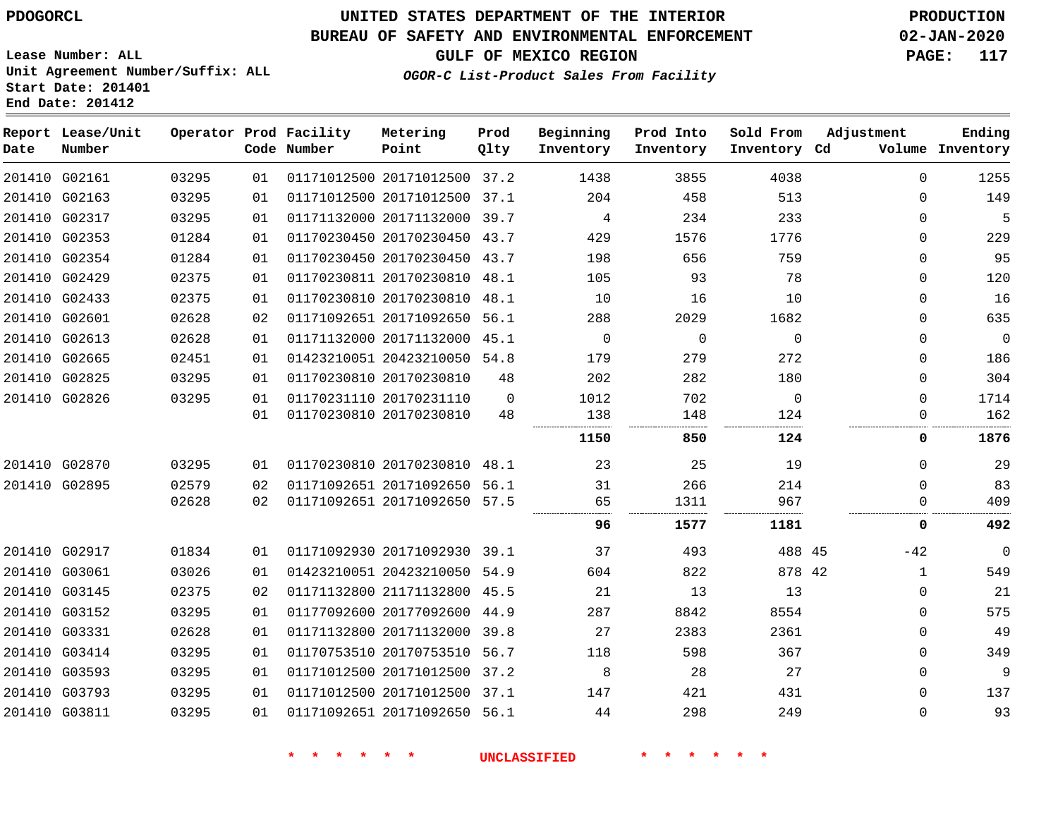PDOGORCL

# UNITED STATES DEPARTMENT OF THE INTERIOR
## BUREAU OF SAFETY AND ENVIRONMENTAL ENFORCEMENT
### GULF OF MEXICO REGION

PRODUCTION
02-JAN-2020

Lease Number: ALL
Unit Agreement Number/Suffix: ALL
Start Date: 201401
End Date: 201412

*OGOR-C List-Product Sales From Facility*

| Report Date | Lease/Unit Number | Operator | Prod Code | Facility Number | Metering Point | Prod Qlty | Beginning Inventory | Prod Into Inventory | Sold From Inventory | Adjustment Cd | Volume | Ending Inventory |
|---|---|---|---|---|---|---|---|---|---|---|---|---|
| 201410 | G02161 | 03295 | 01 | 01171012500 | 20171012500 | 37.2 | 1438 | 3855 | 4038 | | 0 | 1255 |
| 201410 | G02163 | 03295 | 01 | 01171012500 | 20171012500 | 37.1 | 204 | 458 | 513 | | 0 | 149 |
| 201410 | G02317 | 03295 | 01 | 01171132000 | 20171132000 | 39.7 | 4 | 234 | 233 | | 0 | 5 |
| 201410 | G02353 | 01284 | 01 | 01170230450 | 20170230450 | 43.7 | 429 | 1576 | 1776 | | 0 | 229 |
| 201410 | G02354 | 01284 | 01 | 01170230450 | 20170230450 | 43.7 | 198 | 656 | 759 | | 0 | 95 |
| 201410 | G02429 | 02375 | 01 | 01170230811 | 20170230810 | 48.1 | 105 | 93 | 78 | | 0 | 120 |
| 201410 | G02433 | 02375 | 01 | 01170230810 | 20170230810 | 48.1 | 10 | 16 | 10 | | 0 | 16 |
| 201410 | G02601 | 02628 | 02 | 01171092651 | 20171092650 | 56.1 | 288 | 2029 | 1682 | | 0 | 635 |
| 201410 | G02613 | 02628 | 01 | 01171132000 | 20171132000 | 45.1 | 0 | 0 | 0 | | 0 | 0 |
| 201410 | G02665 | 02451 | 01 | 01423210051 | 20423210050 | 54.8 | 179 | 279 | 272 | | 0 | 186 |
| 201410 | G02825 | 03295 | 01 | 01170230810 | 20170230810 | 48 | 202 | 282 | 180 | | 0 | 304 |
| 201410 | G02826 | 03295 | 01 | 01170231110 | 20170231110 | 0 | 1012 | 702 | 0 | | 0 | 1714 |
| | | | 01 | 01170230810 | 20170230810 | 48 | 138 | 148 | 124 | | 0 | 162 |
| | | | | | | | **1150** | **850** | **124** | | **0** | **1876** |
| 201410 | G02870 | 03295 | 01 | 01170230810 | 20170230810 | 48.1 | 23 | 25 | 19 | | 0 | 29 |
| 201410 | G02895 | 02579 | 02 | 01171092651 | 20171092650 | 56.1 | 31 | 266 | 214 | | 0 | 83 |
| | | 02628 | 02 | 01171092651 | 20171092650 | 57.5 | 65 | 1311 | 967 | | 0 | 409 |
| | | | | | | | **96** | **1577** | **1181** | | **0** | **492** |
| 201410 | G02917 | 01834 | 01 | 01171092930 | 20171092930 | 39.1 | 37 | 493 | 488 | 45 | -42 | 0 |
| 201410 | G03061 | 03026 | 01 | 01423210051 | 20423210050 | 54.9 | 604 | 822 | 878 | 42 | 1 | 549 |
| 201410 | G03145 | 02375 | 02 | 01171132800 | 21171132800 | 45.5 | 21 | 13 | 13 | | 0 | 21 |
| 201410 | G03152 | 03295 | 01 | 01177092600 | 20177092600 | 44.9 | 287 | 8842 | 8554 | | 0 | 575 |
| 201410 | G03331 | 02628 | 01 | 01171132800 | 20171132000 | 39.8 | 27 | 2383 | 2361 | | 0 | 49 |
| 201410 | G03414 | 03295 | 01 | 01170753510 | 20170753510 | 56.7 | 118 | 598 | 367 | | 0 | 349 |
| 201410 | G03593 | 03295 | 01 | 01171012500 | 20171012500 | 37.2 | 8 | 28 | 27 | | 0 | 9 |
| 201410 | G03793 | 03295 | 01 | 01171012500 | 20171012500 | 37.1 | 147 | 421 | 431 | | 0 | 137 |
| 201410 | G03811 | 03295 | 01 | 01171092651 | 20171092650 | 56.1 | 44 | 298 | 249 | | 0 | 93 |

* * * * * * UNCLASSIFIED * * * * * *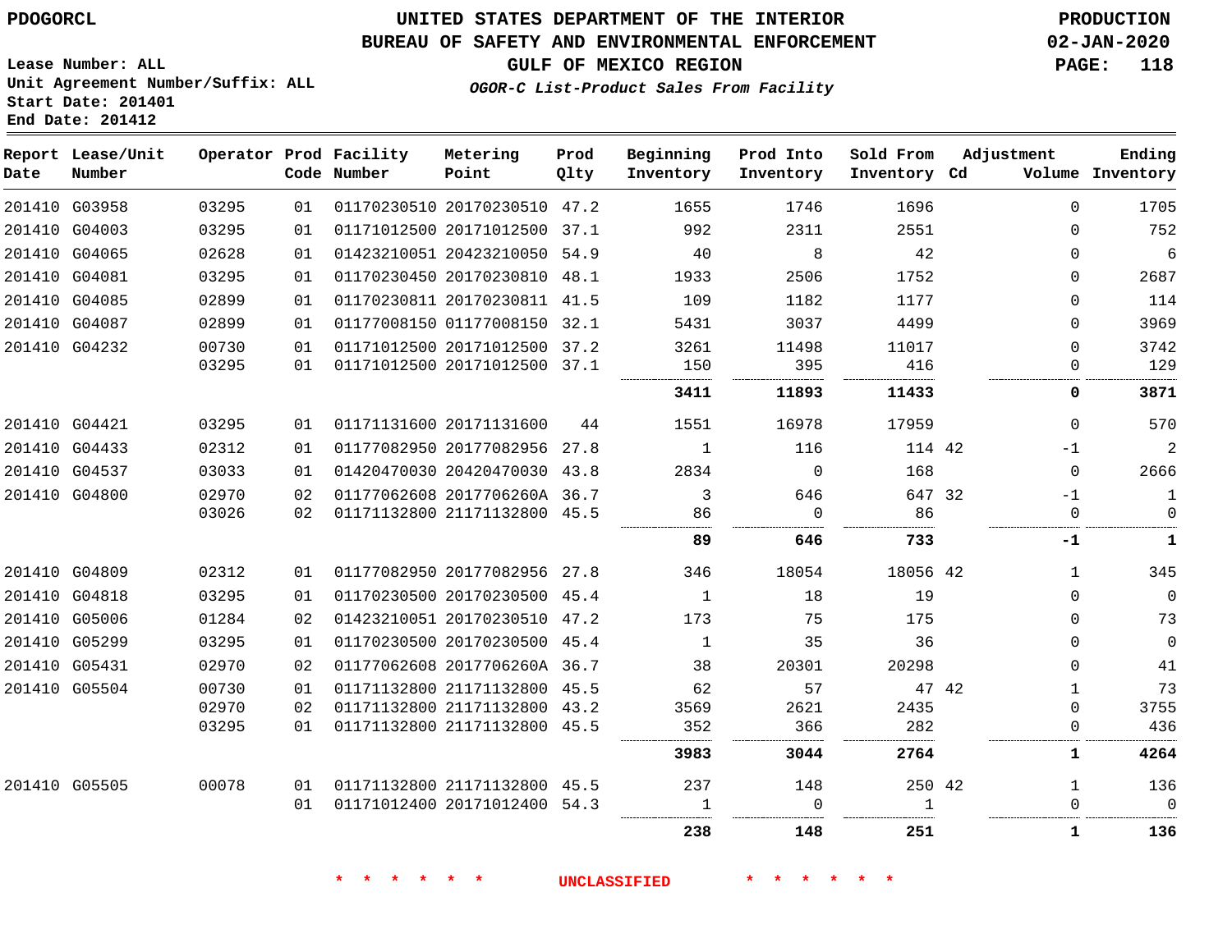PDOGORCL

UNITED STATES DEPARTMENT OF THE INTERIOR
BUREAU OF SAFETY AND ENVIRONMENTAL ENFORCEMENT
GULF OF MEXICO REGION
*OGOR-C List-Product Sales From Facility*

PRODUCTION
02-JAN-2020

Lease Number: ALL
Unit Agreement Number/Suffix: ALL
Start Date: 201401
End Date: 201412

| Report Date | Lease/Unit Number | Operator | Prod Code | Facility Number | Metering Point | Prod Qlty | Beginning Inventory | Prod Into Inventory | Sold From Inventory | Adjustment Cd | Volume | Ending Inventory |
|---|---|---|---|---|---|---|---|---|---|---|---|---|
| 201410 | G03958 | 03295 | 01 | 01170230510 | 20170230510 | 47.2 | 1655 | 1746 | 1696 | | 0 | 1705 |
| 201410 | G04003 | 03295 | 01 | 01171012500 | 20171012500 | 37.1 | 992 | 2311 | 2551 | | 0 | 752 |
| 201410 | G04065 | 02628 | 01 | 01423210051 | 20423210050 | 54.9 | 40 | 8 | 42 | | 0 | 6 |
| 201410 | G04081 | 03295 | 01 | 01170230450 | 20170230810 | 48.1 | 1933 | 2506 | 1752 | | 0 | 2687 |
| 201410 | G04085 | 02899 | 01 | 01170230811 | 20170230811 | 41.5 | 109 | 1182 | 1177 | | 0 | 114 |
| 201410 | G04087 | 02899 | 01 | 01177008150 | 01177008150 | 32.1 | 5431 | 3037 | 4499 | | 0 | 3969 |
| 201410 | G04232 | 00730 | 01 | 01171012500 | 20171012500 | 37.2 | 3261 | 11498 | 11017 | | 0 | 3742 |
| | | 03295 | 01 | 01171012500 | 20171012500 | 37.1 | 150 | 395 | 416 | | 0 | 129 |
| | | | | | | | **3411** | **11893** | **11433** | | **0** | **3871** |
| 201410 | G04421 | 03295 | 01 | 01171131600 | 20171131600 | 44 | 1551 | 16978 | 17959 | | 0 | 570 |
| 201410 | G04433 | 02312 | 01 | 01177082950 | 20177082956 | 27.8 | 1 | 116 | 114 | 42 | -1 | 2 |
| 201410 | G04537 | 03033 | 01 | 01420470030 | 20420470030 | 43.8 | 2834 | 0 | 168 | | 0 | 2666 |
| 201410 | G04800 | 02970 | 02 | 01177062608 | 2017706260A | 36.7 | 3 | 646 | 647 | 32 | -1 | 1 |
| | | 03026 | 02 | 01171132800 | 21171132800 | 45.5 | 86 | 0 | 86 | | 0 | 0 |
| | | | | | | | **89** | **646** | **733** | | **-1** | **1** |
| 201410 | G04809 | 02312 | 01 | 01177082950 | 20177082956 | 27.8 | 346 | 18054 | 18056 | 42 | 1 | 345 |
| 201410 | G04818 | 03295 | 01 | 01170230500 | 20170230500 | 45.4 | 1 | 18 | 19 | | 0 | 0 |
| 201410 | G05006 | 01284 | 02 | 01423210051 | 20170230510 | 47.2 | 173 | 75 | 175 | | 0 | 73 |
| 201410 | G05299 | 03295 | 01 | 01170230500 | 20170230500 | 45.4 | 1 | 35 | 36 | | 0 | 0 |
| 201410 | G05431 | 02970 | 02 | 01177062608 | 2017706260A | 36.7 | 38 | 20301 | 20298 | | 0 | 41 |
| 201410 | G05504 | 00730 | 01 | 01171132800 | 21171132800 | 45.5 | 62 | 57 | 47 | 42 | 1 | 73 |
| | | 02970 | 02 | 01171132800 | 21171132800 | 43.2 | 3569 | 2621 | 2435 | | 0 | 3755 |
| | | 03295 | 01 | 01171132800 | 21171132800 | 45.5 | 352 | 366 | 282 | | 0 | 436 |
| | | | | | | | **3983** | **3044** | **2764** | | **1** | **4264** |
| 201410 | G05505 | 00078 | 01 | 01171132800 | 21171132800 | 45.5 | 237 | 148 | 250 | 42 | 1 | 136 |
| | | | 01 | 01171012400 | 20171012400 | 54.3 | 1 | 0 | 1 | | 0 | 0 |
| | | | | | | | **238** | **148** | **251** | | **1** | **136** |

\* \* \* \* \* \* UNCLASSIFIED \* \* \* \* \* \*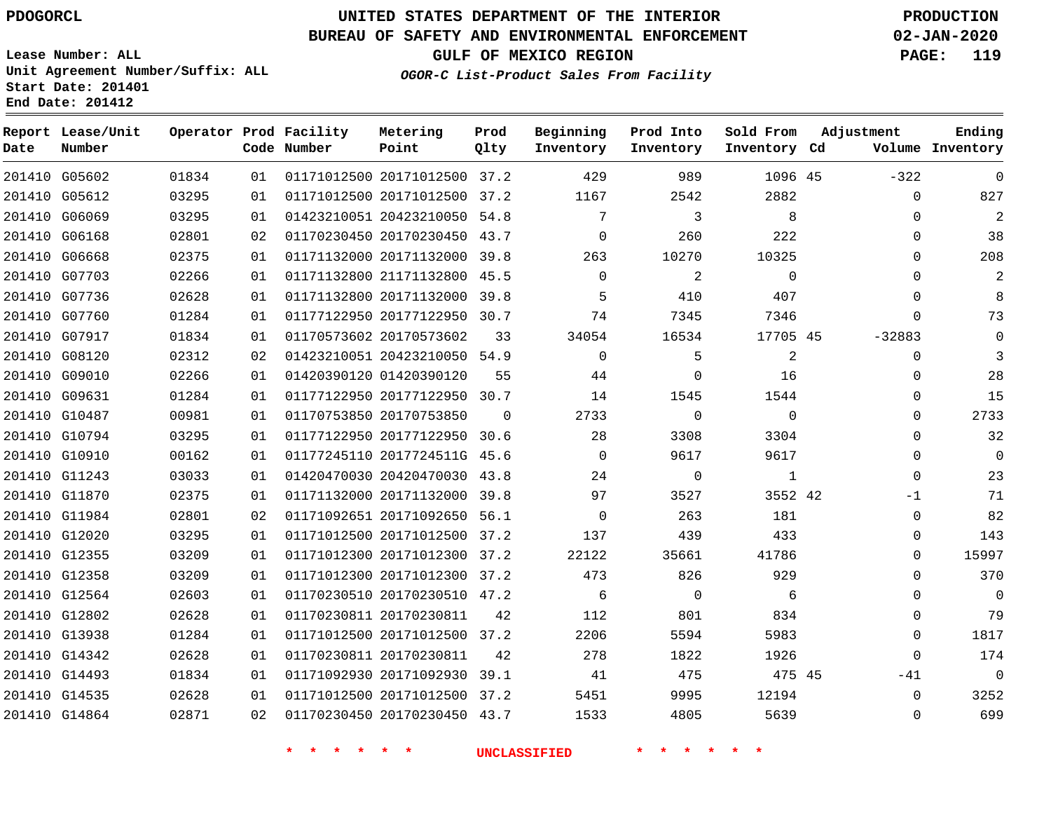PDOGORCL

# UNITED STATES DEPARTMENT OF THE INTERIOR
## BUREAU OF SAFETY AND ENVIRONMENTAL ENFORCEMENT
## GULF OF MEXICO REGION
### *OGOR-C List-Product Sales From Facility*

PRODUCTION
02-JAN-2020

Lease Number: ALL
Unit Agreement Number/Suffix: ALL
Start Date: 201401
End Date: 201412

| Report Date | Lease/Unit Number | Operator | Prod Code | Facility Number | Metering Point | Prod Qlty | Beginning Inventory | Prod Into Inventory | Sold From Inventory | Adjustment Cd | Adjustment Volume | Ending Inventory |
|---|---|---|---|---|---|---|---|---|---|---|---|---|
| 201410 | G05602 | 01834 | 01 | 01171012500 | 20171012500 | 37.2 | 429 | 989 | 1096 | 45 | -322 | 0 |
| 201410 | G05612 | 03295 | 01 | 01171012500 | 20171012500 | 37.2 | 1167 | 2542 | 2882 | | 0 | 827 |
| 201410 | G06069 | 03295 | 01 | 01423210051 | 20423210050 | 54.8 | 7 | 3 | 8 | | 0 | 2 |
| 201410 | G06168 | 02801 | 02 | 01170230450 | 20170230450 | 43.7 | 0 | 260 | 222 | | 0 | 38 |
| 201410 | G06668 | 02375 | 01 | 01171132000 | 20171132000 | 39.8 | 263 | 10270 | 10325 | | 0 | 208 |
| 201410 | G07703 | 02266 | 01 | 01171132800 | 21171132800 | 45.5 | 0 | 2 | 0 | | 0 | 2 |
| 201410 | G07736 | 02628 | 01 | 01171132800 | 20171132000 | 39.8 | 5 | 410 | 407 | | 0 | 8 |
| 201410 | G07760 | 01284 | 01 | 01177122950 | 20177122950 | 30.7 | 74 | 7345 | 7346 | | 0 | 73 |
| 201410 | G07917 | 01834 | 01 | 01170573602 | 20170573602 | 33 | 34054 | 16534 | 17705 | 45 | -32883 | 0 |
| 201410 | G08120 | 02312 | 02 | 01423210051 | 20423210050 | 54.9 | 0 | 5 | 2 | | 0 | 3 |
| 201410 | G09010 | 02266 | 01 | 01420390120 | 01420390120 | 55 | 44 | 0 | 16 | | 0 | 28 |
| 201410 | G09631 | 01284 | 01 | 01177122950 | 20177122950 | 30.7 | 14 | 1545 | 1544 | | 0 | 15 |
| 201410 | G10487 | 00981 | 01 | 01170753850 | 20170753850 | 0 | 2733 | 0 | 0 | | 0 | 2733 |
| 201410 | G10794 | 03295 | 01 | 01177122950 | 20177122950 | 30.6 | 28 | 3308 | 3304 | | 0 | 32 |
| 201410 | G10910 | 00162 | 01 | 01177245110 | 2017724511G | 45.6 | 0 | 9617 | 9617 | | 0 | 0 |
| 201410 | G11243 | 03033 | 01 | 01420470030 | 20420470030 | 43.8 | 24 | 0 | 1 | | 0 | 23 |
| 201410 | G11870 | 02375 | 01 | 01171132000 | 20171132000 | 39.8 | 97 | 3527 | 3552 | 42 | -1 | 71 |
| 201410 | G11984 | 02801 | 02 | 01171092651 | 20171092650 | 56.1 | 0 | 263 | 181 | | 0 | 82 |
| 201410 | G12020 | 03295 | 01 | 01171012500 | 20171012500 | 37.2 | 137 | 439 | 433 | | 0 | 143 |
| 201410 | G12355 | 03209 | 01 | 01171012300 | 20171012300 | 37.2 | 22122 | 35661 | 41786 | | 0 | 15997 |
| 201410 | G12358 | 03209 | 01 | 01171012300 | 20171012300 | 37.2 | 473 | 826 | 929 | | 0 | 370 |
| 201410 | G12564 | 02603 | 01 | 01170230510 | 20170230510 | 47.2 | 6 | 0 | 6 | | 0 | 0 |
| 201410 | G12802 | 02628 | 01 | 01170230811 | 20170230811 | 42 | 112 | 801 | 834 | | 0 | 79 |
| 201410 | G13938 | 01284 | 01 | 01171012500 | 20171012500 | 37.2 | 2206 | 5594 | 5983 | | 0 | 1817 |
| 201410 | G14342 | 02628 | 01 | 01170230811 | 20170230811 | 42 | 278 | 1822 | 1926 | | 0 | 174 |
| 201410 | G14493 | 01834 | 01 | 01171092930 | 20171092930 | 39.1 | 41 | 475 | 475 | 45 | -41 | 0 |
| 201410 | G14535 | 02628 | 01 | 01171012500 | 20171012500 | 37.2 | 5451 | 9995 | 12194 | | 0 | 3252 |
| 201410 | G14864 | 02871 | 02 | 01170230450 | 20170230450 | 43.7 | 1533 | 4805 | 5639 | | 0 | 699 |

* * * * * * UNCLASSIFIED * * * * * *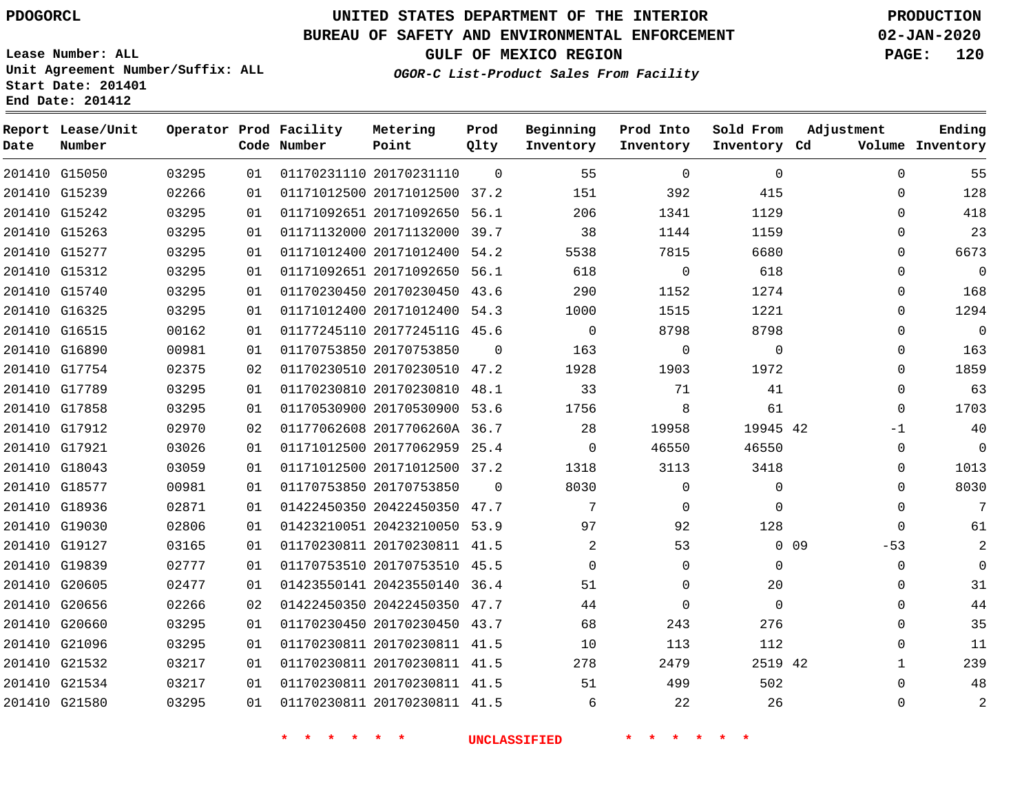PDOGORCL

# UNITED STATES DEPARTMENT OF THE INTERIOR
## BUREAU OF SAFETY AND ENVIRONMENTAL ENFORCEMENT
### GULF OF MEXICO REGION
*OGOR-C List-Product Sales From Facility*

PRODUCTION
02-JAN-2020

Lease Number: ALL
Unit Agreement Number/Suffix: ALL
Start Date: 201401
End Date: 201412

| Report Date | Lease/Unit Number | Operator | Prod Code | Facility Number | Metering Point | Prod Qlty | Beginning Inventory | Prod Into Inventory | Sold From Inventory | Adjustment Cd | Volume | Ending Inventory |
|---|---|---|---|---|---|---|---|---|---|---|---|---|
| 201410 | G15050 | 03295 | 01 | 01170231110 | 20170231110 | 0 | 55 | 0 | 0 | | 0 | 55 |
| 201410 | G15239 | 02266 | 01 | 01171012500 | 20171012500 | 37.2 | 151 | 392 | 415 | | 0 | 128 |
| 201410 | G15242 | 03295 | 01 | 01171092651 | 20171092650 | 56.1 | 206 | 1341 | 1129 | | 0 | 418 |
| 201410 | G15263 | 03295 | 01 | 01171132000 | 20171132000 | 39.7 | 38 | 1144 | 1159 | | 0 | 23 |
| 201410 | G15277 | 03295 | 01 | 01171012400 | 20171012400 | 54.2 | 5538 | 7815 | 6680 | | 0 | 6673 |
| 201410 | G15312 | 03295 | 01 | 01171092651 | 20171092650 | 56.1 | 618 | 0 | 618 | | 0 | 0 |
| 201410 | G15740 | 03295 | 01 | 01170230450 | 20170230450 | 43.6 | 290 | 1152 | 1274 | | 0 | 168 |
| 201410 | G16325 | 03295 | 01 | 01171012400 | 20171012400 | 54.3 | 1000 | 1515 | 1221 | | 0 | 1294 |
| 201410 | G16515 | 00162 | 01 | 01177245110 | 2017724511G | 45.6 | 0 | 8798 | 8798 | | 0 | 0 |
| 201410 | G16890 | 00981 | 01 | 01170753850 | 20170753850 | 0 | 163 | 0 | 0 | | 0 | 163 |
| 201410 | G17754 | 02375 | 02 | 01170230510 | 20170230510 | 47.2 | 1928 | 1903 | 1972 | | 0 | 1859 |
| 201410 | G17789 | 03295 | 01 | 01170230810 | 20170230810 | 48.1 | 33 | 71 | 41 | | 0 | 63 |
| 201410 | G17858 | 03295 | 01 | 01170530900 | 20170530900 | 53.6 | 1756 | 8 | 61 | | 0 | 1703 |
| 201410 | G17912 | 02970 | 02 | 01177062608 | 2017706260A | 36.7 | 28 | 19958 | 19945 | 42 | -1 | 40 |
| 201410 | G17921 | 03026 | 01 | 01171012500 | 20177062959 | 25.4 | 0 | 46550 | 46550 | | 0 | 0 |
| 201410 | G18043 | 03059 | 01 | 01171012500 | 20171012500 | 37.2 | 1318 | 3113 | 3418 | | 0 | 1013 |
| 201410 | G18577 | 00981 | 01 | 01170753850 | 20170753850 | 0 | 8030 | 0 | 0 | | 0 | 8030 |
| 201410 | G18936 | 02871 | 01 | 01422450350 | 20422450350 | 47.7 | 7 | 0 | 0 | | 0 | 7 |
| 201410 | G19030 | 02806 | 01 | 01423210051 | 20423210050 | 53.9 | 97 | 92 | 128 | | 0 | 61 |
| 201410 | G19127 | 03165 | 01 | 01170230811 | 20170230811 | 41.5 | 2 | 53 | 0 | 09 | -53 | 2 |
| 201410 | G19839 | 02777 | 01 | 01170753510 | 20170753510 | 45.5 | 0 | 0 | 0 | | 0 | 0 |
| 201410 | G20605 | 02477 | 01 | 01423550141 | 20423550140 | 36.4 | 51 | 0 | 20 | | 0 | 31 |
| 201410 | G20656 | 02266 | 02 | 01422450350 | 20422450350 | 47.7 | 44 | 0 | 0 | | 0 | 44 |
| 201410 | G20660 | 03295 | 01 | 01170230450 | 20170230450 | 43.7 | 68 | 243 | 276 | | 0 | 35 |
| 201410 | G21096 | 03295 | 01 | 01170230811 | 20170230811 | 41.5 | 10 | 113 | 112 | | 0 | 11 |
| 201410 | G21532 | 03217 | 01 | 01170230811 | 20170230811 | 41.5 | 278 | 2479 | 2519 | 42 | 1 | 239 |
| 201410 | G21534 | 03217 | 01 | 01170230811 | 20170230811 | 41.5 | 51 | 499 | 502 | | 0 | 48 |
| 201410 | G21580 | 03295 | 01 | 01170230811 | 20170230811 | 41.5 | 6 | 22 | 26 | | 0 | 2 |

* * * * * * UNCLASSIFIED * * * * * *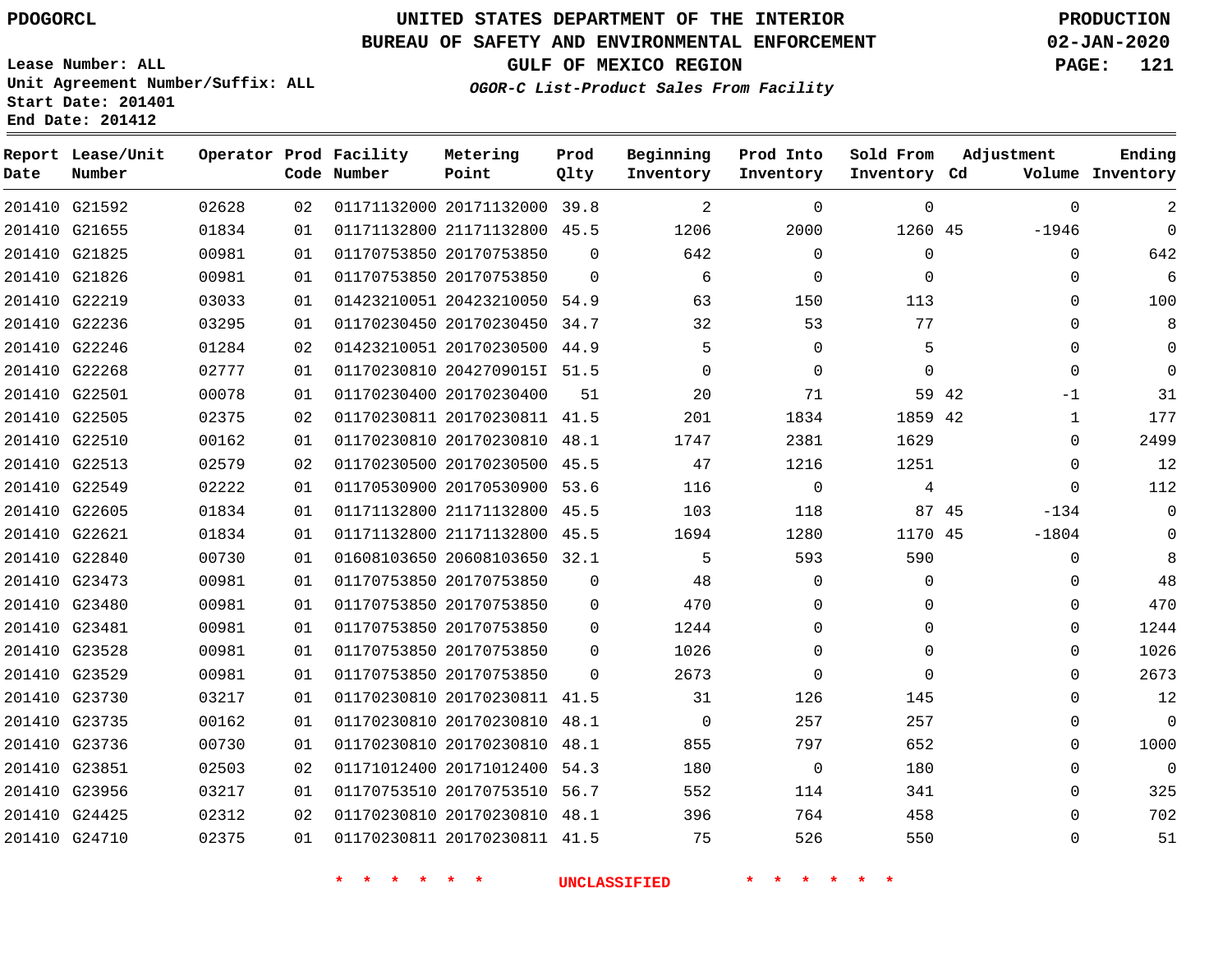PDOGORCL

# UNITED STATES DEPARTMENT OF THE INTERIOR
## BUREAU OF SAFETY AND ENVIRONMENTAL ENFORCEMENT
### GULF OF MEXICO REGION

*OGOR-C List-Product Sales From Facility*

PRODUCTION
02-JAN-2020

Lease Number: ALL
Unit Agreement Number/Suffix: ALL
Start Date: 201401
End Date: 201412

| Report Date | Lease/Unit Number | Operator | Prod Code | Facility Number | Metering Point | Prod Qlty | Beginning Inventory | Prod Into Inventory | Sold From Inventory | Adjustment Cd | Adjustment Volume | Ending Inventory |
|---|---|---|---|---|---|---|---|---|---|---|---|---|
| 201410 | G21592 | 02628 | 02 | 01171132000 | 20171132000 | 39.8 | 2 | 0 | 0 | | 0 | 2 |
| 201410 | G21655 | 01834 | 01 | 01171132800 | 21171132800 | 45.5 | 1206 | 2000 | 1260 | 45 | -1946 | 0 |
| 201410 | G21825 | 00981 | 01 | 01170753850 | 20170753850 | 0 | 642 | 0 | 0 | | 0 | 642 |
| 201410 | G21826 | 00981 | 01 | 01170753850 | 20170753850 | 0 | 6 | 0 | 0 | | 0 | 6 |
| 201410 | G22219 | 03033 | 01 | 01423210051 | 20423210050 | 54.9 | 63 | 150 | 113 | | 0 | 100 |
| 201410 | G22236 | 03295 | 01 | 01170230450 | 20170230450 | 34.7 | 32 | 53 | 77 | | 0 | 8 |
| 201410 | G22246 | 01284 | 02 | 01423210051 | 20170230500 | 44.9 | 5 | 0 | 5 | | 0 | 0 |
| 201410 | G22268 | 02777 | 01 | 01170230810 | 2042709015I | 51.5 | 0 | 0 | 0 | | 0 | 0 |
| 201410 | G22501 | 00078 | 01 | 01170230400 | 20170230400 | 51 | 20 | 71 | 59 | 42 | -1 | 31 |
| 201410 | G22505 | 02375 | 02 | 01170230811 | 20170230811 | 41.5 | 201 | 1834 | 1859 | 42 | 1 | 177 |
| 201410 | G22510 | 00162 | 01 | 01170230810 | 20170230810 | 48.1 | 1747 | 2381 | 1629 | | 0 | 2499 |
| 201410 | G22513 | 02579 | 02 | 01170230500 | 20170230500 | 45.5 | 47 | 1216 | 1251 | | 0 | 12 |
| 201410 | G22549 | 02222 | 01 | 01170530900 | 20170530900 | 53.6 | 116 | 0 | 4 | | 0 | 112 |
| 201410 | G22605 | 01834 | 01 | 01171132800 | 21171132800 | 45.5 | 103 | 118 | 87 | 45 | -134 | 0 |
| 201410 | G22621 | 01834 | 01 | 01171132800 | 21171132800 | 45.5 | 1694 | 1280 | 1170 | 45 | -1804 | 0 |
| 201410 | G22840 | 00730 | 01 | 01608103650 | 20608103650 | 32.1 | 5 | 593 | 590 | | 0 | 8 |
| 201410 | G23473 | 00981 | 01 | 01170753850 | 20170753850 | 0 | 48 | 0 | 0 | | 0 | 48 |
| 201410 | G23480 | 00981 | 01 | 01170753850 | 20170753850 | 0 | 470 | 0 | 0 | | 0 | 470 |
| 201410 | G23481 | 00981 | 01 | 01170753850 | 20170753850 | 0 | 1244 | 0 | 0 | | 0 | 1244 |
| 201410 | G23528 | 00981 | 01 | 01170753850 | 20170753850 | 0 | 1026 | 0 | 0 | | 0 | 1026 |
| 201410 | G23529 | 00981 | 01 | 01170753850 | 20170753850 | 0 | 2673 | 0 | 0 | | 0 | 2673 |
| 201410 | G23730 | 03217 | 01 | 01170230810 | 20170230811 | 41.5 | 31 | 126 | 145 | | 0 | 12 |
| 201410 | G23735 | 00162 | 01 | 01170230810 | 20170230810 | 48.1 | 0 | 257 | 257 | | 0 | 0 |
| 201410 | G23736 | 00730 | 01 | 01170230810 | 20170230810 | 48.1 | 855 | 797 | 652 | | 0 | 1000 |
| 201410 | G23851 | 02503 | 02 | 01171012400 | 20171012400 | 54.3 | 180 | 0 | 180 | | 0 | 0 |
| 201410 | G23956 | 03217 | 01 | 01170753510 | 20170753510 | 56.7 | 552 | 114 | 341 | | 0 | 325 |
| 201410 | G24425 | 02312 | 02 | 01170230810 | 20170230810 | 48.1 | 396 | 764 | 458 | | 0 | 702 |
| 201410 | G24710 | 02375 | 01 | 01170230811 | 20170230811 | 41.5 | 75 | 526 | 550 | | 0 | 51 |

* * * * * * UNCLASSIFIED * * * * * *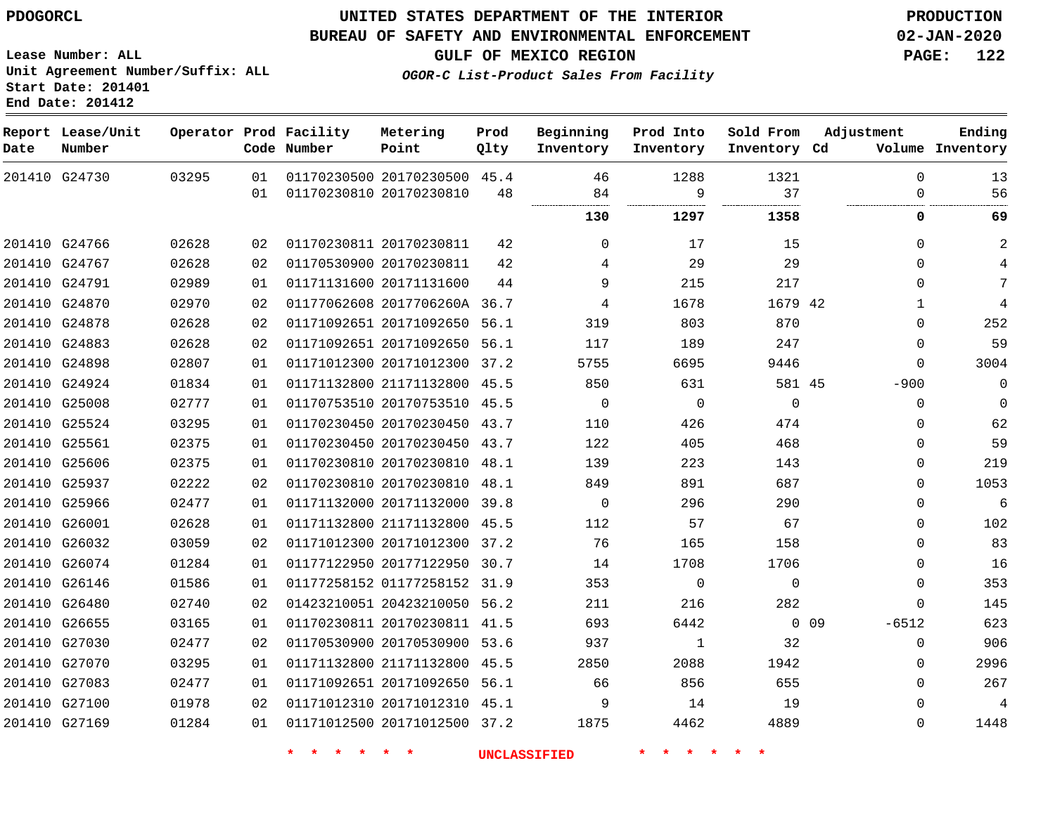PDOGORCL

# UNITED STATES DEPARTMENT OF THE INTERIOR
## BUREAU OF SAFETY AND ENVIRONMENTAL ENFORCEMENT
### GULF OF MEXICO REGION
*OGOR-C List-Product Sales From Facility*

PRODUCTION
02-JAN-2020

Lease Number: ALL
Unit Agreement Number/Suffix: ALL
Start Date: 201401
End Date: 201412

| Report Date | Lease/Unit Number | Operator | Prod Code | Facility Number | Metering Point | Prod Qlty | Beginning Inventory | Prod Into Inventory | Sold From Inventory | Adjustment Cd | Adjustment Volume | Ending Inventory |
|---|---|---|---|---|---|---|---|---|---|---|---|---|
| 201410 | G24730 | 03295 | 01 | 01170230500 | 20170230500 | 45.4 | 46 | 1288 | 1321 | | 0 | 13 |
| | | | 01 | 01170230810 | 20170230810 | 48 | 84 | 9 | 37 | | 0 | 56 |
| | | | | | | | **130** | **1297** | **1358** | | **0** | **69** |
| 201410 | G24766 | 02628 | 02 | 01170230811 | 20170230811 | 42 | 0 | 17 | 15 | | 0 | 2 |
| 201410 | G24767 | 02628 | 02 | 01170530900 | 20170230811 | 42 | 4 | 29 | 29 | | 0 | 4 |
| 201410 | G24791 | 02989 | 01 | 01171131600 | 20171131600 | 44 | 9 | 215 | 217 | | 0 | 7 |
| 201410 | G24870 | 02970 | 02 | 01177062608 | 2017706260A | 36.7 | 4 | 1678 | 1679 | 42 | 1 | 4 |
| 201410 | G24878 | 02628 | 02 | 01171092651 | 20171092650 | 56.1 | 319 | 803 | 870 | | 0 | 252 |
| 201410 | G24883 | 02628 | 02 | 01171092651 | 20171092650 | 56.1 | 117 | 189 | 247 | | 0 | 59 |
| 201410 | G24898 | 02807 | 01 | 01171012300 | 20171012300 | 37.2 | 5755 | 6695 | 9446 | | 0 | 3004 |
| 201410 | G24924 | 01834 | 01 | 01171132800 | 21171132800 | 45.5 | 850 | 631 | 581 | 45 | -900 | 0 |
| 201410 | G25008 | 02777 | 01 | 01170753510 | 20170753510 | 45.5 | 0 | 0 | 0 | | 0 | 0 |
| 201410 | G25524 | 03295 | 01 | 01170230450 | 20170230450 | 43.7 | 110 | 426 | 474 | | 0 | 62 |
| 201410 | G25561 | 02375 | 01 | 01170230450 | 20170230450 | 43.7 | 122 | 405 | 468 | | 0 | 59 |
| 201410 | G25606 | 02375 | 01 | 01170230810 | 20170230810 | 48.1 | 139 | 223 | 143 | | 0 | 219 |
| 201410 | G25937 | 02222 | 02 | 01170230810 | 20170230810 | 48.1 | 849 | 891 | 687 | | 0 | 1053 |
| 201410 | G25966 | 02477 | 01 | 01171132000 | 20171132000 | 39.8 | 0 | 296 | 290 | | 0 | 6 |
| 201410 | G26001 | 02628 | 01 | 01171132800 | 21171132800 | 45.5 | 112 | 57 | 67 | | 0 | 102 |
| 201410 | G26032 | 03059 | 02 | 01171012300 | 20171012300 | 37.2 | 76 | 165 | 158 | | 0 | 83 |
| 201410 | G26074 | 01284 | 01 | 01177122950 | 20177122950 | 30.7 | 14 | 1708 | 1706 | | 0 | 16 |
| 201410 | G26146 | 01586 | 01 | 01177258152 | 01177258152 | 31.9 | 353 | 0 | 0 | | 0 | 353 |
| 201410 | G26480 | 02740 | 02 | 01423210051 | 20423210050 | 56.2 | 211 | 216 | 282 | | 0 | 145 |
| 201410 | G26655 | 03165 | 01 | 01170230811 | 20170230811 | 41.5 | 693 | 6442 | 0 | 09 | -6512 | 623 |
| 201410 | G27030 | 02477 | 02 | 01170530900 | 20170530900 | 53.6 | 937 | 1 | 32 | | 0 | 906 |
| 201410 | G27070 | 03295 | 01 | 01171132800 | 21171132800 | 45.5 | 2850 | 2088 | 1942 | | 0 | 2996 |
| 201410 | G27083 | 02477 | 01 | 01171092651 | 20171092650 | 56.1 | 66 | 856 | 655 | | 0 | 267 |
| 201410 | G27100 | 01978 | 02 | 01171012310 | 20171012310 | 45.1 | 9 | 14 | 19 | | 0 | 4 |
| 201410 | G27169 | 01284 | 01 | 01171012500 | 20171012500 | 37.2 | 1875 | 4462 | 4889 | | 0 | 1448 |

* * * * * * UNCLASSIFIED * * * * * *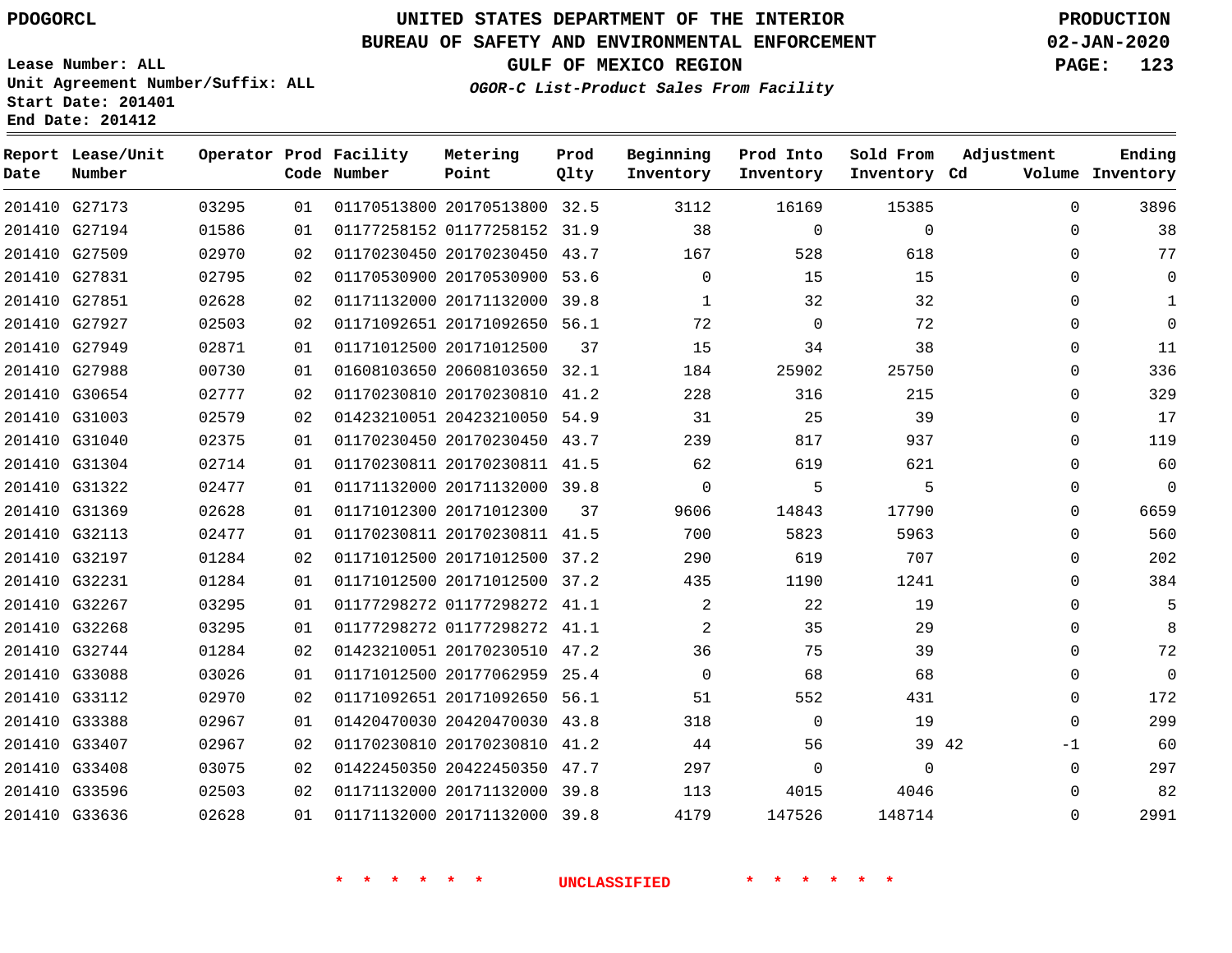PDOGORCL

# UNITED STATES DEPARTMENT OF THE INTERIOR
## BUREAU OF SAFETY AND ENVIRONMENTAL ENFORCEMENT
### GULF OF MEXICO REGION

*OGOR-C List-Product Sales From Facility*

PRODUCTION
02-JAN-2020

Lease Number: ALL
Unit Agreement Number/Suffix: ALL
Start Date: 201401
End Date: 201412

| Report Date | Lease/Unit Number | Operator | Prod Code | Facility Number | Metering Point | Prod Qlty | Beginning Inventory | Prod Into Inventory | Sold From Inventory | Adjustment Cd | Adjustment Volume | Ending Inventory |
|---|---|---|---|---|---|---|---|---|---|---|---|---|
| 201410 | G27173 | 03295 | 01 | 01170513800 | 20170513800 | 32.5 | 3112 | 16169 | 15385 | | 0 | 3896 |
| 201410 | G27194 | 01586 | 01 | 01177258152 | 01177258152 | 31.9 | 38 | 0 | 0 | | 0 | 38 |
| 201410 | G27509 | 02970 | 02 | 01170230450 | 20170230450 | 43.7 | 167 | 528 | 618 | | 0 | 77 |
| 201410 | G27831 | 02795 | 02 | 01170530900 | 20170530900 | 53.6 | 0 | 15 | 15 | | 0 | 0 |
| 201410 | G27851 | 02628 | 02 | 01171132000 | 20171132000 | 39.8 | 1 | 32 | 32 | | 0 | 1 |
| 201410 | G27927 | 02503 | 02 | 01171092651 | 20171092650 | 56.1 | 72 | 0 | 72 | | 0 | 0 |
| 201410 | G27949 | 02871 | 01 | 01171012500 | 20171012500 | 37 | 15 | 34 | 38 | | 0 | 11 |
| 201410 | G27988 | 00730 | 01 | 01608103650 | 20608103650 | 32.1 | 184 | 25902 | 25750 | | 0 | 336 |
| 201410 | G30654 | 02777 | 02 | 01170230810 | 20170230810 | 41.2 | 228 | 316 | 215 | | 0 | 329 |
| 201410 | G31003 | 02579 | 02 | 01423210051 | 20423210050 | 54.9 | 31 | 25 | 39 | | 0 | 17 |
| 201410 | G31040 | 02375 | 01 | 01170230450 | 20170230450 | 43.7 | 239 | 817 | 937 | | 0 | 119 |
| 201410 | G31304 | 02714 | 01 | 01170230811 | 20170230811 | 41.5 | 62 | 619 | 621 | | 0 | 60 |
| 201410 | G31322 | 02477 | 01 | 01171132000 | 20171132000 | 39.8 | 0 | 5 | 5 | | 0 | 0 |
| 201410 | G31369 | 02628 | 01 | 01171012300 | 20171012300 | 37 | 9606 | 14843 | 17790 | | 0 | 6659 |
| 201410 | G32113 | 02477 | 01 | 01170230811 | 20170230811 | 41.5 | 700 | 5823 | 5963 | | 0 | 560 |
| 201410 | G32197 | 01284 | 02 | 01171012500 | 20171012500 | 37.2 | 290 | 619 | 707 | | 0 | 202 |
| 201410 | G32231 | 01284 | 01 | 01171012500 | 20171012500 | 37.2 | 435 | 1190 | 1241 | | 0 | 384 |
| 201410 | G32267 | 03295 | 01 | 01177298272 | 01177298272 | 41.1 | 2 | 22 | 19 | | 0 | 5 |
| 201410 | G32268 | 03295 | 01 | 01177298272 | 01177298272 | 41.1 | 2 | 35 | 29 | | 0 | 8 |
| 201410 | G32744 | 01284 | 02 | 01423210051 | 20170230510 | 47.2 | 36 | 75 | 39 | | 0 | 72 |
| 201410 | G33088 | 03026 | 01 | 01171012500 | 20177062959 | 25.4 | 0 | 68 | 68 | | 0 | 0 |
| 201410 | G33112 | 02970 | 02 | 01171092651 | 20171092650 | 56.1 | 51 | 552 | 431 | | 0 | 172 |
| 201410 | G33388 | 02967 | 01 | 01420470030 | 20420470030 | 43.8 | 318 | 0 | 19 | | 0 | 299 |
| 201410 | G33407 | 02967 | 02 | 01170230810 | 20170230810 | 41.2 | 44 | 56 | 39 | 42 | -1 | 60 |
| 201410 | G33408 | 03075 | 02 | 01422450350 | 20422450350 | 47.7 | 297 | 0 | 0 | | 0 | 297 |
| 201410 | G33596 | 02503 | 02 | 01171132000 | 20171132000 | 39.8 | 113 | 4015 | 4046 | | 0 | 82 |
| 201410 | G33636 | 02628 | 01 | 01171132000 | 20171132000 | 39.8 | 4179 | 147526 | 148714 | | 0 | 2991 |

\* \* \* \* \* \* UNCLASSIFIED \* \* \* \* \* \*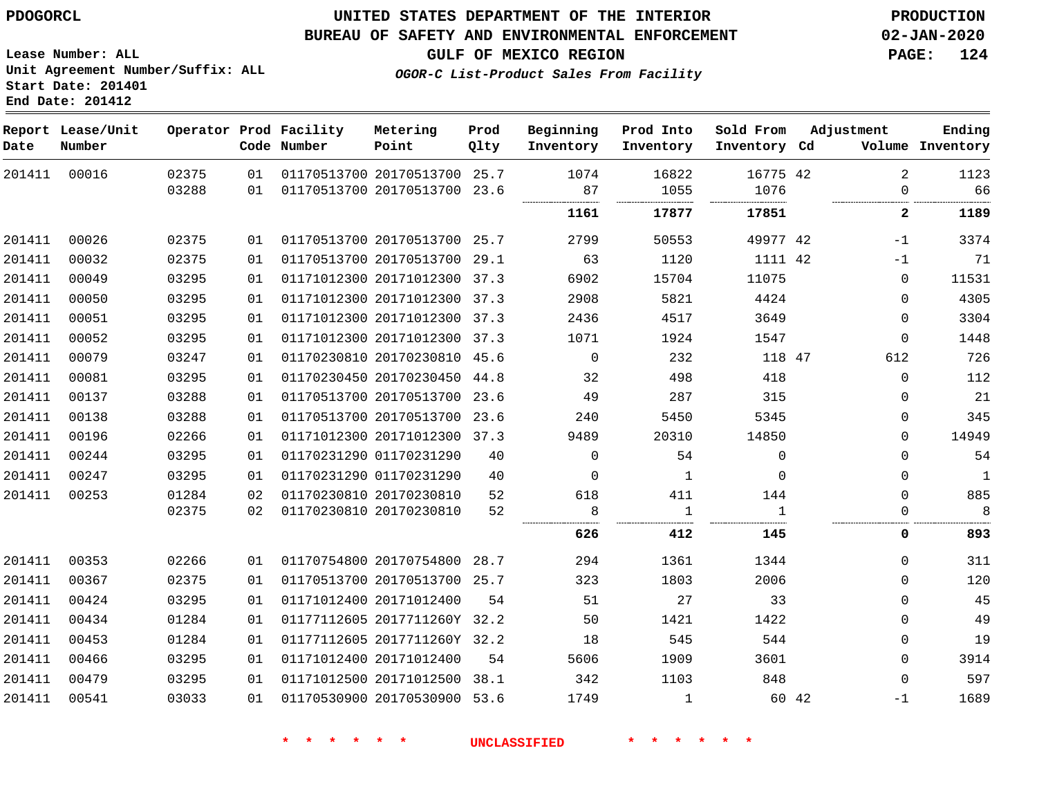PDOGORCL

# UNITED STATES DEPARTMENT OF THE INTERIOR
## BUREAU OF SAFETY AND ENVIRONMENTAL ENFORCEMENT
### GULF OF MEXICO REGION

*OGOR-C List-Product Sales From Facility*

PRODUCTION
02-JAN-2020

Lease Number: ALL
Unit Agreement Number/Suffix: ALL
Start Date: 201401
End Date: 201412

| Report Date | Lease/Unit Number | Operator | Prod Code | Facility Number | Metering Point | Prod Qlty | Beginning Inventory | Prod Into Inventory | Sold From Inventory | Adjustment Cd | Volume | Ending Inventory |
|---|---|---|---|---|---|---|---|---|---|---|---|---|
| 201411 | 00016 | 02375 | 01 | 01170513700 | 20170513700 | 25.7 | 1074 | 16822 | 16775 | 42 | 2 | 1123 |
| | | 03288 | 01 | 01170513700 | 20170513700 | 23.6 | 87 | 1055 | 1076 | | 0 | 66 |
| | | | | | | | **1161** | **17877** | **17851** | | **2** | **1189** |
| 201411 | 00026 | 02375 | 01 | 01170513700 | 20170513700 | 25.7 | 2799 | 50553 | 49977 | 42 | -1 | 3374 |
| 201411 | 00032 | 02375 | 01 | 01170513700 | 20170513700 | 29.1 | 63 | 1120 | 1111 | 42 | -1 | 71 |
| 201411 | 00049 | 03295 | 01 | 01171012300 | 20171012300 | 37.3 | 6902 | 15704 | 11075 | | 0 | 11531 |
| 201411 | 00050 | 03295 | 01 | 01171012300 | 20171012300 | 37.3 | 2908 | 5821 | 4424 | | 0 | 4305 |
| 201411 | 00051 | 03295 | 01 | 01171012300 | 20171012300 | 37.3 | 2436 | 4517 | 3649 | | 0 | 3304 |
| 201411 | 00052 | 03295 | 01 | 01171012300 | 20171012300 | 37.3 | 1071 | 1924 | 1547 | | 0 | 1448 |
| 201411 | 00079 | 03247 | 01 | 01170230810 | 20170230810 | 45.6 | 0 | 232 | 118 | 47 | 612 | 726 |
| 201411 | 00081 | 03295 | 01 | 01170230450 | 20170230450 | 44.8 | 32 | 498 | 418 | | 0 | 112 |
| 201411 | 00137 | 03288 | 01 | 01170513700 | 20170513700 | 23.6 | 49 | 287 | 315 | | 0 | 21 |
| 201411 | 00138 | 03288 | 01 | 01170513700 | 20170513700 | 23.6 | 240 | 5450 | 5345 | | 0 | 345 |
| 201411 | 00196 | 02266 | 01 | 01171012300 | 20171012300 | 37.3 | 9489 | 20310 | 14850 | | 0 | 14949 |
| 201411 | 00244 | 03295 | 01 | 01170231290 | 01170231290 | 40 | 0 | 54 | 0 | | 0 | 54 |
| 201411 | 00247 | 03295 | 01 | 01170231290 | 01170231290 | 40 | 0 | 1 | 0 | | 0 | 1 |
| 201411 | 00253 | 01284 | 02 | 01170230810 | 20170230810 | 52 | 618 | 411 | 144 | | 0 | 885 |
| | | 02375 | 02 | 01170230810 | 20170230810 | 52 | 8 | 1 | 1 | | 0 | 8 |
| | | | | | | | **626** | **412** | **145** | | **0** | **893** |
| 201411 | 00353 | 02266 | 01 | 01170754800 | 20170754800 | 28.7 | 294 | 1361 | 1344 | | 0 | 311 |
| 201411 | 00367 | 02375 | 01 | 01170513700 | 20170513700 | 25.7 | 323 | 1803 | 2006 | | 0 | 120 |
| 201411 | 00424 | 03295 | 01 | 01171012400 | 20171012400 | 54 | 51 | 27 | 33 | | 0 | 45 |
| 201411 | 00434 | 01284 | 01 | 01177112605 | 2017711260Y | 32.2 | 50 | 1421 | 1422 | | 0 | 49 |
| 201411 | 00453 | 01284 | 01 | 01177112605 | 2017711260Y | 32.2 | 18 | 545 | 544 | | 0 | 19 |
| 201411 | 00466 | 03295 | 01 | 01171012400 | 20171012400 | 54 | 5606 | 1909 | 3601 | | 0 | 3914 |
| 201411 | 00479 | 03295 | 01 | 01171012500 | 20171012500 | 38.1 | 342 | 1103 | 848 | | 0 | 597 |
| 201411 | 00541 | 03033 | 01 | 01170530900 | 20170530900 | 53.6 | 1749 | 1 | 60 | 42 | -1 | 1689 |

* * * * * * UNCLASSIFIED * * * * * *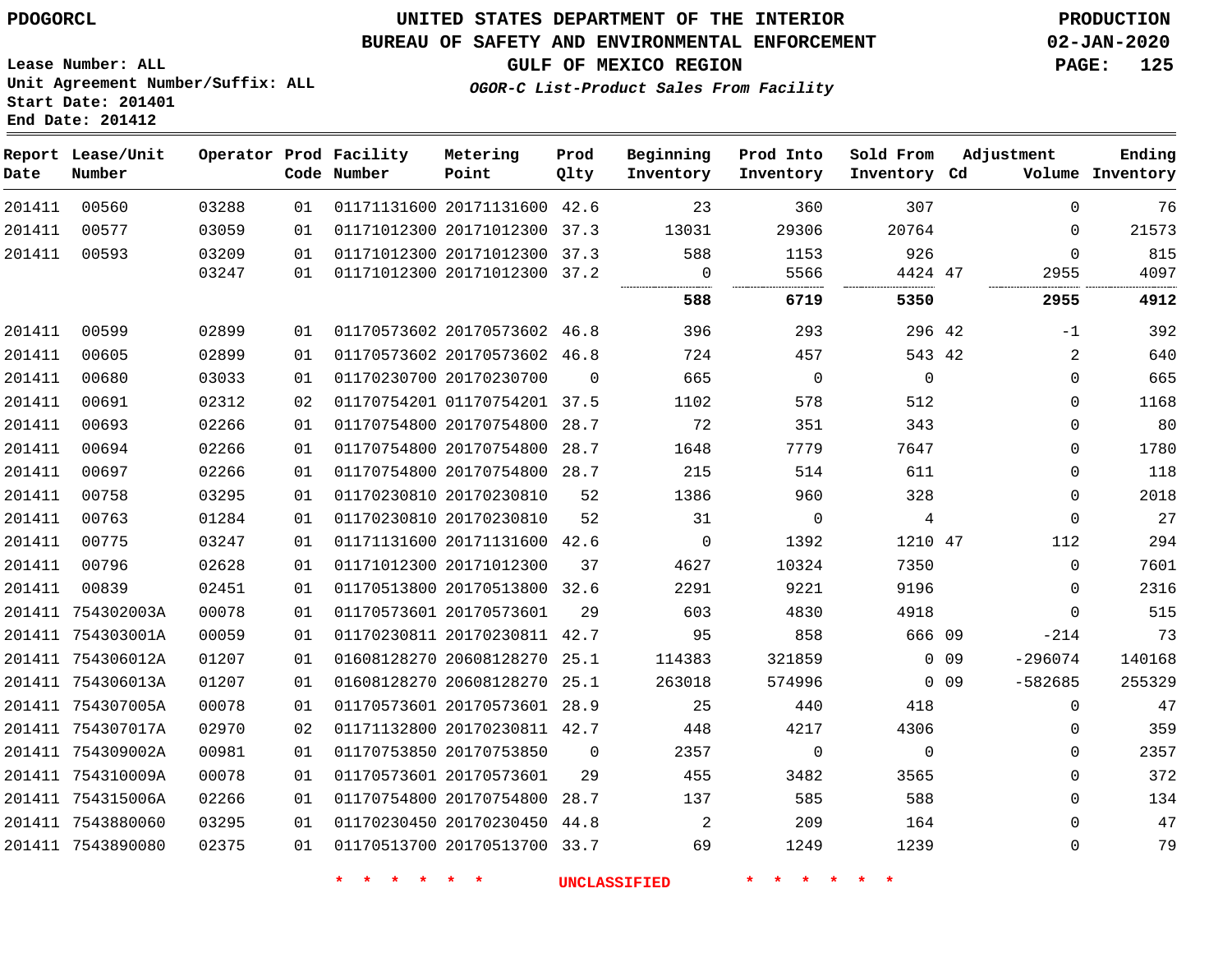PDOGORCL

# UNITED STATES DEPARTMENT OF THE INTERIOR
## BUREAU OF SAFETY AND ENVIRONMENTAL ENFORCEMENT
### GULF OF MEXICO REGION
*OGOR-C List-Product Sales From Facility*

PRODUCTION
02-JAN-2020

Lease Number: ALL
Unit Agreement Number/Suffix: ALL
Start Date: 201401
End Date: 201412

| Report Date | Lease/Unit Number | Operator | Prod Code | Facility Number | Metering Point | Prod Qlty | Beginning Inventory | Prod Into Inventory | Sold From Inventory | Adjustment Cd | Volume | Ending Inventory |
|---|---|---|---|---|---|---|---|---|---|---|---|---|
| 201411 | 00560 | 03288 | 01 | 01171131600 | 20171131600 | 42.6 | 23 | 360 | 307 | | 0 | 76 |
| 201411 | 00577 | 03059 | 01 | 01171012300 | 20171012300 | 37.3 | 13031 | 29306 | 20764 | | 0 | 21573 |
| 201411 | 00593 | 03209 | 01 | 01171012300 | 20171012300 | 37.3 | 588 | 1153 | 926 | | 0 | 815 |
| | | 03247 | 01 | 01171012300 | 20171012300 | 37.2 | 0 | 5566 | 4424 | 47 | 2955 | 4097 |
| | | | | | | | **588** | **6719** | **5350** | | **2955** | **4912** |
| 201411 | 00599 | 02899 | 01 | 01170573602 | 20170573602 | 46.8 | 396 | 293 | 296 | 42 | -1 | 392 |
| 201411 | 00605 | 02899 | 01 | 01170573602 | 20170573602 | 46.8 | 724 | 457 | 543 | 42 | 2 | 640 |
| 201411 | 00680 | 03033 | 01 | 01170230700 | 20170230700 | 0 | 665 | 0 | 0 | | 0 | 665 |
| 201411 | 00691 | 02312 | 02 | 01170754201 | 01170754201 | 37.5 | 1102 | 578 | 512 | | 0 | 1168 |
| 201411 | 00693 | 02266 | 01 | 01170754800 | 20170754800 | 28.7 | 72 | 351 | 343 | | 0 | 80 |
| 201411 | 00694 | 02266 | 01 | 01170754800 | 20170754800 | 28.7 | 1648 | 7779 | 7647 | | 0 | 1780 |
| 201411 | 00697 | 02266 | 01 | 01170754800 | 20170754800 | 28.7 | 215 | 514 | 611 | | 0 | 118 |
| 201411 | 00758 | 03295 | 01 | 01170230810 | 20170230810 | 52 | 1386 | 960 | 328 | | 0 | 2018 |
| 201411 | 00763 | 01284 | 01 | 01170230810 | 20170230810 | 52 | 31 | 0 | 4 | | 0 | 27 |
| 201411 | 00775 | 03247 | 01 | 01171131600 | 20171131600 | 42.6 | 0 | 1392 | 1210 | 47 | 112 | 294 |
| 201411 | 00796 | 02628 | 01 | 01171012300 | 20171012300 | 37 | 4627 | 10324 | 7350 | | 0 | 7601 |
| 201411 | 00839 | 02451 | 01 | 01170513800 | 20170513800 | 32.6 | 2291 | 9221 | 9196 | | 0 | 2316 |
| 201411 | 754302003A | 00078 | 01 | 01170573601 | 20170573601 | 29 | 603 | 4830 | 4918 | | 0 | 515 |
| 201411 | 754303001A | 00059 | 01 | 01170230811 | 20170230811 | 42.7 | 95 | 858 | 666 | 09 | -214 | 73 |
| 201411 | 754306012A | 01207 | 01 | 01608128270 | 20608128270 | 25.1 | 114383 | 321859 | 0 | 09 | -296074 | 140168 |
| 201411 | 754306013A | 01207 | 01 | 01608128270 | 20608128270 | 25.1 | 263018 | 574996 | 0 | 09 | -582685 | 255329 |
| 201411 | 754307005A | 00078 | 01 | 01170573601 | 20170573601 | 28.9 | 25 | 440 | 418 | | 0 | 47 |
| 201411 | 754307017A | 02970 | 02 | 01171132800 | 20170230811 | 42.7 | 448 | 4217 | 4306 | | 0 | 359 |
| 201411 | 754309002A | 00981 | 01 | 01170753850 | 20170753850 | 0 | 2357 | 0 | 0 | | 0 | 2357 |
| 201411 | 754310009A | 00078 | 01 | 01170573601 | 20170573601 | 29 | 455 | 3482 | 3565 | | 0 | 372 |
| 201411 | 754315006A | 02266 | 01 | 01170754800 | 20170754800 | 28.7 | 137 | 585 | 588 | | 0 | 134 |
| 201411 | 7543880060 | 03295 | 01 | 01170230450 | 20170230450 | 44.8 | 2 | 209 | 164 | | 0 | 47 |
| 201411 | 7543890080 | 02375 | 01 | 01170513700 | 20170513700 | 33.7 | 69 | 1249 | 1239 | | 0 | 79 |

* * * * * * UNCLASSIFIED * * * * * *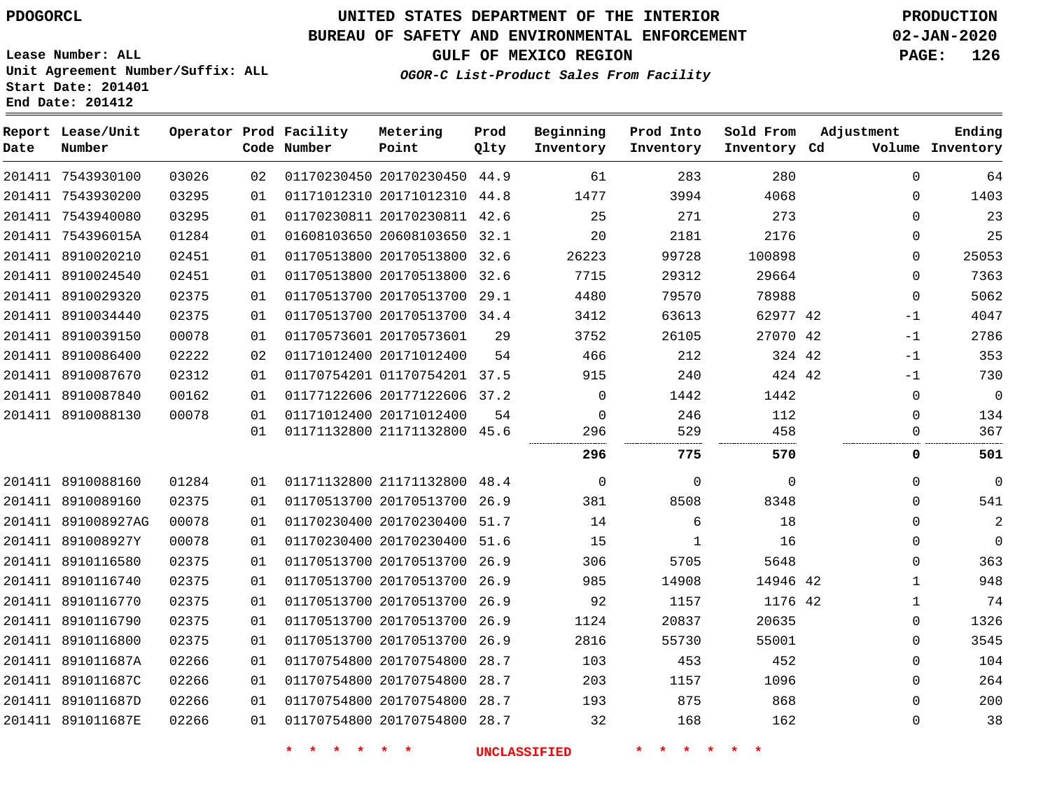PDOGORCL

# UNITED STATES DEPARTMENT OF THE INTERIOR
## BUREAU OF SAFETY AND ENVIRONMENTAL ENFORCEMENT
### GULF OF MEXICO REGION
*OGOR-C List-Product Sales From Facility*

PRODUCTION
02-JAN-2020

Lease Number: ALL
Unit Agreement Number/Suffix: ALL
Start Date: 201401
End Date: 201412

| Report Date | Lease/Unit Number | Operator | Prod Code | Facility Number | Metering Point | Prod Qlty | Beginning Inventory | Prod Into Inventory | Sold From Inventory | Adjustment Cd | Adjustment Volume | Ending Inventory |
|---|---|---|---|---|---|---|---|---|---|---|---|---|
| 201411 | 7543930100 | 03026 | 02 | 01170230450 | 20170230450 | 44.9 | 61 | 283 | 280 | | 0 | 64 |
| 201411 | 7543930200 | 03295 | 01 | 01171012310 | 20171012310 | 44.8 | 1477 | 3994 | 4068 | | 0 | 1403 |
| 201411 | 7543940080 | 03295 | 01 | 01170230811 | 20170230811 | 42.6 | 25 | 271 | 273 | | 0 | 23 |
| 201411 | 754396015A | 01284 | 01 | 01608103650 | 20608103650 | 32.1 | 20 | 2181 | 2176 | | 0 | 25 |
| 201411 | 8910020210 | 02451 | 01 | 01170513800 | 20170513800 | 32.6 | 26223 | 99728 | 100898 | | 0 | 25053 |
| 201411 | 8910024540 | 02451 | 01 | 01170513800 | 20170513800 | 32.6 | 7715 | 29312 | 29664 | | 0 | 7363 |
| 201411 | 8910029320 | 02375 | 01 | 01170513700 | 20170513700 | 29.1 | 4480 | 79570 | 78988 | | 0 | 5062 |
| 201411 | 8910034440 | 02375 | 01 | 01170513700 | 20170513700 | 34.4 | 3412 | 63613 | 62977 | 42 | -1 | 4047 |
| 201411 | 8910039150 | 00078 | 01 | 01170573601 | 20170573601 | 29 | 3752 | 26105 | 27070 | 42 | -1 | 2786 |
| 201411 | 8910086400 | 02222 | 02 | 01171012400 | 20171012400 | 54 | 466 | 212 | 324 | 42 | -1 | 353 |
| 201411 | 8910087670 | 02312 | 01 | 01170754201 | 01170754201 | 37.5 | 915 | 240 | 424 | 42 | -1 | 730 |
| 201411 | 8910087840 | 00162 | 01 | 01177122606 | 20177122606 | 37.2 | 0 | 1442 | 1442 | | 0 | 0 |
| 201411 | 8910088130 | 00078 | 01 | 01171012400 | 20171012400 | 54 | 0 | 246 | 112 | | 0 | 134 |
| | | | 01 | 01171132800 | 21171132800 | 45.6 | 296 | 529 | 458 | | 0 | 367 |
| | | | | | | | **296** | **775** | **570** | | **0** | **501** |
| 201411 | 8910088160 | 01284 | 01 | 01171132800 | 21171132800 | 48.4 | 0 | 0 | 0 | | 0 | 0 |
| 201411 | 8910089160 | 02375 | 01 | 01170513700 | 20170513700 | 26.9 | 381 | 8508 | 8348 | | 0 | 541 |
| 201411 | 891008927AG | 00078 | 01 | 01170230400 | 20170230400 | 51.7 | 14 | 6 | 18 | | 0 | 2 |
| 201411 | 891008927Y | 00078 | 01 | 01170230400 | 20170230400 | 51.6 | 15 | 1 | 16 | | 0 | 0 |
| 201411 | 8910116580 | 02375 | 01 | 01170513700 | 20170513700 | 26.9 | 306 | 5705 | 5648 | | 0 | 363 |
| 201411 | 8910116740 | 02375 | 01 | 01170513700 | 20170513700 | 26.9 | 985 | 14908 | 14946 | 42 | 1 | 948 |
| 201411 | 8910116770 | 02375 | 01 | 01170513700 | 20170513700 | 26.9 | 92 | 1157 | 1176 | 42 | 1 | 74 |
| 201411 | 8910116790 | 02375 | 01 | 01170513700 | 20170513700 | 26.9 | 1124 | 20837 | 20635 | | 0 | 1326 |
| 201411 | 8910116800 | 02375 | 01 | 01170513700 | 20170513700 | 26.9 | 2816 | 55730 | 55001 | | 0 | 3545 |
| 201411 | 891011687A | 02266 | 01 | 01170754800 | 20170754800 | 28.7 | 103 | 453 | 452 | | 0 | 104 |
| 201411 | 891011687C | 02266 | 01 | 01170754800 | 20170754800 | 28.7 | 203 | 1157 | 1096 | | 0 | 264 |
| 201411 | 891011687D | 02266 | 01 | 01170754800 | 20170754800 | 28.7 | 193 | 875 | 868 | | 0 | 200 |
| 201411 | 891011687E | 02266 | 01 | 01170754800 | 20170754800 | 28.7 | 32 | 168 | 162 | | 0 | 38 |

* * * * * * UNCLASSIFIED * * * * * *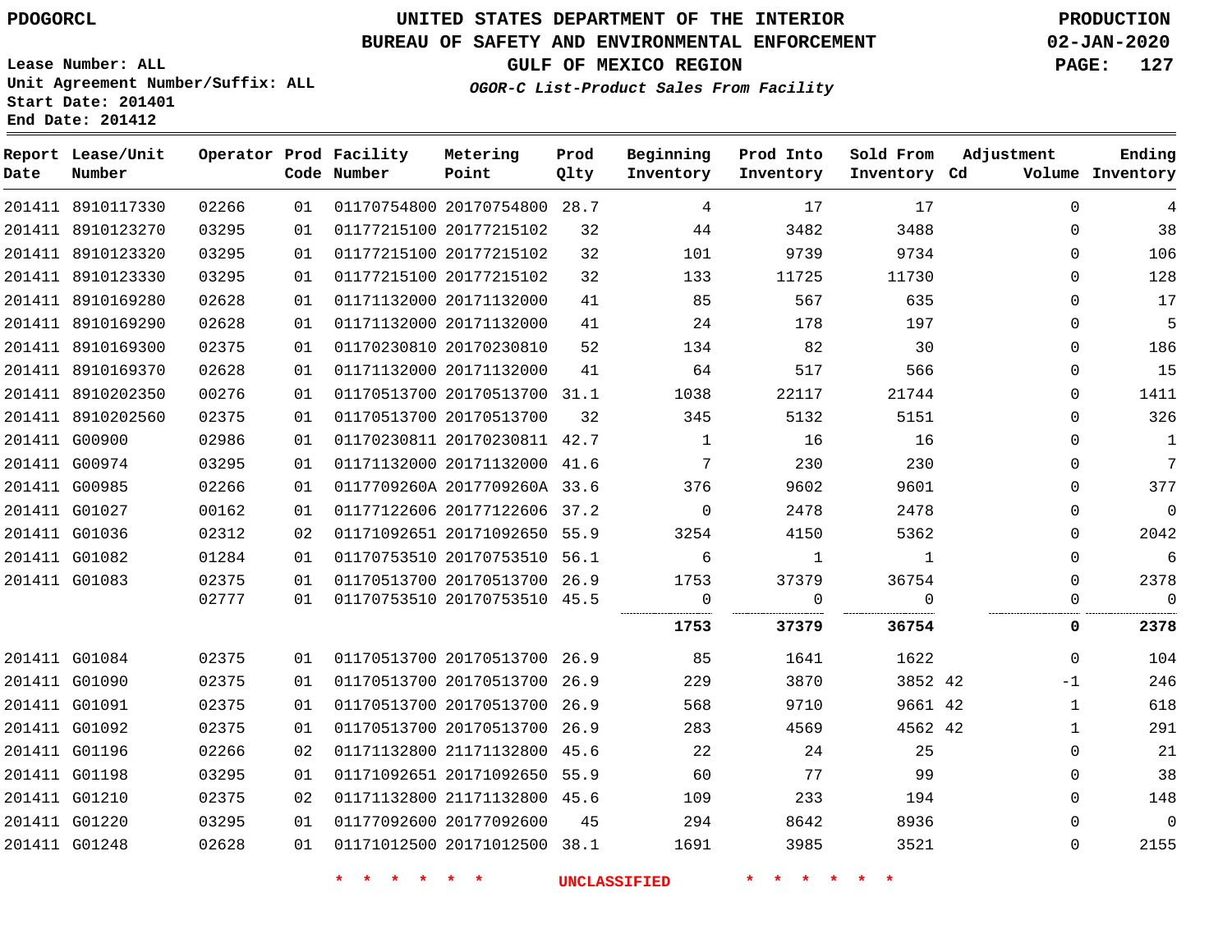PDOGORCL

Lease Number: ALL
Unit Agreement Number/Suffix: ALL
Start Date: 201401
End Date: 201412

# UNITED STATES DEPARTMENT OF THE INTERIOR
## BUREAU OF SAFETY AND ENVIRONMENTAL ENFORCEMENT
### GULF OF MEXICO REGION
*OGOR-C List-Product Sales From Facility*

PRODUCTION
02-JAN-2020

| Report Date | Lease/Unit Number | Operator | Prod Code | Facility Number | Metering Point | Prod Qlty | Beginning Inventory | Prod Into Inventory | Sold From Inventory | Adjustment Cd | Volume | Ending Inventory |
|---|---|---|---|---|---|---|---|---|---|---|---|---|
| 201411 | 8910117330 | 02266 | 01 | 01170754800 | 20170754800 | 28.7 | 4 | 17 | 17 | | 0 | 4 |
| 201411 | 8910123270 | 03295 | 01 | 01177215100 | 20177215102 | 32 | 44 | 3482 | 3488 | | 0 | 38 |
| 201411 | 8910123320 | 03295 | 01 | 01177215100 | 20177215102 | 32 | 101 | 9739 | 9734 | | 0 | 106 |
| 201411 | 8910123330 | 03295 | 01 | 01177215100 | 20177215102 | 32 | 133 | 11725 | 11730 | | 0 | 128 |
| 201411 | 8910169280 | 02628 | 01 | 01171132000 | 20171132000 | 41 | 85 | 567 | 635 | | 0 | 17 |
| 201411 | 8910169290 | 02628 | 01 | 01171132000 | 20171132000 | 41 | 24 | 178 | 197 | | 0 | 5 |
| 201411 | 8910169300 | 02375 | 01 | 01170230810 | 20170230810 | 52 | 134 | 82 | 30 | | 0 | 186 |
| 201411 | 8910169370 | 02628 | 01 | 01171132000 | 20171132000 | 41 | 64 | 517 | 566 | | 0 | 15 |
| 201411 | 8910202350 | 00276 | 01 | 01170513700 | 20170513700 | 31.1 | 1038 | 22117 | 21744 | | 0 | 1411 |
| 201411 | 8910202560 | 02375 | 01 | 01170513700 | 20170513700 | 32 | 345 | 5132 | 5151 | | 0 | 326 |
| 201411 | G00900 | 02986 | 01 | 01170230811 | 20170230811 | 42.7 | 1 | 16 | 16 | | 0 | 1 |
| 201411 | G00974 | 03295 | 01 | 01171132000 | 20171132000 | 41.6 | 7 | 230 | 230 | | 0 | 7 |
| 201411 | G00985 | 02266 | 01 | 0117709260A | 2017709260A | 33.6 | 376 | 9602 | 9601 | | 0 | 377 |
| 201411 | G01027 | 00162 | 01 | 01177122606 | 20177122606 | 37.2 | 0 | 2478 | 2478 | | 0 | 0 |
| 201411 | G01036 | 02312 | 02 | 01171092651 | 20171092650 | 55.9 | 3254 | 4150 | 5362 | | 0 | 2042 |
| 201411 | G01082 | 01284 | 01 | 01170753510 | 20170753510 | 56.1 | 6 | 1 | 1 | | 0 | 6 |
| 201411 | G01083 | 02375 | 01 | 01170513700 | 20170513700 | 26.9 | 1753 | 37379 | 36754 | | 0 | 2378 |
| | | 02777 | 01 | 01170753510 | 20170753510 | 45.5 | 0 | 0 | 0 | | 0 | 0 |
| | | | | | | | **1753** | **37379** | **36754** | | **0** | **2378** |
| 201411 | G01084 | 02375 | 01 | 01170513700 | 20170513700 | 26.9 | 85 | 1641 | 1622 | | 0 | 104 |
| 201411 | G01090 | 02375 | 01 | 01170513700 | 20170513700 | 26.9 | 229 | 3870 | 3852 | 42 | -1 | 246 |
| 201411 | G01091 | 02375 | 01 | 01170513700 | 20170513700 | 26.9 | 568 | 9710 | 9661 | 42 | 1 | 618 |
| 201411 | G01092 | 02375 | 01 | 01170513700 | 20170513700 | 26.9 | 283 | 4569 | 4562 | 42 | 1 | 291 |
| 201411 | G01196 | 02266 | 02 | 01171132800 | 21171132800 | 45.6 | 22 | 24 | 25 | | 0 | 21 |
| 201411 | G01198 | 03295 | 01 | 01171092651 | 20171092650 | 55.9 | 60 | 77 | 99 | | 0 | 38 |
| 201411 | G01210 | 02375 | 02 | 01171132800 | 21171132800 | 45.6 | 109 | 233 | 194 | | 0 | 148 |
| 201411 | G01220 | 03295 | 01 | 01177092600 | 20177092600 | 45 | 294 | 8642 | 8936 | | 0 | 0 |
| 201411 | G01248 | 02628 | 01 | 01171012500 | 20171012500 | 38.1 | 1691 | 3985 | 3521 | | 0 | 2155 |

* * * * * * UNCLASSIFIED * * * * * *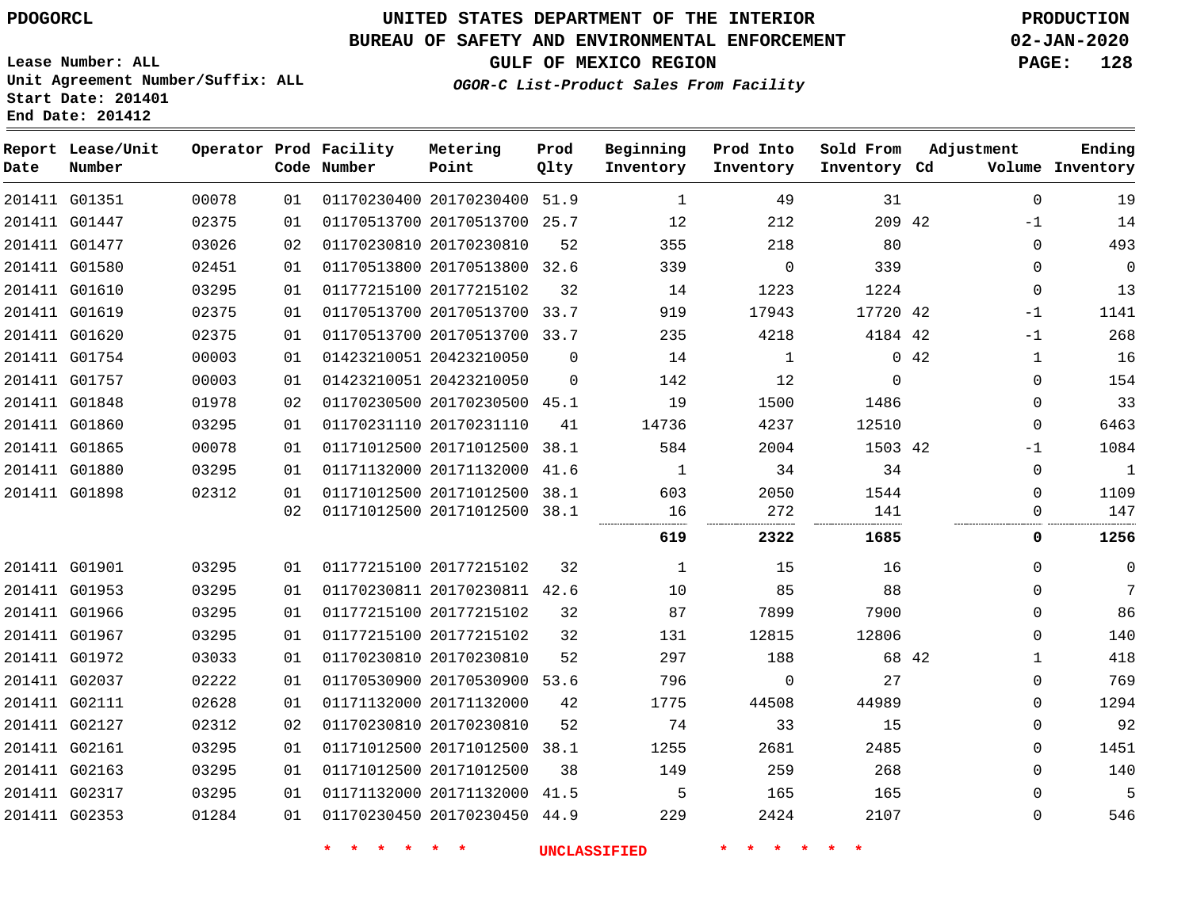PDOGORCL

# UNITED STATES DEPARTMENT OF THE INTERIOR
## BUREAU OF SAFETY AND ENVIRONMENTAL ENFORCEMENT
## GULF OF MEXICO REGION
### *OGOR-C List-Product Sales From Facility*

PRODUCTION
02-JAN-2020

Lease Number: ALL
Unit Agreement Number/Suffix: ALL
Start Date: 201401
End Date: 201412

| Report Date | Lease/Unit Number | Operator | Prod Code | Facility Number | Metering Point | Prod Qlty | Beginning Inventory | Prod Into Inventory | Sold From Inventory | Adjustment Cd | Adjustment Volume | Ending Inventory |
|---|---|---|---|---|---|---|---|---|---|---|---|---|
| 201411 | G01351 | 00078 | 01 | 01170230400 | 20170230400 | 51.9 | 1 | 49 | 31 | | 0 | 19 |
| 201411 | G01447 | 02375 | 01 | 01170513700 | 20170513700 | 25.7 | 12 | 212 | 209 | 42 | -1 | 14 |
| 201411 | G01477 | 03026 | 02 | 01170230810 | 20170230810 | 52 | 355 | 218 | 80 | | 0 | 493 |
| 201411 | G01580 | 02451 | 01 | 01170513800 | 20170513800 | 32.6 | 339 | 0 | 339 | | 0 | 0 |
| 201411 | G01610 | 03295 | 01 | 01177215100 | 20177215102 | 32 | 14 | 1223 | 1224 | | 0 | 13 |
| 201411 | G01619 | 02375 | 01 | 01170513700 | 20170513700 | 33.7 | 919 | 17943 | 17720 | 42 | -1 | 1141 |
| 201411 | G01620 | 02375 | 01 | 01170513700 | 20170513700 | 33.7 | 235 | 4218 | 4184 | 42 | -1 | 268 |
| 201411 | G01754 | 00003 | 01 | 01423210051 | 20423210050 | 0 | 14 | 1 | 0 | 42 | 1 | 16 |
| 201411 | G01757 | 00003 | 01 | 01423210051 | 20423210050 | 0 | 142 | 12 | 0 | | 0 | 154 |
| 201411 | G01848 | 01978 | 02 | 01170230500 | 20170230500 | 45.1 | 19 | 1500 | 1486 | | 0 | 33 |
| 201411 | G01860 | 03295 | 01 | 01170231110 | 20170231110 | 41 | 14736 | 4237 | 12510 | | 0 | 6463 |
| 201411 | G01865 | 00078 | 01 | 01171012500 | 20171012500 | 38.1 | 584 | 2004 | 1503 | 42 | -1 | 1084 |
| 201411 | G01880 | 03295 | 01 | 01171132000 | 20171132000 | 41.6 | 1 | 34 | 34 | | 0 | 1 |
| 201411 | G01898 | 02312 | 01 | 01171012500 | 20171012500 | 38.1 | 603 | 2050 | 1544 | | 0 | 1109 |
| | | | 02 | 01171012500 | 20171012500 | 38.1 | 16 | 272 | 141 | | 0 | 147 |
| | | | | | | | **619** | **2322** | **1685** | | **0** | **1256** |
| 201411 | G01901 | 03295 | 01 | 01177215100 | 20177215102 | 32 | 1 | 15 | 16 | | 0 | 0 |
| 201411 | G01953 | 03295 | 01 | 01170230811 | 20170230811 | 42.6 | 10 | 85 | 88 | | 0 | 7 |
| 201411 | G01966 | 03295 | 01 | 01177215100 | 20177215102 | 32 | 87 | 7899 | 7900 | | 0 | 86 |
| 201411 | G01967 | 03295 | 01 | 01177215100 | 20177215102 | 32 | 131 | 12815 | 12806 | | 0 | 140 |
| 201411 | G01972 | 03033 | 01 | 01170230810 | 20170230810 | 52 | 297 | 188 | 68 | 42 | 1 | 418 |
| 201411 | G02037 | 02222 | 01 | 01170530900 | 20170530900 | 53.6 | 796 | 0 | 27 | | 0 | 769 |
| 201411 | G02111 | 02628 | 01 | 01171132000 | 20171132000 | 42 | 1775 | 44508 | 44989 | | 0 | 1294 |
| 201411 | G02127 | 02312 | 02 | 01170230810 | 20170230810 | 52 | 74 | 33 | 15 | | 0 | 92 |
| 201411 | G02161 | 03295 | 01 | 01171012500 | 20171012500 | 38.1 | 1255 | 2681 | 2485 | | 0 | 1451 |
| 201411 | G02163 | 03295 | 01 | 01171012500 | 20171012500 | 38 | 149 | 259 | 268 | | 0 | 140 |
| 201411 | G02317 | 03295 | 01 | 01171132000 | 20171132000 | 41.5 | 5 | 165 | 165 | | 0 | 5 |
| 201411 | G02353 | 01284 | 01 | 01170230450 | 20170230450 | 44.9 | 229 | 2424 | 2107 | | 0 | 546 |

\* \* \* \* \* \* UNCLASSIFIED \* \* \* \* \* \*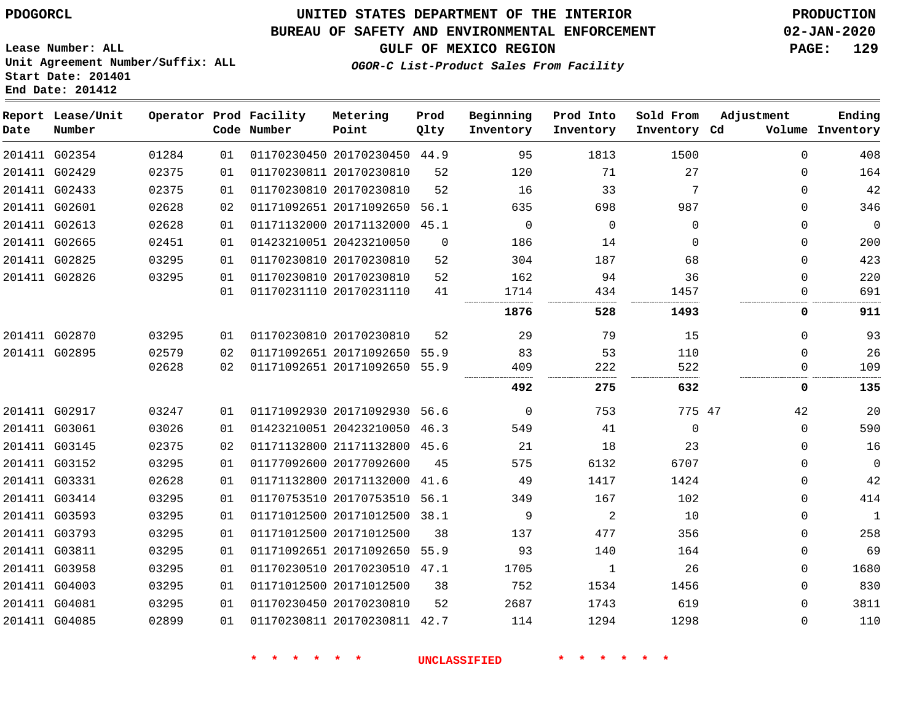**PDOGORCL**

# UNITED STATES DEPARTMENT OF THE INTERIOR
## BUREAU OF SAFETY AND ENVIRONMENTAL ENFORCEMENT
### GULF OF MEXICO REGION
*OGOR-C List-Product Sales From Facility*

**PRODUCTION**
**02-JAN-2020**

Lease Number: ALL
Unit Agreement Number/Suffix: ALL
Start Date: 201401
End Date: 201412

| Report Date | Lease/Unit Number | Operator | Prod Code | Facility Number | Metering Point | Prod Qlty | Beginning Inventory | Prod Into Inventory | Sold From Inventory | Adjustment Cd | Adjustment Volume | Ending Inventory |
|---|---|---|---|---|---|---|---|---|---|---|---|---|
| 201411 | G02354 | 01284 | 01 | 01170230450 | 20170230450 | 44.9 | 95 | 1813 | 1500 | | 0 | 408 |
| 201411 | G02429 | 02375 | 01 | 01170230811 | 20170230810 | 52 | 120 | 71 | 27 | | 0 | 164 |
| 201411 | G02433 | 02375 | 01 | 01170230810 | 20170230810 | 52 | 16 | 33 | 7 | | 0 | 42 |
| 201411 | G02601 | 02628 | 02 | 01171092651 | 20171092650 | 56.1 | 635 | 698 | 987 | | 0 | 346 |
| 201411 | G02613 | 02628 | 01 | 01171132000 | 20171132000 | 45.1 | 0 | 0 | 0 | | 0 | 0 |
| 201411 | G02665 | 02451 | 01 | 01423210051 | 20423210050 | 0 | 186 | 14 | 0 | | 0 | 200 |
| 201411 | G02825 | 03295 | 01 | 01170230810 | 20170230810 | 52 | 304 | 187 | 68 | | 0 | 423 |
| 201411 | G02826 | 03295 | 01 | 01170230810 | 20170230810 | 52 | 162 | 94 | 36 | | 0 | 220 |
| | | | 01 | 01170231110 | 20170231110 | 41 | 1714 | 434 | 1457 | | 0 | 691 |
| | | | | | | | **1876** | **528** | **1493** | | **0** | **911** |
| 201411 | G02870 | 03295 | 01 | 01170230810 | 20170230810 | 52 | 29 | 79 | 15 | | 0 | 93 |
| 201411 | G02895 | 02579 | 02 | 01171092651 | 20171092650 | 55.9 | 83 | 53 | 110 | | 0 | 26 |
| | | 02628 | 02 | 01171092651 | 20171092650 | 55.9 | 409 | 222 | 522 | | 0 | 109 |
| | | | | | | | **492** | **275** | **632** | | **0** | **135** |
| 201411 | G02917 | 03247 | 01 | 01171092930 | 20171092930 | 56.6 | 0 | 753 | 775 | 47 | 42 | 20 |
| 201411 | G03061 | 03026 | 01 | 01423210051 | 20423210050 | 46.3 | 549 | 41 | 0 | | 0 | 590 |
| 201411 | G03145 | 02375 | 02 | 01171132800 | 21171132800 | 45.6 | 21 | 18 | 23 | | 0 | 16 |
| 201411 | G03152 | 03295 | 01 | 01177092600 | 20177092600 | 45 | 575 | 6132 | 6707 | | 0 | 0 |
| 201411 | G03331 | 02628 | 01 | 01171132800 | 20171132000 | 41.6 | 49 | 1417 | 1424 | | 0 | 42 |
| 201411 | G03414 | 03295 | 01 | 01170753510 | 20170753510 | 56.1 | 349 | 167 | 102 | | 0 | 414 |
| 201411 | G03593 | 03295 | 01 | 01171012500 | 20171012500 | 38.1 | 9 | 2 | 10 | | 0 | 1 |
| 201411 | G03793 | 03295 | 01 | 01171012500 | 20171012500 | 38 | 137 | 477 | 356 | | 0 | 258 |
| 201411 | G03811 | 03295 | 01 | 01171092651 | 20171092650 | 55.9 | 93 | 140 | 164 | | 0 | 69 |
| 201411 | G03958 | 03295 | 01 | 01170230510 | 20170230510 | 47.1 | 1705 | 1 | 26 | | 0 | 1680 |
| 201411 | G04003 | 03295 | 01 | 01171012500 | 20171012500 | 38 | 752 | 1534 | 1456 | | 0 | 830 |
| 201411 | G04081 | 03295 | 01 | 01170230450 | 20170230810 | 52 | 2687 | 1743 | 619 | | 0 | 3811 |
| 201411 | G04085 | 02899 | 01 | 01170230811 | 20170230811 | 42.7 | 114 | 1294 | 1298 | | 0 | 110 |

\* \* \* \* \* \* UNCLASSIFIED \* \* \* \* \* \*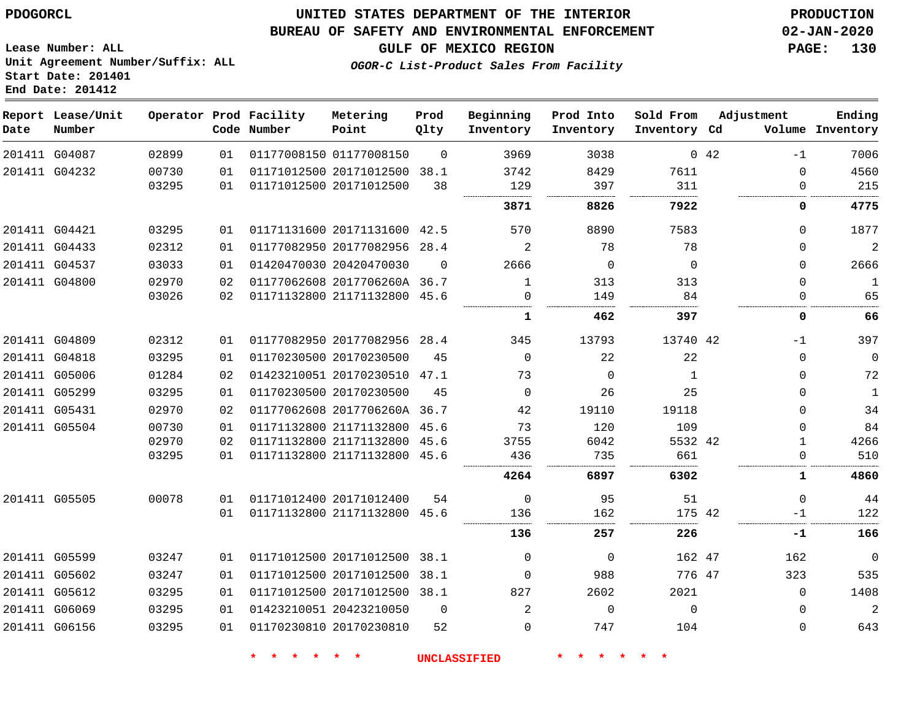PDOGORCL

# UNITED STATES DEPARTMENT OF THE INTERIOR
## BUREAU OF SAFETY AND ENVIRONMENTAL ENFORCEMENT
### GULF OF MEXICO REGION
*OGOR-C List-Product Sales From Facility*

PRODUCTION
02-JAN-2020

Lease Number: ALL
Unit Agreement Number/Suffix: ALL
Start Date: 201401
End Date: 201412

| Report Date | Lease/Unit Number | Operator | Prod Code | Facility Number | Metering Point | Prod Qlty | Beginning Inventory | Prod Into Inventory | Sold From Inventory | Adjustment Cd | Adjustment Volume | Ending Inventory |
|---|---|---|---|---|---|---|---|---|---|---|---|---|
| 201411 | G04087 | 02899 | 01 | 01177008150 | 01177008150 | 0 | 3969 | 3038 | 0 | 42 | -1 | 7006 |
| 201411 | G04232 | 00730 | 01 | 01171012500 | 20171012500 | 38.1 | 3742 | 8429 | 7611 | | 0 | 4560 |
| | | 03295 | 01 | 01171012500 | 20171012500 | 38 | 129 | 397 | 311 | | 0 | 215 |
| | | | | | | | **3871** | **8826** | **7922** | | **0** | **4775** |
| 201411 | G04421 | 03295 | 01 | 01171131600 | 20171131600 | 42.5 | 570 | 8890 | 7583 | | 0 | 1877 |
| 201411 | G04433 | 02312 | 01 | 01177082950 | 20177082956 | 28.4 | 2 | 78 | 78 | | 0 | 2 |
| 201411 | G04537 | 03033 | 01 | 01420470030 | 20420470030 | 0 | 2666 | 0 | 0 | | 0 | 2666 |
| 201411 | G04800 | 02970 | 02 | 01177062608 | 2017706260A | 36.7 | 1 | 313 | 313 | | 0 | 1 |
| | | 03026 | 02 | 01171132800 | 21171132800 | 45.6 | 0 | 149 | 84 | | 0 | 65 |
| | | | | | | | **1** | **462** | **397** | | **0** | **66** |
| 201411 | G04809 | 02312 | 01 | 01177082950 | 20177082956 | 28.4 | 345 | 13793 | 13740 | 42 | -1 | 397 |
| 201411 | G04818 | 03295 | 01 | 01170230500 | 20170230500 | 45 | 0 | 22 | 22 | | 0 | 0 |
| 201411 | G05006 | 01284 | 02 | 01423210051 | 20170230510 | 47.1 | 73 | 0 | 1 | | 0 | 72 |
| 201411 | G05299 | 03295 | 01 | 01170230500 | 20170230500 | 45 | 0 | 26 | 25 | | 0 | 1 |
| 201411 | G05431 | 02970 | 02 | 01177062608 | 2017706260A | 36.7 | 42 | 19110 | 19118 | | 0 | 34 |
| 201411 | G05504 | 00730 | 01 | 01171132800 | 21171132800 | 45.6 | 73 | 120 | 109 | | 0 | 84 |
| | | 02970 | 02 | 01171132800 | 21171132800 | 45.6 | 3755 | 6042 | 5532 | 42 | 1 | 4266 |
| | | 03295 | 01 | 01171132800 | 21171132800 | 45.6 | 436 | 735 | 661 | | 0 | 510 |
| | | | | | | | **4264** | **6897** | **6302** | | **1** | **4860** |
| 201411 | G05505 | 00078 | 01 | 01171012400 | 20171012400 | 54 | 0 | 95 | 51 | | 0 | 44 |
| | | | 01 | 01171132800 | 21171132800 | 45.6 | 136 | 162 | 175 | 42 | -1 | 122 |
| | | | | | | | **136** | **257** | **226** | | **-1** | **166** |
| 201411 | G05599 | 03247 | 01 | 01171012500 | 20171012500 | 38.1 | 0 | 0 | 162 | 47 | 162 | 0 |
| 201411 | G05602 | 03247 | 01 | 01171012500 | 20171012500 | 38.1 | 0 | 988 | 776 | 47 | 323 | 535 |
| 201411 | G05612 | 03295 | 01 | 01171012500 | 20171012500 | 38.1 | 827 | 2602 | 2021 | | 0 | 1408 |
| 201411 | G06069 | 03295 | 01 | 01423210051 | 20423210050 | 0 | 2 | 0 | 0 | | 0 | 2 |
| 201411 | G06156 | 03295 | 01 | 01170230810 | 20170230810 | 52 | 0 | 747 | 104 | | 0 | 643 |

* * * * * * UNCLASSIFIED * * * * * *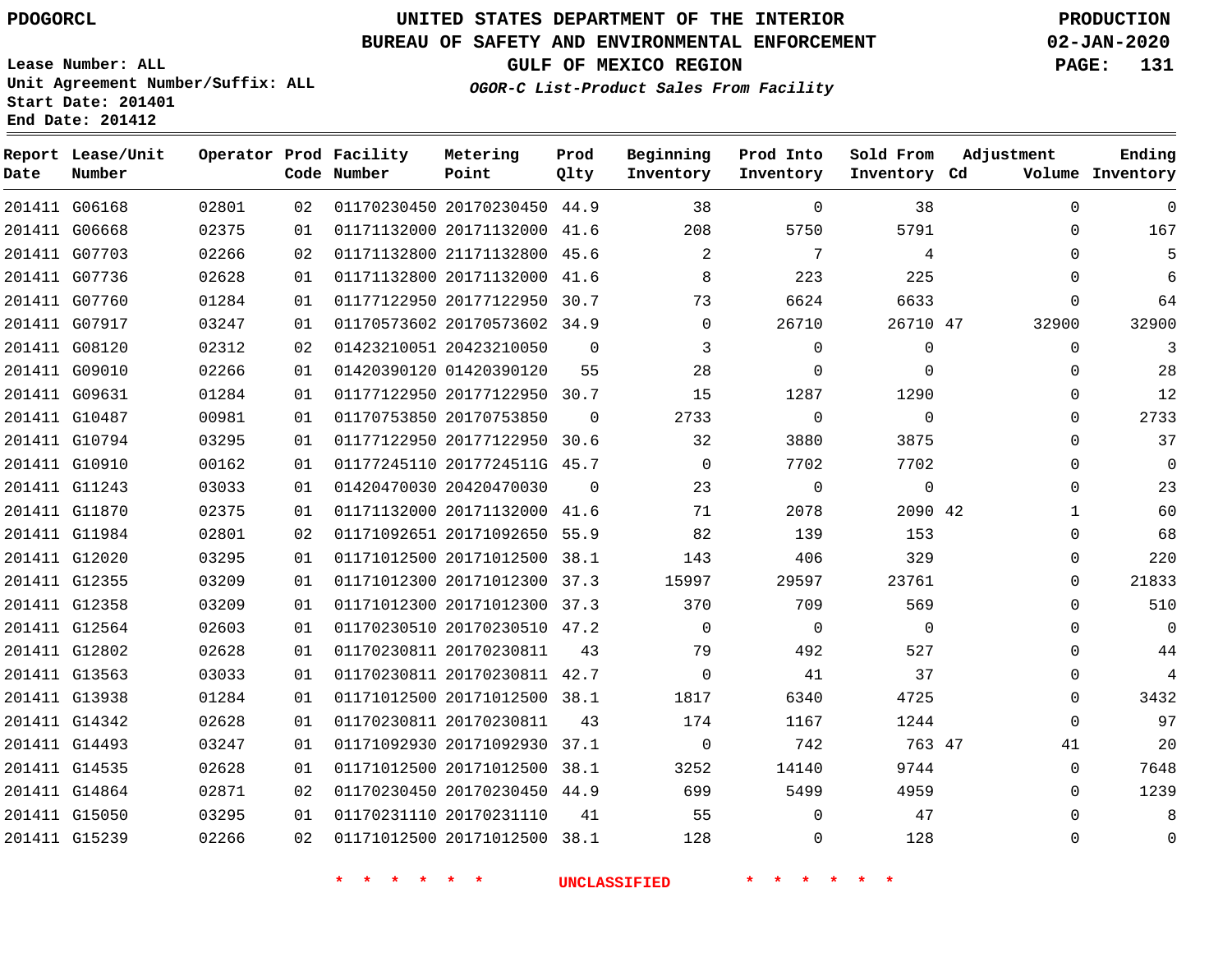PDOGORCL

**UNITED STATES DEPARTMENT OF THE INTERIOR**
**BUREAU OF SAFETY AND ENVIRONMENTAL ENFORCEMENT**
**GULF OF MEXICO REGION**
*OGOR-C List-Product Sales From Facility*

PRODUCTION
02-JAN-2020

Lease Number: ALL
Unit Agreement Number/Suffix: ALL
Start Date: 201401
End Date: 201412

| Report Date | Lease/Unit Number | Operator | Prod Code | Facility Number | Metering Point | Prod Qlty | Beginning Inventory | Prod Into Inventory | Sold From Inventory | Adjustment Cd | Adjustment Volume | Ending Inventory |
|---|---|---|---|---|---|---|---|---|---|---|---|---|
| 201411 | G06168 | 02801 | 02 | 01170230450 | 20170230450 | 44.9 | 38 | 0 | 38 | | 0 | 0 |
| 201411 | G06668 | 02375 | 01 | 01171132000 | 20171132000 | 41.6 | 208 | 5750 | 5791 | | 0 | 167 |
| 201411 | G07703 | 02266 | 02 | 01171132800 | 21171132800 | 45.6 | 2 | 7 | 4 | | 0 | 5 |
| 201411 | G07736 | 02628 | 01 | 01171132800 | 20171132000 | 41.6 | 8 | 223 | 225 | | 0 | 6 |
| 201411 | G07760 | 01284 | 01 | 01177122950 | 20177122950 | 30.7 | 73 | 6624 | 6633 | | 0 | 64 |
| 201411 | G07917 | 03247 | 01 | 01170573602 | 20170573602 | 34.9 | 0 | 26710 | 26710 | 47 | 32900 | 32900 |
| 201411 | G08120 | 02312 | 02 | 01423210051 | 20423210050 | 0 | 3 | 0 | 0 | | 0 | 3 |
| 201411 | G09010 | 02266 | 01 | 01420390120 | 01420390120 | 55 | 28 | 0 | 0 | | 0 | 28 |
| 201411 | G09631 | 01284 | 01 | 01177122950 | 20177122950 | 30.7 | 15 | 1287 | 1290 | | 0 | 12 |
| 201411 | G10487 | 00981 | 01 | 01170753850 | 20170753850 | 0 | 2733 | 0 | 0 | | 0 | 2733 |
| 201411 | G10794 | 03295 | 01 | 01177122950 | 20177122950 | 30.6 | 32 | 3880 | 3875 | | 0 | 37 |
| 201411 | G10910 | 00162 | 01 | 01177245110 | 2017724511G | 45.7 | 0 | 7702 | 7702 | | 0 | 0 |
| 201411 | G11243 | 03033 | 01 | 01420470030 | 20420470030 | 0 | 23 | 0 | 0 | | 0 | 23 |
| 201411 | G11870 | 02375 | 01 | 01171132000 | 20171132000 | 41.6 | 71 | 2078 | 2090 | 42 | 1 | 60 |
| 201411 | G11984 | 02801 | 02 | 01171092651 | 20171092650 | 55.9 | 82 | 139 | 153 | | 0 | 68 |
| 201411 | G12020 | 03295 | 01 | 01171012500 | 20171012500 | 38.1 | 143 | 406 | 329 | | 0 | 220 |
| 201411 | G12355 | 03209 | 01 | 01171012300 | 20171012300 | 37.3 | 15997 | 29597 | 23761 | | 0 | 21833 |
| 201411 | G12358 | 03209 | 01 | 01171012300 | 20171012300 | 37.3 | 370 | 709 | 569 | | 0 | 510 |
| 201411 | G12564 | 02603 | 01 | 01170230510 | 20170230510 | 47.2 | 0 | 0 | 0 | | 0 | 0 |
| 201411 | G12802 | 02628 | 01 | 01170230811 | 20170230811 | 43 | 79 | 492 | 527 | | 0 | 44 |
| 201411 | G13563 | 03033 | 01 | 01170230811 | 20170230811 | 42.7 | 0 | 41 | 37 | | 0 | 4 |
| 201411 | G13938 | 01284 | 01 | 01171012500 | 20171012500 | 38.1 | 1817 | 6340 | 4725 | | 0 | 3432 |
| 201411 | G14342 | 02628 | 01 | 01170230811 | 20170230811 | 43 | 174 | 1167 | 1244 | | 0 | 97 |
| 201411 | G14493 | 03247 | 01 | 01171092930 | 20171092930 | 37.1 | 0 | 742 | 763 | 47 | 41 | 20 |
| 201411 | G14535 | 02628 | 01 | 01171012500 | 20171012500 | 38.1 | 3252 | 14140 | 9744 | | 0 | 7648 |
| 201411 | G14864 | 02871 | 02 | 01170230450 | 20170230450 | 44.9 | 699 | 5499 | 4959 | | 0 | 1239 |
| 201411 | G15050 | 03295 | 01 | 01170231110 | 20170231110 | 41 | 55 | 0 | 47 | | 0 | 8 |
| 201411 | G15239 | 02266 | 02 | 01171012500 | 20171012500 | 38.1 | 128 | 0 | 128 | | 0 | 0 |

\* \* \* \* \* \* UNCLASSIFIED \* \* \* \* \* \*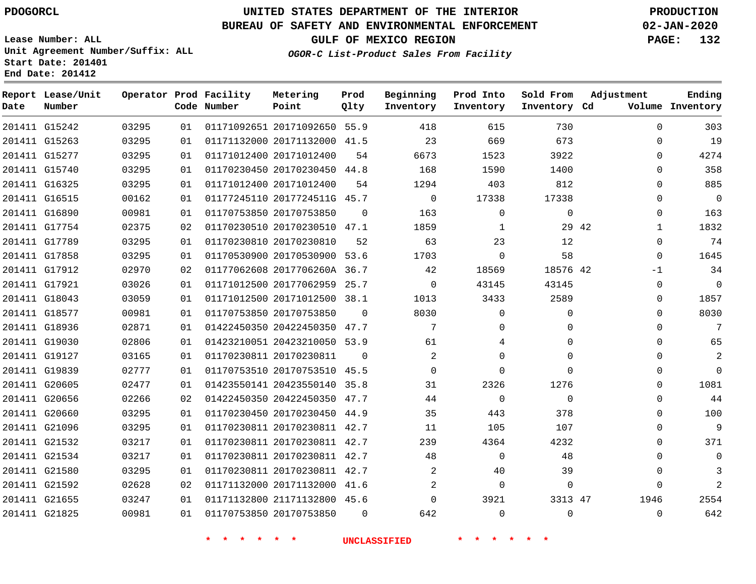PDOGORCL

# UNITED STATES DEPARTMENT OF THE INTERIOR
## BUREAU OF SAFETY AND ENVIRONMENTAL ENFORCEMENT
### GULF OF MEXICO REGION

*OGOR-C List-Product Sales From Facility*

PRODUCTION
02-JAN-2020

Lease Number: ALL
Unit Agreement Number/Suffix: ALL
Start Date: 201401
End Date: 201412

| Report Date | Lease/Unit Number | Operator | Prod Code | Facility Number | Metering Point | Prod Qlty | Beginning Inventory | Prod Into Inventory | Sold From Inventory | Adjustment Cd | Adjustment Volume | Ending Inventory |
|---|---|---|---|---|---|---|---|---|---|---|---|---|
| 201411 | G15242 | 03295 | 01 | 01171092651 | 20171092650 | 55.9 | 418 | 615 | 730 | | 0 | 303 |
| 201411 | G15263 | 03295 | 01 | 01171132000 | 20171132000 | 41.5 | 23 | 669 | 673 | | 0 | 19 |
| 201411 | G15277 | 03295 | 01 | 01171012400 | 20171012400 | 54 | 6673 | 1523 | 3922 | | 0 | 4274 |
| 201411 | G15740 | 03295 | 01 | 01170230450 | 20170230450 | 44.8 | 168 | 1590 | 1400 | | 0 | 358 |
| 201411 | G16325 | 03295 | 01 | 01171012400 | 20171012400 | 54 | 1294 | 403 | 812 | | 0 | 885 |
| 201411 | G16515 | 00162 | 01 | 01177245110 | 2017724511G | 45.7 | 0 | 17338 | 17338 | | 0 | 0 |
| 201411 | G16890 | 00981 | 01 | 01170753850 | 20170753850 | 0 | 163 | 0 | 0 | | 0 | 163 |
| 201411 | G17754 | 02375 | 02 | 01170230510 | 20170230510 | 47.1 | 1859 | 1 | 29 | 42 | 1 | 1832 |
| 201411 | G17789 | 03295 | 01 | 01170230810 | 20170230810 | 52 | 63 | 23 | 12 | | 0 | 74 |
| 201411 | G17858 | 03295 | 01 | 01170530900 | 20170530900 | 53.6 | 1703 | 0 | 58 | | 0 | 1645 |
| 201411 | G17912 | 02970 | 02 | 01177062608 | 2017706260A | 36.7 | 42 | 18569 | 18576 | 42 | -1 | 34 |
| 201411 | G17921 | 03026 | 01 | 01171012500 | 20177062959 | 25.7 | 0 | 43145 | 43145 | | 0 | 0 |
| 201411 | G18043 | 03059 | 01 | 01171012500 | 20171012500 | 38.1 | 1013 | 3433 | 2589 | | 0 | 1857 |
| 201411 | G18577 | 00981 | 01 | 01170753850 | 20170753850 | 0 | 8030 | 0 | 0 | | 0 | 8030 |
| 201411 | G18936 | 02871 | 01 | 01422450350 | 20422450350 | 47.7 | 7 | 0 | 0 | | 0 | 7 |
| 201411 | G19030 | 02806 | 01 | 01423210051 | 20423210050 | 53.9 | 61 | 4 | 0 | | 0 | 65 |
| 201411 | G19127 | 03165 | 01 | 01170230811 | 20170230811 | 0 | 2 | 0 | 0 | | 0 | 2 |
| 201411 | G19839 | 02777 | 01 | 01170753510 | 20170753510 | 45.5 | 0 | 0 | 0 | | 0 | 0 |
| 201411 | G20605 | 02477 | 01 | 01423550141 | 20423550140 | 35.8 | 31 | 2326 | 1276 | | 0 | 1081 |
| 201411 | G20656 | 02266 | 02 | 01422450350 | 20422450350 | 47.7 | 44 | 0 | 0 | | 0 | 44 |
| 201411 | G20660 | 03295 | 01 | 01170230450 | 20170230450 | 44.9 | 35 | 443 | 378 | | 0 | 100 |
| 201411 | G21096 | 03295 | 01 | 01170230811 | 20170230811 | 42.7 | 11 | 105 | 107 | | 0 | 9 |
| 201411 | G21532 | 03217 | 01 | 01170230811 | 20170230811 | 42.7 | 239 | 4364 | 4232 | | 0 | 371 |
| 201411 | G21534 | 03217 | 01 | 01170230811 | 20170230811 | 42.7 | 48 | 0 | 48 | | 0 | 0 |
| 201411 | G21580 | 03295 | 01 | 01170230811 | 20170230811 | 42.7 | 2 | 40 | 39 | | 0 | 3 |
| 201411 | G21592 | 02628 | 02 | 01171132000 | 20171132000 | 41.6 | 2 | 0 | 0 | | 0 | 2 |
| 201411 | G21655 | 03247 | 01 | 01171132800 | 21171132800 | 45.6 | 0 | 3921 | 3313 | 47 | 1946 | 2554 |
| 201411 | G21825 | 00981 | 01 | 01170753850 | 20170753850 | 0 | 642 | 0 | 0 | | 0 | 642 |

* * * * * * UNCLASSIFIED * * * * * *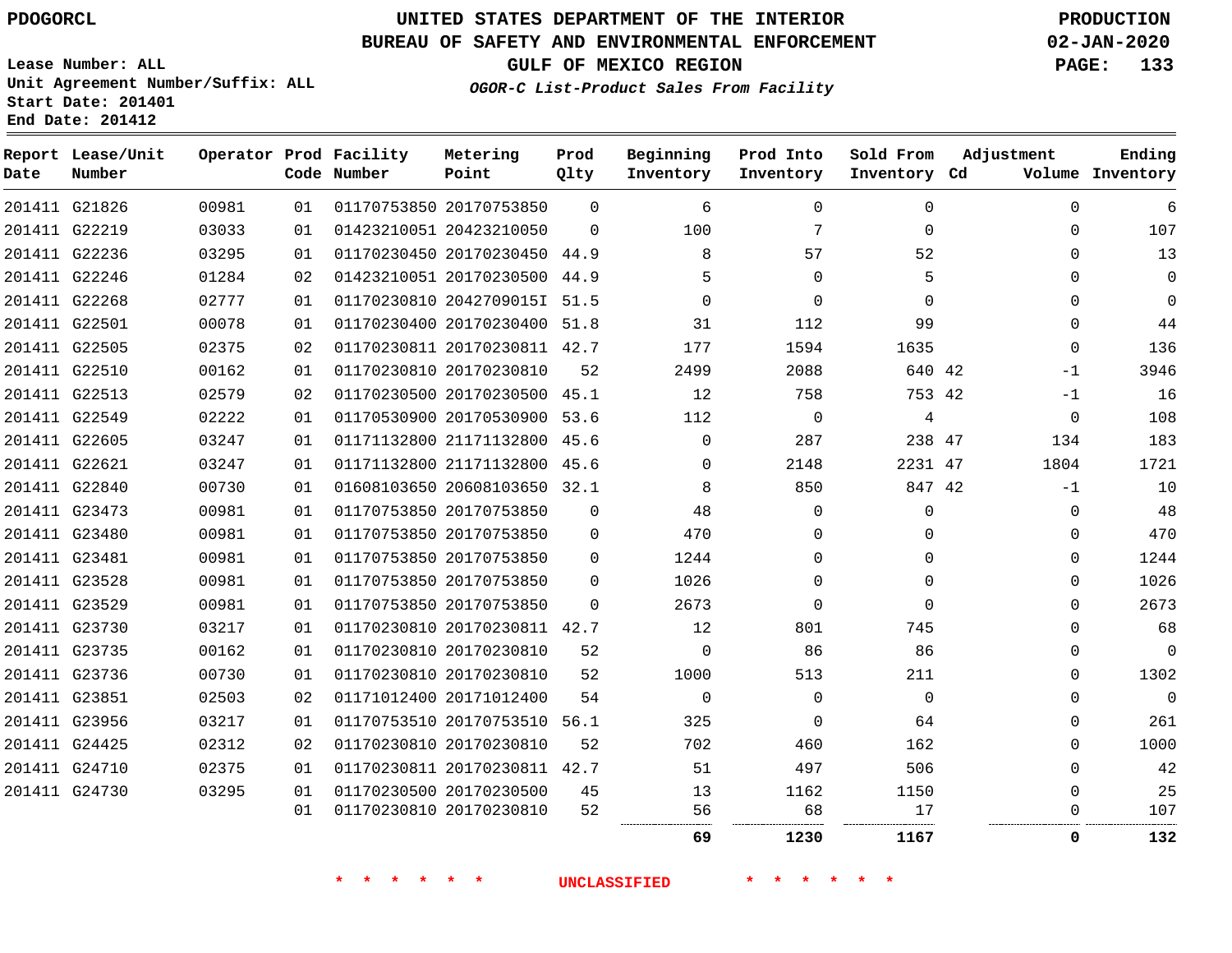**PDOGORCL**

**Lease Number: ALL**
**Unit Agreement Number/Suffix: ALL**
**Start Date: 201401**
**End Date: 201412**

# UNITED STATES DEPARTMENT OF THE INTERIOR
## BUREAU OF SAFETY AND ENVIRONMENTAL ENFORCEMENT
### GULF OF MEXICO REGION

***OGOR-C List-Product Sales From Facility***

**PRODUCTION**
**02-JAN-2020**

| Report Date | Lease/Unit Number | Operator | Prod Code | Facility Number | Metering Point | Prod Qlty | Beginning Inventory | Prod Into Inventory | Sold From Inventory | Adjustment Cd | Adjustment Volume | Ending Inventory |
|---|---|---|---|---|---|---|---|---|---|---|---|---|
| 201411 | G21826 | 00981 | 01 | 01170753850 | 20170753850 | 0 | 6 | 0 | 0 | | 0 | 6 |
| 201411 | G22219 | 03033 | 01 | 01423210051 | 20423210050 | 0 | 100 | 7 | 0 | | 0 | 107 |
| 201411 | G22236 | 03295 | 01 | 01170230450 | 20170230450 | 44.9 | 8 | 57 | 52 | | 0 | 13 |
| 201411 | G22246 | 01284 | 02 | 01423210051 | 20170230500 | 44.9 | 5 | 0 | 5 | | 0 | 0 |
| 201411 | G22268 | 02777 | 01 | 01170230810 | 2042709015I | 51.5 | 0 | 0 | 0 | | 0 | 0 |
| 201411 | G22501 | 00078 | 01 | 01170230400 | 20170230400 | 51.8 | 31 | 112 | 99 | | 0 | 44 |
| 201411 | G22505 | 02375 | 02 | 01170230811 | 20170230811 | 42.7 | 177 | 1594 | 1635 | | 0 | 136 |
| 201411 | G22510 | 00162 | 01 | 01170230810 | 20170230810 | 52 | 2499 | 2088 | 640 | 42 | -1 | 3946 |
| 201411 | G22513 | 02579 | 02 | 01170230500 | 20170230500 | 45.1 | 12 | 758 | 753 | 42 | -1 | 16 |
| 201411 | G22549 | 02222 | 01 | 01170530900 | 20170530900 | 53.6 | 112 | 0 | 4 | | 0 | 108 |
| 201411 | G22605 | 03247 | 01 | 01171132800 | 21171132800 | 45.6 | 0 | 287 | 238 | 47 | 134 | 183 |
| 201411 | G22621 | 03247 | 01 | 01171132800 | 21171132800 | 45.6 | 0 | 2148 | 2231 | 47 | 1804 | 1721 |
| 201411 | G22840 | 00730 | 01 | 01608103650 | 20608103650 | 32.1 | 8 | 850 | 847 | 42 | -1 | 10 |
| 201411 | G23473 | 00981 | 01 | 01170753850 | 20170753850 | 0 | 48 | 0 | 0 | | 0 | 48 |
| 201411 | G23480 | 00981 | 01 | 01170753850 | 20170753850 | 0 | 470 | 0 | 0 | | 0 | 470 |
| 201411 | G23481 | 00981 | 01 | 01170753850 | 20170753850 | 0 | 1244 | 0 | 0 | | 0 | 1244 |
| 201411 | G23528 | 00981 | 01 | 01170753850 | 20170753850 | 0 | 1026 | 0 | 0 | | 0 | 1026 |
| 201411 | G23529 | 00981 | 01 | 01170753850 | 20170753850 | 0 | 2673 | 0 | 0 | | 0 | 2673 |
| 201411 | G23730 | 03217 | 01 | 01170230810 | 20170230811 | 42.7 | 12 | 801 | 745 | | 0 | 68 |
| 201411 | G23735 | 00162 | 01 | 01170230810 | 20170230810 | 52 | 0 | 86 | 86 | | 0 | 0 |
| 201411 | G23736 | 00730 | 01 | 01170230810 | 20170230810 | 52 | 1000 | 513 | 211 | | 0 | 1302 |
| 201411 | G23851 | 02503 | 02 | 01171012400 | 20171012400 | 54 | 0 | 0 | 0 | | 0 | 0 |
| 201411 | G23956 | 03217 | 01 | 01170753510 | 20170753510 | 56.1 | 325 | 0 | 64 | | 0 | 261 |
| 201411 | G24425 | 02312 | 02 | 01170230810 | 20170230810 | 52 | 702 | 460 | 162 | | 0 | 1000 |
| 201411 | G24710 | 02375 | 01 | 01170230811 | 20170230811 | 42.7 | 51 | 497 | 506 | | 0 | 42 |
| 201411 | G24730 | 03295 | 01 | 01170230500 | 20170230500 | 45 | 13 | 1162 | 1150 | | 0 | 25 |
| | | | 01 | 01170230810 | 20170230810 | 52 | 56 | 68 | 17 | | 0 | 107 |
| | | | | | | | **69** | **1230** | **1167** | | **0** | **132** |

\* \* \* \* \* \* UNCLASSIFIED \* \* \* \* \* \*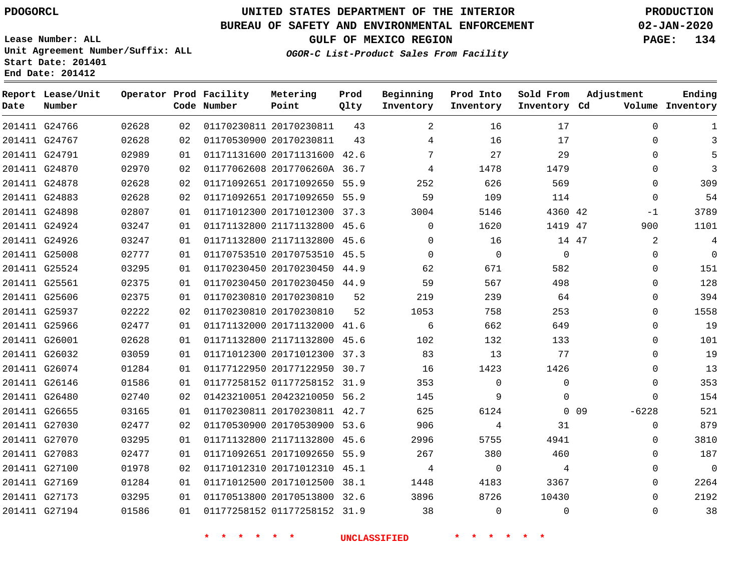PDOGORCL

# UNITED STATES DEPARTMENT OF THE INTERIOR
## BUREAU OF SAFETY AND ENVIRONMENTAL ENFORCEMENT
### GULF OF MEXICO REGION

*OGOR-C List-Product Sales From Facility*

PRODUCTION
02-JAN-2020

Lease Number: ALL
Unit Agreement Number/Suffix: ALL
Start Date: 201401
End Date: 201412

| Report Date | Lease/Unit Number | Operator | Prod Code | Facility Number | Metering Point | Prod Qlty | Beginning Inventory | Prod Into Inventory | Sold From Inventory | Adjustment Cd | Adjustment Volume | Ending Inventory |
|---|---|---|---|---|---|---|---|---|---|---|---|---|
| 201411 | G24766 | 02628 | 02 | 01170230811 | 20170230811 | 43 | 2 | 16 | 17 | | 0 | 1 |
| 201411 | G24767 | 02628 | 02 | 01170530900 | 20170230811 | 43 | 4 | 16 | 17 | | 0 | 3 |
| 201411 | G24791 | 02989 | 01 | 01171131600 | 20171131600 | 42.6 | 7 | 27 | 29 | | 0 | 5 |
| 201411 | G24870 | 02970 | 02 | 01177062608 | 2017706260A | 36.7 | 4 | 1478 | 1479 | | 0 | 3 |
| 201411 | G24878 | 02628 | 02 | 01171092651 | 20171092650 | 55.9 | 252 | 626 | 569 | | 0 | 309 |
| 201411 | G24883 | 02628 | 02 | 01171092651 | 20171092650 | 55.9 | 59 | 109 | 114 | | 0 | 54 |
| 201411 | G24898 | 02807 | 01 | 01171012300 | 20171012300 | 37.3 | 3004 | 5146 | 4360 | 42 | -1 | 3789 |
| 201411 | G24924 | 03247 | 01 | 01171132800 | 21171132800 | 45.6 | 0 | 1620 | 1419 | 47 | 900 | 1101 |
| 201411 | G24926 | 03247 | 01 | 01171132800 | 21171132800 | 45.6 | 0 | 16 | 14 | 47 | 2 | 4 |
| 201411 | G25008 | 02777 | 01 | 01170753510 | 20170753510 | 45.5 | 0 | 0 | 0 | | 0 | 0 |
| 201411 | G25524 | 03295 | 01 | 01170230450 | 20170230450 | 44.9 | 62 | 671 | 582 | | 0 | 151 |
| 201411 | G25561 | 02375 | 01 | 01170230450 | 20170230450 | 44.9 | 59 | 567 | 498 | | 0 | 128 |
| 201411 | G25606 | 02375 | 01 | 01170230810 | 20170230810 | 52 | 219 | 239 | 64 | | 0 | 394 |
| 201411 | G25937 | 02222 | 02 | 01170230810 | 20170230810 | 52 | 1053 | 758 | 253 | | 0 | 1558 |
| 201411 | G25966 | 02477 | 01 | 01171132000 | 20171132000 | 41.6 | 6 | 662 | 649 | | 0 | 19 |
| 201411 | G26001 | 02628 | 01 | 01171132800 | 21171132800 | 45.6 | 102 | 132 | 133 | | 0 | 101 |
| 201411 | G26032 | 03059 | 01 | 01171012300 | 20171012300 | 37.3 | 83 | 13 | 77 | | 0 | 19 |
| 201411 | G26074 | 01284 | 01 | 01177122950 | 20177122950 | 30.7 | 16 | 1423 | 1426 | | 0 | 13 |
| 201411 | G26146 | 01586 | 01 | 01177258152 | 01177258152 | 31.9 | 353 | 0 | 0 | | 0 | 353 |
| 201411 | G26480 | 02740 | 02 | 01423210051 | 20423210050 | 56.2 | 145 | 9 | 0 | | 0 | 154 |
| 201411 | G26655 | 03165 | 01 | 01170230811 | 20170230811 | 42.7 | 625 | 6124 | 0 | 09 | -6228 | 521 |
| 201411 | G27030 | 02477 | 02 | 01170530900 | 20170530900 | 53.6 | 906 | 4 | 31 | | 0 | 879 |
| 201411 | G27070 | 03295 | 01 | 01171132800 | 21171132800 | 45.6 | 2996 | 5755 | 4941 | | 0 | 3810 |
| 201411 | G27083 | 02477 | 01 | 01171092651 | 20171092650 | 55.9 | 267 | 380 | 460 | | 0 | 187 |
| 201411 | G27100 | 01978 | 02 | 01171012310 | 20171012310 | 45.1 | 4 | 0 | 4 | | 0 | 0 |
| 201411 | G27169 | 01284 | 01 | 01171012500 | 20171012500 | 38.1 | 1448 | 4183 | 3367 | | 0 | 2264 |
| 201411 | G27173 | 03295 | 01 | 01170513800 | 20170513800 | 32.6 | 3896 | 8726 | 10430 | | 0 | 2192 |
| 201411 | G27194 | 01586 | 01 | 01177258152 | 01177258152 | 31.9 | 38 | 0 | 0 | | 0 | 38 |

* * * * * * UNCLASSIFIED * * * * * *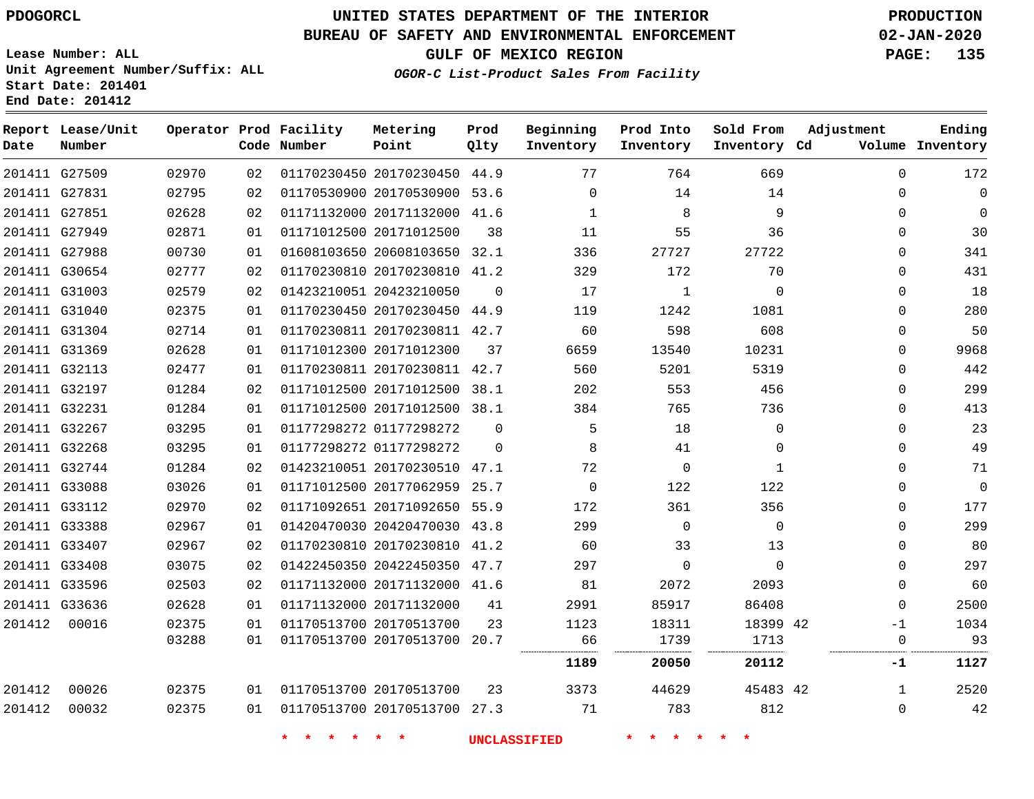PDOGORCL

# UNITED STATES DEPARTMENT OF THE INTERIOR
## BUREAU OF SAFETY AND ENVIRONMENTAL ENFORCEMENT
### GULF OF MEXICO REGION

*OGOR-C List-Product Sales From Facility*

PRODUCTION
02-JAN-2020

Lease Number: ALL
Unit Agreement Number/Suffix: ALL
Start Date: 201401
End Date: 201412

| Report Date | Lease/Unit Number | Operator | Prod Code | Facility Number | Metering Point | Prod Qlty | Beginning Inventory | Prod Into Inventory | Sold From Inventory | Adjustment Cd | Volume | Ending Inventory |
|---|---|---|---|---|---|---|---|---|---|---|---|---|
| 201411 | G27509 | 02970 | 02 | 01170230450 | 20170230450 | 44.9 | 77 | 764 | 669 | | 0 | 172 |
| 201411 | G27831 | 02795 | 02 | 01170530900 | 20170530900 | 53.6 | 0 | 14 | 14 | | 0 | 0 |
| 201411 | G27851 | 02628 | 02 | 01171132000 | 20171132000 | 41.6 | 1 | 8 | 9 | | 0 | 0 |
| 201411 | G27949 | 02871 | 01 | 01171012500 | 20171012500 | 38 | 11 | 55 | 36 | | 0 | 30 |
| 201411 | G27988 | 00730 | 01 | 01608103650 | 20608103650 | 32.1 | 336 | 27727 | 27722 | | 0 | 341 |
| 201411 | G30654 | 02777 | 02 | 01170230810 | 20170230810 | 41.2 | 329 | 172 | 70 | | 0 | 431 |
| 201411 | G31003 | 02579 | 02 | 01423210051 | 20423210050 | 0 | 17 | 1 | 0 | | 0 | 18 |
| 201411 | G31040 | 02375 | 01 | 01170230450 | 20170230450 | 44.9 | 119 | 1242 | 1081 | | 0 | 280 |
| 201411 | G31304 | 02714 | 01 | 01170230811 | 20170230811 | 42.7 | 60 | 598 | 608 | | 0 | 50 |
| 201411 | G31369 | 02628 | 01 | 01171012300 | 20171012300 | 37 | 6659 | 13540 | 10231 | | 0 | 9968 |
| 201411 | G32113 | 02477 | 01 | 01170230811 | 20170230811 | 42.7 | 560 | 5201 | 5319 | | 0 | 442 |
| 201411 | G32197 | 01284 | 02 | 01171012500 | 20171012500 | 38.1 | 202 | 553 | 456 | | 0 | 299 |
| 201411 | G32231 | 01284 | 01 | 01171012500 | 20171012500 | 38.1 | 384 | 765 | 736 | | 0 | 413 |
| 201411 | G32267 | 03295 | 01 | 01177298272 | 01177298272 | 0 | 5 | 18 | 0 | | 0 | 23 |
| 201411 | G32268 | 03295 | 01 | 01177298272 | 01177298272 | 0 | 8 | 41 | 0 | | 0 | 49 |
| 201411 | G32744 | 01284 | 02 | 01423210051 | 20170230510 | 47.1 | 72 | 0 | 1 | | 0 | 71 |
| 201411 | G33088 | 03026 | 01 | 01171012500 | 20177062959 | 25.7 | 0 | 122 | 122 | | 0 | 0 |
| 201411 | G33112 | 02970 | 02 | 01171092651 | 20171092650 | 55.9 | 172 | 361 | 356 | | 0 | 177 |
| 201411 | G33388 | 02967 | 01 | 01420470030 | 20420470030 | 43.8 | 299 | 0 | 0 | | 0 | 299 |
| 201411 | G33407 | 02967 | 02 | 01170230810 | 20170230810 | 41.2 | 60 | 33 | 13 | | 0 | 80 |
| 201411 | G33408 | 03075 | 02 | 01422450350 | 20422450350 | 47.7 | 297 | 0 | 0 | | 0 | 297 |
| 201411 | G33596 | 02503 | 02 | 01171132000 | 20171132000 | 41.6 | 81 | 2072 | 2093 | | 0 | 60 |
| 201411 | G33636 | 02628 | 01 | 01171132000 | 20171132000 | 41 | 2991 | 85917 | 86408 | | 0 | 2500 |
| 201412 | 00016 | 02375 | 01 | 01170513700 | 20170513700 | 23 | 1123 | 18311 | 18399 | 42 | -1 | 1034 |
| | | 03288 | 01 | 01170513700 | 20170513700 | 20.7 | 66 | 1739 | 1713 | | 0 | 93 |
| | | | | | | | **1189** | **20050** | **20112** | | **-1** | **1127** |
| 201412 | 00026 | 02375 | 01 | 01170513700 | 20170513700 | 23 | 3373 | 44629 | 45483 | 42 | 1 | 2520 |
| 201412 | 00032 | 02375 | 01 | 01170513700 | 20170513700 | 27.3 | 71 | 783 | 812 | | 0 | 42 |

* * * * * * UNCLASSIFIED * * * * * *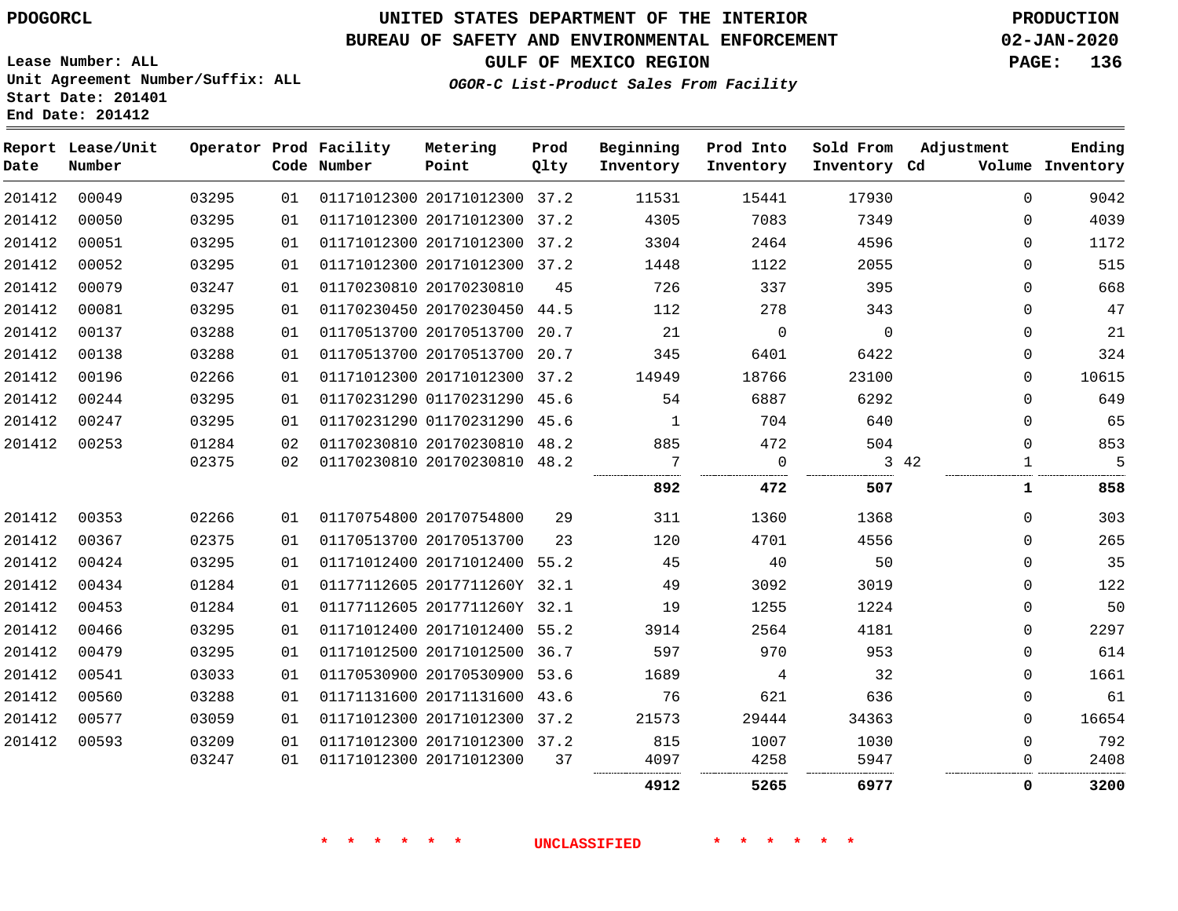PDOGORCL

# UNITED STATES DEPARTMENT OF THE INTERIOR
## BUREAU OF SAFETY AND ENVIRONMENTAL ENFORCEMENT
### GULF OF MEXICO REGION
*OGOR-C List-Product Sales From Facility*

PRODUCTION
02-JAN-2020

Lease Number: ALL
Unit Agreement Number/Suffix: ALL
Start Date: 201401
End Date: 201412

| Report Date | Lease/Unit Number | Operator | Prod Code | Facility Number | Metering Point | Prod Qlty | Beginning Inventory | Prod Into Inventory | Sold From Inventory | Adjustment Cd | Adjustment Volume | Ending Inventory |
|---|---|---|---|---|---|---|---|---|---|---|---|---|
| 201412 | 00049 | 03295 | 01 | 01171012300 | 20171012300 | 37.2 | 11531 | 15441 | 17930 | | 0 | 9042 |
| 201412 | 00050 | 03295 | 01 | 01171012300 | 20171012300 | 37.2 | 4305 | 7083 | 7349 | | 0 | 4039 |
| 201412 | 00051 | 03295 | 01 | 01171012300 | 20171012300 | 37.2 | 3304 | 2464 | 4596 | | 0 | 1172 |
| 201412 | 00052 | 03295 | 01 | 01171012300 | 20171012300 | 37.2 | 1448 | 1122 | 2055 | | 0 | 515 |
| 201412 | 00079 | 03247 | 01 | 01170230810 | 20170230810 | 45 | 726 | 337 | 395 | | 0 | 668 |
| 201412 | 00081 | 03295 | 01 | 01170230450 | 20170230450 | 44.5 | 112 | 278 | 343 | | 0 | 47 |
| 201412 | 00137 | 03288 | 01 | 01170513700 | 20170513700 | 20.7 | 21 | 0 | 0 | | 0 | 21 |
| 201412 | 00138 | 03288 | 01 | 01170513700 | 20170513700 | 20.7 | 345 | 6401 | 6422 | | 0 | 324 |
| 201412 | 00196 | 02266 | 01 | 01171012300 | 20171012300 | 37.2 | 14949 | 18766 | 23100 | | 0 | 10615 |
| 201412 | 00244 | 03295 | 01 | 01170231290 | 01170231290 | 45.6 | 54 | 6887 | 6292 | | 0 | 649 |
| 201412 | 00247 | 03295 | 01 | 01170231290 | 01170231290 | 45.6 | 1 | 704 | 640 | | 0 | 65 |
| 201412 | 00253 | 01284 | 02 | 01170230810 | 20170230810 | 48.2 | 885 | 472 | 504 | | 0 | 853 |
| | | 02375 | 02 | 01170230810 | 20170230810 | 48.2 | 7 | 0 | 3 | 42 | 1 | 5 |
| | | | | | | | **892** | **472** | **507** | | **1** | **858** |
| 201412 | 00353 | 02266 | 01 | 01170754800 | 20170754800 | 29 | 311 | 1360 | 1368 | | 0 | 303 |
| 201412 | 00367 | 02375 | 01 | 01170513700 | 20170513700 | 23 | 120 | 4701 | 4556 | | 0 | 265 |
| 201412 | 00424 | 03295 | 01 | 01171012400 | 20171012400 | 55.2 | 45 | 40 | 50 | | 0 | 35 |
| 201412 | 00434 | 01284 | 01 | 01177112605 | 2017711260Y | 32.1 | 49 | 3092 | 3019 | | 0 | 122 |
| 201412 | 00453 | 01284 | 01 | 01177112605 | 2017711260Y | 32.1 | 19 | 1255 | 1224 | | 0 | 50 |
| 201412 | 00466 | 03295 | 01 | 01171012400 | 20171012400 | 55.2 | 3914 | 2564 | 4181 | | 0 | 2297 |
| 201412 | 00479 | 03295 | 01 | 01171012500 | 20171012500 | 36.7 | 597 | 970 | 953 | | 0 | 614 |
| 201412 | 00541 | 03033 | 01 | 01170530900 | 20170530900 | 53.6 | 1689 | 4 | 32 | | 0 | 1661 |
| 201412 | 00560 | 03288 | 01 | 01171131600 | 20171131600 | 43.6 | 76 | 621 | 636 | | 0 | 61 |
| 201412 | 00577 | 03059 | 01 | 01171012300 | 20171012300 | 37.2 | 21573 | 29444 | 34363 | | 0 | 16654 |
| 201412 | 00593 | 03209 | 01 | 01171012300 | 20171012300 | 37.2 | 815 | 1007 | 1030 | | 0 | 792 |
| | | 03247 | 01 | 01171012300 | 20171012300 | 37 | 4097 | 4258 | 5947 | | 0 | 2408 |
| | | | | | | | **4912** | **5265** | **6977** | | **0** | **3200** |

\* \* \* \* \* \* UNCLASSIFIED \* \* \* \* \* \*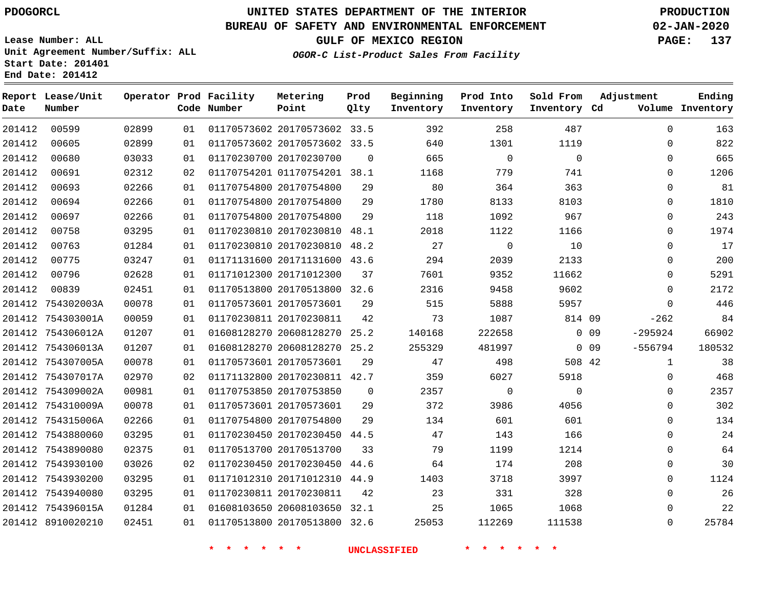PDOGORCL

# UNITED STATES DEPARTMENT OF THE INTERIOR
## BUREAU OF SAFETY AND ENVIRONMENTAL ENFORCEMENT
### GULF OF MEXICO REGION
*OGOR-C List-Product Sales From Facility*

PRODUCTION
02-JAN-2020

Lease Number: ALL
Unit Agreement Number/Suffix: ALL
Start Date: 201401
End Date: 201412

| Report Date | Lease/Unit Number | Operator | Prod Code | Facility Number | Metering Point | Prod Qlty | Beginning Inventory | Prod Into Inventory | Sold From Inventory | Adjustment Cd | Adjustment Volume | Ending Inventory |
|---|---|---|---|---|---|---|---|---|---|---|---|---|
| 201412 | 00599 | 02899 | 01 | 01170573602 | 20170573602 | 33.5 | 392 | 258 | 487 | | 0 | 163 |
| 201412 | 00605 | 02899 | 01 | 01170573602 | 20170573602 | 33.5 | 640 | 1301 | 1119 | | 0 | 822 |
| 201412 | 00680 | 03033 | 01 | 01170230700 | 20170230700 | 0 | 665 | 0 | 0 | | 0 | 665 |
| 201412 | 00691 | 02312 | 02 | 01170754201 | 01170754201 | 38.1 | 1168 | 779 | 741 | | 0 | 1206 |
| 201412 | 00693 | 02266 | 01 | 01170754800 | 20170754800 | 29 | 80 | 364 | 363 | | 0 | 81 |
| 201412 | 00694 | 02266 | 01 | 01170754800 | 20170754800 | 29 | 1780 | 8133 | 8103 | | 0 | 1810 |
| 201412 | 00697 | 02266 | 01 | 01170754800 | 20170754800 | 29 | 118 | 1092 | 967 | | 0 | 243 |
| 201412 | 00758 | 03295 | 01 | 01170230810 | 20170230810 | 48.1 | 2018 | 1122 | 1166 | | 0 | 1974 |
| 201412 | 00763 | 01284 | 01 | 01170230810 | 20170230810 | 48.2 | 27 | 0 | 10 | | 0 | 17 |
| 201412 | 00775 | 03247 | 01 | 01171131600 | 20171131600 | 43.6 | 294 | 2039 | 2133 | | 0 | 200 |
| 201412 | 00796 | 02628 | 01 | 01171012300 | 20171012300 | 37 | 7601 | 9352 | 11662 | | 0 | 5291 |
| 201412 | 00839 | 02451 | 01 | 01170513800 | 20170513800 | 32.6 | 2316 | 9458 | 9602 | | 0 | 2172 |
| 201412 | 754302003A | 00078 | 01 | 01170573601 | 20170573601 | 29 | 515 | 5888 | 5957 | | 0 | 446 |
| 201412 | 754303001A | 00059 | 01 | 01170230811 | 20170230811 | 42 | 73 | 1087 | 814 | 09 | -262 | 84 |
| 201412 | 754306012A | 01207 | 01 | 01608128270 | 20608128270 | 25.2 | 140168 | 222658 | 0 | 09 | -295924 | 66902 |
| 201412 | 754306013A | 01207 | 01 | 01608128270 | 20608128270 | 25.2 | 255329 | 481997 | 0 | 09 | -556794 | 180532 |
| 201412 | 754307005A | 00078 | 01 | 01170573601 | 20170573601 | 29 | 47 | 498 | 508 | 42 | 1 | 38 |
| 201412 | 754307017A | 02970 | 02 | 01171132800 | 20170230811 | 42.7 | 359 | 6027 | 5918 | | 0 | 468 |
| 201412 | 754309002A | 00981 | 01 | 01170753850 | 20170753850 | 0 | 2357 | 0 | 0 | | 0 | 2357 |
| 201412 | 754310009A | 00078 | 01 | 01170573601 | 20170573601 | 29 | 372 | 3986 | 4056 | | 0 | 302 |
| 201412 | 754315006A | 02266 | 01 | 01170754800 | 20170754800 | 29 | 134 | 601 | 601 | | 0 | 134 |
| 201412 | 7543880060 | 03295 | 01 | 01170230450 | 20170230450 | 44.5 | 47 | 143 | 166 | | 0 | 24 |
| 201412 | 7543890080 | 02375 | 01 | 01170513700 | 20170513700 | 33 | 79 | 1199 | 1214 | | 0 | 64 |
| 201412 | 7543930100 | 03026 | 02 | 01170230450 | 20170230450 | 44.6 | 64 | 174 | 208 | | 0 | 30 |
| 201412 | 7543930200 | 03295 | 01 | 01171012310 | 20171012310 | 44.9 | 1403 | 3718 | 3997 | | 0 | 1124 |
| 201412 | 7543940080 | 03295 | 01 | 01170230811 | 20170230811 | 42 | 23 | 331 | 328 | | 0 | 26 |
| 201412 | 754396015A | 01284 | 01 | 01608103650 | 20608103650 | 32.1 | 25 | 1065 | 1068 | | 0 | 22 |
| 201412 | 8910020210 | 02451 | 01 | 01170513800 | 20170513800 | 32.6 | 25053 | 112269 | 111538 | | 0 | 25784 |

* * * * * * UNCLASSIFIED * * * * * *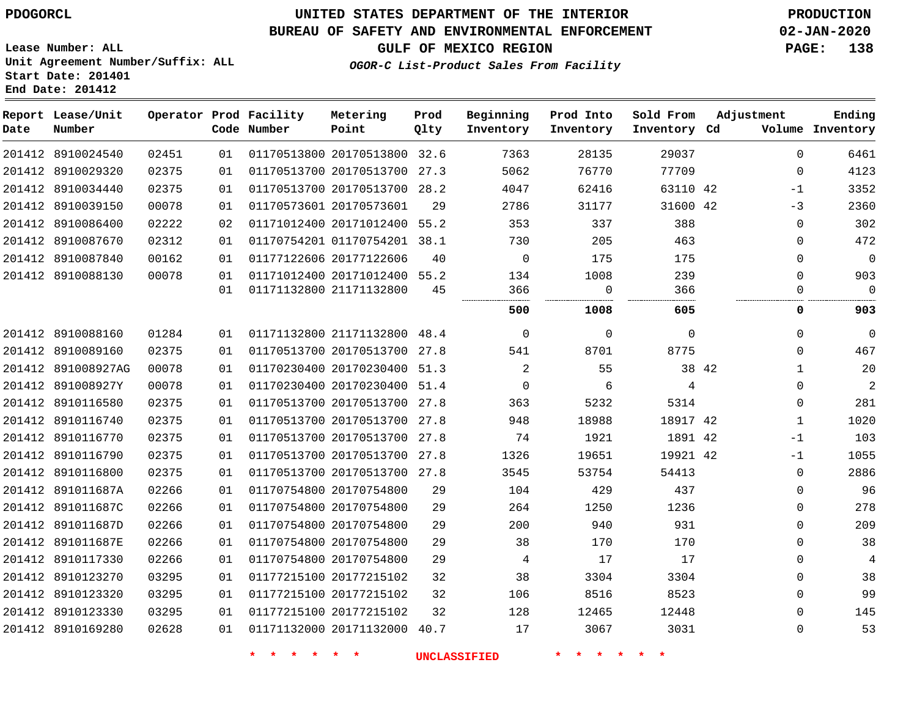PDOGORCL

# UNITED STATES DEPARTMENT OF THE INTERIOR
## BUREAU OF SAFETY AND ENVIRONMENTAL ENFORCEMENT
### GULF OF MEXICO REGION
*OGOR-C List-Product Sales From Facility*

PRODUCTION
02-JAN-2020

Lease Number: ALL
Unit Agreement Number/Suffix: ALL
Start Date: 201401
End Date: 201412

| Report Date | Lease/Unit Number | Operator | Prod Code | Facility Number | Metering Point | Prod Qlty | Beginning Inventory | Prod Into Inventory | Sold From Inventory | Adjustment Cd | Adjustment Volume | Ending Inventory |
|---|---|---|---|---|---|---|---|---|---|---|---|---|
| 201412 | 8910024540 | 02451 | 01 | 01170513800 | 20170513800 | 32.6 | 7363 | 28135 | 29037 | | 0 | 6461 |
| 201412 | 8910029320 | 02375 | 01 | 01170513700 | 20170513700 | 27.3 | 5062 | 76770 | 77709 | | 0 | 4123 |
| 201412 | 8910034440 | 02375 | 01 | 01170513700 | 20170513700 | 28.2 | 4047 | 62416 | 63110 | 42 | -1 | 3352 |
| 201412 | 8910039150 | 00078 | 01 | 01170573601 | 20170573601 | 29 | 2786 | 31177 | 31600 | 42 | -3 | 2360 |
| 201412 | 8910086400 | 02222 | 02 | 01171012400 | 20171012400 | 55.2 | 353 | 337 | 388 | | 0 | 302 |
| 201412 | 8910087670 | 02312 | 01 | 01170754201 | 01170754201 | 38.1 | 730 | 205 | 463 | | 0 | 472 |
| 201412 | 8910087840 | 00162 | 01 | 01177122606 | 20177122606 | 40 | 0 | 175 | 175 | | 0 | 0 |
| 201412 | 8910088130 | 00078 | 01 | 01171012400 | 20171012400 | 55.2 | 134 | 1008 | 239 | | 0 | 903 |
| | | | 01 | 01171132800 | 21171132800 | 45 | 366 | 0 | 366 | | 0 | 0 |
| | | | | | | | **500** | **1008** | **605** | | **0** | **903** |
| 201412 | 8910088160 | 01284 | 01 | 01171132800 | 21171132800 | 48.4 | 0 | 0 | 0 | | 0 | 0 |
| 201412 | 8910089160 | 02375 | 01 | 01170513700 | 20170513700 | 27.8 | 541 | 8701 | 8775 | | 0 | 467 |
| 201412 | 891008927AG | 00078 | 01 | 01170230400 | 20170230400 | 51.3 | 2 | 55 | 38 | 42 | 1 | 20 |
| 201412 | 891008927Y | 00078 | 01 | 01170230400 | 20170230400 | 51.4 | 0 | 6 | 4 | | 0 | 2 |
| 201412 | 8910116580 | 02375 | 01 | 01170513700 | 20170513700 | 27.8 | 363 | 5232 | 5314 | | 0 | 281 |
| 201412 | 8910116740 | 02375 | 01 | 01170513700 | 20170513700 | 27.8 | 948 | 18988 | 18917 | 42 | 1 | 1020 |
| 201412 | 8910116770 | 02375 | 01 | 01170513700 | 20170513700 | 27.8 | 74 | 1921 | 1891 | 42 | -1 | 103 |
| 201412 | 8910116790 | 02375 | 01 | 01170513700 | 20170513700 | 27.8 | 1326 | 19651 | 19921 | 42 | -1 | 1055 |
| 201412 | 8910116800 | 02375 | 01 | 01170513700 | 20170513700 | 27.8 | 3545 | 53754 | 54413 | | 0 | 2886 |
| 201412 | 891011687A | 02266 | 01 | 01170754800 | 20170754800 | 29 | 104 | 429 | 437 | | 0 | 96 |
| 201412 | 891011687C | 02266 | 01 | 01170754800 | 20170754800 | 29 | 264 | 1250 | 1236 | | 0 | 278 |
| 201412 | 891011687D | 02266 | 01 | 01170754800 | 20170754800 | 29 | 200 | 940 | 931 | | 0 | 209 |
| 201412 | 891011687E | 02266 | 01 | 01170754800 | 20170754800 | 29 | 38 | 170 | 170 | | 0 | 38 |
| 201412 | 8910117330 | 02266 | 01 | 01170754800 | 20170754800 | 29 | 4 | 17 | 17 | | 0 | 4 |
| 201412 | 8910123270 | 03295 | 01 | 01177215100 | 20177215102 | 32 | 38 | 3304 | 3304 | | 0 | 38 |
| 201412 | 8910123320 | 03295 | 01 | 01177215100 | 20177215102 | 32 | 106 | 8516 | 8523 | | 0 | 99 |
| 201412 | 8910123330 | 03295 | 01 | 01177215100 | 20177215102 | 32 | 128 | 12465 | 12448 | | 0 | 145 |
| 201412 | 8910169280 | 02628 | 01 | 01171132000 | 20171132000 | 40.7 | 17 | 3067 | 3031 | | 0 | 53 |

* * * * * * UNCLASSIFIED * * * * * *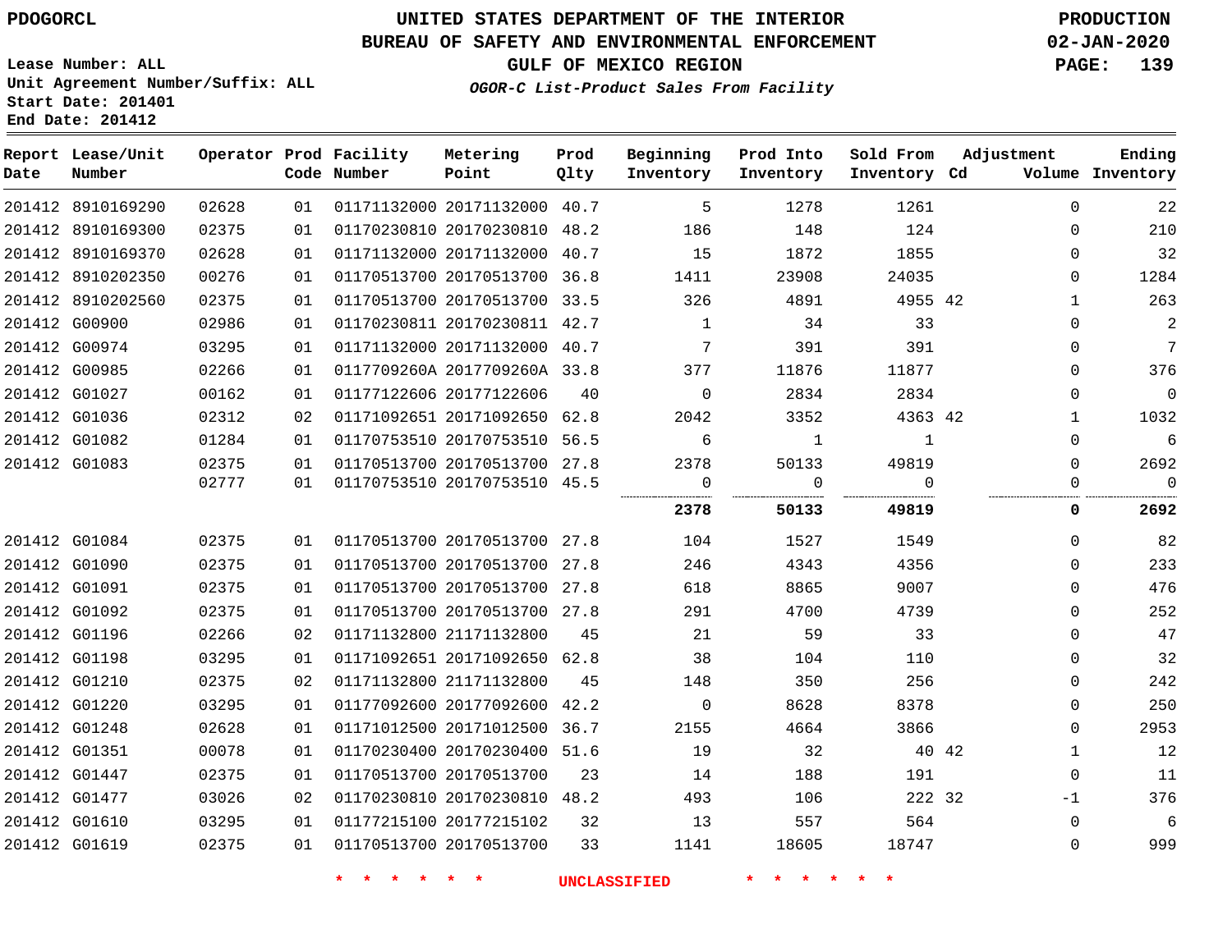PDOGORCL

Lease Number: ALL
Unit Agreement Number/Suffix: ALL
Start Date: 201401
End Date: 201412

# UNITED STATES DEPARTMENT OF THE INTERIOR
## BUREAU OF SAFETY AND ENVIRONMENTAL ENFORCEMENT
## GULF OF MEXICO REGION

*OGOR-C List-Product Sales From Facility*

PRODUCTION
02-JAN-2020

| Report Date | Lease/Unit Number | Operator | Prod Code | Facility Number | Metering Point | Prod Qlty | Beginning Inventory | Prod Into Inventory | Sold From Inventory | Adjustment Cd | Adjustment Volume | Ending Inventory |
|---|---|---|---|---|---|---|---|---|---|---|---|---|
| 201412 | 8910169290 | 02628 | 01 | 01171132000 | 20171132000 | 40.7 | 5 | 1278 | 1261 | | 0 | 22 |
| 201412 | 8910169300 | 02375 | 01 | 01170230810 | 20170230810 | 48.2 | 186 | 148 | 124 | | 0 | 210 |
| 201412 | 8910169370 | 02628 | 01 | 01171132000 | 20171132000 | 40.7 | 15 | 1872 | 1855 | | 0 | 32 |
| 201412 | 8910202350 | 00276 | 01 | 01170513700 | 20170513700 | 36.8 | 1411 | 23908 | 24035 | | 0 | 1284 |
| 201412 | 8910202560 | 02375 | 01 | 01170513700 | 20170513700 | 33.5 | 326 | 4891 | 4955 | 42 | 1 | 263 |
| 201412 | G00900 | 02986 | 01 | 01170230811 | 20170230811 | 42.7 | 1 | 34 | 33 | | 0 | 2 |
| 201412 | G00974 | 03295 | 01 | 01171132000 | 20171132000 | 40.7 | 7 | 391 | 391 | | 0 | 7 |
| 201412 | G00985 | 02266 | 01 | 0117709260A | 2017709260A | 33.8 | 377 | 11876 | 11877 | | 0 | 376 |
| 201412 | G01027 | 00162 | 01 | 01177122606 | 20177122606 | 40 | 0 | 2834 | 2834 | | 0 | 0 |
| 201412 | G01036 | 02312 | 02 | 01171092651 | 20171092650 | 62.8 | 2042 | 3352 | 4363 | 42 | 1 | 1032 |
| 201412 | G01082 | 01284 | 01 | 01170753510 | 20170753510 | 56.5 | 6 | 1 | 1 | | 0 | 6 |
| 201412 | G01083 | 02375 | 01 | 01170513700 | 20170513700 | 27.8 | 2378 | 50133 | 49819 | | 0 | 2692 |
| | | 02777 | 01 | 01170753510 | 20170753510 | 45.5 | 0 | 0 | 0 | | 0 | 0 |
| | | | | | | | **2378** | **50133** | **49819** | | **0** | **2692** |
| 201412 | G01084 | 02375 | 01 | 01170513700 | 20170513700 | 27.8 | 104 | 1527 | 1549 | | 0 | 82 |
| 201412 | G01090 | 02375 | 01 | 01170513700 | 20170513700 | 27.8 | 246 | 4343 | 4356 | | 0 | 233 |
| 201412 | G01091 | 02375 | 01 | 01170513700 | 20170513700 | 27.8 | 618 | 8865 | 9007 | | 0 | 476 |
| 201412 | G01092 | 02375 | 01 | 01170513700 | 20170513700 | 27.8 | 291 | 4700 | 4739 | | 0 | 252 |
| 201412 | G01196 | 02266 | 02 | 01171132800 | 21171132800 | 45 | 21 | 59 | 33 | | 0 | 47 |
| 201412 | G01198 | 03295 | 01 | 01171092651 | 20171092650 | 62.8 | 38 | 104 | 110 | | 0 | 32 |
| 201412 | G01210 | 02375 | 02 | 01171132800 | 21171132800 | 45 | 148 | 350 | 256 | | 0 | 242 |
| 201412 | G01220 | 03295 | 01 | 01177092600 | 20177092600 | 42.2 | 0 | 8628 | 8378 | | 0 | 250 |
| 201412 | G01248 | 02628 | 01 | 01171012500 | 20171012500 | 36.7 | 2155 | 4664 | 3866 | | 0 | 2953 |
| 201412 | G01351 | 00078 | 01 | 01170230400 | 20170230400 | 51.6 | 19 | 32 | 40 | 42 | 1 | 12 |
| 201412 | G01447 | 02375 | 01 | 01170513700 | 20170513700 | 23 | 14 | 188 | 191 | | 0 | 11 |
| 201412 | G01477 | 03026 | 02 | 01170230810 | 20170230810 | 48.2 | 493 | 106 | 222 | 32 | -1 | 376 |
| 201412 | G01610 | 03295 | 01 | 01177215100 | 20177215102 | 32 | 13 | 557 | 564 | | 0 | 6 |
| 201412 | G01619 | 02375 | 01 | 01170513700 | 20170513700 | 33 | 1141 | 18605 | 18747 | | 0 | 999 |

* * * * * * UNCLASSIFIED * * * * * *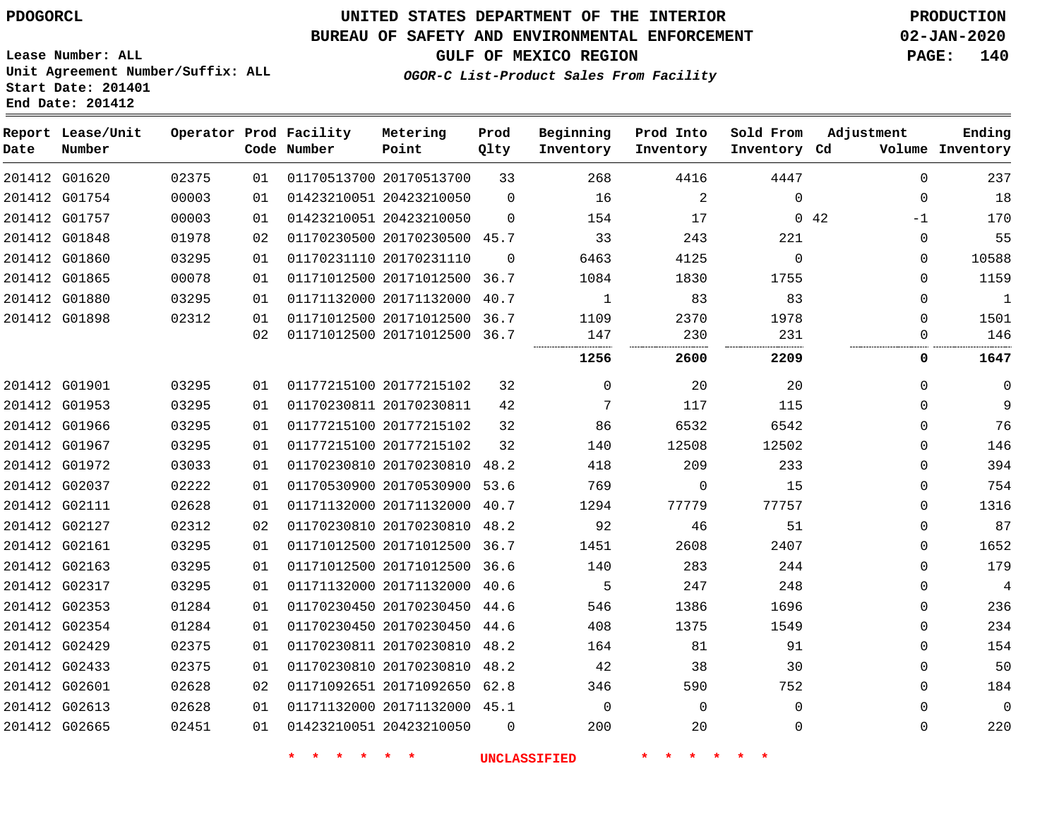PDOGORCL

Lease Number: ALL
Unit Agreement Number/Suffix: ALL
Start Date: 201401
End Date: 201412

# UNITED STATES DEPARTMENT OF THE INTERIOR
## BUREAU OF SAFETY AND ENVIRONMENTAL ENFORCEMENT
## GULF OF MEXICO REGION
### *OGOR-C List-Product Sales From Facility*

PRODUCTION
02-JAN-2020

| Report Date | Lease/Unit Number | Operator | Prod Code | Facility Number | Metering Point | Prod Qlty | Beginning Inventory | Prod Into Inventory | Sold From Inventory | Adjustment Cd | Adjustment Volume | Ending Inventory |
|---|---|---|---|---|---|---|---|---|---|---|---|---|
| 201412 | G01620 | 02375 | 01 | 01170513700 | 20170513700 | 33 | 268 | 4416 | 4447 | | 0 | 237 |
| 201412 | G01754 | 00003 | 01 | 01423210051 | 20423210050 | 0 | 16 | 2 | 0 | | 0 | 18 |
| 201412 | G01757 | 00003 | 01 | 01423210051 | 20423210050 | 0 | 154 | 17 | 0 | 42 | -1 | 170 |
| 201412 | G01848 | 01978 | 02 | 01170230500 | 20170230500 | 45.7 | 33 | 243 | 221 | | 0 | 55 |
| 201412 | G01860 | 03295 | 01 | 01170231110 | 20170231110 | 0 | 6463 | 4125 | 0 | | 0 | 10588 |
| 201412 | G01865 | 00078 | 01 | 01171012500 | 20171012500 | 36.7 | 1084 | 1830 | 1755 | | 0 | 1159 |
| 201412 | G01880 | 03295 | 01 | 01171132000 | 20171132000 | 40.7 | 1 | 83 | 83 | | 0 | 1 |
| 201412 | G01898 | 02312 | 01 | 01171012500 | 20171012500 | 36.7 | 1109 | 2370 | 1978 | | 0 | 1501 |
| | | | 02 | 01171012500 | 20171012500 | 36.7 | 147 | 230 | 231 | | 0 | 146 |
| | | | | | | | **1256** | **2600** | **2209** | | **0** | **1647** |
| 201412 | G01901 | 03295 | 01 | 01177215100 | 20177215102 | 32 | 0 | 20 | 20 | | 0 | 0 |
| 201412 | G01953 | 03295 | 01 | 01170230811 | 20170230811 | 42 | 7 | 117 | 115 | | 0 | 9 |
| 201412 | G01966 | 03295 | 01 | 01177215100 | 20177215102 | 32 | 86 | 6532 | 6542 | | 0 | 76 |
| 201412 | G01967 | 03295 | 01 | 01177215100 | 20177215102 | 32 | 140 | 12508 | 12502 | | 0 | 146 |
| 201412 | G01972 | 03033 | 01 | 01170230810 | 20170230810 | 48.2 | 418 | 209 | 233 | | 0 | 394 |
| 201412 | G02037 | 02222 | 01 | 01170530900 | 20170530900 | 53.6 | 769 | 0 | 15 | | 0 | 754 |
| 201412 | G02111 | 02628 | 01 | 01171132000 | 20171132000 | 40.7 | 1294 | 77779 | 77757 | | 0 | 1316 |
| 201412 | G02127 | 02312 | 02 | 01170230810 | 20170230810 | 48.2 | 92 | 46 | 51 | | 0 | 87 |
| 201412 | G02161 | 03295 | 01 | 01171012500 | 20171012500 | 36.7 | 1451 | 2608 | 2407 | | 0 | 1652 |
| 201412 | G02163 | 03295 | 01 | 01171012500 | 20171012500 | 36.6 | 140 | 283 | 244 | | 0 | 179 |
| 201412 | G02317 | 03295 | 01 | 01171132000 | 20171132000 | 40.6 | 5 | 247 | 248 | | 0 | 4 |
| 201412 | G02353 | 01284 | 01 | 01170230450 | 20170230450 | 44.6 | 546 | 1386 | 1696 | | 0 | 236 |
| 201412 | G02354 | 01284 | 01 | 01170230450 | 20170230450 | 44.6 | 408 | 1375 | 1549 | | 0 | 234 |
| 201412 | G02429 | 02375 | 01 | 01170230811 | 20170230810 | 48.2 | 164 | 81 | 91 | | 0 | 154 |
| 201412 | G02433 | 02375 | 01 | 01170230810 | 20170230810 | 48.2 | 42 | 38 | 30 | | 0 | 50 |
| 201412 | G02601 | 02628 | 02 | 01171092651 | 20171092650 | 62.8 | 346 | 590 | 752 | | 0 | 184 |
| 201412 | G02613 | 02628 | 01 | 01171132000 | 20171132000 | 45.1 | 0 | 0 | 0 | | 0 | 0 |
| 201412 | G02665 | 02451 | 01 | 01423210051 | 20423210050 | 0 | 200 | 20 | 0 | | 0 | 220 |

* * * * * * UNCLASSIFIED * * * * * *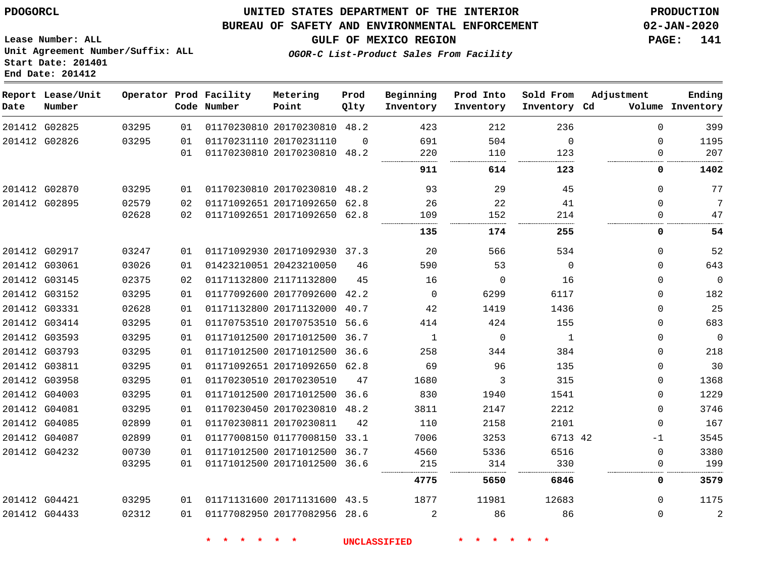PDOGORCL

Lease Number: ALL
Unit Agreement Number/Suffix: ALL
Start Date: 201401
End Date: 201412

# UNITED STATES DEPARTMENT OF THE INTERIOR
## BUREAU OF SAFETY AND ENVIRONMENTAL ENFORCEMENT
## GULF OF MEXICO REGION
### *OGOR-C List-Product Sales From Facility*

PRODUCTION
02-JAN-2020

| Report Date | Lease/Unit Number | Operator | Prod Code | Facility Number | Metering Point | Prod Qlty | Beginning Inventory | Prod Into Inventory | Sold From Inventory | Adjustment Cd | Volume | Ending Inventory |
|---|---|---|---|---|---|---|---|---|---|---|---|---|
| 201412 | G02825 | 03295 | 01 | 01170230810 | 20170230810 | 48.2 | 423 | 212 | 236 | | 0 | 399 |
| 201412 | G02826 | 03295 | 01 | 01170231110 | 20170231110 | 0 | 691 | 504 | 0 | | 0 | 1195 |
| | | | 01 | 01170230810 | 20170230810 | 48.2 | 220 | 110 | 123 | | 0 | 207 |
| | | | | | | | **911** | **614** | **123** | | **0** | **1402** |
| 201412 | G02870 | 03295 | 01 | 01170230810 | 20170230810 | 48.2 | 93 | 29 | 45 | | 0 | 77 |
| 201412 | G02895 | 02579 | 02 | 01171092651 | 20171092650 | 62.8 | 26 | 22 | 41 | | 0 | 7 |
| | | 02628 | 02 | 01171092651 | 20171092650 | 62.8 | 109 | 152 | 214 | | 0 | 47 |
| | | | | | | | **135** | **174** | **255** | | **0** | **54** |
| 201412 | G02917 | 03247 | 01 | 01171092930 | 20171092930 | 37.3 | 20 | 566 | 534 | | 0 | 52 |
| 201412 | G03061 | 03026 | 01 | 01423210051 | 20423210050 | 46 | 590 | 53 | 0 | | 0 | 643 |
| 201412 | G03145 | 02375 | 02 | 01171132800 | 21171132800 | 45 | 16 | 0 | 16 | | 0 | 0 |
| 201412 | G03152 | 03295 | 01 | 01177092600 | 20177092600 | 42.2 | 0 | 6299 | 6117 | | 0 | 182 |
| 201412 | G03331 | 02628 | 01 | 01171132800 | 20171132000 | 40.7 | 42 | 1419 | 1436 | | 0 | 25 |
| 201412 | G03414 | 03295 | 01 | 01170753510 | 20170753510 | 56.6 | 414 | 424 | 155 | | 0 | 683 |
| 201412 | G03593 | 03295 | 01 | 01171012500 | 20171012500 | 36.7 | 1 | 0 | 1 | | 0 | 0 |
| 201412 | G03793 | 03295 | 01 | 01171012500 | 20171012500 | 36.6 | 258 | 344 | 384 | | 0 | 218 |
| 201412 | G03811 | 03295 | 01 | 01171092651 | 20171092650 | 62.8 | 69 | 96 | 135 | | 0 | 30 |
| 201412 | G03958 | 03295 | 01 | 01170230510 | 20170230510 | 47 | 1680 | 3 | 315 | | 0 | 1368 |
| 201412 | G04003 | 03295 | 01 | 01171012500 | 20171012500 | 36.6 | 830 | 1940 | 1541 | | 0 | 1229 |
| 201412 | G04081 | 03295 | 01 | 01170230450 | 20170230810 | 48.2 | 3811 | 2147 | 2212 | | 0 | 3746 |
| 201412 | G04085 | 02899 | 01 | 01170230811 | 20170230811 | 42 | 110 | 2158 | 2101 | | 0 | 167 |
| 201412 | G04087 | 02899 | 01 | 01177008150 | 01177008150 | 33.1 | 7006 | 3253 | 6713 | 42 | -1 | 3545 |
| 201412 | G04232 | 00730 | 01 | 01171012500 | 20171012500 | 36.7 | 4560 | 5336 | 6516 | | 0 | 3380 |
| | | 03295 | 01 | 01171012500 | 20171012500 | 36.6 | 215 | 314 | 330 | | 0 | 199 |
| | | | | | | | **4775** | **5650** | **6846** | | **0** | **3579** |
| 201412 | G04421 | 03295 | 01 | 01171131600 | 20171131600 | 43.5 | 1877 | 11981 | 12683 | | 0 | 1175 |
| 201412 | G04433 | 02312 | 01 | 01177082950 | 20177082956 | 28.6 | 2 | 86 | 86 | | 0 | 2 |

\* \* \* \* \* \* UNCLASSIFIED \* \* \* \* \* \*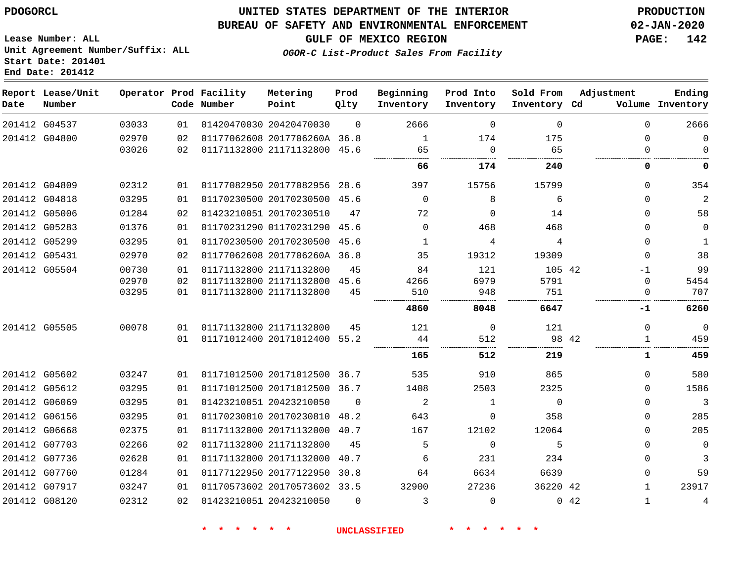PDOGORCL

# UNITED STATES DEPARTMENT OF THE INTERIOR
## BUREAU OF SAFETY AND ENVIRONMENTAL ENFORCEMENT
### GULF OF MEXICO REGION
*OGOR-C List-Product Sales From Facility*

PRODUCTION
02-JAN-2020

Lease Number: ALL
Unit Agreement Number/Suffix: ALL
Start Date: 201401
End Date: 201412

| Report Date | Lease/Unit Number | Operator | Prod Code | Facility Number | Metering Point | Prod Qlty | Beginning Inventory | Prod Into Inventory | Sold From Inventory | Adjustment Cd | Adjustment Volume | Ending Inventory |
|---|---|---|---|---|---|---|---|---|---|---|---|---|
| 201412 | G04537 | 03033 | 01 | 01420470030 | 20420470030 | 0 | 2666 | 0 | 0 | | 0 | 2666 |
| 201412 | G04800 | 02970 | 02 | 01177062608 | 2017706260A | 36.8 | 1 | 174 | 175 | | 0 | 0 |
| | | 03026 | 02 | 01171132800 | 21171132800 | 45.6 | 65 | 0 | 65 | | 0 | 0 |
| | | | | | | | **66** | **174** | **240** | | **0** | **0** |
| 201412 | G04809 | 02312 | 01 | 01177082950 | 20177082956 | 28.6 | 397 | 15756 | 15799 | | 0 | 354 |
| 201412 | G04818 | 03295 | 01 | 01170230500 | 20170230500 | 45.6 | 0 | 8 | 6 | | 0 | 2 |
| 201412 | G05006 | 01284 | 02 | 01423210051 | 20170230510 | 47 | 72 | 0 | 14 | | 0 | 58 |
| 201412 | G05283 | 01376 | 01 | 01170231290 | 01170231290 | 45.6 | 0 | 468 | 468 | | 0 | 0 |
| 201412 | G05299 | 03295 | 01 | 01170230500 | 20170230500 | 45.6 | 1 | 4 | 4 | | 0 | 1 |
| 201412 | G05431 | 02970 | 02 | 01177062608 | 2017706260A | 36.8 | 35 | 19312 | 19309 | | 0 | 38 |
| 201412 | G05504 | 00730 | 01 | 01171132800 | 21171132800 | 45 | 84 | 121 | 105 | 42 | -1 | 99 |
| | | 02970 | 02 | 01171132800 | 21171132800 | 45.6 | 4266 | 6979 | 5791 | | 0 | 5454 |
| | | 03295 | 01 | 01171132800 | 21171132800 | 45 | 510 | 948 | 751 | | 0 | 707 |
| | | | | | | | **4860** | **8048** | **6647** | | **-1** | **6260** |
| 201412 | G05505 | 00078 | 01 | 01171132800 | 21171132800 | 45 | 121 | 0 | 121 | | 0 | 0 |
| | | | 01 | 01171012400 | 20171012400 | 55.2 | 44 | 512 | 98 | 42 | 1 | 459 |
| | | | | | | | **165** | **512** | **219** | | **1** | **459** |
| 201412 | G05602 | 03247 | 01 | 01171012500 | 20171012500 | 36.7 | 535 | 910 | 865 | | 0 | 580 |
| 201412 | G05612 | 03295 | 01 | 01171012500 | 20171012500 | 36.7 | 1408 | 2503 | 2325 | | 0 | 1586 |
| 201412 | G06069 | 03295 | 01 | 01423210051 | 20423210050 | 0 | 2 | 1 | 0 | | 0 | 3 |
| 201412 | G06156 | 03295 | 01 | 01170230810 | 20170230810 | 48.2 | 643 | 0 | 358 | | 0 | 285 |
| 201412 | G06668 | 02375 | 01 | 01171132000 | 20171132000 | 40.7 | 167 | 12102 | 12064 | | 0 | 205 |
| 201412 | G07703 | 02266 | 02 | 01171132800 | 21171132800 | 45 | 5 | 0 | 5 | | 0 | 0 |
| 201412 | G07736 | 02628 | 01 | 01171132800 | 20171132000 | 40.7 | 6 | 231 | 234 | | 0 | 3 |
| 201412 | G07760 | 01284 | 01 | 01177122950 | 20177122950 | 30.8 | 64 | 6634 | 6639 | | 0 | 59 |
| 201412 | G07917 | 03247 | 01 | 01170573602 | 20170573602 | 33.5 | 32900 | 27236 | 36220 | 42 | 1 | 23917 |
| 201412 | G08120 | 02312 | 02 | 01423210051 | 20423210050 | 0 | 3 | 0 | 0 | 42 | 1 | 4 |

\* \* \* \* \* \* UNCLASSIFIED \* \* \* \* \* \*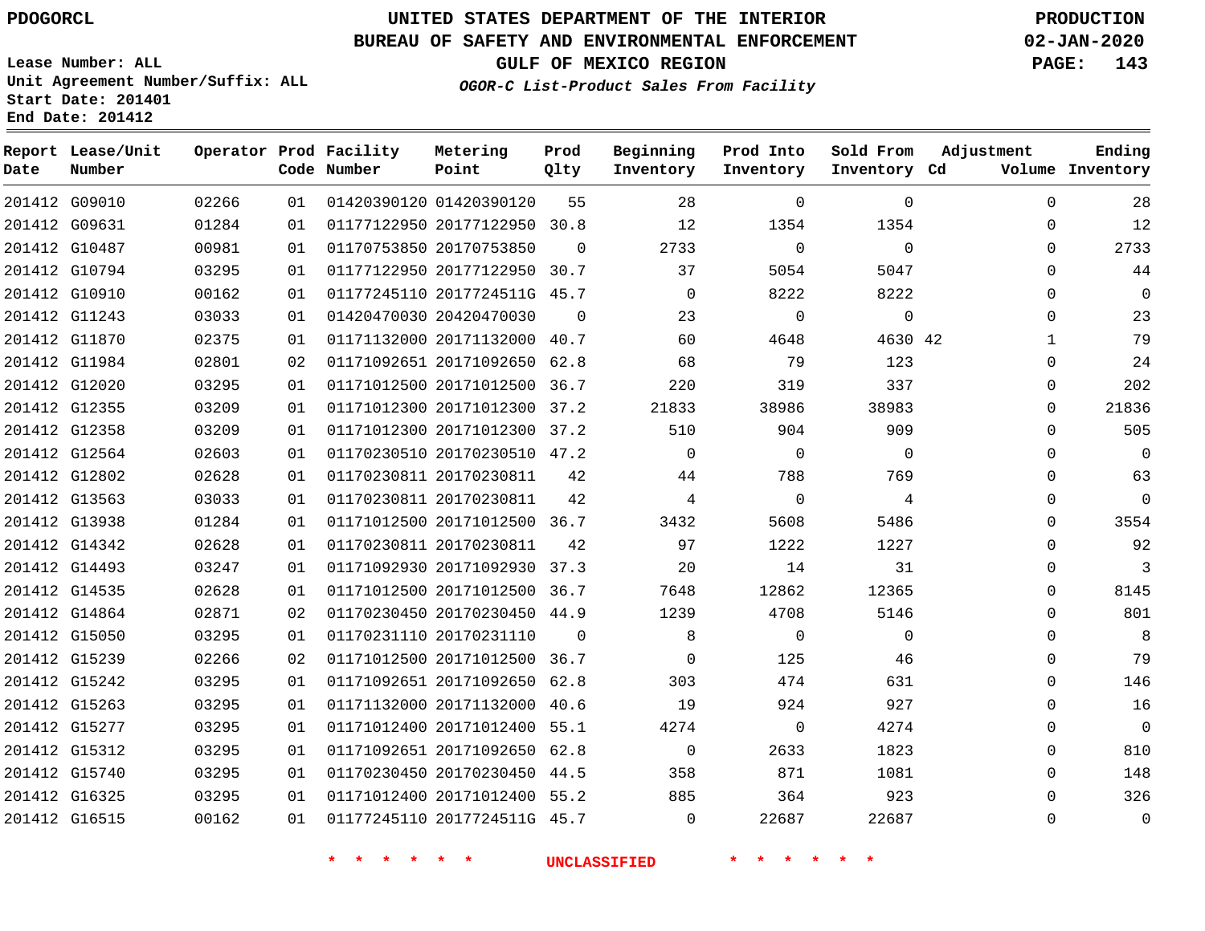PDOGORCL

# UNITED STATES DEPARTMENT OF THE INTERIOR
## BUREAU OF SAFETY AND ENVIRONMENTAL ENFORCEMENT
### GULF OF MEXICO REGION
*OGOR-C List-Product Sales From Facility*

PRODUCTION
02-JAN-2020
PAGE: 143

Lease Number: ALL
Unit Agreement Number/Suffix: ALL
Start Date: 201401
End Date: 201412

| Report Date | Lease/Unit Number | Operator | Prod Code | Facility Number | Metering Point | Prod Qlty | Beginning Inventory | Prod Into Inventory | Sold From Inventory | Adjustment Cd | Adjustment Volume | Ending Inventory |
|---|---|---|---|---|---|---|---|---|---|---|---|---|
| 201412 | G09010 | 02266 | 01 | 01420390120 | 01420390120 | 55 | 28 | 0 | 0 | | 0 | 28 |
| 201412 | G09631 | 01284 | 01 | 01177122950 | 20177122950 | 30.8 | 12 | 1354 | 1354 | | 0 | 12 |
| 201412 | G10487 | 00981 | 01 | 01170753850 | 20170753850 | 0 | 2733 | 0 | 0 | | 0 | 2733 |
| 201412 | G10794 | 03295 | 01 | 01177122950 | 20177122950 | 30.7 | 37 | 5054 | 5047 | | 0 | 44 |
| 201412 | G10910 | 00162 | 01 | 01177245110 | 2017724511G | 45.7 | 0 | 8222 | 8222 | | 0 | 0 |
| 201412 | G11243 | 03033 | 01 | 01420470030 | 20420470030 | 0 | 23 | 0 | 0 | | 0 | 23 |
| 201412 | G11870 | 02375 | 01 | 01171132000 | 20171132000 | 40.7 | 60 | 4648 | 4630 | 42 | 1 | 79 |
| 201412 | G11984 | 02801 | 02 | 01171092651 | 20171092650 | 62.8 | 68 | 79 | 123 | | 0 | 24 |
| 201412 | G12020 | 03295 | 01 | 01171012500 | 20171012500 | 36.7 | 220 | 319 | 337 | | 0 | 202 |
| 201412 | G12355 | 03209 | 01 | 01171012300 | 20171012300 | 37.2 | 21833 | 38986 | 38983 | | 0 | 21836 |
| 201412 | G12358 | 03209 | 01 | 01171012300 | 20171012300 | 37.2 | 510 | 904 | 909 | | 0 | 505 |
| 201412 | G12564 | 02603 | 01 | 01170230510 | 20170230510 | 47.2 | 0 | 0 | 0 | | 0 | 0 |
| 201412 | G12802 | 02628 | 01 | 01170230811 | 20170230811 | 42 | 44 | 788 | 769 | | 0 | 63 |
| 201412 | G13563 | 03033 | 01 | 01170230811 | 20170230811 | 42 | 4 | 0 | 4 | | 0 | 0 |
| 201412 | G13938 | 01284 | 01 | 01171012500 | 20171012500 | 36.7 | 3432 | 5608 | 5486 | | 0 | 3554 |
| 201412 | G14342 | 02628 | 01 | 01170230811 | 20170230811 | 42 | 97 | 1222 | 1227 | | 0 | 92 |
| 201412 | G14493 | 03247 | 01 | 01171092930 | 20171092930 | 37.3 | 20 | 14 | 31 | | 0 | 3 |
| 201412 | G14535 | 02628 | 01 | 01171012500 | 20171012500 | 36.7 | 7648 | 12862 | 12365 | | 0 | 8145 |
| 201412 | G14864 | 02871 | 02 | 01170230450 | 20170230450 | 44.9 | 1239 | 4708 | 5146 | | 0 | 801 |
| 201412 | G15050 | 03295 | 01 | 01170231110 | 20170231110 | 0 | 8 | 0 | 0 | | 0 | 8 |
| 201412 | G15239 | 02266 | 02 | 01171012500 | 20171012500 | 36.7 | 0 | 125 | 46 | | 0 | 79 |
| 201412 | G15242 | 03295 | 01 | 01171092651 | 20171092650 | 62.8 | 303 | 474 | 631 | | 0 | 146 |
| 201412 | G15263 | 03295 | 01 | 01171132000 | 20171132000 | 40.6 | 19 | 924 | 927 | | 0 | 16 |
| 201412 | G15277 | 03295 | 01 | 01171012400 | 20171012400 | 55.1 | 4274 | 0 | 4274 | | 0 | 0 |
| 201412 | G15312 | 03295 | 01 | 01171092651 | 20171092650 | 62.8 | 0 | 2633 | 1823 | | 0 | 810 |
| 201412 | G15740 | 03295 | 01 | 01170230450 | 20170230450 | 44.5 | 358 | 871 | 1081 | | 0 | 148 |
| 201412 | G16325 | 03295 | 01 | 01171012400 | 20171012400 | 55.2 | 885 | 364 | 923 | | 0 | 326 |
| 201412 | G16515 | 00162 | 01 | 01177245110 | 2017724511G | 45.7 | 0 | 22687 | 22687 | | 0 | 0 |

* * * * * * UNCLASSIFIED * * * * * *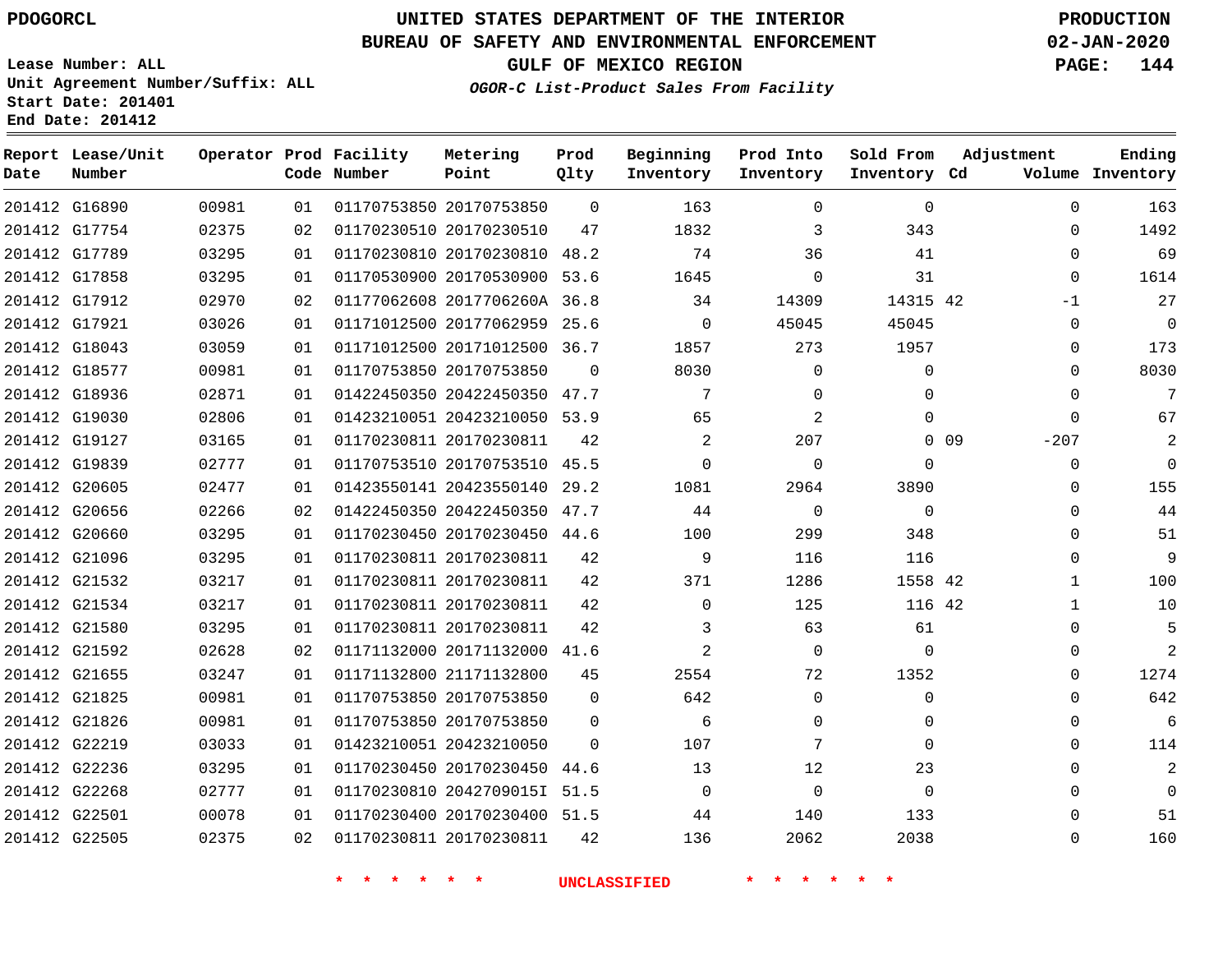PDOGORCL

# UNITED STATES DEPARTMENT OF THE INTERIOR
## BUREAU OF SAFETY AND ENVIRONMENTAL ENFORCEMENT
### GULF OF MEXICO REGION
*OGOR-C List-Product Sales From Facility*

PRODUCTION
02-JAN-2020

Lease Number: ALL
Unit Agreement Number/Suffix: ALL
Start Date: 201401
End Date: 201412

| Report Date | Lease/Unit Number | Operator | Prod Code | Facility Number | Metering Point | Prod Qlty | Beginning Inventory | Prod Into Inventory | Sold From Inventory | Adjustment Cd | Adjustment Volume | Ending Inventory |
|---|---|---|---|---|---|---|---|---|---|---|---|---|
| 201412 | G16890 | 00981 | 01 | 01170753850 | 20170753850 | 0 | 163 | 0 | 0 | | 0 | 163 |
| 201412 | G17754 | 02375 | 02 | 01170230510 | 20170230510 | 47 | 1832 | 3 | 343 | | 0 | 1492 |
| 201412 | G17789 | 03295 | 01 | 01170230810 | 20170230810 | 48.2 | 74 | 36 | 41 | | 0 | 69 |
| 201412 | G17858 | 03295 | 01 | 01170530900 | 20170530900 | 53.6 | 1645 | 0 | 31 | | 0 | 1614 |
| 201412 | G17912 | 02970 | 02 | 01177062608 | 2017706260A | 36.8 | 34 | 14309 | 14315 | 42 | -1 | 27 |
| 201412 | G17921 | 03026 | 01 | 01171012500 | 20177062959 | 25.6 | 0 | 45045 | 45045 | | 0 | 0 |
| 201412 | G18043 | 03059 | 01 | 01171012500 | 20171012500 | 36.7 | 1857 | 273 | 1957 | | 0 | 173 |
| 201412 | G18577 | 00981 | 01 | 01170753850 | 20170753850 | 0 | 8030 | 0 | 0 | | 0 | 8030 |
| 201412 | G18936 | 02871 | 01 | 01422450350 | 20422450350 | 47.7 | 7 | 0 | 0 | | 0 | 7 |
| 201412 | G19030 | 02806 | 01 | 01423210051 | 20423210050 | 53.9 | 65 | 2 | 0 | | 0 | 67 |
| 201412 | G19127 | 03165 | 01 | 01170230811 | 20170230811 | 42 | 2 | 207 | 0 | 09 | -207 | 2 |
| 201412 | G19839 | 02777 | 01 | 01170753510 | 20170753510 | 45.5 | 0 | 0 | 0 | | 0 | 0 |
| 201412 | G20605 | 02477 | 01 | 01423550141 | 20423550140 | 29.2 | 1081 | 2964 | 3890 | | 0 | 155 |
| 201412 | G20656 | 02266 | 02 | 01422450350 | 20422450350 | 47.7 | 44 | 0 | 0 | | 0 | 44 |
| 201412 | G20660 | 03295 | 01 | 01170230450 | 20170230450 | 44.6 | 100 | 299 | 348 | | 0 | 51 |
| 201412 | G21096 | 03295 | 01 | 01170230811 | 20170230811 | 42 | 9 | 116 | 116 | | 0 | 9 |
| 201412 | G21532 | 03217 | 01 | 01170230811 | 20170230811 | 42 | 371 | 1286 | 1558 | 42 | 1 | 100 |
| 201412 | G21534 | 03217 | 01 | 01170230811 | 20170230811 | 42 | 0 | 125 | 116 | 42 | 1 | 10 |
| 201412 | G21580 | 03295 | 01 | 01170230811 | 20170230811 | 42 | 3 | 63 | 61 | | 0 | 5 |
| 201412 | G21592 | 02628 | 02 | 01171132000 | 20171132000 | 41.6 | 2 | 0 | 0 | | 0 | 2 |
| 201412 | G21655 | 03247 | 01 | 01171132800 | 21171132800 | 45 | 2554 | 72 | 1352 | | 0 | 1274 |
| 201412 | G21825 | 00981 | 01 | 01170753850 | 20170753850 | 0 | 642 | 0 | 0 | | 0 | 642 |
| 201412 | G21826 | 00981 | 01 | 01170753850 | 20170753850 | 0 | 6 | 0 | 0 | | 0 | 6 |
| 201412 | G22219 | 03033 | 01 | 01423210051 | 20423210050 | 0 | 107 | 7 | 0 | | 0 | 114 |
| 201412 | G22236 | 03295 | 01 | 01170230450 | 20170230450 | 44.6 | 13 | 12 | 23 | | 0 | 2 |
| 201412 | G22268 | 02777 | 01 | 01170230810 | 2042709015I | 51.5 | 0 | 0 | 0 | | 0 | 0 |
| 201412 | G22501 | 00078 | 01 | 01170230400 | 20170230400 | 51.5 | 44 | 140 | 133 | | 0 | 51 |
| 201412 | G22505 | 02375 | 02 | 01170230811 | 20170230811 | 42 | 136 | 2062 | 2038 | | 0 | 160 |

* * * * * * UNCLASSIFIED * * * * * *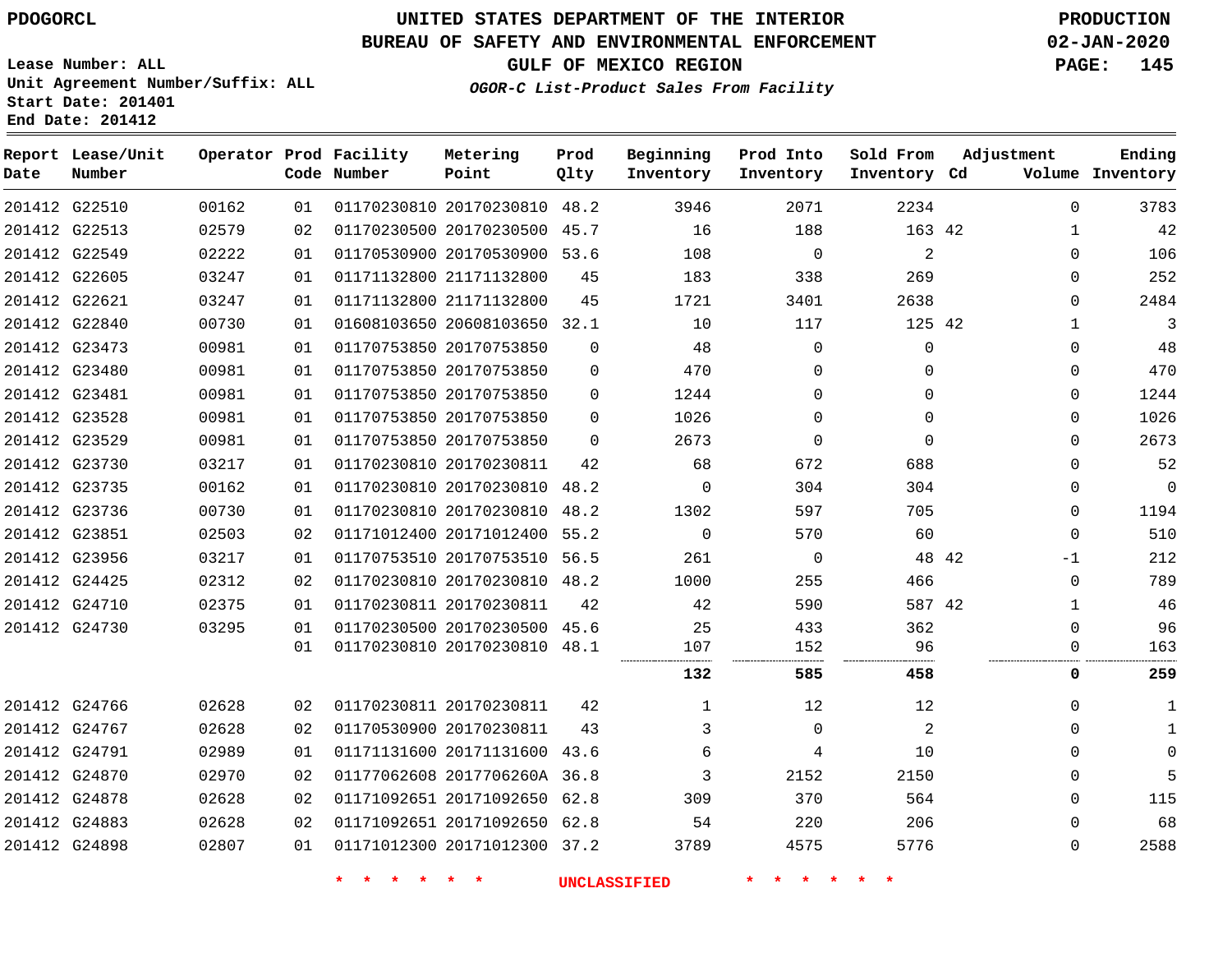PDOGORCL

# UNITED STATES DEPARTMENT OF THE INTERIOR
## BUREAU OF SAFETY AND ENVIRONMENTAL ENFORCEMENT
### GULF OF MEXICO REGION
*OGOR-C List-Product Sales From Facility*

PRODUCTION
02-JAN-2020

Lease Number: ALL
Unit Agreement Number/Suffix: ALL
Start Date: 201401
End Date: 201412

| Report Date | Lease/Unit Number | Operator | Prod Code | Facility Number | Metering Point | Prod Qlty | Beginning Inventory | Prod Into Inventory | Sold From Inventory | Adjustment Cd | Adjustment Volume | Ending Inventory |
|---|---|---|---|---|---|---|---|---|---|---|---|---|
| 201412 | G22510 | 00162 | 01 | 01170230810 | 20170230810 | 48.2 | 3946 | 2071 | 2234 | | 0 | 3783 |
| 201412 | G22513 | 02579 | 02 | 01170230500 | 20170230500 | 45.7 | 16 | 188 | 163 | 42 | 1 | 42 |
| 201412 | G22549 | 02222 | 01 | 01170530900 | 20170530900 | 53.6 | 108 | 0 | 2 | | 0 | 106 |
| 201412 | G22605 | 03247 | 01 | 01171132800 | 21171132800 | 45 | 183 | 338 | 269 | | 0 | 252 |
| 201412 | G22621 | 03247 | 01 | 01171132800 | 21171132800 | 45 | 1721 | 3401 | 2638 | | 0 | 2484 |
| 201412 | G22840 | 00730 | 01 | 01608103650 | 20608103650 | 32.1 | 10 | 117 | 125 | 42 | 1 | 3 |
| 201412 | G23473 | 00981 | 01 | 01170753850 | 20170753850 | 0 | 48 | 0 | 0 | | 0 | 48 |
| 201412 | G23480 | 00981 | 01 | 01170753850 | 20170753850 | 0 | 470 | 0 | 0 | | 0 | 470 |
| 201412 | G23481 | 00981 | 01 | 01170753850 | 20170753850 | 0 | 1244 | 0 | 0 | | 0 | 1244 |
| 201412 | G23528 | 00981 | 01 | 01170753850 | 20170753850 | 0 | 1026 | 0 | 0 | | 0 | 1026 |
| 201412 | G23529 | 00981 | 01 | 01170753850 | 20170753850 | 0 | 2673 | 0 | 0 | | 0 | 2673 |
| 201412 | G23730 | 03217 | 01 | 01170230810 | 20170230811 | 42 | 68 | 672 | 688 | | 0 | 52 |
| 201412 | G23735 | 00162 | 01 | 01170230810 | 20170230810 | 48.2 | 0 | 304 | 304 | | 0 | 0 |
| 201412 | G23736 | 00730 | 01 | 01170230810 | 20170230810 | 48.2 | 1302 | 597 | 705 | | 0 | 1194 |
| 201412 | G23851 | 02503 | 02 | 01171012400 | 20171012400 | 55.2 | 0 | 570 | 60 | | 0 | 510 |
| 201412 | G23956 | 03217 | 01 | 01170753510 | 20170753510 | 56.5 | 261 | 0 | 48 | 42 | -1 | 212 |
| 201412 | G24425 | 02312 | 02 | 01170230810 | 20170230810 | 48.2 | 1000 | 255 | 466 | | 0 | 789 |
| 201412 | G24710 | 02375 | 01 | 01170230811 | 20170230811 | 42 | 42 | 590 | 587 | 42 | 1 | 46 |
| 201412 | G24730 | 03295 | 01 | 01170230500 | 20170230500 | 45.6 | 25 | 433 | 362 | | 0 | 96 |
| | | | 01 | 01170230810 | 20170230810 | 48.1 | 107 | 152 | 96 | | 0 | 163 |
| | | | | | | | **132** | **585** | **458** | | **0** | **259** |
| 201412 | G24766 | 02628 | 02 | 01170230811 | 20170230811 | 42 | 1 | 12 | 12 | | 0 | 1 |
| 201412 | G24767 | 02628 | 02 | 01170530900 | 20170230811 | 43 | 3 | 0 | 2 | | 0 | 1 |
| 201412 | G24791 | 02989 | 01 | 01171131600 | 20171131600 | 43.6 | 6 | 4 | 10 | | 0 | 0 |
| 201412 | G24870 | 02970 | 02 | 01177062608 | 2017706260A | 36.8 | 3 | 2152 | 2150 | | 0 | 5 |
| 201412 | G24878 | 02628 | 02 | 01171092651 | 20171092650 | 62.8 | 309 | 370 | 564 | | 0 | 115 |
| 201412 | G24883 | 02628 | 02 | 01171092651 | 20171092650 | 62.8 | 54 | 220 | 206 | | 0 | 68 |
| 201412 | G24898 | 02807 | 01 | 01171012300 | 20171012300 | 37.2 | 3789 | 4575 | 5776 | | 0 | 2588 |

* * * * * * UNCLASSIFIED * * * * * *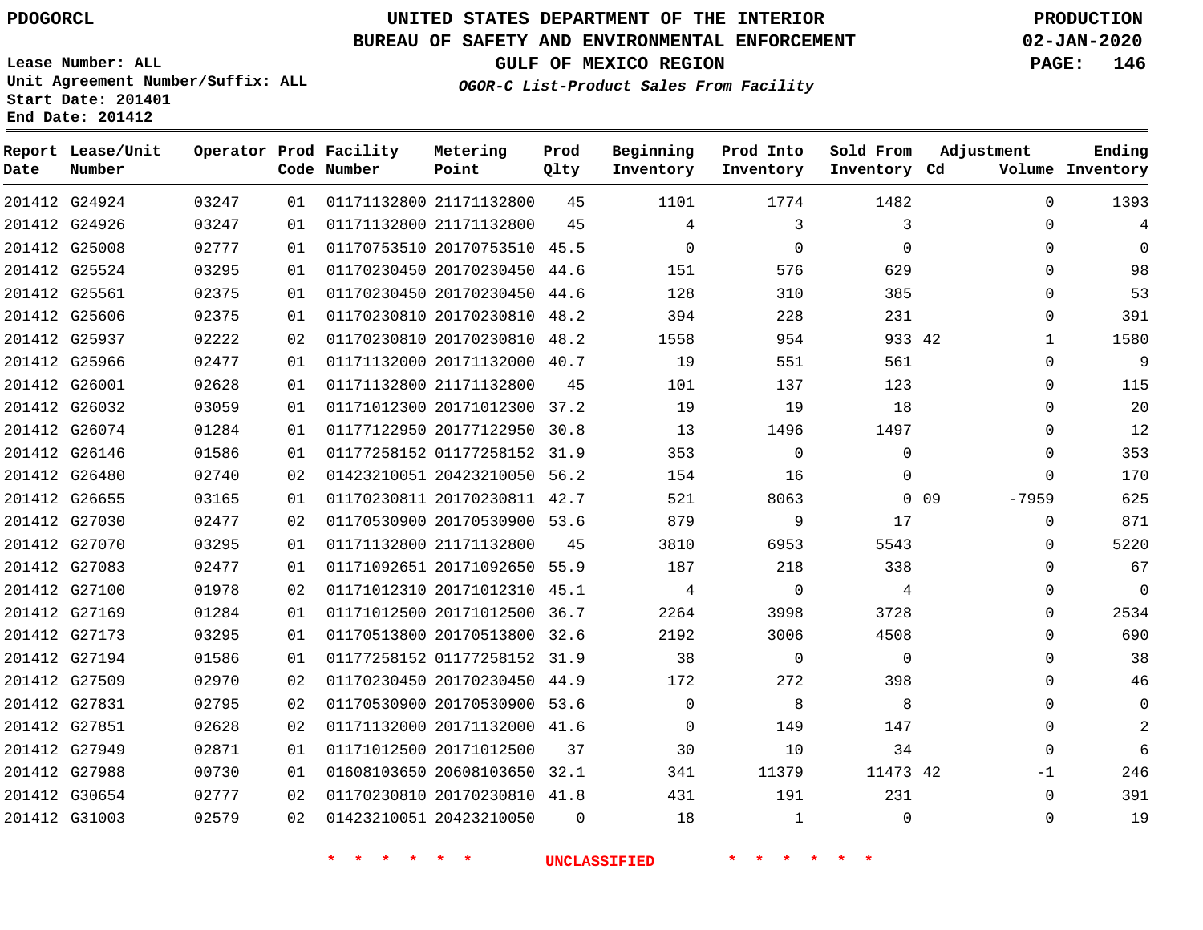PDOGORCL

# UNITED STATES DEPARTMENT OF THE INTERIOR
## BUREAU OF SAFETY AND ENVIRONMENTAL ENFORCEMENT
### GULF OF MEXICO REGION
*OGOR-C List-Product Sales From Facility*

PRODUCTION
02-JAN-2020

Lease Number: ALL
Unit Agreement Number/Suffix: ALL
Start Date: 201401
End Date: 201412

| Report Date | Lease/Unit Number | Operator | Prod Code | Facility Number | Metering Point | Prod Qlty | Beginning Inventory | Prod Into Inventory | Sold From Inventory | Adjustment Cd | Volume | Ending Inventory |
|---|---|---|---|---|---|---|---|---|---|---|---|---|
| 201412 | G24924 | 03247 | 01 | 01171132800 | 21171132800 | 45 | 1101 | 1774 | 1482 | | 0 | 1393 |
| 201412 | G24926 | 03247 | 01 | 01171132800 | 21171132800 | 45 | 4 | 3 | 3 | | 0 | 4 |
| 201412 | G25008 | 02777 | 01 | 01170753510 | 20170753510 | 45.5 | 0 | 0 | 0 | | 0 | 0 |
| 201412 | G25524 | 03295 | 01 | 01170230450 | 20170230450 | 44.6 | 151 | 576 | 629 | | 0 | 98 |
| 201412 | G25561 | 02375 | 01 | 01170230450 | 20170230450 | 44.6 | 128 | 310 | 385 | | 0 | 53 |
| 201412 | G25606 | 02375 | 01 | 01170230810 | 20170230810 | 48.2 | 394 | 228 | 231 | | 0 | 391 |
| 201412 | G25937 | 02222 | 02 | 01170230810 | 20170230810 | 48.2 | 1558 | 954 | 933 | 42 | 1 | 1580 |
| 201412 | G25966 | 02477 | 01 | 01171132000 | 20171132000 | 40.7 | 19 | 551 | 561 | | 0 | 9 |
| 201412 | G26001 | 02628 | 01 | 01171132800 | 21171132800 | 45 | 101 | 137 | 123 | | 0 | 115 |
| 201412 | G26032 | 03059 | 01 | 01171012300 | 20171012300 | 37.2 | 19 | 19 | 18 | | 0 | 20 |
| 201412 | G26074 | 01284 | 01 | 01177122950 | 20177122950 | 30.8 | 13 | 1496 | 1497 | | 0 | 12 |
| 201412 | G26146 | 01586 | 01 | 01177258152 | 01177258152 | 31.9 | 353 | 0 | 0 | | 0 | 353 |
| 201412 | G26480 | 02740 | 02 | 01423210051 | 20423210050 | 56.2 | 154 | 16 | 0 | | 0 | 170 |
| 201412 | G26655 | 03165 | 01 | 01170230811 | 20170230811 | 42.7 | 521 | 8063 | 0 | 09 | -7959 | 625 |
| 201412 | G27030 | 02477 | 02 | 01170530900 | 20170530900 | 53.6 | 879 | 9 | 17 | | 0 | 871 |
| 201412 | G27070 | 03295 | 01 | 01171132800 | 21171132800 | 45 | 3810 | 6953 | 5543 | | 0 | 5220 |
| 201412 | G27083 | 02477 | 01 | 01171092651 | 20171092650 | 55.9 | 187 | 218 | 338 | | 0 | 67 |
| 201412 | G27100 | 01978 | 02 | 01171012310 | 20171012310 | 45.1 | 4 | 0 | 4 | | 0 | 0 |
| 201412 | G27169 | 01284 | 01 | 01171012500 | 20171012500 | 36.7 | 2264 | 3998 | 3728 | | 0 | 2534 |
| 201412 | G27173 | 03295 | 01 | 01170513800 | 20170513800 | 32.6 | 2192 | 3006 | 4508 | | 0 | 690 |
| 201412 | G27194 | 01586 | 01 | 01177258152 | 01177258152 | 31.9 | 38 | 0 | 0 | | 0 | 38 |
| 201412 | G27509 | 02970 | 02 | 01170230450 | 20170230450 | 44.9 | 172 | 272 | 398 | | 0 | 46 |
| 201412 | G27831 | 02795 | 02 | 01170530900 | 20170530900 | 53.6 | 0 | 8 | 8 | | 0 | 0 |
| 201412 | G27851 | 02628 | 02 | 01171132000 | 20171132000 | 41.6 | 0 | 149 | 147 | | 0 | 2 |
| 201412 | G27949 | 02871 | 01 | 01171012500 | 20171012500 | 37 | 30 | 10 | 34 | | 0 | 6 |
| 201412 | G27988 | 00730 | 01 | 01608103650 | 20608103650 | 32.1 | 341 | 11379 | 11473 | 42 | -1 | 246 |
| 201412 | G30654 | 02777 | 02 | 01170230810 | 20170230810 | 41.8 | 431 | 191 | 231 | | 0 | 391 |
| 201412 | G31003 | 02579 | 02 | 01423210051 | 20423210050 | 0 | 18 | 1 | 0 | | 0 | 19 |

* * * * * * UNCLASSIFIED * * * * * *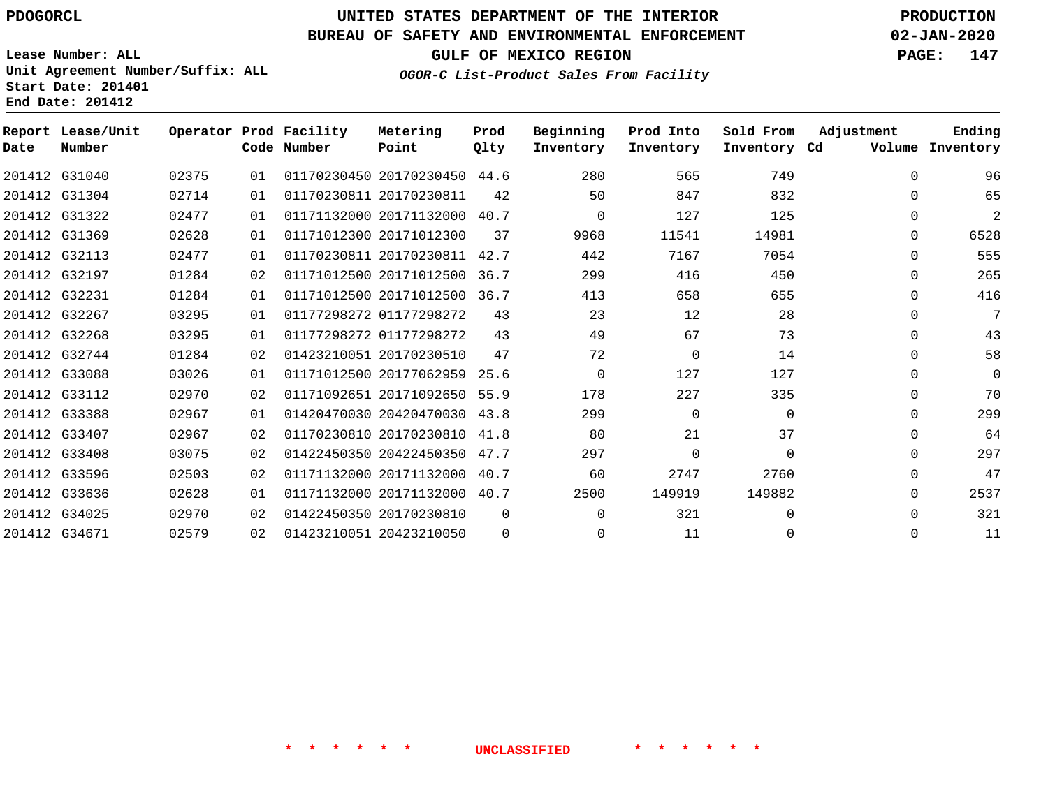PDOGORCL

# UNITED STATES DEPARTMENT OF THE INTERIOR
## BUREAU OF SAFETY AND ENVIRONMENTAL ENFORCEMENT
### GULF OF MEXICO REGION

PRODUCTION
02-JAN-2020

Lease Number: ALL
Unit Agreement Number/Suffix: ALL
Start Date: 201401
End Date: 201412

*OGOR-C List-Product Sales From Facility*

| Report Date | Lease/Unit Number | Operator | Prod Code | Facility Number | Metering Point | Prod Qlty | Beginning Inventory | Prod Into Inventory | Sold From Inventory | Adjustment Cd | Volume | Ending Inventory |
|---|---|---|---|---|---|---|---|---|---|---|---|---|
| 201412 | G31040 | 02375 | 01 | 01170230450 | 20170230450 | 44.6 | 280 | 565 | 749 | | 0 | 96 |
| 201412 | G31304 | 02714 | 01 | 01170230811 | 20170230811 | 42 | 50 | 847 | 832 | | 0 | 65 |
| 201412 | G31322 | 02477 | 01 | 01171132000 | 20171132000 | 40.7 | 0 | 127 | 125 | | 0 | 2 |
| 201412 | G31369 | 02628 | 01 | 01171012300 | 20171012300 | 37 | 9968 | 11541 | 14981 | | 0 | 6528 |
| 201412 | G32113 | 02477 | 01 | 01170230811 | 20170230811 | 42.7 | 442 | 7167 | 7054 | | 0 | 555 |
| 201412 | G32197 | 01284 | 02 | 01171012500 | 20171012500 | 36.7 | 299 | 416 | 450 | | 0 | 265 |
| 201412 | G32231 | 01284 | 01 | 01171012500 | 20171012500 | 36.7 | 413 | 658 | 655 | | 0 | 416 |
| 201412 | G32267 | 03295 | 01 | 01177298272 | 01177298272 | 43 | 23 | 12 | 28 | | 0 | 7 |
| 201412 | G32268 | 03295 | 01 | 01177298272 | 01177298272 | 43 | 49 | 67 | 73 | | 0 | 43 |
| 201412 | G32744 | 01284 | 02 | 01423210051 | 20170230510 | 47 | 72 | 0 | 14 | | 0 | 58 |
| 201412 | G33088 | 03026 | 01 | 01171012500 | 20177062959 | 25.6 | 0 | 127 | 127 | | 0 | 0 |
| 201412 | G33112 | 02970 | 02 | 01171092651 | 20171092650 | 55.9 | 178 | 227 | 335 | | 0 | 70 |
| 201412 | G33388 | 02967 | 01 | 01420470030 | 20420470030 | 43.8 | 299 | 0 | 0 | | 0 | 299 |
| 201412 | G33407 | 02967 | 02 | 01170230810 | 20170230810 | 41.8 | 80 | 21 | 37 | | 0 | 64 |
| 201412 | G33408 | 03075 | 02 | 01422450350 | 20422450350 | 47.7 | 297 | 0 | 0 | | 0 | 297 |
| 201412 | G33596 | 02503 | 02 | 01171132000 | 20171132000 | 40.7 | 60 | 2747 | 2760 | | 0 | 47 |
| 201412 | G33636 | 02628 | 01 | 01171132000 | 20171132000 | 40.7 | 2500 | 149919 | 149882 | | 0 | 2537 |
| 201412 | G34025 | 02970 | 02 | 01422450350 | 20170230810 | 0 | 0 | 321 | 0 | | 0 | 321 |
| 201412 | G34671 | 02579 | 02 | 01423210051 | 20423210050 | 0 | 0 | 11 | 0 | | 0 | 11 |

\* \* \* \* \* \* UNCLASSIFIED \* \* \* \* \* \*